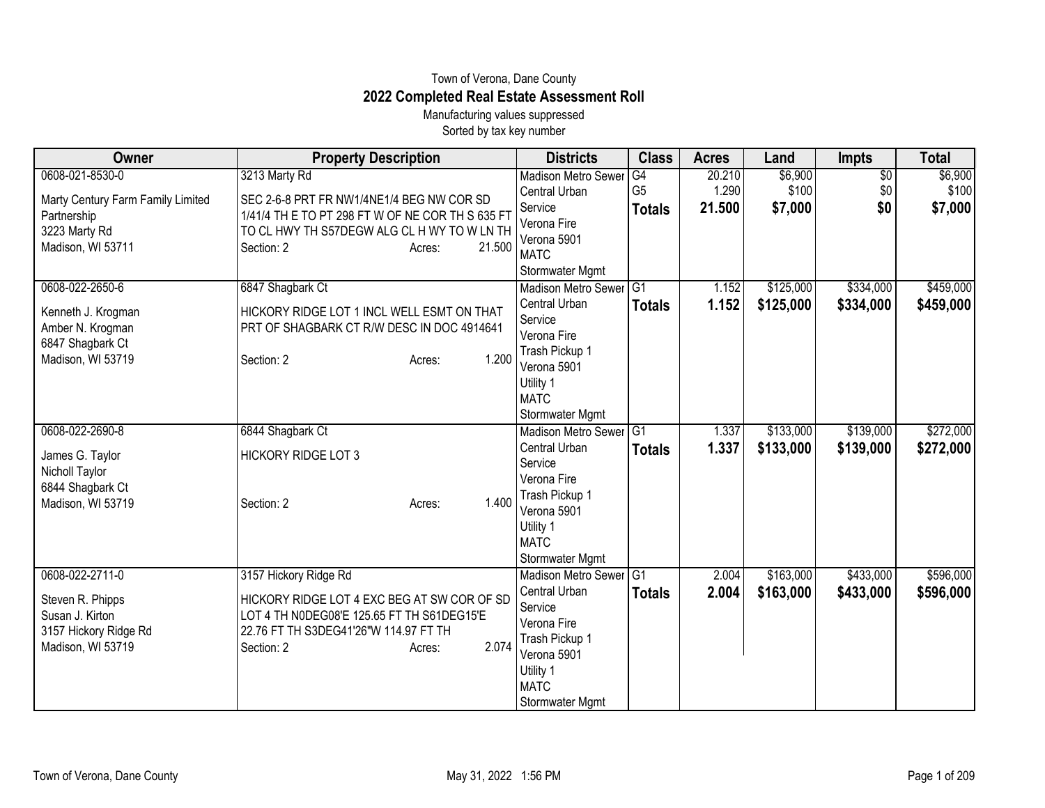Town of Verona, Dane County

# 2022 Completed Real Estate Assessment Roll

Manufacturing values suppressed

Sorted by tax key number

| Owner | Property Description | Districts | Class | Acres | Land | Impts | Total |
|---|---|---|---|---|---|---|---|
| 0608-021-8530-0<br><br>Marty Century Farm Family Limited Partnership<br>3223 Marty Rd<br>Madison, WI 53711 | 3213 Marty Rd<br><br>SEC 2-6-8 PRT FR NW1/4NE1/4 BEG NW COR SD 1/41/4 TH E TO PT 298 FT W OF NE COR TH S 635 FT TO CL HWY TH S57DEGW ALG CL H WY TO W LN TH<br>Section: 2 Acres: 21.500 | Madison Metro Sewer<br>Central Urban Service<br>Verona Fire<br>Verona 5901<br>MATC<br>Stormwater Mgmt | G4<br>G5<br>**Totals** | 20.210<br>1.290<br>**21.500** | $6,900<br>$100<br>**$7,000** | $0<br>$0<br>**$0** | $6,900<br>$100<br>**$7,000** |
| 0608-022-2650-6<br><br>Kenneth J. Krogman<br>Amber N. Krogman<br>6847 Shagbark Ct<br>Madison, WI 53719 | 6847 Shagbark Ct<br><br>HICKORY RIDGE LOT 1 INCL WELL ESMT ON THAT PRT OF SHAGBARK CT R/W DESC IN DOC 4914641<br><br>Section: 2 Acres: 1.200 | Madison Metro Sewer<br>Central Urban Service<br>Verona Fire<br>Trash Pickup 1<br>Verona 5901<br>Utility 1<br>MATC<br>Stormwater Mgmt | G1<br>**Totals** | 1.152<br>**1.152** | $125,000<br>**$125,000** | $334,000<br>**$334,000** | $459,000<br>**$459,000** |
| 0608-022-2690-8<br><br>James G. Taylor<br>Nicholl Taylor<br>6844 Shagbark Ct<br>Madison, WI 53719 | 6844 Shagbark Ct<br><br>HICKORY RIDGE LOT 3<br><br>Section: 2 Acres: 1.400 | Madison Metro Sewer<br>Central Urban Service<br>Verona Fire<br>Trash Pickup 1<br>Verona 5901<br>Utility 1<br>MATC<br>Stormwater Mgmt | G1<br>**Totals** | 1.337<br>**1.337** | $133,000<br>**$133,000** | $139,000<br>**$139,000** | $272,000<br>**$272,000** |
| 0608-022-2711-0<br><br>Steven R. Phipps<br>Susan J. Kirton<br>3157 Hickory Ridge Rd<br>Madison, WI 53719 | 3157 Hickory Ridge Rd<br><br>HICKORY RIDGE LOT 4 EXC BEG AT SW COR OF SD LOT 4 TH N0DEG08'E 125.65 FT TH S61DEG15'E 22.76 FT TH S3DEG41'26"W 114.97 FT TH<br>Section: 2 Acres: 2.074 | Madison Metro Sewer<br>Central Urban Service<br>Verona Fire<br>Trash Pickup 1<br>Verona 5901<br>Utility 1<br>MATC<br>Stormwater Mgmt | G1<br>**Totals** | 2.004<br>**2.004** | $163,000<br>**$163,000** | $433,000<br>**$433,000** | $596,000<br>**$596,000** |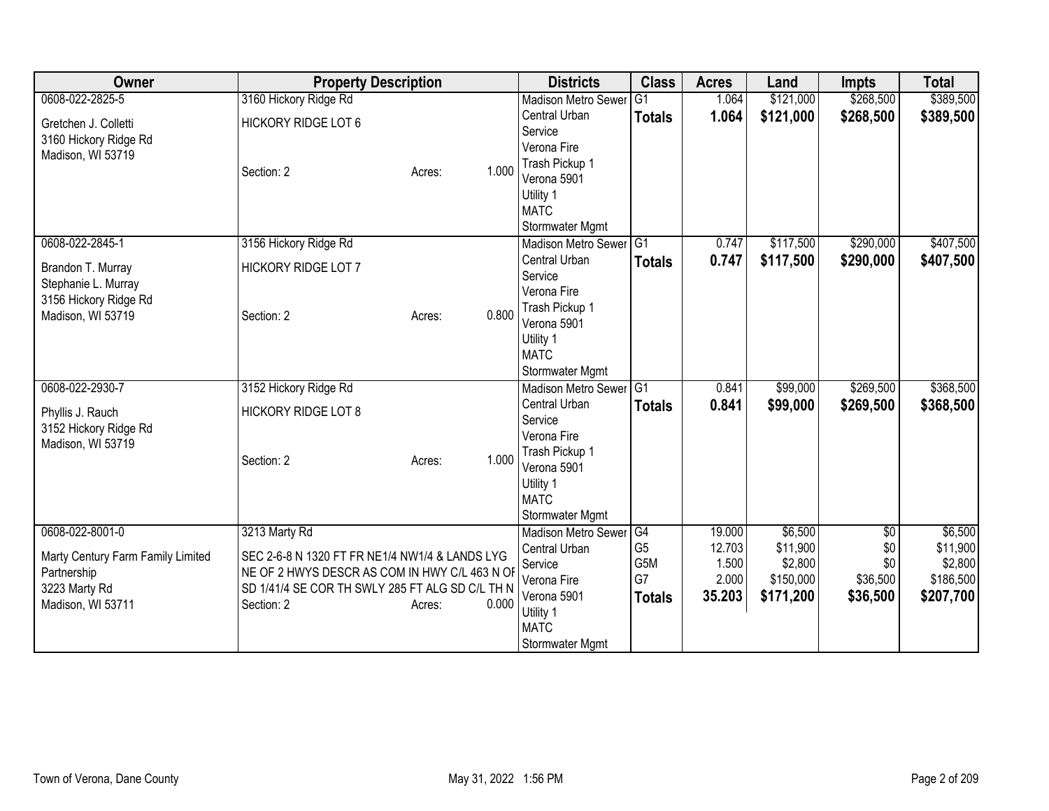| Owner | Property Description | Districts | Class | Acres | Land | Impts | Total |
|---|---|---|---|---|---|---|---|
| 0608-022-2825-5<br>Gretchen J. Colletti<br>3160 Hickory Ridge Rd<br>Madison, WI 53719 | 3160 Hickory Ridge Rd<br>HICKORY RIDGE LOT 6<br>Section: 2 Acres: 1.000 | Madison Metro Sewer<br>Central Urban Service<br>Verona Fire<br>Trash Pickup 1<br>Verona 5901<br>Utility 1<br>MATC<br>Stormwater Mgmt | G1<br>**Totals** | 1.064<br>**1.064** | $121,000<br>**$121,000** | $268,500<br>**$268,500** | $389,500<br>**$389,500** |
| 0608-022-2845-1<br>Brandon T. Murray<br>Stephanie L. Murray<br>3156 Hickory Ridge Rd<br>Madison, WI 53719 | 3156 Hickory Ridge Rd<br>HICKORY RIDGE LOT 7<br>Section: 2 Acres: 0.800 | Madison Metro Sewer<br>Central Urban Service<br>Verona Fire<br>Trash Pickup 1<br>Verona 5901<br>Utility 1<br>MATC<br>Stormwater Mgmt | G1<br>**Totals** | 0.747<br>**0.747** | $117,500<br>**$117,500** | $290,000<br>**$290,000** | $407,500<br>**$407,500** |
| 0608-022-2930-7<br>Phyllis J. Rauch<br>3152 Hickory Ridge Rd<br>Madison, WI 53719 | 3152 Hickory Ridge Rd<br>HICKORY RIDGE LOT 8<br>Section: 2 Acres: 1.000 | Madison Metro Sewer<br>Central Urban Service<br>Verona Fire<br>Trash Pickup 1<br>Verona 5901<br>Utility 1<br>MATC<br>Stormwater Mgmt | G1<br>**Totals** | 0.841<br>**0.841** | $99,000<br>**$99,000** | $269,500<br>**$269,500** | $368,500<br>**$368,500** |
| 0608-022-8001-0<br>Marty Century Farm Family Limited Partnership<br>3223 Marty Rd<br>Madison, WI 53711 | 3213 Marty Rd<br>SEC 2-6-8 N 1320 FT FR NE1/4 NW1/4 & LANDS LYG NE OF 2 HWYS DESCR AS COM IN HWY C/L 463 N OF SD 1/41/4 SE COR TH SWLY 285 FT ALG SD C/L TH N<br>Section: 2 Acres: 0.000 | Madison Metro Sewer<br>Central Urban Service<br>Verona Fire<br>Verona 5901<br>Utility 1<br>MATC<br>Stormwater Mgmt | G4<br>G5<br>G5M<br>G7<br>**Totals** | 19.000<br>12.703<br>1.500<br>2.000<br>**35.203** | $6,500<br>$11,900<br>$2,800<br>$150,000<br>**$171,200** | $0<br>$0<br>$0<br>$36,500<br>**$36,500** | $6,500<br>$11,900<br>$2,800<br>$186,500<br>**$207,700** |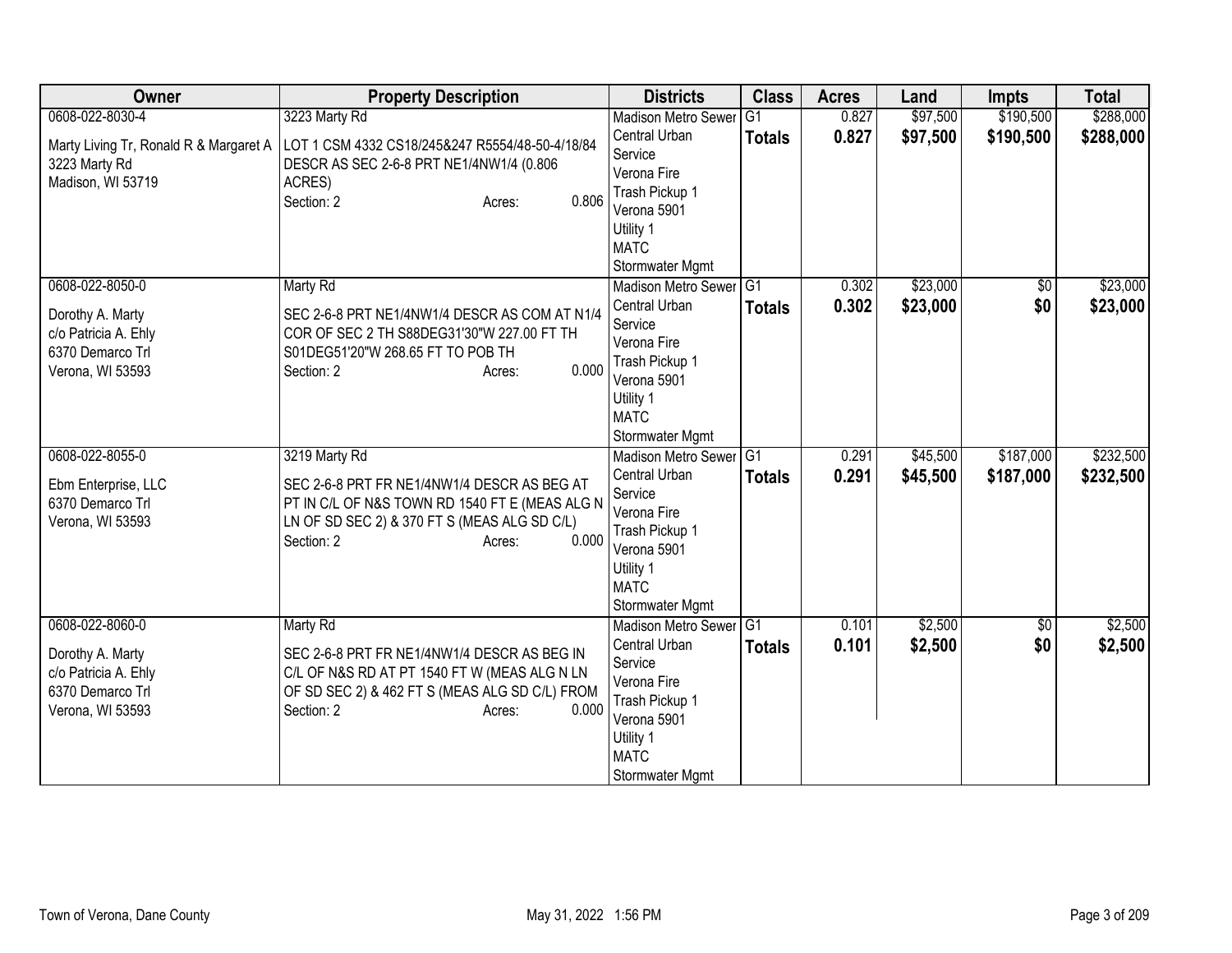| Owner | Property Description | Districts | Class | Acres | Land | Impts | Total |
|---|---|---|---|---|---|---|---|
| 0608-022-8030-4<br>Marty Living Tr, Ronald R & Margaret A<br>3223 Marty Rd<br>Madison, WI 53719 | 3223 Marty Rd<br>LOT 1 CSM 4332 CS18/245&247 R5554/48-50-4/18/84 DESCR AS SEC 2-6-8 PRT NE1/4NW1/4 (0.806 ACRES)<br>Section: 2 Acres: 0.806 | Madison Metro Sewer<br>Central Urban Service<br>Verona Fire<br>Trash Pickup 1<br>Verona 5901<br>Utility 1<br>MATC<br>Stormwater Mgmt | G1<br>**Totals** | 0.827<br>**0.827** | $97,500<br>**$97,500** | $190,500<br>**$190,500** | $288,000<br>**$288,000** |
| 0608-022-8050-0<br>Dorothy A. Marty<br>c/o Patricia A. Ehly<br>6370 Demarco Trl<br>Verona, WI 53593 | Marty Rd<br>SEC 2-6-8 PRT NE1/4NW1/4 DESCR AS COM AT N1/4 COR OF SEC 2 TH S88DEG31'30"W 227.00 FT TH S01DEG51'20"W 268.65 FT TO POB TH<br>Section: 2 Acres: 0.000 | Madison Metro Sewer<br>Central Urban Service<br>Verona Fire<br>Trash Pickup 1<br>Verona 5901<br>Utility 1<br>MATC<br>Stormwater Mgmt | G1<br>**Totals** | 0.302<br>**0.302** | $23,000<br>**$23,000** | $0<br>**$0** | $23,000<br>**$23,000** |
| 0608-022-8055-0<br>Ebm Enterprise, LLC<br>6370 Demarco Trl<br>Verona, WI 53593 | 3219 Marty Rd<br>SEC 2-6-8 PRT FR NE1/4NW1/4 DESCR AS BEG AT PT IN C/L OF N&S TOWN RD 1540 FT E (MEAS ALG N LN OF SD SEC 2) & 370 FT S (MEAS ALG SD C/L)<br>Section: 2 Acres: 0.000 | Madison Metro Sewer<br>Central Urban Service<br>Verona Fire<br>Trash Pickup 1<br>Verona 5901<br>Utility 1<br>MATC<br>Stormwater Mgmt | G1<br>**Totals** | 0.291<br>**0.291** | $45,500<br>**$45,500** | $187,000<br>**$187,000** | $232,500<br>**$232,500** |
| 0608-022-8060-0<br>Dorothy A. Marty<br>c/o Patricia A. Ehly<br>6370 Demarco Trl<br>Verona, WI 53593 | Marty Rd<br>SEC 2-6-8 PRT FR NE1/4NW1/4 DESCR AS BEG IN C/L OF N&S RD AT PT 1540 FT W (MEAS ALG N LN OF SD SEC 2) & 462 FT S (MEAS ALG SD C/L) FROM<br>Section: 2 Acres: 0.000 | Madison Metro Sewer<br>Central Urban Service<br>Verona Fire<br>Trash Pickup 1<br>Verona 5901<br>Utility 1<br>MATC<br>Stormwater Mgmt | G1<br>**Totals** | 0.101<br>**0.101** | $2,500<br>**$2,500** | $0<br>**$0** | $2,500<br>**$2,500** |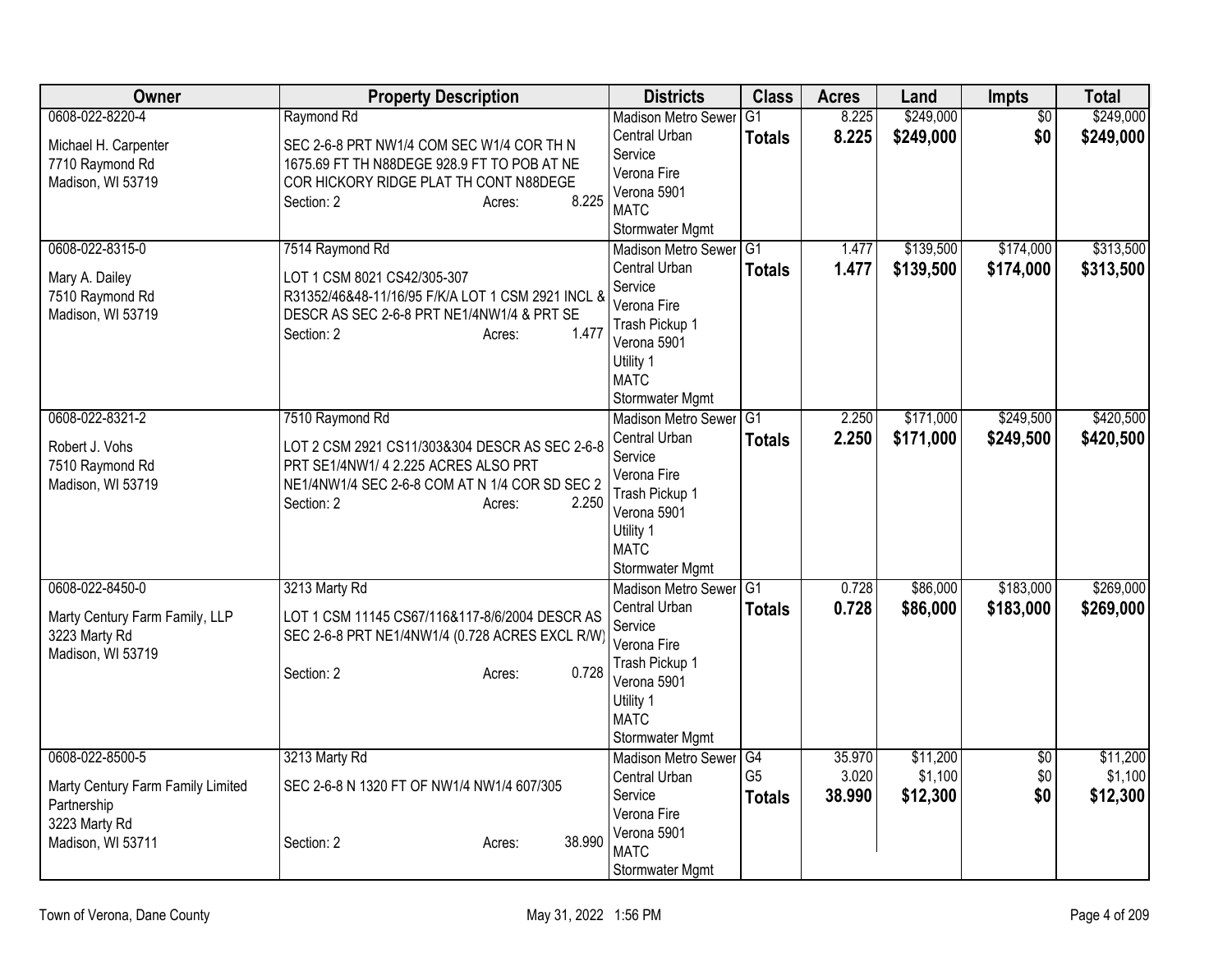| Owner | Property Description | Districts | Class | Acres | Land | Impts | Total |
|---|---|---|---|---|---|---|---|
| 0608-022-8220-4<br><br>Michael H. Carpenter<br>7710 Raymond Rd<br>Madison, WI 53719 | Raymond Rd<br><br>SEC 2-6-8 PRT NW1/4 COM SEC W1/4 COR TH N 1675.69 FT TH N88DEGE 928.9 FT TO POB AT NE COR HICKORY RIDGE PLAT TH CONT N88DEGE<br>Section: 2 Acres: 8.225 | Madison Metro Sewer<br>Central Urban Service<br>Verona Fire<br>Verona 5901<br>MATC<br>Stormwater Mgmt | G1<br>**Totals** | 8.225<br>**8.225** | $249,000<br>**$249,000** | $0<br>**$0** | $249,000<br>**$249,000** |
| 0608-022-8315-0<br><br>Mary A. Dailey<br>7510 Raymond Rd<br>Madison, WI 53719 | 7514 Raymond Rd<br><br>LOT 1 CSM 8021 CS42/305-307 R31352/46&48-11/16/95 F/K/A LOT 1 CSM 2921 INCL & DESCR AS SEC 2-6-8 PRT NE1/4NW1/4 & PRT SE<br>Section: 2 Acres: 1.477 | Madison Metro Sewer<br>Central Urban Service<br>Verona Fire<br>Trash Pickup 1<br>Verona 5901<br>Utility 1<br>MATC<br>Stormwater Mgmt | G1<br>**Totals** | 1.477<br>**1.477** | $139,500<br>**$139,500** | $174,000<br>**$174,000** | $313,500<br>**$313,500** |
| 0608-022-8321-2<br><br>Robert J. Vohs<br>7510 Raymond Rd<br>Madison, WI 53719 | 7510 Raymond Rd<br><br>LOT 2 CSM 2921 CS11/303&304 DESCR AS SEC 2-6-8 PRT SE1/4NW1/ 4 2.225 ACRES ALSO PRT NE1/4NW1/4 SEC 2-6-8 COM AT N 1/4 COR SD SEC 2<br>Section: 2 Acres: 2.250 | Madison Metro Sewer<br>Central Urban Service<br>Verona Fire<br>Trash Pickup 1<br>Verona 5901<br>Utility 1<br>MATC<br>Stormwater Mgmt | G1<br>**Totals** | 2.250<br>**2.250** | $171,000<br>**$171,000** | $249,500<br>**$249,500** | $420,500<br>**$420,500** |
| 0608-022-8450-0<br><br>Marty Century Farm Family, LLP<br>3223 Marty Rd<br>Madison, WI 53719 | 3213 Marty Rd<br><br>LOT 1 CSM 11145 CS67/116&117-8/6/2004 DESCR AS SEC 2-6-8 PRT NE1/4NW1/4 (0.728 ACRES EXCL R/W)<br>Section: 2 Acres: 0.728 | Madison Metro Sewer<br>Central Urban Service<br>Verona Fire<br>Trash Pickup 1<br>Verona 5901<br>Utility 1<br>MATC<br>Stormwater Mgmt | G1<br>**Totals** | 0.728<br>**0.728** | $86,000<br>**$86,000** | $183,000<br>**$183,000** | $269,000<br>**$269,000** |
| 0608-022-8500-5<br><br>Marty Century Farm Family Limited Partnership<br>3223 Marty Rd<br>Madison, WI 53711 | 3213 Marty Rd<br><br>SEC 2-6-8 N 1320 FT OF NW1/4 NW1/4 607/305<br>Section: 2 Acres: 38.990 | Madison Metro Sewer<br>Central Urban Service<br>Verona Fire<br>Verona 5901<br>MATC<br>Stormwater Mgmt | G4<br>G5<br>**Totals** | 35.970<br>3.020<br>**38.990** | $11,200<br>$1,100<br>**$12,300** | $0<br>$0<br>**$0** | $11,200<br>$1,100<br>**$12,300** |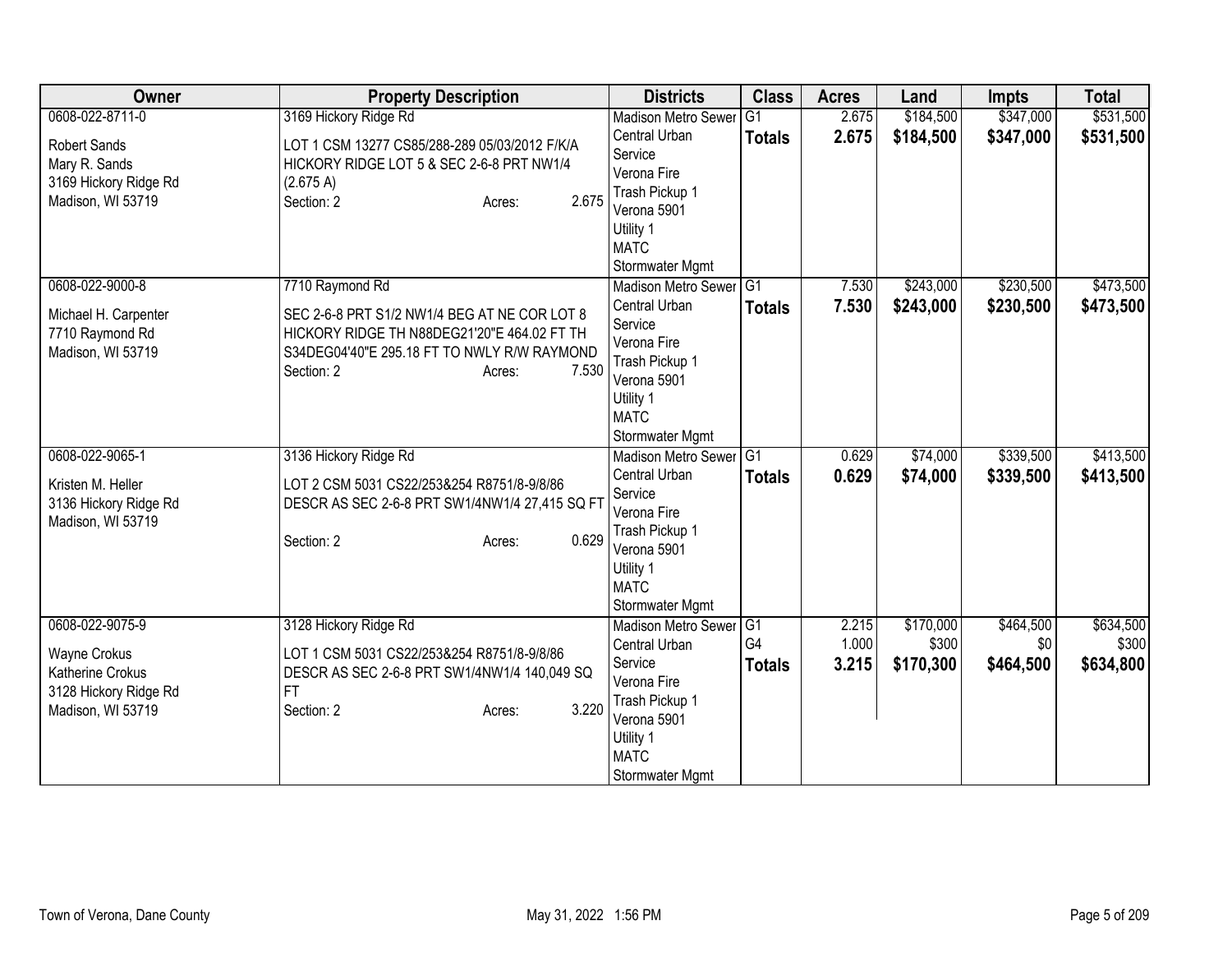| Owner | Property Description | Districts | Class | Acres | Land | Impts | Total |
|---|---|---|---|---|---|---|---|
| 0608-022-8711-0<br><br>Robert Sands<br>Mary R. Sands<br>3169 Hickory Ridge Rd<br>Madison, WI 53719 | 3169 Hickory Ridge Rd<br><br>LOT 1 CSM 13277 CS85/288-289 05/03/2012 F/K/A HICKORY RIDGE LOT 5 & SEC 2-6-8 PRT NW1/4 (2.675 A)<br>Section: 2 Acres: 2.675 | Madison Metro Sewer<br>Central Urban Service<br>Verona Fire<br>Trash Pickup 1<br>Verona 5901<br>Utility 1<br>MATC<br>Stormwater Mgmt | G1<br>**Totals** | 2.675<br>**2.675** | $184,500<br>**$184,500** | $347,000<br>**$347,000** | $531,500<br>**$531,500** |
| 0608-022-9000-8<br><br>Michael H. Carpenter<br>7710 Raymond Rd<br>Madison, WI 53719 | 7710 Raymond Rd<br><br>SEC 2-6-8 PRT S1/2 NW1/4 BEG AT NE COR LOT 8 HICKORY RIDGE TH N88DEG21'20"E 464.02 FT TH S34DEG04'40"E 295.18 FT TO NWLY R/W RAYMOND<br>Section: 2 Acres: 7.530 | Madison Metro Sewer<br>Central Urban Service<br>Verona Fire<br>Trash Pickup 1<br>Verona 5901<br>Utility 1<br>MATC<br>Stormwater Mgmt | G1<br>**Totals** | 7.530<br>**7.530** | $243,000<br>**$243,000** | $230,500<br>**$230,500** | $473,500<br>**$473,500** |
| 0608-022-9065-1<br><br>Kristen M. Heller<br>3136 Hickory Ridge Rd<br>Madison, WI 53719 | 3136 Hickory Ridge Rd<br><br>LOT 2 CSM 5031 CS22/253&254 R8751/8-9/8/86 DESCR AS SEC 2-6-8 PRT SW1/4NW1/4 27,415 SQ FT<br><br>Section: 2 Acres: 0.629 | Madison Metro Sewer<br>Central Urban Service<br>Verona Fire<br>Trash Pickup 1<br>Verona 5901<br>Utility 1<br>MATC<br>Stormwater Mgmt | G1<br>**Totals** | 0.629<br>**0.629** | $74,000<br>**$74,000** | $339,500<br>**$339,500** | $413,500<br>**$413,500** |
| 0608-022-9075-9<br><br>Wayne Crokus<br>Katherine Crokus<br>3128 Hickory Ridge Rd<br>Madison, WI 53719 | 3128 Hickory Ridge Rd<br><br>LOT 1 CSM 5031 CS22/253&254 R8751/8-9/8/86 DESCR AS SEC 2-6-8 PRT SW1/4NW1/4 140,049 SQ FT<br>Section: 2 Acres: 3.220 | Madison Metro Sewer<br>Central Urban Service<br>Verona Fire<br>Trash Pickup 1<br>Verona 5901<br>Utility 1<br>MATC<br>Stormwater Mgmt | G1<br>G4<br>**Totals** | 2.215<br>1.000<br>**3.215** | $170,000<br>$300<br>**$170,300** | $464,500<br>$0<br>**$464,500** | $634,500<br>$300<br>**$634,800** |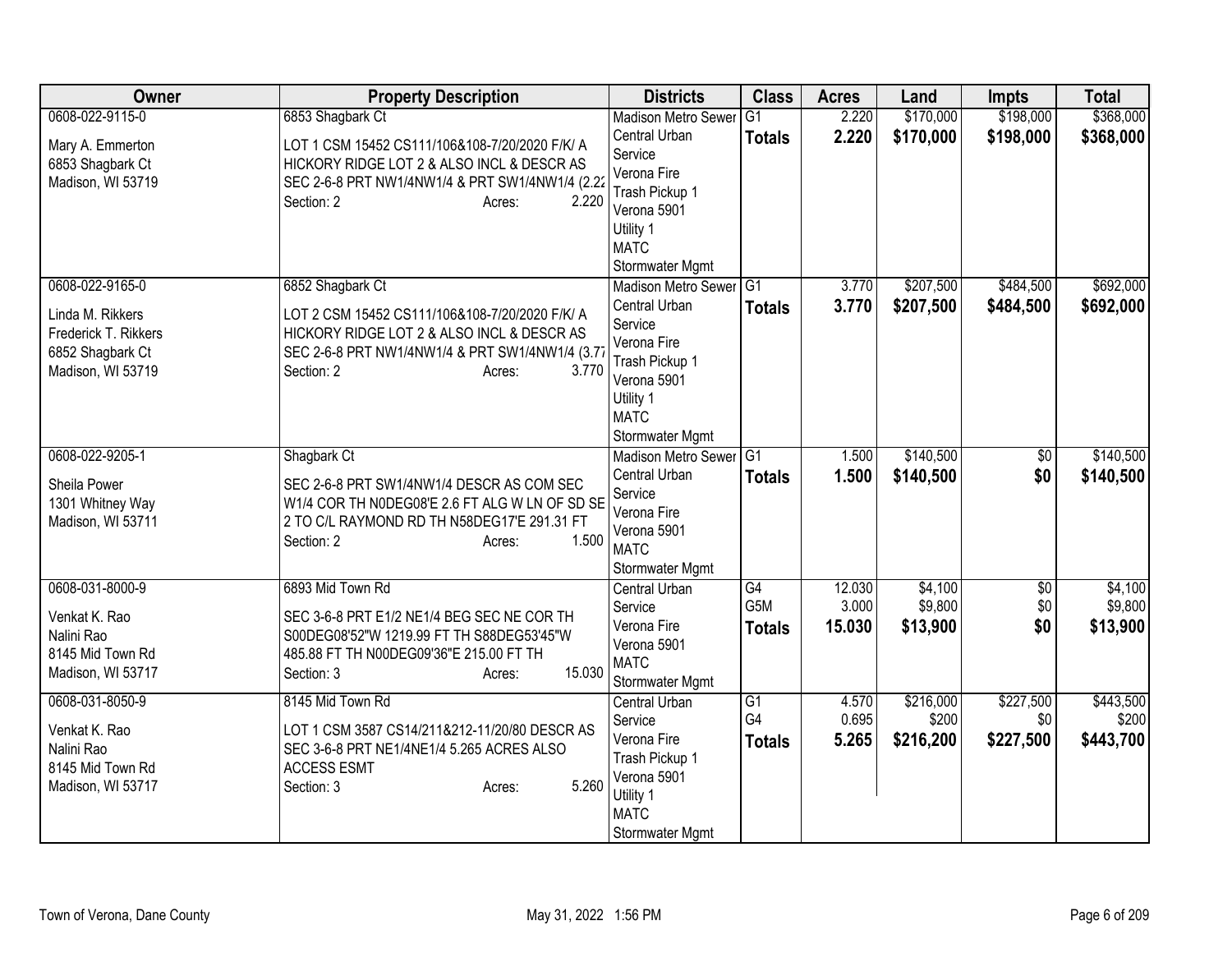| Owner | Property Description | Districts | Class | Acres | Land | Impts | Total |
|---|---|---|---|---|---|---|---|
| 0608-022-9115-0<br><br>Mary A. Emmerton<br>6853 Shagbark Ct<br>Madison, WI 53719 | 6853 Shagbark Ct<br><br>LOT 1 CSM 15452 CS111/106&108-7/20/2020 F/K/ A HICKORY RIDGE LOT 2 & ALSO INCL & DESCR AS SEC 2-6-8 PRT NW1/4NW1/4 & PRT SW1/4NW1/4 (2.22<br>Section: 2 Acres: 2.220 | Madison Metro Sewer<br>Central Urban Service<br>Verona Fire<br>Trash Pickup 1<br>Verona 5901<br>Utility 1<br>MATC<br>Stormwater Mgmt | G1<br>**Totals** | 2.220<br>**2.220** | $170,000<br>**$170,000** | $198,000<br>**$198,000** | $368,000<br>**$368,000** |
| 0608-022-9165-0<br><br>Linda M. Rikkers<br>Frederick T. Rikkers<br>6852 Shagbark Ct<br>Madison, WI 53719 | 6852 Shagbark Ct<br><br>LOT 2 CSM 15452 CS111/106&108-7/20/2020 F/K/ A HICKORY RIDGE LOT 2 & ALSO INCL & DESCR AS SEC 2-6-8 PRT NW1/4NW1/4 & PRT SW1/4NW1/4 (3.77<br>Section: 2 Acres: 3.770 | Madison Metro Sewer<br>Central Urban Service<br>Verona Fire<br>Trash Pickup 1<br>Verona 5901<br>Utility 1<br>MATC<br>Stormwater Mgmt | G1<br>**Totals** | 3.770<br>**3.770** | $207,500<br>**$207,500** | $484,500<br>**$484,500** | $692,000<br>**$692,000** |
| 0608-022-9205-1<br><br>Sheila Power<br>1301 Whitney Way<br>Madison, WI 53711 | Shagbark Ct<br><br>SEC 2-6-8 PRT SW1/4NW1/4 DESCR AS COM SEC W1/4 COR TH N0DEG08'E 2.6 FT ALG W LN OF SD SE 2 TO C/L RAYMOND RD TH N58DEG17'E 291.31 FT<br>Section: 2 Acres: 1.500 | Madison Metro Sewer<br>Central Urban Service<br>Verona Fire<br>Verona 5901<br>MATC<br>Stormwater Mgmt | G1<br>**Totals** | 1.500<br>**1.500** | $140,500<br>**$140,500** | $0<br>**$0** | $140,500<br>**$140,500** |
| 0608-031-8000-9<br><br>Venkat K. Rao<br>Nalini Rao<br>8145 Mid Town Rd<br>Madison, WI 53717 | 6893 Mid Town Rd<br><br>SEC 3-6-8 PRT E1/2 NE1/4 BEG SEC NE COR TH S00DEG08'52"W 1219.99 FT TH S88DEG53'45"W 485.88 FT TH N00DEG09'36"E 215.00 FT TH<br>Section: 3 Acres: 15.030 | Central Urban Service<br>Verona Fire<br>Verona 5901<br>MATC<br>Stormwater Mgmt | G4<br>G5M<br>**Totals** | 12.030<br>3.000<br>**15.030** | $4,100<br>$9,800<br>**$13,900** | $0<br>$0<br>**$0** | $4,100<br>$9,800<br>**$13,900** |
| 0608-031-8050-9<br><br>Venkat K. Rao<br>Nalini Rao<br>8145 Mid Town Rd<br>Madison, WI 53717 | 8145 Mid Town Rd<br><br>LOT 1 CSM 3587 CS14/211&212-11/20/80 DESCR AS SEC 3-6-8 PRT NE1/4NE1/4 5.265 ACRES ALSO ACCESS ESMT<br>Section: 3 Acres: 5.260 | Central Urban Service<br>Verona Fire<br>Trash Pickup 1<br>Verona 5901<br>Utility 1<br>MATC<br>Stormwater Mgmt | G1<br>G4<br>**Totals** | 4.570<br>0.695<br>**5.265** | $216,000<br>$200<br>**$216,200** | $227,500<br>$0<br>**$227,500** | $443,500<br>$200<br>**$443,700** |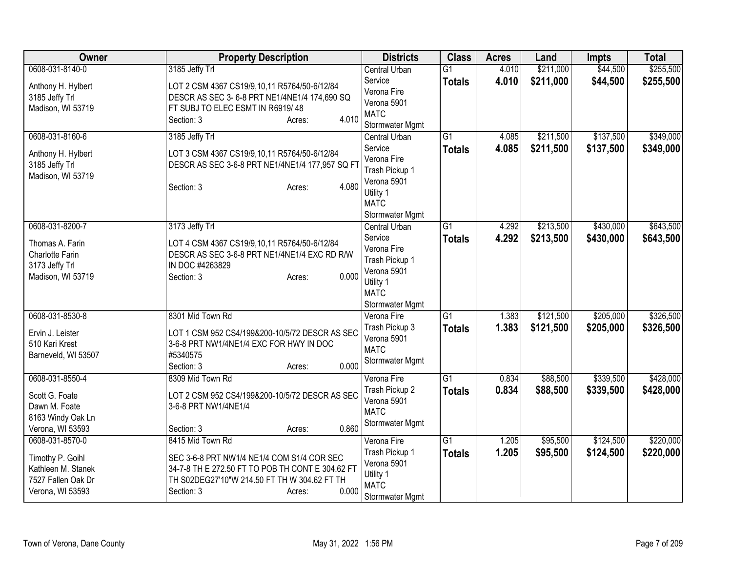| Owner | Property Description | Districts | Class | Acres | Land | Impts | Total |
|---|---|---|---|---|---|---|---|
| 0608-031-8140-0<br>Anthony H. Hylbert<br>3185 Jeffy Trl<br>Madison, WI 53719 | 3185 Jeffy Trl<br>LOT 2 CSM 4367 CS19/9,10,11 R5764/50-6/12/84 DESCR AS SEC 3- 6-8 PRT NE1/4NE1/4 174,690 SQ FT SUBJ TO ELEC ESMT IN R6919/ 48<br>Section: 3 Acres: 4.010 | Central Urban Service<br>Verona Fire<br>Verona 5901<br>MATC<br>Stormwater Mgmt | G1<br>**Totals** | 4.010<br>**4.010** | \$211,000<br>**\$211,000** | \$44,500<br>**\$44,500** | \$255,500<br>**\$255,500** |
| 0608-031-8160-6<br>Anthony H. Hylbert<br>3185 Jeffy Trl<br>Madison, WI 53719 | 3185 Jeffy Trl<br>LOT 3 CSM 4367 CS19/9,10,11 R5764/50-6/12/84 DESCR AS SEC 3-6-8 PRT NE1/4NE1/4 177,957 SQ FT<br>Section: 3 Acres: 4.080 | Central Urban Service<br>Verona Fire<br>Trash Pickup 1<br>Verona 5901<br>Utility 1<br>MATC<br>Stormwater Mgmt | G1<br>**Totals** | 4.085<br>**4.085** | \$211,500<br>**\$211,500** | \$137,500<br>**\$137,500** | \$349,000<br>**\$349,000** |
| 0608-031-8200-7<br>Thomas A. Farin<br>Charlotte Farin<br>3173 Jeffy Trl<br>Madison, WI 53719 | 3173 Jeffy Trl<br>LOT 4 CSM 4367 CS19/9,10,11 R5764/50-6/12/84 DESCR AS SEC 3-6-8 PRT NE1/4NE1/4 EXC RD R/W IN DOC #4263829<br>Section: 3 Acres: 0.000 | Central Urban Service<br>Verona Fire<br>Trash Pickup 1<br>Verona 5901<br>Utility 1<br>MATC<br>Stormwater Mgmt | G1<br>**Totals** | 4.292<br>**4.292** | \$213,500<br>**\$213,500** | \$430,000<br>**\$430,000** | \$643,500<br>**\$643,500** |
| 0608-031-8530-8<br>Ervin J. Leister<br>510 Kari Krest<br>Barneveld, WI 53507 | 8301 Mid Town Rd<br>LOT 1 CSM 952 CS4/199&200-10/5/72 DESCR AS SEC 3-6-8 PRT NW1/4NE1/4 EXC FOR HWY IN DOC #5340575<br>Section: 3 Acres: 0.000 | Verona Fire<br>Trash Pickup 3<br>Verona 5901<br>MATC<br>Stormwater Mgmt | G1<br>**Totals** | 1.383<br>**1.383** | \$121,500<br>**\$121,500** | \$205,000<br>**\$205,000** | \$326,500<br>**\$326,500** |
| 0608-031-8550-4<br>Scott G. Foate<br>Dawn M. Foate<br>8163 Windy Oak Ln<br>Verona, WI 53593 | 8309 Mid Town Rd<br>LOT 2 CSM 952 CS4/199&200-10/5/72 DESCR AS SEC 3-6-8 PRT NW1/4NE1/4<br>Section: 3 Acres: 0.860 | Verona Fire<br>Trash Pickup 2<br>Verona 5901<br>MATC<br>Stormwater Mgmt | G1<br>**Totals** | 0.834<br>**0.834** | \$88,500<br>**\$88,500** | \$339,500<br>**\$339,500** | \$428,000<br>**\$428,000** |
| 0608-031-8570-0<br>Timothy P. Goihl<br>Kathleen M. Stanek<br>7527 Fallen Oak Dr<br>Verona, WI 53593 | 8415 Mid Town Rd<br>SEC 3-6-8 PRT NW1/4 NE1/4 COM S1/4 COR SEC 34-7-8 TH E 272.50 FT TO POB TH CONT E 304.62 FT TH S02DEG27'10"W 214.50 FT TH W 304.62 FT TH<br>Section: 3 Acres: 0.000 | Verona Fire<br>Trash Pickup 1<br>Verona 5901<br>Utility 1<br>MATC<br>Stormwater Mgmt | G1<br>**Totals** | 1.205<br>**1.205** | \$95,500<br>**\$95,500** | \$124,500<br>**\$124,500** | \$220,000<br>**\$220,000** |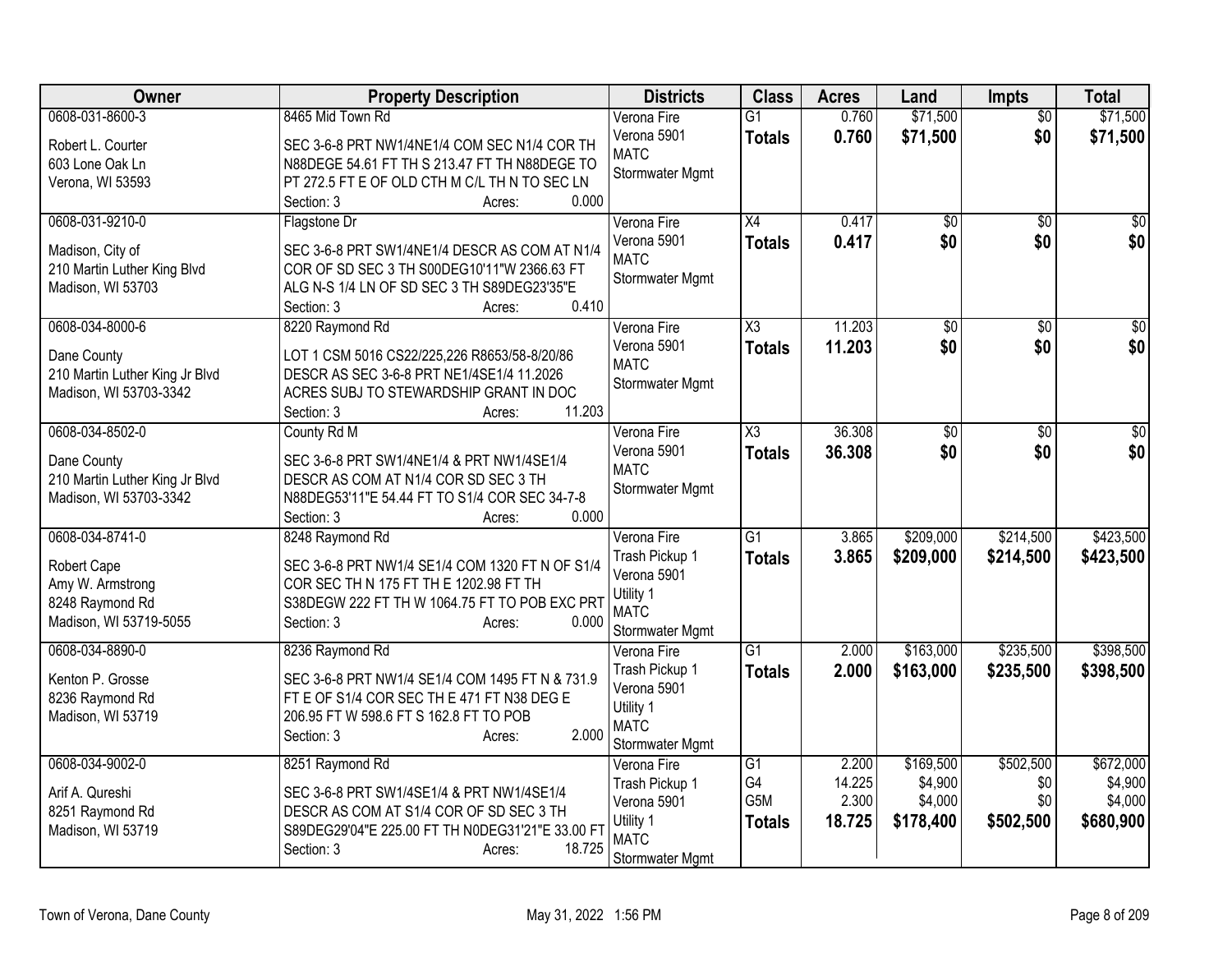| Owner | Property Description | Districts | Class | Acres | Land | Impts | Total |
|---|---|---|---|---|---|---|---|
| 0608-031-8600-3<br>Robert L. Courter<br>603 Lone Oak Ln<br>Verona, WI 53593 | 8465 Mid Town Rd<br>SEC 3-6-8 PRT NW1/4NE1/4 COM SEC N1/4 COR TH N88DEGE 54.61 FT TH S 213.47 FT TH N88DEGE TO PT 272.5 FT E OF OLD CTH M C/L TH N TO SEC LN<br>Section: 3 Acres: 0.000 | Verona Fire<br>Verona 5901<br>MATC<br>Stormwater Mgmt | G1<br>**Totals** | 0.760<br>**0.760** | $71,500<br>**$71,500** | $0<br>**$0** | $71,500<br>**$71,500** |
| 0608-031-9210-0<br>Madison, City of<br>210 Martin Luther King Blvd<br>Madison, WI 53703 | Flagstone Dr<br>SEC 3-6-8 PRT SW1/4NE1/4 DESCR AS COM AT N1/4 COR OF SD SEC 3 TH S00DEG10'11"W 2366.63 FT ALG N-S 1/4 LN OF SD SEC 3 TH S89DEG23'35"E<br>Section: 3 Acres: 0.410 | Verona Fire<br>Verona 5901<br>MATC<br>Stormwater Mgmt | X4<br>**Totals** | 0.417<br>**0.417** | $0<br>**$0** | $0<br>**$0** | $0<br>**$0** |
| 0608-034-8000-6<br>Dane County<br>210 Martin Luther King Jr Blvd<br>Madison, WI 53703-3342 | 8220 Raymond Rd<br>LOT 1 CSM 5016 CS22/225,226 R8653/58-8/20/86 DESCR AS SEC 3-6-8 PRT NE1/4SE1/4 11.2026 ACRES SUBJ TO STEWARDSHIP GRANT IN DOC<br>Section: 3 Acres: 11.203 | Verona Fire<br>Verona 5901<br>MATC<br>Stormwater Mgmt | X3<br>**Totals** | 11.203<br>**11.203** | $0<br>**$0** | $0<br>**$0** | $0<br>**$0** |
| 0608-034-8502-0<br>Dane County<br>210 Martin Luther King Jr Blvd<br>Madison, WI 53703-3342 | County Rd M<br>SEC 3-6-8 PRT SW1/4NE1/4 & PRT NW1/4SE1/4 DESCR AS COM AT N1/4 COR SD SEC 3 TH N88DEG53'11"E 54.44 FT TO S1/4 COR SEC 34-7-8<br>Section: 3 Acres: 0.000 | Verona Fire<br>Verona 5901<br>MATC<br>Stormwater Mgmt | X3<br>**Totals** | 36.308<br>**36.308** | $0<br>**$0** | $0<br>**$0** | $0<br>**$0** |
| 0608-034-8741-0<br>Robert Cape<br>Amy W. Armstrong<br>8248 Raymond Rd<br>Madison, WI 53719-5055 | 8248 Raymond Rd<br>SEC 3-6-8 PRT NW1/4 SE1/4 COM 1320 FT N OF S1/4 COR SEC TH N 175 FT TH E 1202.98 FT TH S38DEGW 222 FT TH W 1064.75 FT TO POB EXC PRT<br>Section: 3 Acres: 0.000 | Verona Fire<br>Trash Pickup 1<br>Verona 5901<br>Utility 1<br>MATC<br>Stormwater Mgmt | G1<br>**Totals** | 3.865<br>**3.865** | $209,000<br>**$209,000** | $214,500<br>**$214,500** | $423,500<br>**$423,500** |
| 0608-034-8890-0<br>Kenton P. Grosse<br>8236 Raymond Rd<br>Madison, WI 53719 | 8236 Raymond Rd<br>SEC 3-6-8 PRT NW1/4 SE1/4 COM 1495 FT N & 731.9 FT E OF S1/4 COR SEC TH E 471 FT N38 DEG E 206.95 FT W 598.6 FT S 162.8 FT TO POB<br>Section: 3 Acres: 2.000 | Verona Fire<br>Trash Pickup 1<br>Verona 5901<br>Utility 1<br>MATC<br>Stormwater Mgmt | G1<br>**Totals** | 2.000<br>**2.000** | $163,000<br>**$163,000** | $235,500<br>**$235,500** | $398,500<br>**$398,500** |
| 0608-034-9002-0<br>Arif A. Qureshi<br>8251 Raymond Rd<br>Madison, WI 53719 | 8251 Raymond Rd<br>SEC 3-6-8 PRT SW1/4SE1/4 & PRT NW1/4SE1/4 DESCR AS COM AT S1/4 COR OF SD SEC 3 TH S89DEG29'04"E 225.00 FT TH N0DEG31'21"E 33.00 FT<br>Section: 3 Acres: 18.725 | Verona Fire<br>Trash Pickup 1<br>Verona 5901<br>Utility 1<br>MATC<br>Stormwater Mgmt | G1<br>G4<br>G5M<br>**Totals** | 2.200<br>14.225<br>2.300<br>**18.725** | $169,500<br>$4,900<br>$4,000<br>**$178,400** | $502,500<br>$0<br>$0<br>**$502,500** | $672,000<br>$4,900<br>$4,000<br>**$680,900** |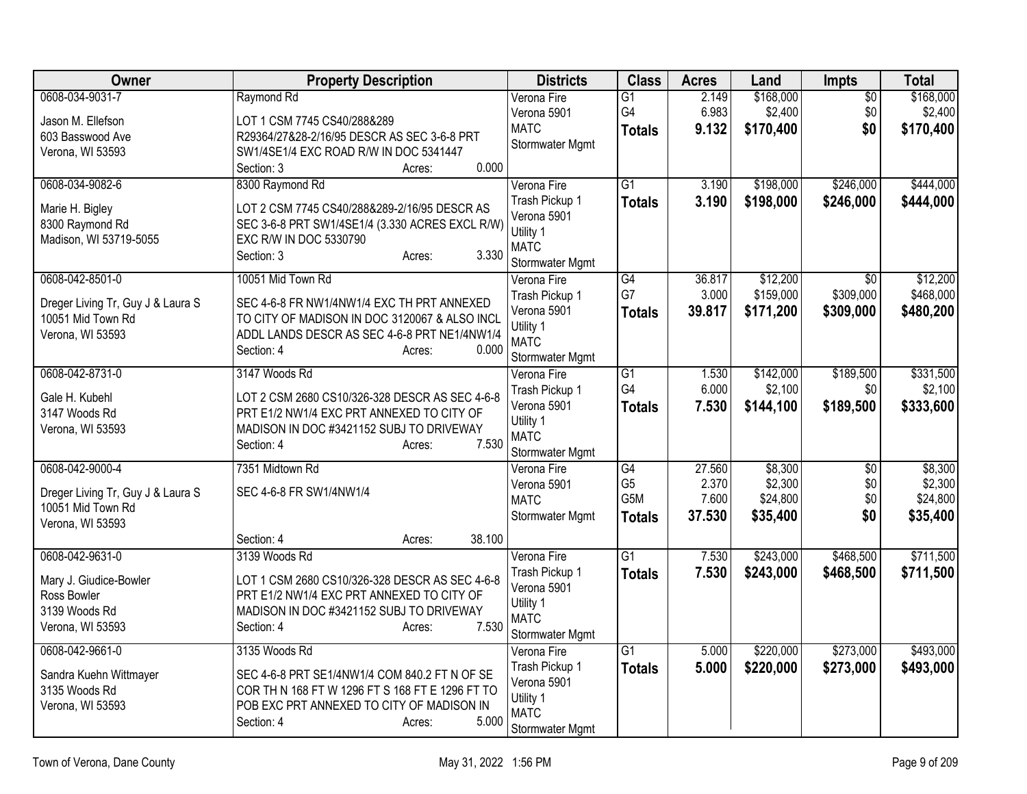| Owner | Property Description | Districts | Class | Acres | Land | Impts | Total |
|---|---|---|---|---|---|---|---|
| 0608-034-9031-7<br><br>Jason M. Ellefson<br>603 Basswood Ave<br>Verona, WI 53593 | Raymond Rd<br><br>LOT 1 CSM 7745 CS40/288&289 R29364/27&28-2/16/95 DESCR AS SEC 3-6-8 PRT SW1/4SE1/4 EXC ROAD R/W IN DOC 5341447<br>Section: 3 Acres: 0.000 | Verona Fire<br>Verona 5901<br>MATC<br>Stormwater Mgmt | G1<br>G4<br>**Totals** | 2.149<br>6.983<br>**9.132** | $168,000<br>$2,400<br>**$170,400** | $0<br>$0<br>**$0** | $168,000<br>$2,400<br>**$170,400** |
| 0608-034-9082-6<br><br>Marie H. Bigley<br>8300 Raymond Rd<br>Madison, WI 53719-5055 | 8300 Raymond Rd<br><br>LOT 2 CSM 7745 CS40/288&289-2/16/95 DESCR AS SEC 3-6-8 PRT SW1/4SE1/4 (3.330 ACRES EXCL R/W) EXC R/W IN DOC 5330790<br>Section: 3 Acres: 3.330 | Verona Fire<br>Trash Pickup 1<br>Verona 5901<br>Utility 1<br>MATC<br>Stormwater Mgmt | G1<br>**Totals** | 3.190<br>**3.190** | $198,000<br>**$198,000** | $246,000<br>**$246,000** | $444,000<br>**$444,000** |
| 0608-042-8501-0<br><br>Dreger Living Tr, Guy J & Laura S<br>10051 Mid Town Rd<br>Verona, WI 53593 | 10051 Mid Town Rd<br><br>SEC 4-6-8 FR NW1/4NW1/4 EXC TH PRT ANNEXED TO CITY OF MADISON IN DOC 3120067 & ALSO INCL ADDL LANDS DESCR AS SEC 4-6-8 PRT NE1/4NW1/4<br>Section: 4 Acres: 0.000 | Verona Fire<br>Trash Pickup 1<br>Verona 5901<br>Utility 1<br>MATC<br>Stormwater Mgmt | G4<br>G7<br>**Totals** | 36.817<br>3.000<br>**39.817** | $12,200<br>$159,000<br>**$171,200** | $0<br>$309,000<br>**$309,000** | $12,200<br>$468,000<br>**$480,200** |
| 0608-042-8731-0<br><br>Gale H. Kubehl<br>3147 Woods Rd<br>Verona, WI 53593 | 3147 Woods Rd<br><br>LOT 2 CSM 2680 CS10/326-328 DESCR AS SEC 4-6-8 PRT E1/2 NW1/4 EXC PRT ANNEXED TO CITY OF MADISON IN DOC #3421152 SUBJ TO DRIVEWAY<br>Section: 4 Acres: 7.530 | Verona Fire<br>Trash Pickup 1<br>Verona 5901<br>Utility 1<br>MATC<br>Stormwater Mgmt | G1<br>G4<br>**Totals** | 1.530<br>6.000<br>**7.530** | $142,000<br>$2,100<br>**$144,100** | $189,500<br>$0<br>**$189,500** | $331,500<br>$2,100<br>**$333,600** |
| 0608-042-9000-4<br><br>Dreger Living Tr, Guy J & Laura S<br>10051 Mid Town Rd<br>Verona, WI 53593 | 7351 Midtown Rd<br><br>SEC 4-6-8 FR SW1/4NW1/4<br><br>Section: 4 Acres: 38.100 | Verona Fire<br>Verona 5901<br>MATC<br>Stormwater Mgmt | G4<br>G5<br>G5M<br>**Totals** | 27.560<br>2.370<br>7.600<br>**37.530** | $8,300<br>$2,300<br>$24,800<br>**$35,400** | $0<br>$0<br>$0<br>**$0** | $8,300<br>$2,300<br>$24,800<br>**$35,400** |
| 0608-042-9631-0<br><br>Mary J. Giudice-Bowler<br>Ross Bowler<br>3139 Woods Rd<br>Verona, WI 53593 | 3139 Woods Rd<br><br>LOT 1 CSM 2680 CS10/326-328 DESCR AS SEC 4-6-8 PRT E1/2 NW1/4 EXC PRT ANNEXED TO CITY OF MADISON IN DOC #3421152 SUBJ TO DRIVEWAY<br>Section: 4 Acres: 7.530 | Verona Fire<br>Trash Pickup 1<br>Verona 5901<br>Utility 1<br>MATC<br>Stormwater Mgmt | G1<br>**Totals** | 7.530<br>**7.530** | $243,000<br>**$243,000** | $468,500<br>**$468,500** | $711,500<br>**$711,500** |
| 0608-042-9661-0<br><br>Sandra Kuehn Wittmayer<br>3135 Woods Rd<br>Verona, WI 53593 | 3135 Woods Rd<br><br>SEC 4-6-8 PRT SE1/4NW1/4 COM 840.2 FT N OF SE COR TH N 168 FT W 1296 FT S 168 FT E 1296 FT TO POB EXC PRT ANNEXED TO CITY OF MADISON IN<br>Section: 4 Acres: 5.000 | Verona Fire<br>Trash Pickup 1<br>Verona 5901<br>Utility 1<br>MATC<br>Stormwater Mgmt | G1<br>**Totals** | 5.000<br>**5.000** | $220,000<br>**$220,000** | $273,000<br>**$273,000** | $493,000<br>**$493,000** |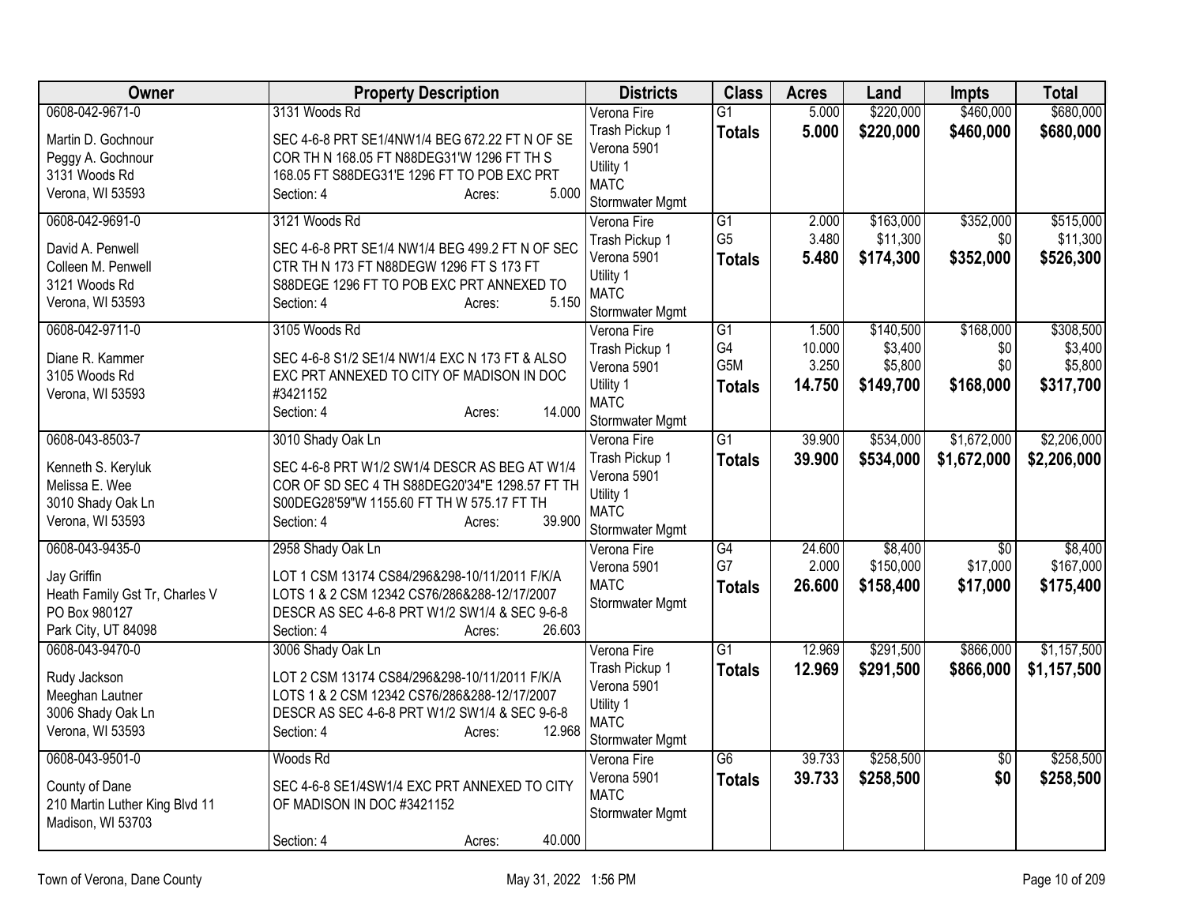| Owner | Property Description | Districts | Class | Acres | Land | Impts | Total |
|---|---|---|---|---|---|---|---|
| 0608-042-9671-0<br>Martin D. Gochnour<br>Peggy A. Gochnour<br>3131 Woods Rd<br>Verona, WI 53593 | 3131 Woods Rd<br>SEC 4-6-8 PRT SE1/4NW1/4 BEG 672.22 FT N OF SE COR TH N 168.05 FT N88DEG31'W 1296 FT TH S 168.05 FT S88DEG31'E 1296 FT TO POB EXC PRT<br>Section: 4 Acres: 5.000 | Verona Fire<br>Trash Pickup 1<br>Verona 5901<br>Utility 1<br>MATC<br>Stormwater Mgmt | G1<br>**Totals** | 5.000<br>**5.000** | \$220,000<br>**\$220,000** | \$460,000<br>**\$460,000** | \$680,000<br>**\$680,000** |
| 0608-042-9691-0<br>David A. Penwell<br>Colleen M. Penwell<br>3121 Woods Rd<br>Verona, WI 53593 | 3121 Woods Rd<br>SEC 4-6-8 PRT SE1/4 NW1/4 BEG 499.2 FT N OF SEC CTR TH N 173 FT N88DEGW 1296 FT S 173 FT S88DEGE 1296 FT TO POB EXC PRT ANNEXED TO<br>Section: 4 Acres: 5.150 | Verona Fire<br>Trash Pickup 1<br>Verona 5901<br>Utility 1<br>MATC<br>Stormwater Mgmt | G1<br>G5<br>**Totals** | 2.000<br>3.480<br>**5.480** | \$163,000<br>\$11,300<br>**\$174,300** | \$352,000<br>\$0<br>**\$352,000** | \$515,000<br>\$11,300<br>**\$526,300** |
| 0608-042-9711-0<br>Diane R. Kammer<br>3105 Woods Rd<br>Verona, WI 53593 | 3105 Woods Rd<br>SEC 4-6-8 S1/2 SE1/4 NW1/4 EXC N 173 FT & ALSO EXC PRT ANNEXED TO CITY OF MADISON IN DOC #3421152<br>Section: 4 Acres: 14.000 | Verona Fire<br>Trash Pickup 1<br>Verona 5901<br>Utility 1<br>MATC<br>Stormwater Mgmt | G1<br>G4<br>G5M<br>**Totals** | 1.500<br>10.000<br>3.250<br>**14.750** | \$140,500<br>\$3,400<br>\$5,800<br>**\$149,700** | \$168,000<br>\$0<br>\$0<br>**\$168,000** | \$308,500<br>\$3,400<br>\$5,800<br>**\$317,700** |
| 0608-043-8503-7<br>Kenneth S. Keryluk<br>Melissa E. Wee<br>3010 Shady Oak Ln<br>Verona, WI 53593 | 3010 Shady Oak Ln<br>SEC 4-6-8 PRT W1/2 SW1/4 DESCR AS BEG AT W1/4 COR OF SD SEC 4 TH S88DEG20'34"E 1298.57 FT TH S00DEG28'59"W 1155.60 FT TH W 575.17 FT TH<br>Section: 4 Acres: 39.900 | Verona Fire<br>Trash Pickup 1<br>Verona 5901<br>Utility 1<br>MATC<br>Stormwater Mgmt | G1<br>**Totals** | 39.900<br>**39.900** | \$534,000<br>**\$534,000** | \$1,672,000<br>**\$1,672,000** | \$2,206,000<br>**\$2,206,000** |
| 0608-043-9435-0<br>Jay Griffin<br>Heath Family Gst Tr, Charles V<br>PO Box 980127<br>Park City, UT 84098 | 2958 Shady Oak Ln<br>LOT 1 CSM 13174 CS84/296&298-10/11/2011 F/K/A LOTS 1 & 2 CSM 12342 CS76/286&288-12/17/2007 DESCR AS SEC 4-6-8 PRT W1/2 SW1/4 & SEC 9-6-8<br>Section: 4 Acres: 26.603 | Verona Fire<br>Verona 5901<br>MATC<br>Stormwater Mgmt | G4<br>G7<br>**Totals** | 24.600<br>2.000<br>**26.600** | \$8,400<br>\$150,000<br>**\$158,400** | \$0<br>\$17,000<br>**\$17,000** | \$8,400<br>\$167,000<br>**\$175,400** |
| 0608-043-9470-0<br>Rudy Jackson<br>Meeghan Lautner<br>3006 Shady Oak Ln<br>Verona, WI 53593 | 3006 Shady Oak Ln<br>LOT 2 CSM 13174 CS84/296&298-10/11/2011 F/K/A LOTS 1 & 2 CSM 12342 CS76/286&288-12/17/2007 DESCR AS SEC 4-6-8 PRT W1/2 SW1/4 & SEC 9-6-8<br>Section: 4 Acres: 12.968 | Verona Fire<br>Trash Pickup 1<br>Verona 5901<br>Utility 1<br>MATC<br>Stormwater Mgmt | G1<br>**Totals** | 12.969<br>**12.969** | \$291,500<br>**\$291,500** | \$866,000<br>**\$866,000** | \$1,157,500<br>**\$1,157,500** |
| 0608-043-9501-0<br>County of Dane<br>210 Martin Luther King Blvd 11<br>Madison, WI 53703 | Woods Rd<br>SEC 4-6-8 SE1/4SW1/4 EXC PRT ANNEXED TO CITY OF MADISON IN DOC #3421152<br>Section: 4 Acres: 40.000 | Verona Fire<br>Verona 5901<br>MATC<br>Stormwater Mgmt | G6<br>**Totals** | 39.733<br>**39.733** | \$258,500<br>**\$258,500** | \$0<br>**\$0** | \$258,500<br>**\$258,500** |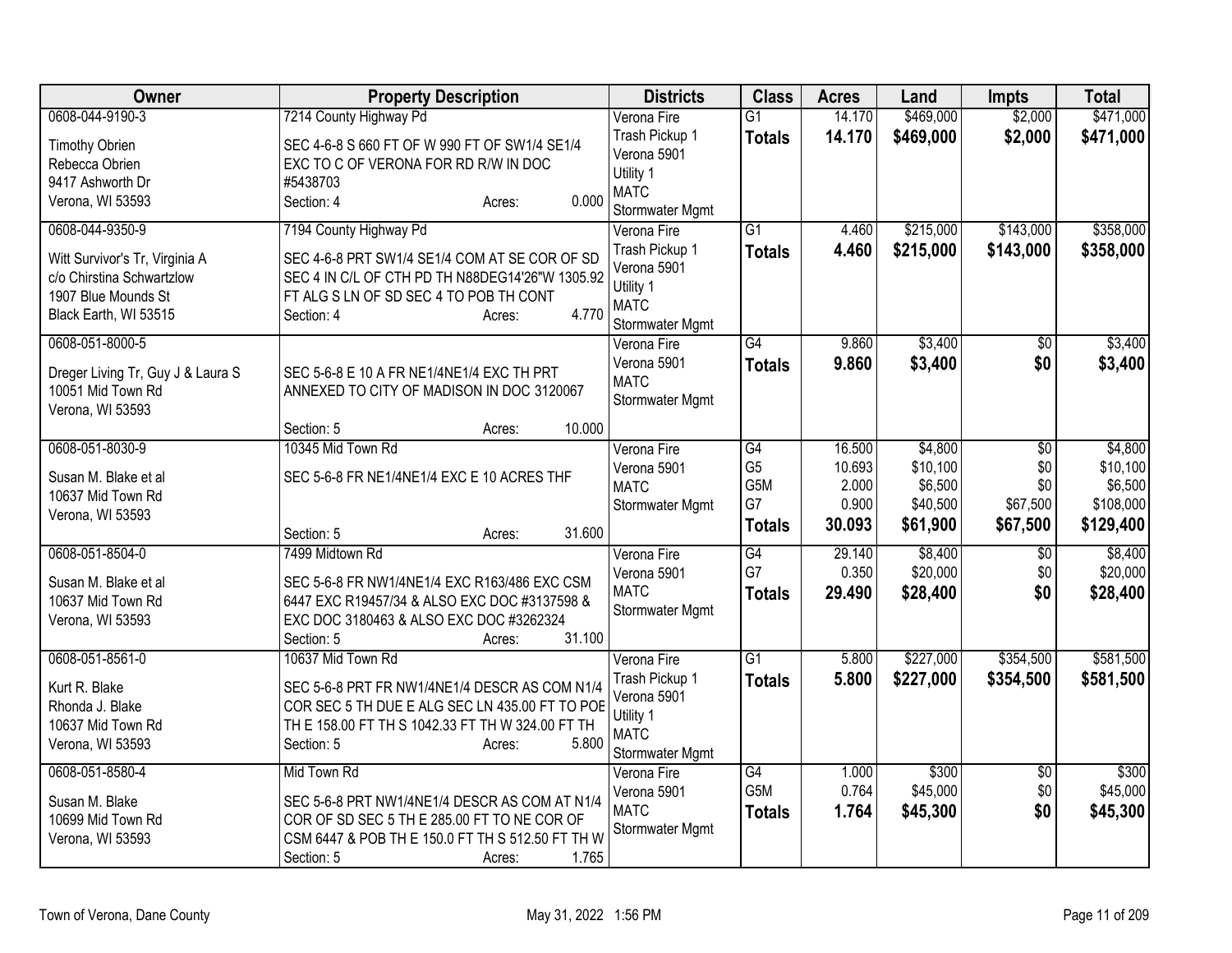| Owner | Property Description | Districts | Class | Acres | Land | Impts | Total |
|---|---|---|---|---|---|---|---|
| 0608-044-9190-3<br><br>Timothy Obrien<br>Rebecca Obrien<br>9417 Ashworth Dr<br>Verona, WI 53593 | 7214 County Highway Pd<br><br>SEC 4-6-8 S 660 FT OF W 990 FT OF SW1/4 SE1/4 EXC TO C OF VERONA FOR RD R/W IN DOC #5438703<br>Section: 4 Acres: 0.000 | Verona Fire<br>Trash Pickup 1<br>Verona 5901<br>Utility 1<br>MATC<br>Stormwater Mgmt | G1<br>**Totals** | 14.170<br>**14.170** | $469,000<br>**$469,000** | $2,000<br>**$2,000** | $471,000<br>**$471,000** |
| 0608-044-9350-9<br><br>Witt Survivor's Tr, Virginia A<br>c/o Chirstina Schwartzlow<br>1907 Blue Mounds St<br>Black Earth, WI 53515 | 7194 County Highway Pd<br><br>SEC 4-6-8 PRT SW1/4 SE1/4 COM AT SE COR OF SD SEC 4 IN C/L OF CTH PD TH N88DEG14'26"W 1305.92 FT ALG S LN OF SD SEC 4 TO POB TH CONT<br>Section: 4 Acres: 4.770 | Verona Fire<br>Trash Pickup 1<br>Verona 5901<br>Utility 1<br>MATC<br>Stormwater Mgmt | G1<br>**Totals** | 4.460<br>**4.460** | $215,000<br>**$215,000** | $143,000<br>**$143,000** | $358,000<br>**$358,000** |
| 0608-051-8000-5<br><br>Dreger Living Tr, Guy J & Laura S<br>10051 Mid Town Rd<br>Verona, WI 53593 | SEC 5-6-8 E 10 A FR NE1/4NE1/4 EXC TH PRT ANNEXED TO CITY OF MADISON IN DOC 3120067<br><br>Section: 5 Acres: 10.000 | Verona Fire<br>Verona 5901<br>MATC<br>Stormwater Mgmt | G4<br>**Totals** | 9.860<br>**9.860** | $3,400<br>**$3,400** | $0<br>**$0** | $3,400<br>**$3,400** |
| 0608-051-8030-9<br><br>Susan M. Blake et al<br>10637 Mid Town Rd<br>Verona, WI 53593 | 10345 Mid Town Rd<br><br>SEC 5-6-8 FR NE1/4NE1/4 EXC E 10 ACRES THF<br><br>Section: 5 Acres: 31.600 | Verona Fire<br>Verona 5901<br>MATC<br>Stormwater Mgmt | G4<br>G5<br>G5M<br>G7<br>**Totals** | 16.500<br>10.693<br>2.000<br>0.900<br>**30.093** | $4,800<br>$10,100<br>$6,500<br>$40,500<br>**$61,900** | $0<br>$0<br>$0<br>$67,500<br>**$67,500** | $4,800<br>$10,100<br>$6,500<br>$108,000<br>**$129,400** |
| 0608-051-8504-0<br><br>Susan M. Blake et al<br>10637 Mid Town Rd<br>Verona, WI 53593 | 7499 Midtown Rd<br><br>SEC 5-6-8 FR NW1/4NE1/4 EXC R163/486 EXC CSM 6447 EXC R19457/34 & ALSO EXC DOC #3137598 & EXC DOC 3180463 & ALSO EXC DOC #3262324<br>Section: 5 Acres: 31.100 | Verona Fire<br>Verona 5901<br>MATC<br>Stormwater Mgmt | G4<br>G7<br>**Totals** | 29.140<br>0.350<br>**29.490** | $8,400<br>$20,000<br>**$28,400** | $0<br>$0<br>**$0** | $8,400<br>$20,000<br>**$28,400** |
| 0608-051-8561-0<br><br>Kurt R. Blake<br>Rhonda J. Blake<br>10637 Mid Town Rd<br>Verona, WI 53593 | 10637 Mid Town Rd<br><br>SEC 5-6-8 PRT FR NW1/4NE1/4 DESCR AS COM N1/4 COR SEC 5 TH DUE E ALG SEC LN 435.00 FT TO POE TH E 158.00 FT TH S 1042.33 FT TH W 324.00 FT TH<br>Section: 5 Acres: 5.800 | Verona Fire<br>Trash Pickup 1<br>Verona 5901<br>Utility 1<br>MATC<br>Stormwater Mgmt | G1<br>**Totals** | 5.800<br>**5.800** | $227,000<br>**$227,000** | $354,500<br>**$354,500** | $581,500<br>**$581,500** |
| 0608-051-8580-4<br><br>Susan M. Blake<br>10699 Mid Town Rd<br>Verona, WI 53593 | Mid Town Rd<br><br>SEC 5-6-8 PRT NW1/4NE1/4 DESCR AS COM AT N1/4 COR OF SD SEC 5 TH E 285.00 FT TO NE COR OF CSM 6447 & POB TH E 150.0 FT TH S 512.50 FT TH W<br>Section: 5 Acres: 1.765 | Verona Fire<br>Verona 5901<br>MATC<br>Stormwater Mgmt | G4<br>G5M<br>**Totals** | 1.000<br>0.764<br>**1.764** | $300<br>$45,000<br>**$45,300** | $0<br>$0<br>**$0** | $300<br>$45,000<br>**$45,300** |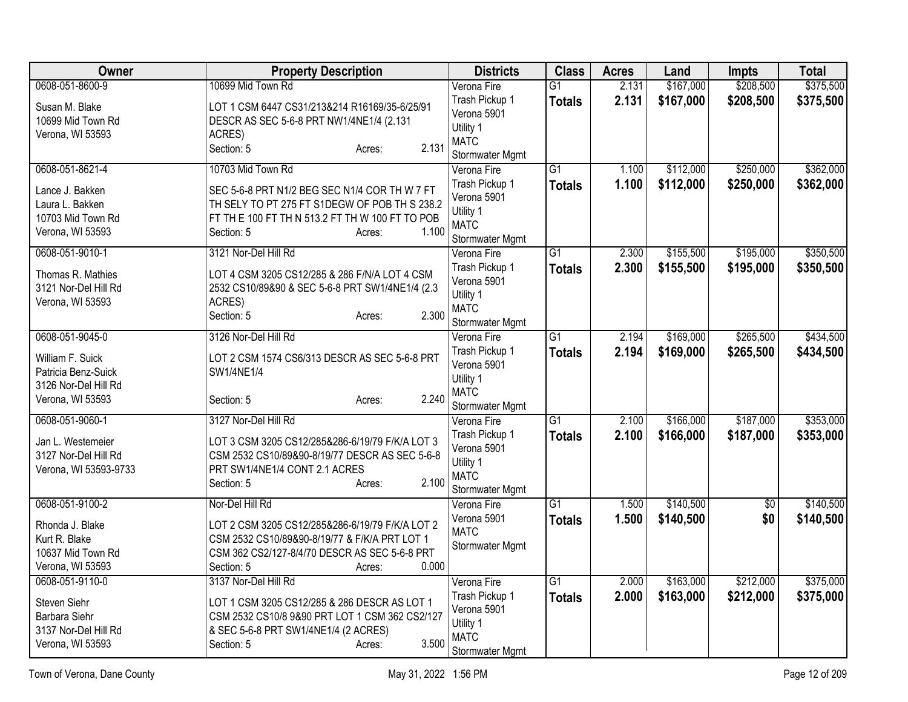| Owner | Property Description | Districts | Class | Acres | Land | Impts | Total |
|---|---|---|---|---|---|---|---|
| 0608-051-8600-9<br>Susan M. Blake<br>10699 Mid Town Rd<br>Verona, WI 53593 | 10699 Mid Town Rd<br>LOT 1 CSM 6447 CS31/213&214 R16169/35-6/25/91 DESCR AS SEC 5-6-8 PRT NW1/4NE1/4 (2.131 ACRES)<br>Section: 5 Acres: 2.131 | Verona Fire<br>Trash Pickup 1<br>Verona 5901<br>Utility 1<br>MATC<br>Stormwater Mgmt | G1<br>**Totals** | 2.131<br>**2.131** | $167,000<br>**$167,000** | $208,500<br>**$208,500** | $375,500<br>**$375,500** |
| 0608-051-8621-4<br>Lance J. Bakken<br>Laura L. Bakken<br>10703 Mid Town Rd<br>Verona, WI 53593 | 10703 Mid Town Rd<br>SEC 5-6-8 PRT N1/2 BEG SEC N1/4 COR TH W 7 FT TH SELY TO PT 275 FT S1DEGW OF POB TH S 238.2 FT TH E 100 FT TH N 513.2 FT TH W 100 FT TO POB<br>Section: 5 Acres: 1.100 | Verona Fire<br>Trash Pickup 1<br>Verona 5901<br>Utility 1<br>MATC<br>Stormwater Mgmt | G1<br>**Totals** | 1.100<br>**1.100** | $112,000<br>**$112,000** | $250,000<br>**$250,000** | $362,000<br>**$362,000** |
| 0608-051-9010-1<br>Thomas R. Mathies<br>3121 Nor-Del Hill Rd<br>Verona, WI 53593 | 3121 Nor-Del Hill Rd<br>LOT 4 CSM 3205 CS12/285 & 286 F/N/A LOT 4 CSM 2532 CS10/89&90 & SEC 5-6-8 PRT SW1/4NE1/4 (2.3 ACRES)<br>Section: 5 Acres: 2.300 | Verona Fire<br>Trash Pickup 1<br>Verona 5901<br>Utility 1<br>MATC<br>Stormwater Mgmt | G1<br>**Totals** | 2.300<br>**2.300** | $155,500<br>**$155,500** | $195,000<br>**$195,000** | $350,500<br>**$350,500** |
| 0608-051-9045-0<br>William F. Suick<br>Patricia Benz-Suick<br>3126 Nor-Del Hill Rd<br>Verona, WI 53593 | 3126 Nor-Del Hill Rd<br>LOT 2 CSM 1574 CS6/313 DESCR AS SEC 5-6-8 PRT SW1/4NE1/4<br>Section: 5 Acres: 2.240 | Verona Fire<br>Trash Pickup 1<br>Verona 5901<br>Utility 1<br>MATC<br>Stormwater Mgmt | G1<br>**Totals** | 2.194<br>**2.194** | $169,000<br>**$169,000** | $265,500<br>**$265,500** | $434,500<br>**$434,500** |
| 0608-051-9060-1<br>Jan L. Westemeier<br>3127 Nor-Del Hill Rd<br>Verona, WI 53593-9733 | 3127 Nor-Del Hill Rd<br>LOT 3 CSM 3205 CS12/285&286-6/19/79 F/K/A LOT 3 CSM 2532 CS10/89&90-8/19/77 DESCR AS SEC 5-6-8 PRT SW1/4NE1/4 CONT 2.1 ACRES<br>Section: 5 Acres: 2.100 | Verona Fire<br>Trash Pickup 1<br>Verona 5901<br>Utility 1<br>MATC<br>Stormwater Mgmt | G1<br>**Totals** | 2.100<br>**2.100** | $166,000<br>**$166,000** | $187,000<br>**$187,000** | $353,000<br>**$353,000** |
| 0608-051-9100-2<br>Rhonda J. Blake<br>Kurt R. Blake<br>10637 Mid Town Rd<br>Verona, WI 53593 | Nor-Del Hill Rd<br>LOT 2 CSM 3205 CS12/285&286-6/19/79 F/K/A LOT 2 CSM 2532 CS10/89&90-8/19/77 & F/K/A PRT LOT 1 CSM 362 CS2/127-8/4/70 DESCR AS SEC 5-6-8 PRT<br>Section: 5 Acres: 0.000 | Verona Fire<br>Verona 5901<br>MATC<br>Stormwater Mgmt | G1<br>**Totals** | 1.500<br>**1.500** | $140,500<br>**$140,500** | $0<br>**$0** | $140,500<br>**$140,500** |
| 0608-051-9110-0<br>Steven Siehr<br>Barbara Siehr<br>3137 Nor-Del Hill Rd<br>Verona, WI 53593 | 3137 Nor-Del Hill Rd<br>LOT 1 CSM 3205 CS12/285 & 286 DESCR AS LOT 1 CSM 2532 CS10/8 9&90 PRT LOT 1 CSM 362 CS2/127 & SEC 5-6-8 PRT SW1/4NE1/4 (2 ACRES)<br>Section: 5 Acres: 3.500 | Verona Fire<br>Trash Pickup 1<br>Verona 5901<br>Utility 1<br>MATC<br>Stormwater Mgmt | G1<br>**Totals** | 2.000<br>**2.000** | $163,000<br>**$163,000** | $212,000<br>**$212,000** | $375,000<br>**$375,000** |

Town of Verona, Dane County May 31, 2022 1:56 PM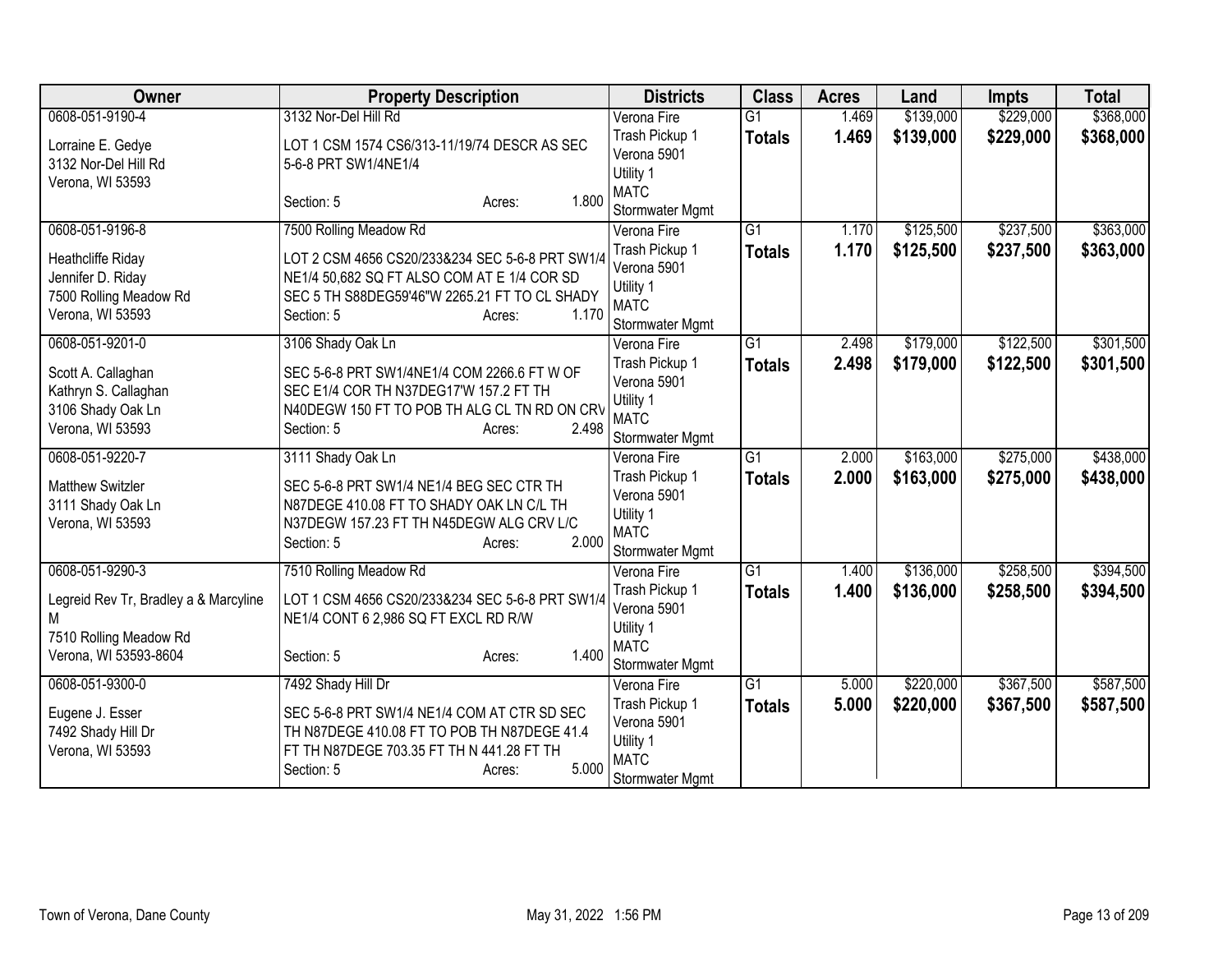| Owner | Property Description | Districts | Class | Acres | Land | Impts | Total |
|---|---|---|---|---|---|---|---|
| 0608-051-9190-4<br>Lorraine E. Gedye<br>3132 Nor-Del Hill Rd<br>Verona, WI 53593 | 3132 Nor-Del Hill Rd<br>LOT 1 CSM 1574 CS6/313-11/19/74 DESCR AS SEC 5-6-8 PRT SW1/4NE1/4<br>Section: 5 Acres: 1.800 | Verona Fire<br>Trash Pickup 1<br>Verona 5901<br>Utility 1<br>MATC<br>Stormwater Mgmt | G1<br>**Totals** | 1.469<br>**1.469** | \$139,000<br>**\$139,000** | \$229,000<br>**\$229,000** | \$368,000<br>**\$368,000** |
| 0608-051-9196-8<br>Heathcliffe Riday<br>Jennifer D. Riday<br>7500 Rolling Meadow Rd<br>Verona, WI 53593 | 7500 Rolling Meadow Rd<br>LOT 2 CSM 4656 CS20/233&234 SEC 5-6-8 PRT SW1/4 NE1/4 50,682 SQ FT ALSO COM AT E 1/4 COR SD SEC 5 TH S88DEG59'46"W 2265.21 FT TO CL SHADY<br>Section: 5 Acres: 1.170 | Verona Fire<br>Trash Pickup 1<br>Verona 5901<br>Utility 1<br>MATC<br>Stormwater Mgmt | G1<br>**Totals** | 1.170<br>**1.170** | \$125,500<br>**\$125,500** | \$237,500<br>**\$237,500** | \$363,000<br>**\$363,000** |
| 0608-051-9201-0<br>Scott A. Callaghan<br>Kathryn S. Callaghan<br>3106 Shady Oak Ln<br>Verona, WI 53593 | 3106 Shady Oak Ln<br>SEC 5-6-8 PRT SW1/4NE1/4 COM 2266.6 FT W OF SEC E1/4 COR TH N37DEG17'W 157.2 FT TH N40DEGW 150 FT TO POB TH ALG CL TN RD ON CRV<br>Section: 5 Acres: 2.498 | Verona Fire<br>Trash Pickup 1<br>Verona 5901<br>Utility 1<br>MATC<br>Stormwater Mgmt | G1<br>**Totals** | 2.498<br>**2.498** | \$179,000<br>**\$179,000** | \$122,500<br>**\$122,500** | \$301,500<br>**\$301,500** |
| 0608-051-9220-7<br>Matthew Switzler<br>3111 Shady Oak Ln<br>Verona, WI 53593 | 3111 Shady Oak Ln<br>SEC 5-6-8 PRT SW1/4 NE1/4 BEG SEC CTR TH N87DEGE 410.08 FT TO SHADY OAK LN C/L TH N37DEGW 157.23 FT TH N45DEGW ALG CRV L/C<br>Section: 5 Acres: 2.000 | Verona Fire<br>Trash Pickup 1<br>Verona 5901<br>Utility 1<br>MATC<br>Stormwater Mgmt | G1<br>**Totals** | 2.000<br>**2.000** | \$163,000<br>**\$163,000** | \$275,000<br>**\$275,000** | \$438,000<br>**\$438,000** |
| 0608-051-9290-3<br>Legreid Rev Tr, Bradley a & Marcyline M<br>7510 Rolling Meadow Rd<br>Verona, WI 53593-8604 | 7510 Rolling Meadow Rd<br>LOT 1 CSM 4656 CS20/233&234 SEC 5-6-8 PRT SW1/4 NE1/4 CONT 6 2,986 SQ FT EXCL RD R/W<br>Section: 5 Acres: 1.400 | Verona Fire<br>Trash Pickup 1<br>Verona 5901<br>Utility 1<br>MATC<br>Stormwater Mgmt | G1<br>**Totals** | 1.400<br>**1.400** | \$136,000<br>**\$136,000** | \$258,500<br>**\$258,500** | \$394,500<br>**\$394,500** |
| 0608-051-9300-0<br>Eugene J. Esser<br>7492 Shady Hill Dr<br>Verona, WI 53593 | 7492 Shady Hill Dr<br>SEC 5-6-8 PRT SW1/4 NE1/4 COM AT CTR SD SEC TH N87DEGE 410.08 FT TO POB TH N87DEGE 41.4 FT TH N87DEGE 703.35 FT TH N 441.28 FT TH<br>Section: 5 Acres: 5.000 | Verona Fire<br>Trash Pickup 1<br>Verona 5901<br>Utility 1<br>MATC<br>Stormwater Mgmt | G1<br>**Totals** | 5.000<br>**5.000** | \$220,000<br>**\$220,000** | \$367,500<br>**\$367,500** | \$587,500<br>**\$587,500** |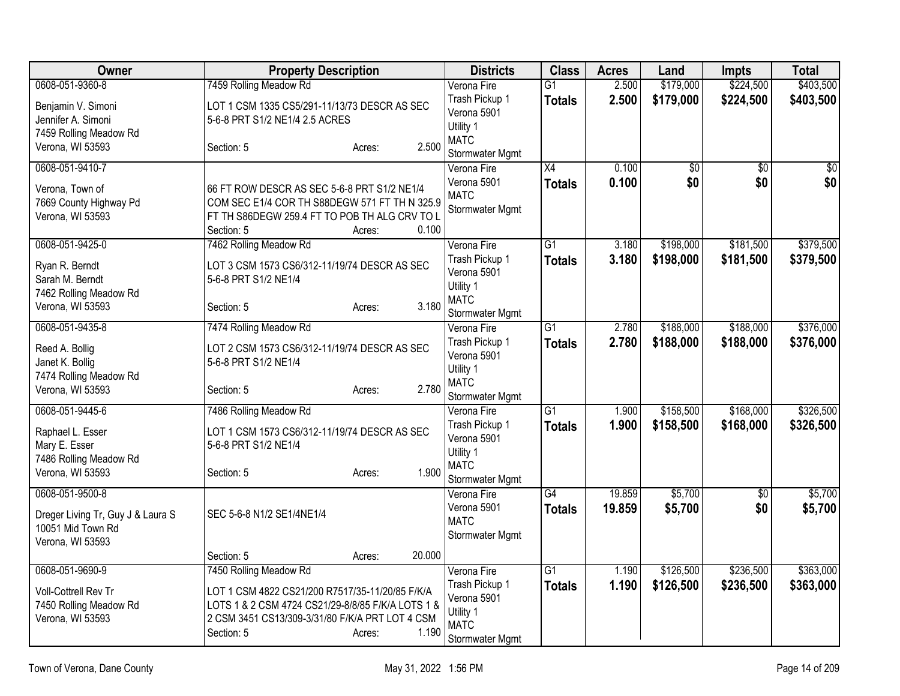| Owner | Property Description | Districts | Class | Acres | Land | Impts | Total |
|---|---|---|---|---|---|---|---|
| 0608-051-9360-8<br>Benjamin V. Simoni<br>Jennifer A. Simoni<br>7459 Rolling Meadow Rd<br>Verona, WI 53593 | 7459 Rolling Meadow Rd<br>LOT 1 CSM 1335 CS5/291-11/13/73 DESCR AS SEC 5-6-8 PRT S1/2 NE1/4 2.5 ACRES<br>Section: 5 Acres: 2.500 | Verona Fire<br>Trash Pickup 1<br>Verona 5901<br>Utility 1<br>MATC<br>Stormwater Mgmt | G1<br>**Totals** | 2.500<br>**2.500** | $179,000<br>**$179,000** | $224,500<br>**$224,500** | $403,500<br>**$403,500** |
| 0608-051-9410-7<br>Verona, Town of<br>7669 County Highway Pd<br>Verona, WI 53593 | 66 FT ROW DESCR AS SEC 5-6-8 PRT S1/2 NE1/4 COM SEC E1/4 COR TH S88DEGW 571 FT TH N 325.9 FT TH S86DEGW 259.4 FT TO POB TH ALG CRV TO L<br>Section: 5 Acres: 0.100 | Verona Fire<br>Verona 5901<br>MATC<br>Stormwater Mgmt | X4<br>**Totals** | 0.100<br>**0.100** | $0<br>**$0** | $0<br>**$0** | $0<br>**$0** |
| 0608-051-9425-0<br>Ryan R. Berndt<br>Sarah M. Berndt<br>7462 Rolling Meadow Rd<br>Verona, WI 53593 | 7462 Rolling Meadow Rd<br>LOT 3 CSM 1573 CS6/312-11/19/74 DESCR AS SEC 5-6-8 PRT S1/2 NE1/4<br>Section: 5 Acres: 3.180 | Verona Fire<br>Trash Pickup 1<br>Verona 5901<br>Utility 1<br>MATC<br>Stormwater Mgmt | G1<br>**Totals** | 3.180<br>**3.180** | $198,000<br>**$198,000** | $181,500<br>**$181,500** | $379,500<br>**$379,500** |
| 0608-051-9435-8<br>Reed A. Bollig<br>Janet K. Bollig<br>7474 Rolling Meadow Rd<br>Verona, WI 53593 | 7474 Rolling Meadow Rd<br>LOT 2 CSM 1573 CS6/312-11/19/74 DESCR AS SEC 5-6-8 PRT S1/2 NE1/4<br>Section: 5 Acres: 2.780 | Verona Fire<br>Trash Pickup 1<br>Verona 5901<br>Utility 1<br>MATC<br>Stormwater Mgmt | G1<br>**Totals** | 2.780<br>**2.780** | $188,000<br>**$188,000** | $188,000<br>**$188,000** | $376,000<br>**$376,000** |
| 0608-051-9445-6<br>Raphael L. Esser<br>Mary E. Esser<br>7486 Rolling Meadow Rd<br>Verona, WI 53593 | 7486 Rolling Meadow Rd<br>LOT 1 CSM 1573 CS6/312-11/19/74 DESCR AS SEC 5-6-8 PRT S1/2 NE1/4<br>Section: 5 Acres: 1.900 | Verona Fire<br>Trash Pickup 1<br>Verona 5901<br>Utility 1<br>MATC<br>Stormwater Mgmt | G1<br>**Totals** | 1.900<br>**1.900** | $158,500<br>**$158,500** | $168,000<br>**$168,000** | $326,500<br>**$326,500** |
| 0608-051-9500-8<br>Dreger Living Tr, Guy J & Laura S<br>10051 Mid Town Rd<br>Verona, WI 53593 | SEC 5-6-8 N1/2 SE1/4NE1/4<br>Section: 5 Acres: 20.000 | Verona Fire<br>Verona 5901<br>MATC<br>Stormwater Mgmt | G4<br>**Totals** | 19.859<br>**19.859** | $5,700<br>**$5,700** | $0<br>**$0** | $5,700<br>**$5,700** |
| 0608-051-9690-9<br>Voll-Cottrell Rev Tr<br>7450 Rolling Meadow Rd<br>Verona, WI 53593 | 7450 Rolling Meadow Rd<br>LOT 1 CSM 4822 CS21/200 R7517/35-11/20/85 F/K/A LOTS 1 & 2 CSM 4724 CS21/29-8/8/85 F/K/A LOTS 1 & 2 CSM 3451 CS13/309-3/31/80 F/K/A PRT LOT 4 CSM<br>Section: 5 Acres: 1.190 | Verona Fire<br>Trash Pickup 1<br>Verona 5901<br>Utility 1<br>MATC<br>Stormwater Mgmt | G1<br>**Totals** | 1.190<br>**1.190** | $126,500<br>**$126,500** | $236,500<br>**$236,500** | $363,000<br>**$363,000** |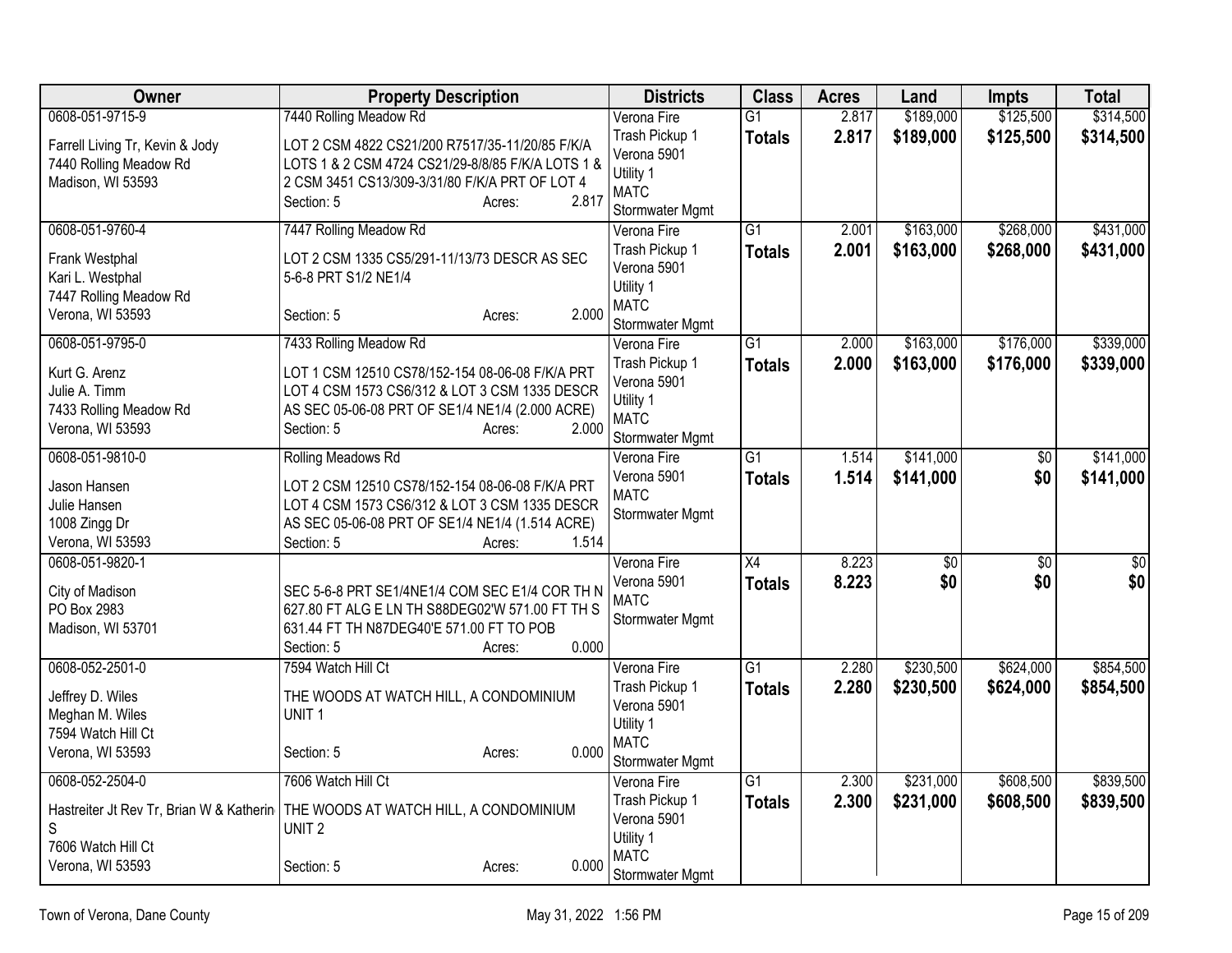| Owner | Property Description | Districts | Class | Acres | Land | Impts | Total |
|---|---|---|---|---|---|---|---|
| 0608-051-9715-9<br>Farrell Living Tr, Kevin & Jody<br>7440 Rolling Meadow Rd<br>Madison, WI 53593 | 7440 Rolling Meadow Rd<br>LOT 2 CSM 4822 CS21/200 R7517/35-11/20/85 F/K/A LOTS 1 & 2 CSM 4724 CS21/29-8/8/85 F/K/A LOTS 1 & 2 CSM 3451 CS13/309-3/31/80 F/K/A PRT OF LOT 4<br>Section: 5 Acres: 2.817 | Verona Fire<br>Trash Pickup 1<br>Verona 5901<br>Utility 1<br>MATC<br>Stormwater Mgmt | G1<br>**Totals** | 2.817<br>**2.817** | $189,000<br>**$189,000** | $125,500<br>**$125,500** | $314,500<br>**$314,500** |
| 0608-051-9760-4<br>Frank Westphal<br>Kari L. Westphal<br>7447 Rolling Meadow Rd<br>Verona, WI 53593 | 7447 Rolling Meadow Rd<br>LOT 2 CSM 1335 CS5/291-11/13/73 DESCR AS SEC 5-6-8 PRT S1/2 NE1/4<br>Section: 5 Acres: 2.000 | Verona Fire<br>Trash Pickup 1<br>Verona 5901<br>Utility 1<br>MATC<br>Stormwater Mgmt | G1<br>**Totals** | 2.001<br>**2.001** | $163,000<br>**$163,000** | $268,000<br>**$268,000** | $431,000<br>**$431,000** |
| 0608-051-9795-0<br>Kurt G. Arenz<br>Julie A. Timm<br>7433 Rolling Meadow Rd<br>Verona, WI 53593 | 7433 Rolling Meadow Rd<br>LOT 1 CSM 12510 CS78/152-154 08-06-08 F/K/A PRT LOT 4 CSM 1573 CS6/312 & LOT 3 CSM 1335 DESCR AS SEC 05-06-08 PRT OF SE1/4 NE1/4 (2.000 ACRE)<br>Section: 5 Acres: 2.000 | Verona Fire<br>Trash Pickup 1<br>Verona 5901<br>Utility 1<br>MATC<br>Stormwater Mgmt | G1<br>**Totals** | 2.000<br>**2.000** | $163,000<br>**$163,000** | $176,000<br>**$176,000** | $339,000<br>**$339,000** |
| 0608-051-9810-0<br>Jason Hansen<br>Julie Hansen<br>1008 Zingg Dr<br>Verona, WI 53593 | Rolling Meadows Rd<br>LOT 2 CSM 12510 CS78/152-154 08-06-08 F/K/A PRT LOT 4 CSM 1573 CS6/312 & LOT 3 CSM 1335 DESCR AS SEC 05-06-08 PRT OF SE1/4 NE1/4 (1.514 ACRE)<br>Section: 5 Acres: 1.514 | Verona Fire<br>Verona 5901<br>MATC<br>Stormwater Mgmt | G1<br>**Totals** | 1.514<br>**1.514** | $141,000<br>**$141,000** | $0<br>**$0** | $141,000<br>**$141,000** |
| 0608-051-9820-1<br>City of Madison<br>PO Box 2983<br>Madison, WI 53701 | SEC 5-6-8 PRT SE1/4NE1/4 COM SEC E1/4 COR TH N 627.80 FT ALG E LN TH S88DEG02'W 571.00 FT TH S 631.44 FT TH N87DEG40'E 571.00 FT TO POB<br>Section: 5 Acres: 0.000 | Verona Fire<br>Verona 5901<br>MATC<br>Stormwater Mgmt | X4<br>**Totals** | 8.223<br>**8.223** | $0<br>**$0** | $0<br>**$0** | $0<br>**$0** |
| 0608-052-2501-0<br>Jeffrey D. Wiles<br>Meghan M. Wiles<br>7594 Watch Hill Ct<br>Verona, WI 53593 | 7594 Watch Hill Ct<br>THE WOODS AT WATCH HILL, A CONDOMINIUM UNIT 1<br>Section: 5 Acres: 0.000 | Verona Fire<br>Trash Pickup 1<br>Verona 5901<br>Utility 1<br>MATC<br>Stormwater Mgmt | G1<br>**Totals** | 2.280<br>**2.280** | $230,500<br>**$230,500** | $624,000<br>**$624,000** | $854,500<br>**$854,500** |
| 0608-052-2504-0<br>Hastreiter Jt Rev Tr, Brian W & Katherine S<br>7606 Watch Hill Ct<br>Verona, WI 53593 | 7606 Watch Hill Ct<br>THE WOODS AT WATCH HILL, A CONDOMINIUM UNIT 2<br>Section: 5 Acres: 0.000 | Verona Fire<br>Trash Pickup 1<br>Verona 5901<br>Utility 1<br>MATC<br>Stormwater Mgmt | G1<br>**Totals** | 2.300<br>**2.300** | $231,000<br>**$231,000** | $608,500<br>**$608,500** | $839,500<br>**$839,500** |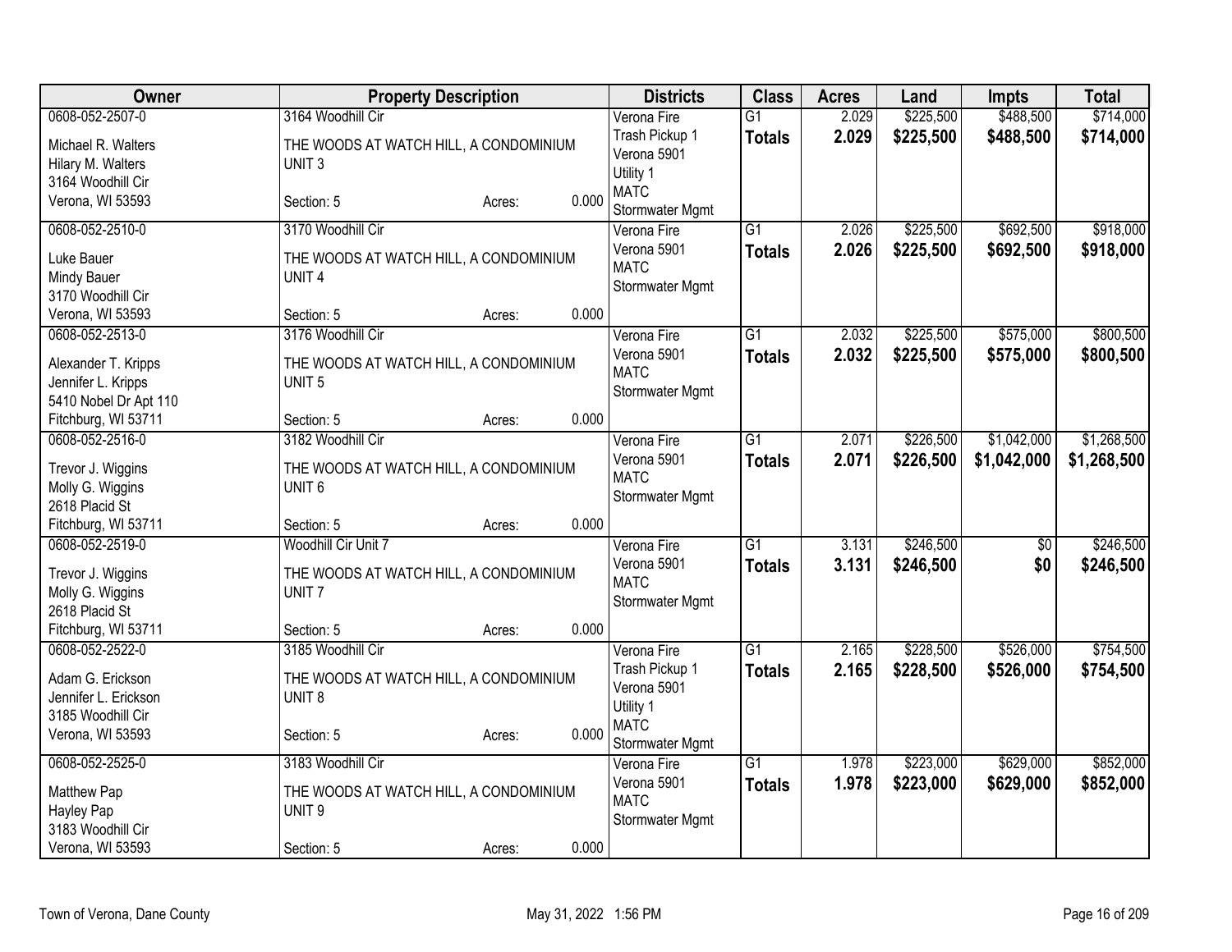| Owner | Property Description | Districts | Class | Acres | Land | Impts | Total |
|---|---|---|---|---|---|---|---|
| 0608-052-2507-0<br>Michael R. Walters<br>Hilary M. Walters<br>3164 Woodhill Cir<br>Verona, WI 53593 | 3164 Woodhill Cir<br>THE WOODS AT WATCH HILL, A CONDOMINIUM UNIT 3<br>Section: 5 Acres: 0.000 | Verona Fire<br>Trash Pickup 1<br>Verona 5901<br>Utility 1<br>MATC<br>Stormwater Mgmt | G1<br>**Totals** | 2.029<br>**2.029** | $225,500<br>**$225,500** | $488,500<br>**$488,500** | $714,000<br>**$714,000** |
| 0608-052-2510-0<br>Luke Bauer<br>Mindy Bauer<br>3170 Woodhill Cir<br>Verona, WI 53593 | 3170 Woodhill Cir<br>THE WOODS AT WATCH HILL, A CONDOMINIUM UNIT 4<br>Section: 5 Acres: 0.000 | Verona Fire<br>Verona 5901<br>MATC<br>Stormwater Mgmt | G1<br>**Totals** | 2.026<br>**2.026** | $225,500<br>**$225,500** | $692,500<br>**$692,500** | $918,000<br>**$918,000** |
| 0608-052-2513-0<br>Alexander T. Kripps<br>Jennifer L. Kripps<br>5410 Nobel Dr Apt 110<br>Fitchburg, WI 53711 | 3176 Woodhill Cir<br>THE WOODS AT WATCH HILL, A CONDOMINIUM UNIT 5<br>Section: 5 Acres: 0.000 | Verona Fire<br>Verona 5901<br>MATC<br>Stormwater Mgmt | G1<br>**Totals** | 2.032<br>**2.032** | $225,500<br>**$225,500** | $575,000<br>**$575,000** | $800,500<br>**$800,500** |
| 0608-052-2516-0<br>Trevor J. Wiggins<br>Molly G. Wiggins<br>2618 Placid St<br>Fitchburg, WI 53711 | 3182 Woodhill Cir<br>THE WOODS AT WATCH HILL, A CONDOMINIUM UNIT 6<br>Section: 5 Acres: 0.000 | Verona Fire<br>Verona 5901<br>MATC<br>Stormwater Mgmt | G1<br>**Totals** | 2.071<br>**2.071** | $226,500<br>**$226,500** | $1,042,000<br>**$1,042,000** | $1,268,500<br>**$1,268,500** |
| 0608-052-2519-0<br>Trevor J. Wiggins<br>Molly G. Wiggins<br>2618 Placid St<br>Fitchburg, WI 53711 | Woodhill Cir Unit 7<br>THE WOODS AT WATCH HILL, A CONDOMINIUM UNIT 7<br>Section: 5 Acres: 0.000 | Verona Fire<br>Verona 5901<br>MATC<br>Stormwater Mgmt | G1<br>**Totals** | 3.131<br>**3.131** | $246,500<br>**$246,500** | $0<br>**$0** | $246,500<br>**$246,500** |
| 0608-052-2522-0<br>Adam G. Erickson<br>Jennifer L. Erickson<br>3185 Woodhill Cir<br>Verona, WI 53593 | 3185 Woodhill Cir<br>THE WOODS AT WATCH HILL, A CONDOMINIUM UNIT 8<br>Section: 5 Acres: 0.000 | Verona Fire<br>Trash Pickup 1<br>Verona 5901<br>Utility 1<br>MATC<br>Stormwater Mgmt | G1<br>**Totals** | 2.165<br>**2.165** | $228,500<br>**$228,500** | $526,000<br>**$526,000** | $754,500<br>**$754,500** |
| 0608-052-2525-0<br>Matthew Pap<br>Hayley Pap<br>3183 Woodhill Cir<br>Verona, WI 53593 | 3183 Woodhill Cir<br>THE WOODS AT WATCH HILL, A CONDOMINIUM UNIT 9<br>Section: 5 Acres: 0.000 | Verona Fire<br>Verona 5901<br>MATC<br>Stormwater Mgmt | G1<br>**Totals** | 1.978<br>**1.978** | $223,000<br>**$223,000** | $629,000<br>**$629,000** | $852,000<br>**$852,000** |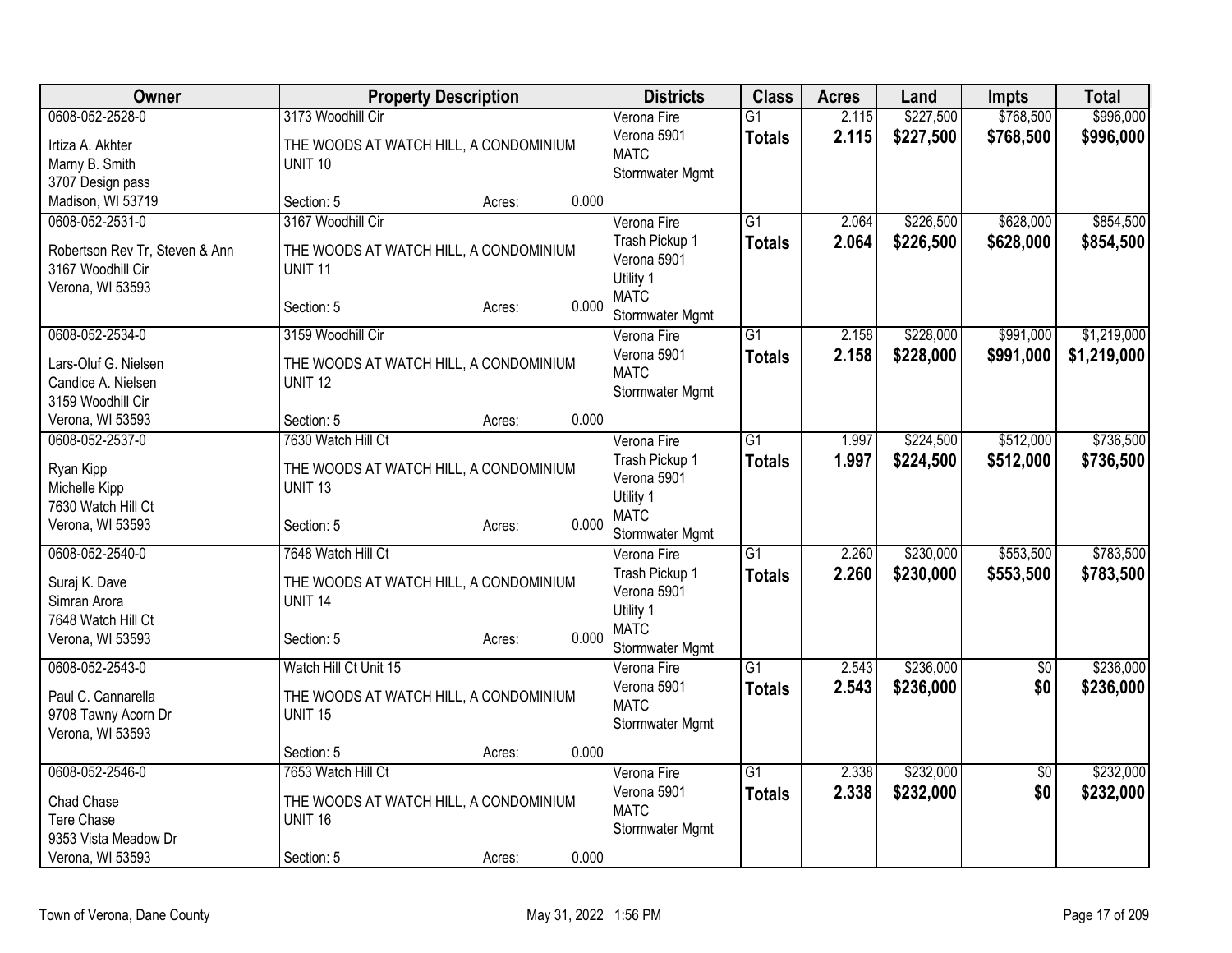| Owner | Property Description | Districts | Class | Acres | Land | Impts | Total |
|---|---|---|---|---|---|---|---|
| 0608-052-2528-0<br>Irtiza A. Akhter<br>Marny B. Smith<br>3707 Design pass<br>Madison, WI 53719 | 3173 Woodhill Cir<br>THE WOODS AT WATCH HILL, A CONDOMINIUM UNIT 10<br>Section: 5 Acres: 0.000 | Verona Fire<br>Verona 5901<br>MATC<br>Stormwater Mgmt | G1<br>**Totals** | 2.115<br>**2.115** | $227,500<br>**$227,500** | $768,500<br>**$768,500** | $996,000<br>**$996,000** |
| 0608-052-2531-0<br>Robertson Rev Tr, Steven & Ann<br>3167 Woodhill Cir<br>Verona, WI 53593 | 3167 Woodhill Cir<br>THE WOODS AT WATCH HILL, A CONDOMINIUM UNIT 11<br>Section: 5 Acres: 0.000 | Verona Fire<br>Trash Pickup 1<br>Verona 5901<br>Utility 1<br>MATC<br>Stormwater Mgmt | G1<br>**Totals** | 2.064<br>**2.064** | $226,500<br>**$226,500** | $628,000<br>**$628,000** | $854,500<br>**$854,500** |
| 0608-052-2534-0<br>Lars-Oluf G. Nielsen<br>Candice A. Nielsen<br>3159 Woodhill Cir<br>Verona, WI 53593 | 3159 Woodhill Cir<br>THE WOODS AT WATCH HILL, A CONDOMINIUM UNIT 12<br>Section: 5 Acres: 0.000 | Verona Fire<br>Verona 5901<br>MATC<br>Stormwater Mgmt | G1<br>**Totals** | 2.158<br>**2.158** | $228,000<br>**$228,000** | $991,000<br>**$991,000** | $1,219,000<br>**$1,219,000** |
| 0608-052-2537-0<br>Ryan Kipp<br>Michelle Kipp<br>7630 Watch Hill Ct<br>Verona, WI 53593 | 7630 Watch Hill Ct<br>THE WOODS AT WATCH HILL, A CONDOMINIUM UNIT 13<br>Section: 5 Acres: 0.000 | Verona Fire<br>Trash Pickup 1<br>Verona 5901<br>Utility 1<br>MATC<br>Stormwater Mgmt | G1<br>**Totals** | 1.997<br>**1.997** | $224,500<br>**$224,500** | $512,000<br>**$512,000** | $736,500<br>**$736,500** |
| 0608-052-2540-0<br>Suraj K. Dave<br>Simran Arora<br>7648 Watch Hill Ct<br>Verona, WI 53593 | 7648 Watch Hill Ct<br>THE WOODS AT WATCH HILL, A CONDOMINIUM UNIT 14<br>Section: 5 Acres: 0.000 | Verona Fire<br>Trash Pickup 1<br>Verona 5901<br>Utility 1<br>MATC<br>Stormwater Mgmt | G1<br>**Totals** | 2.260<br>**2.260** | $230,000<br>**$230,000** | $553,500<br>**$553,500** | $783,500<br>**$783,500** |
| 0608-052-2543-0<br>Paul C. Cannarella<br>9708 Tawny Acorn Dr<br>Verona, WI 53593 | Watch Hill Ct Unit 15<br>THE WOODS AT WATCH HILL, A CONDOMINIUM UNIT 15<br>Section: 5 Acres: 0.000 | Verona Fire<br>Verona 5901<br>MATC<br>Stormwater Mgmt | G1<br>**Totals** | 2.543<br>**2.543** | $236,000<br>**$236,000** | $0<br>**$0** | $236,000<br>**$236,000** |
| 0608-052-2546-0<br>Chad Chase<br>Tere Chase<br>9353 Vista Meadow Dr<br>Verona, WI 53593 | 7653 Watch Hill Ct<br>THE WOODS AT WATCH HILL, A CONDOMINIUM UNIT 16<br>Section: 5 Acres: 0.000 | Verona Fire<br>Verona 5901<br>MATC<br>Stormwater Mgmt | G1<br>**Totals** | 2.338<br>**2.338** | $232,000<br>**$232,000** | $0<br>**$0** | $232,000<br>**$232,000** |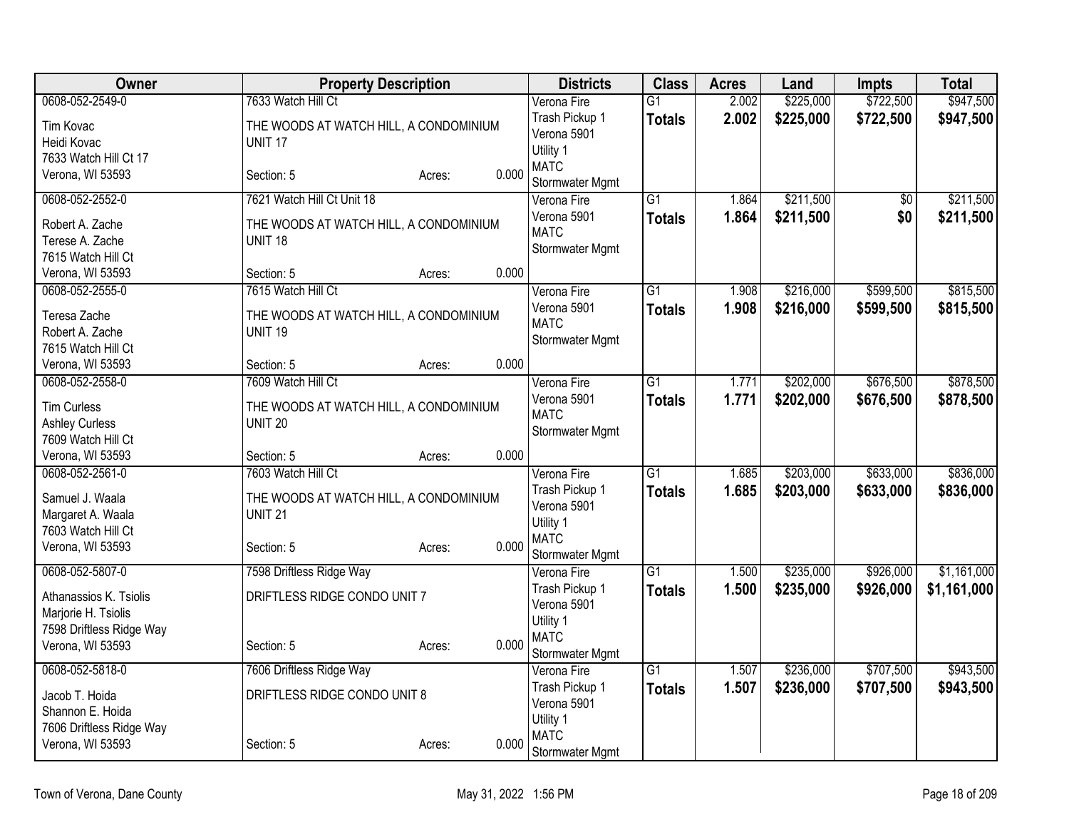| Owner | Property Description | | | Districts | Class | Acres | Land | Impts | Total |
|---|---|---|---|---|---|---|---|---|---|
| 0608-052-2549-0<br>Tim Kovac<br>Heidi Kovac<br>7633 Watch Hill Ct 17<br>Verona, WI 53593 | 7633 Watch Hill Ct<br>THE WOODS AT WATCH HILL, A CONDOMINIUM<br>UNIT 17<br>Section: 5 | Acres: | 0.000 | Verona Fire<br>Trash Pickup 1<br>Verona 5901<br>Utility 1<br>MATC<br>Stormwater Mgmt | G1<br>**Totals** | 2.002<br>**2.002** | $225,000<br>**$225,000** | $722,500<br>**$722,500** | $947,500<br>**$947,500** |
| 0608-052-2552-0<br>Robert A. Zache<br>Terese A. Zache<br>7615 Watch Hill Ct<br>Verona, WI 53593 | 7621 Watch Hill Ct Unit 18<br>THE WOODS AT WATCH HILL, A CONDOMINIUM<br>UNIT 18<br>Section: 5 | Acres: | 0.000 | Verona Fire<br>Verona 5901<br>MATC<br>Stormwater Mgmt | G1<br>**Totals** | 1.864<br>**1.864** | $211,500<br>**$211,500** | $0<br>**$0** | $211,500<br>**$211,500** |
| 0608-052-2555-0<br>Teresa Zache<br>Robert A. Zache<br>7615 Watch Hill Ct<br>Verona, WI 53593 | 7615 Watch Hill Ct<br>THE WOODS AT WATCH HILL, A CONDOMINIUM<br>UNIT 19<br>Section: 5 | Acres: | 0.000 | Verona Fire<br>Verona 5901<br>MATC<br>Stormwater Mgmt | G1<br>**Totals** | 1.908<br>**1.908** | $216,000<br>**$216,000** | $599,500<br>**$599,500** | $815,500<br>**$815,500** |
| 0608-052-2558-0<br>Tim Curless<br>Ashley Curless<br>7609 Watch Hill Ct<br>Verona, WI 53593 | 7609 Watch Hill Ct<br>THE WOODS AT WATCH HILL, A CONDOMINIUM<br>UNIT 20<br>Section: 5 | Acres: | 0.000 | Verona Fire<br>Verona 5901<br>MATC<br>Stormwater Mgmt | G1<br>**Totals** | 1.771<br>**1.771** | $202,000<br>**$202,000** | $676,500<br>**$676,500** | $878,500<br>**$878,500** |
| 0608-052-2561-0<br>Samuel J. Waala<br>Margaret A. Waala<br>7603 Watch Hill Ct<br>Verona, WI 53593 | 7603 Watch Hill Ct<br>THE WOODS AT WATCH HILL, A CONDOMINIUM<br>UNIT 21<br>Section: 5 | Acres: | 0.000 | Verona Fire<br>Trash Pickup 1<br>Verona 5901<br>Utility 1<br>MATC<br>Stormwater Mgmt | G1<br>**Totals** | 1.685<br>**1.685** | $203,000<br>**$203,000** | $633,000<br>**$633,000** | $836,000<br>**$836,000** |
| 0608-052-5807-0<br>Athanassios K. Tsiolis<br>Marjorie H. Tsiolis<br>7598 Driftless Ridge Way<br>Verona, WI 53593 | 7598 Driftless Ridge Way<br>DRIFTLESS RIDGE CONDO UNIT 7<br>Section: 5 | Acres: | 0.000 | Verona Fire<br>Trash Pickup 1<br>Verona 5901<br>Utility 1<br>MATC<br>Stormwater Mgmt | G1<br>**Totals** | 1.500<br>**1.500** | $235,000<br>**$235,000** | $926,000<br>**$926,000** | $1,161,000<br>**$1,161,000** |
| 0608-052-5818-0<br>Jacob T. Hoida<br>Shannon E. Hoida<br>7606 Driftless Ridge Way<br>Verona, WI 53593 | 7606 Driftless Ridge Way<br>DRIFTLESS RIDGE CONDO UNIT 8<br>Section: 5 | Acres: | 0.000 | Verona Fire<br>Trash Pickup 1<br>Verona 5901<br>Utility 1<br>MATC<br>Stormwater Mgmt | G1<br>**Totals** | 1.507<br>**1.507** | $236,000<br>**$236,000** | $707,500<br>**$707,500** | $943,500<br>**$943,500** |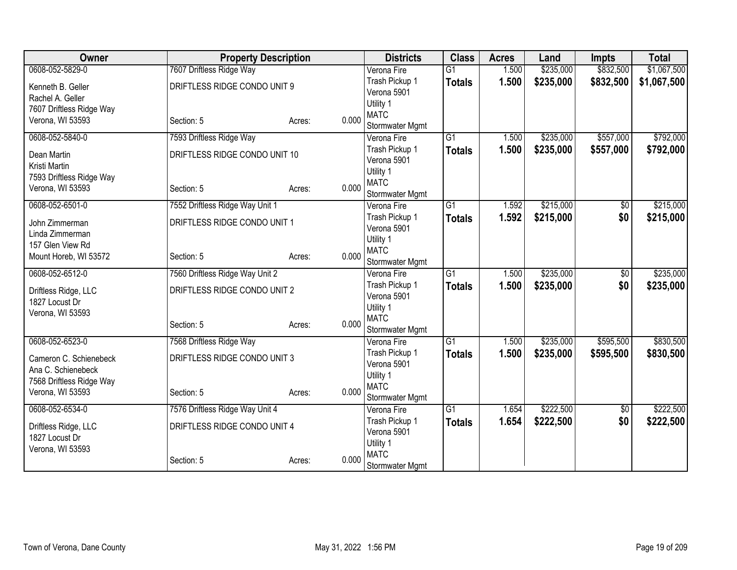| Owner | Property Description | | | Districts | Class | Acres | Land | Impts | Total |
|---|---|---|---|---|---|---|---|---|---|
| 0608-052-5829-0<br>Kenneth B. Geller<br>Rachel A. Geller<br>7607 Driftless Ridge Way<br>Verona, WI 53593 | 7607 Driftless Ridge Way<br>DRIFTLESS RIDGE CONDO UNIT 9<br><br><br>Section: 5 | Acres: | 0.000 | Verona Fire<br>Trash Pickup 1<br>Verona 5901<br>Utility 1<br>MATC<br>Stormwater Mgmt | G1<br>**Totals** | 1.500<br>**1.500** | \$235,000<br>**\$235,000** | \$832,500<br>**\$832,500** | \$1,067,500<br>**\$1,067,500** |
| 0608-052-5840-0<br>Dean Martin<br>Kristi Martin<br>7593 Driftless Ridge Way<br>Verona, WI 53593 | 7593 Driftless Ridge Way<br>DRIFTLESS RIDGE CONDO UNIT 10<br><br><br>Section: 5 | Acres: | 0.000 | Verona Fire<br>Trash Pickup 1<br>Verona 5901<br>Utility 1<br>MATC<br>Stormwater Mgmt | G1<br>**Totals** | 1.500<br>**1.500** | \$235,000<br>**\$235,000** | \$557,000<br>**\$557,000** | \$792,000<br>**\$792,000** |
| 0608-052-6501-0<br>John Zimmerman<br>Linda Zimmerman<br>157 Glen View Rd<br>Mount Horeb, WI 53572 | 7552 Driftless Ridge Way Unit 1<br>DRIFTLESS RIDGE CONDO UNIT 1<br><br><br>Section: 5 | Acres: | 0.000 | Verona Fire<br>Trash Pickup 1<br>Verona 5901<br>Utility 1<br>MATC<br>Stormwater Mgmt | G1<br>**Totals** | 1.592<br>**1.592** | \$215,000<br>**\$215,000** | \$0<br>**\$0** | \$215,000<br>**\$215,000** |
| 0608-052-6512-0<br>Driftless Ridge, LLC<br>1827 Locust Dr<br>Verona, WI 53593 | 7560 Driftless Ridge Way Unit 2<br>DRIFTLESS RIDGE CONDO UNIT 2<br><br><br>Section: 5 | Acres: | 0.000 | Verona Fire<br>Trash Pickup 1<br>Verona 5901<br>Utility 1<br>MATC<br>Stormwater Mgmt | G1<br>**Totals** | 1.500<br>**1.500** | \$235,000<br>**\$235,000** | \$0<br>**\$0** | \$235,000<br>**\$235,000** |
| 0608-052-6523-0<br>Cameron C. Schienebeck<br>Ana C. Schienebeck<br>7568 Driftless Ridge Way<br>Verona, WI 53593 | 7568 Driftless Ridge Way<br>DRIFTLESS RIDGE CONDO UNIT 3<br><br><br>Section: 5 | Acres: | 0.000 | Verona Fire<br>Trash Pickup 1<br>Verona 5901<br>Utility 1<br>MATC<br>Stormwater Mgmt | G1<br>**Totals** | 1.500<br>**1.500** | \$235,000<br>**\$235,000** | \$595,500<br>**\$595,500** | \$830,500<br>**\$830,500** |
| 0608-052-6534-0<br>Driftless Ridge, LLC<br>1827 Locust Dr<br>Verona, WI 53593 | 7576 Driftless Ridge Way Unit 4<br>DRIFTLESS RIDGE CONDO UNIT 4<br><br><br>Section: 5 | Acres: | 0.000 | Verona Fire<br>Trash Pickup 1<br>Verona 5901<br>Utility 1<br>MATC<br>Stormwater Mgmt | G1<br>**Totals** | 1.654<br>**1.654** | \$222,500<br>**\$222,500** | \$0<br>**\$0** | \$222,500<br>**\$222,500** |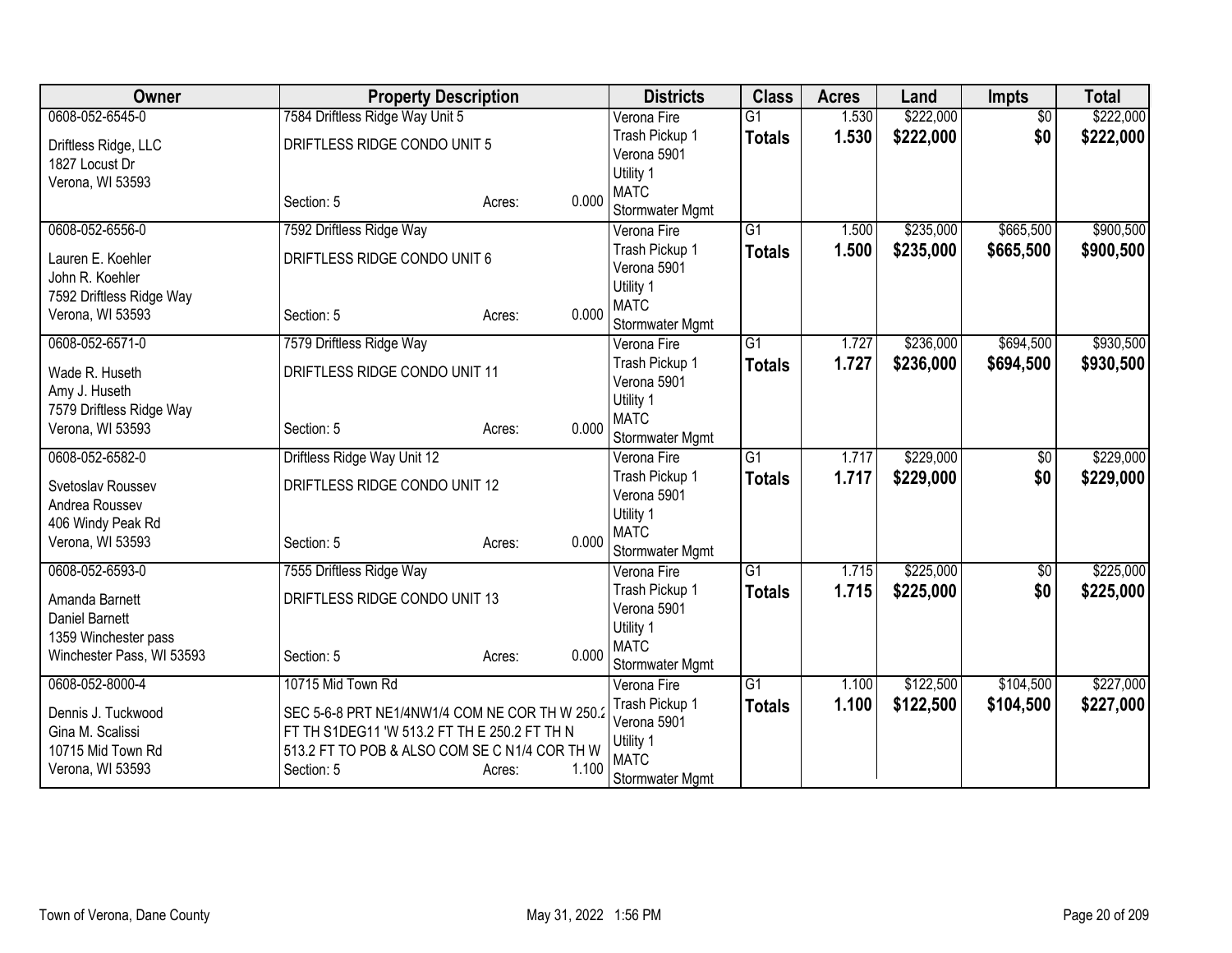| Owner | Property Description | | | Districts | Class | Acres | Land | Impts | Total |
|---|---|---|---|---|---|---|---|---|---|
| 0608-052-6545-0<br>Driftless Ridge, LLC<br>1827 Locust Dr<br>Verona, WI 53593 | 7584 Driftless Ridge Way Unit 5<br>DRIFTLESS RIDGE CONDO UNIT 5<br>Section: 5 | Acres: | 0.000 | Verona Fire<br>Trash Pickup 1<br>Verona 5901<br>Utility 1<br>MATC<br>Stormwater Mgmt | G1<br>**Totals** | 1.530<br>**1.530** | \$222,000<br>**\$222,000** | \$0<br>**\$0** | \$222,000<br>**\$222,000** |
| 0608-052-6556-0<br>Lauren E. Koehler<br>John R. Koehler<br>7592 Driftless Ridge Way<br>Verona, WI 53593 | 7592 Driftless Ridge Way<br>DRIFTLESS RIDGE CONDO UNIT 6<br>Section: 5 | Acres: | 0.000 | Verona Fire<br>Trash Pickup 1<br>Verona 5901<br>Utility 1<br>MATC<br>Stormwater Mgmt | G1<br>**Totals** | 1.500<br>**1.500** | \$235,000<br>**\$235,000** | \$665,500<br>**\$665,500** | \$900,500<br>**\$900,500** |
| 0608-052-6571-0<br>Wade R. Huseth<br>Amy J. Huseth<br>7579 Driftless Ridge Way<br>Verona, WI 53593 | 7579 Driftless Ridge Way<br>DRIFTLESS RIDGE CONDO UNIT 11<br>Section: 5 | Acres: | 0.000 | Verona Fire<br>Trash Pickup 1<br>Verona 5901<br>Utility 1<br>MATC<br>Stormwater Mgmt | G1<br>**Totals** | 1.727<br>**1.727** | \$236,000<br>**\$236,000** | \$694,500<br>**\$694,500** | \$930,500<br>**\$930,500** |
| 0608-052-6582-0<br>Svetoslav Roussev<br>Andrea Roussev<br>406 Windy Peak Rd<br>Verona, WI 53593 | Driftless Ridge Way Unit 12<br>DRIFTLESS RIDGE CONDO UNIT 12<br>Section: 5 | Acres: | 0.000 | Verona Fire<br>Trash Pickup 1<br>Verona 5901<br>Utility 1<br>MATC<br>Stormwater Mgmt | G1<br>**Totals** | 1.717<br>**1.717** | \$229,000<br>**\$229,000** | \$0<br>**\$0** | \$229,000<br>**\$229,000** |
| 0608-052-6593-0<br>Amanda Barnett<br>Daniel Barnett<br>1359 Winchester pass<br>Winchester Pass, WI 53593 | 7555 Driftless Ridge Way<br>DRIFTLESS RIDGE CONDO UNIT 13<br>Section: 5 | Acres: | 0.000 | Verona Fire<br>Trash Pickup 1<br>Verona 5901<br>Utility 1<br>MATC<br>Stormwater Mgmt | G1<br>**Totals** | 1.715<br>**1.715** | \$225,000<br>**\$225,000** | \$0<br>**\$0** | \$225,000<br>**\$225,000** |
| 0608-052-8000-4<br>Dennis J. Tuckwood<br>Gina M. Scalissi<br>10715 Mid Town Rd<br>Verona, WI 53593 | 10715 Mid Town Rd<br>SEC 5-6-8 PRT NE1/4NW1/4 COM NE COR TH W 250.2 FT TH S1DEG11 'W 513.2 FT TH E 250.2 FT TH N 513.2 FT TO POB & ALSO COM SE C N1/4 COR TH W<br>Section: 5 | Acres: | 1.100 | Verona Fire<br>Trash Pickup 1<br>Verona 5901<br>Utility 1<br>MATC<br>Stormwater Mgmt | G1<br>**Totals** | 1.100<br>**1.100** | \$122,500<br>**\$122,500** | \$104,500<br>**\$104,500** | \$227,000<br>**\$227,000** |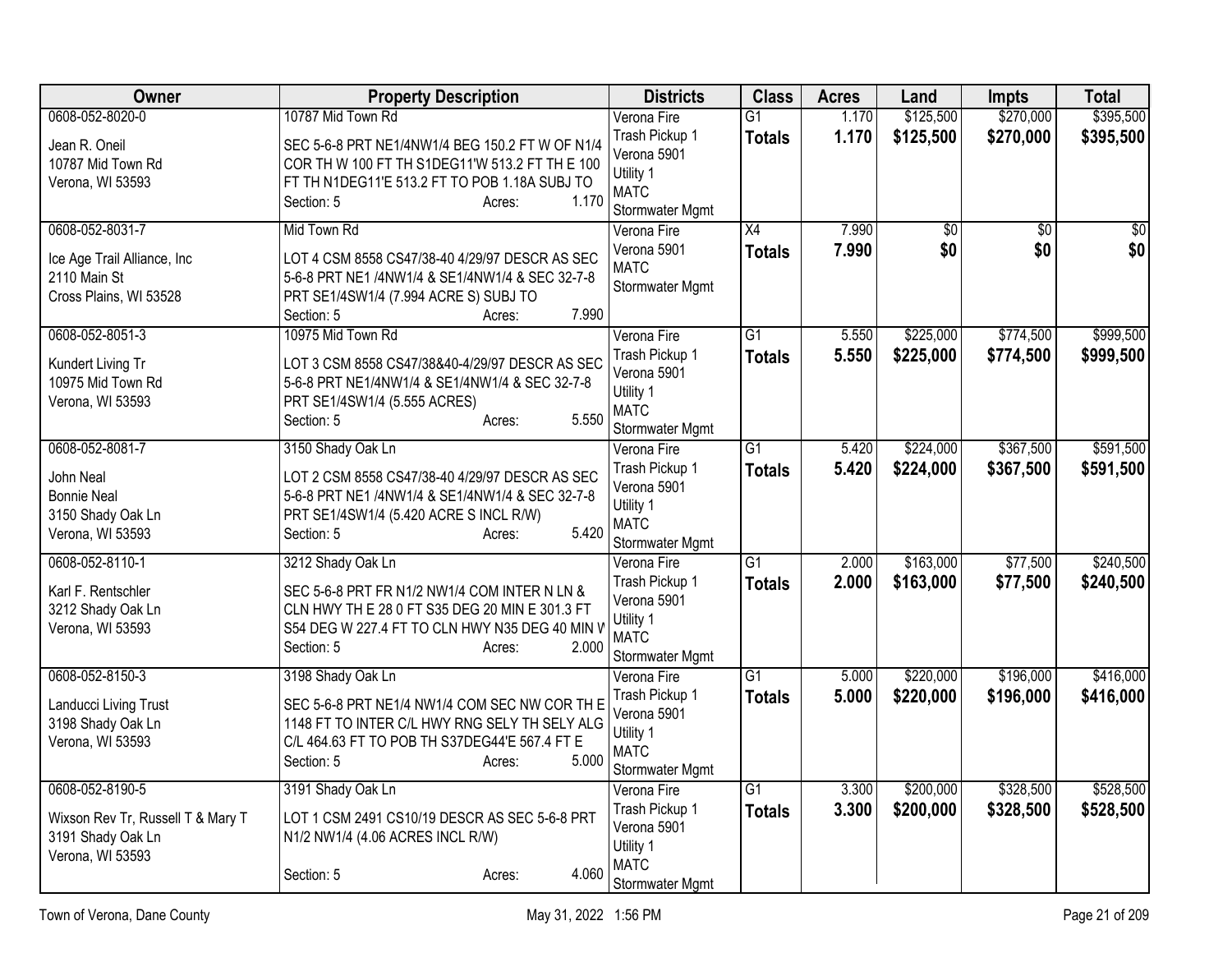| Owner | Property Description | Districts | Class | Acres | Land | Impts | Total |
|---|---|---|---|---|---|---|---|
| 0608-052-8020-0<br>Jean R. Oneil<br>10787 Mid Town Rd<br>Verona, WI 53593 | 10787 Mid Town Rd<br>SEC 5-6-8 PRT NE1/4NW1/4 BEG 150.2 FT W OF N1/4 COR TH W 100 FT TH S1DEG11'W 513.2 FT TH E 100 FT TH N1DEG11'E 513.2 FT TO POB 1.18A SUBJ TO<br>Section: 5 Acres: 1.170 | Verona Fire<br>Trash Pickup 1<br>Verona 5901<br>Utility 1<br>MATC<br>Stormwater Mgmt | G1<br>**Totals** | 1.170<br>**1.170** | $125,500<br>**$125,500** | $270,000<br>**$270,000** | $395,500<br>**$395,500** |
| 0608-052-8031-7<br>Ice Age Trail Alliance, Inc<br>2110 Main St<br>Cross Plains, WI 53528 | Mid Town Rd<br>LOT 4 CSM 8558 CS47/38-40 4/29/97 DESCR AS SEC 5-6-8 PRT NE1 /4NW1/4 & SE1/4NW1/4 & SEC 32-7-8 PRT SE1/4SW1/4 (7.994 ACRE S) SUBJ TO<br>Section: 5 Acres: 7.990 | Verona Fire<br>Verona 5901<br>MATC<br>Stormwater Mgmt | X4<br>**Totals** | 7.990<br>**7.990** | $0<br>**$0** | $0<br>**$0** | $0<br>**$0** |
| 0608-052-8051-3<br>Kundert Living Tr<br>10975 Mid Town Rd<br>Verona, WI 53593 | 10975 Mid Town Rd<br>LOT 3 CSM 8558 CS47/38&40-4/29/97 DESCR AS SEC 5-6-8 PRT NE1/4NW1/4 & SE1/4NW1/4 & SEC 32-7-8 PRT SE1/4SW1/4 (5.555 ACRES)<br>Section: 5 Acres: 5.550 | Verona Fire<br>Trash Pickup 1<br>Verona 5901<br>Utility 1<br>MATC<br>Stormwater Mgmt | G1<br>**Totals** | 5.550<br>**5.550** | $225,000<br>**$225,000** | $774,500<br>**$774,500** | $999,500<br>**$999,500** |
| 0608-052-8081-7<br>John Neal<br>Bonnie Neal<br>3150 Shady Oak Ln<br>Verona, WI 53593 | 3150 Shady Oak Ln<br>LOT 2 CSM 8558 CS47/38-40 4/29/97 DESCR AS SEC 5-6-8 PRT NE1 /4NW1/4 & SE1/4NW1/4 & SEC 32-7-8 PRT SE1/4SW1/4 (5.420 ACRE S INCL R/W)<br>Section: 5 Acres: 5.420 | Verona Fire<br>Trash Pickup 1<br>Verona 5901<br>Utility 1<br>MATC<br>Stormwater Mgmt | G1<br>**Totals** | 5.420<br>**5.420** | $224,000<br>**$224,000** | $367,500<br>**$367,500** | $591,500<br>**$591,500** |
| 0608-052-8110-1<br>Karl F. Rentschler<br>3212 Shady Oak Ln<br>Verona, WI 53593 | 3212 Shady Oak Ln<br>SEC 5-6-8 PRT FR N1/2 NW1/4 COM INTER N LN & CLN HWY TH E 28 0 FT S35 DEG 20 MIN E 301.3 FT S54 DEG W 227.4 FT TO CLN HWY N35 DEG 40 MIN W<br>Section: 5 Acres: 2.000 | Verona Fire<br>Trash Pickup 1<br>Verona 5901<br>Utility 1<br>MATC<br>Stormwater Mgmt | G1<br>**Totals** | 2.000<br>**2.000** | $163,000<br>**$163,000** | $77,500<br>**$77,500** | $240,500<br>**$240,500** |
| 0608-052-8150-3<br>Landucci Living Trust<br>3198 Shady Oak Ln<br>Verona, WI 53593 | 3198 Shady Oak Ln<br>SEC 5-6-8 PRT NE1/4 NW1/4 COM SEC NW COR TH E 1148 FT TO INTER C/L HWY RNG SELY TH SELY ALG C/L 464.63 FT TO POB TH S37DEG44'E 567.4 FT E<br>Section: 5 Acres: 5.000 | Verona Fire<br>Trash Pickup 1<br>Verona 5901<br>Utility 1<br>MATC<br>Stormwater Mgmt | G1<br>**Totals** | 5.000<br>**5.000** | $220,000<br>**$220,000** | $196,000<br>**$196,000** | $416,000<br>**$416,000** |
| 0608-052-8190-5<br>Wixson Rev Tr, Russell T & Mary T<br>3191 Shady Oak Ln<br>Verona, WI 53593 | 3191 Shady Oak Ln<br>LOT 1 CSM 2491 CS10/19 DESCR AS SEC 5-6-8 PRT N1/2 NW1/4 (4.06 ACRES INCL R/W)<br>Section: 5 Acres: 4.060 | Verona Fire<br>Trash Pickup 1<br>Verona 5901<br>Utility 1<br>MATC<br>Stormwater Mgmt | G1<br>**Totals** | 3.300<br>**3.300** | $200,000<br>**$200,000** | $328,500<br>**$328,500** | $528,500<br>**$528,500** |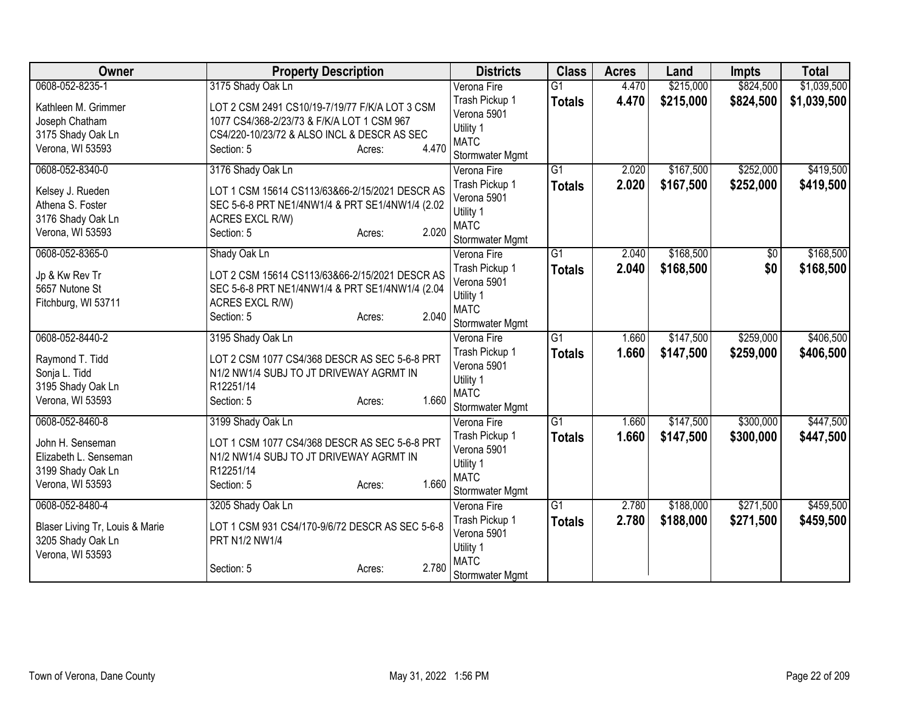| Owner | Property Description | Districts | Class | Acres | Land | Impts | Total |
|---|---|---|---|---|---|---|---|
| 0608-052-8235-1<br>Kathleen M. Grimmer<br>Joseph Chatham<br>3175 Shady Oak Ln<br>Verona, WI 53593 | 3175 Shady Oak Ln<br>LOT 2 CSM 2491 CS10/19-7/19/77 F/K/A LOT 3 CSM 1077 CS4/368-2/23/73 & F/K/A LOT 1 CSM 967 CS4/220-10/23/72 & ALSO INCL & DESCR AS SEC<br>Section: 5 Acres: 4.470 | Verona Fire<br>Trash Pickup 1<br>Verona 5901<br>Utility 1<br>MATC<br>Stormwater Mgmt | G1<br>**Totals** | 4.470<br>**4.470** | \$215,000<br>**\$215,000** | \$824,500<br>**\$824,500** | \$1,039,500<br>**\$1,039,500** |
| 0608-052-8340-0<br>Kelsey J. Rueden<br>Athena S. Foster<br>3176 Shady Oak Ln<br>Verona, WI 53593 | 3176 Shady Oak Ln<br>LOT 1 CSM 15614 CS113/63&66-2/15/2021 DESCR AS SEC 5-6-8 PRT NE1/4NW1/4 & PRT SE1/4NW1/4 (2.02 ACRES EXCL R/W)<br>Section: 5 Acres: 2.020 | Verona Fire<br>Trash Pickup 1<br>Verona 5901<br>Utility 1<br>MATC<br>Stormwater Mgmt | G1<br>**Totals** | 2.020<br>**2.020** | \$167,500<br>**\$167,500** | \$252,000<br>**\$252,000** | \$419,500<br>**\$419,500** |
| 0608-052-8365-0<br>Jp & Kw Rev Tr<br>5657 Nutone St<br>Fitchburg, WI 53711 | Shady Oak Ln<br>LOT 2 CSM 15614 CS113/63&66-2/15/2021 DESCR AS SEC 5-6-8 PRT NE1/4NW1/4 & PRT SE1/4NW1/4 (2.04 ACRES EXCL R/W)<br>Section: 5 Acres: 2.040 | Verona Fire<br>Trash Pickup 1<br>Verona 5901<br>Utility 1<br>MATC<br>Stormwater Mgmt | G1<br>**Totals** | 2.040<br>**2.040** | \$168,500<br>**\$168,500** | \$0<br>**\$0** | \$168,500<br>**\$168,500** |
| 0608-052-8440-2<br>Raymond T. Tidd<br>Sonja L. Tidd<br>3195 Shady Oak Ln<br>Verona, WI 53593 | 3195 Shady Oak Ln<br>LOT 2 CSM 1077 CS4/368 DESCR AS SEC 5-6-8 PRT N1/2 NW1/4 SUBJ TO JT DRIVEWAY AGRMT IN R12251/14<br>Section: 5 Acres: 1.660 | Verona Fire<br>Trash Pickup 1<br>Verona 5901<br>Utility 1<br>MATC<br>Stormwater Mgmt | G1<br>**Totals** | 1.660<br>**1.660** | \$147,500<br>**\$147,500** | \$259,000<br>**\$259,000** | \$406,500<br>**\$406,500** |
| 0608-052-8460-8<br>John H. Senseman<br>Elizabeth L. Senseman<br>3199 Shady Oak Ln<br>Verona, WI 53593 | 3199 Shady Oak Ln<br>LOT 1 CSM 1077 CS4/368 DESCR AS SEC 5-6-8 PRT N1/2 NW1/4 SUBJ TO JT DRIVEWAY AGRMT IN R12251/14<br>Section: 5 Acres: 1.660 | Verona Fire<br>Trash Pickup 1<br>Verona 5901<br>Utility 1<br>MATC<br>Stormwater Mgmt | G1<br>**Totals** | 1.660<br>**1.660** | \$147,500<br>**\$147,500** | \$300,000<br>**\$300,000** | \$447,500<br>**\$447,500** |
| 0608-052-8480-4<br>Blaser Living Tr, Louis & Marie<br>3205 Shady Oak Ln<br>Verona, WI 53593 | 3205 Shady Oak Ln<br>LOT 1 CSM 931 CS4/170-9/6/72 DESCR AS SEC 5-6-8 PRT N1/2 NW1/4<br>Section: 5 Acres: 2.780 | Verona Fire<br>Trash Pickup 1<br>Verona 5901<br>Utility 1<br>MATC<br>Stormwater Mgmt | G1<br>**Totals** | 2.780<br>**2.780** | \$188,000<br>**\$188,000** | \$271,500<br>**\$271,500** | \$459,500<br>**\$459,500** |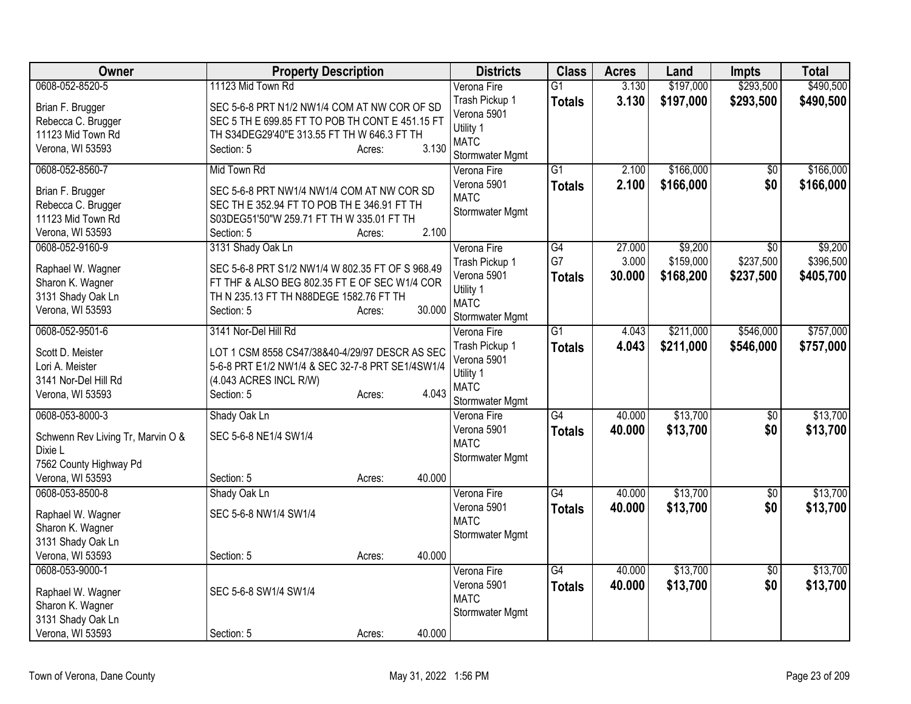| Owner | Property Description | Districts | Class | Acres | Land | Impts | Total |
|---|---|---|---|---|---|---|---|
| 0608-052-8520-5<br>Brian F. Brugger<br>Rebecca C. Brugger<br>11123 Mid Town Rd<br>Verona, WI 53593 | 11123 Mid Town Rd<br>SEC 5-6-8 PRT N1/2 NW1/4 COM AT NW COR OF SD SEC 5 TH E 699.85 FT TO POB TH CONT E 451.15 FT TH S34DEG29'40"E 313.55 FT TH W 646.3 FT TH<br>Section: 5 Acres: 3.130 | Verona Fire<br>Trash Pickup 1<br>Verona 5901<br>Utility 1<br>MATC<br>Stormwater Mgmt | G1<br>**Totals** | 3.130<br>**3.130** | $197,000<br>**$197,000** | $293,500<br>**$293,500** | $490,500<br>**$490,500** |
| 0608-052-8560-7<br>Brian F. Brugger<br>Rebecca C. Brugger<br>11123 Mid Town Rd<br>Verona, WI 53593 | Mid Town Rd<br>SEC 5-6-8 PRT NW1/4 NW1/4 COM AT NW COR SD SEC TH E 352.94 FT TO POB TH E 346.91 FT TH S03DEG51'50"W 259.71 FT TH W 335.01 FT TH<br>Section: 5 Acres: 2.100 | Verona Fire<br>Verona 5901<br>MATC<br>Stormwater Mgmt | G1<br>**Totals** | 2.100<br>**2.100** | $166,000<br>**$166,000** | $0<br>**$0** | $166,000<br>**$166,000** |
| 0608-052-9160-9<br>Raphael W. Wagner<br>Sharon K. Wagner<br>3131 Shady Oak Ln<br>Verona, WI 53593 | 3131 Shady Oak Ln<br>SEC 5-6-8 PRT S1/2 NW1/4 W 802.35 FT OF S 968.49 FT THF & ALSO BEG 802.35 FT E OF SEC W1/4 COR TH N 235.13 FT TH N88DEGE 1582.76 FT TH<br>Section: 5 Acres: 30.000 | Verona Fire<br>Trash Pickup 1<br>Verona 5901<br>Utility 1<br>MATC<br>Stormwater Mgmt | G4<br>G7<br>**Totals** | 27.000<br>3.000<br>**30.000** | $9,200<br>$159,000<br>**$168,200** | $0<br>$237,500<br>**$237,500** | $9,200<br>$396,500<br>**$405,700** |
| 0608-052-9501-6<br>Scott D. Meister<br>Lori A. Meister<br>3141 Nor-Del Hill Rd<br>Verona, WI 53593 | 3141 Nor-Del Hill Rd<br>LOT 1 CSM 8558 CS47/38&40-4/29/97 DESCR AS SEC 5-6-8 PRT E1/2 NW1/4 & SEC 32-7-8 PRT SE1/4SW1/4 (4.043 ACRES INCL R/W)<br>Section: 5 Acres: 4.043 | Verona Fire<br>Trash Pickup 1<br>Verona 5901<br>Utility 1<br>MATC<br>Stormwater Mgmt | G1<br>**Totals** | 4.043<br>**4.043** | $211,000<br>**$211,000** | $546,000<br>**$546,000** | $757,000<br>**$757,000** |
| 0608-053-8000-3<br>Schwenn Rev Living Tr, Marvin O & Dixie L<br>7562 County Highway Pd<br>Verona, WI 53593 | Shady Oak Ln<br>SEC 5-6-8 NE1/4 SW1/4<br>Section: 5 Acres: 40.000 | Verona Fire<br>Verona 5901<br>MATC<br>Stormwater Mgmt | G4<br>**Totals** | 40.000<br>**40.000** | $13,700<br>**$13,700** | $0<br>**$0** | $13,700<br>**$13,700** |
| 0608-053-8500-8<br>Raphael W. Wagner<br>Sharon K. Wagner<br>3131 Shady Oak Ln<br>Verona, WI 53593 | Shady Oak Ln<br>SEC 5-6-8 NW1/4 SW1/4<br>Section: 5 Acres: 40.000 | Verona Fire<br>Verona 5901<br>MATC<br>Stormwater Mgmt | G4<br>**Totals** | 40.000<br>**40.000** | $13,700<br>**$13,700** | $0<br>**$0** | $13,700<br>**$13,700** |
| 0608-053-9000-1<br>Raphael W. Wagner<br>Sharon K. Wagner<br>3131 Shady Oak Ln<br>Verona, WI 53593 | SEC 5-6-8 SW1/4 SW1/4<br>Section: 5 Acres: 40.000 | Verona Fire<br>Verona 5901<br>MATC<br>Stormwater Mgmt | G4<br>**Totals** | 40.000<br>**40.000** | $13,700<br>**$13,700** | $0<br>**$0** | $13,700<br>**$13,700** |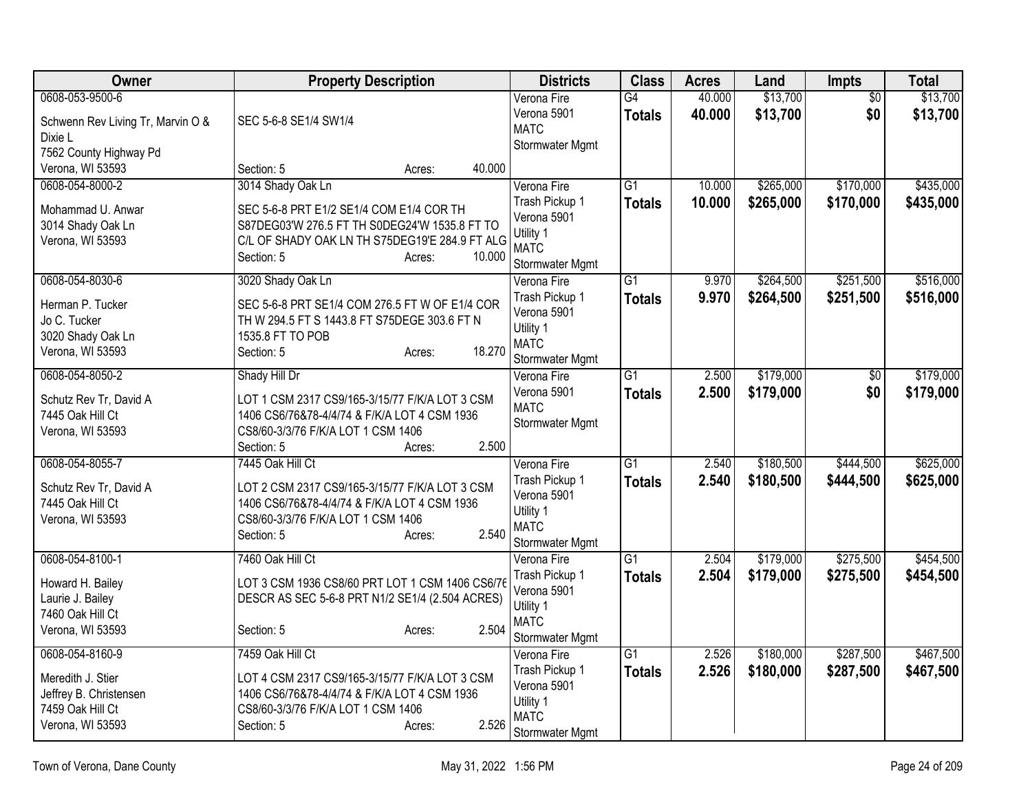| Owner | Property Description | Districts | Class | Acres | Land | Impts | Total |
|---|---|---|---|---|---|---|---|
| 0608-053-9500-6<br><br>Schwenn Rev Living Tr, Marvin O & Dixie L<br>7562 County Highway Pd<br>Verona, WI 53593 | SEC 5-6-8 SE1/4 SW1/4<br><br>Section: 5 Acres: 40.000 | Verona Fire<br>Verona 5901<br>MATC<br>Stormwater Mgmt | G4<br>**Totals** | 40.000<br>**40.000** | $13,700<br>**$13,700** | $0<br>**$0** | $13,700<br>**$13,700** |
| 0608-054-8000-2<br><br>Mohammad U. Anwar<br>3014 Shady Oak Ln<br>Verona, WI 53593 | 3014 Shady Oak Ln<br><br>SEC 5-6-8 PRT E1/2 SE1/4 COM E1/4 COR TH S87DEG03'W 276.5 FT TH S0DEG24'W 1535.8 FT TO C/L OF SHADY OAK LN TH S75DEG19'E 284.9 FT ALG<br>Section: 5 Acres: 10.000 | Verona Fire<br>Trash Pickup 1<br>Verona 5901<br>Utility 1<br>MATC<br>Stormwater Mgmt | G1<br>**Totals** | 10.000<br>**10.000** | $265,000<br>**$265,000** | $170,000<br>**$170,000** | $435,000<br>**$435,000** |
| 0608-054-8030-6<br><br>Herman P. Tucker<br>Jo C. Tucker<br>3020 Shady Oak Ln<br>Verona, WI 53593 | 3020 Shady Oak Ln<br><br>SEC 5-6-8 PRT SE1/4 COM 276.5 FT W OF E1/4 COR TH W 294.5 FT S 1443.8 FT S75DEGE 303.6 FT N 1535.8 FT TO POB<br>Section: 5 Acres: 18.270 | Verona Fire<br>Trash Pickup 1<br>Verona 5901<br>Utility 1<br>MATC<br>Stormwater Mgmt | G1<br>**Totals** | 9.970<br>**9.970** | $264,500<br>**$264,500** | $251,500<br>**$251,500** | $516,000<br>**$516,000** |
| 0608-054-8050-2<br><br>Schutz Rev Tr, David A<br>7445 Oak Hill Ct<br>Verona, WI 53593 | Shady Hill Dr<br><br>LOT 1 CSM 2317 CS9/165-3/15/77 F/K/A LOT 3 CSM 1406 CS6/76&78-4/4/74 & F/K/A LOT 4 CSM 1936 CS8/60-3/3/76 F/K/A LOT 1 CSM 1406<br>Section: 5 Acres: 2.500 | Verona Fire<br>Verona 5901<br>MATC<br>Stormwater Mgmt | G1<br>**Totals** | 2.500<br>**2.500** | $179,000<br>**$179,000** | $0<br>**$0** | $179,000<br>**$179,000** |
| 0608-054-8055-7<br><br>Schutz Rev Tr, David A<br>7445 Oak Hill Ct<br>Verona, WI 53593 | 7445 Oak Hill Ct<br><br>LOT 2 CSM 2317 CS9/165-3/15/77 F/K/A LOT 3 CSM 1406 CS6/76&78-4/4/74 & F/K/A LOT 4 CSM 1936 CS8/60-3/3/76 F/K/A LOT 1 CSM 1406<br>Section: 5 Acres: 2.540 | Verona Fire<br>Trash Pickup 1<br>Verona 5901<br>Utility 1<br>MATC<br>Stormwater Mgmt | G1<br>**Totals** | 2.540<br>**2.540** | $180,500<br>**$180,500** | $444,500<br>**$444,500** | $625,000<br>**$625,000** |
| 0608-054-8100-1<br><br>Howard H. Bailey<br>Laurie J. Bailey<br>7460 Oak Hill Ct<br>Verona, WI 53593 | 7460 Oak Hill Ct<br><br>LOT 3 CSM 1936 CS8/60 PRT LOT 1 CSM 1406 CS6/76 DESCR AS SEC 5-6-8 PRT N1/2 SE1/4 (2.504 ACRES)<br><br>Section: 5 Acres: 2.504 | Verona Fire<br>Trash Pickup 1<br>Verona 5901<br>Utility 1<br>MATC<br>Stormwater Mgmt | G1<br>**Totals** | 2.504<br>**2.504** | $179,000<br>**$179,000** | $275,500<br>**$275,500** | $454,500<br>**$454,500** |
| 0608-054-8160-9<br><br>Meredith J. Stier<br>Jeffrey B. Christensen<br>7459 Oak Hill Ct<br>Verona, WI 53593 | 7459 Oak Hill Ct<br><br>LOT 4 CSM 2317 CS9/165-3/15/77 F/K/A LOT 3 CSM 1406 CS6/76&78-4/4/74 & F/K/A LOT 4 CSM 1936 CS8/60-3/3/76 F/K/A LOT 1 CSM 1406<br>Section: 5 Acres: 2.526 | Verona Fire<br>Trash Pickup 1<br>Verona 5901<br>Utility 1<br>MATC<br>Stormwater Mgmt | G1<br>**Totals** | 2.526<br>**2.526** | $180,000<br>**$180,000** | $287,500<br>**$287,500** | $467,500<br>**$467,500** |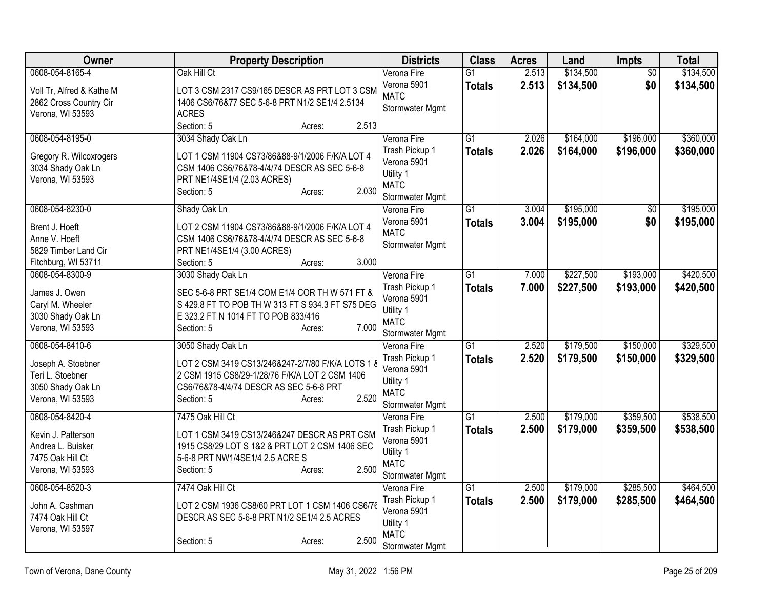| Owner | Property Description | Districts | Class | Acres | Land | Impts | Total |
|---|---|---|---|---|---|---|---|
| 0608-054-8165-4<br><br>Voll Tr, Alfred & Kathe M<br>2862 Cross Country Cir<br>Verona, WI 53593 | Oak Hill Ct<br><br>LOT 3 CSM 2317 CS9/165 DESCR AS PRT LOT 3 CSM 1406 CS6/76&77 SEC 5-6-8 PRT N1/2 SE1/4 2.5134 ACRES<br>Section: 5 Acres: 2.513 | Verona Fire<br>Verona 5901<br>MATC<br>Stormwater Mgmt | G1<br>**Totals** | 2.513<br>**2.513** | $134,500<br>**$134,500** | $0<br>**$0** | $134,500<br>**$134,500** |
| 0608-054-8195-0<br><br>Gregory R. Wilcoxrogers<br>3034 Shady Oak Ln<br>Verona, WI 53593 | 3034 Shady Oak Ln<br><br>LOT 1 CSM 11904 CS73/86&88-9/1/2006 F/K/A LOT 4 CSM 1406 CS6/76&78-4/4/74 DESCR AS SEC 5-6-8 PRT NE1/4SE1/4 (2.03 ACRES)<br>Section: 5 Acres: 2.030 | Verona Fire<br>Trash Pickup 1<br>Verona 5901<br>Utility 1<br>MATC<br>Stormwater Mgmt | G1<br>**Totals** | 2.026<br>**2.026** | $164,000<br>**$164,000** | $196,000<br>**$196,000** | $360,000<br>**$360,000** |
| 0608-054-8230-0<br><br>Brent J. Hoeft<br>Anne V. Hoeft<br>5829 Timber Land Cir<br>Fitchburg, WI 53711 | Shady Oak Ln<br><br>LOT 2 CSM 11904 CS73/86&88-9/1/2006 F/K/A LOT 4 CSM 1406 CS6/76&78-4/4/74 DESCR AS SEC 5-6-8 PRT NE1/4SE1/4 (3.00 ACRES)<br>Section: 5 Acres: 3.000 | Verona Fire<br>Verona 5901<br>MATC<br>Stormwater Mgmt | G1<br>**Totals** | 3.004<br>**3.004** | $195,000<br>**$195,000** | $0<br>**$0** | $195,000<br>**$195,000** |
| 0608-054-8300-9<br><br>James J. Owen<br>Caryl M. Wheeler<br>3030 Shady Oak Ln<br>Verona, WI 53593 | 3030 Shady Oak Ln<br><br>SEC 5-6-8 PRT SE1/4 COM E1/4 COR TH W 571 FT & S 429.8 FT TO POB TH W 313 FT S 934.3 FT S75 DEG E 323.2 FT N 1014 FT TO POB 833/416<br>Section: 5 Acres: 7.000 | Verona Fire<br>Trash Pickup 1<br>Verona 5901<br>Utility 1<br>MATC<br>Stormwater Mgmt | G1<br>**Totals** | 7.000<br>**7.000** | $227,500<br>**$227,500** | $193,000<br>**$193,000** | $420,500<br>**$420,500** |
| 0608-054-8410-6<br><br>Joseph A. Stoebner<br>Teri L. Stoebner<br>3050 Shady Oak Ln<br>Verona, WI 53593 | 3050 Shady Oak Ln<br><br>LOT 2 CSM 3419 CS13/246&247-2/7/80 F/K/A LOTS 1 & 2 CSM 1915 CS8/29-1/28/76 F/K/A LOT 2 CSM 1406 CS6/76&78-4/4/74 DESCR AS SEC 5-6-8 PRT<br>Section: 5 Acres: 2.520 | Verona Fire<br>Trash Pickup 1<br>Verona 5901<br>Utility 1<br>MATC<br>Stormwater Mgmt | G1<br>**Totals** | 2.520<br>**2.520** | $179,500<br>**$179,500** | $150,000<br>**$150,000** | $329,500<br>**$329,500** |
| 0608-054-8420-4<br><br>Kevin J. Patterson<br>Andrea L. Buisker<br>7475 Oak Hill Ct<br>Verona, WI 53593 | 7475 Oak Hill Ct<br><br>LOT 1 CSM 3419 CS13/246&247 DESCR AS PRT CSM 1915 CS8/29 LOT S 1&2 & PRT LOT 2 CSM 1406 SEC 5-6-8 PRT NW1/4SE1/4 2.5 ACRE S<br>Section: 5 Acres: 2.500 | Verona Fire<br>Trash Pickup 1<br>Verona 5901<br>Utility 1<br>MATC<br>Stormwater Mgmt | G1<br>**Totals** | 2.500<br>**2.500** | $179,000<br>**$179,000** | $359,500<br>**$359,500** | $538,500<br>**$538,500** |
| 0608-054-8520-3<br><br>John A. Cashman<br>7474 Oak Hill Ct<br>Verona, WI 53597 | 7474 Oak Hill Ct<br><br>LOT 2 CSM 1936 CS8/60 PRT LOT 1 CSM 1406 CS6/76 DESCR AS SEC 5-6-8 PRT N1/2 SE1/4 2.5 ACRES<br><br>Section: 5 Acres: 2.500 | Verona Fire<br>Trash Pickup 1<br>Verona 5901<br>Utility 1<br>MATC<br>Stormwater Mgmt | G1<br>**Totals** | 2.500<br>**2.500** | $179,000<br>**$179,000** | $285,500<br>**$285,500** | $464,500<br>**$464,500** |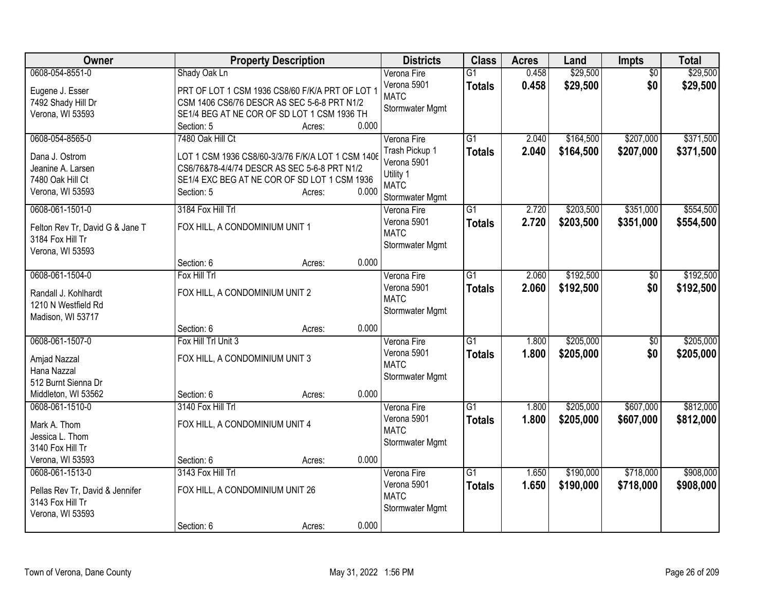| Owner | Property Description | Districts | Class | Acres | Land | Impts | Total |
|---|---|---|---|---|---|---|---|
| 0608-054-8551-0<br>Eugene J. Esser<br>7492 Shady Hill Dr<br>Verona, WI 53593 | Shady Oak Ln<br>PRT OF LOT 1 CSM 1936 CS8/60 F/K/A PRT OF LOT 1 CSM 1406 CS6/76 DESCR AS SEC 5-6-8 PRT N1/2 SE1/4 BEG AT NE COR OF SD LOT 1 CSM 1936 TH<br>Section: 5 Acres: 0.000 | Verona Fire<br>Verona 5901<br>MATC<br>Stormwater Mgmt | G1<br>**Totals** | 0.458<br>**0.458** | $29,500<br>**$29,500** | $0<br>**$0** | $29,500<br>**$29,500** |
| 0608-054-8565-0<br>Dana J. Ostrom<br>Jeanine A. Larsen<br>7480 Oak Hill Ct<br>Verona, WI 53593 | 7480 Oak Hill Ct<br>LOT 1 CSM 1936 CS8/60-3/3/76 F/K/A LOT 1 CSM 1406 CS6/76&78-4/4/74 DESCR AS SEC 5-6-8 PRT N1/2 SE1/4 EXC BEG AT NE COR OF SD LOT 1 CSM 1936<br>Section: 5 Acres: 0.000 | Verona Fire<br>Trash Pickup 1<br>Verona 5901<br>Utility 1<br>MATC<br>Stormwater Mgmt | G1<br>**Totals** | 2.040<br>**2.040** | $164,500<br>**$164,500** | $207,000<br>**$207,000** | $371,500<br>**$371,500** |
| 0608-061-1501-0<br>Felton Rev Tr, David G & Jane T<br>3184 Fox Hill Tr<br>Verona, WI 53593 | 3184 Fox Hill Trl<br>FOX HILL, A CONDOMINIUM UNIT 1<br>Section: 6 Acres: 0.000 | Verona Fire<br>Verona 5901<br>MATC<br>Stormwater Mgmt | G1<br>**Totals** | 2.720<br>**2.720** | $203,500<br>**$203,500** | $351,000<br>**$351,000** | $554,500<br>**$554,500** |
| 0608-061-1504-0<br>Randall J. Kohlhardt<br>1210 N Westfield Rd<br>Madison, WI 53717 | Fox Hill Trl<br>FOX HILL, A CONDOMINIUM UNIT 2<br>Section: 6 Acres: 0.000 | Verona Fire<br>Verona 5901<br>MATC<br>Stormwater Mgmt | G1<br>**Totals** | 2.060<br>**2.060** | $192,500<br>**$192,500** | $0<br>**$0** | $192,500<br>**$192,500** |
| 0608-061-1507-0<br>Amjad Nazzal<br>Hana Nazzal<br>512 Burnt Sienna Dr<br>Middleton, WI 53562 | Fox Hill Trl Unit 3<br>FOX HILL, A CONDOMINIUM UNIT 3<br>Section: 6 Acres: 0.000 | Verona Fire<br>Verona 5901<br>MATC<br>Stormwater Mgmt | G1<br>**Totals** | 1.800<br>**1.800** | $205,000<br>**$205,000** | $0<br>**$0** | $205,000<br>**$205,000** |
| 0608-061-1510-0<br>Mark A. Thom<br>Jessica L. Thom<br>3140 Fox Hill Tr<br>Verona, WI 53593 | 3140 Fox Hill Trl<br>FOX HILL, A CONDOMINIUM UNIT 4<br>Section: 6 Acres: 0.000 | Verona Fire<br>Verona 5901<br>MATC<br>Stormwater Mgmt | G1<br>**Totals** | 1.800<br>**1.800** | $205,000<br>**$205,000** | $607,000<br>**$607,000** | $812,000<br>**$812,000** |
| 0608-061-1513-0<br>Pellas Rev Tr, David & Jennifer<br>3143 Fox Hill Tr<br>Verona, WI 53593 | 3143 Fox Hill Trl<br>FOX HILL, A CONDOMINIUM UNIT 26<br>Section: 6 Acres: 0.000 | Verona Fire<br>Verona 5901<br>MATC<br>Stormwater Mgmt | G1<br>**Totals** | 1.650<br>**1.650** | $190,000<br>**$190,000** | $718,000<br>**$718,000** | $908,000<br>**$908,000** |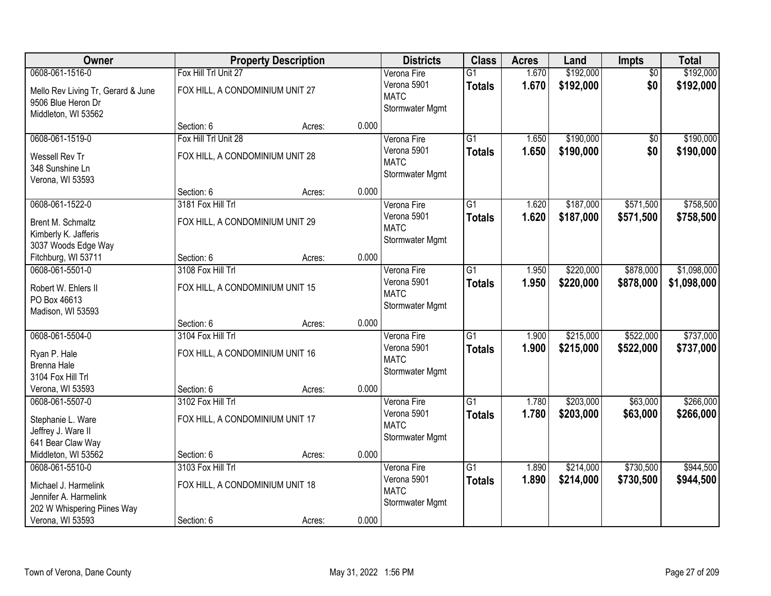| Owner | Property Description | | | Districts | Class | Acres | Land | Impts | Total |
|---|---|---|---|---|---|---|---|---|---|
| 0608-061-1516-0<br>Mello Rev Living Tr, Gerard & June<br>9506 Blue Heron Dr<br>Middleton, WI 53562 | Fox Hill Trl Unit 27<br>FOX HILL, A CONDOMINIUM UNIT 27<br>Section: 6 | Acres: | 0.000 | Verona Fire<br>Verona 5901<br>MATC<br>Stormwater Mgmt | G1<br>**Totals** | 1.670<br>**1.670** | $192,000<br>**$192,000** | $0<br>**$0** | $192,000<br>**$192,000** |
| 0608-061-1519-0<br>Wessell Rev Tr<br>348 Sunshine Ln<br>Verona, WI 53593 | Fox Hill Trl Unit 28<br>FOX HILL, A CONDOMINIUM UNIT 28<br>Section: 6 | Acres: | 0.000 | Verona Fire<br>Verona 5901<br>MATC<br>Stormwater Mgmt | G1<br>**Totals** | 1.650<br>**1.650** | $190,000<br>**$190,000** | $0<br>**$0** | $190,000<br>**$190,000** |
| 0608-061-1522-0<br>Brent M. Schmaltz<br>Kimberly K. Jafferis<br>3037 Woods Edge Way<br>Fitchburg, WI 53711 | 3181 Fox Hill Trl<br>FOX HILL, A CONDOMINIUM UNIT 29<br>Section: 6 | Acres: | 0.000 | Verona Fire<br>Verona 5901<br>MATC<br>Stormwater Mgmt | G1<br>**Totals** | 1.620<br>**1.620** | $187,000<br>**$187,000** | $571,500<br>**$571,500** | $758,500<br>**$758,500** |
| 0608-061-5501-0<br>Robert W. Ehlers II<br>PO Box 46613<br>Madison, WI 53593 | 3108 Fox Hill Trl<br>FOX HILL, A CONDOMINIUM UNIT 15<br>Section: 6 | Acres: | 0.000 | Verona Fire<br>Verona 5901<br>MATC<br>Stormwater Mgmt | G1<br>**Totals** | 1.950<br>**1.950** | $220,000<br>**$220,000** | $878,000<br>**$878,000** | $1,098,000<br>**$1,098,000** |
| 0608-061-5504-0<br>Ryan P. Hale<br>Brenna Hale<br>3104 Fox Hill Trl<br>Verona, WI 53593 | 3104 Fox Hill Trl<br>FOX HILL, A CONDOMINIUM UNIT 16<br>Section: 6 | Acres: | 0.000 | Verona Fire<br>Verona 5901<br>MATC<br>Stormwater Mgmt | G1<br>**Totals** | 1.900<br>**1.900** | $215,000<br>**$215,000** | $522,000<br>**$522,000** | $737,000<br>**$737,000** |
| 0608-061-5507-0<br>Stephanie L. Ware<br>Jeffrey J. Ware II<br>641 Bear Claw Way<br>Middleton, WI 53562 | 3102 Fox Hill Trl<br>FOX HILL, A CONDOMINIUM UNIT 17<br>Section: 6 | Acres: | 0.000 | Verona Fire<br>Verona 5901<br>MATC<br>Stormwater Mgmt | G1<br>**Totals** | 1.780<br>**1.780** | $203,000<br>**$203,000** | $63,000<br>**$63,000** | $266,000<br>**$266,000** |
| 0608-061-5510-0<br>Michael J. Harmelink<br>Jennifer A. Harmelink<br>202 W Whispering Piines Way<br>Verona, WI 53593 | 3103 Fox Hill Trl<br>FOX HILL, A CONDOMINIUM UNIT 18<br>Section: 6 | Acres: | 0.000 | Verona Fire<br>Verona 5901<br>MATC<br>Stormwater Mgmt | G1<br>**Totals** | 1.890<br>**1.890** | $214,000<br>**$214,000** | $730,500<br>**$730,500** | $944,500<br>**$944,500** |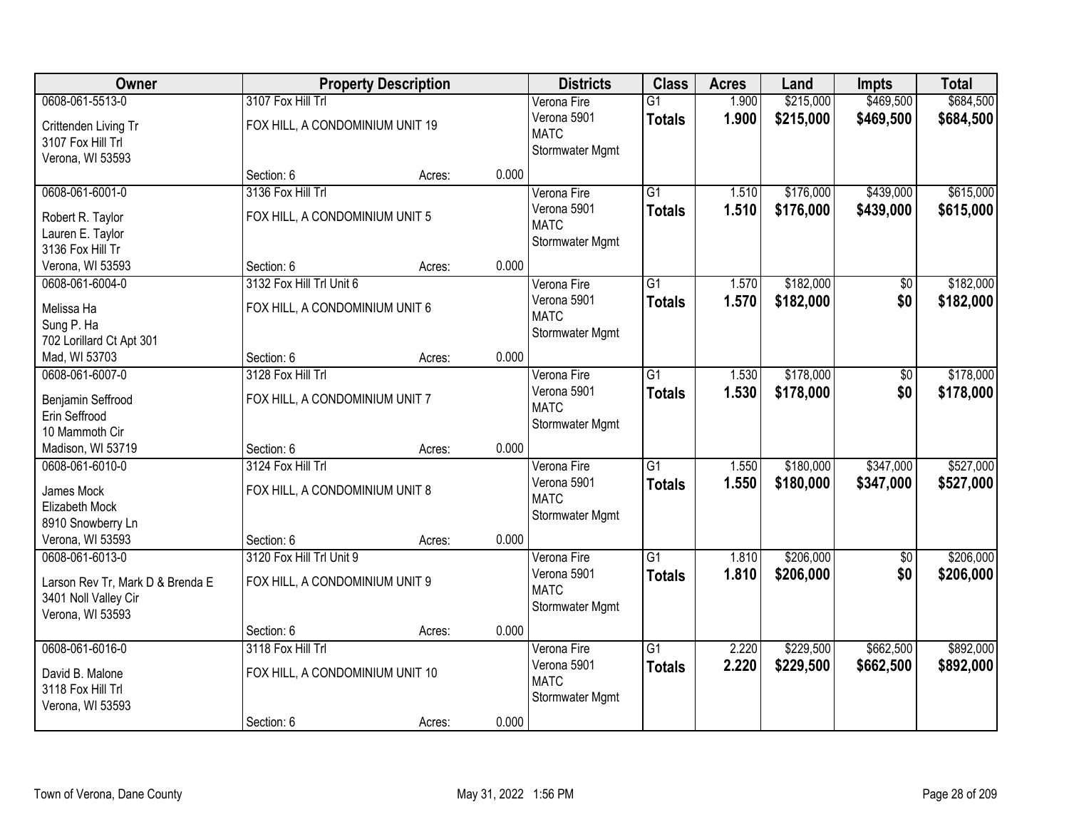| Owner | Property Description | | | Districts | Class | Acres | Land | Impts | Total |
|---|---|---|---|---|---|---|---|---|---|
| 0608-061-5513-0<br>Crittenden Living Tr<br>3107 Fox Hill Trl<br>Verona, WI 53593 | 3107 Fox Hill Trl<br>FOX HILL, A CONDOMINIUM UNIT 19<br>Section: 6 | Acres: | 0.000 | Verona Fire<br>Verona 5901<br>MATC<br>Stormwater Mgmt | G1<br>**Totals** | 1.900<br>**1.900** | $215,000<br>**$215,000** | $469,500<br>**$469,500** | $684,500<br>**$684,500** |
| 0608-061-6001-0<br>Robert R. Taylor<br>Lauren E. Taylor<br>3136 Fox Hill Tr<br>Verona, WI 53593 | 3136 Fox Hill Trl<br>FOX HILL, A CONDOMINIUM UNIT 5<br>Section: 6 | Acres: | 0.000 | Verona Fire<br>Verona 5901<br>MATC<br>Stormwater Mgmt | G1<br>**Totals** | 1.510<br>**1.510** | $176,000<br>**$176,000** | $439,000<br>**$439,000** | $615,000<br>**$615,000** |
| 0608-061-6004-0<br>Melissa Ha<br>Sung P. Ha<br>702 Lorillard Ct Apt 301<br>Mad, WI 53703 | 3132 Fox Hill Trl Unit 6<br>FOX HILL, A CONDOMINIUM UNIT 6<br>Section: 6 | Acres: | 0.000 | Verona Fire<br>Verona 5901<br>MATC<br>Stormwater Mgmt | G1<br>**Totals** | 1.570<br>**1.570** | $182,000<br>**$182,000** | $0<br>**$0** | $182,000<br>**$182,000** |
| 0608-061-6007-0<br>Benjamin Seffrood<br>Erin Seffrood<br>10 Mammoth Cir<br>Madison, WI 53719 | 3128 Fox Hill Trl<br>FOX HILL, A CONDOMINIUM UNIT 7<br>Section: 6 | Acres: | 0.000 | Verona Fire<br>Verona 5901<br>MATC<br>Stormwater Mgmt | G1<br>**Totals** | 1.530<br>**1.530** | $178,000<br>**$178,000** | $0<br>**$0** | $178,000<br>**$178,000** |
| 0608-061-6010-0<br>James Mock<br>Elizabeth Mock<br>8910 Snowberry Ln<br>Verona, WI 53593 | 3124 Fox Hill Trl<br>FOX HILL, A CONDOMINIUM UNIT 8<br>Section: 6 | Acres: | 0.000 | Verona Fire<br>Verona 5901<br>MATC<br>Stormwater Mgmt | G1<br>**Totals** | 1.550<br>**1.550** | $180,000<br>**$180,000** | $347,000<br>**$347,000** | $527,000<br>**$527,000** |
| 0608-061-6013-0<br>Larson Rev Tr, Mark D & Brenda E<br>3401 Noll Valley Cir<br>Verona, WI 53593 | 3120 Fox Hill Trl Unit 9<br>FOX HILL, A CONDOMINIUM UNIT 9<br>Section: 6 | Acres: | 0.000 | Verona Fire<br>Verona 5901<br>MATC<br>Stormwater Mgmt | G1<br>**Totals** | 1.810<br>**1.810** | $206,000<br>**$206,000** | $0<br>**$0** | $206,000<br>**$206,000** |
| 0608-061-6016-0<br>David B. Malone<br>3118 Fox Hill Trl<br>Verona, WI 53593 | 3118 Fox Hill Trl<br>FOX HILL, A CONDOMINIUM UNIT 10<br>Section: 6 | Acres: | 0.000 | Verona Fire<br>Verona 5901<br>MATC<br>Stormwater Mgmt | G1<br>**Totals** | 2.220<br>**2.220** | $229,500<br>**$229,500** | $662,500<br>**$662,500** | $892,000<br>**$892,000** |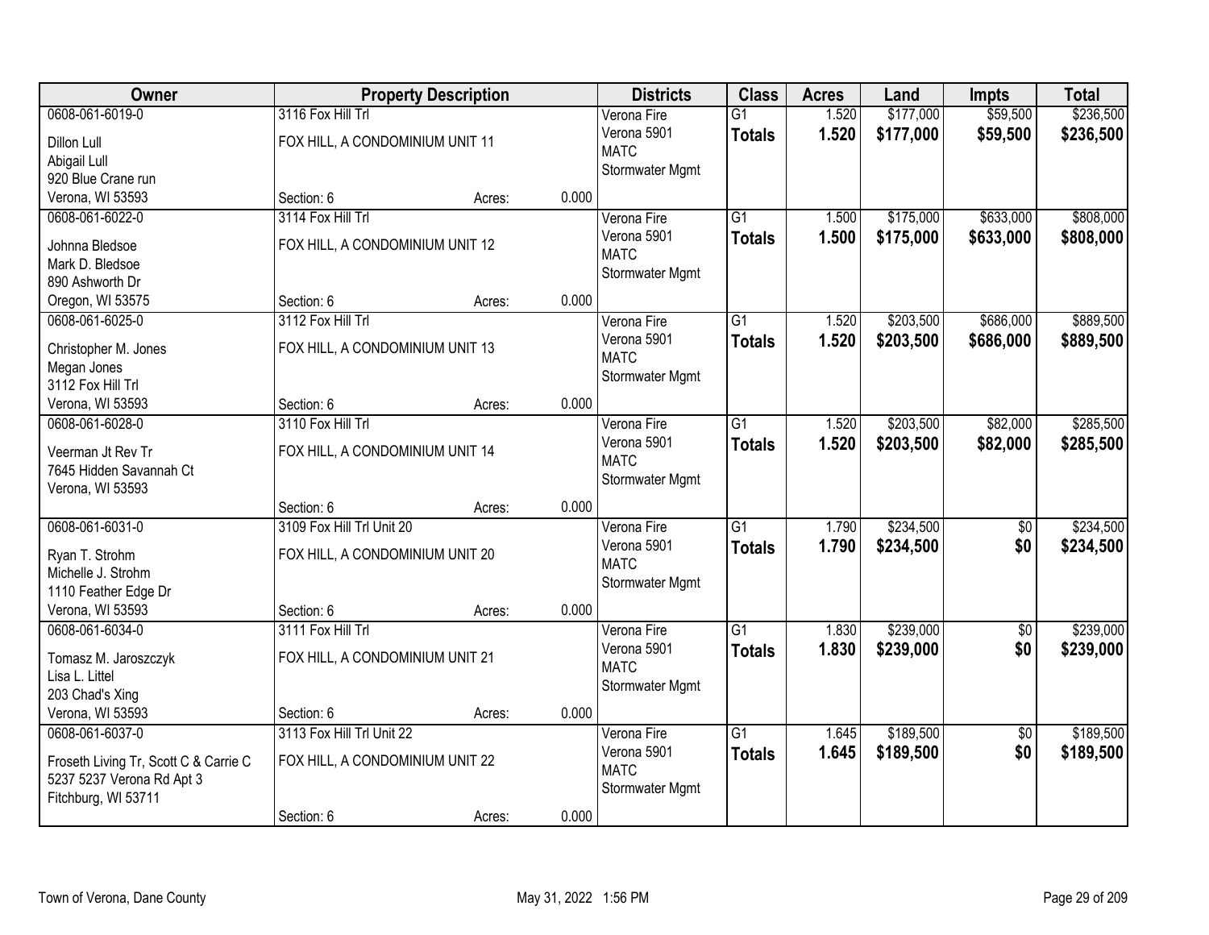| Owner | Property Description | | | Districts | Class | Acres | Land | Impts | Total |
|---|---|---|---|---|---|---|---|---|---|
| 0608-061-6019-0 | 3116 Fox Hill Trl | | | Verona Fire | G1 | 1.520 | $177,000 | $59,500 | $236,500 |
| Dillon Lull<br>Abigail Lull<br>920 Blue Crane run<br>Verona, WI 53593 | FOX HILL, A CONDOMINIUM UNIT 11 | | | Verona 5901<br>MATC<br>Stormwater Mgmt | **Totals** | **1.520** | **$177,000** | **$59,500** | **$236,500** |
| | Section: 6 | Acres: | 0.000 | | | | | | |
| 0608-061-6022-0 | 3114 Fox Hill Trl | | | Verona Fire | G1 | 1.500 | $175,000 | $633,000 | $808,000 |
| Johnna Bledsoe<br>Mark D. Bledsoe<br>890 Ashworth Dr<br>Oregon, WI 53575 | FOX HILL, A CONDOMINIUM UNIT 12 | | | Verona 5901<br>MATC<br>Stormwater Mgmt | **Totals** | **1.500** | **$175,000** | **$633,000** | **$808,000** |
| | Section: 6 | Acres: | 0.000 | | | | | | |
| 0608-061-6025-0 | 3112 Fox Hill Trl | | | Verona Fire | G1 | 1.520 | $203,500 | $686,000 | $889,500 |
| Christopher M. Jones<br>Megan Jones<br>3112 Fox Hill Trl<br>Verona, WI 53593 | FOX HILL, A CONDOMINIUM UNIT 13 | | | Verona 5901<br>MATC<br>Stormwater Mgmt | **Totals** | **1.520** | **$203,500** | **$686,000** | **$889,500** |
| | Section: 6 | Acres: | 0.000 | | | | | | |
| 0608-061-6028-0 | 3110 Fox Hill Trl | | | Verona Fire | G1 | 1.520 | $203,500 | $82,000 | $285,500 |
| Veerman Jt Rev Tr<br>7645 Hidden Savannah Ct<br>Verona, WI 53593 | FOX HILL, A CONDOMINIUM UNIT 14 | | | Verona 5901<br>MATC<br>Stormwater Mgmt | **Totals** | **1.520** | **$203,500** | **$82,000** | **$285,500** |
| | Section: 6 | Acres: | 0.000 | | | | | | |
| 0608-061-6031-0 | 3109 Fox Hill Trl Unit 20 | | | Verona Fire | G1 | 1.790 | $234,500 | $0 | $234,500 |
| Ryan T. Strohm<br>Michelle J. Strohm<br>1110 Feather Edge Dr<br>Verona, WI 53593 | FOX HILL, A CONDOMINIUM UNIT 20 | | | Verona 5901<br>MATC<br>Stormwater Mgmt | **Totals** | **1.790** | **$234,500** | **$0** | **$234,500** |
| | Section: 6 | Acres: | 0.000 | | | | | | |
| 0608-061-6034-0 | 3111 Fox Hill Trl | | | Verona Fire | G1 | 1.830 | $239,000 | $0 | $239,000 |
| Tomasz M. Jaroszczyk<br>Lisa L. Littel<br>203 Chad's Xing<br>Verona, WI 53593 | FOX HILL, A CONDOMINIUM UNIT 21 | | | Verona 5901<br>MATC<br>Stormwater Mgmt | **Totals** | **1.830** | **$239,000** | **$0** | **$239,000** |
| | Section: 6 | Acres: | 0.000 | | | | | | |
| 0608-061-6037-0 | 3113 Fox Hill Trl Unit 22 | | | Verona Fire | G1 | 1.645 | $189,500 | $0 | $189,500 |
| Froseth Living Tr, Scott C & Carrie C<br>5237 5237 Verona Rd Apt 3<br>Fitchburg, WI 53711 | FOX HILL, A CONDOMINIUM UNIT 22 | | | Verona 5901<br>MATC<br>Stormwater Mgmt | **Totals** | **1.645** | **$189,500** | **$0** | **$189,500** |
| | Section: 6 | Acres: | 0.000 | | | | | | |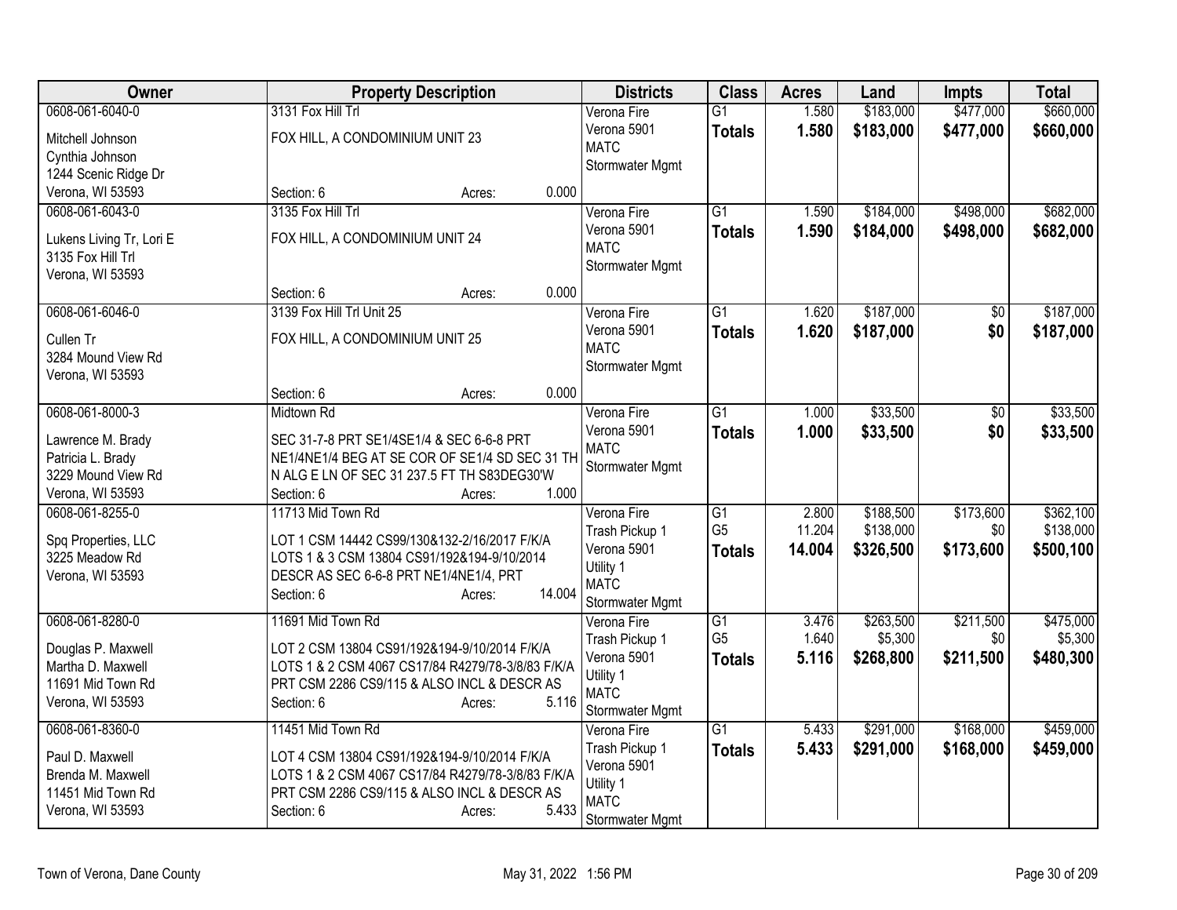| Owner | Property Description | Districts | Class | Acres | Land | Impts | Total |
|---|---|---|---|---|---|---|---|
| 0608-061-6040-0<br>Mitchell Johnson<br>Cynthia Johnson<br>1244 Scenic Ridge Dr<br>Verona, WI 53593 | 3131 Fox Hill Trl<br>FOX HILL, A CONDOMINIUM UNIT 23<br>Section: 6 Acres: 0.000 | Verona Fire<br>Verona 5901<br>MATC<br>Stormwater Mgmt | G1<br>**Totals** | 1.580<br>**1.580** | $183,000<br>**$183,000** | $477,000<br>**$477,000** | $660,000<br>**$660,000** |
| 0608-061-6043-0<br>Lukens Living Tr, Lori E<br>3135 Fox Hill Trl<br>Verona, WI 53593 | 3135 Fox Hill Trl<br>FOX HILL, A CONDOMINIUM UNIT 24<br>Section: 6 Acres: 0.000 | Verona Fire<br>Verona 5901<br>MATC<br>Stormwater Mgmt | G1<br>**Totals** | 1.590<br>**1.590** | $184,000<br>**$184,000** | $498,000<br>**$498,000** | $682,000<br>**$682,000** |
| 0608-061-6046-0<br>Cullen Tr<br>3284 Mound View Rd<br>Verona, WI 53593 | 3139 Fox Hill Trl Unit 25<br>FOX HILL, A CONDOMINIUM UNIT 25<br>Section: 6 Acres: 0.000 | Verona Fire<br>Verona 5901<br>MATC<br>Stormwater Mgmt | G1<br>**Totals** | 1.620<br>**1.620** | $187,000<br>**$187,000** | $0<br>**$0** | $187,000<br>**$187,000** |
| 0608-061-8000-3<br>Lawrence M. Brady<br>Patricia L. Brady<br>3229 Mound View Rd<br>Verona, WI 53593 | Midtown Rd<br>SEC 31-7-8 PRT SE1/4SE1/4 & SEC 6-6-8 PRT NE1/4NE1/4 BEG AT SE COR OF SE1/4 SD SEC 31 TH N ALG E LN OF SEC 31 237.5 FT TH S83DEG30'W<br>Section: 6 Acres: 1.000 | Verona Fire<br>Verona 5901<br>MATC<br>Stormwater Mgmt | G1<br>**Totals** | 1.000<br>**1.000** | $33,500<br>**$33,500** | $0<br>**$0** | $33,500<br>**$33,500** |
| 0608-061-8255-0<br>Spq Properties, LLC<br>3225 Meadow Rd<br>Verona, WI 53593 | 11713 Mid Town Rd<br>LOT 1 CSM 14442 CS99/130&132-2/16/2017 F/K/A LOTS 1 & 3 CSM 13804 CS91/192&194-9/10/2014 DESCR AS SEC 6-6-8 PRT NE1/4NE1/4, PRT<br>Section: 6 Acres: 14.004 | Verona Fire<br>Trash Pickup 1<br>Verona 5901<br>Utility 1<br>MATC<br>Stormwater Mgmt | G1<br>G5<br>**Totals** | 2.800<br>11.204<br>**14.004** | $188,500<br>$138,000<br>**$326,500** | $173,600<br>$0<br>**$173,600** | $362,100<br>$138,000<br>**$500,100** |
| 0608-061-8280-0<br>Douglas P. Maxwell<br>Martha D. Maxwell<br>11691 Mid Town Rd<br>Verona, WI 53593 | 11691 Mid Town Rd<br>LOT 2 CSM 13804 CS91/192&194-9/10/2014 F/K/A LOTS 1 & 2 CSM 4067 CS17/84 R4279/78-3/8/83 F/K/A PRT CSM 2286 CS9/115 & ALSO INCL & DESCR AS<br>Section: 6 Acres: 5.116 | Verona Fire<br>Trash Pickup 1<br>Verona 5901<br>Utility 1<br>MATC<br>Stormwater Mgmt | G1<br>G5<br>**Totals** | 3.476<br>1.640<br>**5.116** | $263,500<br>$5,300<br>**$268,800** | $211,500<br>$0<br>**$211,500** | $475,000<br>$5,300<br>**$480,300** |
| 0608-061-8360-0<br>Paul D. Maxwell<br>Brenda M. Maxwell<br>11451 Mid Town Rd<br>Verona, WI 53593 | 11451 Mid Town Rd<br>LOT 4 CSM 13804 CS91/192&194-9/10/2014 F/K/A LOTS 1 & 2 CSM 4067 CS17/84 R4279/78-3/8/83 F/K/A PRT CSM 2286 CS9/115 & ALSO INCL & DESCR AS<br>Section: 6 Acres: 5.433 | Verona Fire<br>Trash Pickup 1<br>Verona 5901<br>Utility 1<br>MATC<br>Stormwater Mgmt | G1<br>**Totals** | 5.433<br>**5.433** | $291,000<br>**$291,000** | $168,000<br>**$168,000** | $459,000<br>**$459,000** |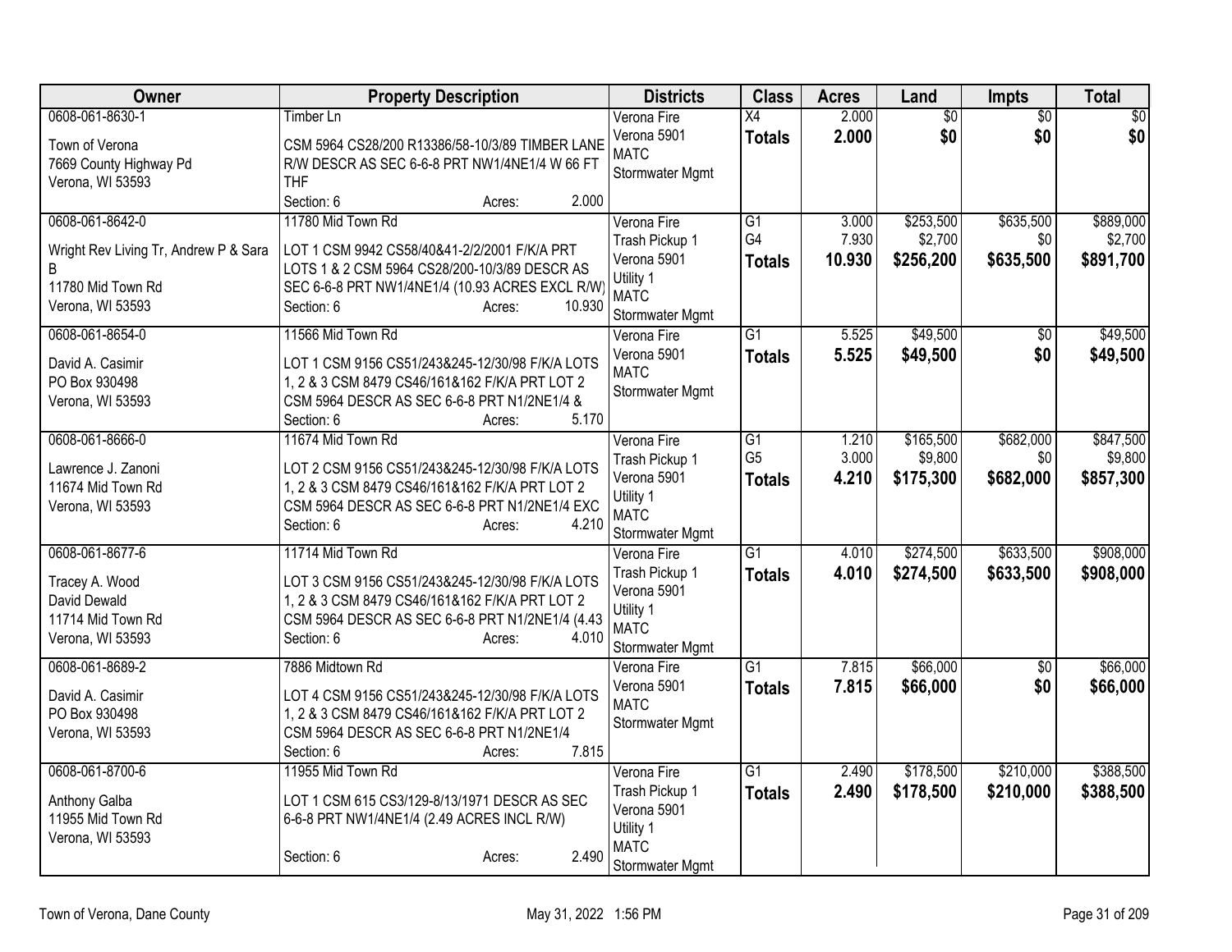| Owner | Property Description | Districts | Class | Acres | Land | Impts | Total |
|---|---|---|---|---|---|---|---|
| 0608-061-8630-1<br>Town of Verona<br>7669 County Highway Pd<br>Verona, WI 53593 | Timber Ln<br>CSM 5964 CS28/200 R13386/58-10/3/89 TIMBER LANE R/W DESCR AS SEC 6-6-8 PRT NW1/4NE1/4 W 66 FT THF<br>Section: 6 Acres: 2.000 | Verona Fire<br>Verona 5901<br>MATC<br>Stormwater Mgmt | X4<br>**Totals** | 2.000<br>**2.000** | $0<br>**$0** | $0<br>**$0** | $0<br>**$0** |
| 0608-061-8642-0<br>Wright Rev Living Tr, Andrew P & Sara B<br>11780 Mid Town Rd<br>Verona, WI 53593 | 11780 Mid Town Rd<br>LOT 1 CSM 9942 CS58/40&41-2/2/2001 F/K/A PRT LOTS 1 & 2 CSM 5964 CS28/200-10/3/89 DESCR AS SEC 6-6-8 PRT NW1/4NE1/4 (10.93 ACRES EXCL R/W)<br>Section: 6 Acres: 10.930 | Verona Fire<br>Trash Pickup 1<br>Verona 5901<br>Utility 1<br>MATC<br>Stormwater Mgmt | G1<br>G4<br>**Totals** | 3.000<br>7.930<br>**10.930** | $253,500<br>$2,700<br>**$256,200** | $635,500<br>$0<br>**$635,500** | $889,000<br>$2,700<br>**$891,700** |
| 0608-061-8654-0<br>David A. Casimir<br>PO Box 930498<br>Verona, WI 53593 | 11566 Mid Town Rd<br>LOT 1 CSM 9156 CS51/243&245-12/30/98 F/K/A LOTS 1, 2 & 3 CSM 8479 CS46/161&162 F/K/A PRT LOT 2 CSM 5964 DESCR AS SEC 6-6-8 PRT N1/2NE1/4 &<br>Section: 6 Acres: 5.170 | Verona Fire<br>Verona 5901<br>MATC<br>Stormwater Mgmt | G1<br>**Totals** | 5.525<br>**5.525** | $49,500<br>**$49,500** | $0<br>**$0** | $49,500<br>**$49,500** |
| 0608-061-8666-0<br>Lawrence J. Zanoni<br>11674 Mid Town Rd<br>Verona, WI 53593 | 11674 Mid Town Rd<br>LOT 2 CSM 9156 CS51/243&245-12/30/98 F/K/A LOTS 1, 2 & 3 CSM 8479 CS46/161&162 F/K/A PRT LOT 2 CSM 5964 DESCR AS SEC 6-6-8 PRT N1/2NE1/4 EXC<br>Section: 6 Acres: 4.210 | Verona Fire<br>Trash Pickup 1<br>Verona 5901<br>Utility 1<br>MATC<br>Stormwater Mgmt | G1<br>G5<br>**Totals** | 1.210<br>3.000<br>**4.210** | $165,500<br>$9,800<br>**$175,300** | $682,000<br>$0<br>**$682,000** | $847,500<br>$9,800<br>**$857,300** |
| 0608-061-8677-6<br>Tracey A. Wood<br>David Dewald<br>11714 Mid Town Rd<br>Verona, WI 53593 | 11714 Mid Town Rd<br>LOT 3 CSM 9156 CS51/243&245-12/30/98 F/K/A LOTS 1, 2 & 3 CSM 8479 CS46/161&162 F/K/A PRT LOT 2 CSM 5964 DESCR AS SEC 6-6-8 PRT N1/2NE1/4 (4.43<br>Section: 6 Acres: 4.010 | Verona Fire<br>Trash Pickup 1<br>Verona 5901<br>Utility 1<br>MATC<br>Stormwater Mgmt | G1<br>**Totals** | 4.010<br>**4.010** | $274,500<br>**$274,500** | $633,500<br>**$633,500** | $908,000<br>**$908,000** |
| 0608-061-8689-2<br>David A. Casimir<br>PO Box 930498<br>Verona, WI 53593 | 7886 Midtown Rd<br>LOT 4 CSM 9156 CS51/243&245-12/30/98 F/K/A LOTS 1, 2 & 3 CSM 8479 CS46/161&162 F/K/A PRT LOT 2 CSM 5964 DESCR AS SEC 6-6-8 PRT N1/2NE1/4<br>Section: 6 Acres: 7.815 | Verona Fire<br>Verona 5901<br>MATC<br>Stormwater Mgmt | G1<br>**Totals** | 7.815<br>**7.815** | $66,000<br>**$66,000** | $0<br>**$0** | $66,000<br>**$66,000** |
| 0608-061-8700-6<br>Anthony Galba<br>11955 Mid Town Rd<br>Verona, WI 53593 | 11955 Mid Town Rd<br>LOT 1 CSM 615 CS3/129-8/13/1971 DESCR AS SEC 6-6-8 PRT NW1/4NE1/4 (2.49 ACRES INCL R/W)<br>Section: 6 Acres: 2.490 | Verona Fire<br>Trash Pickup 1<br>Verona 5901<br>Utility 1<br>MATC<br>Stormwater Mgmt | G1<br>**Totals** | 2.490<br>**2.490** | $178,500<br>**$178,500** | $210,000<br>**$210,000** | $388,500<br>**$388,500** |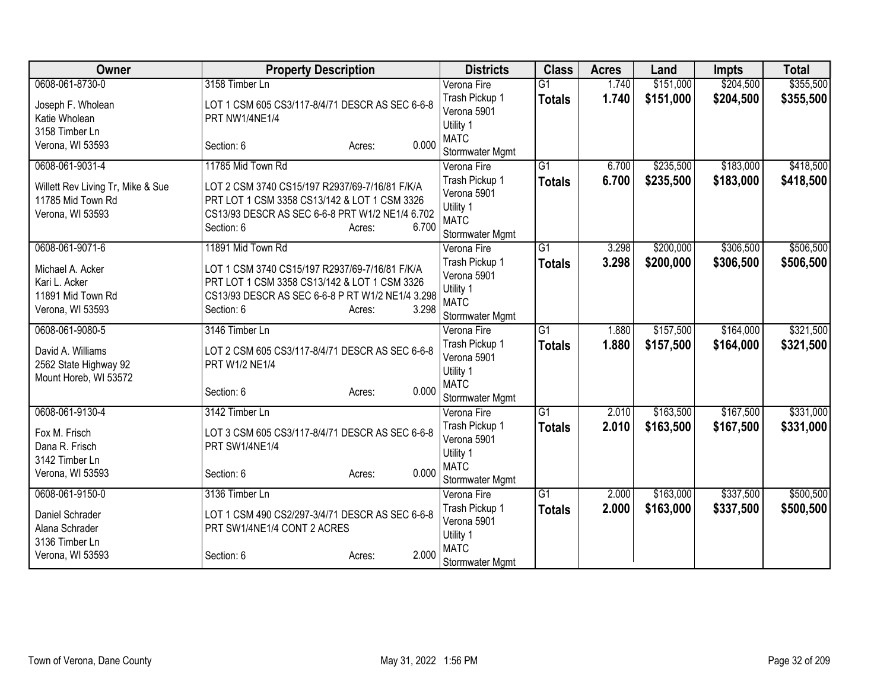| Owner | Property Description | Districts | Class | Acres | Land | Impts | Total |
|---|---|---|---|---|---|---|---|
| 0608-061-8730-0<br>Joseph F. Wholean<br>Katie Wholean<br>3158 Timber Ln<br>Verona, WI 53593 | 3158 Timber Ln<br>LOT 1 CSM 605 CS3/117-8/4/71 DESCR AS SEC 6-6-8 PRT NW1/4NE1/4<br>Section: 6 Acres: 0.000 | Verona Fire<br>Trash Pickup 1<br>Verona 5901<br>Utility 1<br>MATC<br>Stormwater Mgmt | G1<br>**Totals** | 1.740<br>**1.740** | $151,000<br>**$151,000** | $204,500<br>**$204,500** | $355,500<br>**$355,500** |
| 0608-061-9031-4<br>Willett Rev Living Tr, Mike & Sue<br>11785 Mid Town Rd<br>Verona, WI 53593 | 11785 Mid Town Rd<br>LOT 2 CSM 3740 CS15/197 R2937/69-7/16/81 F/K/A PRT LOT 1 CSM 3358 CS13/142 & LOT 1 CSM 3326 CS13/93 DESCR AS SEC 6-6-8 PRT W1/2 NE1/4 6.702<br>Section: 6 Acres: 6.700 | Verona Fire<br>Trash Pickup 1<br>Verona 5901<br>Utility 1<br>MATC<br>Stormwater Mgmt | G1<br>**Totals** | 6.700<br>**6.700** | $235,500<br>**$235,500** | $183,000<br>**$183,000** | $418,500<br>**$418,500** |
| 0608-061-9071-6<br>Michael A. Acker<br>Kari L. Acker<br>11891 Mid Town Rd<br>Verona, WI 53593 | 11891 Mid Town Rd<br>LOT 1 CSM 3740 CS15/197 R2937/69-7/16/81 F/K/A PRT LOT 1 CSM 3358 CS13/142 & LOT 1 CSM 3326 CS13/93 DESCR AS SEC 6-6-8 P RT W1/2 NE1/4 3.298<br>Section: 6 Acres: 3.298 | Verona Fire<br>Trash Pickup 1<br>Verona 5901<br>Utility 1<br>MATC<br>Stormwater Mgmt | G1<br>**Totals** | 3.298<br>**3.298** | $200,000<br>**$200,000** | $306,500<br>**$306,500** | $506,500<br>**$506,500** |
| 0608-061-9080-5<br>David A. Williams<br>2562 State Highway 92<br>Mount Horeb, WI 53572 | 3146 Timber Ln<br>LOT 2 CSM 605 CS3/117-8/4/71 DESCR AS SEC 6-6-8 PRT W1/2 NE1/4<br>Section: 6 Acres: 0.000 | Verona Fire<br>Trash Pickup 1<br>Verona 5901<br>Utility 1<br>MATC<br>Stormwater Mgmt | G1<br>**Totals** | 1.880<br>**1.880** | $157,500<br>**$157,500** | $164,000<br>**$164,000** | $321,500<br>**$321,500** |
| 0608-061-9130-4<br>Fox M. Frisch<br>Dana R. Frisch<br>3142 Timber Ln<br>Verona, WI 53593 | 3142 Timber Ln<br>LOT 3 CSM 605 CS3/117-8/4/71 DESCR AS SEC 6-6-8 PRT SW1/4NE1/4<br>Section: 6 Acres: 0.000 | Verona Fire<br>Trash Pickup 1<br>Verona 5901<br>Utility 1<br>MATC<br>Stormwater Mgmt | G1<br>**Totals** | 2.010<br>**2.010** | $163,500<br>**$163,500** | $167,500<br>**$167,500** | $331,000<br>**$331,000** |
| 0608-061-9150-0<br>Daniel Schrader<br>Alana Schrader<br>3136 Timber Ln<br>Verona, WI 53593 | 3136 Timber Ln<br>LOT 1 CSM 490 CS2/297-3/4/71 DESCR AS SEC 6-6-8 PRT SW1/4NE1/4 CONT 2 ACRES<br>Section: 6 Acres: 2.000 | Verona Fire<br>Trash Pickup 1<br>Verona 5901<br>Utility 1<br>MATC<br>Stormwater Mgmt | G1<br>**Totals** | 2.000<br>**2.000** | $163,000<br>**$163,000** | $337,500<br>**$337,500** | $500,500<br>**$500,500** |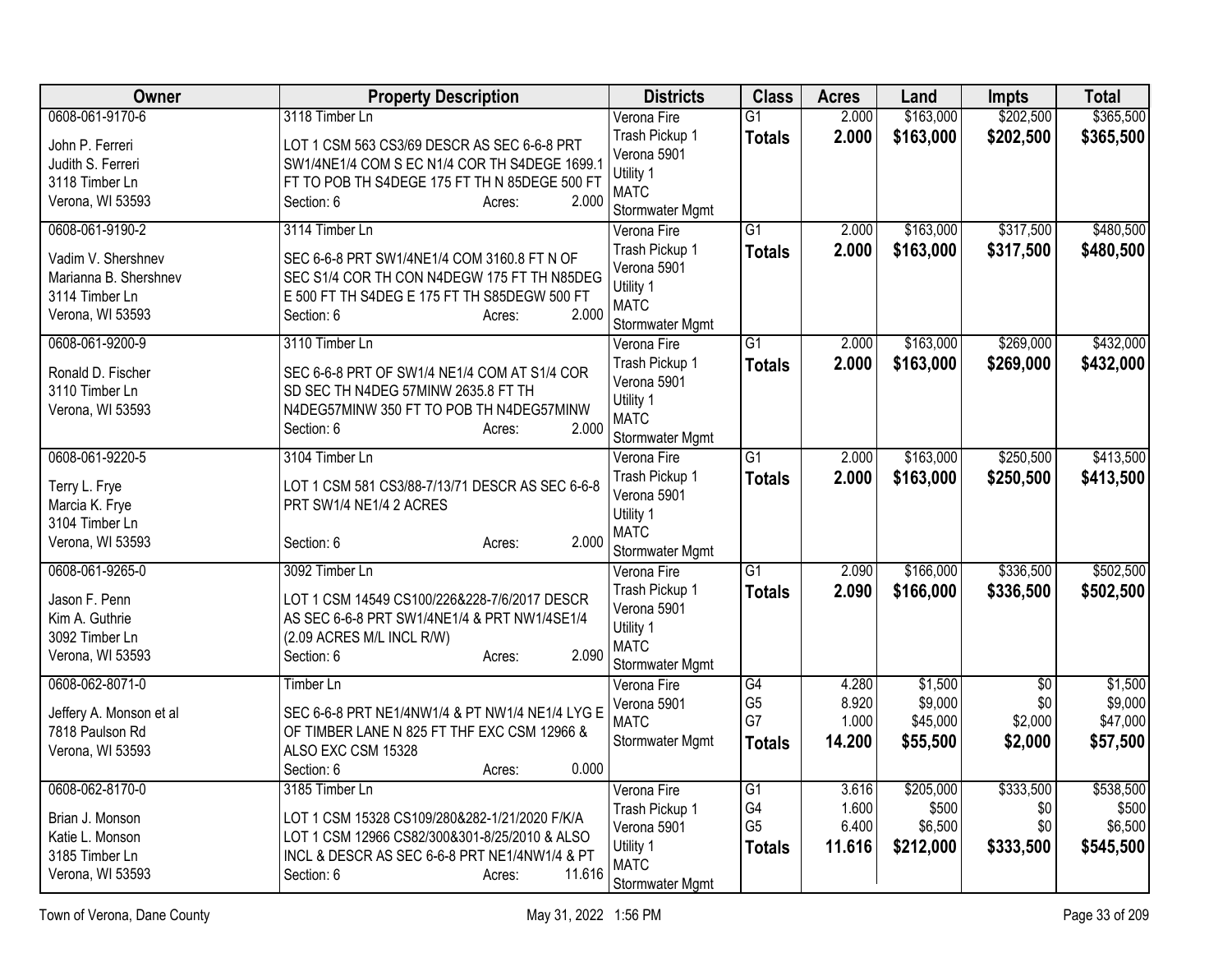| Owner | Property Description | Districts | Class | Acres | Land | Impts | Total |
|---|---|---|---|---|---|---|---|
| 0608-061-9170-6<br><br>John P. Ferreri<br>Judith S. Ferreri<br>3118 Timber Ln<br>Verona, WI 53593 | 3118 Timber Ln<br><br>LOT 1 CSM 563 CS3/69 DESCR AS SEC 6-6-8 PRT SW1/4NE1/4 COM S EC N1/4 COR TH S4DEGE 1699.1 FT TO POB TH S4DEGE 175 FT TH N 85DEGE 500 FT<br>Section: 6 Acres: 2.000 | Verona Fire<br>Trash Pickup 1<br>Verona 5901<br>Utility 1<br>MATC<br>Stormwater Mgmt | G1<br>**Totals** | 2.000<br>**2.000** | \$163,000<br>**\$163,000** | \$202,500<br>**\$202,500** | \$365,500<br>**\$365,500** |
| 0608-061-9190-2<br><br>Vadim V. Shershnev<br>Marianna B. Shershnev<br>3114 Timber Ln<br>Verona, WI 53593 | 3114 Timber Ln<br><br>SEC 6-6-8 PRT SW1/4NE1/4 COM 3160.8 FT N OF SEC S1/4 COR TH CON N4DEGW 175 FT TH N85DEG E 500 FT TH S4DEG E 175 FT TH S85DEGW 500 FT<br>Section: 6 Acres: 2.000 | Verona Fire<br>Trash Pickup 1<br>Verona 5901<br>Utility 1<br>MATC<br>Stormwater Mgmt | G1<br>**Totals** | 2.000<br>**2.000** | \$163,000<br>**\$163,000** | \$317,500<br>**\$317,500** | \$480,500<br>**\$480,500** |
| 0608-061-9200-9<br><br>Ronald D. Fischer<br>3110 Timber Ln<br>Verona, WI 53593 | 3110 Timber Ln<br><br>SEC 6-6-8 PRT OF SW1/4 NE1/4 COM AT S1/4 COR SD SEC TH N4DEG 57MINW 2635.8 FT TH N4DEG57MINW 350 FT TO POB TH N4DEG57MINW<br>Section: 6 Acres: 2.000 | Verona Fire<br>Trash Pickup 1<br>Verona 5901<br>Utility 1<br>MATC<br>Stormwater Mgmt | G1<br>**Totals** | 2.000<br>**2.000** | \$163,000<br>**\$163,000** | \$269,000<br>**\$269,000** | \$432,000<br>**\$432,000** |
| 0608-061-9220-5<br><br>Terry L. Frye<br>Marcia K. Frye<br>3104 Timber Ln<br>Verona, WI 53593 | 3104 Timber Ln<br><br>LOT 1 CSM 581 CS3/88-7/13/71 DESCR AS SEC 6-6-8 PRT SW1/4 NE1/4 2 ACRES<br><br>Section: 6 Acres: 2.000 | Verona Fire<br>Trash Pickup 1<br>Verona 5901<br>Utility 1<br>MATC<br>Stormwater Mgmt | G1<br>**Totals** | 2.000<br>**2.000** | \$163,000<br>**\$163,000** | \$250,500<br>**\$250,500** | \$413,500<br>**\$413,500** |
| 0608-061-9265-0<br><br>Jason F. Penn<br>Kim A. Guthrie<br>3092 Timber Ln<br>Verona, WI 53593 | 3092 Timber Ln<br><br>LOT 1 CSM 14549 CS100/226&228-7/6/2017 DESCR AS SEC 6-6-8 PRT SW1/4NE1/4 & PRT NW1/4SE1/4 (2.09 ACRES M/L INCL R/W)<br>Section: 6 Acres: 2.090 | Verona Fire<br>Trash Pickup 1<br>Verona 5901<br>Utility 1<br>MATC<br>Stormwater Mgmt | G1<br>**Totals** | 2.090<br>**2.090** | \$166,000<br>**\$166,000** | \$336,500<br>**\$336,500** | \$502,500<br>**\$502,500** |
| 0608-062-8071-0<br><br>Jeffery A. Monson et al<br>7818 Paulson Rd<br>Verona, WI 53593 | Timber Ln<br><br>SEC 6-6-8 PRT NE1/4NW1/4 & PT NW1/4 NE1/4 LYG E OF TIMBER LANE N 825 FT THF EXC CSM 12966 & ALSO EXC CSM 15328<br>Section: 6 Acres: 0.000 | Verona Fire<br>Verona 5901<br>MATC<br>Stormwater Mgmt | G4<br>G5<br>G7<br>**Totals** | 4.280<br>8.920<br>1.000<br>**14.200** | \$1,500<br>\$9,000<br>\$45,000<br>**\$55,500** | \$0<br>\$0<br>\$2,000<br>**\$2,000** | \$1,500<br>\$9,000<br>\$47,000<br>**\$57,500** |
| 0608-062-8170-0<br><br>Brian J. Monson<br>Katie L. Monson<br>3185 Timber Ln<br>Verona, WI 53593 | 3185 Timber Ln<br><br>LOT 1 CSM 15328 CS109/280&282-1/21/2020 F/K/A LOT 1 CSM 12966 CS82/300&301-8/25/2010 & ALSO INCL & DESCR AS SEC 6-6-8 PRT NE1/4NW1/4 & PT<br>Section: 6 Acres: 11.616 | Verona Fire<br>Trash Pickup 1<br>Verona 5901<br>Utility 1<br>MATC<br>Stormwater Mgmt | G1<br>G4<br>G5<br>**Totals** | 3.616<br>1.600<br>6.400<br>**11.616** | \$205,000<br>\$500<br>\$6,500<br>**\$212,000** | \$333,500<br>\$0<br>\$0<br>**\$333,500** | \$538,500<br>\$500<br>\$6,500<br>**\$545,500** |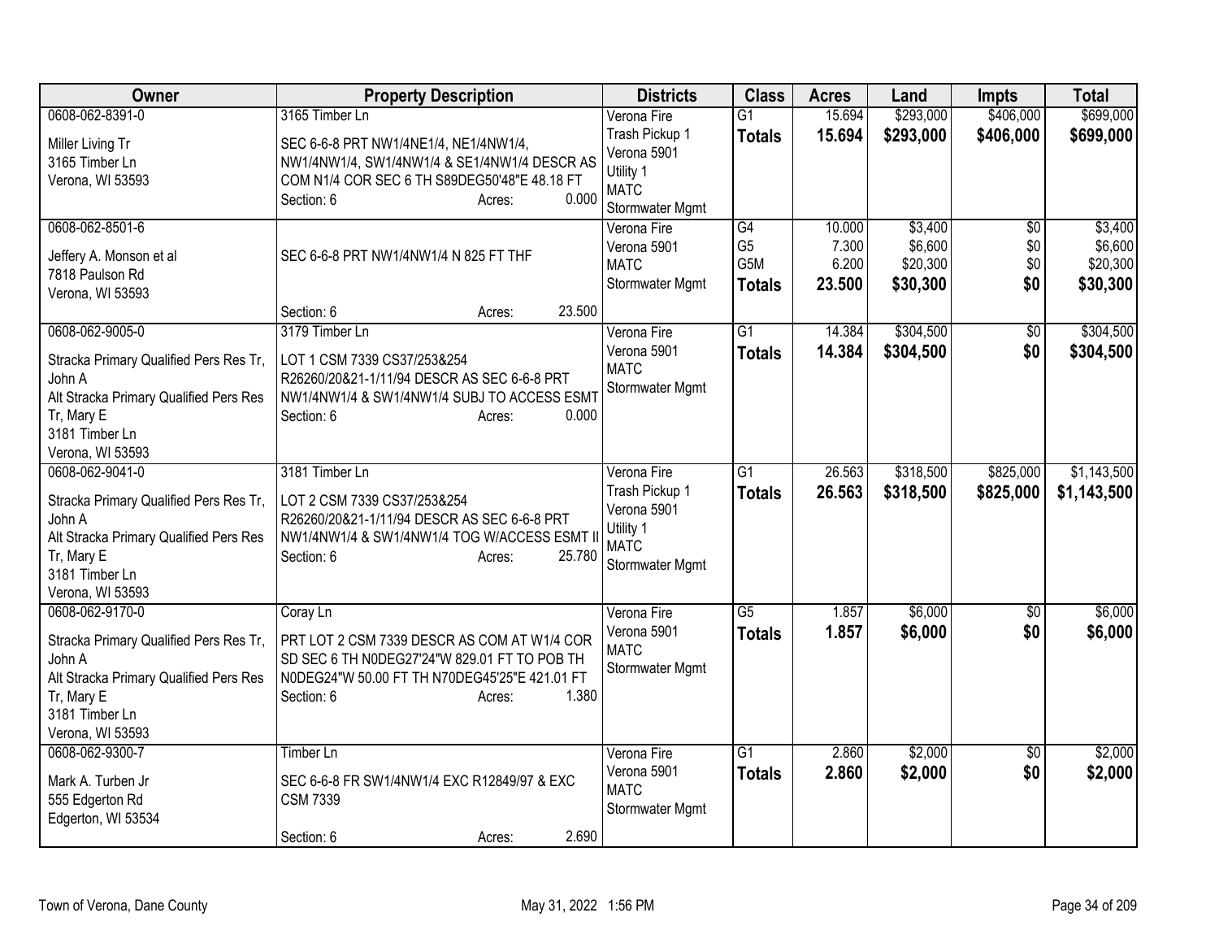| Owner | Property Description | Districts | Class | Acres | Land | Impts | Total |
|---|---|---|---|---|---|---|---|
| 0608-062-8391-0<br>Miller Living Tr<br>3165 Timber Ln<br>Verona, WI 53593 | 3165 Timber Ln<br>SEC 6-6-8 PRT NW1/4NE1/4, NE1/4NW1/4, NW1/4NW1/4, SW1/4NW1/4 & SE1/4NW1/4 DESCR AS COM N1/4 COR SEC 6 TH S89DEG50'48"E 48.18 FT<br>Section: 6 Acres: 0.000 | Verona Fire<br>Trash Pickup 1<br>Verona 5901<br>Utility 1<br>MATC<br>Stormwater Mgmt | G1<br>**Totals** | 15.694<br>**15.694** | $293,000<br>**$293,000** | $406,000<br>**$406,000** | $699,000<br>**$699,000** |
| 0608-062-8501-6<br>Jeffery A. Monson et al<br>7818 Paulson Rd<br>Verona, WI 53593 | SEC 6-6-8 PRT NW1/4NW1/4 N 825 FT THF<br>Section: 6 Acres: 23.500 | Verona Fire<br>Verona 5901<br>MATC<br>Stormwater Mgmt | G4<br>G5<br>G5M<br>**Totals** | 10.000<br>7.300<br>6.200<br>**23.500** | $3,400<br>$6,600<br>$20,300<br>**$30,300** | $0<br>$0<br>$0<br>**$0** | $3,400<br>$6,600<br>$20,300<br>**$30,300** |
| 0608-062-9005-0<br>Stracka Primary Qualified Pers Res Tr, John A<br>Alt Stracka Primary Qualified Pers Res Tr, Mary E<br>3181 Timber Ln<br>Verona, WI 53593 | 3179 Timber Ln<br>LOT 1 CSM 7339 CS37/253&254 R26260/20&21-1/11/94 DESCR AS SEC 6-6-8 PRT NW1/4NW1/4 & SW1/4NW1/4 SUBJ TO ACCESS ESMT<br>Section: 6 Acres: 0.000 | Verona Fire<br>Verona 5901<br>MATC<br>Stormwater Mgmt | G1<br>**Totals** | 14.384<br>**14.384** | $304,500<br>**$304,500** | $0<br>**$0** | $304,500<br>**$304,500** |
| 0608-062-9041-0<br>Stracka Primary Qualified Pers Res Tr, John A<br>Alt Stracka Primary Qualified Pers Res Tr, Mary E<br>3181 Timber Ln<br>Verona, WI 53593 | 3181 Timber Ln<br>LOT 2 CSM 7339 CS37/253&254 R26260/20&21-1/11/94 DESCR AS SEC 6-6-8 PRT NW1/4NW1/4 & SW1/4NW1/4 TOG W/ACCESS ESMT II<br>Section: 6 Acres: 25.780 | Verona Fire<br>Trash Pickup 1<br>Verona 5901<br>Utility 1<br>MATC<br>Stormwater Mgmt | G1<br>**Totals** | 26.563<br>**26.563** | $318,500<br>**$318,500** | $825,000<br>**$825,000** | $1,143,500<br>**$1,143,500** |
| 0608-062-9170-0<br>Stracka Primary Qualified Pers Res Tr, John A<br>Alt Stracka Primary Qualified Pers Res Tr, Mary E<br>3181 Timber Ln<br>Verona, WI 53593 | Coray Ln<br>PRT LOT 2 CSM 7339 DESCR AS COM AT W1/4 COR SD SEC 6 TH N0DEG27'24"W 829.01 FT TO POB TH N0DEG24"W 50.00 FT TH N70DEG45'25"E 421.01 FT<br>Section: 6 Acres: 1.380 | Verona Fire<br>Verona 5901<br>MATC<br>Stormwater Mgmt | G5<br>**Totals** | 1.857<br>**1.857** | $6,000<br>**$6,000** | $0<br>**$0** | $6,000<br>**$6,000** |
| 0608-062-9300-7<br>Mark A. Turben Jr<br>555 Edgerton Rd<br>Edgerton, WI 53534 | Timber Ln<br>SEC 6-6-8 FR SW1/4NW1/4 EXC R12849/97 & EXC CSM 7339<br>Section: 6 Acres: 2.690 | Verona Fire<br>Verona 5901<br>MATC<br>Stormwater Mgmt | G1<br>**Totals** | 2.860<br>**2.860** | $2,000<br>**$2,000** | $0<br>**$0** | $2,000<br>**$2,000** |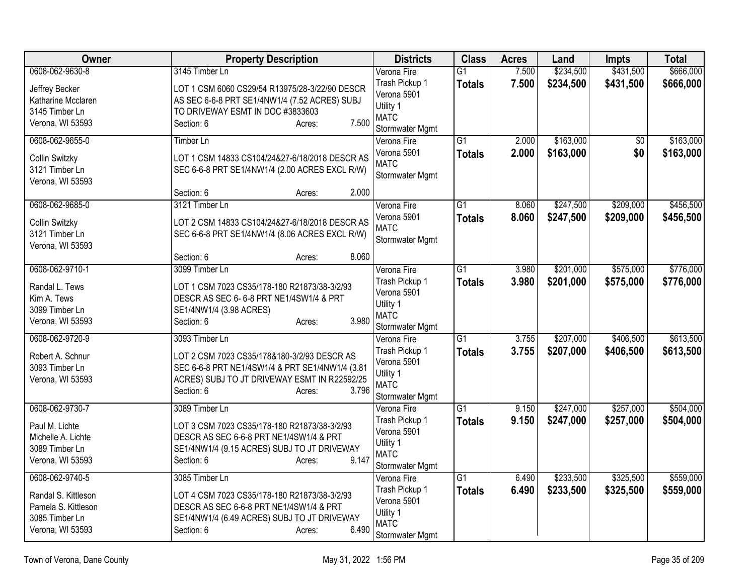| Owner | Property Description | Districts | Class | Acres | Land | Impts | Total |
|---|---|---|---|---|---|---|---|
| 0608-062-9630-8<br>Jeffrey Becker<br>Katharine Mcclaren<br>3145 Timber Ln<br>Verona, WI 53593 | 3145 Timber Ln<br>LOT 1 CSM 6060 CS29/54 R13975/28-3/22/90 DESCR AS SEC 6-6-8 PRT SE1/4NW1/4 (7.52 ACRES) SUBJ TO DRIVEWAY ESMT IN DOC #3833603<br>Section: 6 Acres: 7.500 | Verona Fire<br>Trash Pickup 1<br>Verona 5901<br>Utility 1<br>MATC<br>Stormwater Mgmt | G1<br>**Totals** | 7.500<br>**7.500** | $234,500<br>**$234,500** | $431,500<br>**$431,500** | $666,000<br>**$666,000** |
| 0608-062-9655-0<br>Collin Switzky<br>3121 Timber Ln<br>Verona, WI 53593 | Timber Ln<br>LOT 1 CSM 14833 CS104/24&27-6/18/2018 DESCR AS SEC 6-6-8 PRT SE1/4NW1/4 (2.00 ACRES EXCL R/W)<br>Section: 6 Acres: 2.000 | Verona Fire<br>Verona 5901<br>MATC<br>Stormwater Mgmt | G1<br>**Totals** | 2.000<br>**2.000** | $163,000<br>**$163,000** | $0<br>**$0** | $163,000<br>**$163,000** |
| 0608-062-9685-0<br>Collin Switzky<br>3121 Timber Ln<br>Verona, WI 53593 | 3121 Timber Ln<br>LOT 2 CSM 14833 CS104/24&27-6/18/2018 DESCR AS SEC 6-6-8 PRT SE1/4NW1/4 (8.06 ACRES EXCL R/W)<br>Section: 6 Acres: 8.060 | Verona Fire<br>Verona 5901<br>MATC<br>Stormwater Mgmt | G1<br>**Totals** | 8.060<br>**8.060** | $247,500<br>**$247,500** | $209,000<br>**$209,000** | $456,500<br>**$456,500** |
| 0608-062-9710-1<br>Randal L. Tews<br>Kim A. Tews<br>3099 Timber Ln<br>Verona, WI 53593 | 3099 Timber Ln<br>LOT 1 CSM 7023 CS35/178-180 R21873/38-3/2/93 DESCR AS SEC 6- 6-8 PRT NE1/4SW1/4 & PRT SE1/4NW1/4 (3.98 ACRES)<br>Section: 6 Acres: 3.980 | Verona Fire<br>Trash Pickup 1<br>Verona 5901<br>Utility 1<br>MATC<br>Stormwater Mgmt | G1<br>**Totals** | 3.980<br>**3.980** | $201,000<br>**$201,000** | $575,000<br>**$575,000** | $776,000<br>**$776,000** |
| 0608-062-9720-9<br>Robert A. Schnur<br>3093 Timber Ln<br>Verona, WI 53593 | 3093 Timber Ln<br>LOT 2 CSM 7023 CS35/178&180-3/2/93 DESCR AS SEC 6-6-8 PRT NE1/4SW1/4 & PRT SE1/4NW1/4 (3.81 ACRES) SUBJ TO JT DRIVEWAY ESMT IN R22592/25<br>Section: 6 Acres: 3.796 | Verona Fire<br>Trash Pickup 1<br>Verona 5901<br>Utility 1<br>MATC<br>Stormwater Mgmt | G1<br>**Totals** | 3.755<br>**3.755** | $207,000<br>**$207,000** | $406,500<br>**$406,500** | $613,500<br>**$613,500** |
| 0608-062-9730-7<br>Paul M. Lichte<br>Michelle A. Lichte<br>3089 Timber Ln<br>Verona, WI 53593 | 3089 Timber Ln<br>LOT 3 CSM 7023 CS35/178-180 R21873/38-3/2/93 DESCR AS SEC 6-6-8 PRT NE1/4SW1/4 & PRT SE1/4NW1/4 (9.15 ACRES) SUBJ TO JT DRIVEWAY<br>Section: 6 Acres: 9.147 | Verona Fire<br>Trash Pickup 1<br>Verona 5901<br>Utility 1<br>MATC<br>Stormwater Mgmt | G1<br>**Totals** | 9.150<br>**9.150** | $247,000<br>**$247,000** | $257,000<br>**$257,000** | $504,000<br>**$504,000** |
| 0608-062-9740-5<br>Randal S. Kittleson<br>Pamela S. Kittleson<br>3085 Timber Ln<br>Verona, WI 53593 | 3085 Timber Ln<br>LOT 4 CSM 7023 CS35/178-180 R21873/38-3/2/93 DESCR AS SEC 6-6-8 PRT NE1/4SW1/4 & PRT SE1/4NW1/4 (6.49 ACRES) SUBJ TO JT DRIVEWAY<br>Section: 6 Acres: 6.490 | Verona Fire<br>Trash Pickup 1<br>Verona 5901<br>Utility 1<br>MATC<br>Stormwater Mgmt | G1<br>**Totals** | 6.490<br>**6.490** | $233,500<br>**$233,500** | $325,500<br>**$325,500** | $559,000<br>**$559,000** |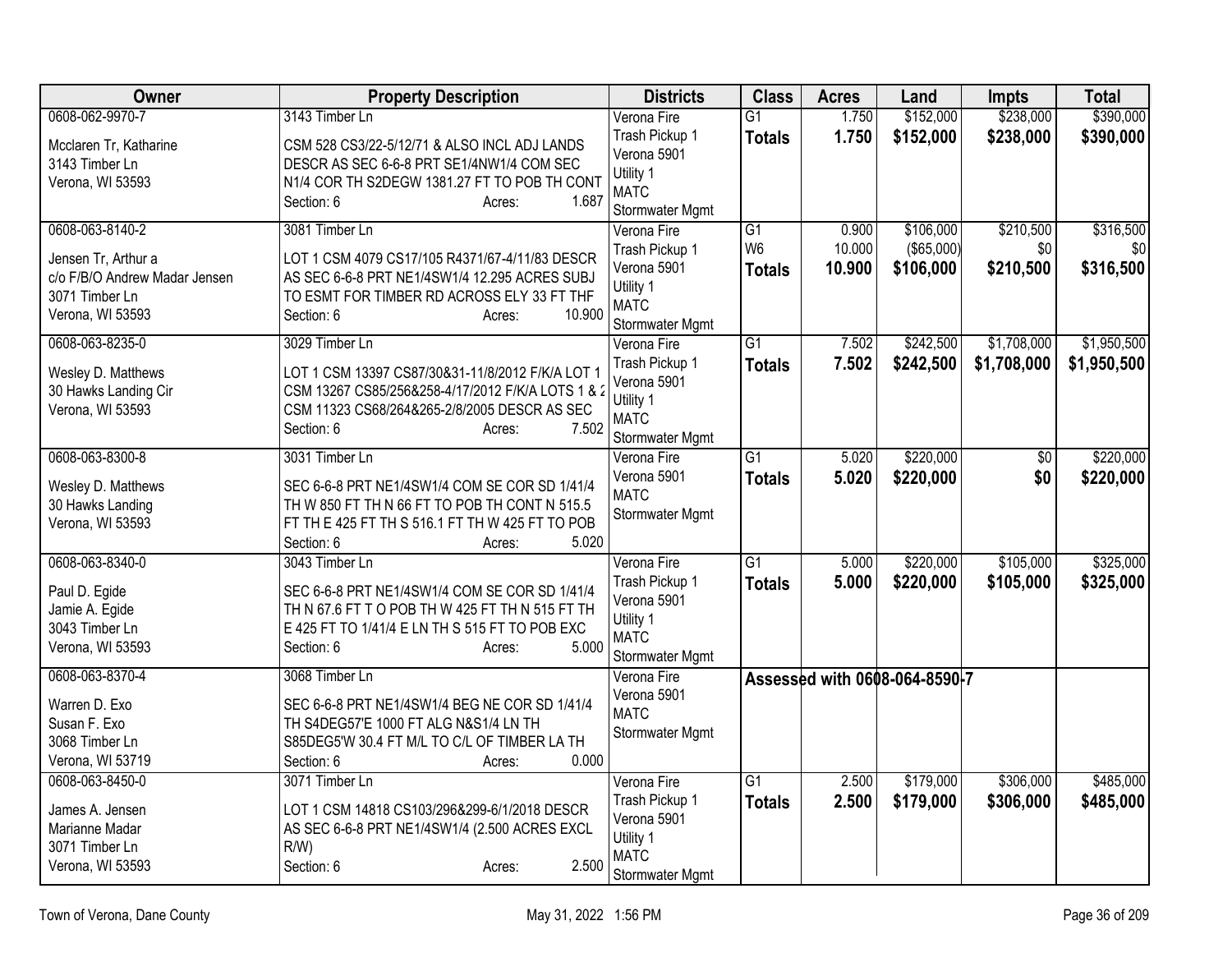| Owner | Property Description | Districts | Class | Acres | Land | Impts | Total |
|---|---|---|---|---|---|---|---|
| 0608-062-9970-7<br>Mcclaren Tr, Katharine<br>3143 Timber Ln<br>Verona, WI 53593 | 3143 Timber Ln<br>CSM 528 CS3/22-5/12/71 & ALSO INCL ADJ LANDS DESCR AS SEC 6-6-8 PRT SE1/4NW1/4 COM SEC N1/4 COR TH S2DEGW 1381.27 FT TO POB TH CONT<br>Section: 6 Acres: 1.687 | Verona Fire<br>Trash Pickup 1<br>Verona 5901<br>Utility 1<br>MATC<br>Stormwater Mgmt | G1<br>**Totals** | 1.750<br>**1.750** | $152,000<br>**$152,000** | $238,000<br>**$238,000** | $390,000<br>**$390,000** |
| 0608-063-8140-2<br>Jensen Tr, Arthur a<br>c/o F/B/O Andrew Madar Jensen<br>3071 Timber Ln<br>Verona, WI 53593 | 3081 Timber Ln<br>LOT 1 CSM 4079 CS17/105 R4371/67-4/11/83 DESCR AS SEC 6-6-8 PRT NE1/4SW1/4 12.295 ACRES SUBJ TO ESMT FOR TIMBER RD ACROSS ELY 33 FT THF<br>Section: 6 Acres: 10.900 | Verona Fire<br>Trash Pickup 1<br>Verona 5901<br>Utility 1<br>MATC<br>Stormwater Mgmt | G1<br>W6<br>**Totals** | 0.900<br>10.000<br>**10.900** | $106,000<br>($65,000)<br>**$106,000** | $210,500<br>$0<br>**$210,500** | $316,500<br>$0<br>**$316,500** |
| 0608-063-8235-0<br>Wesley D. Matthews<br>30 Hawks Landing Cir<br>Verona, WI 53593 | 3029 Timber Ln<br>LOT 1 CSM 13397 CS87/30&31-11/8/2012 F/K/A LOT 1 CSM 13267 CS85/256&258-4/17/2012 F/K/A LOTS 1 & 2 CSM 11323 CS68/264&265-2/8/2005 DESCR AS SEC<br>Section: 6 Acres: 7.502 | Verona Fire<br>Trash Pickup 1<br>Verona 5901<br>Utility 1<br>MATC<br>Stormwater Mgmt | G1<br>**Totals** | 7.502<br>**7.502** | $242,500<br>**$242,500** | $1,708,000<br>**$1,708,000** | $1,950,500<br>**$1,950,500** |
| 0608-063-8300-8<br>Wesley D. Matthews<br>30 Hawks Landing<br>Verona, WI 53593 | 3031 Timber Ln<br>SEC 6-6-8 PRT NE1/4SW1/4 COM SE COR SD 1/41/4 TH W 850 FT TH N 66 FT TO POB TH CONT N 515.5 FT TH E 425 FT TH S 516.1 FT TH W 425 FT TO POB<br>Section: 6 Acres: 5.020 | Verona Fire<br>Verona 5901<br>MATC<br>Stormwater Mgmt | G1<br>**Totals** | 5.020<br>**5.020** | $220,000<br>**$220,000** | $0<br>**$0** | $220,000<br>**$220,000** |
| 0608-063-8340-0<br>Paul D. Egide<br>Jamie A. Egide<br>3043 Timber Ln<br>Verona, WI 53593 | 3043 Timber Ln<br>SEC 6-6-8 PRT NE1/4SW1/4 COM SE COR SD 1/41/4 TH N 67.6 FT T O POB TH W 425 FT TH N 515 FT TH E 425 FT TO 1/41/4 E LN TH S 515 FT TO POB EXC<br>Section: 6 Acres: 5.000 | Verona Fire<br>Trash Pickup 1<br>Verona 5901<br>Utility 1<br>MATC<br>Stormwater Mgmt | G1<br>**Totals** | 5.000<br>**5.000** | $220,000<br>**$220,000** | $105,000<br>**$105,000** | $325,000<br>**$325,000** |
| 0608-063-8370-4<br>Warren D. Exo<br>Susan F. Exo<br>3068 Timber Ln<br>Verona, WI 53719 | 3068 Timber Ln<br>SEC 6-6-8 PRT NE1/4SW1/4 BEG NE COR SD 1/41/4 TH S4DEG57'E 1000 FT ALG N&S1/4 LN TH S85DEG5'W 30.4 FT M/L TO C/L OF TIMBER LA TH<br>Section: 6 Acres: 0.000 | Verona Fire<br>Verona 5901<br>MATC<br>Stormwater Mgmt | **Assessed with 0608-064-8590-7** | | | | |
| 0608-063-8450-0<br>James A. Jensen<br>Marianne Madar<br>3071 Timber Ln<br>Verona, WI 53593 | 3071 Timber Ln<br>LOT 1 CSM 14818 CS103/296&299-6/1/2018 DESCR AS SEC 6-6-8 PRT NE1/4SW1/4 (2.500 ACRES EXCL R/W)<br>Section: 6 Acres: 2.500 | Verona Fire<br>Trash Pickup 1<br>Verona 5901<br>Utility 1<br>MATC<br>Stormwater Mgmt | G1<br>**Totals** | 2.500<br>**2.500** | $179,000<br>**$179,000** | $306,000<br>**$306,000** | $485,000<br>**$485,000** |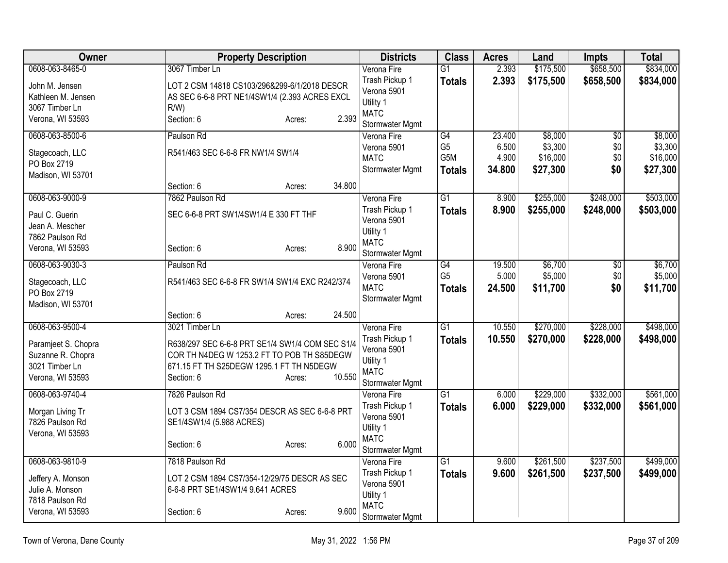| Owner | Property Description | Districts | Class | Acres | Land | Impts | Total |
|---|---|---|---|---|---|---|---|
| 0608-063-8465-0<br>John M. Jensen<br>Kathleen M. Jensen<br>3067 Timber Ln<br>Verona, WI 53593 | 3067 Timber Ln<br>LOT 2 CSM 14818 CS103/296&299-6/1/2018 DESCR AS SEC 6-6-8 PRT NE1/4SW1/4 (2.393 ACRES EXCL R/W)<br>Section: 6 Acres: 2.393 | Verona Fire<br>Trash Pickup 1<br>Verona 5901<br>Utility 1<br>MATC<br>Stormwater Mgmt | G1<br>**Totals** | 2.393<br>**2.393** | $175,500<br>**$175,500** | $658,500<br>**$658,500** | $834,000<br>**$834,000** |
| 0608-063-8500-6<br>Stagecoach, LLC<br>PO Box 2719<br>Madison, WI 53701 | Paulson Rd<br>R541/463 SEC 6-6-8 FR NW1/4 SW1/4<br>Section: 6 Acres: 34.800 | Verona Fire<br>Verona 5901<br>MATC<br>Stormwater Mgmt | G4<br>G5<br>G5M<br>**Totals** | 23.400<br>6.500<br>4.900<br>**34.800** | $8,000<br>$3,300<br>$16,000<br>**$27,300** | $0<br>$0<br>$0<br>**$0** | $8,000<br>$3,300<br>$16,000<br>**$27,300** |
| 0608-063-9000-9<br>Paul C. Guerin<br>Jean A. Mescher<br>7862 Paulson Rd<br>Verona, WI 53593 | 7862 Paulson Rd<br>SEC 6-6-8 PRT SW1/4SW1/4 E 330 FT THF<br>Section: 6 Acres: 8.900 | Verona Fire<br>Trash Pickup 1<br>Verona 5901<br>Utility 1<br>MATC<br>Stormwater Mgmt | G1<br>**Totals** | 8.900<br>**8.900** | $255,000<br>**$255,000** | $248,000<br>**$248,000** | $503,000<br>**$503,000** |
| 0608-063-9030-3<br>Stagecoach, LLC<br>PO Box 2719<br>Madison, WI 53701 | Paulson Rd<br>R541/463 SEC 6-6-8 FR SW1/4 SW1/4 EXC R242/374<br>Section: 6 Acres: 24.500 | Verona Fire<br>Verona 5901<br>MATC<br>Stormwater Mgmt | G4<br>G5<br>**Totals** | 19.500<br>5.000<br>**24.500** | $6,700<br>$5,000<br>**$11,700** | $0<br>$0<br>**$0** | $6,700<br>$5,000<br>**$11,700** |
| 0608-063-9500-4<br>Paramjeet S. Chopra<br>Suzanne R. Chopra<br>3021 Timber Ln<br>Verona, WI 53593 | 3021 Timber Ln<br>R638/297 SEC 6-6-8 PRT SE1/4 SW1/4 COM SEC S1/4 COR TH N4DEG W 1253.2 FT TO POB TH S85DEGW 671.15 FT TH S25DEGW 1295.1 FT TH N5DEGW<br>Section: 6 Acres: 10.550 | Verona Fire<br>Trash Pickup 1<br>Verona 5901<br>Utility 1<br>MATC<br>Stormwater Mgmt | G1<br>**Totals** | 10.550<br>**10.550** | $270,000<br>**$270,000** | $228,000<br>**$228,000** | $498,000<br>**$498,000** |
| 0608-063-9740-4<br>Morgan Living Tr<br>7826 Paulson Rd<br>Verona, WI 53593 | 7826 Paulson Rd<br>LOT 3 CSM 1894 CS7/354 DESCR AS SEC 6-6-8 PRT SE1/4SW1/4 (5.988 ACRES)<br>Section: 6 Acres: 6.000 | Verona Fire<br>Trash Pickup 1<br>Verona 5901<br>Utility 1<br>MATC<br>Stormwater Mgmt | G1<br>**Totals** | 6.000<br>**6.000** | $229,000<br>**$229,000** | $332,000<br>**$332,000** | $561,000<br>**$561,000** |
| 0608-063-9810-9<br>Jeffery A. Monson<br>Julie A. Monson<br>7818 Paulson Rd<br>Verona, WI 53593 | 7818 Paulson Rd<br>LOT 2 CSM 1894 CS7/354-12/29/75 DESCR AS SEC 6-6-8 PRT SE1/4SW1/4 9.641 ACRES<br>Section: 6 Acres: 9.600 | Verona Fire<br>Trash Pickup 1<br>Verona 5901<br>Utility 1<br>MATC<br>Stormwater Mgmt | G1<br>**Totals** | 9.600<br>**9.600** | $261,500<br>**$261,500** | $237,500<br>**$237,500** | $499,000<br>**$499,000** |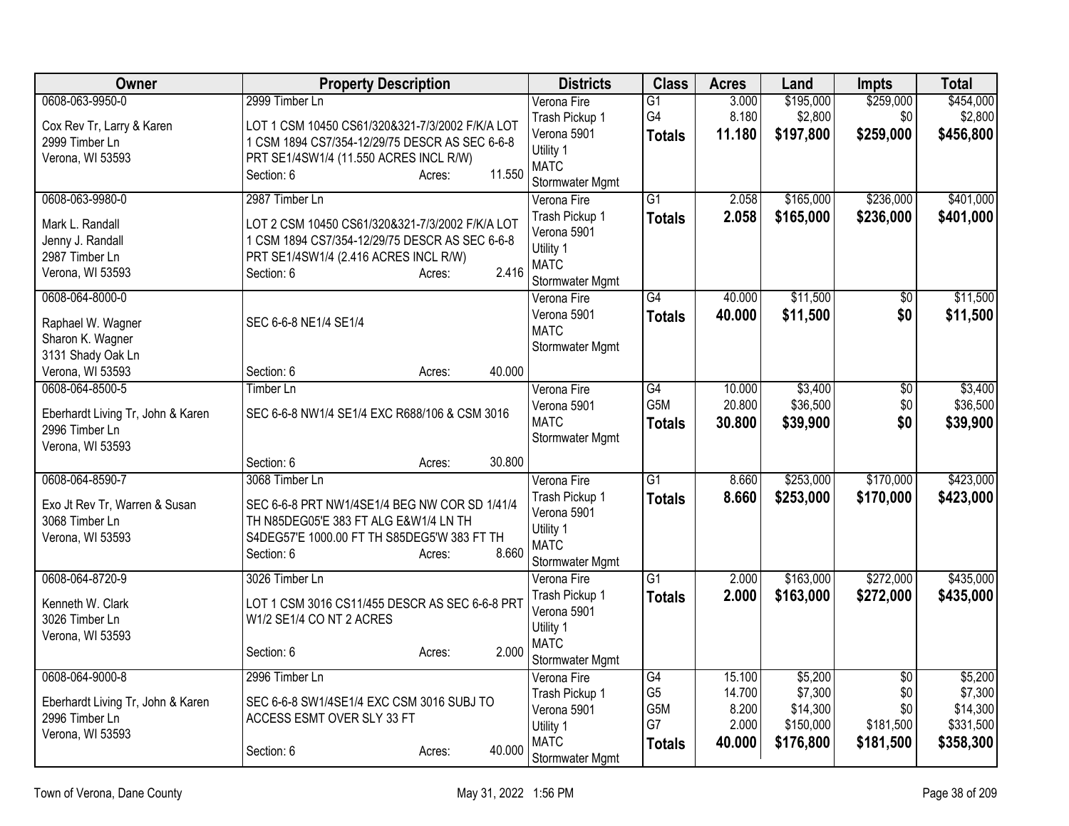| Owner | Property Description | Districts | Class | Acres | Land | Impts | Total |
|---|---|---|---|---|---|---|---|
| 0608-063-9950-0<br>Cox Rev Tr, Larry & Karen<br>2999 Timber Ln<br>Verona, WI 53593 | 2999 Timber Ln<br>LOT 1 CSM 10450 CS61/320&321-7/3/2002 F/K/A LOT 1 CSM 1894 CS7/354-12/29/75 DESCR AS SEC 6-6-8 PRT SE1/4SW1/4 (11.550 ACRES INCL R/W)<br>Section: 6 Acres: 11.550 | Verona Fire<br>Trash Pickup 1<br>Verona 5901<br>Utility 1<br>MATC<br>Stormwater Mgmt | G1<br>G4<br>**Totals** | 3.000<br>8.180<br>**11.180** | $195,000<br>$2,800<br>**$197,800** | $259,000<br>$0<br>**$259,000** | $454,000<br>$2,800<br>**$456,800** |
| 0608-063-9980-0<br>Mark L. Randall<br>Jenny J. Randall<br>2987 Timber Ln<br>Verona, WI 53593 | 2987 Timber Ln<br>LOT 2 CSM 10450 CS61/320&321-7/3/2002 F/K/A LOT 1 CSM 1894 CS7/354-12/29/75 DESCR AS SEC 6-6-8 PRT SE1/4SW1/4 (2.416 ACRES INCL R/W)<br>Section: 6 Acres: 2.416 | Verona Fire<br>Trash Pickup 1<br>Verona 5901<br>Utility 1<br>MATC<br>Stormwater Mgmt | G1<br>**Totals** | 2.058<br>**2.058** | $165,000<br>**$165,000** | $236,000<br>**$236,000** | $401,000<br>**$401,000** |
| 0608-064-8000-0<br>Raphael W. Wagner<br>Sharon K. Wagner<br>3131 Shady Oak Ln<br>Verona, WI 53593 | SEC 6-6-8 NE1/4 SE1/4<br>Section: 6 Acres: 40.000 | Verona Fire<br>Verona 5901<br>MATC<br>Stormwater Mgmt | G4<br>**Totals** | 40.000<br>**40.000** | $11,500<br>**$11,500** | $0<br>**$0** | $11,500<br>**$11,500** |
| 0608-064-8500-5<br>Eberhardt Living Tr, John & Karen<br>2996 Timber Ln<br>Verona, WI 53593 | Timber Ln<br>SEC 6-6-8 NW1/4 SE1/4 EXC R688/106 & CSM 3016<br>Section: 6 Acres: 30.800 | Verona Fire<br>Verona 5901<br>MATC<br>Stormwater Mgmt | G4<br>G5M<br>**Totals** | 10.000<br>20.800<br>**30.800** | $3,400<br>$36,500<br>**$39,900** | $0<br>$0<br>**$0** | $3,400<br>$36,500<br>**$39,900** |
| 0608-064-8590-7<br>Exo Jt Rev Tr, Warren & Susan<br>3068 Timber Ln<br>Verona, WI 53593 | 3068 Timber Ln<br>SEC 6-6-8 PRT NW1/4SE1/4 BEG NW COR SD 1/41/4 TH N85DEG05'E 383 FT ALG E&W1/4 LN TH S4DEG57'E 1000.00 FT TH S85DEG5'W 383 FT TH<br>Section: 6 Acres: 8.660 | Verona Fire<br>Trash Pickup 1<br>Verona 5901<br>Utility 1<br>MATC<br>Stormwater Mgmt | G1<br>**Totals** | 8.660<br>**8.660** | $253,000<br>**$253,000** | $170,000<br>**$170,000** | $423,000<br>**$423,000** |
| 0608-064-8720-9<br>Kenneth W. Clark<br>3026 Timber Ln<br>Verona, WI 53593 | 3026 Timber Ln<br>LOT 1 CSM 3016 CS11/455 DESCR AS SEC 6-6-8 PRT W1/2 SE1/4 CO NT 2 ACRES<br>Section: 6 Acres: 2.000 | Verona Fire<br>Trash Pickup 1<br>Verona 5901<br>Utility 1<br>MATC<br>Stormwater Mgmt | G1<br>**Totals** | 2.000<br>**2.000** | $163,000<br>**$163,000** | $272,000<br>**$272,000** | $435,000<br>**$435,000** |
| 0608-064-9000-8<br>Eberhardt Living Tr, John & Karen<br>2996 Timber Ln<br>Verona, WI 53593 | 2996 Timber Ln<br>SEC 6-6-8 SW1/4SE1/4 EXC CSM 3016 SUBJ TO ACCESS ESMT OVER SLY 33 FT<br>Section: 6 Acres: 40.000 | Verona Fire<br>Trash Pickup 1<br>Verona 5901<br>Utility 1<br>MATC<br>Stormwater Mgmt | G4<br>G5<br>G5M<br>G7<br>**Totals** | 15.100<br>14.700<br>8.200<br>2.000<br>**40.000** | $5,200<br>$7,300<br>$14,300<br>$150,000<br>**$176,800** | $0<br>$0<br>$0<br>$181,500<br>**$181,500** | $5,200<br>$7,300<br>$14,300<br>$331,500<br>**$358,300** |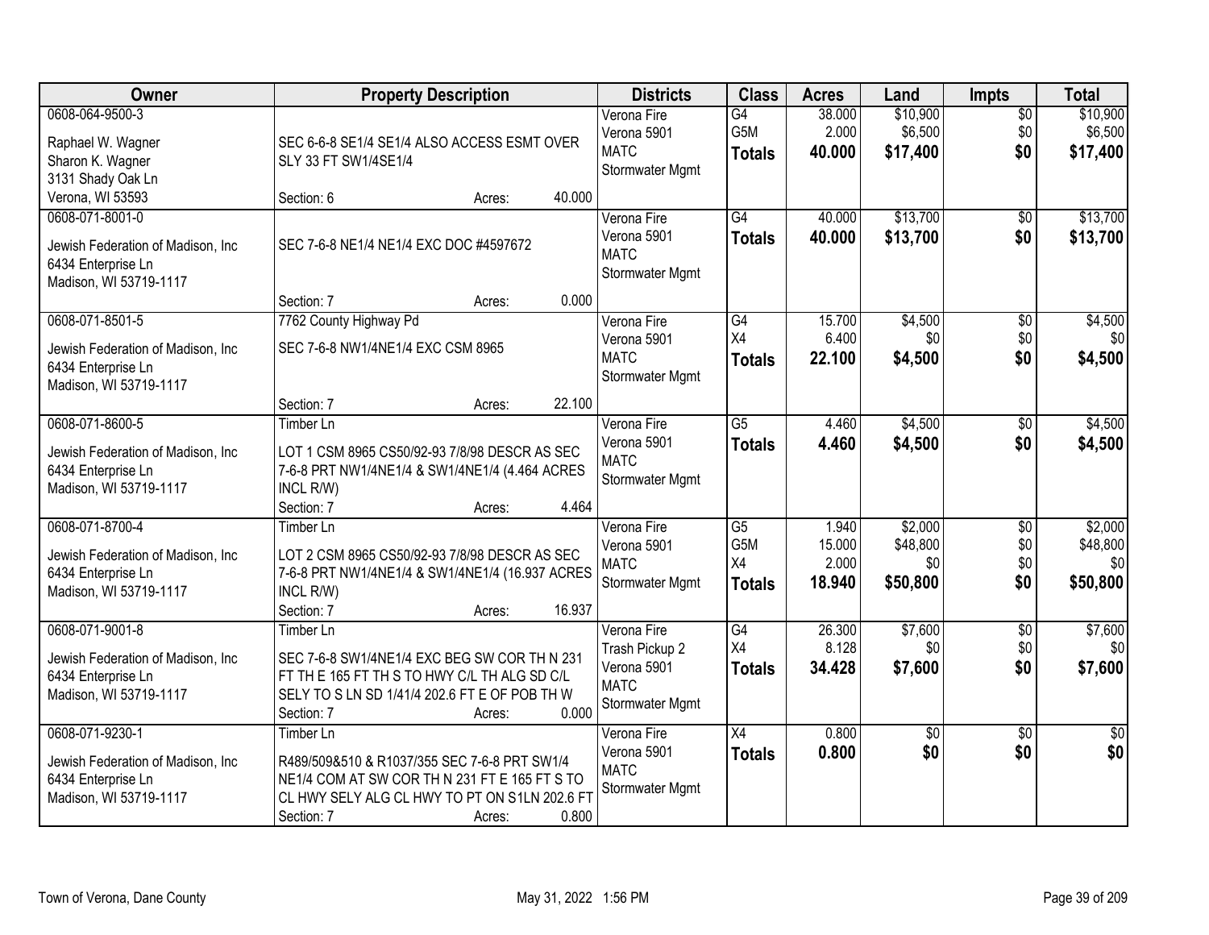| Owner | Property Description | Districts | Class | Acres | Land | Impts | Total |
|---|---|---|---|---|---|---|---|
| 0608-064-9500-3<br><br>Raphael W. Wagner<br>Sharon K. Wagner<br>3131 Shady Oak Ln<br>Verona, WI 53593 | SEC 6-6-8 SE1/4 SE1/4 ALSO ACCESS ESMT OVER SLY 33 FT SW1/4SE1/4<br><br>Section: 6 Acres: 40.000 | Verona Fire<br>Verona 5901<br>MATC<br>Stormwater Mgmt | G4<br>G5M<br>**Totals** | 38.000<br>2.000<br>**40.000** | $10,900<br>$6,500<br>**$17,400** | $0<br>$0<br>**$0** | $10,900<br>$6,500<br>**$17,400** |
| 0608-071-8001-0<br><br>Jewish Federation of Madison, Inc<br>6434 Enterprise Ln<br>Madison, WI 53719-1117 | SEC 7-6-8 NE1/4 NE1/4 EXC DOC #4597672<br><br>Section: 7 Acres: 0.000 | Verona Fire<br>Verona 5901<br>MATC<br>Stormwater Mgmt | G4<br>**Totals** | 40.000<br>**40.000** | $13,700<br>**$13,700** | $0<br>**$0** | $13,700<br>**$13,700** |
| 0608-071-8501-5<br><br>Jewish Federation of Madison, Inc<br>6434 Enterprise Ln<br>Madison, WI 53719-1117 | 7762 County Highway Pd<br>SEC 7-6-8 NW1/4NE1/4 EXC CSM 8965<br><br>Section: 7 Acres: 22.100 | Verona Fire<br>Verona 5901<br>MATC<br>Stormwater Mgmt | G4<br>X4<br>**Totals** | 15.700<br>6.400<br>**22.100** | $4,500<br>$0<br>**$4,500** | $0<br>$0<br>**$0** | $4,500<br>$0<br>**$4,500** |
| 0608-071-8600-5<br><br>Jewish Federation of Madison, Inc<br>6434 Enterprise Ln<br>Madison, WI 53719-1117 | Timber Ln<br>LOT 1 CSM 8965 CS50/92-93 7/8/98 DESCR AS SEC 7-6-8 PRT NW1/4NE1/4 & SW1/4NE1/4 (4.464 ACRES INCL R/W)<br>Section: 7 Acres: 4.464 | Verona Fire<br>Verona 5901<br>MATC<br>Stormwater Mgmt | G5<br>**Totals** | 4.460<br>**4.460** | $4,500<br>**$4,500** | $0<br>**$0** | $4,500<br>**$4,500** |
| 0608-071-8700-4<br><br>Jewish Federation of Madison, Inc<br>6434 Enterprise Ln<br>Madison, WI 53719-1117 | Timber Ln<br>LOT 2 CSM 8965 CS50/92-93 7/8/98 DESCR AS SEC 7-6-8 PRT NW1/4NE1/4 & SW1/4NE1/4 (16.937 ACRES INCL R/W)<br>Section: 7 Acres: 16.937 | Verona Fire<br>Verona 5901<br>MATC<br>Stormwater Mgmt | G5<br>G5M<br>X4<br>**Totals** | 1.940<br>15.000<br>2.000<br>**18.940** | $2,000<br>$48,800<br>$0<br>**$50,800** | $0<br>$0<br>$0<br>**$0** | $2,000<br>$48,800<br>$0<br>**$50,800** |
| 0608-071-9001-8<br><br>Jewish Federation of Madison, Inc<br>6434 Enterprise Ln<br>Madison, WI 53719-1117 | Timber Ln<br>SEC 7-6-8 SW1/4NE1/4 EXC BEG SW COR TH N 231 FT TH E 165 FT TH S TO HWY C/L TH ALG SD C/L SELY TO S LN SD 1/41/4 202.6 FT E OF POB TH W<br>Section: 7 Acres: 0.000 | Verona Fire<br>Trash Pickup 2<br>Verona 5901<br>MATC<br>Stormwater Mgmt | G4<br>X4<br>**Totals** | 26.300<br>8.128<br>**34.428** | $7,600<br>$0<br>**$7,600** | $0<br>$0<br>**$0** | $7,600<br>$0<br>**$7,600** |
| 0608-071-9230-1<br><br>Jewish Federation of Madison, Inc<br>6434 Enterprise Ln<br>Madison, WI 53719-1117 | Timber Ln<br>R489/509&510 & R1037/355 SEC 7-6-8 PRT SW1/4 NE1/4 COM AT SW COR TH N 231 FT E 165 FT S TO CL HWY SELY ALG CL HWY TO PT ON S1LN 202.6 FT<br>Section: 7 Acres: 0.800 | Verona Fire<br>Verona 5901<br>MATC<br>Stormwater Mgmt | X4<br>**Totals** | 0.800<br>**0.800** | $0<br>**$0** | $0<br>**$0** | $0<br>**$0** |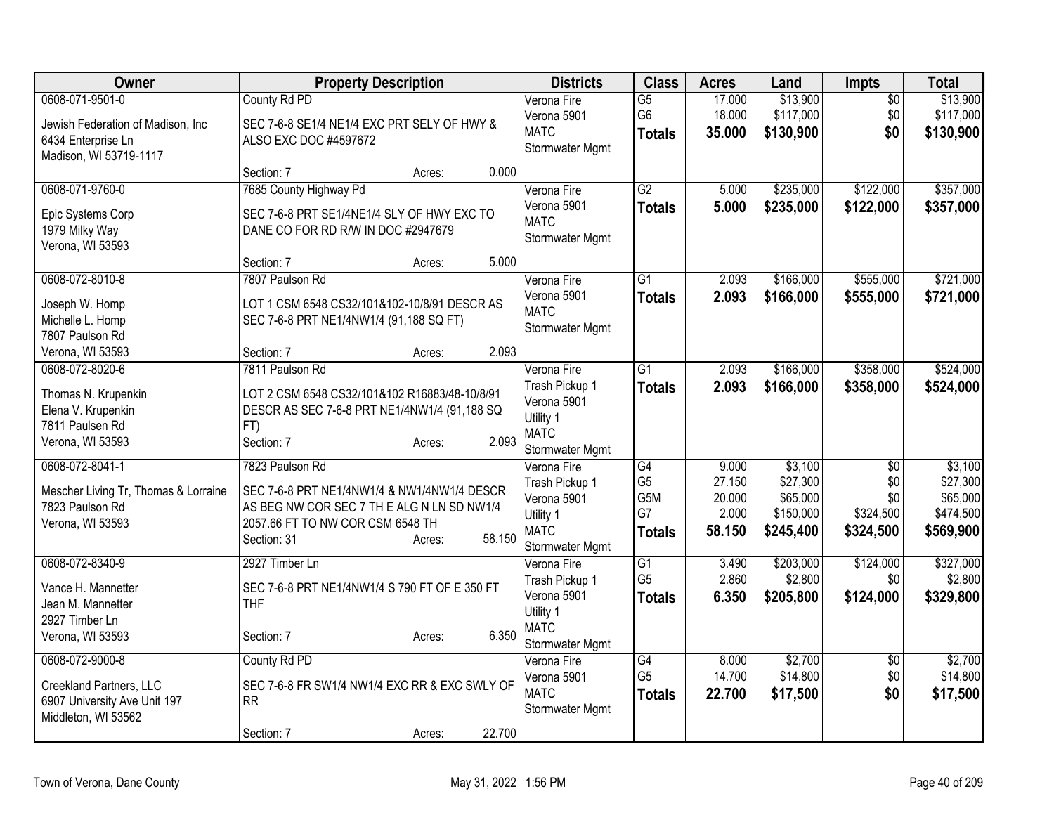| Owner | Property Description | Districts | Class | Acres | Land | Impts | Total |
|---|---|---|---|---|---|---|---|
| 0608-071-9501-0<br>Jewish Federation of Madison, Inc<br>6434 Enterprise Ln<br>Madison, WI 53719-1117 | County Rd PD<br>SEC 7-6-8 SE1/4 NE1/4 EXC PRT SELY OF HWY & ALSO EXC DOC #4597672<br>Section: 7 Acres: 0.000 | Verona Fire<br>Verona 5901<br>MATC<br>Stormwater Mgmt | G5<br>G6<br>**Totals** | 17.000<br>18.000<br>**35.000** | $13,900<br>$117,000<br>**$130,900** | $0<br>$0<br>**$0** | $13,900<br>$117,000<br>**$130,900** |
| 0608-071-9760-0<br>Epic Systems Corp<br>1979 Milky Way<br>Verona, WI 53593 | 7685 County Highway Pd<br>SEC 7-6-8 PRT SE1/4NE1/4 SLY OF HWY EXC TO DANE CO FOR RD R/W IN DOC #2947679<br>Section: 7 Acres: 5.000 | Verona Fire<br>Verona 5901<br>MATC<br>Stormwater Mgmt | G2<br>**Totals** | 5.000<br>**5.000** | $235,000<br>**$235,000** | $122,000<br>**$122,000** | $357,000<br>**$357,000** |
| 0608-072-8010-8<br>Joseph W. Homp<br>Michelle L. Homp<br>7807 Paulson Rd<br>Verona, WI 53593 | 7807 Paulson Rd<br>LOT 1 CSM 6548 CS32/101&102-10/8/91 DESCR AS SEC 7-6-8 PRT NE1/4NW1/4 (91,188 SQ FT)<br>Section: 7 Acres: 2.093 | Verona Fire<br>Verona 5901<br>MATC<br>Stormwater Mgmt | G1<br>**Totals** | 2.093<br>**2.093** | $166,000<br>**$166,000** | $555,000<br>**$555,000** | $721,000<br>**$721,000** |
| 0608-072-8020-6<br>Thomas N. Krupenkin<br>Elena V. Krupenkin<br>7811 Paulsen Rd<br>Verona, WI 53593 | 7811 Paulson Rd<br>LOT 2 CSM 6548 CS32/101&102 R16883/48-10/8/91 DESCR AS SEC 7-6-8 PRT NE1/4NW1/4 (91,188 SQ FT)<br>Section: 7 Acres: 2.093 | Verona Fire<br>Trash Pickup 1<br>Verona 5901<br>Utility 1<br>MATC<br>Stormwater Mgmt | G1<br>**Totals** | 2.093<br>**2.093** | $166,000<br>**$166,000** | $358,000<br>**$358,000** | $524,000<br>**$524,000** |
| 0608-072-8041-1<br>Mescher Living Tr, Thomas & Lorraine<br>7823 Paulson Rd<br>Verona, WI 53593 | 7823 Paulson Rd<br>SEC 7-6-8 PRT NE1/4NW1/4 & NW1/4NW1/4 DESCR AS BEG NW COR SEC 7 TH E ALG N LN SD NW1/4 2057.66 FT TO NW COR CSM 6548 TH<br>Section: 31 Acres: 58.150 | Verona Fire<br>Trash Pickup 1<br>Verona 5901<br>Utility 1<br>MATC<br>Stormwater Mgmt | G4<br>G5<br>G5M<br>G7<br>**Totals** | 9.000<br>27.150<br>20.000<br>2.000<br>**58.150** | $3,100<br>$27,300<br>$65,000<br>$150,000<br>**$245,400** | $0<br>$0<br>$0<br>$324,500<br>**$324,500** | $3,100<br>$27,300<br>$65,000<br>$474,500<br>**$569,900** |
| 0608-072-8340-9<br>Vance H. Mannetter<br>Jean M. Mannetter<br>2927 Timber Ln<br>Verona, WI 53593 | 2927 Timber Ln<br>SEC 7-6-8 PRT NE1/4NW1/4 S 790 FT OF E 350 FT THF<br>Section: 7 Acres: 6.350 | Verona Fire<br>Trash Pickup 1<br>Verona 5901<br>Utility 1<br>MATC<br>Stormwater Mgmt | G1<br>G5<br>**Totals** | 3.490<br>2.860<br>**6.350** | $203,000<br>$2,800<br>**$205,800** | $124,000<br>$0<br>**$124,000** | $327,000<br>$2,800<br>**$329,800** |
| 0608-072-9000-8<br>Creekland Partners, LLC<br>6907 University Ave Unit 197<br>Middleton, WI 53562 | County Rd PD<br>SEC 7-6-8 FR SW1/4 NW1/4 EXC RR & EXC SWLY OF RR<br>Section: 7 Acres: 22.700 | Verona Fire<br>Verona 5901<br>MATC<br>Stormwater Mgmt | G4<br>G5<br>**Totals** | 8.000<br>14.700<br>**22.700** | $2,700<br>$14,800<br>**$17,500** | $0<br>$0<br>**$0** | $2,700<br>$14,800<br>**$17,500** |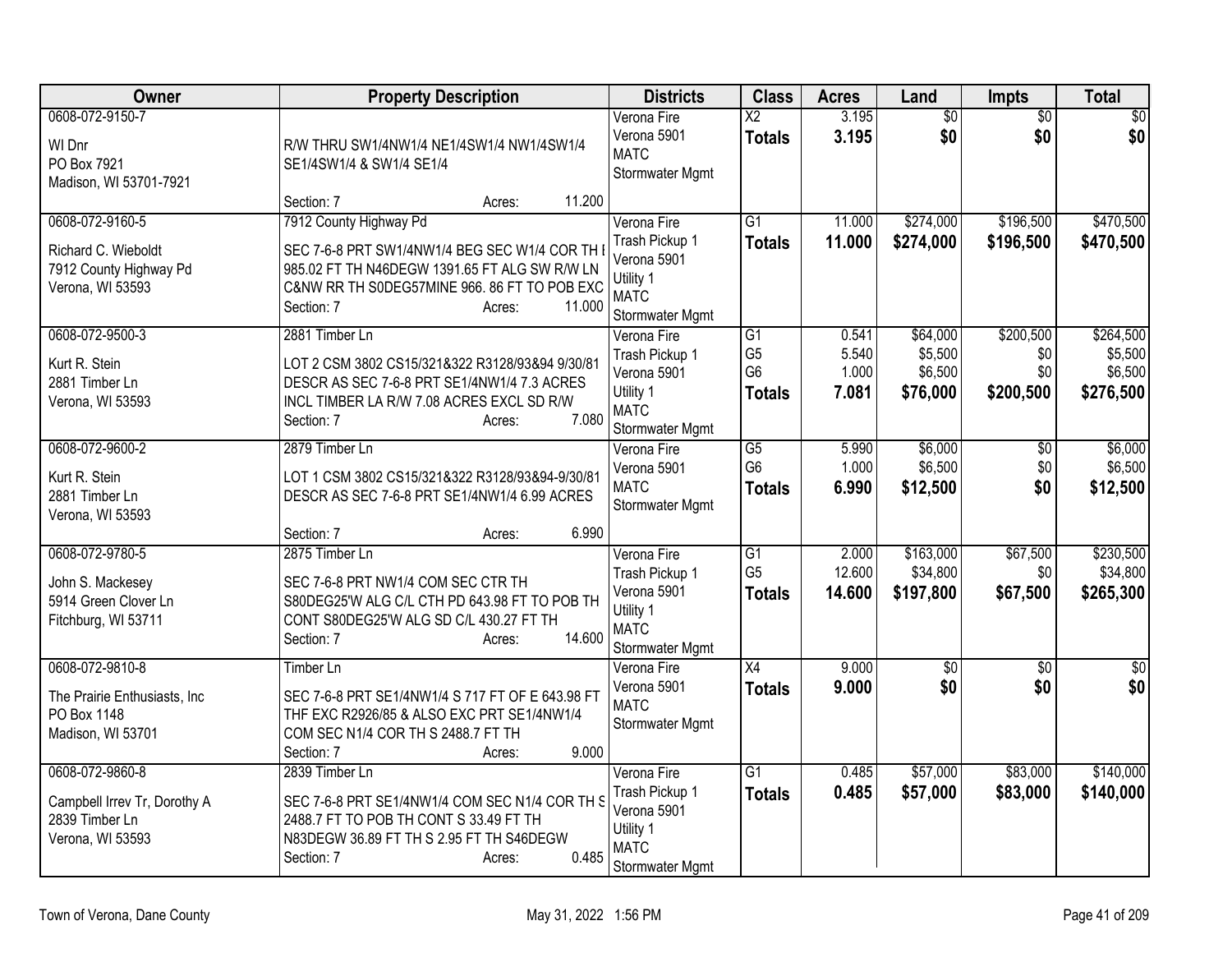| Owner | Property Description | Districts | Class | Acres | Land | Impts | Total |
|---|---|---|---|---|---|---|---|
| 0608-072-9150-7<br><br>WI Dnr<br>PO Box 7921<br>Madison, WI 53701-7921 | R/W THRU SW1/4NW1/4 NE1/4SW1/4 NW1/4SW1/4 SE1/4SW1/4 & SW1/4 SE1/4<br><br>Section: 7 Acres: 11.200 | Verona Fire<br>Verona 5901<br>MATC<br>Stormwater Mgmt | X2<br>**Totals** | 3.195<br>**3.195** | $0<br>**$0** | $0<br>**$0** | $0<br>**$0** |
| 0608-072-9160-5<br><br>Richard C. Wieboldt<br>7912 County Highway Pd<br>Verona, WI 53593 | 7912 County Highway Pd<br>SEC 7-6-8 PRT SW1/4NW1/4 BEG SEC W1/4 COR TH E 985.02 FT TH N46DEGW 1391.65 FT ALG SW R/W LN C&NW RR TH S0DEG57MINE 966. 86 FT TO POB EXC<br>Section: 7 Acres: 11.000 | Verona Fire<br>Trash Pickup 1<br>Verona 5901<br>Utility 1<br>MATC<br>Stormwater Mgmt | G1<br>**Totals** | 11.000<br>**11.000** | $274,000<br>**$274,000** | $196,500<br>**$196,500** | $470,500<br>**$470,500** |
| 0608-072-9500-3<br><br>Kurt R. Stein<br>2881 Timber Ln<br>Verona, WI 53593 | 2881 Timber Ln<br>LOT 2 CSM 3802 CS15/321&322 R3128/93&94 9/30/81 DESCR AS SEC 7-6-8 PRT SE1/4NW1/4 7.3 ACRES INCL TIMBER LA R/W 7.08 ACRES EXCL SD R/W<br>Section: 7 Acres: 7.080 | Verona Fire<br>Trash Pickup 1<br>Verona 5901<br>Utility 1<br>MATC<br>Stormwater Mgmt | G1<br>G5<br>G6<br>**Totals** | 0.541<br>5.540<br>1.000<br>**7.081** | $64,000<br>$5,500<br>$6,500<br>**$76,000** | $200,500<br>$0<br>$0<br>**$200,500** | $264,500<br>$5,500<br>$6,500<br>**$276,500** |
| 0608-072-9600-2<br><br>Kurt R. Stein<br>2881 Timber Ln<br>Verona, WI 53593 | 2879 Timber Ln<br>LOT 1 CSM 3802 CS15/321&322 R3128/93&94-9/30/81 DESCR AS SEC 7-6-8 PRT SE1/4NW1/4 6.99 ACRES<br><br>Section: 7 Acres: 6.990 | Verona Fire<br>Verona 5901<br>MATC<br>Stormwater Mgmt | G5<br>G6<br>**Totals** | 5.990<br>1.000<br>**6.990** | $6,000<br>$6,500<br>**$12,500** | $0<br>$0<br>**$0** | $6,000<br>$6,500<br>**$12,500** |
| 0608-072-9780-5<br><br>John S. Mackesey<br>5914 Green Clover Ln<br>Fitchburg, WI 53711 | 2875 Timber Ln<br>SEC 7-6-8 PRT NW1/4 COM SEC CTR TH S80DEG25'W ALG C/L CTH PD 643.98 FT TO POB TH CONT S80DEG25'W ALG SD C/L 430.27 FT TH<br>Section: 7 Acres: 14.600 | Verona Fire<br>Trash Pickup 1<br>Verona 5901<br>Utility 1<br>MATC<br>Stormwater Mgmt | G1<br>G5<br>**Totals** | 2.000<br>12.600<br>**14.600** | $163,000<br>$34,800<br>**$197,800** | $67,500<br>$0<br>**$67,500** | $230,500<br>$34,800<br>**$265,300** |
| 0608-072-9810-8<br><br>The Prairie Enthusiasts, Inc<br>PO Box 1148<br>Madison, WI 53701 | Timber Ln<br>SEC 7-6-8 PRT SE1/4NW1/4 S 717 FT OF E 643.98 FT THF EXC R2926/85 & ALSO EXC PRT SE1/4NW1/4 COM SEC N1/4 COR TH S 2488.7 FT TH<br>Section: 7 Acres: 9.000 | Verona Fire<br>Verona 5901<br>MATC<br>Stormwater Mgmt | X4<br>**Totals** | 9.000<br>**9.000** | $0<br>**$0** | $0<br>**$0** | $0<br>**$0** |
| 0608-072-9860-8<br><br>Campbell Irrev Tr, Dorothy A<br>2839 Timber Ln<br>Verona, WI 53593 | 2839 Timber Ln<br>SEC 7-6-8 PRT SE1/4NW1/4 COM SEC N1/4 COR TH S 2488.7 FT TO POB TH CONT S 33.49 FT TH N83DEGW 36.89 FT TH S 2.95 FT TH S46DEGW<br>Section: 7 Acres: 0.485 | Verona Fire<br>Trash Pickup 1<br>Verona 5901<br>Utility 1<br>MATC<br>Stormwater Mgmt | G1<br>**Totals** | 0.485<br>**0.485** | $57,000<br>**$57,000** | $83,000<br>**$83,000** | $140,000<br>**$140,000** |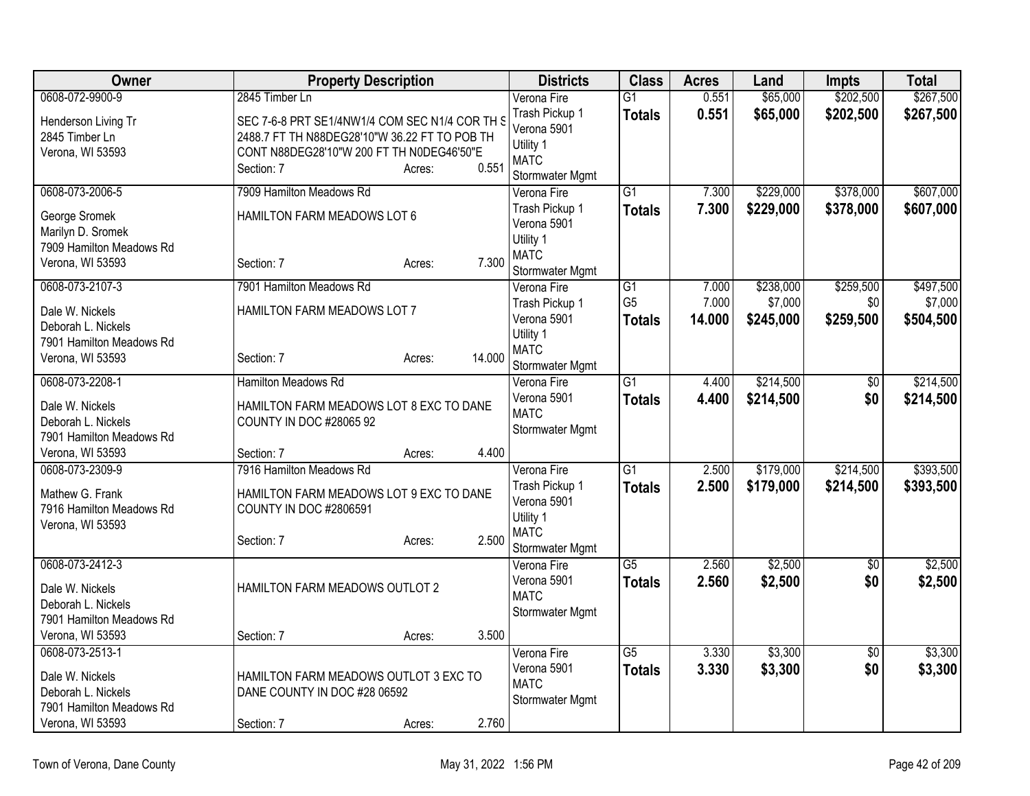| Owner | Property Description | Districts | Class | Acres | Land | Impts | Total |
|---|---|---|---|---|---|---|---|
| 0608-072-9900-9<br>Henderson Living Tr<br>2845 Timber Ln<br>Verona, WI 53593 | 2845 Timber Ln<br>SEC 7-6-8 PRT SE1/4NW1/4 COM SEC N1/4 COR TH S 2488.7 FT TH N88DEG28'10"W 36.22 FT TO POB TH CONT N88DEG28'10"W 200 FT TH N0DEG46'50"E<br>Section: 7 Acres: 0.551 | Verona Fire<br>Trash Pickup 1<br>Verona 5901<br>Utility 1<br>MATC<br>Stormwater Mgmt | G1<br>**Totals** | 0.551<br>**0.551** | $65,000<br>**$65,000** | $202,500<br>**$202,500** | $267,500<br>**$267,500** |
| 0608-073-2006-5<br>George Sromek<br>Marilyn D. Sromek<br>7909 Hamilton Meadows Rd<br>Verona, WI 53593 | 7909 Hamilton Meadows Rd<br>HAMILTON FARM MEADOWS LOT 6<br>Section: 7 Acres: 7.300 | Verona Fire<br>Trash Pickup 1<br>Verona 5901<br>Utility 1<br>MATC<br>Stormwater Mgmt | G1<br>**Totals** | 7.300<br>**7.300** | $229,000<br>**$229,000** | $378,000<br>**$378,000** | $607,000<br>**$607,000** |
| 0608-073-2107-3<br>Dale W. Nickels<br>Deborah L. Nickels<br>7901 Hamilton Meadows Rd<br>Verona, WI 53593 | 7901 Hamilton Meadows Rd<br>HAMILTON FARM MEADOWS LOT 7<br>Section: 7 Acres: 14.000 | Verona Fire<br>Trash Pickup 1<br>Verona 5901<br>Utility 1<br>MATC<br>Stormwater Mgmt | G1<br>G5<br>**Totals** | 7.000<br>7.000<br>**14.000** | $238,000<br>$7,000<br>**$245,000** | $259,500<br>$0<br>**$259,500** | $497,500<br>$7,000<br>**$504,500** |
| 0608-073-2208-1<br>Dale W. Nickels<br>Deborah L. Nickels<br>7901 Hamilton Meadows Rd<br>Verona, WI 53593 | Hamilton Meadows Rd<br>HAMILTON FARM MEADOWS LOT 8 EXC TO DANE COUNTY IN DOC #28065 92<br>Section: 7 Acres: 4.400 | Verona Fire<br>Verona 5901<br>MATC<br>Stormwater Mgmt | G1<br>**Totals** | 4.400<br>**4.400** | $214,500<br>**$214,500** | $0<br>**$0** | $214,500<br>**$214,500** |
| 0608-073-2309-9<br>Mathew G. Frank<br>7916 Hamilton Meadows Rd<br>Verona, WI 53593 | 7916 Hamilton Meadows Rd<br>HAMILTON FARM MEADOWS LOT 9 EXC TO DANE COUNTY IN DOC #2806591<br>Section: 7 Acres: 2.500 | Verona Fire<br>Trash Pickup 1<br>Verona 5901<br>Utility 1<br>MATC<br>Stormwater Mgmt | G1<br>**Totals** | 2.500<br>**2.500** | $179,000<br>**$179,000** | $214,500<br>**$214,500** | $393,500<br>**$393,500** |
| 0608-073-2412-3<br>Dale W. Nickels<br>Deborah L. Nickels<br>7901 Hamilton Meadows Rd<br>Verona, WI 53593 | HAMILTON FARM MEADOWS OUTLOT 2<br>Section: 7 Acres: 3.500 | Verona Fire<br>Verona 5901<br>MATC<br>Stormwater Mgmt | G5<br>**Totals** | 2.560<br>**2.560** | $2,500<br>**$2,500** | $0<br>**$0** | $2,500<br>**$2,500** |
| 0608-073-2513-1<br>Dale W. Nickels<br>Deborah L. Nickels<br>7901 Hamilton Meadows Rd<br>Verona, WI 53593 | HAMILTON FARM MEADOWS OUTLOT 3 EXC TO DANE COUNTY IN DOC #28 06592<br>Section: 7 Acres: 2.760 | Verona Fire<br>Verona 5901<br>MATC<br>Stormwater Mgmt | G5<br>**Totals** | 3.330<br>**3.330** | $3,300<br>**$3,300** | $0<br>**$0** | $3,300<br>**$3,300** |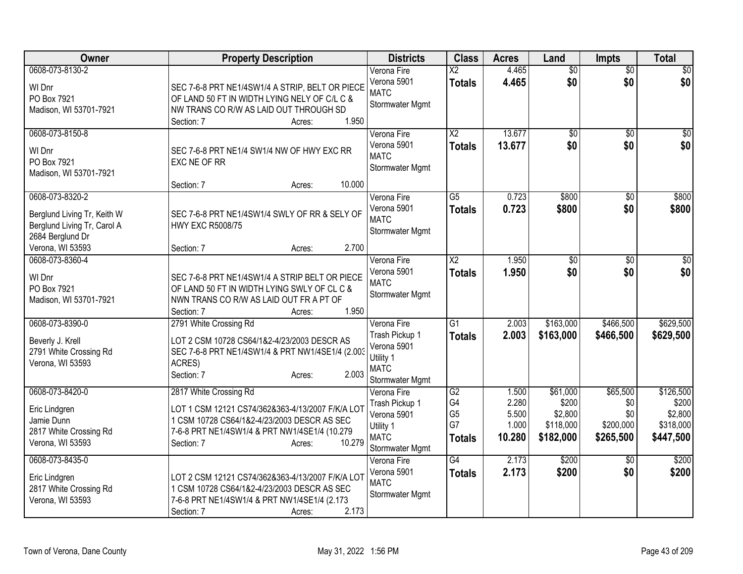| Owner | Property Description | Districts | Class | Acres | Land | Impts | Total |
|---|---|---|---|---|---|---|---|
| 0608-073-8130-2<br>WI Dnr<br>PO Box 7921<br>Madison, WI 53701-7921 | SEC 7-6-8 PRT NE1/4SW1/4 A STRIP, BELT OR PIECE OF LAND 50 FT IN WIDTH LYING NELY OF C/L C & NW TRANS CO R/W AS LAID OUT THROUGH SD<br>Section: 7 Acres: 1.950 | Verona Fire<br>Verona 5901<br>MATC<br>Stormwater Mgmt | X2<br>**Totals** | 4.465<br>**4.465** | $0<br>**$0** | $0<br>**$0** | $0<br>**$0** |
| 0608-073-8150-8<br>WI Dnr<br>PO Box 7921<br>Madison, WI 53701-7921 | SEC 7-6-8 PRT NE1/4 SW1/4 NW OF HWY EXC RR EXC NE OF RR<br>Section: 7 Acres: 10.000 | Verona Fire<br>Verona 5901<br>MATC<br>Stormwater Mgmt | X2<br>**Totals** | 13.677<br>**13.677** | $0<br>**$0** | $0<br>**$0** | $0<br>**$0** |
| 0608-073-8320-2<br>Berglund Living Tr, Keith W<br>Berglund Living Tr, Carol A<br>2684 Berglund Dr<br>Verona, WI 53593 | SEC 7-6-8 PRT NE1/4SW1/4 SWLY OF RR & SELY OF HWY EXC R5008/75<br>Section: 7 Acres: 2.700 | Verona Fire<br>Verona 5901<br>MATC<br>Stormwater Mgmt | G5<br>**Totals** | 0.723<br>**0.723** | $800<br>**$800** | $0<br>**$0** | $800<br>**$800** |
| 0608-073-8360-4<br>WI Dnr<br>PO Box 7921<br>Madison, WI 53701-7921 | SEC 7-6-8 PRT NE1/4SW1/4 A STRIP BELT OR PIECE OF LAND 50 FT IN WIDTH LYING SWLY OF CL C & NWN TRANS CO R/W AS LAID OUT FR A PT OF<br>Section: 7 Acres: 1.950 | Verona Fire<br>Verona 5901<br>MATC<br>Stormwater Mgmt | X2<br>**Totals** | 1.950<br>**1.950** | $0<br>**$0** | $0<br>**$0** | $0<br>**$0** |
| 0608-073-8390-0<br>Beverly J. Krell<br>2791 White Crossing Rd<br>Verona, WI 53593 | 2791 White Crossing Rd<br>LOT 2 CSM 10728 CS64/1&2-4/23/2003 DESCR AS SEC 7-6-8 PRT NE1/4SW1/4 & PRT NW1/4SE1/4 (2.003 ACRES)<br>Section: 7 Acres: 2.003 | Verona Fire<br>Trash Pickup 1<br>Verona 5901<br>Utility 1<br>MATC<br>Stormwater Mgmt | G1<br>**Totals** | 2.003<br>**2.003** | $163,000<br>**$163,000** | $466,500<br>**$466,500** | $629,500<br>**$629,500** |
| 0608-073-8420-0<br>Eric Lindgren<br>Jamie Dunn<br>2817 White Crossing Rd<br>Verona, WI 53593 | 2817 White Crossing Rd<br>LOT 1 CSM 12121 CS74/362&363-4/13/2007 F/K/A LOT 1 CSM 10728 CS64/1&2-4/23/2003 DESCR AS SEC 7-6-8 PRT NE1/4SW1/4 & PRT NW1/4SE1/4 (10.279<br>Section: 7 Acres: 10.279 | Verona Fire<br>Trash Pickup 1<br>Verona 5901<br>Utility 1<br>MATC<br>Stormwater Mgmt | G2<br>G4<br>G5<br>G7<br>**Totals** | 1.500<br>2.280<br>5.500<br>1.000<br>**10.280** | $61,000<br>$200<br>$2,800<br>$118,000<br>**$182,000** | $65,500<br>$0<br>$0<br>$200,000<br>**$265,500** | $126,500<br>$200<br>$2,800<br>$318,000<br>**$447,500** |
| 0608-073-8435-0<br>Eric Lindgren<br>2817 White Crossing Rd<br>Verona, WI 53593 | LOT 2 CSM 12121 CS74/362&363-4/13/2007 F/K/A LOT 1 CSM 10728 CS64/1&2-4/23/2003 DESCR AS SEC 7-6-8 PRT NE1/4SW1/4 & PRT NW1/4SE1/4 (2.173<br>Section: 7 Acres: 2.173 | Verona Fire<br>Verona 5901<br>MATC<br>Stormwater Mgmt | G4<br>**Totals** | 2.173<br>**2.173** | $200<br>**$200** | $0<br>**$0** | $200<br>**$200** |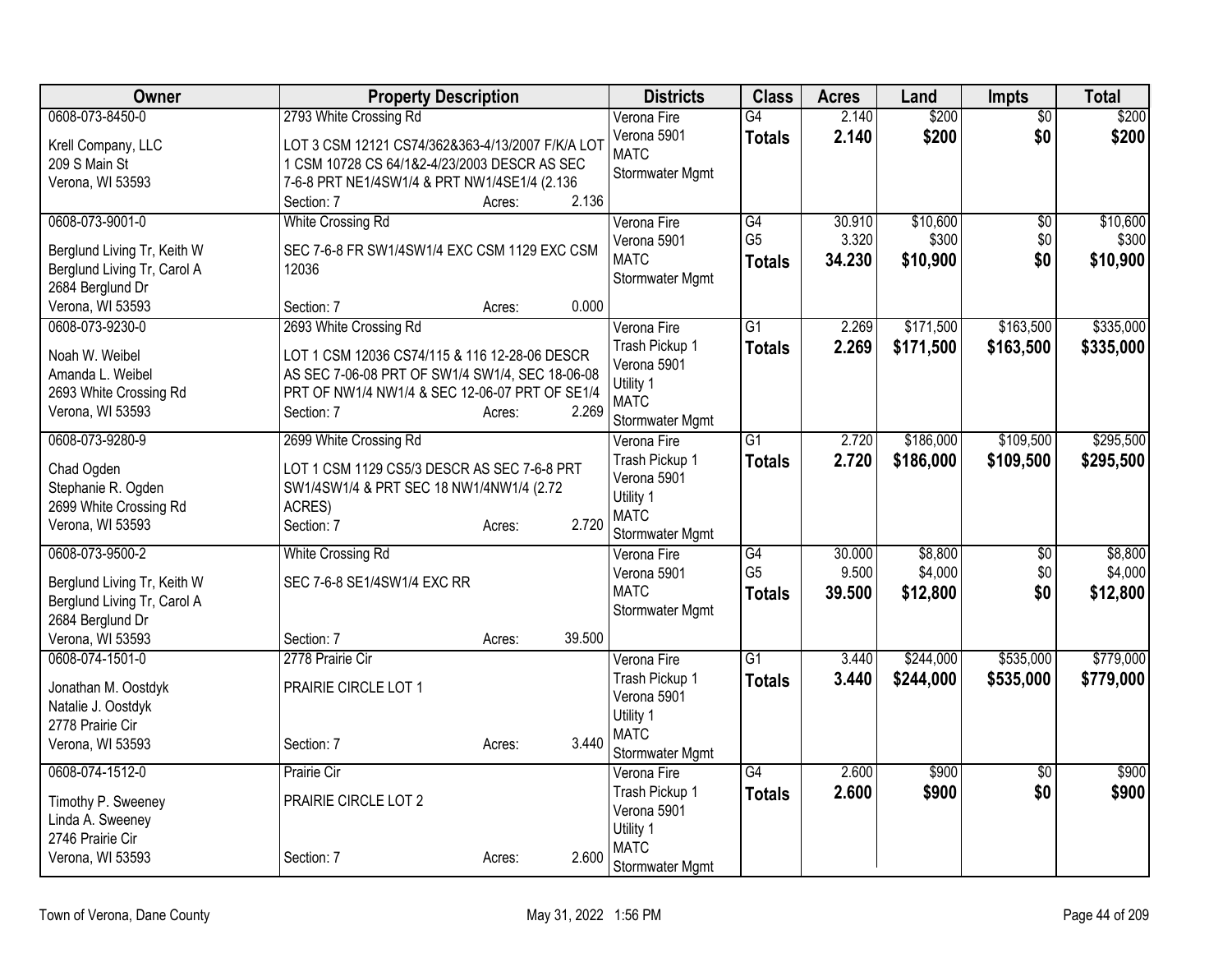| Owner | Property Description | Districts | Class | Acres | Land | Impts | Total |
|---|---|---|---|---|---|---|---|
| 0608-073-8450-0<br>Krell Company, LLC<br>209 S Main St<br>Verona, WI 53593 | 2793 White Crossing Rd<br>LOT 3 CSM 12121 CS74/362&363-4/13/2007 F/K/A LOT 1 CSM 10728 CS 64/1&2-4/23/2003 DESCR AS SEC 7-6-8 PRT NE1/4SW1/4 & PRT NW1/4SE1/4 (2.136<br>Section: 7 Acres: 2.136 | Verona Fire<br>Verona 5901<br>MATC<br>Stormwater Mgmt | G4<br>**Totals** | 2.140<br>**2.140** | \$200<br>**\$200** | \$0<br>**\$0** | \$200<br>**\$200** |
| 0608-073-9001-0<br>Berglund Living Tr, Keith W<br>Berglund Living Tr, Carol A<br>2684 Berglund Dr<br>Verona, WI 53593 | White Crossing Rd<br>SEC 7-6-8 FR SW1/4SW1/4 EXC CSM 1129 EXC CSM 12036<br>Section: 7 Acres: 0.000 | Verona Fire<br>Verona 5901<br>MATC<br>Stormwater Mgmt | G4<br>G5<br>**Totals** | 30.910<br>3.320<br>**34.230** | \$10,600<br>\$300<br>**\$10,900** | \$0<br>\$0<br>**\$0** | \$10,600<br>\$300<br>**\$10,900** |
| 0608-073-9230-0<br>Noah W. Weibel<br>Amanda L. Weibel<br>2693 White Crossing Rd<br>Verona, WI 53593 | 2693 White Crossing Rd<br>LOT 1 CSM 12036 CS74/115 & 116 12-28-06 DESCR AS SEC 7-06-08 PRT OF SW1/4 SW1/4, SEC 18-06-08 PRT OF NW1/4 NW1/4 & SEC 12-06-07 PRT OF SE1/4<br>Section: 7 Acres: 2.269 | Verona Fire<br>Trash Pickup 1<br>Verona 5901<br>Utility 1<br>MATC<br>Stormwater Mgmt | G1<br>**Totals** | 2.269<br>**2.269** | \$171,500<br>**\$171,500** | \$163,500<br>**\$163,500** | \$335,000<br>**\$335,000** |
| 0608-073-9280-9<br>Chad Ogden<br>Stephanie R. Ogden<br>2699 White Crossing Rd<br>Verona, WI 53593 | 2699 White Crossing Rd<br>LOT 1 CSM 1129 CS5/3 DESCR AS SEC 7-6-8 PRT SW1/4SW1/4 & PRT SEC 18 NW1/4NW1/4 (2.72 ACRES)<br>Section: 7 Acres: 2.720 | Verona Fire<br>Trash Pickup 1<br>Verona 5901<br>Utility 1<br>MATC<br>Stormwater Mgmt | G1<br>**Totals** | 2.720<br>**2.720** | \$186,000<br>**\$186,000** | \$109,500<br>**\$109,500** | \$295,500<br>**\$295,500** |
| 0608-073-9500-2<br>Berglund Living Tr, Keith W<br>Berglund Living Tr, Carol A<br>2684 Berglund Dr<br>Verona, WI 53593 | White Crossing Rd<br>SEC 7-6-8 SE1/4SW1/4 EXC RR<br>Section: 7 Acres: 39.500 | Verona Fire<br>Verona 5901<br>MATC<br>Stormwater Mgmt | G4<br>G5<br>**Totals** | 30.000<br>9.500<br>**39.500** | \$8,800<br>\$4,000<br>**\$12,800** | \$0<br>\$0<br>**\$0** | \$8,800<br>\$4,000<br>**\$12,800** |
| 0608-074-1501-0<br>Jonathan M. Oostdyk<br>Natalie J. Oostdyk<br>2778 Prairie Cir<br>Verona, WI 53593 | 2778 Prairie Cir<br>PRAIRIE CIRCLE LOT 1<br>Section: 7 Acres: 3.440 | Verona Fire<br>Trash Pickup 1<br>Verona 5901<br>Utility 1<br>MATC<br>Stormwater Mgmt | G1<br>**Totals** | 3.440<br>**3.440** | \$244,000<br>**\$244,000** | \$535,000<br>**\$535,000** | \$779,000<br>**\$779,000** |
| 0608-074-1512-0<br>Timothy P. Sweeney<br>Linda A. Sweeney<br>2746 Prairie Cir<br>Verona, WI 53593 | Prairie Cir<br>PRAIRIE CIRCLE LOT 2<br>Section: 7 Acres: 2.600 | Verona Fire<br>Trash Pickup 1<br>Verona 5901<br>Utility 1<br>MATC<br>Stormwater Mgmt | G4<br>**Totals** | 2.600<br>**2.600** | \$900<br>**\$900** | \$0<br>**\$0** | \$900<br>**\$900** |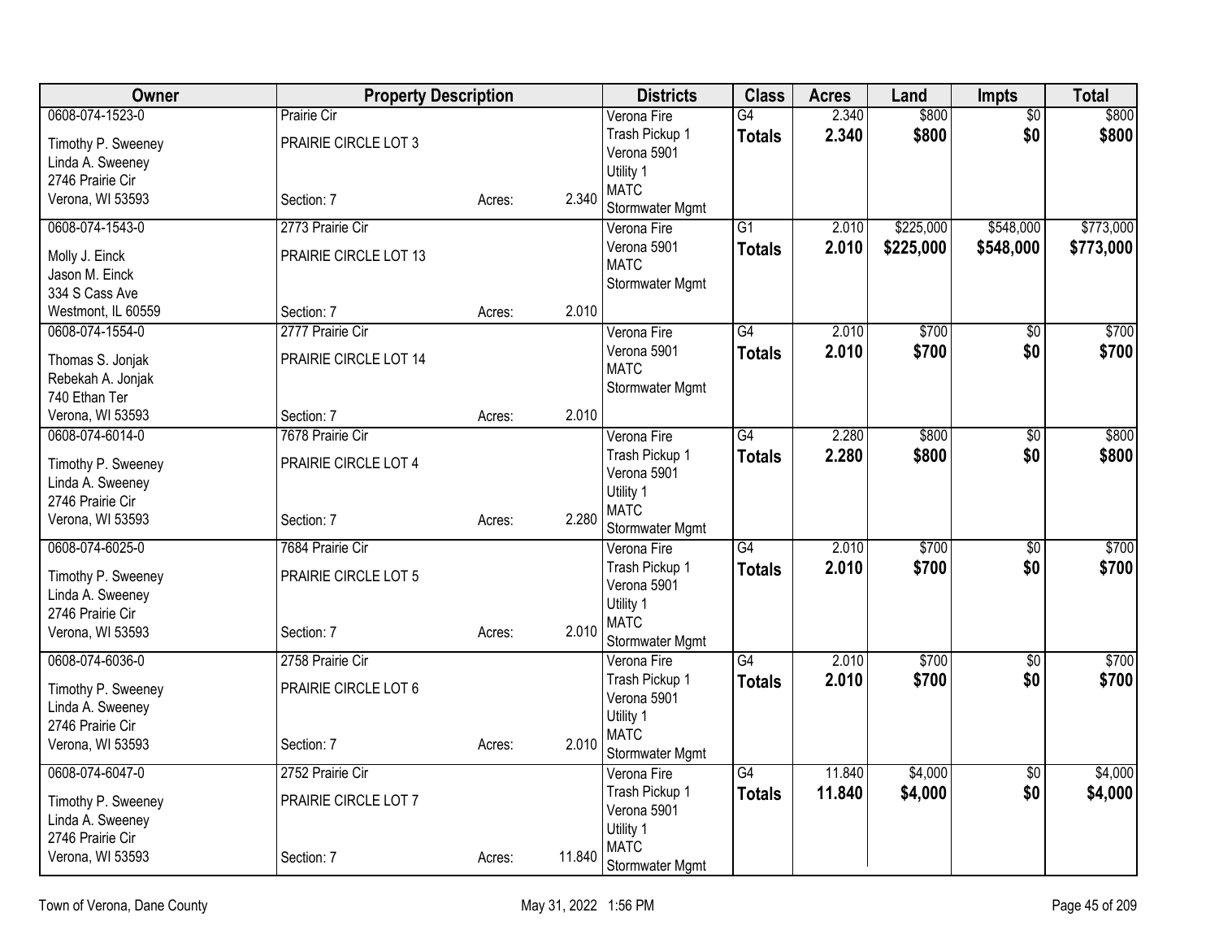| Owner | Property Description | | | Districts | Class | Acres | Land | Impts | Total |
|---|---|---|---|---|---|---|---|---|---|
| 0608-074-1523-0<br>Timothy P. Sweeney<br>Linda A. Sweeney<br>2746 Prairie Cir<br>Verona, WI 53593 | Prairie Cir<br>PRAIRIE CIRCLE LOT 3<br>Section: 7 | Acres: | 2.340 | Verona Fire<br>Trash Pickup 1<br>Verona 5901<br>Utility 1<br>MATC<br>Stormwater Mgmt | G4<br>**Totals** | 2.340<br>**2.340** | \$800<br>**\$800** | \$0<br>**\$0** | \$800<br>**\$800** |
| 0608-074-1543-0<br>Molly J. Einck<br>Jason M. Einck<br>334 S Cass Ave<br>Westmont, IL 60559 | 2773 Prairie Cir<br>PRAIRIE CIRCLE LOT 13<br>Section: 7 | Acres: | 2.010 | Verona Fire<br>Verona 5901<br>MATC<br>Stormwater Mgmt | G1<br>**Totals** | 2.010<br>**2.010** | \$225,000<br>**\$225,000** | \$548,000<br>**\$548,000** | \$773,000<br>**\$773,000** |
| 0608-074-1554-0<br>Thomas S. Jonjak<br>Rebekah A. Jonjak<br>740 Ethan Ter<br>Verona, WI 53593 | 2777 Prairie Cir<br>PRAIRIE CIRCLE LOT 14<br>Section: 7 | Acres: | 2.010 | Verona Fire<br>Verona 5901<br>MATC<br>Stormwater Mgmt | G4<br>**Totals** | 2.010<br>**2.010** | \$700<br>**\$700** | \$0<br>**\$0** | \$700<br>**\$700** |
| 0608-074-6014-0<br>Timothy P. Sweeney<br>Linda A. Sweeney<br>2746 Prairie Cir<br>Verona, WI 53593 | 7678 Prairie Cir<br>PRAIRIE CIRCLE LOT 4<br>Section: 7 | Acres: | 2.280 | Verona Fire<br>Trash Pickup 1<br>Verona 5901<br>Utility 1<br>MATC<br>Stormwater Mgmt | G4<br>**Totals** | 2.280<br>**2.280** | \$800<br>**\$800** | \$0<br>**\$0** | \$800<br>**\$800** |
| 0608-074-6025-0<br>Timothy P. Sweeney<br>Linda A. Sweeney<br>2746 Prairie Cir<br>Verona, WI 53593 | 7684 Prairie Cir<br>PRAIRIE CIRCLE LOT 5<br>Section: 7 | Acres: | 2.010 | Verona Fire<br>Trash Pickup 1<br>Verona 5901<br>Utility 1<br>MATC<br>Stormwater Mgmt | G4<br>**Totals** | 2.010<br>**2.010** | \$700<br>**\$700** | \$0<br>**\$0** | \$700<br>**\$700** |
| 0608-074-6036-0<br>Timothy P. Sweeney<br>Linda A. Sweeney<br>2746 Prairie Cir<br>Verona, WI 53593 | 2758 Prairie Cir<br>PRAIRIE CIRCLE LOT 6<br>Section: 7 | Acres: | 2.010 | Verona Fire<br>Trash Pickup 1<br>Verona 5901<br>Utility 1<br>MATC<br>Stormwater Mgmt | G4<br>**Totals** | 2.010<br>**2.010** | \$700<br>**\$700** | \$0<br>**\$0** | \$700<br>**\$700** |
| 0608-074-6047-0<br>Timothy P. Sweeney<br>Linda A. Sweeney<br>2746 Prairie Cir<br>Verona, WI 53593 | 2752 Prairie Cir<br>PRAIRIE CIRCLE LOT 7<br>Section: 7 | Acres: | 11.840 | Verona Fire<br>Trash Pickup 1<br>Verona 5901<br>Utility 1<br>MATC<br>Stormwater Mgmt | G4<br>**Totals** | 11.840<br>**11.840** | \$4,000<br>**\$4,000** | \$0<br>**\$0** | \$4,000<br>**\$4,000** |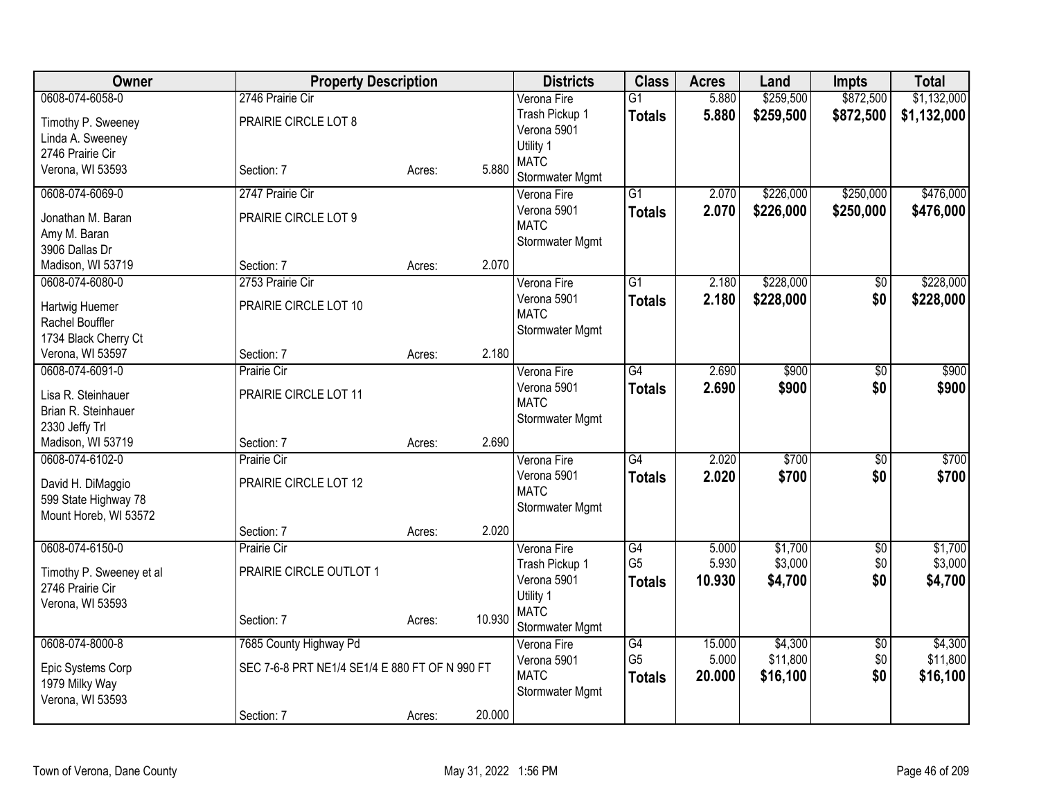| Owner | Property Description | | | Districts | Class | Acres | Land | Impts | Total |
|---|---|---|---|---|---|---|---|---|---|
| 0608-074-6058-0<br>Timothy P. Sweeney<br>Linda A. Sweeney<br>2746 Prairie Cir<br>Verona, WI 53593 | 2746 Prairie Cir<br>PRAIRIE CIRCLE LOT 8<br>Section: 7 | Acres: | 5.880 | Verona Fire<br>Trash Pickup 1<br>Verona 5901<br>Utility 1<br>MATC<br>Stormwater Mgmt | G1<br>**Totals** | 5.880<br>**5.880** | $259,500<br>**$259,500** | $872,500<br>**$872,500** | $1,132,000<br>**$1,132,000** |
| 0608-074-6069-0<br>Jonathan M. Baran<br>Amy M. Baran<br>3906 Dallas Dr<br>Madison, WI 53719 | 2747 Prairie Cir<br>PRAIRIE CIRCLE LOT 9<br>Section: 7 | Acres: | 2.070 | Verona Fire<br>Verona 5901<br>MATC<br>Stormwater Mgmt | G1<br>**Totals** | 2.070<br>**2.070** | $226,000<br>**$226,000** | $250,000<br>**$250,000** | $476,000<br>**$476,000** |
| 0608-074-6080-0<br>Hartwig Huemer<br>Rachel Bouffler<br>1734 Black Cherry Ct<br>Verona, WI 53597 | 2753 Prairie Cir<br>PRAIRIE CIRCLE LOT 10<br>Section: 7 | Acres: | 2.180 | Verona Fire<br>Verona 5901<br>MATC<br>Stormwater Mgmt | G1<br>**Totals** | 2.180<br>**2.180** | $228,000<br>**$228,000** | $0<br>**$0** | $228,000<br>**$228,000** |
| 0608-074-6091-0<br>Lisa R. Steinhauer<br>Brian R. Steinhauer<br>2330 Jeffy Trl<br>Madison, WI 53719 | Prairie Cir<br>PRAIRIE CIRCLE LOT 11<br>Section: 7 | Acres: | 2.690 | Verona Fire<br>Verona 5901<br>MATC<br>Stormwater Mgmt | G4<br>**Totals** | 2.690<br>**2.690** | $900<br>**$900** | $0<br>**$0** | $900<br>**$900** |
| 0608-074-6102-0<br>David H. DiMaggio<br>599 State Highway 78<br>Mount Horeb, WI 53572 | Prairie Cir<br>PRAIRIE CIRCLE LOT 12<br>Section: 7 | Acres: | 2.020 | Verona Fire<br>Verona 5901<br>MATC<br>Stormwater Mgmt | G4<br>**Totals** | 2.020<br>**2.020** | $700<br>**$700** | $0<br>**$0** | $700<br>**$700** |
| 0608-074-6150-0<br>Timothy P. Sweeney et al<br>2746 Prairie Cir<br>Verona, WI 53593 | Prairie Cir<br>PRAIRIE CIRCLE OUTLOT 1<br>Section: 7 | Acres: | 10.930 | Verona Fire<br>Trash Pickup 1<br>Verona 5901<br>Utility 1<br>MATC<br>Stormwater Mgmt | G4<br>G5<br>**Totals** | 5.000<br>5.930<br>**10.930** | $1,700<br>$3,000<br>**$4,700** | $0<br>$0<br>**$0** | $1,700<br>$3,000<br>**$4,700** |
| 0608-074-8000-8<br>Epic Systems Corp<br>1979 Milky Way<br>Verona, WI 53593 | 7685 County Highway Pd<br>SEC 7-6-8 PRT NE1/4 SE1/4 E 880 FT OF N 990 FT<br>Section: 7 | Acres: | 20.000 | Verona Fire<br>Verona 5901<br>MATC<br>Stormwater Mgmt | G4<br>G5<br>**Totals** | 15.000<br>5.000<br>**20.000** | $4,300<br>$11,800<br>**$16,100** | $0<br>$0<br>**$0** | $4,300<br>$11,800<br>**$16,100** |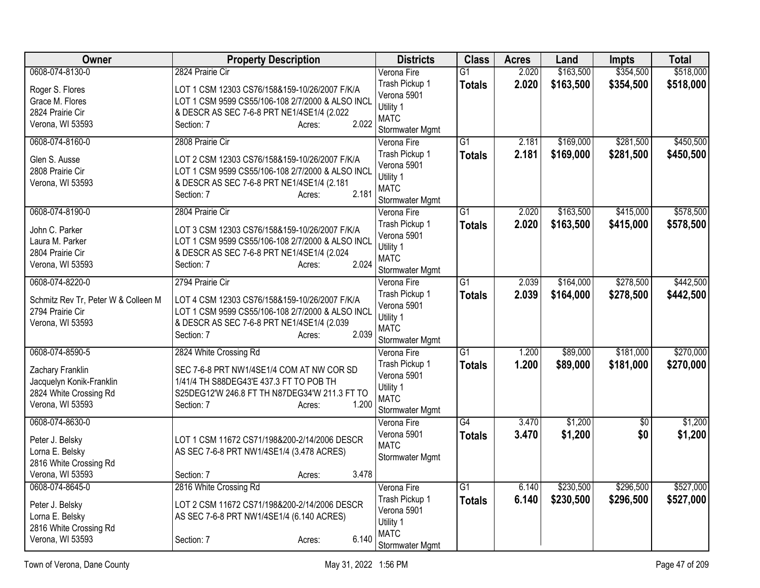| Owner | Property Description | Districts | Class | Acres | Land | Impts | Total |
|---|---|---|---|---|---|---|---|
| 0608-074-8130-0<br>Roger S. Flores<br>Grace M. Flores<br>2824 Prairie Cir<br>Verona, WI 53593 | 2824 Prairie Cir<br>LOT 1 CSM 12303 CS76/158&159-10/26/2007 F/K/A LOT 1 CSM 9599 CS55/106-108 2/7/2000 & ALSO INCL & DESCR AS SEC 7-6-8 PRT NE1/4SE1/4 (2.022<br>Section: 7 Acres: 2.022 | Verona Fire<br>Trash Pickup 1<br>Verona 5901<br>Utility 1<br>MATC<br>Stormwater Mgmt | G1<br>**Totals** | 2.020<br>**2.020** | $163,500<br>**$163,500** | $354,500<br>**$354,500** | $518,000<br>**$518,000** |
| 0608-074-8160-0<br>Glen S. Ausse<br>2808 Prairie Cir<br>Verona, WI 53593 | 2808 Prairie Cir<br>LOT 2 CSM 12303 CS76/158&159-10/26/2007 F/K/A LOT 1 CSM 9599 CS55/106-108 2/7/2000 & ALSO INCL & DESCR AS SEC 7-6-8 PRT NE1/4SE1/4 (2.181<br>Section: 7 Acres: 2.181 | Verona Fire<br>Trash Pickup 1<br>Verona 5901<br>Utility 1<br>MATC<br>Stormwater Mgmt | G1<br>**Totals** | 2.181<br>**2.181** | $169,000<br>**$169,000** | $281,500<br>**$281,500** | $450,500<br>**$450,500** |
| 0608-074-8190-0<br>John C. Parker<br>Laura M. Parker<br>2804 Prairie Cir<br>Verona, WI 53593 | 2804 Prairie Cir<br>LOT 3 CSM 12303 CS76/158&159-10/26/2007 F/K/A LOT 1 CSM 9599 CS55/106-108 2/7/2000 & ALSO INCL & DESCR AS SEC 7-6-8 PRT NE1/4SE1/4 (2.024<br>Section: 7 Acres: 2.024 | Verona Fire<br>Trash Pickup 1<br>Verona 5901<br>Utility 1<br>MATC<br>Stormwater Mgmt | G1<br>**Totals** | 2.020<br>**2.020** | $163,500<br>**$163,500** | $415,000<br>**$415,000** | $578,500<br>**$578,500** |
| 0608-074-8220-0<br>Schmitz Rev Tr, Peter W & Colleen M<br>2794 Prairie Cir<br>Verona, WI 53593 | 2794 Prairie Cir<br>LOT 4 CSM 12303 CS76/158&159-10/26/2007 F/K/A LOT 1 CSM 9599 CS55/106-108 2/7/2000 & ALSO INCL & DESCR AS SEC 7-6-8 PRT NE1/4SE1/4 (2.039<br>Section: 7 Acres: 2.039 | Verona Fire<br>Trash Pickup 1<br>Verona 5901<br>Utility 1<br>MATC<br>Stormwater Mgmt | G1<br>**Totals** | 2.039<br>**2.039** | $164,000<br>**$164,000** | $278,500<br>**$278,500** | $442,500<br>**$442,500** |
| 0608-074-8590-5<br>Zachary Franklin<br>Jacquelyn Konik-Franklin<br>2824 White Crossing Rd<br>Verona, WI 53593 | 2824 White Crossing Rd<br>SEC 7-6-8 PRT NW1/4SE1/4 COM AT NW COR SD 1/41/4 TH S88DEG43'E 437.3 FT TO POB TH S25DEG12'W 246.8 FT TH N87DEG34'W 211.3 FT TO<br>Section: 7 Acres: 1.200 | Verona Fire<br>Trash Pickup 1<br>Verona 5901<br>Utility 1<br>MATC<br>Stormwater Mgmt | G1<br>**Totals** | 1.200<br>**1.200** | $89,000<br>**$89,000** | $181,000<br>**$181,000** | $270,000<br>**$270,000** |
| 0608-074-8630-0<br>Peter J. Belsky<br>Lorna E. Belsky<br>2816 White Crossing Rd<br>Verona, WI 53593 | LOT 1 CSM 11672 CS71/198&200-2/14/2006 DESCR AS SEC 7-6-8 PRT NW1/4SE1/4 (3.478 ACRES)<br>Section: 7 Acres: 3.478 | Verona Fire<br>Verona 5901<br>MATC<br>Stormwater Mgmt | G4<br>**Totals** | 3.470<br>**3.470** | $1,200<br>**$1,200** | $0<br>**$0** | $1,200<br>**$1,200** |
| 0608-074-8645-0<br>Peter J. Belsky<br>Lorna E. Belsky<br>2816 White Crossing Rd<br>Verona, WI 53593 | 2816 White Crossing Rd<br>LOT 2 CSM 11672 CS71/198&200-2/14/2006 DESCR AS SEC 7-6-8 PRT NW1/4SE1/4 (6.140 ACRES)<br>Section: 7 Acres: 6.140 | Verona Fire<br>Trash Pickup 1<br>Verona 5901<br>Utility 1<br>MATC<br>Stormwater Mgmt | G1<br>**Totals** | 6.140<br>**6.140** | $230,500<br>**$230,500** | $296,500<br>**$296,500** | $527,000<br>**$527,000** |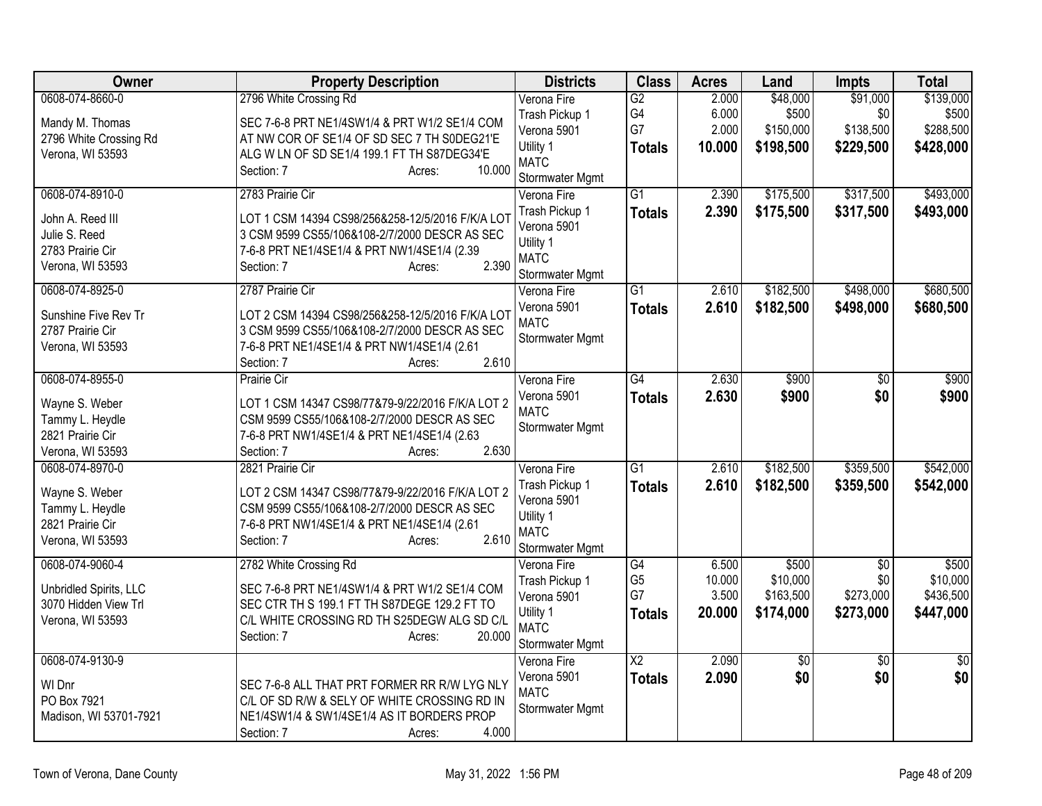| Owner | Property Description | Districts | Class | Acres | Land | Impts | Total |
|---|---|---|---|---|---|---|---|
| 0608-074-8660-0<br><br>Mandy M. Thomas<br>2796 White Crossing Rd<br>Verona, WI 53593 | 2796 White Crossing Rd<br><br>SEC 7-6-8 PRT NE1/4SW1/4 & PRT W1/2 SE1/4 COM AT NW COR OF SE1/4 OF SD SEC 7 TH S0DEG21'E ALG W LN OF SD SE1/4 199.1 FT TH S87DEG34'E<br>Section: 7 Acres: 10.000 | Verona Fire<br>Trash Pickup 1<br>Verona 5901<br>Utility 1<br>MATC<br>Stormwater Mgmt | G2<br>G4<br>G7<br>**Totals** | 2.000<br>6.000<br>2.000<br>**10.000** | $48,000<br>$500<br>$150,000<br>**$198,500** | $91,000<br>$0<br>$138,500<br>**$229,500** | $139,000<br>$500<br>$288,500<br>**$428,000** |
| 0608-074-8910-0<br><br>John A. Reed III<br>Julie S. Reed<br>2783 Prairie Cir<br>Verona, WI 53593 | 2783 Prairie Cir<br><br>LOT 1 CSM 14394 CS98/256&258-12/5/2016 F/K/A LOT 3 CSM 9599 CS55/106&108-2/7/2000 DESCR AS SEC 7-6-8 PRT NE1/4SE1/4 & PRT NW1/4SE1/4 (2.39<br>Section: 7 Acres: 2.390 | Verona Fire<br>Trash Pickup 1<br>Verona 5901<br>Utility 1<br>MATC<br>Stormwater Mgmt | G1<br>**Totals** | 2.390<br>**2.390** | $175,500<br>**$175,500** | $317,500<br>**$317,500** | $493,000<br>**$493,000** |
| 0608-074-8925-0<br><br>Sunshine Five Rev Tr<br>2787 Prairie Cir<br>Verona, WI 53593 | 2787 Prairie Cir<br><br>LOT 2 CSM 14394 CS98/256&258-12/5/2016 F/K/A LOT 3 CSM 9599 CS55/106&108-2/7/2000 DESCR AS SEC 7-6-8 PRT NE1/4SE1/4 & PRT NW1/4SE1/4 (2.61<br>Section: 7 Acres: 2.610 | Verona Fire<br>Verona 5901<br>MATC<br>Stormwater Mgmt | G1<br>**Totals** | 2.610<br>**2.610** | $182,500<br>**$182,500** | $498,000<br>**$498,000** | $680,500<br>**$680,500** |
| 0608-074-8955-0<br><br>Wayne S. Weber<br>Tammy L. Heydle<br>2821 Prairie Cir<br>Verona, WI 53593 | Prairie Cir<br><br>LOT 1 CSM 14347 CS98/77&79-9/22/2016 F/K/A LOT 2 CSM 9599 CS55/106&108-2/7/2000 DESCR AS SEC 7-6-8 PRT NW1/4SE1/4 & PRT NE1/4SE1/4 (2.63<br>Section: 7 Acres: 2.630 | Verona Fire<br>Verona 5901<br>MATC<br>Stormwater Mgmt | G4<br>**Totals** | 2.630<br>**2.630** | $900<br>**$900** | $0<br>**$0** | $900<br>**$900** |
| 0608-074-8970-0<br><br>Wayne S. Weber<br>Tammy L. Heydle<br>2821 Prairie Cir<br>Verona, WI 53593 | 2821 Prairie Cir<br><br>LOT 2 CSM 14347 CS98/77&79-9/22/2016 F/K/A LOT 2 CSM 9599 CS55/106&108-2/7/2000 DESCR AS SEC 7-6-8 PRT NW1/4SE1/4 & PRT NE1/4SE1/4 (2.61<br>Section: 7 Acres: 2.610 | Verona Fire<br>Trash Pickup 1<br>Verona 5901<br>Utility 1<br>MATC<br>Stormwater Mgmt | G1<br>**Totals** | 2.610<br>**2.610** | $182,500<br>**$182,500** | $359,500<br>**$359,500** | $542,000<br>**$542,000** |
| 0608-074-9060-4<br><br>Unbridled Spirits, LLC<br>3070 Hidden View Trl<br>Verona, WI 53593 | 2782 White Crossing Rd<br><br>SEC 7-6-8 PRT NE1/4SW1/4 & PRT W1/2 SE1/4 COM SEC CTR TH S 199.1 FT TH S87DEGE 129.2 FT TO C/L WHITE CROSSING RD TH S25DEGW ALG SD C/L<br>Section: 7 Acres: 20.000 | Verona Fire<br>Trash Pickup 1<br>Verona 5901<br>Utility 1<br>MATC<br>Stormwater Mgmt | G4<br>G5<br>G7<br>**Totals** | 6.500<br>10.000<br>3.500<br>**20.000** | $500<br>$10,000<br>$163,500<br>**$174,000** | $0<br>$0<br>$273,000<br>**$273,000** | $500<br>$10,000<br>$436,500<br>**$447,000** |
| 0608-074-9130-9<br><br>WI Dnr<br>PO Box 7921<br>Madison, WI 53701-7921 | SEC 7-6-8 ALL THAT PRT FORMER RR R/W LYG NLY C/L OF SD R/W & SELY OF WHITE CROSSING RD IN NE1/4SW1/4 & SW1/4SE1/4 AS IT BORDERS PROP<br>Section: 7 Acres: 4.000 | Verona Fire<br>Verona 5901<br>MATC<br>Stormwater Mgmt | X2<br>**Totals** | 2.090<br>**2.090** | $0<br>**$0** | $0<br>**$0** | $0<br>**$0** |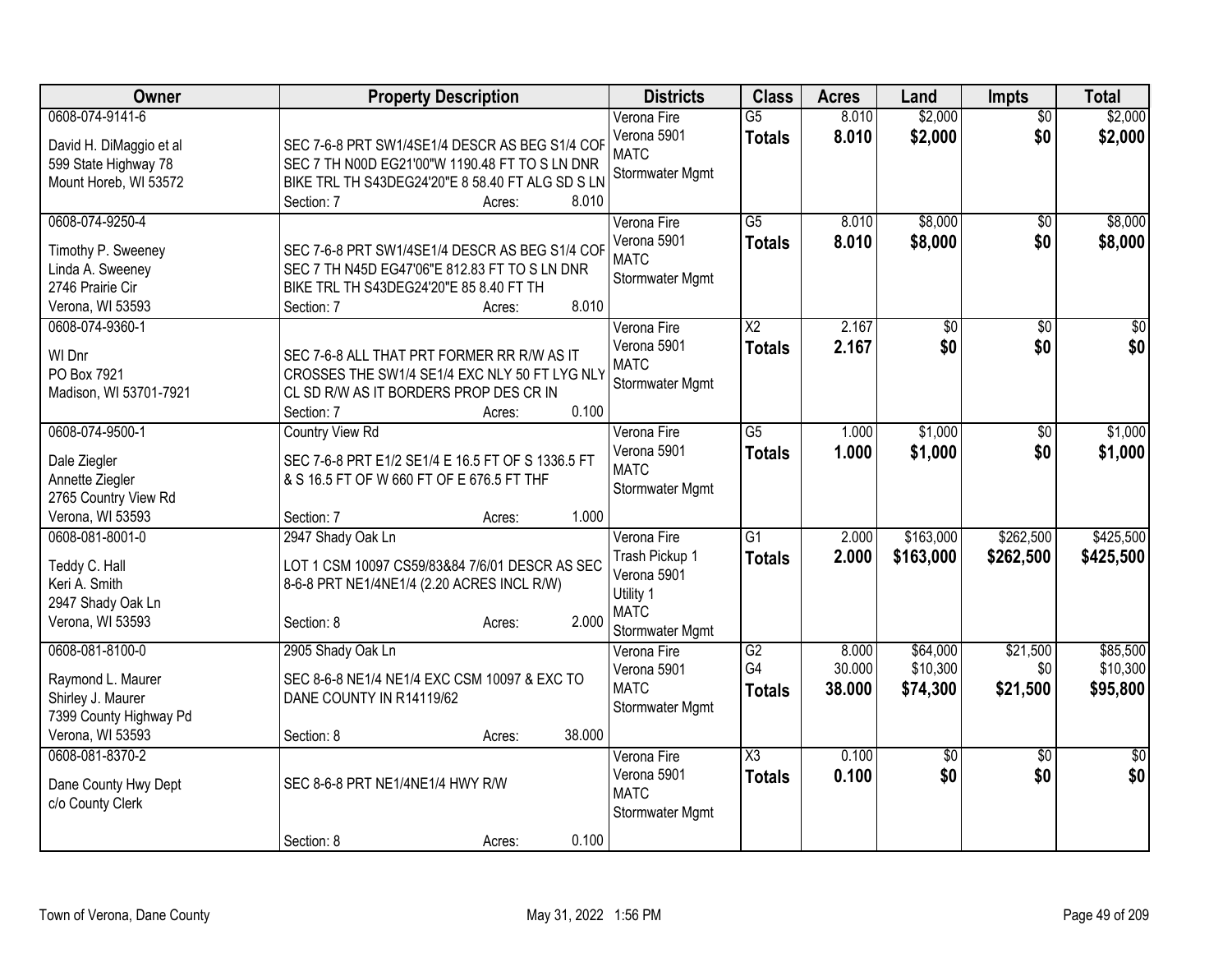| Owner | Property Description | Districts | Class | Acres | Land | Impts | Total |
|---|---|---|---|---|---|---|---|
| 0608-074-9141-6<br><br>David H. DiMaggio et al<br>599 State Highway 78<br>Mount Horeb, WI 53572 | SEC 7-6-8 PRT SW1/4SE1/4 DESCR AS BEG S1/4 COR SEC 7 TH N00D EG21'00"W 1190.48 FT TO S LN DNR BIKE TRL TH S43DEG24'20"E 8 58.40 FT ALG SD S LN<br>Section: 7 Acres: 8.010 | Verona Fire<br>Verona 5901<br>MATC<br>Stormwater Mgmt | G5<br>**Totals** | 8.010<br>**8.010** | $2,000<br>**$2,000** | $0<br>**$0** | $2,000<br>**$2,000** |
| 0608-074-9250-4<br><br>Timothy P. Sweeney<br>Linda A. Sweeney<br>2746 Prairie Cir<br>Verona, WI 53593 | SEC 7-6-8 PRT SW1/4SE1/4 DESCR AS BEG S1/4 COR SEC 7 TH N45D EG47'06"E 812.83 FT TO S LN DNR BIKE TRL TH S43DEG24'20"E 85 8.40 FT TH<br>Section: 7 Acres: 8.010 | Verona Fire<br>Verona 5901<br>MATC<br>Stormwater Mgmt | G5<br>**Totals** | 8.010<br>**8.010** | $8,000<br>**$8,000** | $0<br>**$0** | $8,000<br>**$8,000** |
| 0608-074-9360-1<br><br>WI Dnr<br>PO Box 7921<br>Madison, WI 53701-7921 | SEC 7-6-8 ALL THAT PRT FORMER RR R/W AS IT CROSSES THE SW1/4 SE1/4 EXC NLY 50 FT LYG NLY CL SD R/W AS IT BORDERS PROP DES CR IN<br>Section: 7 Acres: 0.100 | Verona Fire<br>Verona 5901<br>MATC<br>Stormwater Mgmt | X2<br>**Totals** | 2.167<br>**2.167** | $0<br>**$0** | $0<br>**$0** | $0<br>**$0** |
| 0608-074-9500-1<br><br>Dale Ziegler<br>Annette Ziegler<br>2765 Country View Rd<br>Verona, WI 53593 | Country View Rd<br><br>SEC 7-6-8 PRT E1/2 SE1/4 E 16.5 FT OF S 1336.5 FT & S 16.5 FT OF W 660 FT OF E 676.5 FT THF<br>Section: 7 Acres: 1.000 | Verona Fire<br>Verona 5901<br>MATC<br>Stormwater Mgmt | G5<br>**Totals** | 1.000<br>**1.000** | $1,000<br>**$1,000** | $0<br>**$0** | $1,000<br>**$1,000** |
| 0608-081-8001-0<br><br>Teddy C. Hall<br>Keri A. Smith<br>2947 Shady Oak Ln<br>Verona, WI 53593 | 2947 Shady Oak Ln<br><br>LOT 1 CSM 10097 CS59/83&84 7/6/01 DESCR AS SEC 8-6-8 PRT NE1/4NE1/4 (2.20 ACRES INCL R/W)<br>Section: 8 Acres: 2.000 | Verona Fire<br>Trash Pickup 1<br>Verona 5901<br>Utility 1<br>MATC<br>Stormwater Mgmt | G1<br>**Totals** | 2.000<br>**2.000** | $163,000<br>**$163,000** | $262,500<br>**$262,500** | $425,500<br>**$425,500** |
| 0608-081-8100-0<br><br>Raymond L. Maurer<br>Shirley J. Maurer<br>7399 County Highway Pd<br>Verona, WI 53593 | 2905 Shady Oak Ln<br><br>SEC 8-6-8 NE1/4 NE1/4 EXC CSM 10097 & EXC TO DANE COUNTY IN R14119/62<br>Section: 8 Acres: 38.000 | Verona Fire<br>Verona 5901<br>MATC<br>Stormwater Mgmt | G2<br>G4<br>**Totals** | 8.000<br>30.000<br>**38.000** | $64,000<br>$10,300<br>**$74,300** | $21,500<br>$0<br>**$21,500** | $85,500<br>$10,300<br>**$95,800** |
| 0608-081-8370-2<br><br>Dane County Hwy Dept<br>c/o County Clerk | SEC 8-6-8 PRT NE1/4NE1/4 HWY R/W<br>Section: 8 Acres: 0.100 | Verona Fire<br>Verona 5901<br>MATC<br>Stormwater Mgmt | X3<br>**Totals** | 0.100<br>**0.100** | $0<br>**$0** | $0<br>**$0** | $0<br>**$0** |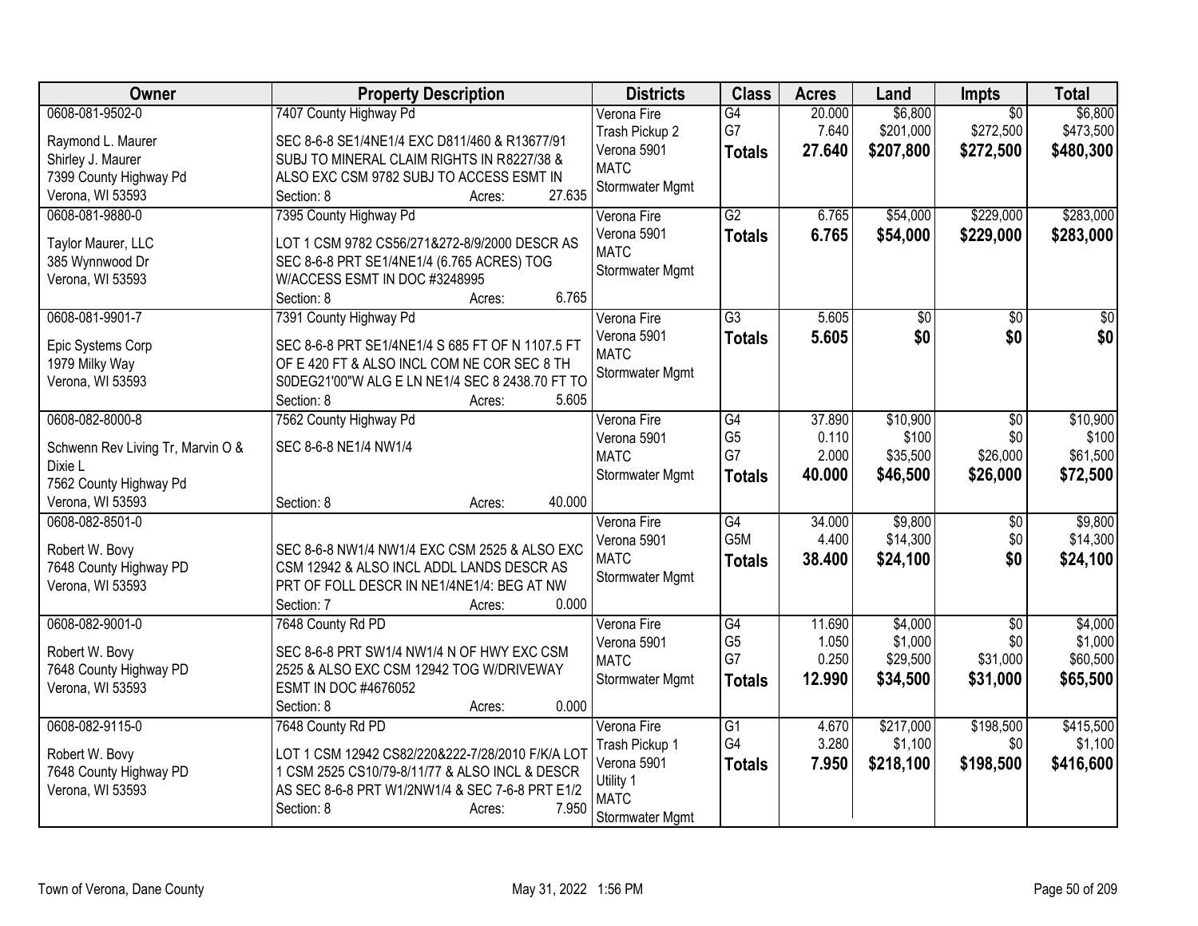| Owner | Property Description | Districts | Class | Acres | Land | Impts | Total |
|---|---|---|---|---|---|---|---|
| 0608-081-9502-0<br>Raymond L. Maurer<br>Shirley J. Maurer<br>7399 County Highway Pd<br>Verona, WI 53593 | 7407 County Highway Pd<br>SEC 8-6-8 SE1/4NE1/4 EXC D811/460 & R13677/91 SUBJ TO MINERAL CLAIM RIGHTS IN R8227/38 & ALSO EXC CSM 9782 SUBJ TO ACCESS ESMT IN<br>Section: 8 Acres: 27.635 | Verona Fire<br>Trash Pickup 2<br>Verona 5901<br>MATC<br>Stormwater Mgmt | G4<br>G7<br>**Totals** | 20.000<br>7.640<br>**27.640** | $6,800<br>$201,000<br>**$207,800** | $0<br>$272,500<br>**$272,500** | $6,800<br>$473,500<br>**$480,300** |
| 0608-081-9880-0<br>Taylor Maurer, LLC<br>385 Wynnwood Dr<br>Verona, WI 53593 | 7395 County Highway Pd<br>LOT 1 CSM 9782 CS56/271&272-8/9/2000 DESCR AS SEC 8-6-8 PRT SE1/4NE1/4 (6.765 ACRES) TOG W/ACCESS ESMT IN DOC #3248995<br>Section: 8 Acres: 6.765 | Verona Fire<br>Verona 5901<br>MATC<br>Stormwater Mgmt | G2<br>**Totals** | 6.765<br>**6.765** | $54,000<br>**$54,000** | $229,000<br>**$229,000** | $283,000<br>**$283,000** |
| 0608-081-9901-7<br>Epic Systems Corp<br>1979 Milky Way<br>Verona, WI 53593 | 7391 County Highway Pd<br>SEC 8-6-8 PRT SE1/4NE1/4 S 685 FT OF N 1107.5 FT OF E 420 FT & ALSO INCL COM NE COR SEC 8 TH S0DEG21'00"W ALG E LN NE1/4 SEC 8 2438.70 FT TO<br>Section: 8 Acres: 5.605 | Verona Fire<br>Verona 5901<br>MATC<br>Stormwater Mgmt | G3<br>**Totals** | 5.605<br>**5.605** | $0<br>**$0** | $0<br>**$0** | $0<br>**$0** |
| 0608-082-8000-8<br>Schwenn Rev Living Tr, Marvin O & Dixie L<br>7562 County Highway Pd<br>Verona, WI 53593 | 7562 County Highway Pd<br>SEC 8-6-8 NE1/4 NW1/4<br>Section: 8 Acres: 40.000 | Verona Fire<br>Verona 5901<br>MATC<br>Stormwater Mgmt | G4<br>G5<br>G7<br>**Totals** | 37.890<br>0.110<br>2.000<br>**40.000** | $10,900<br>$100<br>$35,500<br>**$46,500** | $0<br>$0<br>$26,000<br>**$26,000** | $10,900<br>$100<br>$61,500<br>**$72,500** |
| 0608-082-8501-0<br>Robert W. Bovy<br>7648 County Highway PD<br>Verona, WI 53593 | SEC 8-6-8 NW1/4 NW1/4 EXC CSM 2525 & ALSO EXC CSM 12942 & ALSO INCL ADDL LANDS DESCR AS PRT OF FOLL DESCR IN NE1/4NE1/4: BEG AT NW<br>Section: 7 Acres: 0.000 | Verona Fire<br>Verona 5901<br>MATC<br>Stormwater Mgmt | G4<br>G5M<br>**Totals** | 34.000<br>4.400<br>**38.400** | $9,800<br>$14,300<br>**$24,100** | $0<br>$0<br>**$0** | $9,800<br>$14,300<br>**$24,100** |
| 0608-082-9001-0<br>Robert W. Bovy<br>7648 County Highway PD<br>Verona, WI 53593 | 7648 County Rd PD<br>SEC 8-6-8 PRT SW1/4 NW1/4 N OF HWY EXC CSM 2525 & ALSO EXC CSM 12942 TOG W/DRIVEWAY ESMT IN DOC #4676052<br>Section: 8 Acres: 0.000 | Verona Fire<br>Verona 5901<br>MATC<br>Stormwater Mgmt | G4<br>G5<br>G7<br>**Totals** | 11.690<br>1.050<br>0.250<br>**12.990** | $4,000<br>$1,000<br>$29,500<br>**$34,500** | $0<br>$0<br>$31,000<br>**$31,000** | $4,000<br>$1,000<br>$60,500<br>**$65,500** |
| 0608-082-9115-0<br>Robert W. Bovy<br>7648 County Highway PD<br>Verona, WI 53593 | 7648 County Rd PD<br>LOT 1 CSM 12942 CS82/220&222-7/28/2010 F/K/A LOT 1 CSM 2525 CS10/79-8/11/77 & ALSO INCL & DESCR AS SEC 8-6-8 PRT W1/2NW1/4 & SEC 7-6-8 PRT E1/2<br>Section: 8 Acres: 7.950 | Verona Fire<br>Trash Pickup 1<br>Verona 5901<br>Utility 1<br>MATC<br>Stormwater Mgmt | G1<br>G4<br>**Totals** | 4.670<br>3.280<br>**7.950** | $217,000<br>$1,100<br>**$218,100** | $198,500<br>$0<br>**$198,500** | $415,500<br>$1,100<br>**$416,600** |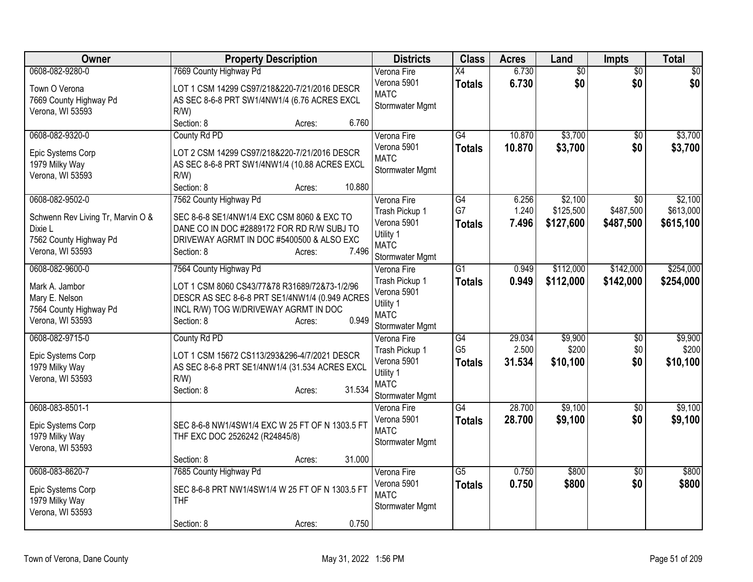| Owner | Property Description | Districts | Class | Acres | Land | Impts | Total |
|---|---|---|---|---|---|---|---|
| 0608-082-9280-0<br>Town O Verona<br>7669 County Highway Pd<br>Verona, WI 53593 | 7669 County Highway Pd<br>LOT 1 CSM 14299 CS97/218&220-7/21/2016 DESCR AS SEC 8-6-8 PRT SW1/4NW1/4 (6.76 ACRES EXCL R/W)<br>Section: 8 Acres: 6.760 | Verona Fire<br>Verona 5901<br>MATC<br>Stormwater Mgmt | X4<br>**Totals** | 6.730<br>**6.730** | $0<br>**$0** | $0<br>**$0** | $0<br>**$0** |
| 0608-082-9320-0<br>Epic Systems Corp<br>1979 Milky Way<br>Verona, WI 53593 | County Rd PD<br>LOT 2 CSM 14299 CS97/218&220-7/21/2016 DESCR AS SEC 8-6-8 PRT SW1/4NW1/4 (10.88 ACRES EXCL R/W)<br>Section: 8 Acres: 10.880 | Verona Fire<br>Verona 5901<br>MATC<br>Stormwater Mgmt | G4<br>**Totals** | 10.870<br>**10.870** | $3,700<br>**$3,700** | $0<br>**$0** | $3,700<br>**$3,700** |
| 0608-082-9502-0<br>Schwenn Rev Living Tr, Marvin O & Dixie L<br>7562 County Highway Pd<br>Verona, WI 53593 | 7562 County Highway Pd<br>SEC 8-6-8 SE1/4NW1/4 EXC CSM 8060 & EXC TO DANE CO IN DOC #2889172 FOR RD R/W SUBJ TO DRIVEWAY AGRMT IN DOC #5400500 & ALSO EXC<br>Section: 8 Acres: 7.496 | Verona Fire<br>Trash Pickup 1<br>Verona 5901<br>Utility 1<br>MATC<br>Stormwater Mgmt | G4<br>G7<br>**Totals** | 6.256<br>1.240<br>**7.496** | $2,100<br>$125,500<br>**$127,600** | $0<br>$487,500<br>**$487,500** | $2,100<br>$613,000<br>**$615,100** |
| 0608-082-9600-0<br>Mark A. Jambor<br>Mary E. Nelson<br>7564 County Highway Pd<br>Verona, WI 53593 | 7564 County Highway Pd<br>LOT 1 CSM 8060 CS43/77&78 R31689/72&73-1/2/96 DESCR AS SEC 8-6-8 PRT SE1/4NW1/4 (0.949 ACRES INCL R/W) TOG W/DRIVEWAY AGRMT IN DOC<br>Section: 8 Acres: 0.949 | Verona Fire<br>Trash Pickup 1<br>Verona 5901<br>Utility 1<br>MATC<br>Stormwater Mgmt | G1<br>**Totals** | 0.949<br>**0.949** | $112,000<br>**$112,000** | $142,000<br>**$142,000** | $254,000<br>**$254,000** |
| 0608-082-9715-0<br>Epic Systems Corp<br>1979 Milky Way<br>Verona, WI 53593 | County Rd PD<br>LOT 1 CSM 15672 CS113/293&296-4/7/2021 DESCR AS SEC 8-6-8 PRT SE1/4NW1/4 (31.534 ACRES EXCL R/W)<br>Section: 8 Acres: 31.534 | Verona Fire<br>Trash Pickup 1<br>Verona 5901<br>Utility 1<br>MATC<br>Stormwater Mgmt | G4<br>G5<br>**Totals** | 29.034<br>2.500<br>**31.534** | $9,900<br>$200<br>**$10,100** | $0<br>$0<br>**$0** | $9,900<br>$200<br>**$10,100** |
| 0608-083-8501-1<br>Epic Systems Corp<br>1979 Milky Way<br>Verona, WI 53593 | SEC 8-6-8 NW1/4SW1/4 EXC W 25 FT OF N 1303.5 FT THF EXC DOC 2526242 (R24845/8)<br>Section: 8 Acres: 31.000 | Verona Fire<br>Verona 5901<br>MATC<br>Stormwater Mgmt | G4<br>**Totals** | 28.700<br>**28.700** | $9,100<br>**$9,100** | $0<br>**$0** | $9,100<br>**$9,100** |
| 0608-083-8620-7<br>Epic Systems Corp<br>1979 Milky Way<br>Verona, WI 53593 | 7685 County Highway Pd<br>SEC 8-6-8 PRT NW1/4SW1/4 W 25 FT OF N 1303.5 FT THF<br>Section: 8 Acres: 0.750 | Verona Fire<br>Verona 5901<br>MATC<br>Stormwater Mgmt | G5<br>**Totals** | 0.750<br>**0.750** | $800<br>**$800** | $0<br>**$0** | $800<br>**$800** |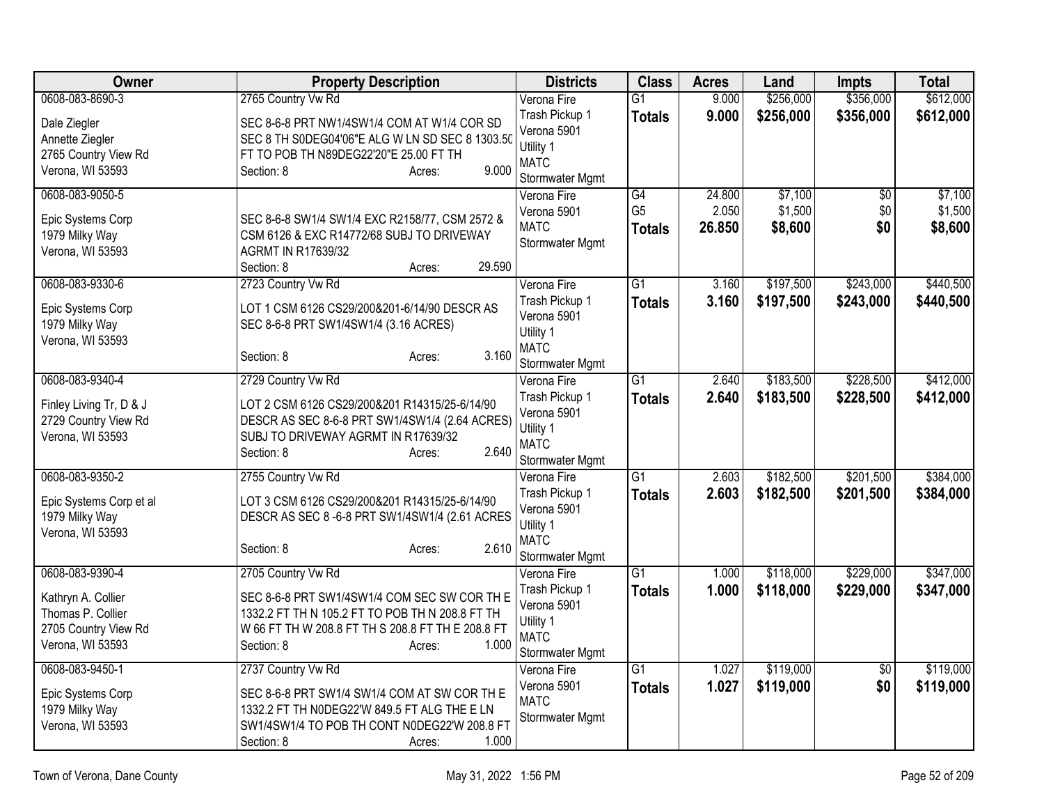| Owner | Property Description | Districts | Class | Acres | Land | Impts | Total |
|---|---|---|---|---|---|---|---|
| 0608-083-8690-3<br>Dale Ziegler<br>Annette Ziegler<br>2765 Country View Rd<br>Verona, WI 53593 | 2765 Country Vw Rd<br>SEC 8-6-8 PRT NW1/4SW1/4 COM AT W1/4 COR SD SEC 8 TH S0DEG04'06"E ALG W LN SD SEC 8 1303.50 FT TO POB TH N89DEG22'20"E 25.00 FT TH<br>Section: 8 Acres: 9.000 | Verona Fire<br>Trash Pickup 1<br>Verona 5901<br>Utility 1<br>MATC<br>Stormwater Mgmt | G1<br>**Totals** | 9.000<br>**9.000** | $256,000<br>**$256,000** | $356,000<br>**$356,000** | $612,000<br>**$612,000** |
| 0608-083-9050-5<br>Epic Systems Corp<br>1979 Milky Way<br>Verona, WI 53593 | SEC 8-6-8 SW1/4 SW1/4 EXC R2158/77, CSM 2572 & CSM 6126 & EXC R14772/68 SUBJ TO DRIVEWAY AGRMT IN R17639/32<br>Section: 8 Acres: 29.590 | Verona Fire<br>Verona 5901<br>MATC<br>Stormwater Mgmt | G4<br>G5<br>**Totals** | 24.800<br>2.050<br>**26.850** | $7,100<br>$1,500<br>**$8,600** | $0<br>$0<br>**$0** | $7,100<br>$1,500<br>**$8,600** |
| 0608-083-9330-6<br>Epic Systems Corp<br>1979 Milky Way<br>Verona, WI 53593 | 2723 Country Vw Rd<br>LOT 1 CSM 6126 CS29/200&201-6/14/90 DESCR AS SEC 8-6-8 PRT SW1/4SW1/4 (3.16 ACRES)<br>Section: 8 Acres: 3.160 | Verona Fire<br>Trash Pickup 1<br>Verona 5901<br>Utility 1<br>MATC<br>Stormwater Mgmt | G1<br>**Totals** | 3.160<br>**3.160** | $197,500<br>**$197,500** | $243,000<br>**$243,000** | $440,500<br>**$440,500** |
| 0608-083-9340-4<br>Finley Living Tr, D & J<br>2729 Country View Rd<br>Verona, WI 53593 | 2729 Country Vw Rd<br>LOT 2 CSM 6126 CS29/200&201 R14315/25-6/14/90 DESCR AS SEC 8-6-8 PRT SW1/4SW1/4 (2.64 ACRES) SUBJ TO DRIVEWAY AGRMT IN R17639/32<br>Section: 8 Acres: 2.640 | Verona Fire<br>Trash Pickup 1<br>Verona 5901<br>Utility 1<br>MATC<br>Stormwater Mgmt | G1<br>**Totals** | 2.640<br>**2.640** | $183,500<br>**$183,500** | $228,500<br>**$228,500** | $412,000<br>**$412,000** |
| 0608-083-9350-2<br>Epic Systems Corp et al<br>1979 Milky Way<br>Verona, WI 53593 | 2755 Country Vw Rd<br>LOT 3 CSM 6126 CS29/200&201 R14315/25-6/14/90 DESCR AS SEC 8 -6-8 PRT SW1/4SW1/4 (2.61 ACRES<br>Section: 8 Acres: 2.610 | Verona Fire<br>Trash Pickup 1<br>Verona 5901<br>Utility 1<br>MATC<br>Stormwater Mgmt | G1<br>**Totals** | 2.603<br>**2.603** | $182,500<br>**$182,500** | $201,500<br>**$201,500** | $384,000<br>**$384,000** |
| 0608-083-9390-4<br>Kathryn A. Collier<br>Thomas P. Collier<br>2705 Country View Rd<br>Verona, WI 53593 | 2705 Country Vw Rd<br>SEC 8-6-8 PRT SW1/4SW1/4 COM SEC SW COR TH E 1332.2 FT TH N 105.2 FT TO POB TH N 208.8 FT TH W 66 FT TH W 208.8 FT TH S 208.8 FT TH E 208.8 FT<br>Section: 8 Acres: 1.000 | Verona Fire<br>Trash Pickup 1<br>Verona 5901<br>Utility 1<br>MATC<br>Stormwater Mgmt | G1<br>**Totals** | 1.000<br>**1.000** | $118,000<br>**$118,000** | $229,000<br>**$229,000** | $347,000<br>**$347,000** |
| 0608-083-9450-1<br>Epic Systems Corp<br>1979 Milky Way<br>Verona, WI 53593 | 2737 Country Vw Rd<br>SEC 8-6-8 PRT SW1/4 SW1/4 COM AT SW COR TH E 1332.2 FT TH N0DEG22'W 849.5 FT ALG THE E LN SW1/4SW1/4 TO POB TH CONT N0DEG22'W 208.8 FT<br>Section: 8 Acres: 1.000 | Verona Fire<br>Verona 5901<br>MATC<br>Stormwater Mgmt | G1<br>**Totals** | 1.027<br>**1.027** | $119,000<br>**$119,000** | $0<br>**$0** | $119,000<br>**$119,000** |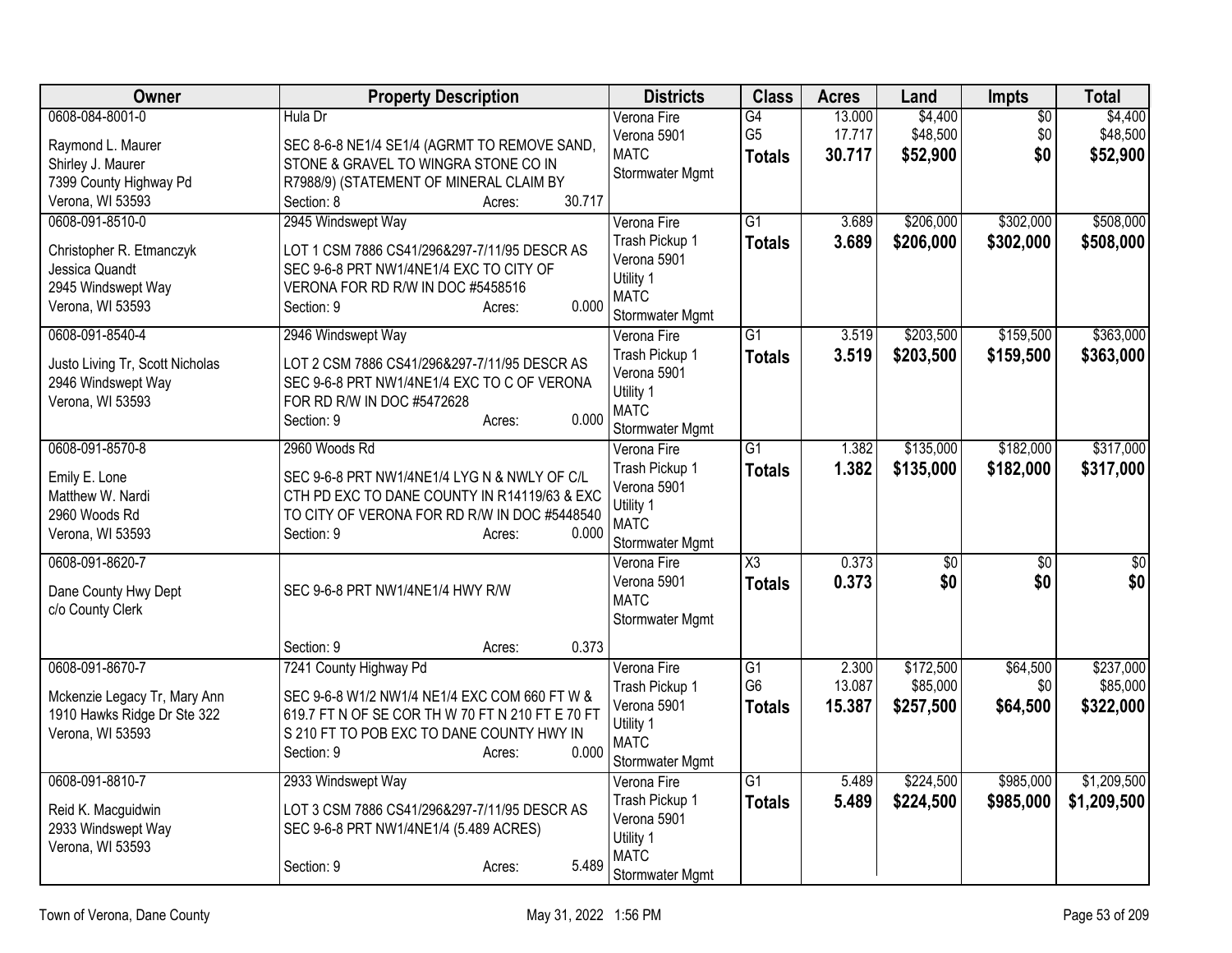| Owner | Property Description | Districts | Class | Acres | Land | Impts | Total |
|---|---|---|---|---|---|---|---|
| 0608-084-8001-0<br>Raymond L. Maurer<br>Shirley J. Maurer<br>7399 County Highway Pd<br>Verona, WI 53593 | Hula Dr<br>SEC 8-6-8 NE1/4 SE1/4 (AGRMT TO REMOVE SAND, STONE & GRAVEL TO WINGRA STONE CO IN R7988/9) (STATEMENT OF MINERAL CLAIM BY<br>Section: 8 Acres: 30.717 | Verona Fire<br>Verona 5901<br>MATC<br>Stormwater Mgmt | G4<br>G5<br>**Totals** | 13.000<br>17.717<br>**30.717** | $4,400<br>$48,500<br>**$52,900** | $0<br>$0<br>**$0** | $4,400<br>$48,500<br>**$52,900** |
| 0608-091-8510-0<br>Christopher R. Etmanczyk<br>Jessica Quandt<br>2945 Windswept Way<br>Verona, WI 53593 | 2945 Windswept Way<br>LOT 1 CSM 7886 CS41/296&297-7/11/95 DESCR AS SEC 9-6-8 PRT NW1/4NE1/4 EXC TO CITY OF VERONA FOR RD R/W IN DOC #5458516<br>Section: 9 Acres: 0.000 | Verona Fire<br>Trash Pickup 1<br>Verona 5901<br>Utility 1<br>MATC<br>Stormwater Mgmt | G1<br>**Totals** | 3.689<br>**3.689** | $206,000<br>**$206,000** | $302,000<br>**$302,000** | $508,000<br>**$508,000** |
| 0608-091-8540-4<br>Justo Living Tr, Scott Nicholas<br>2946 Windswept Way<br>Verona, WI 53593 | 2946 Windswept Way<br>LOT 2 CSM 7886 CS41/296&297-7/11/95 DESCR AS SEC 9-6-8 PRT NW1/4NE1/4 EXC TO C OF VERONA FOR RD R/W IN DOC #5472628<br>Section: 9 Acres: 0.000 | Verona Fire<br>Trash Pickup 1<br>Verona 5901<br>Utility 1<br>MATC<br>Stormwater Mgmt | G1<br>**Totals** | 3.519<br>**3.519** | $203,500<br>**$203,500** | $159,500<br>**$159,500** | $363,000<br>**$363,000** |
| 0608-091-8570-8<br>Emily E. Lone<br>Matthew W. Nardi<br>2960 Woods Rd<br>Verona, WI 53593 | 2960 Woods Rd<br>SEC 9-6-8 PRT NW1/4NE1/4 LYG N & NWLY OF C/L CTH PD EXC TO DANE COUNTY IN R14119/63 & EXC TO CITY OF VERONA FOR RD R/W IN DOC #5448540<br>Section: 9 Acres: 0.000 | Verona Fire<br>Trash Pickup 1<br>Verona 5901<br>Utility 1<br>MATC<br>Stormwater Mgmt | G1<br>**Totals** | 1.382<br>**1.382** | $135,000<br>**$135,000** | $182,000<br>**$182,000** | $317,000<br>**$317,000** |
| 0608-091-8620-7<br>Dane County Hwy Dept<br>c/o County Clerk | SEC 9-6-8 PRT NW1/4NE1/4 HWY R/W<br>Section: 9 Acres: 0.373 | Verona Fire<br>Verona 5901<br>MATC<br>Stormwater Mgmt | X3<br>**Totals** | 0.373<br>**0.373** | $0<br>**$0** | $0<br>**$0** | $0<br>**$0** |
| 0608-091-8670-7<br>Mckenzie Legacy Tr, Mary Ann<br>1910 Hawks Ridge Dr Ste 322<br>Verona, WI 53593 | 7241 County Highway Pd<br>SEC 9-6-8 W1/2 NW1/4 NE1/4 EXC COM 660 FT W & 619.7 FT N OF SE COR TH W 70 FT N 210 FT E 70 FT S 210 FT TO POB EXC TO DANE COUNTY HWY IN<br>Section: 9 Acres: 0.000 | Verona Fire<br>Trash Pickup 1<br>Verona 5901<br>Utility 1<br>MATC<br>Stormwater Mgmt | G1<br>G6<br>**Totals** | 2.300<br>13.087<br>**15.387** | $172,500<br>$85,000<br>**$257,500** | $64,500<br>$0<br>**$64,500** | $237,000<br>$85,000<br>**$322,000** |
| 0608-091-8810-7<br>Reid K. Macguidwin<br>2933 Windswept Way<br>Verona, WI 53593 | 2933 Windswept Way<br>LOT 3 CSM 7886 CS41/296&297-7/11/95 DESCR AS SEC 9-6-8 PRT NW1/4NE1/4 (5.489 ACRES)<br>Section: 9 Acres: 5.489 | Verona Fire<br>Trash Pickup 1<br>Verona 5901<br>Utility 1<br>MATC<br>Stormwater Mgmt | G1<br>**Totals** | 5.489<br>**5.489** | $224,500<br>**$224,500** | $985,000<br>**$985,000** | $1,209,500<br>**$1,209,500** |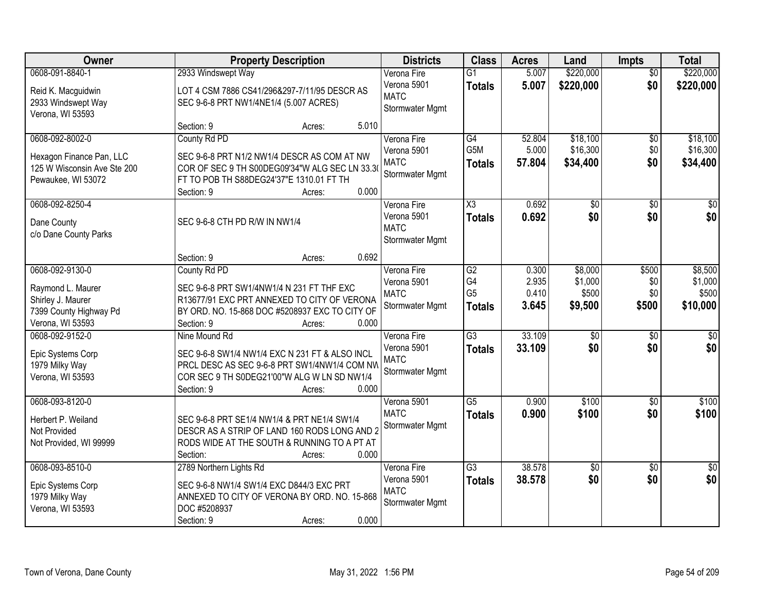| Owner | Property Description | Districts | Class | Acres | Land | Impts | Total |
|---|---|---|---|---|---|---|---|
| 0608-091-8840-1<br>Reid K. Macguidwin<br>2933 Windswept Way<br>Verona, WI 53593 | 2933 Windswept Way<br>LOT 4 CSM 7886 CS41/296&297-7/11/95 DESCR AS SEC 9-6-8 PRT NW1/4NE1/4 (5.007 ACRES)<br>Section: 9 Acres: 5.010 | Verona Fire<br>Verona 5901<br>MATC<br>Stormwater Mgmt | G1<br>**Totals** | 5.007<br>**5.007** | \$220,000<br>**\$220,000** | \$0<br>**\$0** | \$220,000<br>**\$220,000** |
| 0608-092-8002-0<br>Hexagon Finance Pan, LLC<br>125 W Wisconsin Ave Ste 200<br>Pewaukee, WI 53072 | County Rd PD<br>SEC 9-6-8 PRT N1/2 NW1/4 DESCR AS COM AT NW COR OF SEC 9 TH S00DEG09'34"W ALG SEC LN 33.3( FT TO POB TH S88DEG24'37"E 1310.01 FT TH<br>Section: 9 Acres: 0.000 | Verona Fire<br>Verona 5901<br>MATC<br>Stormwater Mgmt | G4<br>G5M<br>**Totals** | 52.804<br>5.000<br>**57.804** | \$18,100<br>\$16,300<br>**\$34,400** | \$0<br>\$0<br>**\$0** | \$18,100<br>\$16,300<br>**\$34,400** |
| 0608-092-8250-4<br>Dane County<br>c/o Dane County Parks | SEC 9-6-8 CTH PD R/W IN NW1/4<br>Section: 9 Acres: 0.692 | Verona Fire<br>Verona 5901<br>MATC<br>Stormwater Mgmt | X3<br>**Totals** | 0.692<br>**0.692** | \$0<br>**\$0** | \$0<br>**\$0** | \$0<br>**\$0** |
| 0608-092-9130-0<br>Raymond L. Maurer<br>Shirley J. Maurer<br>7399 County Highway Pd<br>Verona, WI 53593 | County Rd PD<br>SEC 9-6-8 PRT SW1/4NW1/4 N 231 FT THF EXC R13677/91 EXC PRT ANNEXED TO CITY OF VERONA BY ORD. NO. 15-868 DOC #5208937 EXC TO CITY OF<br>Section: 9 Acres: 0.000 | Verona Fire<br>Verona 5901<br>MATC<br>Stormwater Mgmt | G2<br>G4<br>G5<br>**Totals** | 0.300<br>2.935<br>0.410<br>**3.645** | \$8,000<br>\$1,000<br>\$500<br>**\$9,500** | \$500<br>\$0<br>\$0<br>**\$500** | \$8,500<br>\$1,000<br>\$500<br>**\$10,000** |
| 0608-092-9152-0<br>Epic Systems Corp<br>1979 Milky Way<br>Verona, WI 53593 | Nine Mound Rd<br>SEC 9-6-8 SW1/4 NW1/4 EXC N 231 FT & ALSO INCL PRCL DESC AS SEC 9-6-8 PRT SW1/4NW1/4 COM NW COR SEC 9 TH S0DEG21'00"W ALG W LN SD NW1/4<br>Section: 9 Acres: 0.000 | Verona Fire<br>Verona 5901<br>MATC<br>Stormwater Mgmt | G3<br>**Totals** | 33.109<br>**33.109** | \$0<br>**\$0** | \$0<br>**\$0** | \$0<br>**\$0** |
| 0608-093-8120-0<br>Herbert P. Weiland<br>Not Provided<br>Not Provided, WI 99999 | SEC 9-6-8 PRT SE1/4 NW1/4 & PRT NE1/4 SW1/4 DESCR AS A STRIP OF LAND 160 RODS LONG AND 2 RODS WIDE AT THE SOUTH & RUNNING TO A PT AT<br>Section: Acres: 0.000 | Verona 5901<br>MATC<br>Stormwater Mgmt | G5<br>**Totals** | 0.900<br>**0.900** | \$100<br>**\$100** | \$0<br>**\$0** | \$100<br>**\$100** |
| 0608-093-8510-0<br>Epic Systems Corp<br>1979 Milky Way<br>Verona, WI 53593 | 2789 Northern Lights Rd<br>SEC 9-6-8 NW1/4 SW1/4 EXC D844/3 EXC PRT ANNEXED TO CITY OF VERONA BY ORD. NO. 15-868 DOC #5208937<br>Section: 9 Acres: 0.000 | Verona Fire<br>Verona 5901<br>MATC<br>Stormwater Mgmt | G3<br>**Totals** | 38.578<br>**38.578** | \$0<br>**\$0** | \$0<br>**\$0** | \$0<br>**\$0** |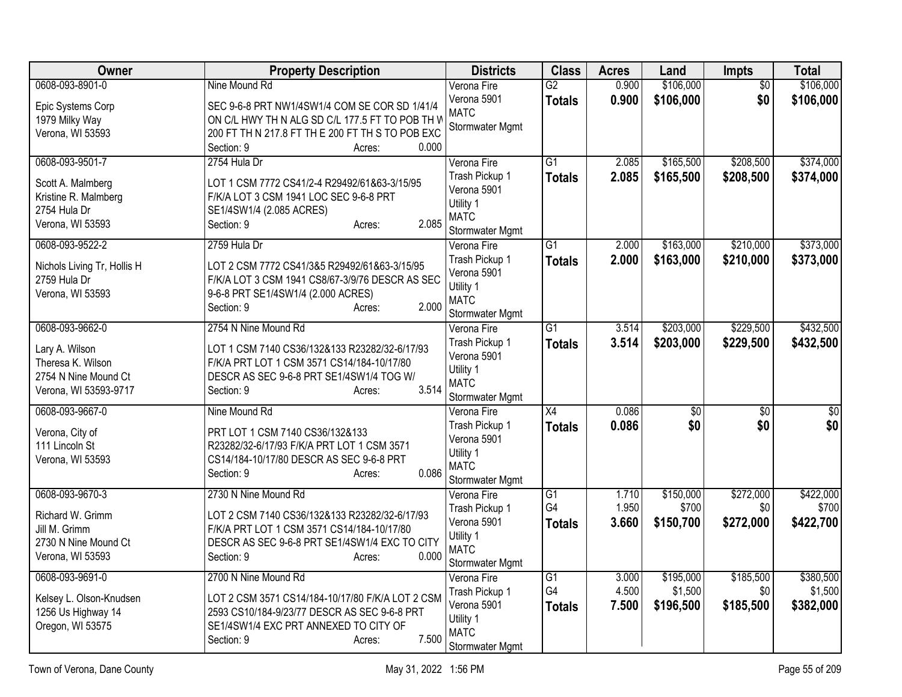| Owner | Property Description | Districts | Class | Acres | Land | Impts | Total |
|---|---|---|---|---|---|---|---|
| 0608-093-8901-0<br>Epic Systems Corp<br>1979 Milky Way<br>Verona, WI 53593 | Nine Mound Rd<br>SEC 9-6-8 PRT NW1/4SW1/4 COM SE COR SD 1/41/4 ON C/L HWY TH N ALG SD C/L 177.5 FT TO POB TH W 200 FT TH N 217.8 FT TH E 200 FT TH S TO POB EXC<br>Section: 9 Acres: 0.000 | Verona Fire<br>Verona 5901<br>MATC<br>Stormwater Mgmt | G2<br>**Totals** | 0.900<br>**0.900** | \$106,000<br>**\$106,000** | \$0<br>**\$0** | \$106,000<br>**\$106,000** |
| 0608-093-9501-7<br>Scott A. Malmberg<br>Kristine R. Malmberg<br>2754 Hula Dr<br>Verona, WI 53593 | 2754 Hula Dr<br>LOT 1 CSM 7772 CS41/2-4 R29492/61&63-3/15/95 F/K/A LOT 3 CSM 1941 LOC SEC 9-6-8 PRT SE1/4SW1/4 (2.085 ACRES)<br>Section: 9 Acres: 2.085 | Verona Fire<br>Trash Pickup 1<br>Verona 5901<br>Utility 1<br>MATC<br>Stormwater Mgmt | G1<br>**Totals** | 2.085<br>**2.085** | \$165,500<br>**\$165,500** | \$208,500<br>**\$208,500** | \$374,000<br>**\$374,000** |
| 0608-093-9522-2<br>Nichols Living Tr, Hollis H<br>2759 Hula Dr<br>Verona, WI 53593 | 2759 Hula Dr<br>LOT 2 CSM 7772 CS41/3&5 R29492/61&63-3/15/95 F/K/A LOT 3 CSM 1941 CS8/67-3/9/76 DESCR AS SEC 9-6-8 PRT SE1/4SW1/4 (2.000 ACRES)<br>Section: 9 Acres: 2.000 | Verona Fire<br>Trash Pickup 1<br>Verona 5901<br>Utility 1<br>MATC<br>Stormwater Mgmt | G1<br>**Totals** | 2.000<br>**2.000** | \$163,000<br>**\$163,000** | \$210,000<br>**\$210,000** | \$373,000<br>**\$373,000** |
| 0608-093-9662-0<br>Lary A. Wilson<br>Theresa K. Wilson<br>2754 N Nine Mound Ct<br>Verona, WI 53593-9717 | 2754 N Nine Mound Rd<br>LOT 1 CSM 7140 CS36/132&133 R23282/32-6/17/93 F/K/A PRT LOT 1 CSM 3571 CS14/184-10/17/80 DESCR AS SEC 9-6-8 PRT SE1/4SW1/4 TOG W/<br>Section: 9 Acres: 3.514 | Verona Fire<br>Trash Pickup 1<br>Verona 5901<br>Utility 1<br>MATC<br>Stormwater Mgmt | G1<br>**Totals** | 3.514<br>**3.514** | \$203,000<br>**\$203,000** | \$229,500<br>**\$229,500** | \$432,500<br>**\$432,500** |
| 0608-093-9667-0<br>Verona, City of<br>111 Lincoln St<br>Verona, WI 53593 | Nine Mound Rd<br>PRT LOT 1 CSM 7140 CS36/132&133 R23282/32-6/17/93 F/K/A PRT LOT 1 CSM 3571 CS14/184-10/17/80 DESCR AS SEC 9-6-8 PRT<br>Section: 9 Acres: 0.086 | Verona Fire<br>Trash Pickup 1<br>Verona 5901<br>Utility 1<br>MATC<br>Stormwater Mgmt | X4<br>**Totals** | 0.086<br>**0.086** | \$0<br>**\$0** | \$0<br>**\$0** | \$0<br>**\$0** |
| 0608-093-9670-3<br>Richard W. Grimm<br>Jill M. Grimm<br>2730 N Nine Mound Ct<br>Verona, WI 53593 | 2730 N Nine Mound Rd<br>LOT 2 CSM 7140 CS36/132&133 R23282/32-6/17/93 F/K/A PRT LOT 1 CSM 3571 CS14/184-10/17/80 DESCR AS SEC 9-6-8 PRT SE1/4SW1/4 EXC TO CITY<br>Section: 9 Acres: 0.000 | Verona Fire<br>Trash Pickup 1<br>Verona 5901<br>Utility 1<br>MATC<br>Stormwater Mgmt | G1<br>G4<br>**Totals** | 1.710<br>1.950<br>**3.660** | \$150,000<br>\$700<br>**\$150,700** | \$272,000<br>\$0<br>**\$272,000** | \$422,000<br>\$700<br>**\$422,700** |
| 0608-093-9691-0<br>Kelsey L. Olson-Knudsen<br>1256 Us Highway 14<br>Oregon, WI 53575 | 2700 N Nine Mound Rd<br>LOT 2 CSM 3571 CS14/184-10/17/80 F/K/A LOT 2 CSM 2593 CS10/184-9/23/77 DESCR AS SEC 9-6-8 PRT SE1/4SW1/4 EXC PRT ANNEXED TO CITY OF<br>Section: 9 Acres: 7.500 | Verona Fire<br>Trash Pickup 1<br>Verona 5901<br>Utility 1<br>MATC<br>Stormwater Mgmt | G1<br>G4<br>**Totals** | 3.000<br>4.500<br>**7.500** | \$195,000<br>\$1,500<br>**\$196,500** | \$185,500<br>\$0<br>**\$185,500** | \$380,500<br>\$1,500<br>**\$382,000** |

Town of Verona, Dane County — May 31, 2022 1:56 PM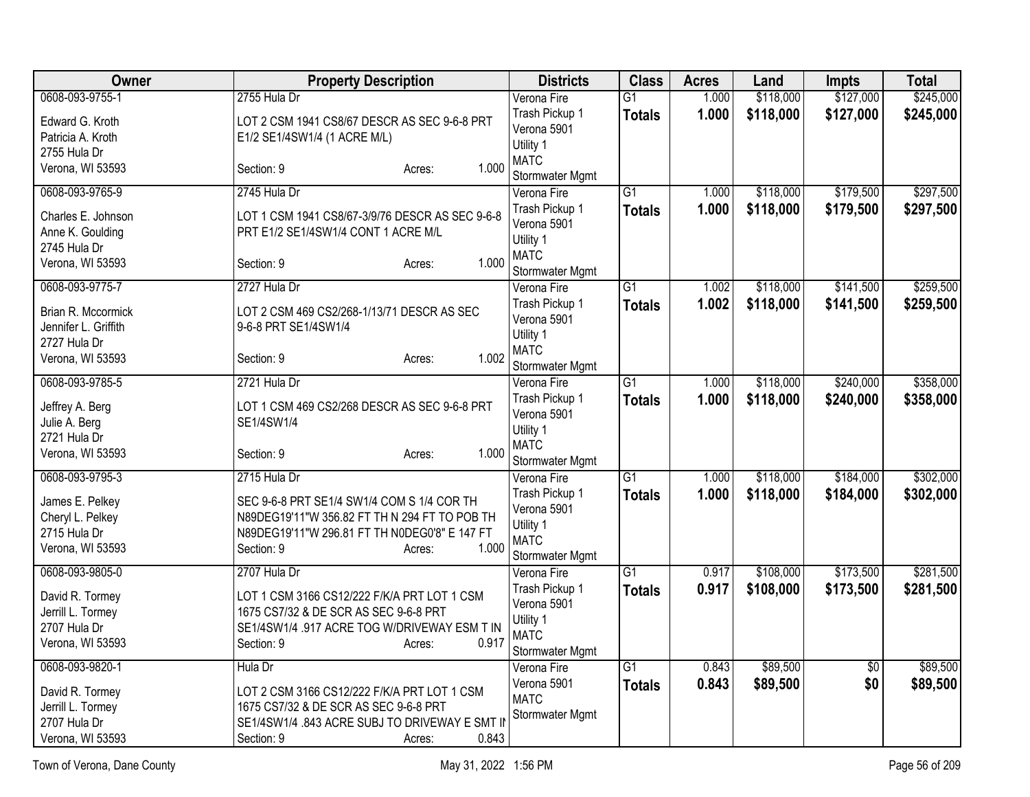| Owner | Property Description | Districts | Class | Acres | Land | Impts | Total |
|---|---|---|---|---|---|---|---|
| 0608-093-9755-1<br>Edward G. Kroth<br>Patricia A. Kroth<br>2755 Hula Dr<br>Verona, WI 53593 | 2755 Hula Dr<br>LOT 2 CSM 1941 CS8/67 DESCR AS SEC 9-6-8 PRT E1/2 SE1/4SW1/4 (1 ACRE M/L)<br>Section: 9 Acres: 1.000 | Verona Fire<br>Trash Pickup 1<br>Verona 5901<br>Utility 1<br>MATC<br>Stormwater Mgmt | G1<br>**Totals** | 1.000<br>**1.000** | $118,000<br>**$118,000** | $127,000<br>**$127,000** | $245,000<br>**$245,000** |
| 0608-093-9765-9<br>Charles E. Johnson<br>Anne K. Goulding<br>2745 Hula Dr<br>Verona, WI 53593 | 2745 Hula Dr<br>LOT 1 CSM 1941 CS8/67-3/9/76 DESCR AS SEC 9-6-8 PRT E1/2 SE1/4SW1/4 CONT 1 ACRE M/L<br>Section: 9 Acres: 1.000 | Verona Fire<br>Trash Pickup 1<br>Verona 5901<br>Utility 1<br>MATC<br>Stormwater Mgmt | G1<br>**Totals** | 1.000<br>**1.000** | $118,000<br>**$118,000** | $179,500<br>**$179,500** | $297,500<br>**$297,500** |
| 0608-093-9775-7<br>Brian R. Mccormick<br>Jennifer L. Griffith<br>2727 Hula Dr<br>Verona, WI 53593 | 2727 Hula Dr<br>LOT 2 CSM 469 CS2/268-1/13/71 DESCR AS SEC 9-6-8 PRT SE1/4SW1/4<br>Section: 9 Acres: 1.002 | Verona Fire<br>Trash Pickup 1<br>Verona 5901<br>Utility 1<br>MATC<br>Stormwater Mgmt | G1<br>**Totals** | 1.002<br>**1.002** | $118,000<br>**$118,000** | $141,500<br>**$141,500** | $259,500<br>**$259,500** |
| 0608-093-9785-5<br>Jeffrey A. Berg<br>Julie A. Berg<br>2721 Hula Dr<br>Verona, WI 53593 | 2721 Hula Dr<br>LOT 1 CSM 469 CS2/268 DESCR AS SEC 9-6-8 PRT SE1/4SW1/4<br>Section: 9 Acres: 1.000 | Verona Fire<br>Trash Pickup 1<br>Verona 5901<br>Utility 1<br>MATC<br>Stormwater Mgmt | G1<br>**Totals** | 1.000<br>**1.000** | $118,000<br>**$118,000** | $240,000<br>**$240,000** | $358,000<br>**$358,000** |
| 0608-093-9795-3<br>James E. Pelkey<br>Cheryl L. Pelkey<br>2715 Hula Dr<br>Verona, WI 53593 | 2715 Hula Dr<br>SEC 9-6-8 PRT SE1/4 SW1/4 COM S 1/4 COR TH N89DEG19'11"W 356.82 FT TH N 294 FT TO POB TH N89DEG19'11"W 296.81 FT TH N0DEG0'8" E 147 FT<br>Section: 9 Acres: 1.000 | Verona Fire<br>Trash Pickup 1<br>Verona 5901<br>Utility 1<br>MATC<br>Stormwater Mgmt | G1<br>**Totals** | 1.000<br>**1.000** | $118,000<br>**$118,000** | $184,000<br>**$184,000** | $302,000<br>**$302,000** |
| 0608-093-9805-0<br>David R. Tormey<br>Jerrill L. Tormey<br>2707 Hula Dr<br>Verona, WI 53593 | 2707 Hula Dr<br>LOT 1 CSM 3166 CS12/222 F/K/A PRT LOT 1 CSM 1675 CS7/32 & DE SCR AS SEC 9-6-8 PRT SE1/4SW1/4 .917 ACRE TOG W/DRIVEWAY ESM T IN<br>Section: 9 Acres: 0.917 | Verona Fire<br>Trash Pickup 1<br>Verona 5901<br>Utility 1<br>MATC<br>Stormwater Mgmt | G1<br>**Totals** | 0.917<br>**0.917** | $108,000<br>**$108,000** | $173,500<br>**$173,500** | $281,500<br>**$281,500** |
| 0608-093-9820-1<br>David R. Tormey<br>Jerrill L. Tormey<br>2707 Hula Dr<br>Verona, WI 53593 | Hula Dr<br>LOT 2 CSM 3166 CS12/222 F/K/A PRT LOT 1 CSM 1675 CS7/32 & DE SCR AS SEC 9-6-8 PRT SE1/4SW1/4 .843 ACRE SUBJ TO DRIVEWAY E SMT IN<br>Section: 9 Acres: 0.843 | Verona Fire<br>Verona 5901<br>MATC<br>Stormwater Mgmt | G1<br>**Totals** | 0.843<br>**0.843** | $89,500<br>**$89,500** | $0<br>**$0** | $89,500<br>**$89,500** |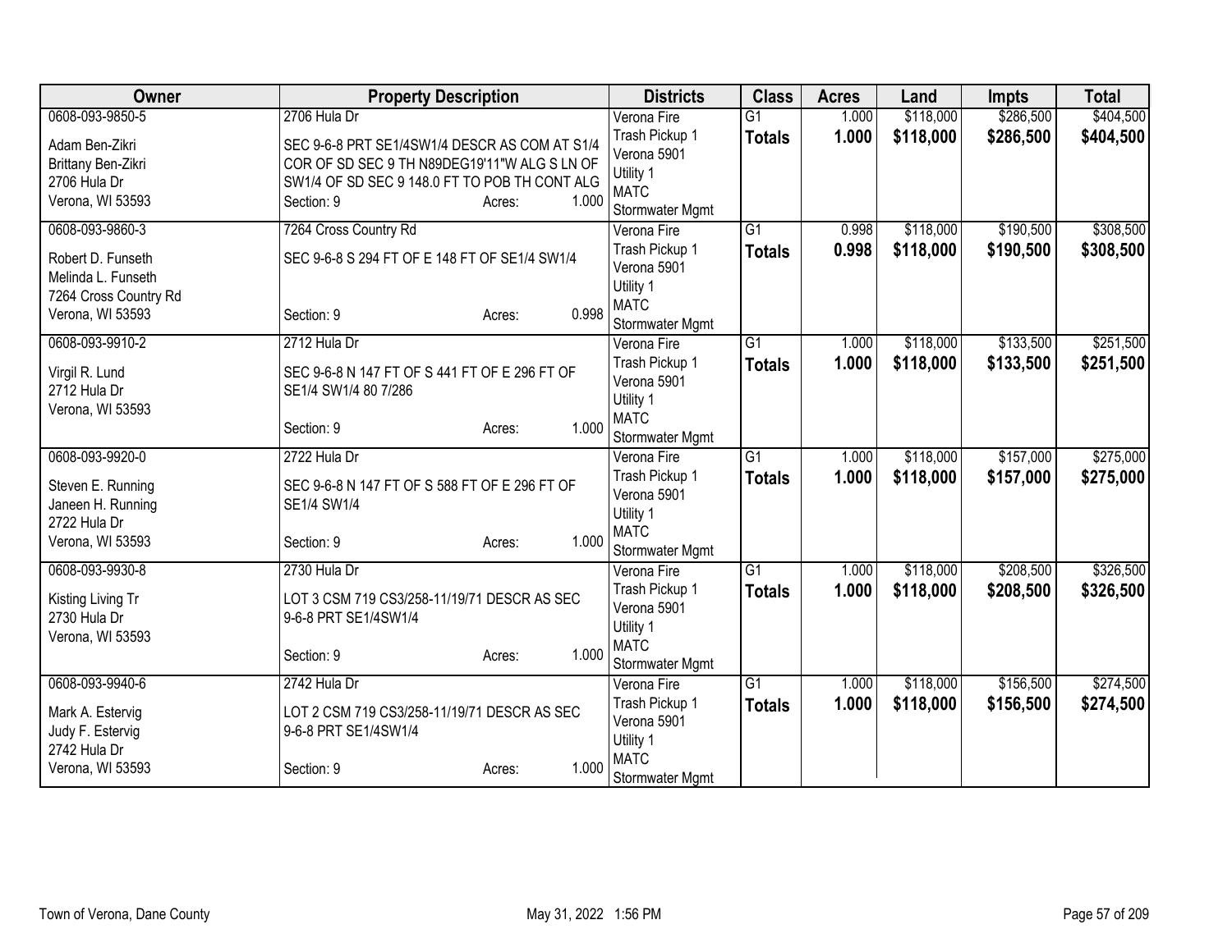| Owner | Property Description | Districts | Class | Acres | Land | Impts | Total |
|---|---|---|---|---|---|---|---|
| 0608-093-9850-5<br>Adam Ben-Zikri<br>Brittany Ben-Zikri<br>2706 Hula Dr<br>Verona, WI 53593 | 2706 Hula Dr<br>SEC 9-6-8 PRT SE1/4SW1/4 DESCR AS COM AT S1/4 COR OF SD SEC 9 TH N89DEG19'11"W ALG S LN OF SW1/4 OF SD SEC 9 148.0 FT TO POB TH CONT ALG<br>Section: 9 Acres: 1.000 | Verona Fire<br>Trash Pickup 1<br>Verona 5901<br>Utility 1<br>MATC<br>Stormwater Mgmt | G1<br>**Totals** | 1.000<br>**1.000** | $118,000<br>**$118,000** | $286,500<br>**$286,500** | $404,500<br>**$404,500** |
| 0608-093-9860-3<br>Robert D. Funseth<br>Melinda L. Funseth<br>7264 Cross Country Rd<br>Verona, WI 53593 | 7264 Cross Country Rd<br>SEC 9-6-8 S 294 FT OF E 148 FT OF SE1/4 SW1/4<br>Section: 9 Acres: 0.998 | Verona Fire<br>Trash Pickup 1<br>Verona 5901<br>Utility 1<br>MATC<br>Stormwater Mgmt | G1<br>**Totals** | 0.998<br>**0.998** | $118,000<br>**$118,000** | $190,500<br>**$190,500** | $308,500<br>**$308,500** |
| 0608-093-9910-2<br>Virgil R. Lund<br>2712 Hula Dr<br>Verona, WI 53593 | 2712 Hula Dr<br>SEC 9-6-8 N 147 FT OF S 441 FT OF E 296 FT OF SE1/4 SW1/4 80 7/286<br>Section: 9 Acres: 1.000 | Verona Fire<br>Trash Pickup 1<br>Verona 5901<br>Utility 1<br>MATC<br>Stormwater Mgmt | G1<br>**Totals** | 1.000<br>**1.000** | $118,000<br>**$118,000** | $133,500<br>**$133,500** | $251,500<br>**$251,500** |
| 0608-093-9920-0<br>Steven E. Running<br>Janeen H. Running<br>2722 Hula Dr<br>Verona, WI 53593 | 2722 Hula Dr<br>SEC 9-6-8 N 147 FT OF S 588 FT OF E 296 FT OF SE1/4 SW1/4<br>Section: 9 Acres: 1.000 | Verona Fire<br>Trash Pickup 1<br>Verona 5901<br>Utility 1<br>MATC<br>Stormwater Mgmt | G1<br>**Totals** | 1.000<br>**1.000** | $118,000<br>**$118,000** | $157,000<br>**$157,000** | $275,000<br>**$275,000** |
| 0608-093-9930-8<br>Kisting Living Tr<br>2730 Hula Dr<br>Verona, WI 53593 | 2730 Hula Dr<br>LOT 3 CSM 719 CS3/258-11/19/71 DESCR AS SEC 9-6-8 PRT SE1/4SW1/4<br>Section: 9 Acres: 1.000 | Verona Fire<br>Trash Pickup 1<br>Verona 5901<br>Utility 1<br>MATC<br>Stormwater Mgmt | G1<br>**Totals** | 1.000<br>**1.000** | $118,000<br>**$118,000** | $208,500<br>**$208,500** | $326,500<br>**$326,500** |
| 0608-093-9940-6<br>Mark A. Estervig<br>Judy F. Estervig<br>2742 Hula Dr<br>Verona, WI 53593 | 2742 Hula Dr<br>LOT 2 CSM 719 CS3/258-11/19/71 DESCR AS SEC 9-6-8 PRT SE1/4SW1/4<br>Section: 9 Acres: 1.000 | Verona Fire<br>Trash Pickup 1<br>Verona 5901<br>Utility 1<br>MATC<br>Stormwater Mgmt | G1<br>**Totals** | 1.000<br>**1.000** | $118,000<br>**$118,000** | $156,500<br>**$156,500** | $274,500<br>**$274,500** |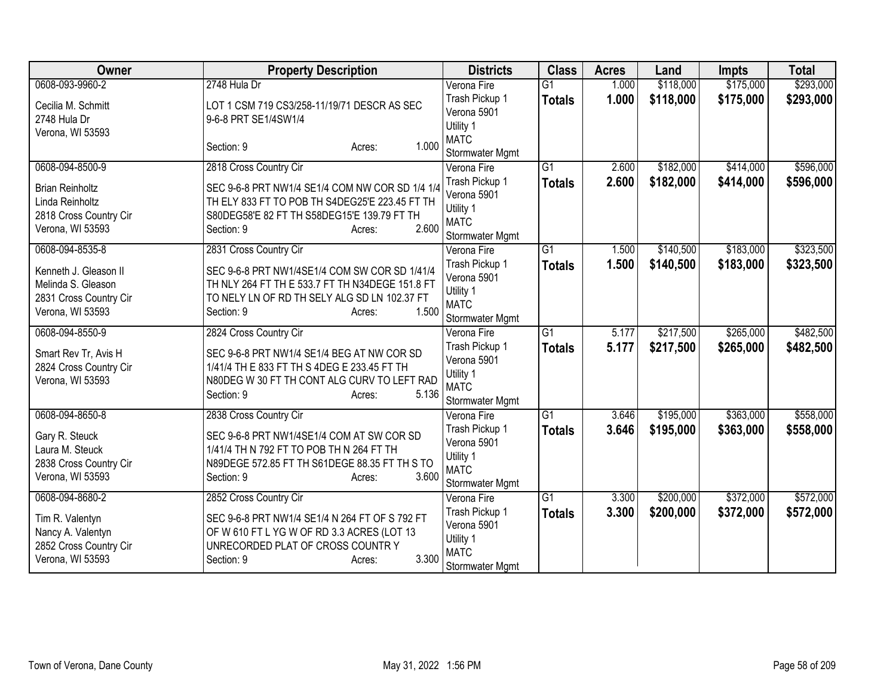| Owner | Property Description | Districts | Class | Acres | Land | Impts | Total |
|---|---|---|---|---|---|---|---|
| 0608-093-9960-2<br><br>Cecilia M. Schmitt<br>2748 Hula Dr<br>Verona, WI 53593 | 2748 Hula Dr<br><br>LOT 1 CSM 719 CS3/258-11/19/71 DESCR AS SEC 9-6-8 PRT SE1/4SW1/4<br><br>Section: 9 Acres: 1.000 | Verona Fire<br>Trash Pickup 1<br>Verona 5901<br>Utility 1<br>MATC<br>Stormwater Mgmt | G1<br>**Totals** | 1.000<br>**1.000** | $118,000<br>**$118,000** | $175,000<br>**$175,000** | $293,000<br>**$293,000** |
| 0608-094-8500-9<br><br>Brian Reinholtz<br>Linda Reinholtz<br>2818 Cross Country Cir<br>Verona, WI 53593 | 2818 Cross Country Cir<br><br>SEC 9-6-8 PRT NW1/4 SE1/4 COM NW COR SD 1/4 1/4 TH ELY 833 FT TO POB TH S4DEG25'E 223.45 FT TH S80DEG58'E 82 FT TH S58DEG15'E 139.79 FT TH<br>Section: 9 Acres: 2.600 | Verona Fire<br>Trash Pickup 1<br>Verona 5901<br>Utility 1<br>MATC<br>Stormwater Mgmt | G1<br>**Totals** | 2.600<br>**2.600** | $182,000<br>**$182,000** | $414,000<br>**$414,000** | $596,000<br>**$596,000** |
| 0608-094-8535-8<br><br>Kenneth J. Gleason II<br>Melinda S. Gleason<br>2831 Cross Country Cir<br>Verona, WI 53593 | 2831 Cross Country Cir<br><br>SEC 9-6-8 PRT NW1/4SE1/4 COM SW COR SD 1/41/4 TH NLY 264 FT TH E 533.7 FT TH N34DEGE 151.8 FT TO NELY LN OF RD TH SELY ALG SD LN 102.37 FT<br>Section: 9 Acres: 1.500 | Verona Fire<br>Trash Pickup 1<br>Verona 5901<br>Utility 1<br>MATC<br>Stormwater Mgmt | G1<br>**Totals** | 1.500<br>**1.500** | $140,500<br>**$140,500** | $183,000<br>**$183,000** | $323,500<br>**$323,500** |
| 0608-094-8550-9<br><br>Smart Rev Tr, Avis H<br>2824 Cross Country Cir<br>Verona, WI 53593 | 2824 Cross Country Cir<br><br>SEC 9-6-8 PRT NW1/4 SE1/4 BEG AT NW COR SD 1/41/4 TH E 833 FT TH S 4DEG E 233.45 FT TH N80DEG W 30 FT TH CONT ALG CURV TO LEFT RAD<br>Section: 9 Acres: 5.136 | Verona Fire<br>Trash Pickup 1<br>Verona 5901<br>Utility 1<br>MATC<br>Stormwater Mgmt | G1<br>**Totals** | 5.177<br>**5.177** | $217,500<br>**$217,500** | $265,000<br>**$265,000** | $482,500<br>**$482,500** |
| 0608-094-8650-8<br><br>Gary R. Steuck<br>Laura M. Steuck<br>2838 Cross Country Cir<br>Verona, WI 53593 | 2838 Cross Country Cir<br><br>SEC 9-6-8 PRT NW1/4SE1/4 COM AT SW COR SD 1/41/4 TH N 792 FT TO POB TH N 264 FT TH N89DEGE 572.85 FT TH S61DEGE 88.35 FT TH S TO<br>Section: 9 Acres: 3.600 | Verona Fire<br>Trash Pickup 1<br>Verona 5901<br>Utility 1<br>MATC<br>Stormwater Mgmt | G1<br>**Totals** | 3.646<br>**3.646** | $195,000<br>**$195,000** | $363,000<br>**$363,000** | $558,000<br>**$558,000** |
| 0608-094-8680-2<br><br>Tim R. Valentyn<br>Nancy A. Valentyn<br>2852 Cross Country Cir<br>Verona, WI 53593 | 2852 Cross Country Cir<br><br>SEC 9-6-8 PRT NW1/4 SE1/4 N 264 FT OF S 792 FT OF W 610 FT L YG W OF RD 3.3 ACRES (LOT 13 UNRECORDED PLAT OF CROSS COUNTR Y<br>Section: 9 Acres: 3.300 | Verona Fire<br>Trash Pickup 1<br>Verona 5901<br>Utility 1<br>MATC<br>Stormwater Mgmt | G1<br>**Totals** | 3.300<br>**3.300** | $200,000<br>**$200,000** | $372,000<br>**$372,000** | $572,000<br>**$572,000** |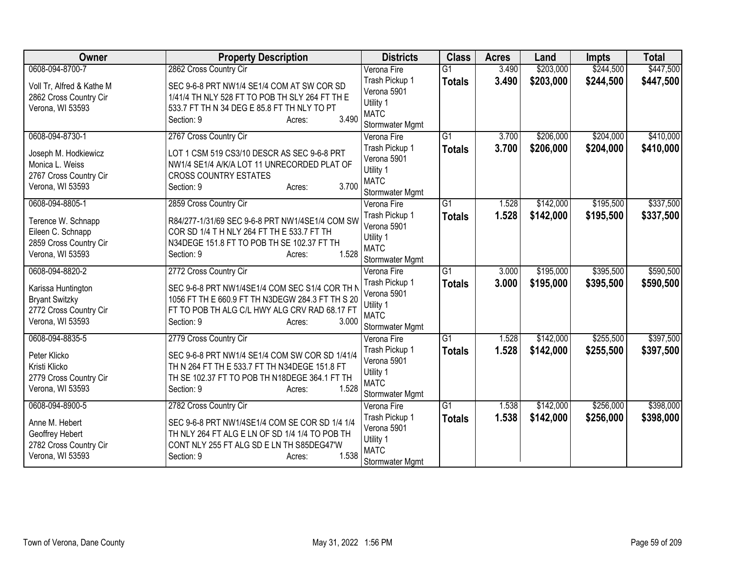| Owner | Property Description | Districts | Class | Acres | Land | Impts | Total |
|---|---|---|---|---|---|---|---|
| 0608-094-8700-7<br><br>Voll Tr, Alfred & Kathe M<br>2862 Cross Country Cir<br>Verona, WI 53593 | 2862 Cross Country Cir<br><br>SEC 9-6-8 PRT NW1/4 SE1/4 COM AT SW COR SD 1/41/4 TH NLY 528 FT TO POB TH SLY 264 FT TH E 533.7 FT TH N 34 DEG E 85.8 FT TH NLY TO PT<br>Section: 9 Acres: 3.490 | Verona Fire<br>Trash Pickup 1<br>Verona 5901<br>Utility 1<br>MATC<br>Stormwater Mgmt | G1<br>**Totals** | 3.490<br>**3.490** | \$203,000<br>**\$203,000** | \$244,500<br>**\$244,500** | \$447,500<br>**\$447,500** |
| 0608-094-8730-1<br><br>Joseph M. Hodkiewicz<br>Monica L. Weiss<br>2767 Cross Country Cir<br>Verona, WI 53593 | 2767 Cross Country Cir<br><br>LOT 1 CSM 519 CS3/10 DESCR AS SEC 9-6-8 PRT NW1/4 SE1/4 A/K/A LOT 11 UNRECORDED PLAT OF CROSS COUNTRY ESTATES<br>Section: 9 Acres: 3.700 | Verona Fire<br>Trash Pickup 1<br>Verona 5901<br>Utility 1<br>MATC<br>Stormwater Mgmt | G1<br>**Totals** | 3.700<br>**3.700** | \$206,000<br>**\$206,000** | \$204,000<br>**\$204,000** | \$410,000<br>**\$410,000** |
| 0608-094-8805-1<br><br>Terence W. Schnapp<br>Eileen C. Schnapp<br>2859 Cross Country Cir<br>Verona, WI 53593 | 2859 Cross Country Cir<br><br>R84/277-1/31/69 SEC 9-6-8 PRT NW1/4SE1/4 COM SW COR SD 1/4 T H NLY 264 FT TH E 533.7 FT TH N34DEGE 151.8 FT TO POB TH SE 102.37 FT TH<br>Section: 9 Acres: 1.528 | Verona Fire<br>Trash Pickup 1<br>Verona 5901<br>Utility 1<br>MATC<br>Stormwater Mgmt | G1<br>**Totals** | 1.528<br>**1.528** | \$142,000<br>**\$142,000** | \$195,500<br>**\$195,500** | \$337,500<br>**\$337,500** |
| 0608-094-8820-2<br><br>Karissa Huntington<br>Bryant Switzky<br>2772 Cross Country Cir<br>Verona, WI 53593 | 2772 Cross Country Cir<br><br>SEC 9-6-8 PRT NW1/4SE1/4 COM SEC S1/4 COR TH N 1056 FT TH E 660.9 FT TH N3DEGW 284.3 FT TH S 20 FT TO POB TH ALG C/L HWY ALG CRV RAD 68.17 FT<br>Section: 9 Acres: 3.000 | Verona Fire<br>Trash Pickup 1<br>Verona 5901<br>Utility 1<br>MATC<br>Stormwater Mgmt | G1<br>**Totals** | 3.000<br>**3.000** | \$195,000<br>**\$195,000** | \$395,500<br>**\$395,500** | \$590,500<br>**\$590,500** |
| 0608-094-8835-5<br><br>Peter Klicko<br>Kristi Klicko<br>2779 Cross Country Cir<br>Verona, WI 53593 | 2779 Cross Country Cir<br><br>SEC 9-6-8 PRT NW1/4 SE1/4 COM SW COR SD 1/41/4 TH N 264 FT TH E 533.7 FT TH N34DEGE 151.8 FT TH SE 102.37 FT TO POB TH N18DEGE 364.1 FT TH<br>Section: 9 Acres: 1.528 | Verona Fire<br>Trash Pickup 1<br>Verona 5901<br>Utility 1<br>MATC<br>Stormwater Mgmt | G1<br>**Totals** | 1.528<br>**1.528** | \$142,000<br>**\$142,000** | \$255,500<br>**\$255,500** | \$397,500<br>**\$397,500** |
| 0608-094-8900-5<br><br>Anne M. Hebert<br>Geoffrey Hebert<br>2782 Cross Country Cir<br>Verona, WI 53593 | 2782 Cross Country Cir<br><br>SEC 9-6-8 PRT NW1/4SE1/4 COM SE COR SD 1/4 1/4 TH NLY 264 FT ALG E LN OF SD 1/4 1/4 TO POB TH CONT NLY 255 FT ALG SD E LN TH S85DEG47'W<br>Section: 9 Acres: 1.538 | Verona Fire<br>Trash Pickup 1<br>Verona 5901<br>Utility 1<br>MATC<br>Stormwater Mgmt | G1<br>**Totals** | 1.538<br>**1.538** | \$142,000<br>**\$142,000** | \$256,000<br>**\$256,000** | \$398,000<br>**\$398,000** |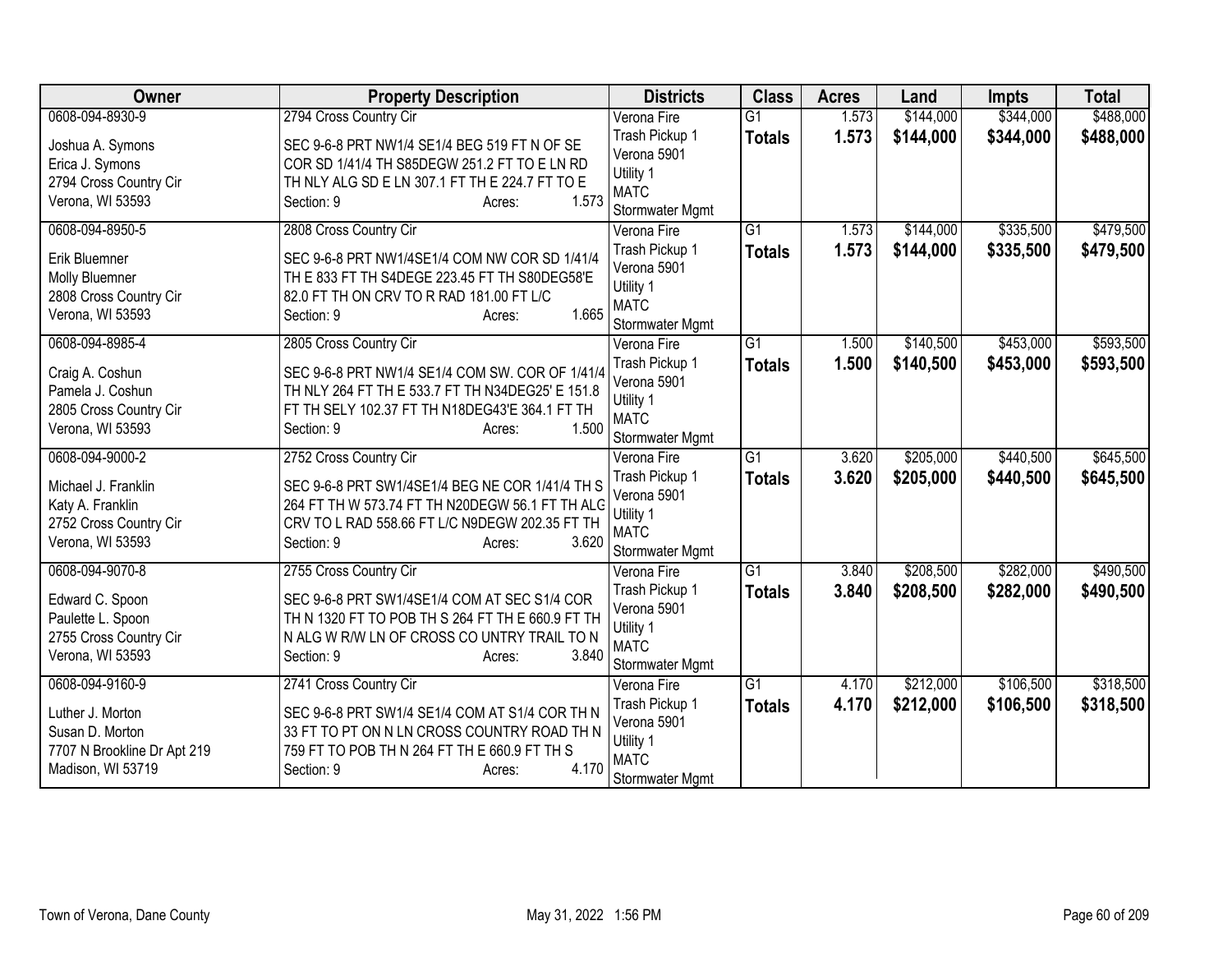| Owner | Property Description | Districts | Class | Acres | Land | Impts | Total |
|---|---|---|---|---|---|---|---|
| 0608-094-8930-9<br>Joshua A. Symons<br>Erica J. Symons<br>2794 Cross Country Cir<br>Verona, WI 53593 | 2794 Cross Country Cir<br>SEC 9-6-8 PRT NW1/4 SE1/4 BEG 519 FT N OF SE COR SD 1/41/4 TH S85DEGW 251.2 FT TO E LN RD TH NLY ALG SD E LN 307.1 FT TH E 224.7 FT TO E<br>Section: 9 Acres: 1.573 | Verona Fire<br>Trash Pickup 1<br>Verona 5901<br>Utility 1<br>MATC<br>Stormwater Mgmt | G1<br>**Totals** | 1.573<br>**1.573** | \$144,000<br>**\$144,000** | \$344,000<br>**\$344,000** | \$488,000<br>**\$488,000** |
| 0608-094-8950-5<br>Erik Bluemner<br>Molly Bluemner<br>2808 Cross Country Cir<br>Verona, WI 53593 | 2808 Cross Country Cir<br>SEC 9-6-8 PRT NW1/4SE1/4 COM NW COR SD 1/41/4 TH E 833 FT TH S4DEGE 223.45 FT TH S80DEG58'E 82.0 FT TH ON CRV TO R RAD 181.00 FT L/C<br>Section: 9 Acres: 1.665 | Verona Fire<br>Trash Pickup 1<br>Verona 5901<br>Utility 1<br>MATC<br>Stormwater Mgmt | G1<br>**Totals** | 1.573<br>**1.573** | \$144,000<br>**\$144,000** | \$335,500<br>**\$335,500** | \$479,500<br>**\$479,500** |
| 0608-094-8985-4<br>Craig A. Coshun<br>Pamela J. Coshun<br>2805 Cross Country Cir<br>Verona, WI 53593 | 2805 Cross Country Cir<br>SEC 9-6-8 PRT NW1/4 SE1/4 COM SW. COR OF 1/41/4 TH NLY 264 FT TH E 533.7 FT TH N34DEG25' E 151.8 FT TH SELY 102.37 FT TH N18DEG43'E 364.1 FT TH<br>Section: 9 Acres: 1.500 | Verona Fire<br>Trash Pickup 1<br>Verona 5901<br>Utility 1<br>MATC<br>Stormwater Mgmt | G1<br>**Totals** | 1.500<br>**1.500** | \$140,500<br>**\$140,500** | \$453,000<br>**\$453,000** | \$593,500<br>**\$593,500** |
| 0608-094-9000-2<br>Michael J. Franklin<br>Katy A. Franklin<br>2752 Cross Country Cir<br>Verona, WI 53593 | 2752 Cross Country Cir<br>SEC 9-6-8 PRT SW1/4SE1/4 BEG NE COR 1/41/4 TH S 264 FT TH W 573.74 FT TH N20DEGW 56.1 FT TH ALG CRV TO L RAD 558.66 FT L/C N9DEGW 202.35 FT TH<br>Section: 9 Acres: 3.620 | Verona Fire<br>Trash Pickup 1<br>Verona 5901<br>Utility 1<br>MATC<br>Stormwater Mgmt | G1<br>**Totals** | 3.620<br>**3.620** | \$205,000<br>**\$205,000** | \$440,500<br>**\$440,500** | \$645,500<br>**\$645,500** |
| 0608-094-9070-8<br>Edward C. Spoon<br>Paulette L. Spoon<br>2755 Cross Country Cir<br>Verona, WI 53593 | 2755 Cross Country Cir<br>SEC 9-6-8 PRT SW1/4SE1/4 COM AT SEC S1/4 COR TH N 1320 FT TO POB TH S 264 FT TH E 660.9 FT TH N ALG W R/W LN OF CROSS CO UNTRY TRAIL TO N<br>Section: 9 Acres: 3.840 | Verona Fire<br>Trash Pickup 1<br>Verona 5901<br>Utility 1<br>MATC<br>Stormwater Mgmt | G1<br>**Totals** | 3.840<br>**3.840** | \$208,500<br>**\$208,500** | \$282,000<br>**\$282,000** | \$490,500<br>**\$490,500** |
| 0608-094-9160-9<br>Luther J. Morton<br>Susan D. Morton<br>7707 N Brookline Dr Apt 219<br>Madison, WI 53719 | 2741 Cross Country Cir<br>SEC 9-6-8 PRT SW1/4 SE1/4 COM AT S1/4 COR TH N 33 FT TO PT ON N LN CROSS COUNTRY ROAD TH N 759 FT TO POB TH N 264 FT TH E 660.9 FT TH S<br>Section: 9 Acres: 4.170 | Verona Fire<br>Trash Pickup 1<br>Verona 5901<br>Utility 1<br>MATC<br>Stormwater Mgmt | G1<br>**Totals** | 4.170<br>**4.170** | \$212,000<br>**\$212,000** | \$106,500<br>**\$106,500** | \$318,500<br>**\$318,500** |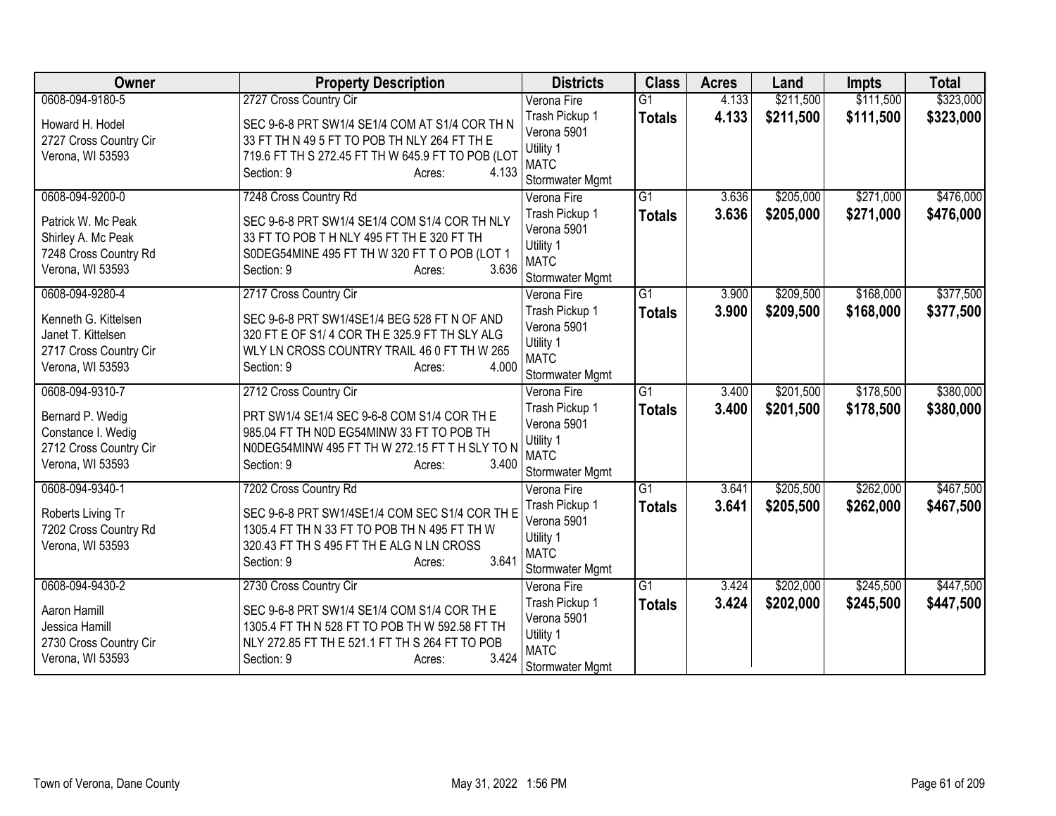| Owner | Property Description | Districts | Class | Acres | Land | Impts | Total |
|---|---|---|---|---|---|---|---|
| 0608-094-9180-5<br><br>Howard H. Hodel<br>2727 Cross Country Cir<br>Verona, WI 53593 | 2727 Cross Country Cir<br><br>SEC 9-6-8 PRT SW1/4 SE1/4 COM AT S1/4 COR TH N 33 FT TH N 49 5 FT TO POB TH NLY 264 FT TH E 719.6 FT TH S 272.45 FT TH W 645.9 FT TO POB (LOT<br>Section: 9 Acres: 4.133 | Verona Fire<br>Trash Pickup 1<br>Verona 5901<br>Utility 1<br>MATC<br>Stormwater Mgmt | G1<br>**Totals** | 4.133<br>**4.133** | $211,500<br>**$211,500** | $111,500<br>**$111,500** | $323,000<br>**$323,000** |
| 0608-094-9200-0<br><br>Patrick W. Mc Peak<br>Shirley A. Mc Peak<br>7248 Cross Country Rd<br>Verona, WI 53593 | 7248 Cross Country Rd<br><br>SEC 9-6-8 PRT SW1/4 SE1/4 COM S1/4 COR TH NLY 33 FT TO POB T H NLY 495 FT TH E 320 FT TH S0DEG54MINE 495 FT TH W 320 FT T O POB (LOT 1<br>Section: 9 Acres: 3.636 | Verona Fire<br>Trash Pickup 1<br>Verona 5901<br>Utility 1<br>MATC<br>Stormwater Mgmt | G1<br>**Totals** | 3.636<br>**3.636** | $205,000<br>**$205,000** | $271,000<br>**$271,000** | $476,000<br>**$476,000** |
| 0608-094-9280-4<br><br>Kenneth G. Kittelsen<br>Janet T. Kittelsen<br>2717 Cross Country Cir<br>Verona, WI 53593 | 2717 Cross Country Cir<br><br>SEC 9-6-8 PRT SW1/4SE1/4 BEG 528 FT N OF AND 320 FT E OF S1/ 4 COR TH E 325.9 FT TH SLY ALG WLY LN CROSS COUNTRY TRAIL 46 0 FT TH W 265<br>Section: 9 Acres: 4.000 | Verona Fire<br>Trash Pickup 1<br>Verona 5901<br>Utility 1<br>MATC<br>Stormwater Mgmt | G1<br>**Totals** | 3.900<br>**3.900** | $209,500<br>**$209,500** | $168,000<br>**$168,000** | $377,500<br>**$377,500** |
| 0608-094-9310-7<br><br>Bernard P. Wedig<br>Constance I. Wedig<br>2712 Cross Country Cir<br>Verona, WI 53593 | 2712 Cross Country Cir<br><br>PRT SW1/4 SE1/4 SEC 9-6-8 COM S1/4 COR TH E 985.04 FT TH N0D EG54MINW 33 FT TO POB TH N0DEG54MINW 495 FT TH W 272.15 FT T H SLY TO N<br>Section: 9 Acres: 3.400 | Verona Fire<br>Trash Pickup 1<br>Verona 5901<br>Utility 1<br>MATC<br>Stormwater Mgmt | G1<br>**Totals** | 3.400<br>**3.400** | $201,500<br>**$201,500** | $178,500<br>**$178,500** | $380,000<br>**$380,000** |
| 0608-094-9340-1<br><br>Roberts Living Tr<br>7202 Cross Country Rd<br>Verona, WI 53593 | 7202 Cross Country Rd<br><br>SEC 9-6-8 PRT SW1/4SE1/4 COM SEC S1/4 COR TH E 1305.4 FT TH N 33 FT TO POB TH N 495 FT TH W 320.43 FT TH S 495 FT TH E ALG N LN CROSS<br>Section: 9 Acres: 3.641 | Verona Fire<br>Trash Pickup 1<br>Verona 5901<br>Utility 1<br>MATC<br>Stormwater Mgmt | G1<br>**Totals** | 3.641<br>**3.641** | $205,500<br>**$205,500** | $262,000<br>**$262,000** | $467,500<br>**$467,500** |
| 0608-094-9430-2<br><br>Aaron Hamill<br>Jessica Hamill<br>2730 Cross Country Cir<br>Verona, WI 53593 | 2730 Cross Country Cir<br><br>SEC 9-6-8 PRT SW1/4 SE1/4 COM S1/4 COR TH E 1305.4 FT TH N 528 FT TO POB TH W 592.58 FT TH NLY 272.85 FT TH E 521.1 FT TH S 264 FT TO POB<br>Section: 9 Acres: 3.424 | Verona Fire<br>Trash Pickup 1<br>Verona 5901<br>Utility 1<br>MATC<br>Stormwater Mgmt | G1<br>**Totals** | 3.424<br>**3.424** | $202,000<br>**$202,000** | $245,500<br>**$245,500** | $447,500<br>**$447,500** |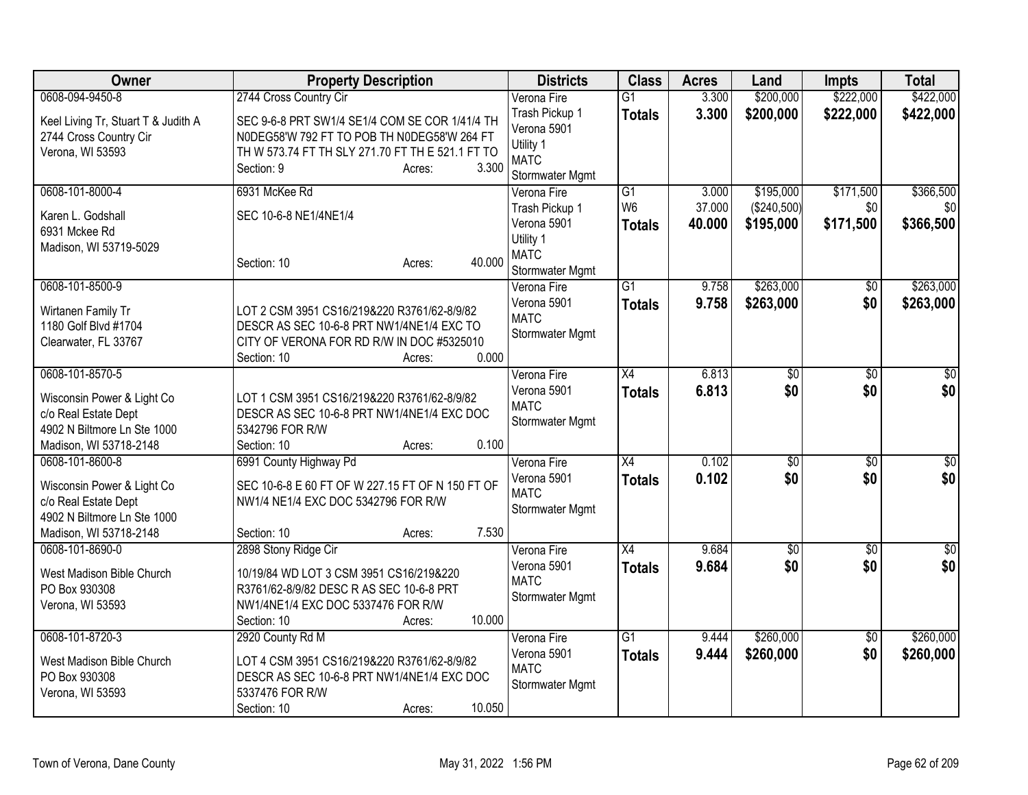| Owner | Property Description | Districts | Class | Acres | Land | Impts | Total |
|---|---|---|---|---|---|---|---|
| 0608-094-9450-8<br>Keel Living Tr, Stuart T & Judith A<br>2744 Cross Country Cir<br>Verona, WI 53593 | 2744 Cross Country Cir<br>SEC 9-6-8 PRT SW1/4 SE1/4 COM SE COR 1/41/4 TH N0DEG58'W 792 FT TO POB TH N0DEG58'W 264 FT TH W 573.74 FT TH SLY 271.70 FT TH E 521.1 FT TO<br>Section: 9 Acres: 3.300 | Verona Fire<br>Trash Pickup 1<br>Verona 5901<br>Utility 1<br>MATC<br>Stormwater Mgmt | G1<br>**Totals** | 3.300<br>**3.300** | $200,000<br>**$200,000** | $222,000<br>**$222,000** | $422,000<br>**$422,000** |
| 0608-101-8000-4<br>Karen L. Godshall<br>6931 Mckee Rd<br>Madison, WI 53719-5029 | 6931 McKee Rd<br>SEC 10-6-8 NE1/4NE1/4<br>Section: 10 Acres: 40.000 | Verona Fire<br>Trash Pickup 1<br>Verona 5901<br>Utility 1<br>MATC<br>Stormwater Mgmt | G1<br>W6<br>**Totals** | 3.000<br>37.000<br>**40.000** | $195,000<br>($240,500)<br>**$195,000** | $171,500<br>$0<br>**$171,500** | $366,500<br>$0<br>**$366,500** |
| 0608-101-8500-9<br>Wirtanen Family Tr<br>1180 Golf Blvd #1704<br>Clearwater, FL 33767 | LOT 2 CSM 3951 CS16/219&220 R3761/62-8/9/82 DESCR AS SEC 10-6-8 PRT NW1/4NE1/4 EXC TO CITY OF VERONA FOR RD R/W IN DOC #5325010<br>Section: 10 Acres: 0.000 | Verona Fire<br>Verona 5901<br>MATC<br>Stormwater Mgmt | G1<br>**Totals** | 9.758<br>**9.758** | $263,000<br>**$263,000** | $0<br>**$0** | $263,000<br>**$263,000** |
| 0608-101-8570-5<br>Wisconsin Power & Light Co<br>c/o Real Estate Dept<br>4902 N Biltmore Ln Ste 1000<br>Madison, WI 53718-2148 | LOT 1 CSM 3951 CS16/219&220 R3761/62-8/9/82 DESCR AS SEC 10-6-8 PRT NW1/4NE1/4 EXC DOC 5342796 FOR R/W<br>Section: 10 Acres: 0.100 | Verona Fire<br>Verona 5901<br>MATC<br>Stormwater Mgmt | X4<br>**Totals** | 6.813<br>**6.813** | $0<br>**$0** | $0<br>**$0** | $0<br>**$0** |
| 0608-101-8600-8<br>Wisconsin Power & Light Co<br>c/o Real Estate Dept<br>4902 N Biltmore Ln Ste 1000<br>Madison, WI 53718-2148 | 6991 County Highway Pd<br>SEC 10-6-8 E 60 FT OF W 227.15 FT OF N 150 FT OF NW1/4 NE1/4 EXC DOC 5342796 FOR R/W<br>Section: 10 Acres: 7.530 | Verona Fire<br>Verona 5901<br>MATC<br>Stormwater Mgmt | X4<br>**Totals** | 0.102<br>**0.102** | $0<br>**$0** | $0<br>**$0** | $0<br>**$0** |
| 0608-101-8690-0<br>West Madison Bible Church<br>PO Box 930308<br>Verona, WI 53593 | 2898 Stony Ridge Cir<br>10/19/84 WD LOT 3 CSM 3951 CS16/219&220 R3761/62-8/9/82 DESC R AS SEC 10-6-8 PRT NW1/4NE1/4 EXC DOC 5337476 FOR R/W<br>Section: 10 Acres: 10.000 | Verona Fire<br>Verona 5901<br>MATC<br>Stormwater Mgmt | X4<br>**Totals** | 9.684<br>**9.684** | $0<br>**$0** | $0<br>**$0** | $0<br>**$0** |
| 0608-101-8720-3<br>West Madison Bible Church<br>PO Box 930308<br>Verona, WI 53593 | 2920 County Rd M<br>LOT 4 CSM 3951 CS16/219&220 R3761/62-8/9/82 DESCR AS SEC 10-6-8 PRT NW1/4NE1/4 EXC DOC 5337476 FOR R/W<br>Section: 10 Acres: 10.050 | Verona Fire<br>Verona 5901<br>MATC<br>Stormwater Mgmt | G1<br>**Totals** | 9.444<br>**9.444** | $260,000<br>**$260,000** | $0<br>**$0** | $260,000<br>**$260,000** |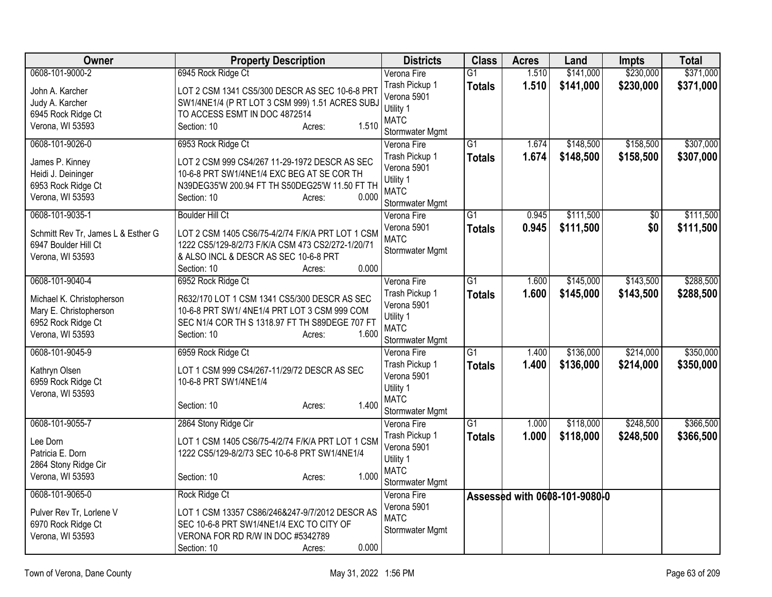| Owner | Property Description | Districts | Class | Acres | Land | Impts | Total |
|---|---|---|---|---|---|---|---|
| 0608-101-9000-2<br><br>John A. Karcher<br>Judy A. Karcher<br>6945 Rock Ridge Ct<br>Verona, WI 53593 | 6945 Rock Ridge Ct<br><br>LOT 2 CSM 1341 CS5/300 DESCR AS SEC 10-6-8 PRT SW1/4NE1/4 (P RT LOT 3 CSM 999) 1.51 ACRES SUBJ TO ACCESS ESMT IN DOC 4872514<br>Section: 10 Acres: 1.510 | Verona Fire<br>Trash Pickup 1<br>Verona 5901<br>Utility 1<br>MATC<br>Stormwater Mgmt | G1<br>**Totals** | 1.510<br>**1.510** | $141,000<br>**$141,000** | $230,000<br>**$230,000** | $371,000<br>**$371,000** |
| 0608-101-9026-0<br><br>James P. Kinney<br>Heidi J. Deininger<br>6953 Rock Ridge Ct<br>Verona, WI 53593 | 6953 Rock Ridge Ct<br><br>LOT 2 CSM 999 CS4/267 11-29-1972 DESCR AS SEC 10-6-8 PRT SW1/4NE1/4 EXC BEG AT SE COR TH N39DEG35'W 200.94 FT TH S50DEG25'W 11.50 FT TH<br>Section: 10 Acres: 0.000 | Verona Fire<br>Trash Pickup 1<br>Verona 5901<br>Utility 1<br>MATC<br>Stormwater Mgmt | G1<br>**Totals** | 1.674<br>**1.674** | $148,500<br>**$148,500** | $158,500<br>**$158,500** | $307,000<br>**$307,000** |
| 0608-101-9035-1<br><br>Schmitt Rev Tr, James L & Esther G<br>6947 Boulder Hill Ct<br>Verona, WI 53593 | Boulder Hill Ct<br><br>LOT 2 CSM 1405 CS6/75-4/2/74 F/K/A PRT LOT 1 CSM 1222 CS5/129-8/2/73 F/K/A CSM 473 CS2/272-1/20/71 & ALSO INCL & DESCR AS SEC 10-6-8 PRT<br>Section: 10 Acres: 0.000 | Verona Fire<br>Verona 5901<br>MATC<br>Stormwater Mgmt | G1<br>**Totals** | 0.945<br>**0.945** | $111,500<br>**$111,500** | $0<br>**$0** | $111,500<br>**$111,500** |
| 0608-101-9040-4<br><br>Michael K. Christopherson<br>Mary E. Christopherson<br>6952 Rock Ridge Ct<br>Verona, WI 53593 | 6952 Rock Ridge Ct<br><br>R632/170 LOT 1 CSM 1341 CS5/300 DESCR AS SEC 10-6-8 PRT SW1/ 4NE1/4 PRT LOT 3 CSM 999 COM SEC N1/4 COR TH S 1318.97 FT TH S89DEGE 707 FT<br>Section: 10 Acres: 1.600 | Verona Fire<br>Trash Pickup 1<br>Verona 5901<br>Utility 1<br>MATC<br>Stormwater Mgmt | G1<br>**Totals** | 1.600<br>**1.600** | $145,000<br>**$145,000** | $143,500<br>**$143,500** | $288,500<br>**$288,500** |
| 0608-101-9045-9<br><br>Kathryn Olsen<br>6959 Rock Ridge Ct<br>Verona, WI 53593 | 6959 Rock Ridge Ct<br><br>LOT 1 CSM 999 CS4/267-11/29/72 DESCR AS SEC 10-6-8 PRT SW1/4NE1/4<br><br>Section: 10 Acres: 1.400 | Verona Fire<br>Trash Pickup 1<br>Verona 5901<br>Utility 1<br>MATC<br>Stormwater Mgmt | G1<br>**Totals** | 1.400<br>**1.400** | $136,000<br>**$136,000** | $214,000<br>**$214,000** | $350,000<br>**$350,000** |
| 0608-101-9055-7<br><br>Lee Dorn<br>Patricia E. Dorn<br>2864 Stony Ridge Cir<br>Verona, WI 53593 | 2864 Stony Ridge Cir<br><br>LOT 1 CSM 1405 CS6/75-4/2/74 F/K/A PRT LOT 1 CSM 1222 CS5/129-8/2/73 SEC 10-6-8 PRT SW1/4NE1/4<br><br>Section: 10 Acres: 1.000 | Verona Fire<br>Trash Pickup 1<br>Verona 5901<br>Utility 1<br>MATC<br>Stormwater Mgmt | G1<br>**Totals** | 1.000<br>**1.000** | $118,000<br>**$118,000** | $248,500<br>**$248,500** | $366,500<br>**$366,500** |
| 0608-101-9065-0<br><br>Pulver Rev Tr, Lorlene V<br>6970 Rock Ridge Ct<br>Verona, WI 53593 | Rock Ridge Ct<br><br>LOT 1 CSM 13357 CS86/246&247-9/7/2012 DESCR AS SEC 10-6-8 PRT SW1/4NE1/4 EXC TO CITY OF VERONA FOR RD R/W IN DOC #5342789<br>Section: 10 Acres: 0.000 | Verona Fire<br>Verona 5901<br>MATC<br>Stormwater Mgmt | Assessed with 0608-101-9080-0 | | | | |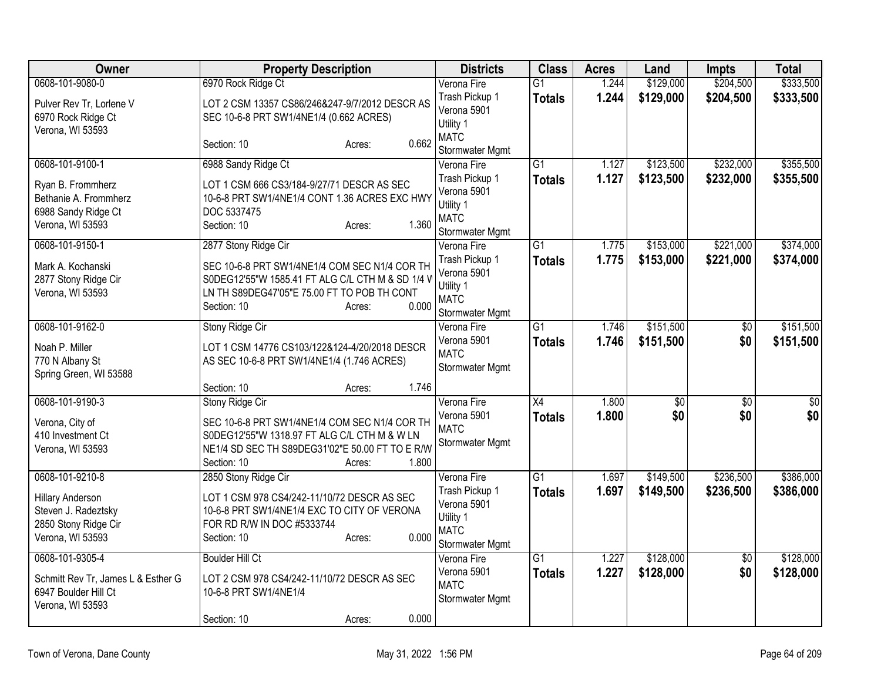| Owner | Property Description | Districts | Class | Acres | Land | Impts | Total |
|---|---|---|---|---|---|---|---|
| 0608-101-9080-0<br>Pulver Rev Tr, Lorlene V<br>6970 Rock Ridge Ct<br>Verona, WI 53593 | 6970 Rock Ridge Ct<br>LOT 2 CSM 13357 CS86/246&247-9/7/2012 DESCR AS SEC 10-6-8 PRT SW1/4NE1/4 (0.662 ACRES)<br>Section: 10 Acres: 0.662 | Verona Fire<br>Trash Pickup 1<br>Verona 5901<br>Utility 1<br>MATC<br>Stormwater Mgmt | G1<br>**Totals** | 1.244<br>**1.244** | $129,000<br>**$129,000** | $204,500<br>**$204,500** | $333,500<br>**$333,500** |
| 0608-101-9100-1<br>Ryan B. Frommherz<br>Bethanie A. Frommherz<br>6988 Sandy Ridge Ct<br>Verona, WI 53593 | 6988 Sandy Ridge Ct<br>LOT 1 CSM 666 CS3/184-9/27/71 DESCR AS SEC 10-6-8 PRT SW1/4NE1/4 CONT 1.36 ACRES EXC HWY DOC 5337475<br>Section: 10 Acres: 1.360 | Verona Fire<br>Trash Pickup 1<br>Verona 5901<br>Utility 1<br>MATC<br>Stormwater Mgmt | G1<br>**Totals** | 1.127<br>**1.127** | $123,500<br>**$123,500** | $232,000<br>**$232,000** | $355,500<br>**$355,500** |
| 0608-101-9150-1<br>Mark A. Kochanski<br>2877 Stony Ridge Cir<br>Verona, WI 53593 | 2877 Stony Ridge Cir<br>SEC 10-6-8 PRT SW1/4NE1/4 COM SEC N1/4 COR TH S0DEG12'55"W 1585.41 FT ALG C/L CTH M & SD 1/4 W LN TH S89DEG47'05"E 75.00 FT TO POB TH CONT<br>Section: 10 Acres: 0.000 | Verona Fire<br>Trash Pickup 1<br>Verona 5901<br>Utility 1<br>MATC<br>Stormwater Mgmt | G1<br>**Totals** | 1.775<br>**1.775** | $153,000<br>**$153,000** | $221,000<br>**$221,000** | $374,000<br>**$374,000** |
| 0608-101-9162-0<br>Noah P. Miller<br>770 N Albany St<br>Spring Green, WI 53588 | Stony Ridge Cir<br>LOT 1 CSM 14776 CS103/122&124-4/20/2018 DESCR AS SEC 10-6-8 PRT SW1/4NE1/4 (1.746 ACRES)<br>Section: 10 Acres: 1.746 | Verona Fire<br>Verona 5901<br>MATC<br>Stormwater Mgmt | G1<br>**Totals** | 1.746<br>**1.746** | $151,500<br>**$151,500** | $0<br>**$0** | $151,500<br>**$151,500** |
| 0608-101-9190-3<br>Verona, City of<br>410 Investment Ct<br>Verona, WI 53593 | Stony Ridge Cir<br>SEC 10-6-8 PRT SW1/4NE1/4 COM SEC N1/4 COR TH S0DEG12'55"W 1318.97 FT ALG C/L CTH M & W LN NE1/4 SD SEC TH S89DEG31'02"E 50.00 FT TO E R/W<br>Section: 10 Acres: 1.800 | Verona Fire<br>Verona 5901<br>MATC<br>Stormwater Mgmt | X4<br>**Totals** | 1.800<br>**1.800** | $0<br>**$0** | $0<br>**$0** | $0<br>**$0** |
| 0608-101-9210-8<br>Hillary Anderson<br>Steven J. Radeztsky<br>2850 Stony Ridge Cir<br>Verona, WI 53593 | 2850 Stony Ridge Cir<br>LOT 1 CSM 978 CS4/242-11/10/72 DESCR AS SEC 10-6-8 PRT SW1/4NE1/4 EXC TO CITY OF VERONA FOR RD R/W IN DOC #5333744<br>Section: 10 Acres: 0.000 | Verona Fire<br>Trash Pickup 1<br>Verona 5901<br>Utility 1<br>MATC<br>Stormwater Mgmt | G1<br>**Totals** | 1.697<br>**1.697** | $149,500<br>**$149,500** | $236,500<br>**$236,500** | $386,000<br>**$386,000** |
| 0608-101-9305-4<br>Schmitt Rev Tr, James L & Esther G<br>6947 Boulder Hill Ct<br>Verona, WI 53593 | Boulder Hill Ct<br>LOT 2 CSM 978 CS4/242-11/10/72 DESCR AS SEC 10-6-8 PRT SW1/4NE1/4<br>Section: 10 Acres: 0.000 | Verona Fire<br>Verona 5901<br>MATC<br>Stormwater Mgmt | G1<br>**Totals** | 1.227<br>**1.227** | $128,000<br>**$128,000** | $0<br>**$0** | $128,000<br>**$128,000** |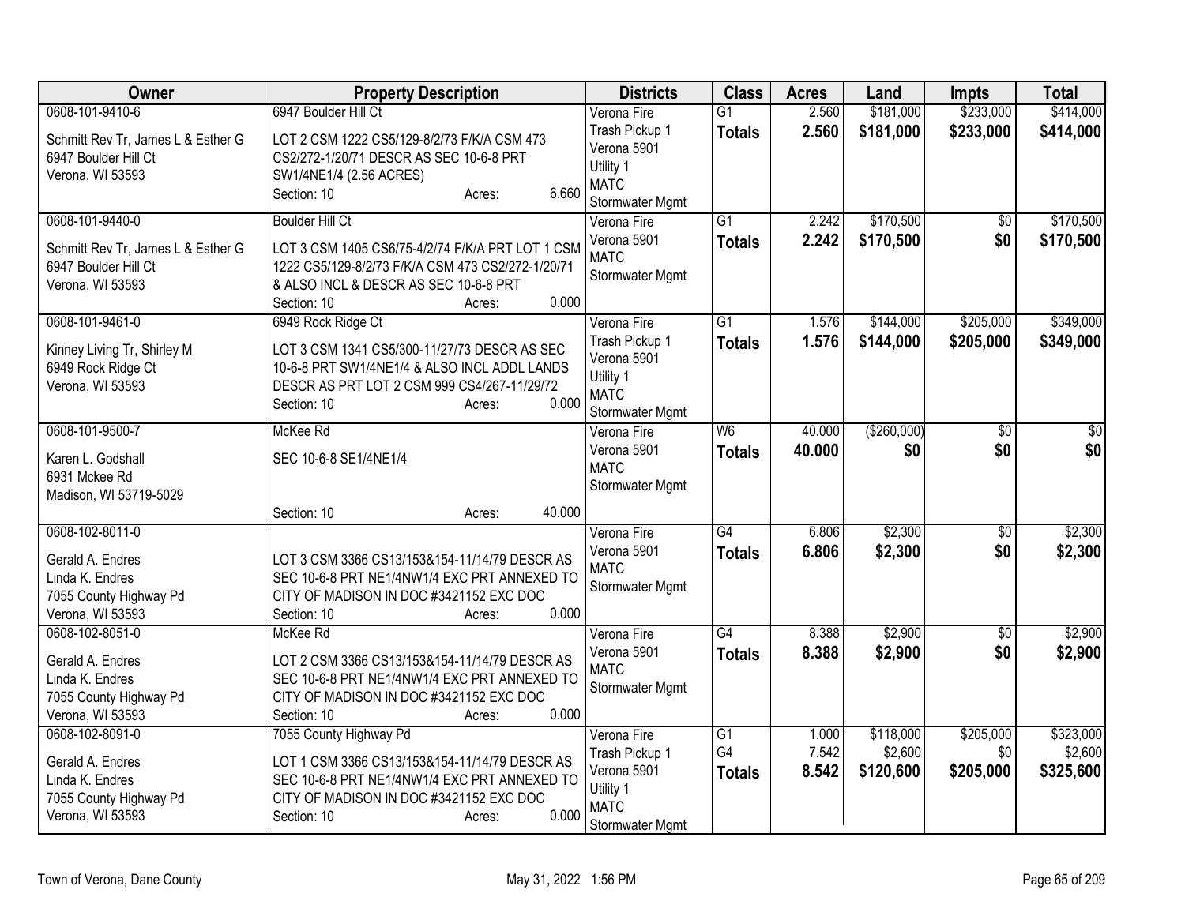| Owner | Property Description | Districts | Class | Acres | Land | Impts | Total |
|---|---|---|---|---|---|---|---|
| 0608-101-9410-6<br>Schmitt Rev Tr, James L & Esther G<br>6947 Boulder Hill Ct<br>Verona, WI 53593 | 6947 Boulder Hill Ct<br>LOT 2 CSM 1222 CS5/129-8/2/73 F/K/A CSM 473 CS2/272-1/20/71 DESCR AS SEC 10-6-8 PRT SW1/4NE1/4 (2.56 ACRES)<br>Section: 10 Acres: 6.660 | Verona Fire<br>Trash Pickup 1<br>Verona 5901<br>Utility 1<br>MATC<br>Stormwater Mgmt | G1<br>**Totals** | 2.560<br>**2.560** | \$181,000<br>**\$181,000** | \$233,000<br>**\$233,000** | \$414,000<br>**\$414,000** |
| 0608-101-9440-0<br>Schmitt Rev Tr, James L & Esther G<br>6947 Boulder Hill Ct<br>Verona, WI 53593 | Boulder Hill Ct<br>LOT 3 CSM 1405 CS6/75-4/2/74 F/K/A PRT LOT 1 CSM 1222 CS5/129-8/2/73 F/K/A CSM 473 CS2/272-1/20/71 & ALSO INCL & DESCR AS SEC 10-6-8 PRT<br>Section: 10 Acres: 0.000 | Verona Fire<br>Verona 5901<br>MATC<br>Stormwater Mgmt | G1<br>**Totals** | 2.242<br>**2.242** | \$170,500<br>**\$170,500** | \$0<br>**\$0** | \$170,500<br>**\$170,500** |
| 0608-101-9461-0<br>Kinney Living Tr, Shirley M<br>6949 Rock Ridge Ct<br>Verona, WI 53593 | 6949 Rock Ridge Ct<br>LOT 3 CSM 1341 CS5/300-11/27/73 DESCR AS SEC 10-6-8 PRT SW1/4NE1/4 & ALSO INCL ADDL LANDS DESCR AS PRT LOT 2 CSM 999 CS4/267-11/29/72<br>Section: 10 Acres: 0.000 | Verona Fire<br>Trash Pickup 1<br>Verona 5901<br>Utility 1<br>MATC<br>Stormwater Mgmt | G1<br>**Totals** | 1.576<br>**1.576** | \$144,000<br>**\$144,000** | \$205,000<br>**\$205,000** | \$349,000<br>**\$349,000** |
| 0608-101-9500-7<br>Karen L. Godshall<br>6931 Mckee Rd<br>Madison, WI 53719-5029 | McKee Rd<br>SEC 10-6-8 SE1/4NE1/4<br>Section: 10 Acres: 40.000 | Verona Fire<br>Verona 5901<br>MATC<br>Stormwater Mgmt | W6<br>**Totals** | 40.000<br>**40.000** | (\$260,000)<br>**\$0** | \$0<br>**\$0** | \$0<br>**\$0** |
| 0608-102-8011-0<br>Gerald A. Endres<br>Linda K. Endres<br>7055 County Highway Pd<br>Verona, WI 53593 | LOT 3 CSM 3366 CS13/153&154-11/14/79 DESCR AS SEC 10-6-8 PRT NE1/4NW1/4 EXC PRT ANNEXED TO CITY OF MADISON IN DOC #3421152 EXC DOC<br>Section: 10 Acres: 0.000 | Verona Fire<br>Verona 5901<br>MATC<br>Stormwater Mgmt | G4<br>**Totals** | 6.806<br>**6.806** | \$2,300<br>**\$2,300** | \$0<br>**\$0** | \$2,300<br>**\$2,300** |
| 0608-102-8051-0<br>Gerald A. Endres<br>Linda K. Endres<br>7055 County Highway Pd<br>Verona, WI 53593 | McKee Rd<br>LOT 2 CSM 3366 CS13/153&154-11/14/79 DESCR AS SEC 10-6-8 PRT NE1/4NW1/4 EXC PRT ANNEXED TO CITY OF MADISON IN DOC #3421152 EXC DOC<br>Section: 10 Acres: 0.000 | Verona Fire<br>Verona 5901<br>MATC<br>Stormwater Mgmt | G4<br>**Totals** | 8.388<br>**8.388** | \$2,900<br>**\$2,900** | \$0<br>**\$0** | \$2,900<br>**\$2,900** |
| 0608-102-8091-0<br>Gerald A. Endres<br>Linda K. Endres<br>7055 County Highway Pd<br>Verona, WI 53593 | 7055 County Highway Pd<br>LOT 1 CSM 3366 CS13/153&154-11/14/79 DESCR AS SEC 10-6-8 PRT NE1/4NW1/4 EXC PRT ANNEXED TO CITY OF MADISON IN DOC #3421152 EXC DOC<br>Section: 10 Acres: 0.000 | Verona Fire<br>Trash Pickup 1<br>Verona 5901<br>Utility 1<br>MATC<br>Stormwater Mgmt | G1<br>G4<br>**Totals** | 1.000<br>7.542<br>**8.542** | \$118,000<br>\$2,600<br>**\$120,600** | \$205,000<br>\$0<br>**\$205,000** | \$323,000<br>\$2,600<br>**\$325,600** |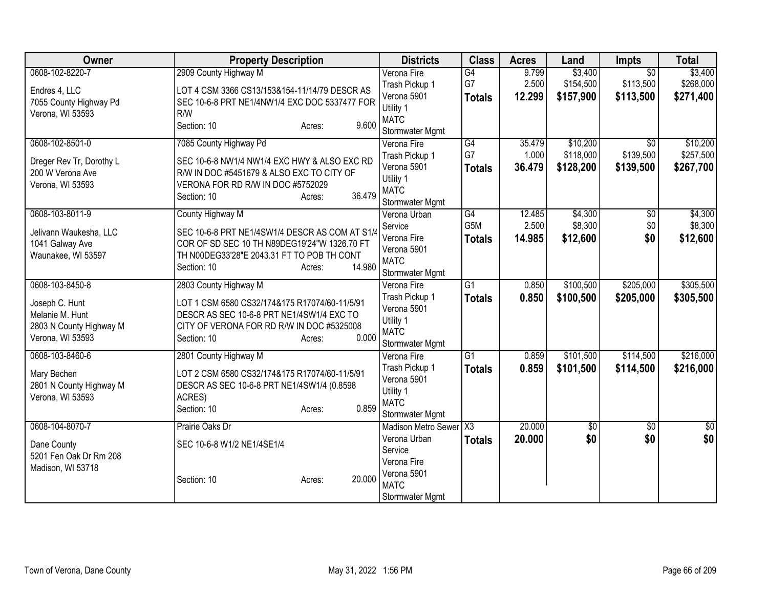| Owner | Property Description | Districts | Class | Acres | Land | Impts | Total |
|---|---|---|---|---|---|---|---|
| 0608-102-8220-7<br>Endres 4, LLC<br>7055 County Highway Pd<br>Verona, WI 53593 | 2909 County Highway M<br>LOT 4 CSM 3366 CS13/153&154-11/14/79 DESCR AS SEC 10-6-8 PRT NE1/4NW1/4 EXC DOC 5337477 FOR R/W<br>Section: 10 Acres: 9.600 | Verona Fire<br>Trash Pickup 1<br>Verona 5901<br>Utility 1<br>MATC<br>Stormwater Mgmt | G4<br>G7<br>**Totals** | 9.799<br>2.500<br>**12.299** | $3,400<br>$154,500<br>**$157,900** | $0<br>$113,500<br>**$113,500** | $3,400<br>$268,000<br>**$271,400** |
| 0608-102-8501-0<br>Dreger Rev Tr, Dorothy L<br>200 W Verona Ave<br>Verona, WI 53593 | 7085 County Highway Pd<br>SEC 10-6-8 NW1/4 NW1/4 EXC HWY & ALSO EXC RD R/W IN DOC #5451679 & ALSO EXC TO CITY OF VERONA FOR RD R/W IN DOC #5752029<br>Section: 10 Acres: 36.479 | Verona Fire<br>Trash Pickup 1<br>Verona 5901<br>Utility 1<br>MATC<br>Stormwater Mgmt | G4<br>G7<br>**Totals** | 35.479<br>1.000<br>**36.479** | $10,200<br>$118,000<br>**$128,200** | $0<br>$139,500<br>**$139,500** | $10,200<br>$257,500<br>**$267,700** |
| 0608-103-8011-9<br>Jelivann Waukesha, LLC<br>1041 Galway Ave<br>Waunakee, WI 53597 | County Highway M<br>SEC 10-6-8 PRT NE1/4SW1/4 DESCR AS COM AT S1/4 COR OF SD SEC 10 TH N89DEG19'24"W 1326.70 FT TH N00DEG33'28"E 2043.31 FT TO POB TH CONT<br>Section: 10 Acres: 14.980 | Verona Urban Service<br>Verona Fire<br>Verona 5901<br>MATC<br>Stormwater Mgmt | G4<br>G5M<br>**Totals** | 12.485<br>2.500<br>**14.985** | $4,300<br>$8,300<br>**$12,600** | $0<br>$0<br>**$0** | $4,300<br>$8,300<br>**$12,600** |
| 0608-103-8450-8<br>Joseph C. Hunt<br>Melanie M. Hunt<br>2803 N County Highway M<br>Verona, WI 53593 | 2803 County Highway M<br>LOT 1 CSM 6580 CS32/174&175 R17074/60-11/5/91 DESCR AS SEC 10-6-8 PRT NE1/4SW1/4 EXC TO CITY OF VERONA FOR RD R/W IN DOC #5325008<br>Section: 10 Acres: 0.000 | Verona Fire<br>Trash Pickup 1<br>Verona 5901<br>Utility 1<br>MATC<br>Stormwater Mgmt | G1<br>**Totals** | 0.850<br>**0.850** | $100,500<br>**$100,500** | $205,000<br>**$205,000** | $305,500<br>**$305,500** |
| 0608-103-8460-6<br>Mary Bechen<br>2801 N County Highway M<br>Verona, WI 53593 | 2801 County Highway M<br>LOT 2 CSM 6580 CS32/174&175 R17074/60-11/5/91 DESCR AS SEC 10-6-8 PRT NE1/4SW1/4 (0.8598 ACRES)<br>Section: 10 Acres: 0.859 | Verona Fire<br>Trash Pickup 1<br>Verona 5901<br>Utility 1<br>MATC<br>Stormwater Mgmt | G1<br>**Totals** | 0.859<br>**0.859** | $101,500<br>**$101,500** | $114,500<br>**$114,500** | $216,000<br>**$216,000** |
| 0608-104-8070-7<br>Dane County<br>5201 Fen Oak Dr Rm 208<br>Madison, WI 53718 | Prairie Oaks Dr<br>SEC 10-6-8 W1/2 NE1/4SE1/4<br>Section: 10 Acres: 20.000 | Madison Metro Sewer<br>Verona Urban Service<br>Verona Fire<br>Verona 5901<br>MATC<br>Stormwater Mgmt | X3<br>**Totals** | 20.000<br>**20.000** | $0<br>**$0** | $0<br>**$0** | $0<br>**$0** |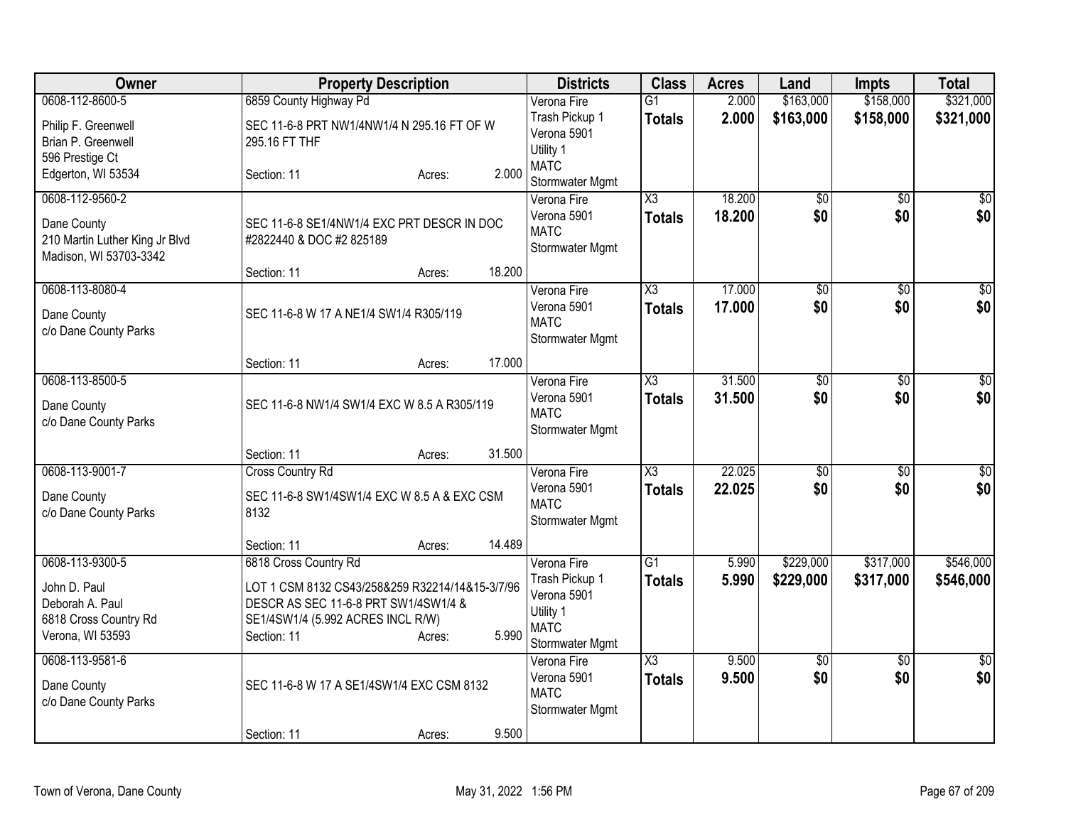| Owner | Property Description | | | Districts | Class | Acres | Land | Impts | Total |
|---|---|---|---|---|---|---|---|---|---|
| 0608-112-8600-5<br>Philip F. Greenwell<br>Brian P. Greenwell<br>596 Prestige Ct<br>Edgerton, WI 53534 | 6859 County Highway Pd<br>SEC 11-6-8 PRT NW1/4NW1/4 N 295.16 FT OF W 295.16 FT THF<br>Section: 11 | Acres: | 2.000 | Verona Fire<br>Trash Pickup 1<br>Verona 5901<br>Utility 1<br>MATC<br>Stormwater Mgmt | G1<br>**Totals** | 2.000<br>**2.000** | \$163,000<br>**\$163,000** | \$158,000<br>**\$158,000** | \$321,000<br>**\$321,000** |
| 0608-112-9560-2<br>Dane County<br>210 Martin Luther King Jr Blvd<br>Madison, WI 53703-3342 | SEC 11-6-8 SE1/4NW1/4 EXC PRT DESCR IN DOC #2822440 & DOC #2 825189<br>Section: 11 | Acres: | 18.200 | Verona Fire<br>Verona 5901<br>MATC<br>Stormwater Mgmt | X3<br>**Totals** | 18.200<br>**18.200** | \$0<br>**\$0** | \$0<br>**\$0** | \$0<br>**\$0** |
| 0608-113-8080-4<br>Dane County<br>c/o Dane County Parks | SEC 11-6-8 W 17 A NE1/4 SW1/4 R305/119<br>Section: 11 | Acres: | 17.000 | Verona Fire<br>Verona 5901<br>MATC<br>Stormwater Mgmt | X3<br>**Totals** | 17.000<br>**17.000** | \$0<br>**\$0** | \$0<br>**\$0** | \$0<br>**\$0** |
| 0608-113-8500-5<br>Dane County<br>c/o Dane County Parks | SEC 11-6-8 NW1/4 SW1/4 EXC W 8.5 A R305/119<br>Section: 11 | Acres: | 31.500 | Verona Fire<br>Verona 5901<br>MATC<br>Stormwater Mgmt | X3<br>**Totals** | 31.500<br>**31.500** | \$0<br>**\$0** | \$0<br>**\$0** | \$0<br>**\$0** |
| 0608-113-9001-7<br>Dane County<br>c/o Dane County Parks | Cross Country Rd<br>SEC 11-6-8 SW1/4SW1/4 EXC W 8.5 A & EXC CSM 8132<br>Section: 11 | Acres: | 14.489 | Verona Fire<br>Verona 5901<br>MATC<br>Stormwater Mgmt | X3<br>**Totals** | 22.025<br>**22.025** | \$0<br>**\$0** | \$0<br>**\$0** | \$0<br>**\$0** |
| 0608-113-9300-5<br>John D. Paul<br>Deborah A. Paul<br>6818 Cross Country Rd<br>Verona, WI 53593 | 6818 Cross Country Rd<br>LOT 1 CSM 8132 CS43/258&259 R32214/14&15-3/7/96 DESCR AS SEC 11-6-8 PRT SW1/4SW1/4 & SE1/4SW1/4 (5.992 ACRES INCL R/W)<br>Section: 11 | Acres: | 5.990 | Verona Fire<br>Trash Pickup 1<br>Verona 5901<br>Utility 1<br>MATC<br>Stormwater Mgmt | G1<br>**Totals** | 5.990<br>**5.990** | \$229,000<br>**\$229,000** | \$317,000<br>**\$317,000** | \$546,000<br>**\$546,000** |
| 0608-113-9581-6<br>Dane County<br>c/o Dane County Parks | SEC 11-6-8 W 17 A SE1/4SW1/4 EXC CSM 8132<br>Section: 11 | Acres: | 9.500 | Verona Fire<br>Verona 5901<br>MATC<br>Stormwater Mgmt | X3<br>**Totals** | 9.500<br>**9.500** | \$0<br>**\$0** | \$0<br>**\$0** | \$0<br>**\$0** |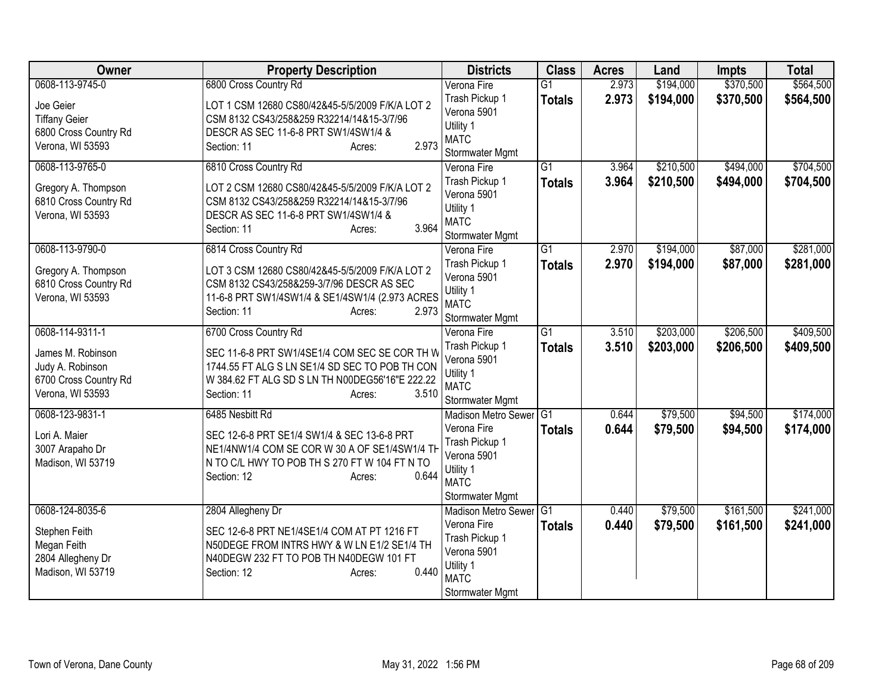| Owner | Property Description | Districts | Class | Acres | Land | Impts | Total |
|---|---|---|---|---|---|---|---|
| 0608-113-9745-0<br><br>Joe Geier<br>Tiffany Geier<br>6800 Cross Country Rd<br>Verona, WI 53593 | 6800 Cross Country Rd<br><br>LOT 1 CSM 12680 CS80/42&45-5/5/2009 F/K/A LOT 2 CSM 8132 CS43/258&259 R32214/14&15-3/7/96 DESCR AS SEC 11-6-8 PRT SW1/4SW1/4 &<br>Section: 11 Acres: 2.973 | Verona Fire<br>Trash Pickup 1<br>Verona 5901<br>Utility 1<br>MATC<br>Stormwater Mgmt | G1<br>**Totals** | 2.973<br>**2.973** | \$194,000<br>**\$194,000** | \$370,500<br>**\$370,500** | \$564,500<br>**\$564,500** |
| 0608-113-9765-0<br><br>Gregory A. Thompson<br>6810 Cross Country Rd<br>Verona, WI 53593 | 6810 Cross Country Rd<br><br>LOT 2 CSM 12680 CS80/42&45-5/5/2009 F/K/A LOT 2 CSM 8132 CS43/258&259 R32214/14&15-3/7/96 DESCR AS SEC 11-6-8 PRT SW1/4SW1/4 &<br>Section: 11 Acres: 3.964 | Verona Fire<br>Trash Pickup 1<br>Verona 5901<br>Utility 1<br>MATC<br>Stormwater Mgmt | G1<br>**Totals** | 3.964<br>**3.964** | \$210,500<br>**\$210,500** | \$494,000<br>**\$494,000** | \$704,500<br>**\$704,500** |
| 0608-113-9790-0<br><br>Gregory A. Thompson<br>6810 Cross Country Rd<br>Verona, WI 53593 | 6814 Cross Country Rd<br><br>LOT 3 CSM 12680 CS80/42&45-5/5/2009 F/K/A LOT 2 CSM 8132 CS43/258&259-3/7/96 DESCR AS SEC 11-6-8 PRT SW1/4SW1/4 & SE1/4SW1/4 (2.973 ACRES<br>Section: 11 Acres: 2.973 | Verona Fire<br>Trash Pickup 1<br>Verona 5901<br>Utility 1<br>MATC<br>Stormwater Mgmt | G1<br>**Totals** | 2.970<br>**2.970** | \$194,000<br>**\$194,000** | \$87,000<br>**\$87,000** | \$281,000<br>**\$281,000** |
| 0608-114-9311-1<br><br>James M. Robinson<br>Judy A. Robinson<br>6700 Cross Country Rd<br>Verona, WI 53593 | 6700 Cross Country Rd<br><br>SEC 11-6-8 PRT SW1/4SE1/4 COM SEC SE COR TH W 1744.55 FT ALG S LN SE1/4 SD SEC TO POB TH CON W 384.62 FT ALG SD S LN TH N00DEG56'16"E 222.22<br>Section: 11 Acres: 3.510 | Verona Fire<br>Trash Pickup 1<br>Verona 5901<br>Utility 1<br>MATC<br>Stormwater Mgmt | G1<br>**Totals** | 3.510<br>**3.510** | \$203,000<br>**\$203,000** | \$206,500<br>**\$206,500** | \$409,500<br>**\$409,500** |
| 0608-123-9831-1<br><br>Lori A. Maier<br>3007 Arapaho Dr<br>Madison, WI 53719 | 6485 Nesbitt Rd<br><br>SEC 12-6-8 PRT SE1/4 SW1/4 & SEC 13-6-8 PRT NE1/4NW1/4 COM SE COR W 30 A OF SE1/4SW1/4 TH N TO C/L HWY TO POB TH S 270 FT W 104 FT N TO<br>Section: 12 Acres: 0.644 | Madison Metro Sewer<br>Verona Fire<br>Trash Pickup 1<br>Verona 5901<br>Utility 1<br>MATC<br>Stormwater Mgmt | G1<br>**Totals** | 0.644<br>**0.644** | \$79,500<br>**\$79,500** | \$94,500<br>**\$94,500** | \$174,000<br>**\$174,000** |
| 0608-124-8035-6<br><br>Stephen Feith<br>Megan Feith<br>2804 Allegheny Dr<br>Madison, WI 53719 | 2804 Allegheny Dr<br><br>SEC 12-6-8 PRT NE1/4SE1/4 COM AT PT 1216 FT N50DEGE FROM INTRS HWY & W LN E1/2 SE1/4 TH N40DEGW 232 FT TO POB TH N40DEGW 101 FT<br>Section: 12 Acres: 0.440 | Madison Metro Sewer<br>Verona Fire<br>Trash Pickup 1<br>Verona 5901<br>Utility 1<br>MATC<br>Stormwater Mgmt | G1<br>**Totals** | 0.440<br>**0.440** | \$79,500<br>**\$79,500** | \$161,500<br>**\$161,500** | \$241,000<br>**\$241,000** |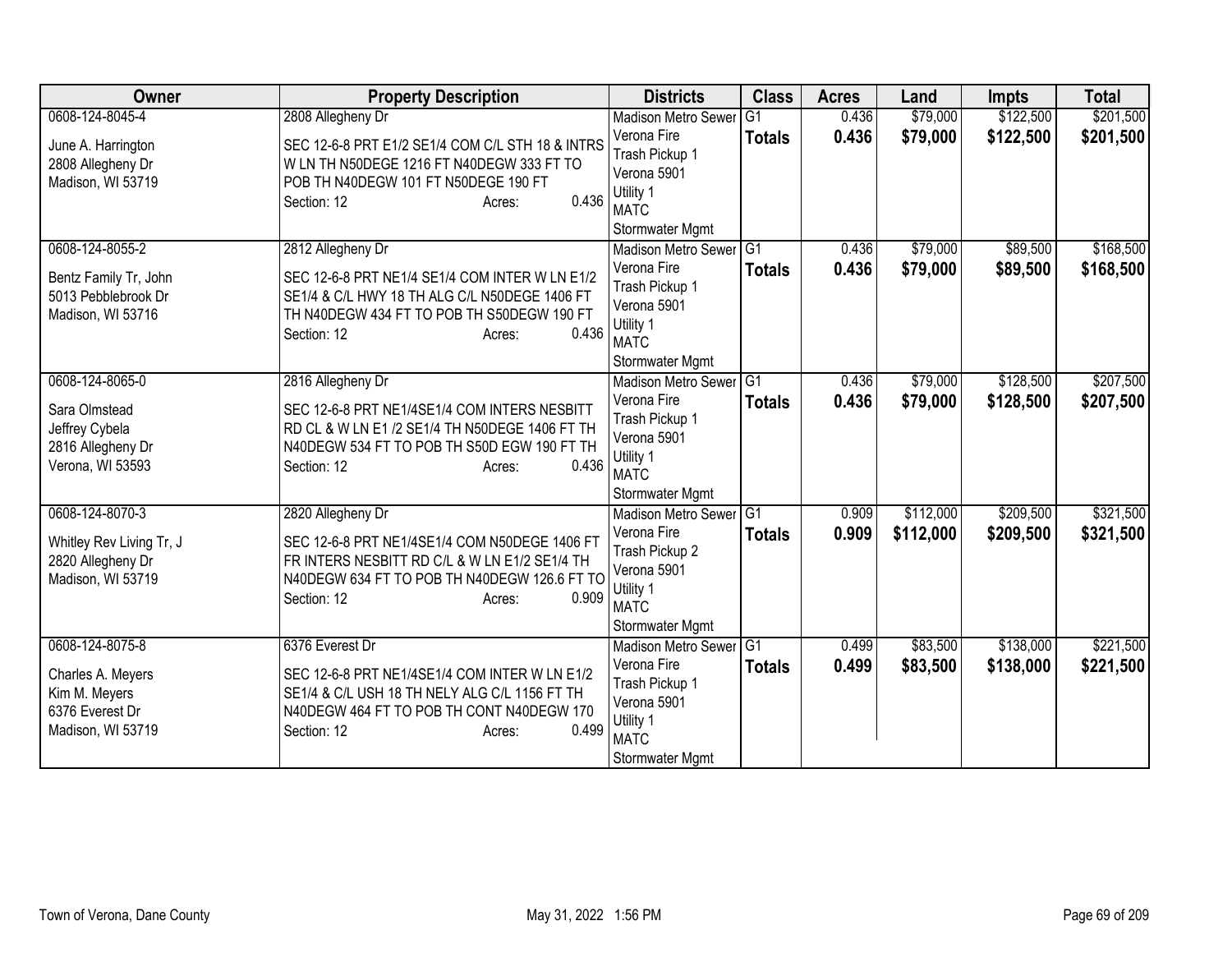| Owner | Property Description | Districts | Class | Acres | Land | Impts | Total |
|---|---|---|---|---|---|---|---|
| 0608-124-8045-4<br><br>June A. Harrington<br>2808 Allegheny Dr<br>Madison, WI 53719 | 2808 Allegheny Dr<br><br>SEC 12-6-8 PRT E1/2 SE1/4 COM C/L STH 18 & INTRS W LN TH N50DEGE 1216 FT N40DEGW 333 FT TO POB TH N40DEGW 101 FT N50DEGE 190 FT<br>Section: 12 Acres: 0.436 | Madison Metro Sewer<br>Verona Fire<br>Trash Pickup 1<br>Verona 5901<br>Utility 1<br>MATC<br>Stormwater Mgmt | G1<br>**Totals** | 0.436<br>**0.436** | $79,000<br>**$79,000** | $122,500<br>**$122,500** | $201,500<br>**$201,500** |
| 0608-124-8055-2<br><br>Bentz Family Tr, John<br>5013 Pebblebrook Dr<br>Madison, WI 53716 | 2812 Allegheny Dr<br><br>SEC 12-6-8 PRT NE1/4 SE1/4 COM INTER W LN E1/2 SE1/4 & C/L HWY 18 TH ALG C/L N50DEGE 1406 FT TH N40DEGW 434 FT TO POB TH S50DEGW 190 FT<br>Section: 12 Acres: 0.436 | Madison Metro Sewer<br>Verona Fire<br>Trash Pickup 1<br>Verona 5901<br>Utility 1<br>MATC<br>Stormwater Mgmt | G1<br>**Totals** | 0.436<br>**0.436** | $79,000<br>**$79,000** | $89,500<br>**$89,500** | $168,500<br>**$168,500** |
| 0608-124-8065-0<br><br>Sara Olmstead<br>Jeffrey Cybela<br>2816 Allegheny Dr<br>Verona, WI 53593 | 2816 Allegheny Dr<br><br>SEC 12-6-8 PRT NE1/4SE1/4 COM INTERS NESBITT RD CL & W LN E1 /2 SE1/4 TH N50DEGE 1406 FT TH N40DEGW 534 FT TO POB TH S50D EGW 190 FT TH<br>Section: 12 Acres: 0.436 | Madison Metro Sewer<br>Verona Fire<br>Trash Pickup 1<br>Verona 5901<br>Utility 1<br>MATC<br>Stormwater Mgmt | G1<br>**Totals** | 0.436<br>**0.436** | $79,000<br>**$79,000** | $128,500<br>**$128,500** | $207,500<br>**$207,500** |
| 0608-124-8070-3<br><br>Whitley Rev Living Tr, J<br>2820 Allegheny Dr<br>Madison, WI 53719 | 2820 Allegheny Dr<br><br>SEC 12-6-8 PRT NE1/4SE1/4 COM N50DEGE 1406 FT FR INTERS NESBITT RD C/L & W LN E1/2 SE1/4 TH N40DEGW 634 FT TO POB TH N40DEGW 126.6 FT TO<br>Section: 12 Acres: 0.909 | Madison Metro Sewer<br>Verona Fire<br>Trash Pickup 2<br>Verona 5901<br>Utility 1<br>MATC<br>Stormwater Mgmt | G1<br>**Totals** | 0.909<br>**0.909** | $112,000<br>**$112,000** | $209,500<br>**$209,500** | $321,500<br>**$321,500** |
| 0608-124-8075-8<br><br>Charles A. Meyers<br>Kim M. Meyers<br>6376 Everest Dr<br>Madison, WI 53719 | 6376 Everest Dr<br><br>SEC 12-6-8 PRT NE1/4SE1/4 COM INTER W LN E1/2 SE1/4 & C/L USH 18 TH NELY ALG C/L 1156 FT TH N40DEGW 464 FT TO POB TH CONT N40DEGW 170<br>Section: 12 Acres: 0.499 | Madison Metro Sewer<br>Verona Fire<br>Trash Pickup 1<br>Verona 5901<br>Utility 1<br>MATC<br>Stormwater Mgmt | G1<br>**Totals** | 0.499<br>**0.499** | $83,500<br>**$83,500** | $138,000<br>**$138,000** | $221,500<br>**$221,500** |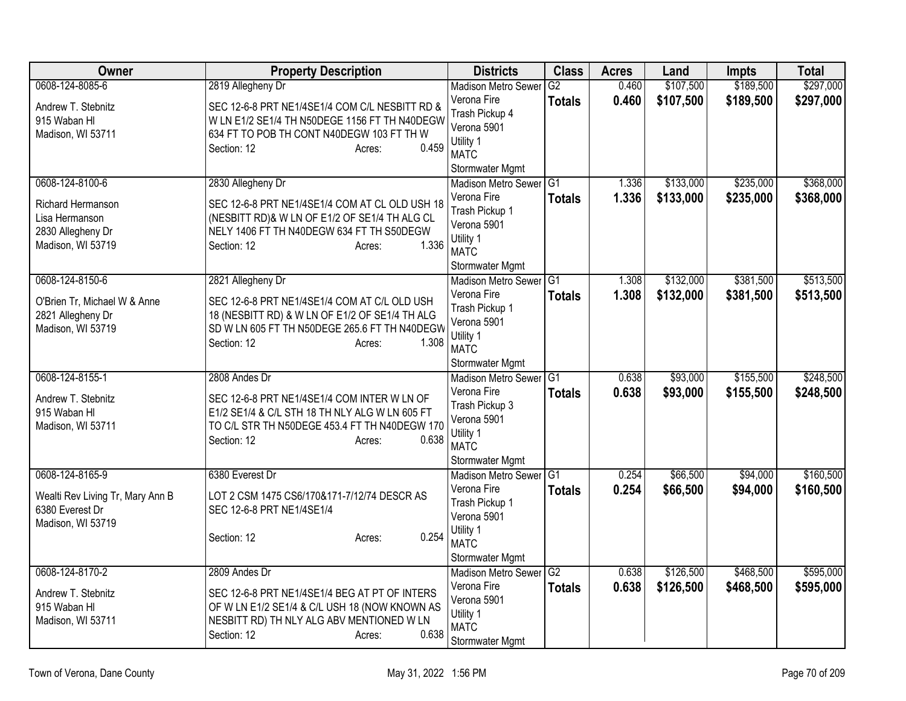| Owner | Property Description | Districts | Class | Acres | Land | Impts | Total |
|---|---|---|---|---|---|---|---|
| 0608-124-8085-6<br>Andrew T. Stebnitz<br>915 Waban Hl<br>Madison, WI 53711 | 2819 Allegheny Dr<br>SEC 12-6-8 PRT NE1/4SE1/4 COM C/L NESBITT RD & W LN E1/2 SE1/4 TH N50DEGE 1156 FT TH N40DEGW 634 FT TO POB TH CONT N40DEGW 103 FT TH W<br>Section: 12 Acres: 0.459 | Madison Metro Sewer<br>Verona Fire<br>Trash Pickup 4<br>Verona 5901<br>Utility 1<br>MATC<br>Stormwater Mgmt | G2<br>**Totals** | 0.460<br>**0.460** | $107,500<br>**$107,500** | $189,500<br>**$189,500** | $297,000<br>**$297,000** |
| 0608-124-8100-6<br>Richard Hermanson<br>Lisa Hermanson<br>2830 Allegheny Dr<br>Madison, WI 53719 | 2830 Allegheny Dr<br>SEC 12-6-8 PRT NE1/4SE1/4 COM AT CL OLD USH 18 (NESBITT RD)& W LN OF E1/2 OF SE1/4 TH ALG CL NELY 1406 FT TH N40DEGW 634 FT TH S50DEGW<br>Section: 12 Acres: 1.336 | Madison Metro Sewer<br>Verona Fire<br>Trash Pickup 1<br>Verona 5901<br>Utility 1<br>MATC<br>Stormwater Mgmt | G1<br>**Totals** | 1.336<br>**1.336** | $133,000<br>**$133,000** | $235,000<br>**$235,000** | $368,000<br>**$368,000** |
| 0608-124-8150-6<br>O'Brien Tr, Michael W & Anne<br>2821 Allegheny Dr<br>Madison, WI 53719 | 2821 Allegheny Dr<br>SEC 12-6-8 PRT NE1/4SE1/4 COM AT C/L OLD USH 18 (NESBITT RD) & W LN OF E1/2 OF SE1/4 TH ALG SD W LN 605 FT TH N50DEGE 265.6 FT TH N40DEGW<br>Section: 12 Acres: 1.308 | Madison Metro Sewer<br>Verona Fire<br>Trash Pickup 1<br>Verona 5901<br>Utility 1<br>MATC<br>Stormwater Mgmt | G1<br>**Totals** | 1.308<br>**1.308** | $132,000<br>**$132,000** | $381,500<br>**$381,500** | $513,500<br>**$513,500** |
| 0608-124-8155-1<br>Andrew T. Stebnitz<br>915 Waban Hl<br>Madison, WI 53711 | 2808 Andes Dr<br>SEC 12-6-8 PRT NE1/4SE1/4 COM INTER W LN OF E1/2 SE1/4 & C/L STH 18 TH NLY ALG W LN 605 FT TO C/L STR TH N50DEGE 453.4 FT TH N40DEGW 170<br>Section: 12 Acres: 0.638 | Madison Metro Sewer<br>Verona Fire<br>Trash Pickup 3<br>Verona 5901<br>Utility 1<br>MATC<br>Stormwater Mgmt | G1<br>**Totals** | 0.638<br>**0.638** | $93,000<br>**$93,000** | $155,500<br>**$155,500** | $248,500<br>**$248,500** |
| 0608-124-8165-9<br>Wealti Rev Living Tr, Mary Ann B<br>6380 Everest Dr<br>Madison, WI 53719 | 6380 Everest Dr<br>LOT 2 CSM 1475 CS6/170&171-7/12/74 DESCR AS SEC 12-6-8 PRT NE1/4SE1/4<br>Section: 12 Acres: 0.254 | Madison Metro Sewer<br>Verona Fire<br>Trash Pickup 1<br>Verona 5901<br>Utility 1<br>MATC<br>Stormwater Mgmt | G1<br>**Totals** | 0.254<br>**0.254** | $66,500<br>**$66,500** | $94,000<br>**$94,000** | $160,500<br>**$160,500** |
| 0608-124-8170-2<br>Andrew T. Stebnitz<br>915 Waban Hl<br>Madison, WI 53711 | 2809 Andes Dr<br>SEC 12-6-8 PRT NE1/4SE1/4 BEG AT PT OF INTERS OF W LN E1/2 SE1/4 & C/L USH 18 (NOW KNOWN AS NESBITT RD) TH NLY ALG ABV MENTIONED W LN<br>Section: 12 Acres: 0.638 | Madison Metro Sewer<br>Verona Fire<br>Verona 5901<br>Utility 1<br>MATC<br>Stormwater Mgmt | G2<br>**Totals** | 0.638<br>**0.638** | $126,500<br>**$126,500** | $468,500<br>**$468,500** | $595,000<br>**$595,000** |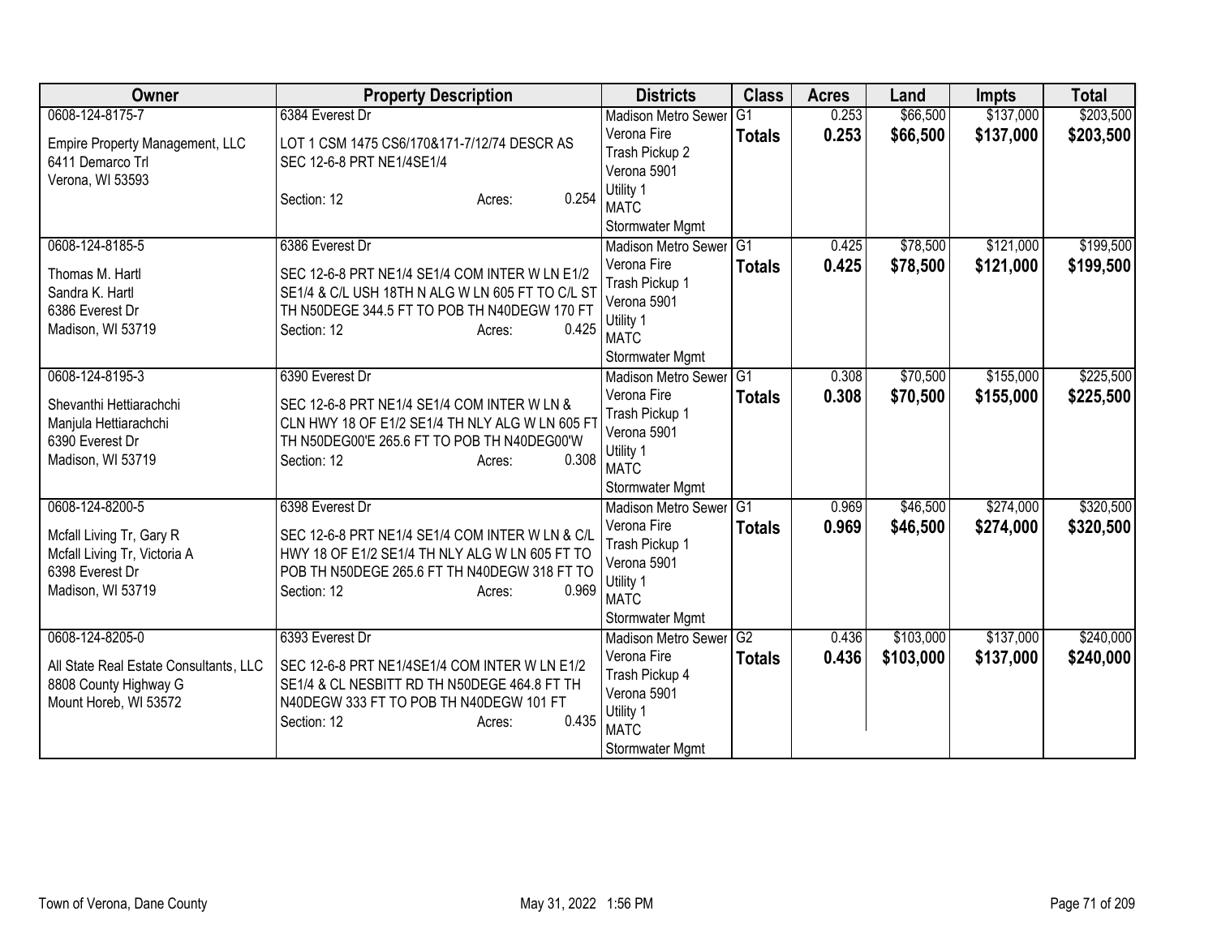| Owner | Property Description | Districts | Class | Acres | Land | Impts | Total |
|---|---|---|---|---|---|---|---|
| 0608-124-8175-7<br>Empire Property Management, LLC<br>6411 Demarco Trl<br>Verona, WI 53593 | 6384 Everest Dr<br>LOT 1 CSM 1475 CS6/170&171-7/12/74 DESCR AS SEC 12-6-8 PRT NE1/4SE1/4<br>Section: 12 Acres: 0.254 | Madison Metro Sewer<br>Verona Fire<br>Trash Pickup 2<br>Verona 5901<br>Utility 1<br>MATC<br>Stormwater Mgmt | G1<br>**Totals** | 0.253<br>**0.253** | \$66,500<br>**\$66,500** | \$137,000<br>**\$137,000** | \$203,500<br>**\$203,500** |
| 0608-124-8185-5<br>Thomas M. Hartl<br>Sandra K. Hartl<br>6386 Everest Dr<br>Madison, WI 53719 | 6386 Everest Dr<br>SEC 12-6-8 PRT NE1/4 SE1/4 COM INTER W LN E1/2 SE1/4 & C/L USH 18TH N ALG W LN 605 FT TO C/L ST TH N50DEGE 344.5 FT TO POB TH N40DEGW 170 FT<br>Section: 12 Acres: 0.425 | Madison Metro Sewer<br>Verona Fire<br>Trash Pickup 1<br>Verona 5901<br>Utility 1<br>MATC<br>Stormwater Mgmt | G1<br>**Totals** | 0.425<br>**0.425** | \$78,500<br>**\$78,500** | \$121,000<br>**\$121,000** | \$199,500<br>**\$199,500** |
| 0608-124-8195-3<br>Shevanthi Hettiarachchi<br>Manjula Hettiarachchi<br>6390 Everest Dr<br>Madison, WI 53719 | 6390 Everest Dr<br>SEC 12-6-8 PRT NE1/4 SE1/4 COM INTER W LN & CLN HWY 18 OF E1/2 SE1/4 TH NLY ALG W LN 605 FT TH N50DEG00'E 265.6 FT TO POB TH N40DEG00'W<br>Section: 12 Acres: 0.308 | Madison Metro Sewer<br>Verona Fire<br>Trash Pickup 1<br>Verona 5901<br>Utility 1<br>MATC<br>Stormwater Mgmt | G1<br>**Totals** | 0.308<br>**0.308** | \$70,500<br>**\$70,500** | \$155,000<br>**\$155,000** | \$225,500<br>**\$225,500** |
| 0608-124-8200-5<br>Mcfall Living Tr, Gary R<br>Mcfall Living Tr, Victoria A<br>6398 Everest Dr<br>Madison, WI 53719 | 6398 Everest Dr<br>SEC 12-6-8 PRT NE1/4 SE1/4 COM INTER W LN & C/L HWY 18 OF E1/2 SE1/4 TH NLY ALG W LN 605 FT TO POB TH N50DEGE 265.6 FT TH N40DEGW 318 FT TO<br>Section: 12 Acres: 0.969 | Madison Metro Sewer<br>Verona Fire<br>Trash Pickup 1<br>Verona 5901<br>Utility 1<br>MATC<br>Stormwater Mgmt | G1<br>**Totals** | 0.969<br>**0.969** | \$46,500<br>**\$46,500** | \$274,000<br>**\$274,000** | \$320,500<br>**\$320,500** |
| 0608-124-8205-0<br>All State Real Estate Consultants, LLC<br>8808 County Highway G<br>Mount Horeb, WI 53572 | 6393 Everest Dr<br>SEC 12-6-8 PRT NE1/4SE1/4 COM INTER W LN E1/2 SE1/4 & CL NESBITT RD TH N50DEGE 464.8 FT TH N40DEGW 333 FT TO POB TH N40DEGW 101 FT<br>Section: 12 Acres: 0.435 | Madison Metro Sewer<br>Verona Fire<br>Trash Pickup 4<br>Verona 5901<br>Utility 1<br>MATC<br>Stormwater Mgmt | G2<br>**Totals** | 0.436<br>**0.436** | \$103,000<br>**\$103,000** | \$137,000<br>**\$137,000** | \$240,000<br>**\$240,000** |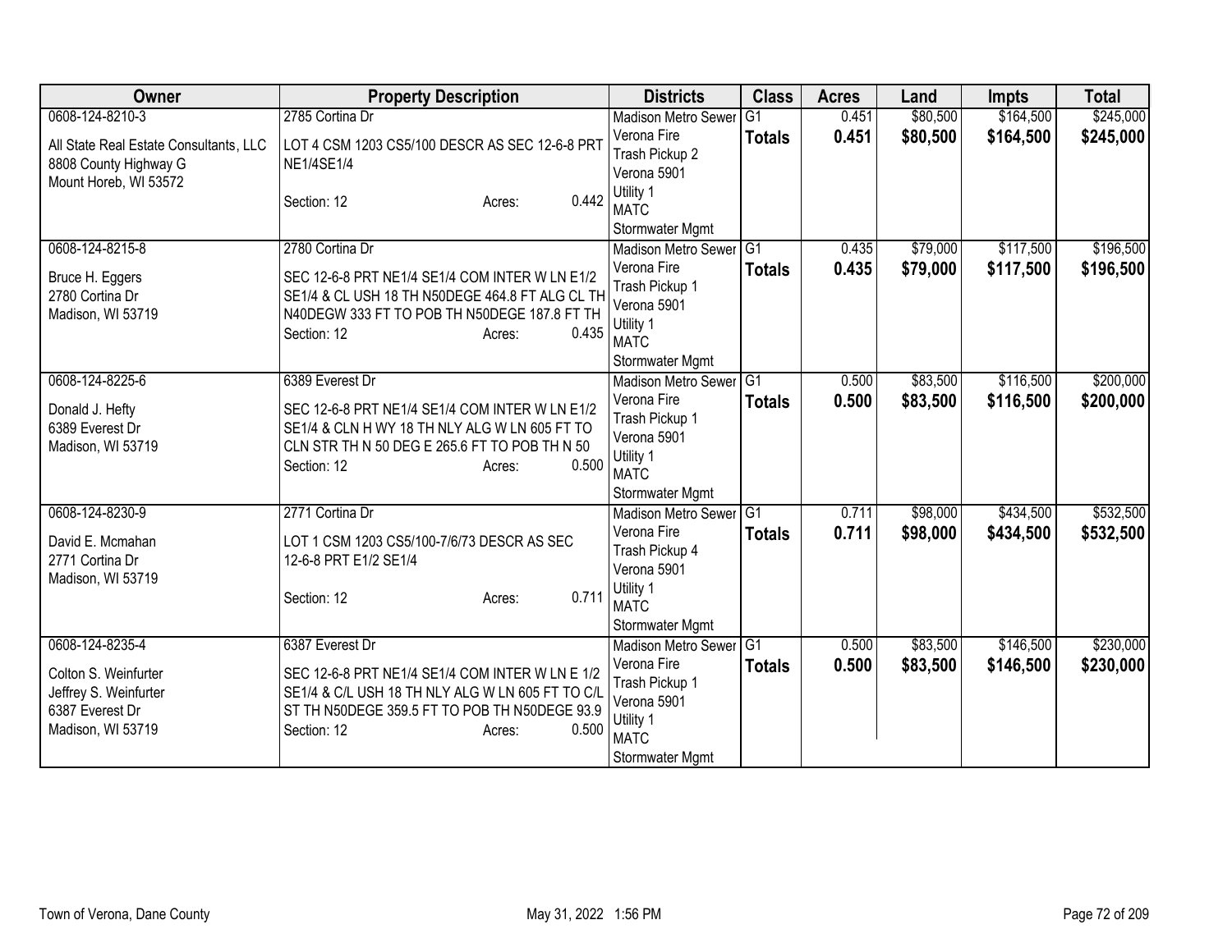| Owner | Property Description | Districts | Class | Acres | Land | Impts | Total |
|---|---|---|---|---|---|---|---|
| 0608-124-8210-3<br><br>All State Real Estate Consultants, LLC<br>8808 County Highway G<br>Mount Horeb, WI 53572 | 2785 Cortina Dr<br><br>LOT 4 CSM 1203 CS5/100 DESCR AS SEC 12-6-8 PRT NE1/4SE1/4<br><br>Section: 12 Acres: 0.442 | Madison Metro Sewer<br>Verona Fire<br>Trash Pickup 2<br>Verona 5901<br>Utility 1<br>MATC<br>Stormwater Mgmt | G1<br>**Totals** | 0.451<br>**0.451** | $80,500<br>**$80,500** | $164,500<br>**$164,500** | $245,000<br>**$245,000** |
| 0608-124-8215-8<br><br>Bruce H. Eggers<br>2780 Cortina Dr<br>Madison, WI 53719 | 2780 Cortina Dr<br><br>SEC 12-6-8 PRT NE1/4 SE1/4 COM INTER W LN E1/2 SE1/4 & CL USH 18 TH N50DEGE 464.8 FT ALG CL TH N40DEGW 333 FT TO POB TH N50DEGE 187.8 FT TH<br>Section: 12 Acres: 0.435 | Madison Metro Sewer<br>Verona Fire<br>Trash Pickup 1<br>Verona 5901<br>Utility 1<br>MATC<br>Stormwater Mgmt | G1<br>**Totals** | 0.435<br>**0.435** | $79,000<br>**$79,000** | $117,500<br>**$117,500** | $196,500<br>**$196,500** |
| 0608-124-8225-6<br><br>Donald J. Hefty<br>6389 Everest Dr<br>Madison, WI 53719 | 6389 Everest Dr<br><br>SEC 12-6-8 PRT NE1/4 SE1/4 COM INTER W LN E1/2 SE1/4 & CLN H WY 18 TH NLY ALG W LN 605 FT TO CLN STR TH N 50 DEG E 265.6 FT TO POB TH N 50<br>Section: 12 Acres: 0.500 | Madison Metro Sewer<br>Verona Fire<br>Trash Pickup 1<br>Verona 5901<br>Utility 1<br>MATC<br>Stormwater Mgmt | G1<br>**Totals** | 0.500<br>**0.500** | $83,500<br>**$83,500** | $116,500<br>**$116,500** | $200,000<br>**$200,000** |
| 0608-124-8230-9<br><br>David E. Mcmahan<br>2771 Cortina Dr<br>Madison, WI 53719 | 2771 Cortina Dr<br><br>LOT 1 CSM 1203 CS5/100-7/6/73 DESCR AS SEC 12-6-8 PRT E1/2 SE1/4<br><br>Section: 12 Acres: 0.711 | Madison Metro Sewer<br>Verona Fire<br>Trash Pickup 4<br>Verona 5901<br>Utility 1<br>MATC<br>Stormwater Mgmt | G1<br>**Totals** | 0.711<br>**0.711** | $98,000<br>**$98,000** | $434,500<br>**$434,500** | $532,500<br>**$532,500** |
| 0608-124-8235-4<br><br>Colton S. Weinfurter<br>Jeffrey S. Weinfurter<br>6387 Everest Dr<br>Madison, WI 53719 | 6387 Everest Dr<br><br>SEC 12-6-8 PRT NE1/4 SE1/4 COM INTER W LN E 1/2 SE1/4 & C/L USH 18 TH NLY ALG W LN 605 FT TO C/L ST TH N50DEGE 359.5 FT TO POB TH N50DEGE 93.9<br>Section: 12 Acres: 0.500 | Madison Metro Sewer<br>Verona Fire<br>Trash Pickup 1<br>Verona 5901<br>Utility 1<br>MATC<br>Stormwater Mgmt | G1<br>**Totals** | 0.500<br>**0.500** | $83,500<br>**$83,500** | $146,500<br>**$146,500** | $230,000<br>**$230,000** |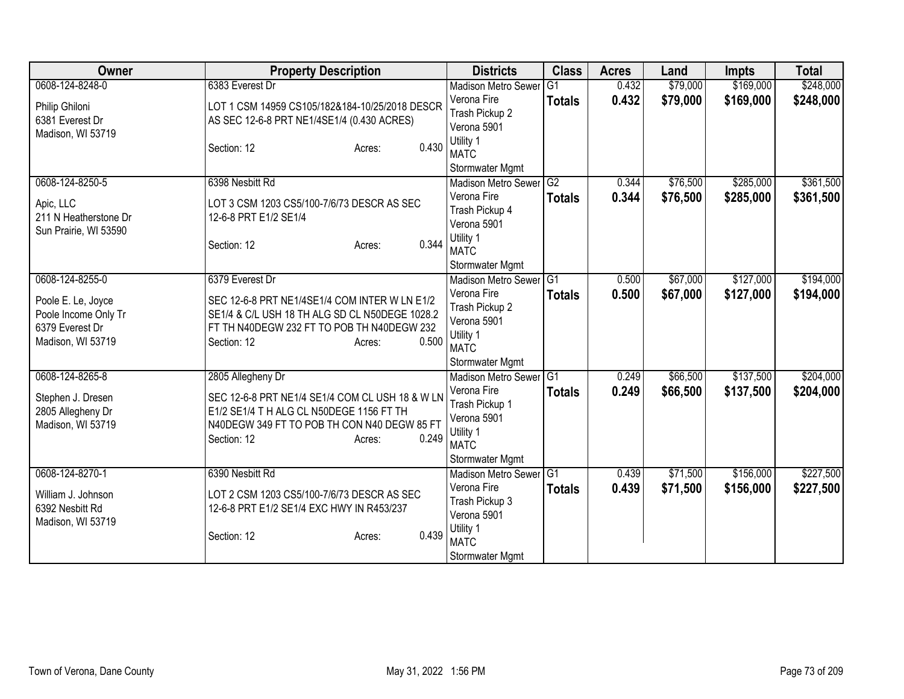| Owner | Property Description | Districts | Class | Acres | Land | Impts | Total |
|---|---|---|---|---|---|---|---|
| 0608-124-8248-0<br>Philip Ghiloni<br>6381 Everest Dr<br>Madison, WI 53719 | 6383 Everest Dr<br>LOT 1 CSM 14959 CS105/182&184-10/25/2018 DESCR AS SEC 12-6-8 PRT NE1/4SE1/4 (0.430 ACRES)<br>Section: 12 Acres: 0.430 | Madison Metro Sewer<br>Verona Fire<br>Trash Pickup 2<br>Verona 5901<br>Utility 1<br>MATC<br>Stormwater Mgmt | G1<br>**Totals** | 0.432<br>**0.432** | $79,000<br>**$79,000** | $169,000<br>**$169,000** | $248,000<br>**$248,000** |
| 0608-124-8250-5<br>Apic, LLC<br>211 N Heatherstone Dr<br>Sun Prairie, WI 53590 | 6398 Nesbitt Rd<br>LOT 3 CSM 1203 CS5/100-7/6/73 DESCR AS SEC 12-6-8 PRT E1/2 SE1/4<br>Section: 12 Acres: 0.344 | Madison Metro Sewer<br>Verona Fire<br>Trash Pickup 4<br>Verona 5901<br>Utility 1<br>MATC<br>Stormwater Mgmt | G2<br>**Totals** | 0.344<br>**0.344** | $76,500<br>**$76,500** | $285,000<br>**$285,000** | $361,500<br>**$361,500** |
| 0608-124-8255-0<br>Poole E. Le, Joyce<br>Poole Income Only Tr<br>6379 Everest Dr<br>Madison, WI 53719 | 6379 Everest Dr<br>SEC 12-6-8 PRT NE1/4SE1/4 COM INTER W LN E1/2 SE1/4 & C/L USH 18 TH ALG SD CL N50DEGE 1028.2 FT TH N40DEGW 232 FT TO POB TH N40DEGW 232<br>Section: 12 Acres: 0.500 | Madison Metro Sewer<br>Verona Fire<br>Trash Pickup 2<br>Verona 5901<br>Utility 1<br>MATC<br>Stormwater Mgmt | G1<br>**Totals** | 0.500<br>**0.500** | $67,000<br>**$67,000** | $127,000<br>**$127,000** | $194,000<br>**$194,000** |
| 0608-124-8265-8<br>Stephen J. Dresen<br>2805 Allegheny Dr<br>Madison, WI 53719 | 2805 Allegheny Dr<br>SEC 12-6-8 PRT NE1/4 SE1/4 COM CL USH 18 & W LN E1/2 SE1/4 T H ALG CL N50DEGE 1156 FT TH N40DEGW 349 FT TO POB TH CON N40 DEGW 85 FT<br>Section: 12 Acres: 0.249 | Madison Metro Sewer<br>Verona Fire<br>Trash Pickup 1<br>Verona 5901<br>Utility 1<br>MATC<br>Stormwater Mgmt | G1<br>**Totals** | 0.249<br>**0.249** | $66,500<br>**$66,500** | $137,500<br>**$137,500** | $204,000<br>**$204,000** |
| 0608-124-8270-1<br>William J. Johnson<br>6392 Nesbitt Rd<br>Madison, WI 53719 | 6390 Nesbitt Rd<br>LOT 2 CSM 1203 CS5/100-7/6/73 DESCR AS SEC 12-6-8 PRT E1/2 SE1/4 EXC HWY IN R453/237<br>Section: 12 Acres: 0.439 | Madison Metro Sewer<br>Verona Fire<br>Trash Pickup 3<br>Verona 5901<br>Utility 1<br>MATC<br>Stormwater Mgmt | G1<br>**Totals** | 0.439<br>**0.439** | $71,500<br>**$71,500** | $156,000<br>**$156,000** | $227,500<br>**$227,500** |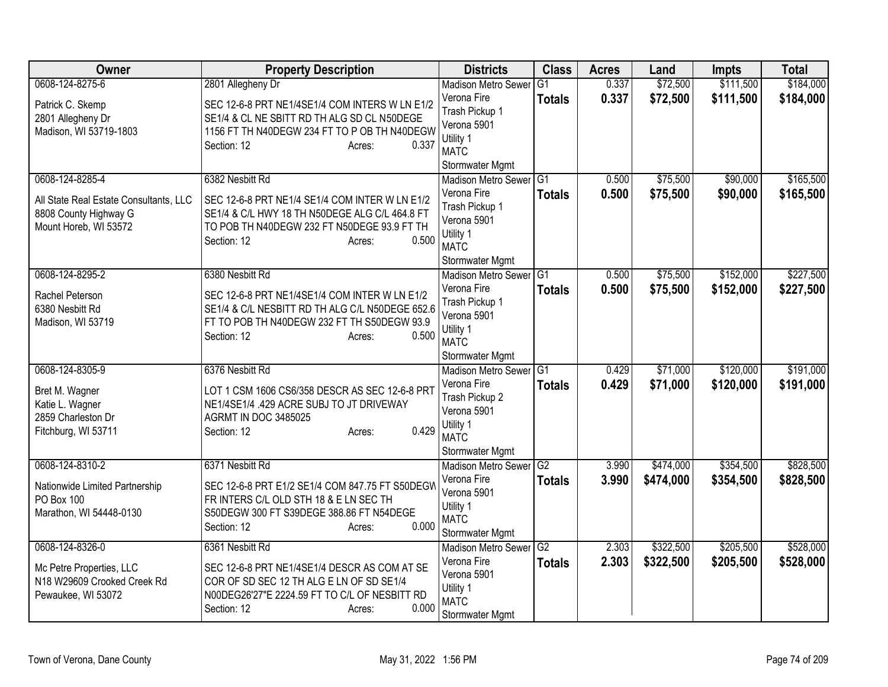| Owner | Property Description | Districts | Class | Acres | Land | Impts | Total |
|---|---|---|---|---|---|---|---|
| 0608-124-8275-6<br><br>Patrick C. Skemp<br>2801 Allegheny Dr<br>Madison, WI 53719-1803 | 2801 Allegheny Dr<br><br>SEC 12-6-8 PRT NE1/4SE1/4 COM INTERS W LN E1/2 SE1/4 & CL NE SBITT RD TH ALG SD CL N50DEGE 1156 FT TH N40DEGW 234 FT TO P OB TH N40DEGW<br>Section: 12 Acres: 0.337 | Madison Metro Sewer<br>Verona Fire<br>Trash Pickup 1<br>Verona 5901<br>Utility 1<br>MATC<br>Stormwater Mgmt | G1<br>**Totals** | 0.337<br>**0.337** | $72,500<br>**$72,500** | $111,500<br>**$111,500** | $184,000<br>**$184,000** |
| 0608-124-8285-4<br><br>All State Real Estate Consultants, LLC<br>8808 County Highway G<br>Mount Horeb, WI 53572 | 6382 Nesbitt Rd<br><br>SEC 12-6-8 PRT NE1/4 SE1/4 COM INTER W LN E1/2 SE1/4 & C/L HWY 18 TH N50DEGE ALG C/L 464.8 FT TO POB TH N40DEGW 232 FT N50DEGE 93.9 FT TH<br>Section: 12 Acres: 0.500 | Madison Metro Sewer<br>Verona Fire<br>Trash Pickup 1<br>Verona 5901<br>Utility 1<br>MATC<br>Stormwater Mgmt | G1<br>**Totals** | 0.500<br>**0.500** | $75,500<br>**$75,500** | $90,000<br>**$90,000** | $165,500<br>**$165,500** |
| 0608-124-8295-2<br><br>Rachel Peterson<br>6380 Nesbitt Rd<br>Madison, WI 53719 | 6380 Nesbitt Rd<br><br>SEC 12-6-8 PRT NE1/4SE1/4 COM INTER W LN E1/2 SE1/4 & C/L NESBITT RD TH ALG C/L N50DEGE 652.6 FT TO POB TH N40DEGW 232 FT TH S50DEGW 93.9<br>Section: 12 Acres: 0.500 | Madison Metro Sewer<br>Verona Fire<br>Trash Pickup 1<br>Verona 5901<br>Utility 1<br>MATC<br>Stormwater Mgmt | G1<br>**Totals** | 0.500<br>**0.500** | $75,500<br>**$75,500** | $152,000<br>**$152,000** | $227,500<br>**$227,500** |
| 0608-124-8305-9<br><br>Bret M. Wagner<br>Katie L. Wagner<br>2859 Charleston Dr<br>Fitchburg, WI 53711 | 6376 Nesbitt Rd<br><br>LOT 1 CSM 1606 CS6/358 DESCR AS SEC 12-6-8 PRT NE1/4SE1/4 .429 ACRE SUBJ TO JT DRIVEWAY AGRMT IN DOC 3485025<br>Section: 12 Acres: 0.429 | Madison Metro Sewer<br>Verona Fire<br>Trash Pickup 2<br>Verona 5901<br>Utility 1<br>MATC<br>Stormwater Mgmt | G1<br>**Totals** | 0.429<br>**0.429** | $71,000<br>**$71,000** | $120,000<br>**$120,000** | $191,000<br>**$191,000** |
| 0608-124-8310-2<br><br>Nationwide Limited Partnership<br>PO Box 100<br>Marathon, WI 54448-0130 | 6371 Nesbitt Rd<br><br>SEC 12-6-8 PRT E1/2 SE1/4 COM 847.75 FT S50DEGW FR INTERS C/L OLD STH 18 & E LN SEC TH S50DEGW 300 FT S39DEGE 388.86 FT N54DEGE<br>Section: 12 Acres: 0.000 | Madison Metro Sewer<br>Verona Fire<br>Verona 5901<br>Utility 1<br>MATC<br>Stormwater Mgmt | G2<br>**Totals** | 3.990<br>**3.990** | $474,000<br>**$474,000** | $354,500<br>**$354,500** | $828,500<br>**$828,500** |
| 0608-124-8326-0<br><br>Mc Petre Properties, LLC<br>N18 W29609 Crooked Creek Rd<br>Pewaukee, WI 53072 | 6361 Nesbitt Rd<br><br>SEC 12-6-8 PRT NE1/4SE1/4 DESCR AS COM AT SE COR OF SD SEC 12 TH ALG E LN OF SD SE1/4 N00DEG26'27"E 2224.59 FT TO C/L OF NESBITT RD<br>Section: 12 Acres: 0.000 | Madison Metro Sewer<br>Verona Fire<br>Verona 5901<br>Utility 1<br>MATC<br>Stormwater Mgmt | G2<br>**Totals** | 2.303<br>**2.303** | $322,500<br>**$322,500** | $205,500<br>**$205,500** | $528,000<br>**$528,000** |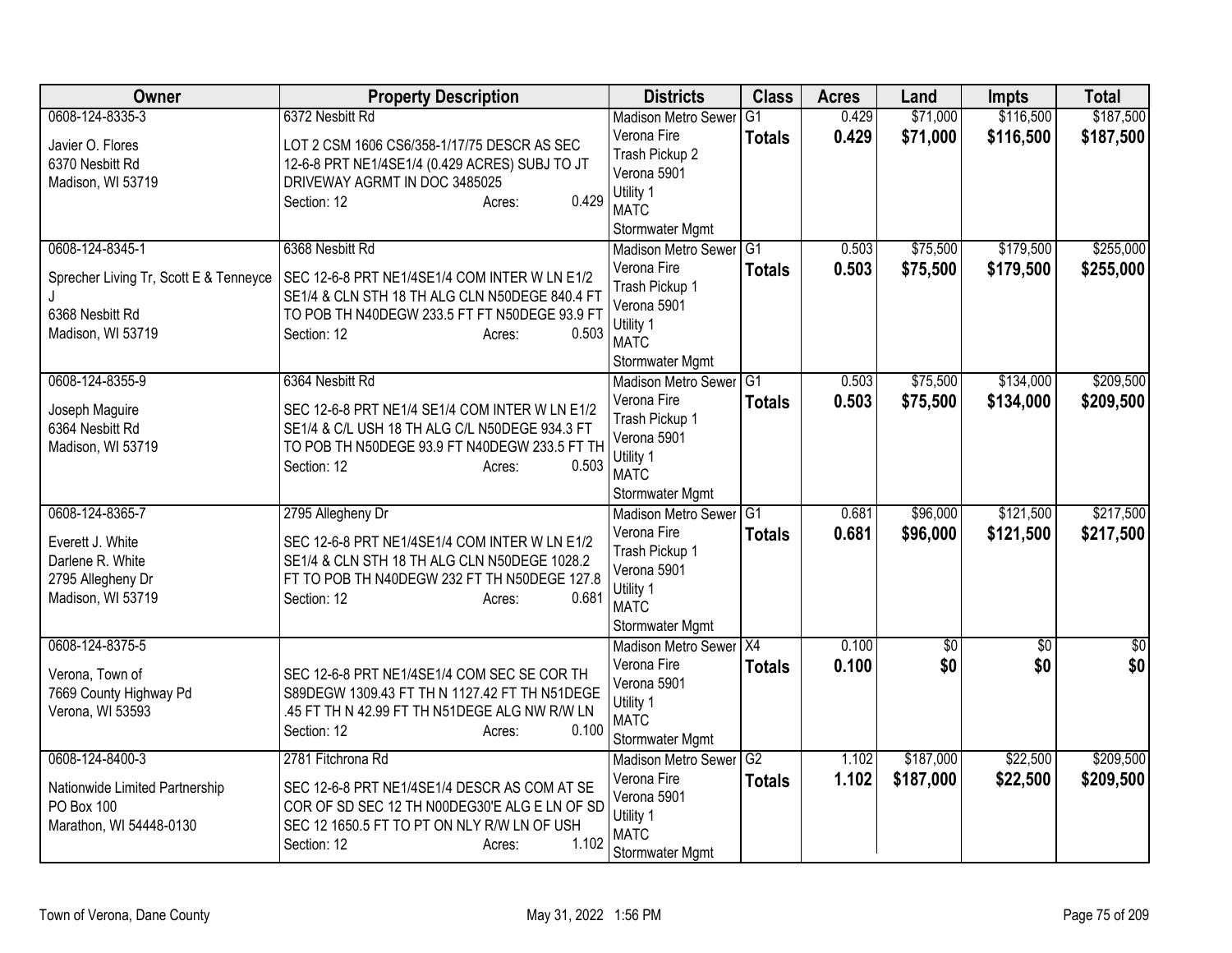| Owner | Property Description | Districts | Class | Acres | Land | Impts | Total |
|---|---|---|---|---|---|---|---|
| 0608-124-8335-3<br>Javier O. Flores<br>6370 Nesbitt Rd<br>Madison, WI 53719 | 6372 Nesbitt Rd<br>LOT 2 CSM 1606 CS6/358-1/17/75 DESCR AS SEC 12-6-8 PRT NE1/4SE1/4 (0.429 ACRES) SUBJ TO JT DRIVEWAY AGRMT IN DOC 3485025<br>Section: 12 Acres: 0.429 | Madison Metro Sewer<br>Verona Fire<br>Trash Pickup 2<br>Verona 5901<br>Utility 1<br>MATC<br>Stormwater Mgmt | G1<br>**Totals** | 0.429<br>**0.429** | $71,000<br>**$71,000** | $116,500<br>**$116,500** | $187,500<br>**$187,500** |
| 0608-124-8345-1<br>Sprecher Living Tr, Scott E & Tenneyce J<br>6368 Nesbitt Rd<br>Madison, WI 53719 | 6368 Nesbitt Rd<br>SEC 12-6-8 PRT NE1/4SE1/4 COM INTER W LN E1/2 SE1/4 & CLN STH 18 TH ALG CLN N50DEGE 840.4 FT TO POB TH N40DEGW 233.5 FT FT N50DEGE 93.9 FT<br>Section: 12 Acres: 0.503 | Madison Metro Sewer<br>Verona Fire<br>Trash Pickup 1<br>Verona 5901<br>Utility 1<br>MATC<br>Stormwater Mgmt | G1<br>**Totals** | 0.503<br>**0.503** | $75,500<br>**$75,500** | $179,500<br>**$179,500** | $255,000<br>**$255,000** |
| 0608-124-8355-9<br>Joseph Maguire<br>6364 Nesbitt Rd<br>Madison, WI 53719 | 6364 Nesbitt Rd<br>SEC 12-6-8 PRT NE1/4 SE1/4 COM INTER W LN E1/2 SE1/4 & C/L USH 18 TH ALG C/L N50DEGE 934.3 FT TO POB TH N50DEGE 93.9 FT N40DEGW 233.5 FT TH<br>Section: 12 Acres: 0.503 | Madison Metro Sewer<br>Verona Fire<br>Trash Pickup 1<br>Verona 5901<br>Utility 1<br>MATC<br>Stormwater Mgmt | G1<br>**Totals** | 0.503<br>**0.503** | $75,500<br>**$75,500** | $134,000<br>**$134,000** | $209,500<br>**$209,500** |
| 0608-124-8365-7<br>Everett J. White<br>Darlene R. White<br>2795 Allegheny Dr<br>Madison, WI 53719 | 2795 Allegheny Dr<br>SEC 12-6-8 PRT NE1/4SE1/4 COM INTER W LN E1/2 SE1/4 & CLN STH 18 TH ALG CLN N50DEGE 1028.2 FT TO POB TH N40DEGW 232 FT TH N50DEGE 127.8<br>Section: 12 Acres: 0.681 | Madison Metro Sewer<br>Verona Fire<br>Trash Pickup 1<br>Verona 5901<br>Utility 1<br>MATC<br>Stormwater Mgmt | G1<br>**Totals** | 0.681<br>**0.681** | $96,000<br>**$96,000** | $121,500<br>**$121,500** | $217,500<br>**$217,500** |
| 0608-124-8375-5<br>Verona, Town of<br>7669 County Highway Pd<br>Verona, WI 53593 | SEC 12-6-8 PRT NE1/4SE1/4 COM SEC SE COR TH S89DEGW 1309.43 FT TH N 1127.42 FT TH N51DEGE .45 FT TH N 42.99 FT TH N51DEGE ALG NW R/W LN<br>Section: 12 Acres: 0.100 | Madison Metro Sewer<br>Verona Fire<br>Verona 5901<br>Utility 1<br>MATC<br>Stormwater Mgmt | X4<br>**Totals** | 0.100<br>**0.100** | $0<br>**$0** | $0<br>**$0** | $0<br>**$0** |
| 0608-124-8400-3<br>Nationwide Limited Partnership<br>PO Box 100<br>Marathon, WI 54448-0130 | 2781 Fitchrona Rd<br>SEC 12-6-8 PRT NE1/4SE1/4 DESCR AS COM AT SE COR OF SD SEC 12 TH N00DEG30'E ALG E LN OF SD SEC 12 1650.5 FT TO PT ON NLY R/W LN OF USH<br>Section: 12 Acres: 1.102 | Madison Metro Sewer<br>Verona Fire<br>Verona 5901<br>Utility 1<br>MATC<br>Stormwater Mgmt | G2<br>**Totals** | 1.102<br>**1.102** | $187,000<br>**$187,000** | $22,500<br>**$22,500** | $209,500<br>**$209,500** |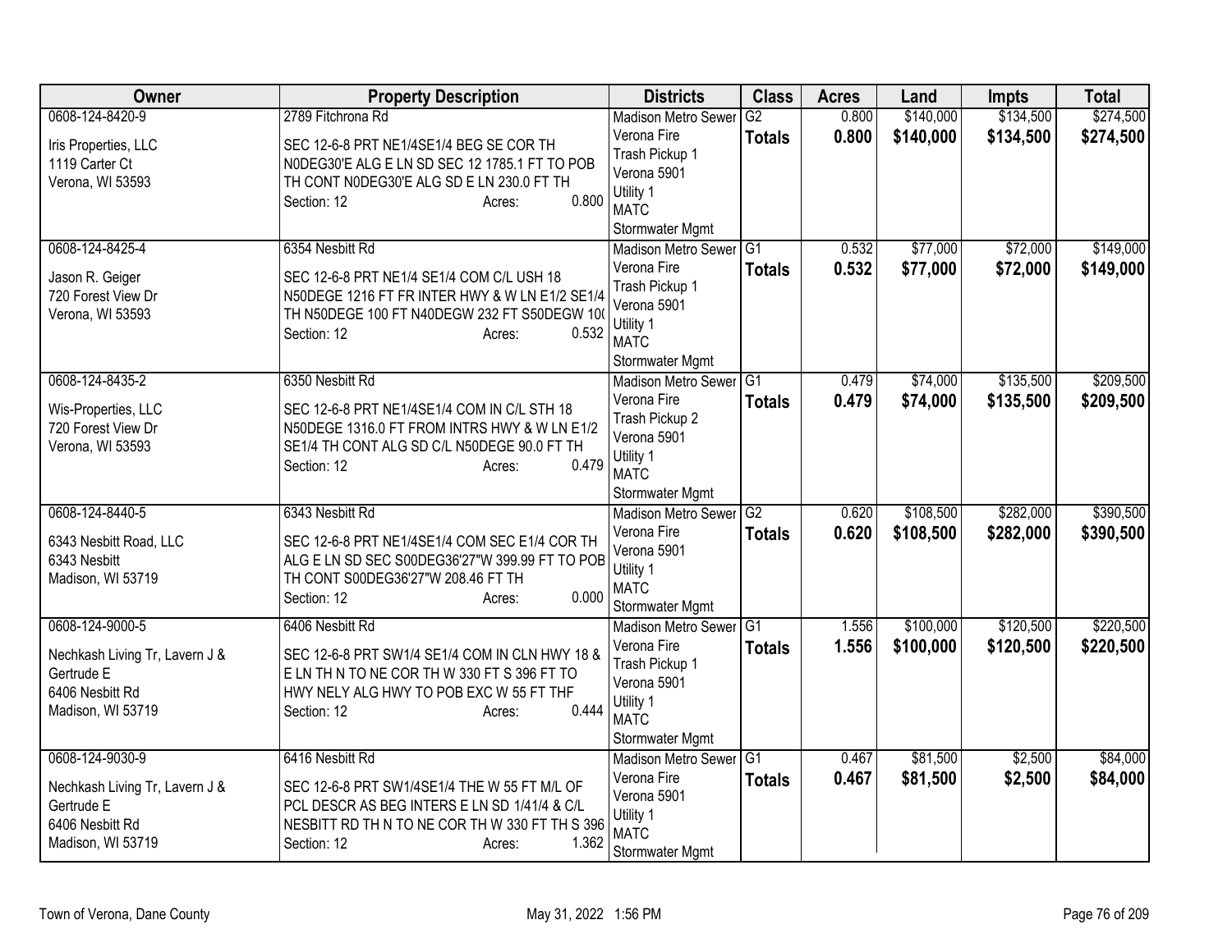| Owner | Property Description | Districts | Class | Acres | Land | Impts | Total |
|---|---|---|---|---|---|---|---|
| 0608-124-8420-9<br>Iris Properties, LLC<br>1119 Carter Ct<br>Verona, WI 53593 | 2789 Fitchrona Rd<br>SEC 12-6-8 PRT NE1/4SE1/4 BEG SE COR TH N0DEG30'E ALG E LN SD SEC 12 1785.1 FT TO POB TH CONT N0DEG30'E ALG SD E LN 230.0 FT TH<br>Section: 12 Acres: 0.800 | Madison Metro Sewer<br>Verona Fire<br>Trash Pickup 1<br>Verona 5901<br>Utility 1<br>MATC<br>Stormwater Mgmt | G2<br>**Totals** | 0.800<br>**0.800** | $140,000<br>**$140,000** | $134,500<br>**$134,500** | $274,500<br>**$274,500** |
| 0608-124-8425-4<br>Jason R. Geiger<br>720 Forest View Dr<br>Verona, WI 53593 | 6354 Nesbitt Rd<br>SEC 12-6-8 PRT NE1/4 SE1/4 COM C/L USH 18 N50DEGE 1216 FT FR INTER HWY & W LN E1/2 SE1/4 TH N50DEGE 100 FT N40DEGW 232 FT S50DEGW 10(<br>Section: 12 Acres: 0.532 | Madison Metro Sewer<br>Verona Fire<br>Trash Pickup 1<br>Verona 5901<br>Utility 1<br>MATC<br>Stormwater Mgmt | G1<br>**Totals** | 0.532<br>**0.532** | $77,000<br>**$77,000** | $72,000<br>**$72,000** | $149,000<br>**$149,000** |
| 0608-124-8435-2<br>Wis-Properties, LLC<br>720 Forest View Dr<br>Verona, WI 53593 | 6350 Nesbitt Rd<br>SEC 12-6-8 PRT NE1/4SE1/4 COM IN C/L STH 18 N50DEGE 1316.0 FT FROM INTRS HWY & W LN E1/2 SE1/4 TH CONT ALG SD C/L N50DEGE 90.0 FT TH<br>Section: 12 Acres: 0.479 | Madison Metro Sewer<br>Verona Fire<br>Trash Pickup 2<br>Verona 5901<br>Utility 1<br>MATC<br>Stormwater Mgmt | G1<br>**Totals** | 0.479<br>**0.479** | $74,000<br>**$74,000** | $135,500<br>**$135,500** | $209,500<br>**$209,500** |
| 0608-124-8440-5<br>6343 Nesbitt Road, LLC<br>6343 Nesbitt<br>Madison, WI 53719 | 6343 Nesbitt Rd<br>SEC 12-6-8 PRT NE1/4SE1/4 COM SEC E1/4 COR TH ALG E LN SD SEC S00DEG36'27"W 399.99 FT TO POB TH CONT S00DEG36'27"W 208.46 FT TH<br>Section: 12 Acres: 0.000 | Madison Metro Sewer<br>Verona Fire<br>Verona 5901<br>Utility 1<br>MATC<br>Stormwater Mgmt | G2<br>**Totals** | 0.620<br>**0.620** | $108,500<br>**$108,500** | $282,000<br>**$282,000** | $390,500<br>**$390,500** |
| 0608-124-9000-5<br>Nechkash Living Tr, Lavern J & Gertrude E<br>6406 Nesbitt Rd<br>Madison, WI 53719 | 6406 Nesbitt Rd<br>SEC 12-6-8 PRT SW1/4 SE1/4 COM IN CLN HWY 18 & E LN TH N TO NE COR TH W 330 FT S 396 FT TO HWY NELY ALG HWY TO POB EXC W 55 FT THF<br>Section: 12 Acres: 0.444 | Madison Metro Sewer<br>Verona Fire<br>Trash Pickup 1<br>Verona 5901<br>Utility 1<br>MATC<br>Stormwater Mgmt | G1<br>**Totals** | 1.556<br>**1.556** | $100,000<br>**$100,000** | $120,500<br>**$120,500** | $220,500<br>**$220,500** |
| 0608-124-9030-9<br>Nechkash Living Tr, Lavern J & Gertrude E<br>6406 Nesbitt Rd<br>Madison, WI 53719 | 6416 Nesbitt Rd<br>SEC 12-6-8 PRT SW1/4SE1/4 THE W 55 FT M/L OF PCL DESCR AS BEG INTERS E LN SD 1/41/4 & C/L NESBITT RD TH N TO NE COR TH W 330 FT TH S 396<br>Section: 12 Acres: 1.362 | Madison Metro Sewer<br>Verona Fire<br>Verona 5901<br>Utility 1<br>MATC<br>Stormwater Mgmt | G1<br>**Totals** | 0.467<br>**0.467** | $81,500<br>**$81,500** | $2,500<br>**$2,500** | $84,000<br>**$84,000** |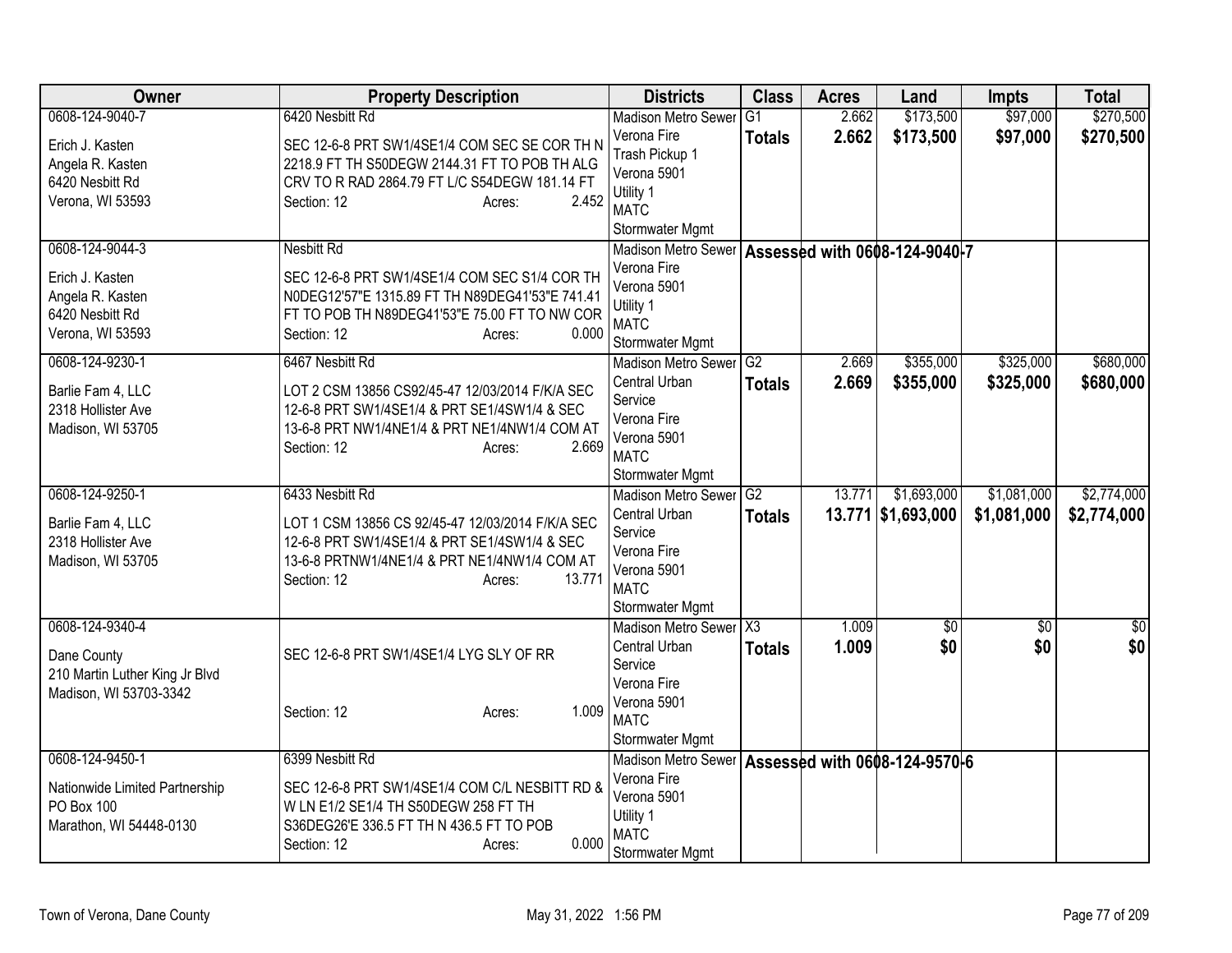| Owner | Property Description | Districts | Class | Acres | Land | Impts | Total |
|---|---|---|---|---|---|---|---|
| 0608-124-9040-7<br>Erich J. Kasten<br>Angela R. Kasten<br>6420 Nesbitt Rd<br>Verona, WI 53593 | 6420 Nesbitt Rd<br>SEC 12-6-8 PRT SW1/4SE1/4 COM SEC SE COR TH N 2218.9 FT TH S50DEGW 2144.31 FT TO POB TH ALG CRV TO R RAD 2864.79 FT L/C S54DEGW 181.14 FT<br>Section: 12 Acres: 2.452 | Madison Metro Sewer<br>Verona Fire<br>Trash Pickup 1<br>Verona 5901<br>Utility 1<br>MATC<br>Stormwater Mgmt | G1<br>**Totals** | 2.662<br>**2.662** | $173,500<br>**$173,500** | $97,000<br>**$97,000** | $270,500<br>**$270,500** |
| 0608-124-9044-3<br>Erich J. Kasten<br>Angela R. Kasten<br>6420 Nesbitt Rd<br>Verona, WI 53593 | Nesbitt Rd<br>SEC 12-6-8 PRT SW1/4SE1/4 COM SEC S1/4 COR TH N0DEG12'57"E 1315.89 FT TH N89DEG41'53"E 741.41 FT TO POB TH N89DEG41'53"E 75.00 FT TO NW COR<br>Section: 12 Acres: 0.000 | Madison Metro Sewer<br>Verona Fire<br>Verona 5901<br>Utility 1<br>MATC<br>Stormwater Mgmt | **Assessed with 0608-124-9040-7** | | | | |
| 0608-124-9230-1<br>Barlie Fam 4, LLC<br>2318 Hollister Ave<br>Madison, WI 53705 | 6467 Nesbitt Rd<br>LOT 2 CSM 13856 CS92/45-47 12/03/2014 F/K/A SEC 12-6-8 PRT SW1/4SE1/4 & PRT SE1/4SW1/4 & SEC 13-6-8 PRT NW1/4NE1/4 & PRT NE1/4NW1/4 COM AT<br>Section: 12 Acres: 2.669 | Madison Metro Sewer<br>Central Urban Service<br>Verona Fire<br>Verona 5901<br>MATC<br>Stormwater Mgmt | G2<br>**Totals** | 2.669<br>**2.669** | $355,000<br>**$355,000** | $325,000<br>**$325,000** | $680,000<br>**$680,000** |
| 0608-124-9250-1<br>Barlie Fam 4, LLC<br>2318 Hollister Ave<br>Madison, WI 53705 | 6433 Nesbitt Rd<br>LOT 1 CSM 13856 CS 92/45-47 12/03/2014 F/K/A SEC 12-6-8 PRT SW1/4SE1/4 & PRT SE1/4SW1/4 & SEC 13-6-8 PRTNW1/4NE1/4 & PRT NE1/4NW1/4 COM AT<br>Section: 12 Acres: 13.771 | Madison Metro Sewer<br>Central Urban Service<br>Verona Fire<br>Verona 5901<br>MATC<br>Stormwater Mgmt | G2<br>**Totals** | 13.771<br>**13.771** | $1,693,000<br>**$1,693,000** | $1,081,000<br>**$1,081,000** | $2,774,000<br>**$2,774,000** |
| 0608-124-9340-4<br>Dane County<br>210 Martin Luther King Jr Blvd<br>Madison, WI 53703-3342 | SEC 12-6-8 PRT SW1/4SE1/4 LYG SLY OF RR<br>Section: 12 Acres: 1.009 | Madison Metro Sewer<br>Central Urban Service<br>Verona Fire<br>Verona 5901<br>MATC<br>Stormwater Mgmt | X3<br>**Totals** | 1.009<br>**1.009** | $0<br>**$0** | $0<br>**$0** | $0<br>**$0** |
| 0608-124-9450-1<br>Nationwide Limited Partnership<br>PO Box 100<br>Marathon, WI 54448-0130 | 6399 Nesbitt Rd<br>SEC 12-6-8 PRT SW1/4SE1/4 COM C/L NESBITT RD & W LN E1/2 SE1/4 TH S50DEGW 258 FT TH S36DEG26'E 336.5 FT TH N 436.5 FT TO POB<br>Section: 12 Acres: 0.000 | Madison Metro Sewer<br>Verona Fire<br>Verona 5901<br>Utility 1<br>MATC<br>Stormwater Mgmt | **Assessed with 0608-124-9570-6** | | | | |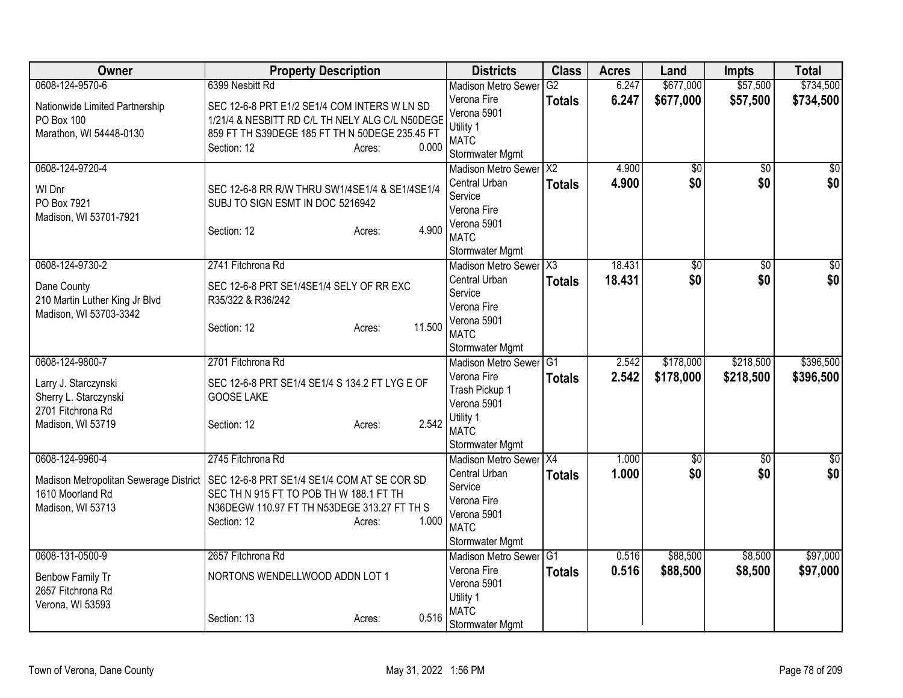| Owner | Property Description | Districts | Class | Acres | Land | Impts | Total |
|---|---|---|---|---|---|---|---|
| 0608-124-9570-6<br>Nationwide Limited Partnership<br>PO Box 100<br>Marathon, WI 54448-0130 | 6399 Nesbitt Rd<br>SEC 12-6-8 PRT E1/2 SE1/4 COM INTERS W LN SD 1/21/4 & NESBITT RD C/L TH NELY ALG C/L N50DEGE 859 FT TH S39DEGE 185 FT TH N 50DEGE 235.45 FT<br>Section: 12 Acres: 0.000 | Madison Metro Sewer<br>Verona Fire<br>Verona 5901<br>Utility 1<br>MATC<br>Stormwater Mgmt | G2<br>**Totals** | 6.247<br>**6.247** | $677,000<br>**$677,000** | $57,500<br>**$57,500** | $734,500<br>**$734,500** |
| 0608-124-9720-4<br>WI Dnr<br>PO Box 7921<br>Madison, WI 53701-7921 | SEC 12-6-8 RR R/W THRU SW1/4SE1/4 & SE1/4SE1/4 SUBJ TO SIGN ESMT IN DOC 5216942<br>Section: 12 Acres: 4.900 | Madison Metro Sewer<br>Central Urban Service<br>Verona Fire<br>Verona 5901<br>MATC<br>Stormwater Mgmt | X2<br>**Totals** | 4.900<br>**4.900** | $0<br>**$0** | $0<br>**$0** | $0<br>**$0** |
| 0608-124-9730-2<br>Dane County<br>210 Martin Luther King Jr Blvd<br>Madison, WI 53703-3342 | 2741 Fitchrona Rd<br>SEC 12-6-8 PRT SE1/4SE1/4 SELY OF RR EXC R35/322 & R36/242<br>Section: 12 Acres: 11.500 | Madison Metro Sewer<br>Central Urban Service<br>Verona Fire<br>Verona 5901<br>MATC<br>Stormwater Mgmt | X3<br>**Totals** | 18.431<br>**18.431** | $0<br>**$0** | $0<br>**$0** | $0<br>**$0** |
| 0608-124-9800-7<br>Larry J. Starczynski<br>Sherry L. Starczynski<br>2701 Fitchrona Rd<br>Madison, WI 53719 | 2701 Fitchrona Rd<br>SEC 12-6-8 PRT SE1/4 SE1/4 S 134.2 FT LYG E OF GOOSE LAKE<br>Section: 12 Acres: 2.542 | Madison Metro Sewer<br>Verona Fire<br>Trash Pickup 1<br>Verona 5901<br>Utility 1<br>MATC<br>Stormwater Mgmt | G1<br>**Totals** | 2.542<br>**2.542** | $178,000<br>**$178,000** | $218,500<br>**$218,500** | $396,500<br>**$396,500** |
| 0608-124-9960-4<br>Madison Metropolitan Sewerage District<br>1610 Moorland Rd<br>Madison, WI 53713 | 2745 Fitchrona Rd<br>SEC 12-6-8 PRT SE1/4 SE1/4 COM AT SE COR SD SEC TH N 915 FT TO POB TH W 188.1 FT TH N36DEGW 110.97 FT TH N53DEGE 313.27 FT TH S<br>Section: 12 Acres: 1.000 | Madison Metro Sewer<br>Central Urban Service<br>Verona Fire<br>Verona 5901<br>MATC<br>Stormwater Mgmt | X4<br>**Totals** | 1.000<br>**1.000** | $0<br>**$0** | $0<br>**$0** | $0<br>**$0** |
| 0608-131-0500-9<br>Benbow Family Tr<br>2657 Fitchrona Rd<br>Verona, WI 53593 | 2657 Fitchrona Rd<br>NORTONS WENDELLWOOD ADDN LOT 1<br>Section: 13 Acres: 0.516 | Madison Metro Sewer<br>Verona Fire<br>Verona 5901<br>Utility 1<br>MATC<br>Stormwater Mgmt | G1<br>**Totals** | 0.516<br>**0.516** | $88,500<br>**$88,500** | $8,500<br>**$8,500** | $97,000<br>**$97,000** |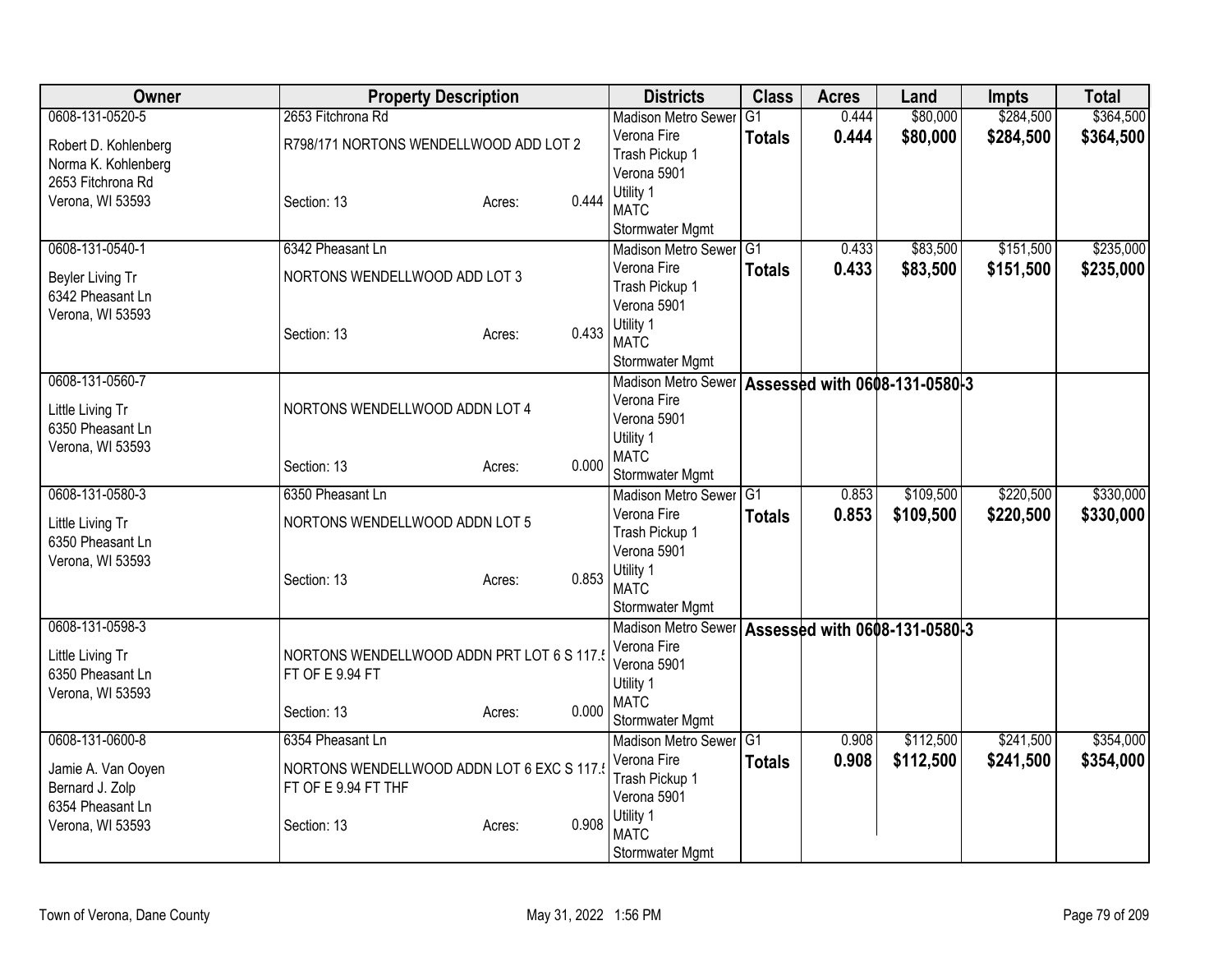| Owner | Property Description | Districts | Class | Acres | Land | Impts | Total |
|---|---|---|---|---|---|---|---|
| 0608-131-0520-5<br>Robert D. Kohlenberg<br>Norma K. Kohlenberg<br>2653 Fitchrona Rd<br>Verona, WI 53593 | 2653 Fitchrona Rd<br>R798/171 NORTONS WENDELLWOOD ADD LOT 2<br>Section: 13 Acres: 0.444 | Madison Metro Sewer<br>Verona Fire<br>Trash Pickup 1<br>Verona 5901<br>Utility 1<br>MATC<br>Stormwater Mgmt | G1<br>**Totals** | 0.444<br>**0.444** | $80,000<br>**$80,000** | $284,500<br>**$284,500** | $364,500<br>**$364,500** |
| 0608-131-0540-1<br>Beyler Living Tr<br>6342 Pheasant Ln<br>Verona, WI 53593 | 6342 Pheasant Ln<br>NORTONS WENDELLWOOD ADD LOT 3<br>Section: 13 Acres: 0.433 | Madison Metro Sewer<br>Verona Fire<br>Trash Pickup 1<br>Verona 5901<br>Utility 1<br>MATC<br>Stormwater Mgmt | G1<br>**Totals** | 0.433<br>**0.433** | $83,500<br>**$83,500** | $151,500<br>**$151,500** | $235,000<br>**$235,000** |
| 0608-131-0560-7<br>Little Living Tr<br>6350 Pheasant Ln<br>Verona, WI 53593 | NORTONS WENDELLWOOD ADDN LOT 4<br>Section: 13 Acres: 0.000 | Madison Metro Sewer<br>Verona Fire<br>Verona 5901<br>Utility 1<br>MATC<br>Stormwater Mgmt | **Assessed with 0608-131-0580-3** | | | | |
| 0608-131-0580-3<br>Little Living Tr<br>6350 Pheasant Ln<br>Verona, WI 53593 | 6350 Pheasant Ln<br>NORTONS WENDELLWOOD ADDN LOT 5<br>Section: 13 Acres: 0.853 | Madison Metro Sewer<br>Verona Fire<br>Trash Pickup 1<br>Verona 5901<br>Utility 1<br>MATC<br>Stormwater Mgmt | G1<br>**Totals** | 0.853<br>**0.853** | $109,500<br>**$109,500** | $220,500<br>**$220,500** | $330,000<br>**$330,000** |
| 0608-131-0598-3<br>Little Living Tr<br>6350 Pheasant Ln<br>Verona, WI 53593 | NORTONS WENDELLWOOD ADDN PRT LOT 6 S 117.5 FT OF E 9.94 FT<br>Section: 13 Acres: 0.000 | Madison Metro Sewer<br>Verona Fire<br>Verona 5901<br>Utility 1<br>MATC<br>Stormwater Mgmt | **Assessed with 0608-131-0580-3** | | | | |
| 0608-131-0600-8<br>Jamie A. Van Ooyen<br>Bernard J. Zolp<br>6354 Pheasant Ln<br>Verona, WI 53593 | 6354 Pheasant Ln<br>NORTONS WENDELLWOOD ADDN LOT 6 EXC S 117.5 FT OF E 9.94 FT THF<br>Section: 13 Acres: 0.908 | Madison Metro Sewer<br>Verona Fire<br>Trash Pickup 1<br>Verona 5901<br>Utility 1<br>MATC<br>Stormwater Mgmt | G1<br>**Totals** | 0.908<br>**0.908** | $112,500<br>**$112,500** | $241,500<br>**$241,500** | $354,000<br>**$354,000** |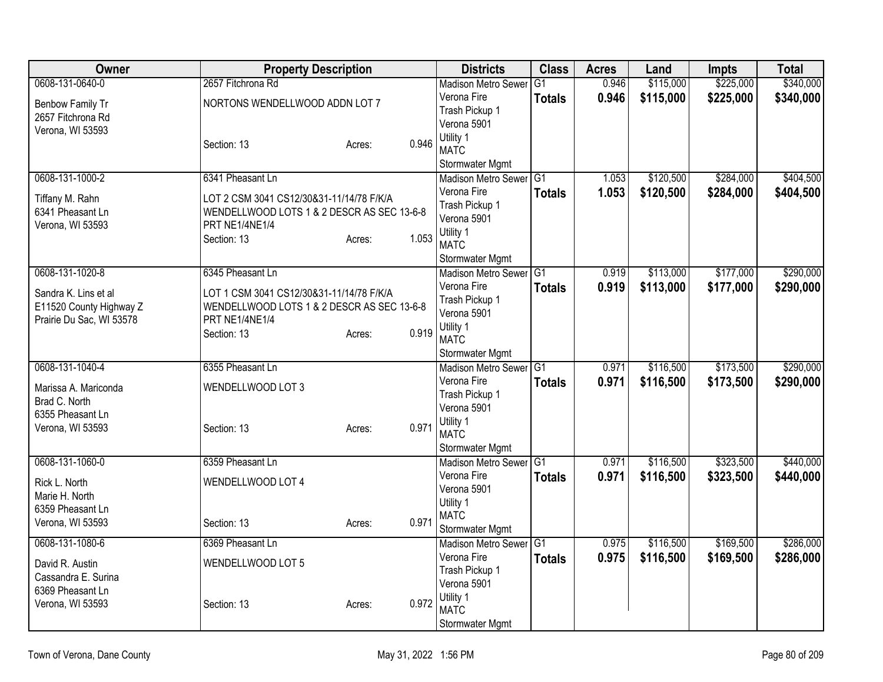| Owner | Property Description | Districts | Class | Acres | Land | Impts | Total |
|---|---|---|---|---|---|---|---|
| 0608-131-0640-0<br>Benbow Family Tr<br>2657 Fitchrona Rd<br>Verona, WI 53593 | 2657 Fitchrona Rd<br>NORTONS WENDELLWOOD ADDN LOT 7<br>Section: 13 Acres: 0.946 | Madison Metro Sewer<br>Verona Fire<br>Trash Pickup 1<br>Verona 5901<br>Utility 1<br>MATC<br>Stormwater Mgmt | G1<br>**Totals** | 0.946<br>**0.946** | $115,000<br>**$115,000** | $225,000<br>**$225,000** | $340,000<br>**$340,000** |
| 0608-131-1000-2<br>Tiffany M. Rahn<br>6341 Pheasant Ln<br>Verona, WI 53593 | 6341 Pheasant Ln<br>LOT 2 CSM 3041 CS12/30&31-11/14/78 F/K/A WENDELLWOOD LOTS 1 & 2 DESCR AS SEC 13-6-8 PRT NE1/4NE1/4<br>Section: 13 Acres: 1.053 | Madison Metro Sewer<br>Verona Fire<br>Trash Pickup 1<br>Verona 5901<br>Utility 1<br>MATC<br>Stormwater Mgmt | G1<br>**Totals** | 1.053<br>**1.053** | $120,500<br>**$120,500** | $284,000<br>**$284,000** | $404,500<br>**$404,500** |
| 0608-131-1020-8<br>Sandra K. Lins et al<br>E11520 County Highway Z<br>Prairie Du Sac, WI 53578 | 6345 Pheasant Ln<br>LOT 1 CSM 3041 CS12/30&31-11/14/78 F/K/A WENDELLWOOD LOTS 1 & 2 DESCR AS SEC 13-6-8 PRT NE1/4NE1/4<br>Section: 13 Acres: 0.919 | Madison Metro Sewer<br>Verona Fire<br>Trash Pickup 1<br>Verona 5901<br>Utility 1<br>MATC<br>Stormwater Mgmt | G1<br>**Totals** | 0.919<br>**0.919** | $113,000<br>**$113,000** | $177,000<br>**$177,000** | $290,000<br>**$290,000** |
| 0608-131-1040-4<br>Marissa A. Mariconda<br>Brad C. North<br>6355 Pheasant Ln<br>Verona, WI 53593 | 6355 Pheasant Ln<br>WENDELLWOOD LOT 3<br>Section: 13 Acres: 0.971 | Madison Metro Sewer<br>Verona Fire<br>Trash Pickup 1<br>Verona 5901<br>Utility 1<br>MATC<br>Stormwater Mgmt | G1<br>**Totals** | 0.971<br>**0.971** | $116,500<br>**$116,500** | $173,500<br>**$173,500** | $290,000<br>**$290,000** |
| 0608-131-1060-0<br>Rick L. North<br>Marie H. North<br>6359 Pheasant Ln<br>Verona, WI 53593 | 6359 Pheasant Ln<br>WENDELLWOOD LOT 4<br>Section: 13 Acres: 0.971 | Madison Metro Sewer<br>Verona Fire<br>Verona 5901<br>Utility 1<br>MATC<br>Stormwater Mgmt | G1<br>**Totals** | 0.971<br>**0.971** | $116,500<br>**$116,500** | $323,500<br>**$323,500** | $440,000<br>**$440,000** |
| 0608-131-1080-6<br>David R. Austin<br>Cassandra E. Surina<br>6369 Pheasant Ln<br>Verona, WI 53593 | 6369 Pheasant Ln<br>WENDELLWOOD LOT 5<br>Section: 13 Acres: 0.972 | Madison Metro Sewer<br>Verona Fire<br>Trash Pickup 1<br>Verona 5901<br>Utility 1<br>MATC<br>Stormwater Mgmt | G1<br>**Totals** | 0.975<br>**0.975** | $116,500<br>**$116,500** | $169,500<br>**$169,500** | $286,000<br>**$286,000** |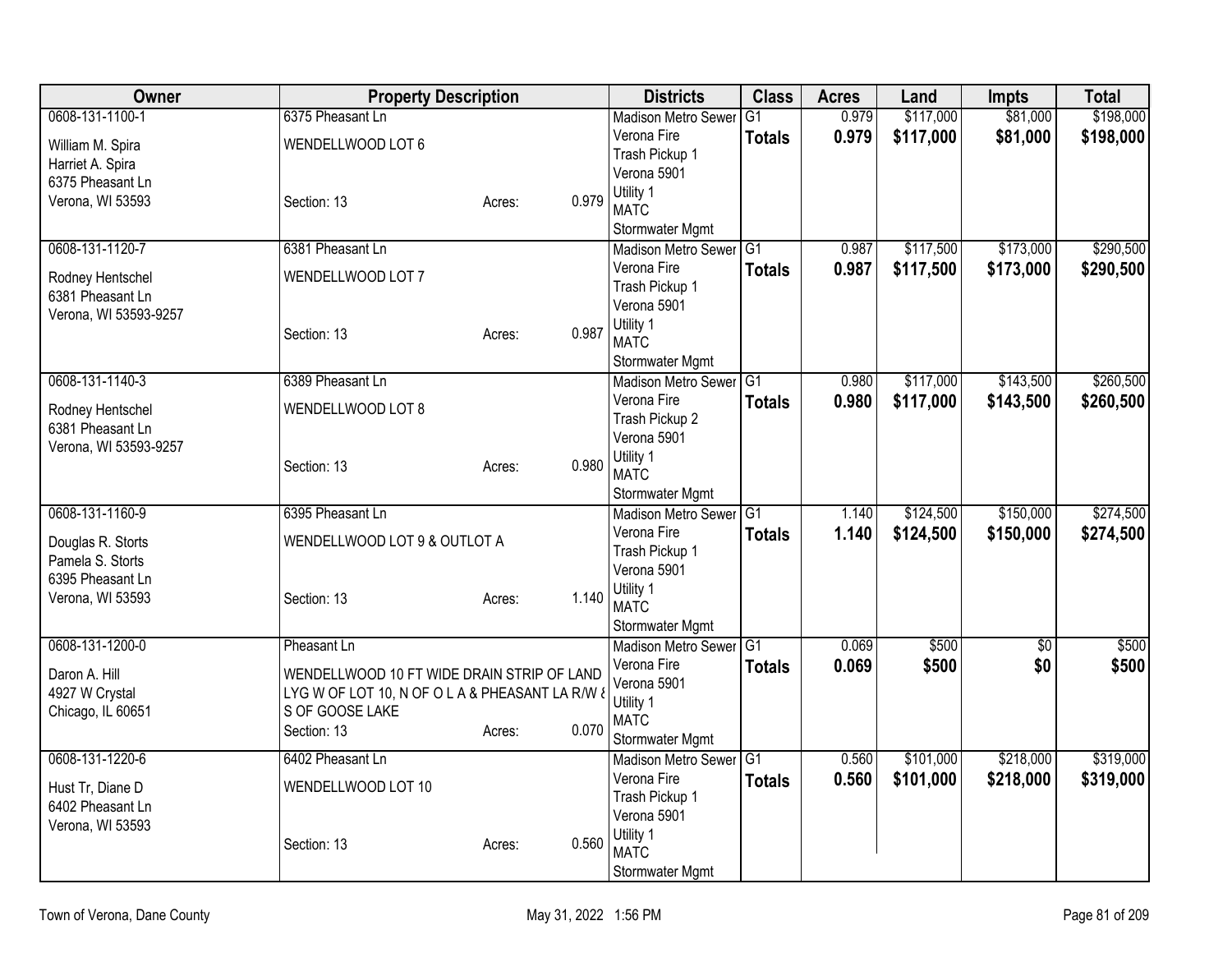| Owner | Property Description | | | Districts | Class | Acres | Land | Impts | Total |
|---|---|---|---|---|---|---|---|---|---|
| 0608-131-1100-1 | 6375 Pheasant Ln | | | Madison Metro Sewer | G1 | 0.979 | $117,000 | $81,000 | $198,000 |
| William M. Spira | WENDELLWOOD LOT 6 | | | Verona Fire | **Totals** | **0.979** | **$117,000** | **$81,000** | **$198,000** |
| Harriet A. Spira | | | | Trash Pickup 1 | | | | | |
| 6375 Pheasant Ln | | | | Verona 5901 | | | | | |
| Verona, WI 53593 | Section: 13 | Acres: | 0.979 | Utility 1 | | | | | |
| | | | | MATC | | | | | |
| | | | | Stormwater Mgmt | | | | | |
| 0608-131-1120-7 | 6381 Pheasant Ln | | | Madison Metro Sewer | G1 | 0.987 | $117,500 | $173,000 | $290,500 |
| Rodney Hentschel | WENDELLWOOD LOT 7 | | | Verona Fire | **Totals** | **0.987** | **$117,500** | **$173,000** | **$290,500** |
| 6381 Pheasant Ln | | | | Trash Pickup 1 | | | | | |
| Verona, WI 53593-9257 | | | | Verona 5901 | | | | | |
| | Section: 13 | Acres: | 0.987 | Utility 1 | | | | | |
| | | | | MATC | | | | | |
| | | | | Stormwater Mgmt | | | | | |
| 0608-131-1140-3 | 6389 Pheasant Ln | | | Madison Metro Sewer | G1 | 0.980 | $117,000 | $143,500 | $260,500 |
| Rodney Hentschel | WENDELLWOOD LOT 8 | | | Verona Fire | **Totals** | **0.980** | **$117,000** | **$143,500** | **$260,500** |
| 6381 Pheasant Ln | | | | Trash Pickup 2 | | | | | |
| Verona, WI 53593-9257 | | | | Verona 5901 | | | | | |
| | Section: 13 | Acres: | 0.980 | Utility 1 | | | | | |
| | | | | MATC | | | | | |
| | | | | Stormwater Mgmt | | | | | |
| 0608-131-1160-9 | 6395 Pheasant Ln | | | Madison Metro Sewer | G1 | 1.140 | $124,500 | $150,000 | $274,500 |
| Douglas R. Storts | WENDELLWOOD LOT 9 & OUTLOT A | | | Verona Fire | **Totals** | **1.140** | **$124,500** | **$150,000** | **$274,500** |
| Pamela S. Storts | | | | Trash Pickup 1 | | | | | |
| 6395 Pheasant Ln | | | | Verona 5901 | | | | | |
| Verona, WI 53593 | Section: 13 | Acres: | 1.140 | Utility 1 | | | | | |
| | | | | MATC | | | | | |
| | | | | Stormwater Mgmt | | | | | |
| 0608-131-1200-0 | Pheasant Ln | | | Madison Metro Sewer | G1 | 0.069 | $500 | $0 | $500 |
| Daron A. Hill | WENDELLWOOD 10 FT WIDE DRAIN STRIP OF LAND | | | Verona Fire | **Totals** | **0.069** | **$500** | **$0** | **$500** |
| 4927 W Crystal | LYG W OF LOT 10, N OF O L A & PHEASANT LA R/W & | | | Verona 5901 | | | | | |
| Chicago, IL 60651 | S OF GOOSE LAKE | | | Utility 1 | | | | | |
| | Section: 13 | Acres: | 0.070 | MATC | | | | | |
| | | | | Stormwater Mgmt | | | | | |
| 0608-131-1220-6 | 6402 Pheasant Ln | | | Madison Metro Sewer | G1 | 0.560 | $101,000 | $218,000 | $319,000 |
| Hust Tr, Diane D | WENDELLWOOD LOT 10 | | | Verona Fire | **Totals** | **0.560** | **$101,000** | **$218,000** | **$319,000** |
| 6402 Pheasant Ln | | | | Trash Pickup 1 | | | | | |
| Verona, WI 53593 | | | | Verona 5901 | | | | | |
| | Section: 13 | Acres: | 0.560 | Utility 1 | | | | | |
| | | | | MATC | | | | | |
| | | | | Stormwater Mgmt | | | | | |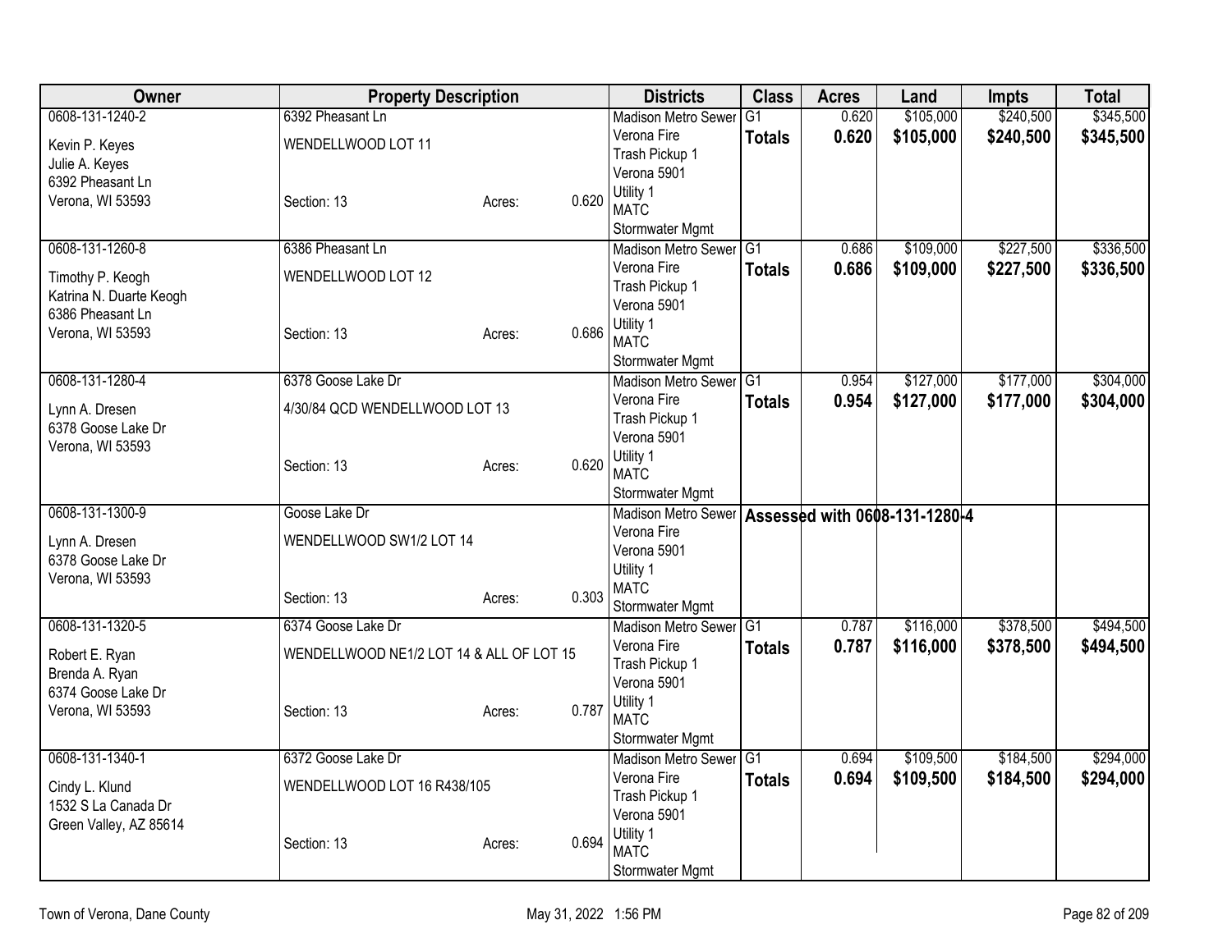| Owner | Property Description | | | Districts | Class | Acres | Land | Impts | Total |
|---|---|---|---|---|---|---|---|---|---|
| 0608-131-1240-2 | 6392 Pheasant Ln | | | Madison Metro Sewer | G1 | 0.620 | $105,000 | $240,500 | $345,500 |
| Kevin P. Keyes<br>Julie A. Keyes<br>6392 Pheasant Ln<br>Verona, WI 53593 | WENDELLWOOD LOT 11<br><br>Section: 13 | Acres: | 0.620 | Verona Fire<br>Trash Pickup 1<br>Verona 5901<br>Utility 1<br>MATC<br>Stormwater Mgmt | **Totals** | **0.620** | **$105,000** | **$240,500** | **$345,500** |
| 0608-131-1260-8 | 6386 Pheasant Ln | | | Madison Metro Sewer | G1 | 0.686 | $109,000 | $227,500 | $336,500 |
| Timothy P. Keogh<br>Katrina N. Duarte Keogh<br>6386 Pheasant Ln<br>Verona, WI 53593 | WENDELLWOOD LOT 12<br><br>Section: 13 | Acres: | 0.686 | Verona Fire<br>Trash Pickup 1<br>Verona 5901<br>Utility 1<br>MATC<br>Stormwater Mgmt | **Totals** | **0.686** | **$109,000** | **$227,500** | **$336,500** |
| 0608-131-1280-4 | 6378 Goose Lake Dr | | | Madison Metro Sewer | G1 | 0.954 | $127,000 | $177,000 | $304,000 |
| Lynn A. Dresen<br>6378 Goose Lake Dr<br>Verona, WI 53593 | 4/30/84 QCD WENDELLWOOD LOT 13<br><br>Section: 13 | Acres: | 0.620 | Verona Fire<br>Trash Pickup 1<br>Verona 5901<br>Utility 1<br>MATC<br>Stormwater Mgmt | **Totals** | **0.954** | **$127,000** | **$177,000** | **$304,000** |
| 0608-131-1300-9 | Goose Lake Dr | | | Madison Metro Sewer | **Assessed with 0608-131-1280-4** | | | | |
| Lynn A. Dresen<br>6378 Goose Lake Dr<br>Verona, WI 53593 | WENDELLWOOD SW1/2 LOT 14<br><br>Section: 13 | Acres: | 0.303 | Verona Fire<br>Verona 5901<br>Utility 1<br>MATC<br>Stormwater Mgmt | | | | | |
| 0608-131-1320-5 | 6374 Goose Lake Dr | | | Madison Metro Sewer | G1 | 0.787 | $116,000 | $378,500 | $494,500 |
| Robert E. Ryan<br>Brenda A. Ryan<br>6374 Goose Lake Dr<br>Verona, WI 53593 | WENDELLWOOD NE1/2 LOT 14 & ALL OF LOT 15<br><br>Section: 13 | Acres: | 0.787 | Verona Fire<br>Trash Pickup 1<br>Verona 5901<br>Utility 1<br>MATC<br>Stormwater Mgmt | **Totals** | **0.787** | **$116,000** | **$378,500** | **$494,500** |
| 0608-131-1340-1 | 6372 Goose Lake Dr | | | Madison Metro Sewer | G1 | 0.694 | $109,500 | $184,500 | $294,000 |
| Cindy L. Klund<br>1532 S La Canada Dr<br>Green Valley, AZ 85614 | WENDELLWOOD LOT 16 R438/105<br><br>Section: 13 | Acres: | 0.694 | Verona Fire<br>Trash Pickup 1<br>Verona 5901<br>Utility 1<br>MATC<br>Stormwater Mgmt | **Totals** | **0.694** | **$109,500** | **$184,500** | **$294,000** |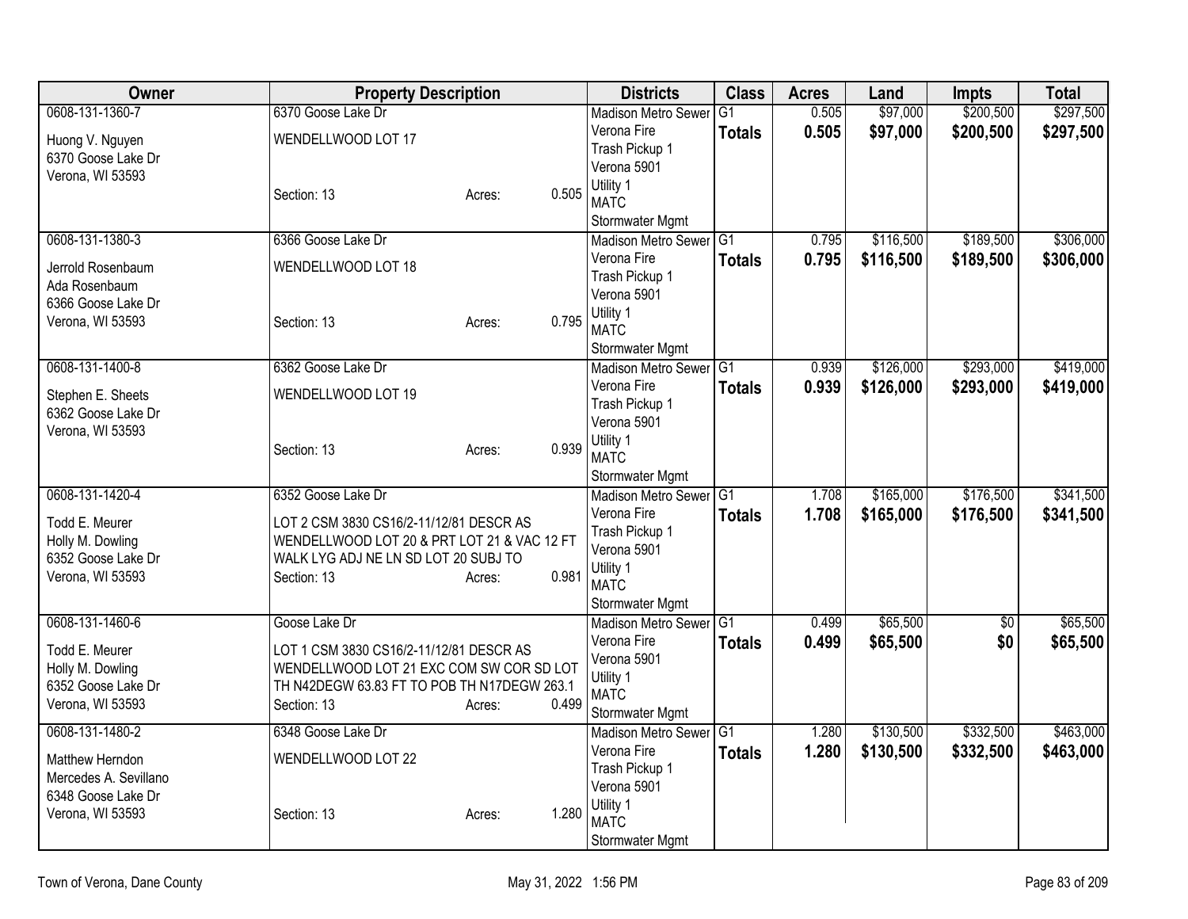| Owner | Property Description | | | Districts | Class | Acres | Land | Impts | Total |
|---|---|---|---|---|---|---|---|---|---|
| 0608-131-1360-7<br>Huong V. Nguyen<br>6370 Goose Lake Dr<br>Verona, WI 53593 | 6370 Goose Lake Dr<br>WENDELLWOOD LOT 17<br>Section: 13 | Acres: | 0.505 | Madison Metro Sewer<br>Verona Fire<br>Trash Pickup 1<br>Verona 5901<br>Utility 1<br>MATC<br>Stormwater Mgmt | G1<br>**Totals** | 0.505<br>**0.505** | $97,000<br>**$97,000** | $200,500<br>**$200,500** | $297,500<br>**$297,500** |
| 0608-131-1380-3<br>Jerrold Rosenbaum<br>Ada Rosenbaum<br>6366 Goose Lake Dr<br>Verona, WI 53593 | 6366 Goose Lake Dr<br>WENDELLWOOD LOT 18<br>Section: 13 | Acres: | 0.795 | Madison Metro Sewer<br>Verona Fire<br>Trash Pickup 1<br>Verona 5901<br>Utility 1<br>MATC<br>Stormwater Mgmt | G1<br>**Totals** | 0.795<br>**0.795** | $116,500<br>**$116,500** | $189,500<br>**$189,500** | $306,000<br>**$306,000** |
| 0608-131-1400-8<br>Stephen E. Sheets<br>6362 Goose Lake Dr<br>Verona, WI 53593 | 6362 Goose Lake Dr<br>WENDELLWOOD LOT 19<br>Section: 13 | Acres: | 0.939 | Madison Metro Sewer<br>Verona Fire<br>Trash Pickup 1<br>Verona 5901<br>Utility 1<br>MATC<br>Stormwater Mgmt | G1<br>**Totals** | 0.939<br>**0.939** | $126,000<br>**$126,000** | $293,000<br>**$293,000** | $419,000<br>**$419,000** |
| 0608-131-1420-4<br>Todd E. Meurer<br>Holly M. Dowling<br>6352 Goose Lake Dr<br>Verona, WI 53593 | 6352 Goose Lake Dr<br>LOT 2 CSM 3830 CS16/2-11/12/81 DESCR AS WENDELLWOOD LOT 20 & PRT LOT 21 & VAC 12 FT WALK LYG ADJ NE LN SD LOT 20 SUBJ TO<br>Section: 13 | Acres: | 0.981 | Madison Metro Sewer<br>Verona Fire<br>Trash Pickup 1<br>Verona 5901<br>Utility 1<br>MATC<br>Stormwater Mgmt | G1<br>**Totals** | 1.708<br>**1.708** | $165,000<br>**$165,000** | $176,500<br>**$176,500** | $341,500<br>**$341,500** |
| 0608-131-1460-6<br>Todd E. Meurer<br>Holly M. Dowling<br>6352 Goose Lake Dr<br>Verona, WI 53593 | Goose Lake Dr<br>LOT 1 CSM 3830 CS16/2-11/12/81 DESCR AS WENDELLWOOD LOT 21 EXC COM SW COR SD LOT TH N42DEGW 63.83 FT TO POB TH N17DEGW 263.1<br>Section: 13 | Acres: | 0.499 | Madison Metro Sewer<br>Verona Fire<br>Verona 5901<br>Utility 1<br>MATC<br>Stormwater Mgmt | G1<br>**Totals** | 0.499<br>**0.499** | $65,500<br>**$65,500** | $0<br>**$0** | $65,500<br>**$65,500** |
| 0608-131-1480-2<br>Matthew Herndon<br>Mercedes A. Sevillano<br>6348 Goose Lake Dr<br>Verona, WI 53593 | 6348 Goose Lake Dr<br>WENDELLWOOD LOT 22<br>Section: 13 | Acres: | 1.280 | Madison Metro Sewer<br>Verona Fire<br>Trash Pickup 1<br>Verona 5901<br>Utility 1<br>MATC<br>Stormwater Mgmt | G1<br>**Totals** | 1.280<br>**1.280** | $130,500<br>**$130,500** | $332,500<br>**$332,500** | $463,000<br>**$463,000** |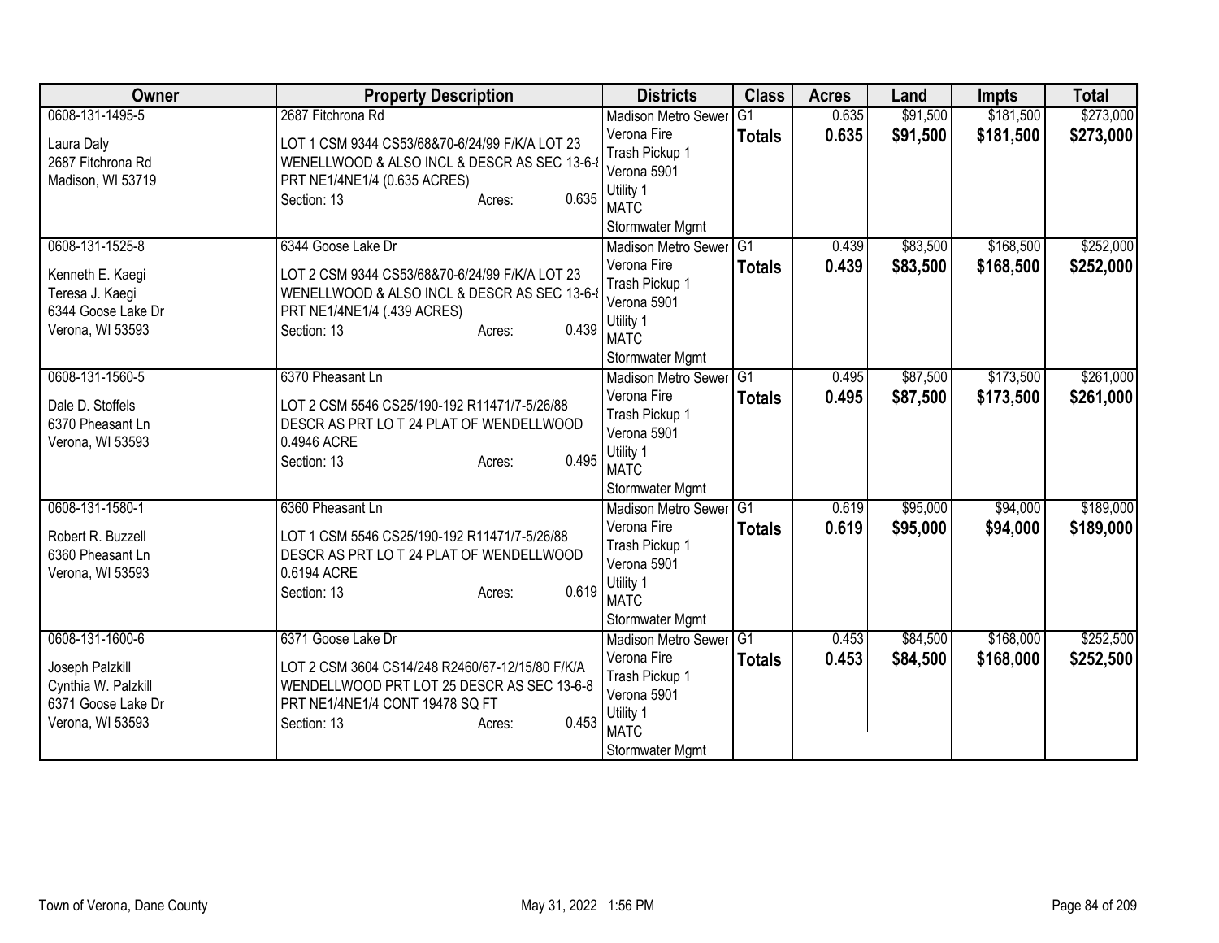| Owner | Property Description | Districts | Class | Acres | Land | Impts | Total |
|---|---|---|---|---|---|---|---|
| 0608-131-1495-5<br><br>Laura Daly<br>2687 Fitchrona Rd<br>Madison, WI 53719 | 2687 Fitchrona Rd<br><br>LOT 1 CSM 9344 CS53/68&70-6/24/99 F/K/A LOT 23 WENELLWOOD & ALSO INCL & DESCR AS SEC 13-6-8 PRT NE1/4NE1/4 (0.635 ACRES)<br>Section: 13 Acres: 0.635 | Madison Metro Sewer<br>Verona Fire<br>Trash Pickup 1<br>Verona 5901<br>Utility 1<br>MATC<br>Stormwater Mgmt | G1<br>**Totals** | 0.635<br>**0.635** | $91,500<br>**$91,500** | $181,500<br>**$181,500** | $273,000<br>**$273,000** |
| 0608-131-1525-8<br><br>Kenneth E. Kaegi<br>Teresa J. Kaegi<br>6344 Goose Lake Dr<br>Verona, WI 53593 | 6344 Goose Lake Dr<br><br>LOT 2 CSM 9344 CS53/68&70-6/24/99 F/K/A LOT 23 WENELLWOOD & ALSO INCL & DESCR AS SEC 13-6-8 PRT NE1/4NE1/4 (.439 ACRES)<br>Section: 13 Acres: 0.439 | Madison Metro Sewer<br>Verona Fire<br>Trash Pickup 1<br>Verona 5901<br>Utility 1<br>MATC<br>Stormwater Mgmt | G1<br>**Totals** | 0.439<br>**0.439** | $83,500<br>**$83,500** | $168,500<br>**$168,500** | $252,000<br>**$252,000** |
| 0608-131-1560-5<br><br>Dale D. Stoffels<br>6370 Pheasant Ln<br>Verona, WI 53593 | 6370 Pheasant Ln<br><br>LOT 2 CSM 5546 CS25/190-192 R11471/7-5/26/88 DESCR AS PRT LO T 24 PLAT OF WENDELLWOOD 0.4946 ACRE<br>Section: 13 Acres: 0.495 | Madison Metro Sewer<br>Verona Fire<br>Trash Pickup 1<br>Verona 5901<br>Utility 1<br>MATC<br>Stormwater Mgmt | G1<br>**Totals** | 0.495<br>**0.495** | $87,500<br>**$87,500** | $173,500<br>**$173,500** | $261,000<br>**$261,000** |
| 0608-131-1580-1<br><br>Robert R. Buzzell<br>6360 Pheasant Ln<br>Verona, WI 53593 | 6360 Pheasant Ln<br><br>LOT 1 CSM 5546 CS25/190-192 R11471/7-5/26/88 DESCR AS PRT LO T 24 PLAT OF WENDELLWOOD 0.6194 ACRE<br>Section: 13 Acres: 0.619 | Madison Metro Sewer<br>Verona Fire<br>Trash Pickup 1<br>Verona 5901<br>Utility 1<br>MATC<br>Stormwater Mgmt | G1<br>**Totals** | 0.619<br>**0.619** | $95,000<br>**$95,000** | $94,000<br>**$94,000** | $189,000<br>**$189,000** |
| 0608-131-1600-6<br><br>Joseph Palzkill<br>Cynthia W. Palzkill<br>6371 Goose Lake Dr<br>Verona, WI 53593 | 6371 Goose Lake Dr<br><br>LOT 2 CSM 3604 CS14/248 R2460/67-12/15/80 F/K/A WENDELLWOOD PRT LOT 25 DESCR AS SEC 13-6-8 PRT NE1/4NE1/4 CONT 19478 SQ FT<br>Section: 13 Acres: 0.453 | Madison Metro Sewer<br>Verona Fire<br>Trash Pickup 1<br>Verona 5901<br>Utility 1<br>MATC<br>Stormwater Mgmt | G1<br>**Totals** | 0.453<br>**0.453** | $84,500<br>**$84,500** | $168,000<br>**$168,000** | $252,500<br>**$252,500** |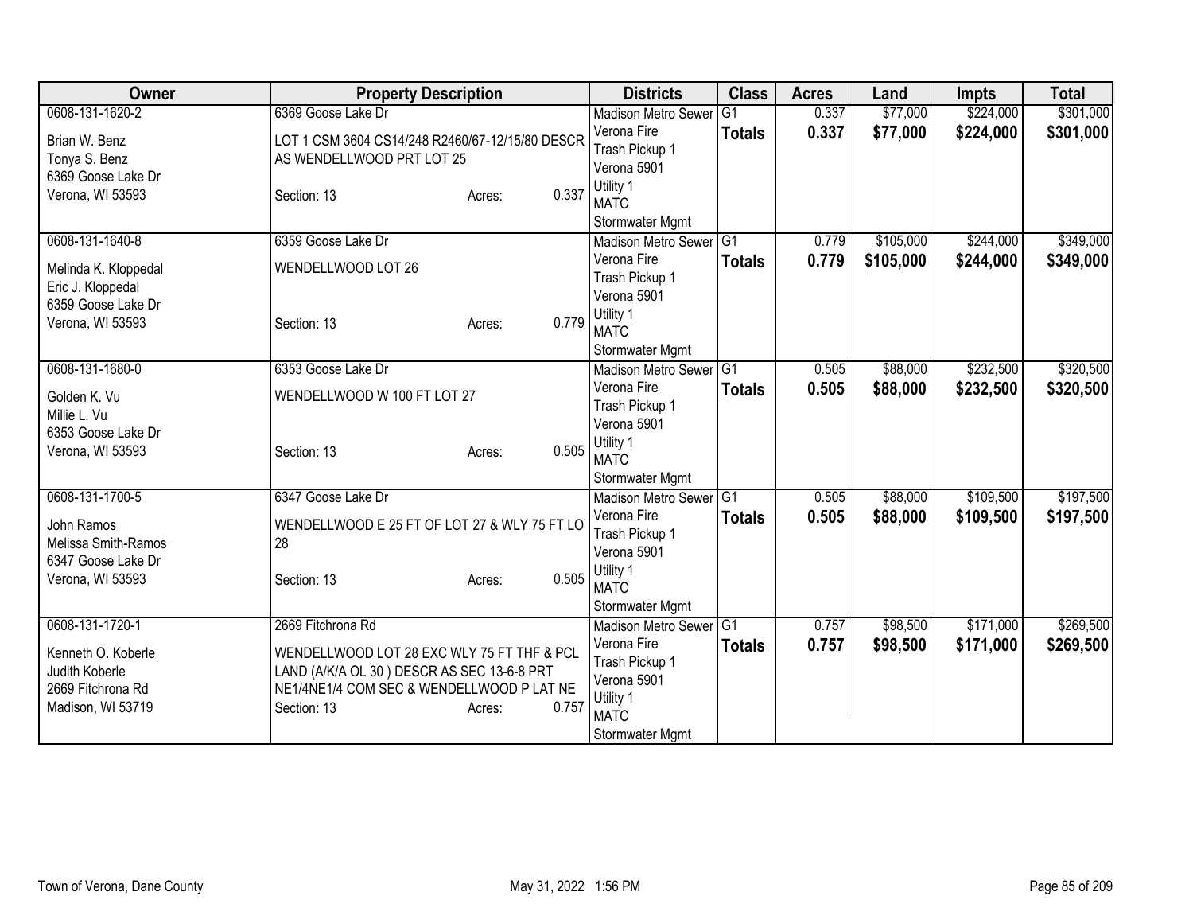| Owner | Property Description | Districts | Class | Acres | Land | Impts | Total |
|---|---|---|---|---|---|---|---|
| 0608-131-1620-2<br><br>Brian W. Benz<br>Tonya S. Benz<br>6369 Goose Lake Dr<br>Verona, WI 53593 | 6369 Goose Lake Dr<br><br>LOT 1 CSM 3604 CS14/248 R2460/67-12/15/80 DESCR AS WENDELLWOOD PRT LOT 25<br><br>Section: 13 Acres: 0.337 | Madison Metro Sewer<br>Verona Fire<br>Trash Pickup 1<br>Verona 5901<br>Utility 1<br>MATC<br>Stormwater Mgmt | G1<br>**Totals** | 0.337<br>**0.337** | $77,000<br>**$77,000** | $224,000<br>**$224,000** | $301,000<br>**$301,000** |
| 0608-131-1640-8<br><br>Melinda K. Kloppedal<br>Eric J. Kloppedal<br>6359 Goose Lake Dr<br>Verona, WI 53593 | 6359 Goose Lake Dr<br><br>WENDELLWOOD LOT 26<br><br>Section: 13 Acres: 0.779 | Madison Metro Sewer<br>Verona Fire<br>Trash Pickup 1<br>Verona 5901<br>Utility 1<br>MATC<br>Stormwater Mgmt | G1<br>**Totals** | 0.779<br>**0.779** | $105,000<br>**$105,000** | $244,000<br>**$244,000** | $349,000<br>**$349,000** |
| 0608-131-1680-0<br><br>Golden K. Vu<br>Millie L. Vu<br>6353 Goose Lake Dr<br>Verona, WI 53593 | 6353 Goose Lake Dr<br><br>WENDELLWOOD W 100 FT LOT 27<br><br>Section: 13 Acres: 0.505 | Madison Metro Sewer<br>Verona Fire<br>Trash Pickup 1<br>Verona 5901<br>Utility 1<br>MATC<br>Stormwater Mgmt | G1<br>**Totals** | 0.505<br>**0.505** | $88,000<br>**$88,000** | $232,500<br>**$232,500** | $320,500<br>**$320,500** |
| 0608-131-1700-5<br><br>John Ramos<br>Melissa Smith-Ramos<br>6347 Goose Lake Dr<br>Verona, WI 53593 | 6347 Goose Lake Dr<br><br>WENDELLWOOD E 25 FT OF LOT 27 & WLY 75 FT LOT 28<br><br>Section: 13 Acres: 0.505 | Madison Metro Sewer<br>Verona Fire<br>Trash Pickup 1<br>Verona 5901<br>Utility 1<br>MATC<br>Stormwater Mgmt | G1<br>**Totals** | 0.505<br>**0.505** | $88,000<br>**$88,000** | $109,500<br>**$109,500** | $197,500<br>**$197,500** |
| 0608-131-1720-1<br><br>Kenneth O. Koberle<br>Judith Koberle<br>2669 Fitchrona Rd<br>Madison, WI 53719 | 2669 Fitchrona Rd<br><br>WENDELLWOOD LOT 28 EXC WLY 75 FT THF & PCL LAND (A/K/A OL 30 ) DESCR AS SEC 13-6-8 PRT NE1/4NE1/4 COM SEC & WENDELLWOOD P LAT NE<br>Section: 13 Acres: 0.757 | Madison Metro Sewer<br>Verona Fire<br>Trash Pickup 1<br>Verona 5901<br>Utility 1<br>MATC<br>Stormwater Mgmt | G1<br>**Totals** | 0.757<br>**0.757** | $98,500<br>**$98,500** | $171,000<br>**$171,000** | $269,500<br>**$269,500** |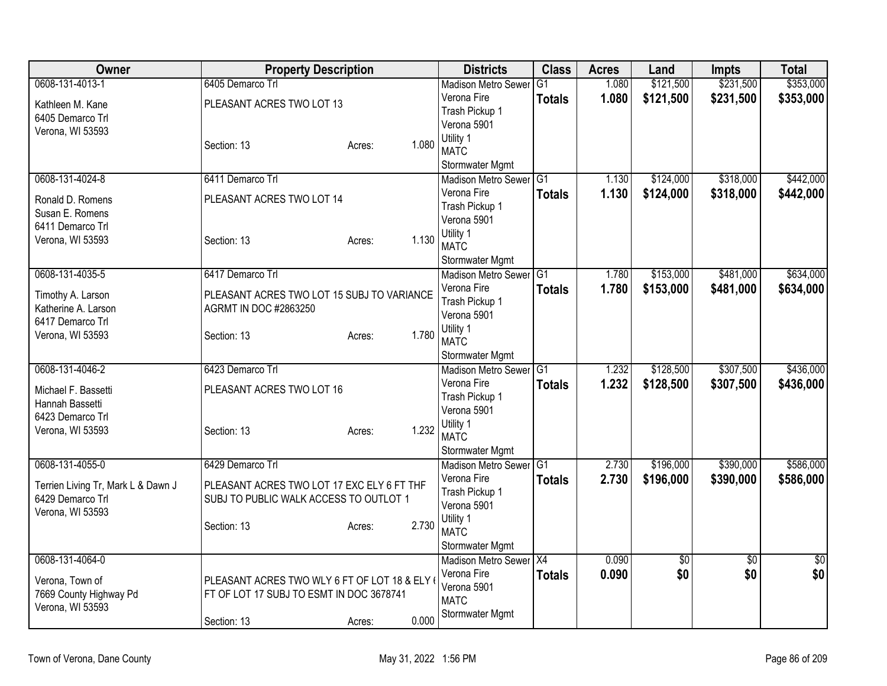| Owner | Property Description | Districts | Class | Acres | Land | Impts | Total |
|---|---|---|---|---|---|---|---|
| 0608-131-4013-1<br>Kathleen M. Kane<br>6405 Demarco Trl<br>Verona, WI 53593 | 6405 Demarco Trl<br>PLEASANT ACRES TWO LOT 13<br>Section: 13 Acres: 1.080 | Madison Metro Sewer<br>Verona Fire<br>Trash Pickup 1<br>Verona 5901<br>Utility 1<br>MATC<br>Stormwater Mgmt | G1<br>**Totals** | 1.080<br>**1.080** | $121,500<br>**$121,500** | $231,500<br>**$231,500** | $353,000<br>**$353,000** |
| 0608-131-4024-8<br>Ronald D. Romens<br>Susan E. Romens<br>6411 Demarco Trl<br>Verona, WI 53593 | 6411 Demarco Trl<br>PLEASANT ACRES TWO LOT 14<br>Section: 13 Acres: 1.130 | Madison Metro Sewer<br>Verona Fire<br>Trash Pickup 1<br>Verona 5901<br>Utility 1<br>MATC<br>Stormwater Mgmt | G1<br>**Totals** | 1.130<br>**1.130** | $124,000<br>**$124,000** | $318,000<br>**$318,000** | $442,000<br>**$442,000** |
| 0608-131-4035-5<br>Timothy A. Larson<br>Katherine A. Larson<br>6417 Demarco Trl<br>Verona, WI 53593 | 6417 Demarco Trl<br>PLEASANT ACRES TWO LOT 15 SUBJ TO VARIANCE AGRMT IN DOC #2863250<br>Section: 13 Acres: 1.780 | Madison Metro Sewer<br>Verona Fire<br>Trash Pickup 1<br>Verona 5901<br>Utility 1<br>MATC<br>Stormwater Mgmt | G1<br>**Totals** | 1.780<br>**1.780** | $153,000<br>**$153,000** | $481,000<br>**$481,000** | $634,000<br>**$634,000** |
| 0608-131-4046-2<br>Michael F. Bassetti<br>Hannah Bassetti<br>6423 Demarco Trl<br>Verona, WI 53593 | 6423 Demarco Trl<br>PLEASANT ACRES TWO LOT 16<br>Section: 13 Acres: 1.232 | Madison Metro Sewer<br>Verona Fire<br>Trash Pickup 1<br>Verona 5901<br>Utility 1<br>MATC<br>Stormwater Mgmt | G1<br>**Totals** | 1.232<br>**1.232** | $128,500<br>**$128,500** | $307,500<br>**$307,500** | $436,000<br>**$436,000** |
| 0608-131-4055-0<br>Terrien Living Tr, Mark L & Dawn J<br>6429 Demarco Trl<br>Verona, WI 53593 | 6429 Demarco Trl<br>PLEASANT ACRES TWO LOT 17 EXC ELY 6 FT THF SUBJ TO PUBLIC WALK ACCESS TO OUTLOT 1<br>Section: 13 Acres: 2.730 | Madison Metro Sewer<br>Verona Fire<br>Trash Pickup 1<br>Verona 5901<br>Utility 1<br>MATC<br>Stormwater Mgmt | G1<br>**Totals** | 2.730<br>**2.730** | $196,000<br>**$196,000** | $390,000<br>**$390,000** | $586,000<br>**$586,000** |
| 0608-131-4064-0<br>Verona, Town of<br>7669 County Highway Pd<br>Verona, WI 53593 | PLEASANT ACRES TWO WLY 6 FT OF LOT 18 & ELY 6 FT OF LOT 17 SUBJ TO ESMT IN DOC 3678741<br>Section: 13 Acres: 0.000 | Madison Metro Sewer<br>Verona Fire<br>Verona 5901<br>MATC<br>Stormwater Mgmt | X4<br>**Totals** | 0.090<br>**0.090** | $0<br>**$0** | $0<br>**$0** | $0<br>**$0** |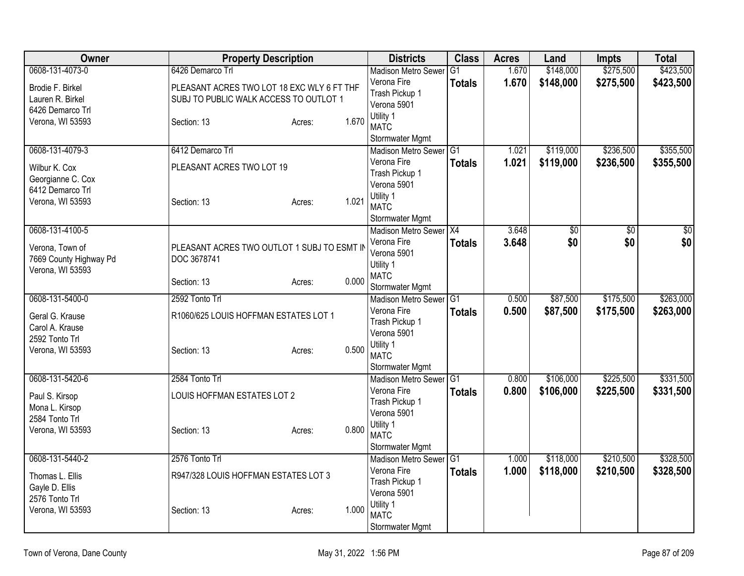| Owner | Property Description | Districts | Class | Acres | Land | Impts | Total |
|---|---|---|---|---|---|---|---|
| 0608-131-4073-0<br>Brodie F. Birkel<br>Lauren R. Birkel<br>6426 Demarco Trl<br>Verona, WI 53593 | 6426 Demarco Trl<br>PLEASANT ACRES TWO LOT 18 EXC WLY 6 FT THF SUBJ TO PUBLIC WALK ACCESS TO OUTLOT 1<br>Section: 13 Acres: 1.670 | Madison Metro Sewer<br>Verona Fire<br>Trash Pickup 1<br>Verona 5901<br>Utility 1<br>MATC<br>Stormwater Mgmt | G1<br>**Totals** | 1.670<br>**1.670** | $148,000<br>**$148,000** | $275,500<br>**$275,500** | $423,500<br>**$423,500** |
| 0608-131-4079-3<br>Wilbur K. Cox<br>Georgianne C. Cox<br>6412 Demarco Trl<br>Verona, WI 53593 | 6412 Demarco Trl<br>PLEASANT ACRES TWO LOT 19<br>Section: 13 Acres: 1.021 | Madison Metro Sewer<br>Verona Fire<br>Trash Pickup 1<br>Verona 5901<br>Utility 1<br>MATC<br>Stormwater Mgmt | G1<br>**Totals** | 1.021<br>**1.021** | $119,000<br>**$119,000** | $236,500<br>**$236,500** | $355,500<br>**$355,500** |
| 0608-131-4100-5<br>Verona, Town of<br>7669 County Highway Pd<br>Verona, WI 53593 | PLEASANT ACRES TWO OUTLOT 1 SUBJ TO ESMT IN DOC 3678741<br>Section: 13 Acres: 0.000 | Madison Metro Sewer<br>Verona Fire<br>Verona 5901<br>Utility 1<br>MATC<br>Stormwater Mgmt | X4<br>**Totals** | 3.648<br>**3.648** | $0<br>**$0** | $0<br>**$0** | $0<br>**$0** |
| 0608-131-5400-0<br>Geral G. Krause<br>Carol A. Krause<br>2592 Tonto Trl<br>Verona, WI 53593 | 2592 Tonto Trl<br>R1060/625 LOUIS HOFFMAN ESTATES LOT 1<br>Section: 13 Acres: 0.500 | Madison Metro Sewer<br>Verona Fire<br>Trash Pickup 1<br>Verona 5901<br>Utility 1<br>MATC<br>Stormwater Mgmt | G1<br>**Totals** | 0.500<br>**0.500** | $87,500<br>**$87,500** | $175,500<br>**$175,500** | $263,000<br>**$263,000** |
| 0608-131-5420-6<br>Paul S. Kirsop<br>Mona L. Kirsop<br>2584 Tonto Trl<br>Verona, WI 53593 | 2584 Tonto Trl<br>LOUIS HOFFMAN ESTATES LOT 2<br>Section: 13 Acres: 0.800 | Madison Metro Sewer<br>Verona Fire<br>Trash Pickup 1<br>Verona 5901<br>Utility 1<br>MATC<br>Stormwater Mgmt | G1<br>**Totals** | 0.800<br>**0.800** | $106,000<br>**$106,000** | $225,500<br>**$225,500** | $331,500<br>**$331,500** |
| 0608-131-5440-2<br>Thomas L. Ellis<br>Gayle D. Ellis<br>2576 Tonto Trl<br>Verona, WI 53593 | 2576 Tonto Trl<br>R947/328 LOUIS HOFFMAN ESTATES LOT 3<br>Section: 13 Acres: 1.000 | Madison Metro Sewer<br>Verona Fire<br>Trash Pickup 1<br>Verona 5901<br>Utility 1<br>MATC<br>Stormwater Mgmt | G1<br>**Totals** | 1.000<br>**1.000** | $118,000<br>**$118,000** | $210,500<br>**$210,500** | $328,500<br>**$328,500** |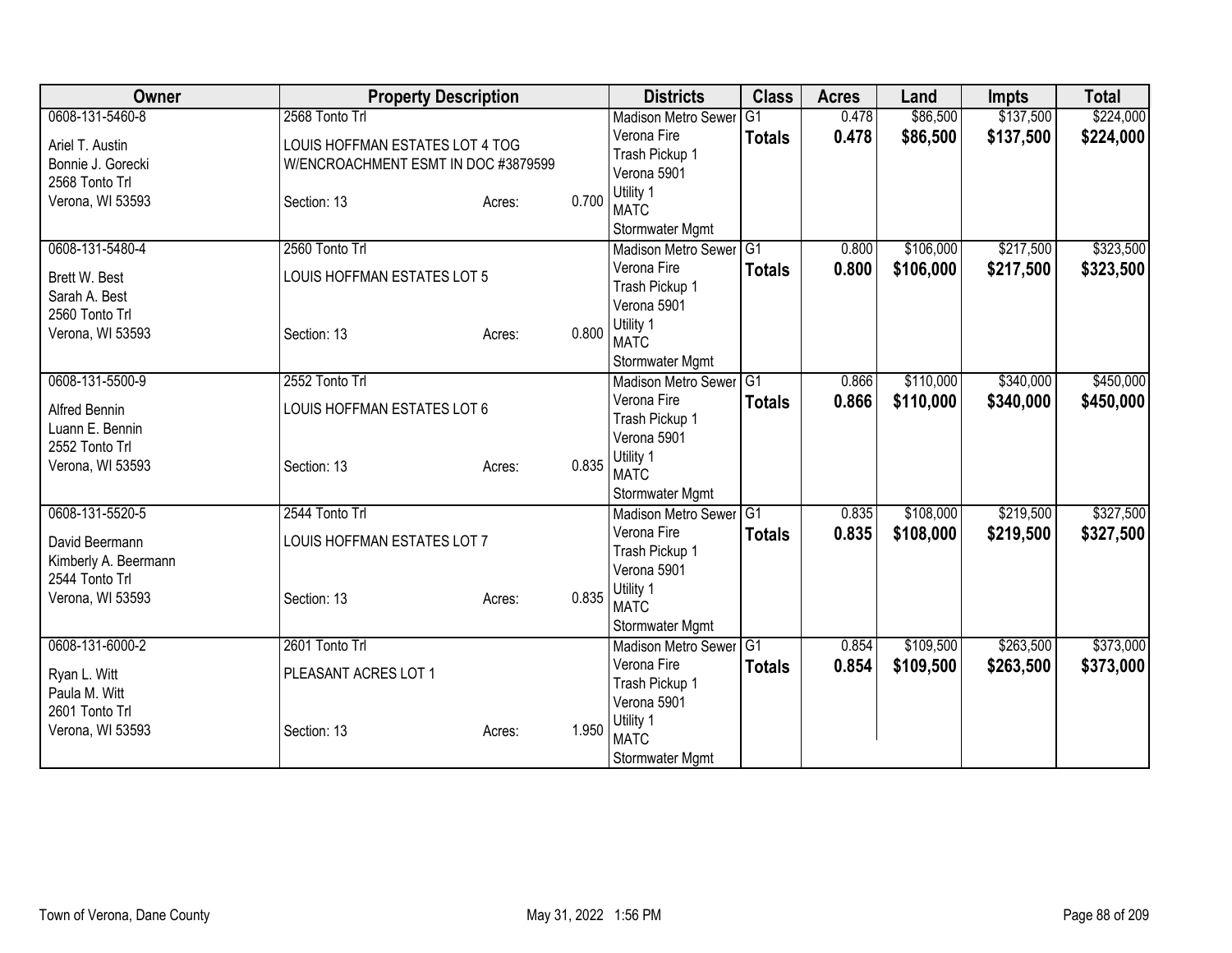| Owner | Property Description | | | Districts | Class | Acres | Land | Impts | Total |
|---|---|---|---|---|---|---|---|---|---|
| 0608-131-5460-8<br><br>Ariel T. Austin<br>Bonnie J. Gorecki<br>2568 Tonto Trl<br>Verona, WI 53593 | 2568 Tonto Trl<br><br>LOUIS HOFFMAN ESTATES LOT 4 TOG W/ENCROACHMENT ESMT IN DOC #3879599<br><br>Section: 13 | Acres: | 0.700 | Madison Metro Sewer<br>Verona Fire<br>Trash Pickup 1<br>Verona 5901<br>Utility 1<br>MATC<br>Stormwater Mgmt | G1<br>**Totals** | 0.478<br>**0.478** | $86,500<br>**$86,500** | $137,500<br>**$137,500** | $224,000<br>**$224,000** |
| 0608-131-5480-4<br><br>Brett W. Best<br>Sarah A. Best<br>2560 Tonto Trl<br>Verona, WI 53593 | 2560 Tonto Trl<br><br>LOUIS HOFFMAN ESTATES LOT 5<br><br>Section: 13 | Acres: | 0.800 | Madison Metro Sewer<br>Verona Fire<br>Trash Pickup 1<br>Verona 5901<br>Utility 1<br>MATC<br>Stormwater Mgmt | G1<br>**Totals** | 0.800<br>**0.800** | $106,000<br>**$106,000** | $217,500<br>**$217,500** | $323,500<br>**$323,500** |
| 0608-131-5500-9<br><br>Alfred Bennin<br>Luann E. Bennin<br>2552 Tonto Trl<br>Verona, WI 53593 | 2552 Tonto Trl<br><br>LOUIS HOFFMAN ESTATES LOT 6<br><br>Section: 13 | Acres: | 0.835 | Madison Metro Sewer<br>Verona Fire<br>Trash Pickup 1<br>Verona 5901<br>Utility 1<br>MATC<br>Stormwater Mgmt | G1<br>**Totals** | 0.866<br>**0.866** | $110,000<br>**$110,000** | $340,000<br>**$340,000** | $450,000<br>**$450,000** |
| 0608-131-5520-5<br><br>David Beermann<br>Kimberly A. Beermann<br>2544 Tonto Trl<br>Verona, WI 53593 | 2544 Tonto Trl<br><br>LOUIS HOFFMAN ESTATES LOT 7<br><br>Section: 13 | Acres: | 0.835 | Madison Metro Sewer<br>Verona Fire<br>Trash Pickup 1<br>Verona 5901<br>Utility 1<br>MATC<br>Stormwater Mgmt | G1<br>**Totals** | 0.835<br>**0.835** | $108,000<br>**$108,000** | $219,500<br>**$219,500** | $327,500<br>**$327,500** |
| 0608-131-6000-2<br><br>Ryan L. Witt<br>Paula M. Witt<br>2601 Tonto Trl<br>Verona, WI 53593 | 2601 Tonto Trl<br><br>PLEASANT ACRES LOT 1<br><br>Section: 13 | Acres: | 1.950 | Madison Metro Sewer<br>Verona Fire<br>Trash Pickup 1<br>Verona 5901<br>Utility 1<br>MATC<br>Stormwater Mgmt | G1<br>**Totals** | 0.854<br>**0.854** | $109,500<br>**$109,500** | $263,500<br>**$263,500** | $373,000<br>**$373,000** |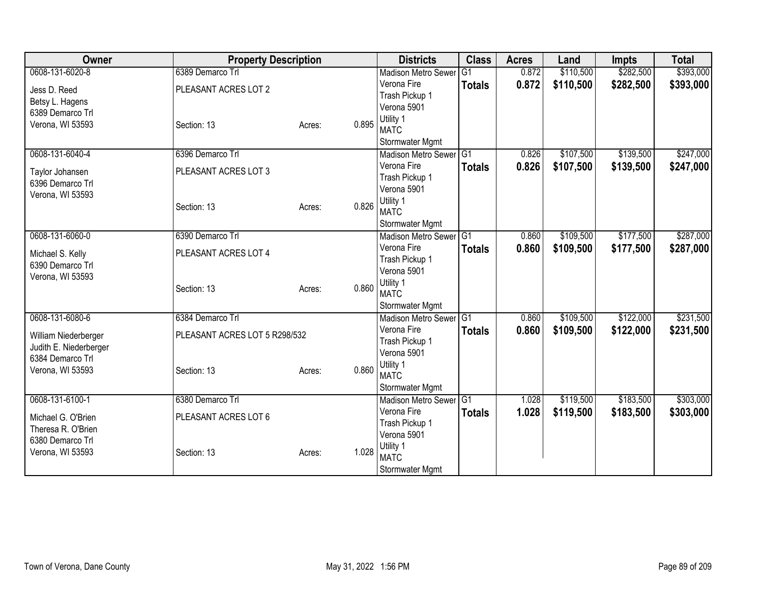| Owner | Property Description | | | Districts | Class | Acres | Land | Impts | Total |
|---|---|---|---|---|---|---|---|---|---|
| 0608-131-6020-8 | 6389 Demarco Trl | | | Madison Metro Sewer | G1 | 0.872 | $110,500 | $282,500 | $393,000 |
| Jess D. Reed | PLEASANT ACRES LOT 2 | | | Verona Fire | **Totals** | **0.872** | **$110,500** | **$282,500** | **$393,000** |
| Betsy L. Hagens | | | | Trash Pickup 1 | | | | | |
| 6389 Demarco Trl | | | | Verona 5901 | | | | | |
| Verona, WI 53593 | Section: 13 | Acres: | 0.895 | Utility 1 | | | | | |
| | | | | MATC | | | | | |
| | | | | Stormwater Mgmt | | | | | |
| 0608-131-6040-4 | 6396 Demarco Trl | | | Madison Metro Sewer | G1 | 0.826 | $107,500 | $139,500 | $247,000 |
| Taylor Johansen | PLEASANT ACRES LOT 3 | | | Verona Fire | **Totals** | **0.826** | **$107,500** | **$139,500** | **$247,000** |
| 6396 Demarco Trl | | | | Trash Pickup 1 | | | | | |
| Verona, WI 53593 | | | | Verona 5901 | | | | | |
| | Section: 13 | Acres: | 0.826 | Utility 1 | | | | | |
| | | | | MATC | | | | | |
| | | | | Stormwater Mgmt | | | | | |
| 0608-131-6060-0 | 6390 Demarco Trl | | | Madison Metro Sewer | G1 | 0.860 | $109,500 | $177,500 | $287,000 |
| Michael S. Kelly | PLEASANT ACRES LOT 4 | | | Verona Fire | **Totals** | **0.860** | **$109,500** | **$177,500** | **$287,000** |
| 6390 Demarco Trl | | | | Trash Pickup 1 | | | | | |
| Verona, WI 53593 | | | | Verona 5901 | | | | | |
| | Section: 13 | Acres: | 0.860 | Utility 1 | | | | | |
| | | | | MATC | | | | | |
| | | | | Stormwater Mgmt | | | | | |
| 0608-131-6080-6 | 6384 Demarco Trl | | | Madison Metro Sewer | G1 | 0.860 | $109,500 | $122,000 | $231,500 |
| William Niederberger | PLEASANT ACRES LOT 5 R298/532 | | | Verona Fire | **Totals** | **0.860** | **$109,500** | **$122,000** | **$231,500** |
| Judith E. Niederberger | | | | Trash Pickup 1 | | | | | |
| 6384 Demarco Trl | | | | Verona 5901 | | | | | |
| Verona, WI 53593 | Section: 13 | Acres: | 0.860 | Utility 1 | | | | | |
| | | | | MATC | | | | | |
| | | | | Stormwater Mgmt | | | | | |
| 0608-131-6100-1 | 6380 Demarco Trl | | | Madison Metro Sewer | G1 | 1.028 | $119,500 | $183,500 | $303,000 |
| Michael G. O'Brien | PLEASANT ACRES LOT 6 | | | Verona Fire | **Totals** | **1.028** | **$119,500** | **$183,500** | **$303,000** |
| Theresa R. O'Brien | | | | Trash Pickup 1 | | | | | |
| 6380 Demarco Trl | | | | Verona 5901 | | | | | |
| Verona, WI 53593 | Section: 13 | Acres: | 1.028 | Utility 1 | | | | | |
| | | | | MATC | | | | | |
| | | | | Stormwater Mgmt | | | | | |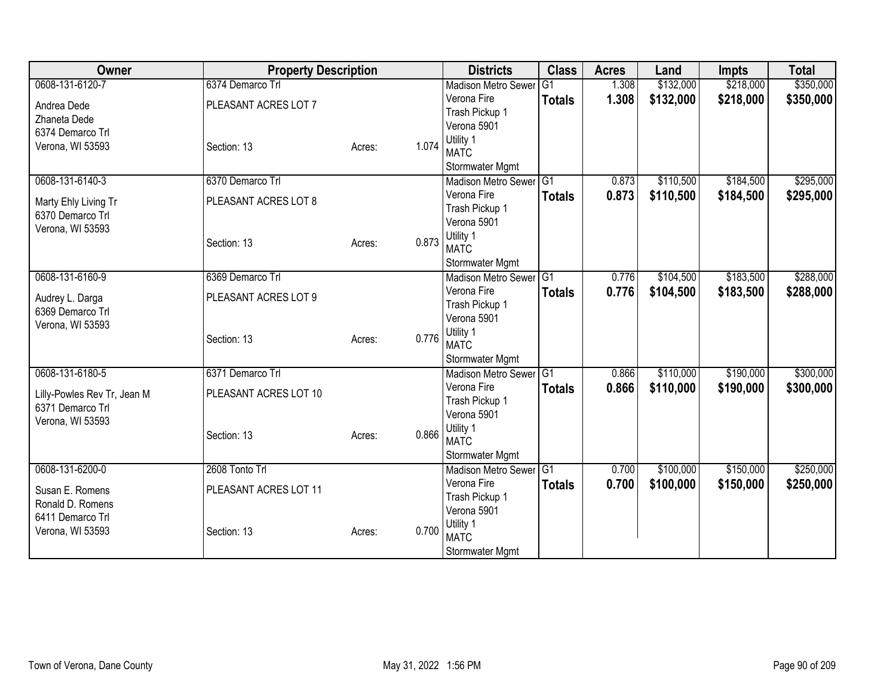| Owner | Property Description | | | Districts | Class | Acres | Land | Impts | Total |
|---|---|---|---|---|---|---|---|---|---|
| 0608-131-6120-7<br>Andrea Dede<br>Zhaneta Dede<br>6374 Demarco Trl<br>Verona, WI 53593 | 6374 Demarco Trl<br>PLEASANT ACRES LOT 7<br>Section: 13 | Acres: | 1.074 | Madison Metro Sewer<br>Verona Fire<br>Trash Pickup 1<br>Verona 5901<br>Utility 1<br>MATC<br>Stormwater Mgmt | G1<br>**Totals** | 1.308<br>**1.308** | $132,000<br>**$132,000** | $218,000<br>**$218,000** | $350,000<br>**$350,000** |
| 0608-131-6140-3<br>Marty Ehly Living Tr<br>6370 Demarco Trl<br>Verona, WI 53593 | 6370 Demarco Trl<br>PLEASANT ACRES LOT 8<br>Section: 13 | Acres: | 0.873 | Madison Metro Sewer<br>Verona Fire<br>Trash Pickup 1<br>Verona 5901<br>Utility 1<br>MATC<br>Stormwater Mgmt | G1<br>**Totals** | 0.873<br>**0.873** | $110,500<br>**$110,500** | $184,500<br>**$184,500** | $295,000<br>**$295,000** |
| 0608-131-6160-9<br>Audrey L. Darga<br>6369 Demarco Trl<br>Verona, WI 53593 | 6369 Demarco Trl<br>PLEASANT ACRES LOT 9<br>Section: 13 | Acres: | 0.776 | Madison Metro Sewer<br>Verona Fire<br>Trash Pickup 1<br>Verona 5901<br>Utility 1<br>MATC<br>Stormwater Mgmt | G1<br>**Totals** | 0.776<br>**0.776** | $104,500<br>**$104,500** | $183,500<br>**$183,500** | $288,000<br>**$288,000** |
| 0608-131-6180-5<br>Lilly-Powles Rev Tr, Jean M<br>6371 Demarco Trl<br>Verona, WI 53593 | 6371 Demarco Trl<br>PLEASANT ACRES LOT 10<br>Section: 13 | Acres: | 0.866 | Madison Metro Sewer<br>Verona Fire<br>Trash Pickup 1<br>Verona 5901<br>Utility 1<br>MATC<br>Stormwater Mgmt | G1<br>**Totals** | 0.866<br>**0.866** | $110,000<br>**$110,000** | $190,000<br>**$190,000** | $300,000<br>**$300,000** |
| 0608-131-6200-0<br>Susan E. Romens<br>Ronald D. Romens<br>6411 Demarco Trl<br>Verona, WI 53593 | 2608 Tonto Trl<br>PLEASANT ACRES LOT 11<br>Section: 13 | Acres: | 0.700 | Madison Metro Sewer<br>Verona Fire<br>Trash Pickup 1<br>Verona 5901<br>Utility 1<br>MATC<br>Stormwater Mgmt | G1<br>**Totals** | 0.700<br>**0.700** | $100,000<br>**$100,000** | $150,000<br>**$150,000** | $250,000<br>**$250,000** |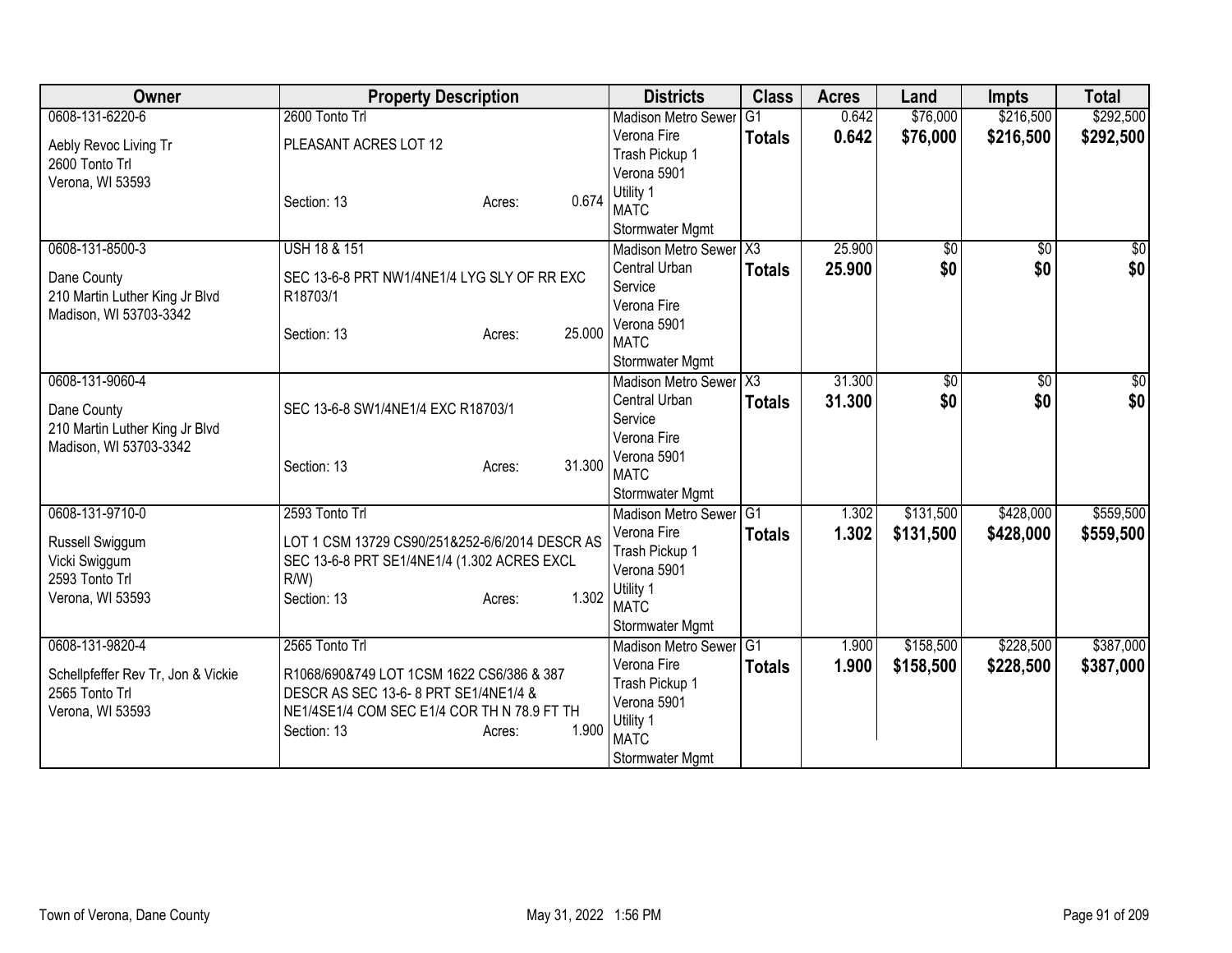| Owner | Property Description | Districts | Class | Acres | Land | Impts | Total |
|---|---|---|---|---|---|---|---|
| 0608-131-6220-6<br>Aebly Revoc Living Tr<br>2600 Tonto Trl<br>Verona, WI 53593 | 2600 Tonto Trl<br>PLEASANT ACRES LOT 12<br>Section: 13 Acres: 0.674 | Madison Metro Sewer<br>Verona Fire<br>Trash Pickup 1<br>Verona 5901<br>Utility 1<br>MATC<br>Stormwater Mgmt | G1<br>**Totals** | 0.642<br>**0.642** | $76,000<br>**$76,000** | $216,500<br>**$216,500** | $292,500<br>**$292,500** |
| 0608-131-8500-3<br>Dane County<br>210 Martin Luther King Jr Blvd<br>Madison, WI 53703-3342 | USH 18 & 151<br>SEC 13-6-8 PRT NW1/4NE1/4 LYG SLY OF RR EXC R18703/1<br>Section: 13 Acres: 25.000 | Madison Metro Sewer<br>Central Urban Service<br>Verona Fire<br>Verona 5901<br>MATC<br>Stormwater Mgmt | X3<br>**Totals** | 25.900<br>**25.900** | $0<br>**$0** | $0<br>**$0** | $0<br>**$0** |
| 0608-131-9060-4<br>Dane County<br>210 Martin Luther King Jr Blvd<br>Madison, WI 53703-3342 | SEC 13-6-8 SW1/4NE1/4 EXC R18703/1<br>Section: 13 Acres: 31.300 | Madison Metro Sewer<br>Central Urban Service<br>Verona Fire<br>Verona 5901<br>MATC<br>Stormwater Mgmt | X3<br>**Totals** | 31.300<br>**31.300** | $0<br>**$0** | $0<br>**$0** | $0<br>**$0** |
| 0608-131-9710-0<br>Russell Swiggum<br>Vicki Swiggum<br>2593 Tonto Trl<br>Verona, WI 53593 | 2593 Tonto Trl<br>LOT 1 CSM 13729 CS90/251&252-6/6/2014 DESCR AS SEC 13-6-8 PRT SE1/4NE1/4 (1.302 ACRES EXCL R/W)<br>Section: 13 Acres: 1.302 | Madison Metro Sewer<br>Verona Fire<br>Trash Pickup 1<br>Verona 5901<br>Utility 1<br>MATC<br>Stormwater Mgmt | G1<br>**Totals** | 1.302<br>**1.302** | $131,500<br>**$131,500** | $428,000<br>**$428,000** | $559,500<br>**$559,500** |
| 0608-131-9820-4<br>Schellpfeffer Rev Tr, Jon & Vickie<br>2565 Tonto Trl<br>Verona, WI 53593 | 2565 Tonto Trl<br>R1068/690&749 LOT 1CSM 1622 CS6/386 & 387 DESCR AS SEC 13-6- 8 PRT SE1/4NE1/4 & NE1/4SE1/4 COM SEC E1/4 COR TH N 78.9 FT TH<br>Section: 13 Acres: 1.900 | Madison Metro Sewer<br>Verona Fire<br>Trash Pickup 1<br>Verona 5901<br>Utility 1<br>MATC<br>Stormwater Mgmt | G1<br>**Totals** | 1.900<br>**1.900** | $158,500<br>**$158,500** | $228,500<br>**$228,500** | $387,000<br>**$387,000** |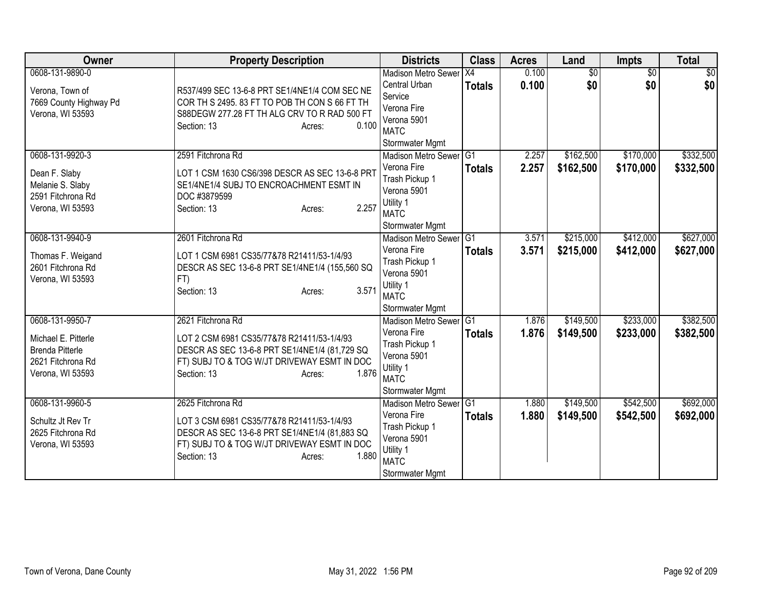| Owner | Property Description | Districts | Class | Acres | Land | Impts | Total |
|---|---|---|---|---|---|---|---|
| 0608-131-9890-0<br><br>Verona, Town of<br>7669 County Highway Pd<br>Verona, WI 53593 | R537/499 SEC 13-6-8 PRT SE1/4NE1/4 COM SEC NE COR TH S 2495. 83 FT TO POB TH CON S 66 FT TH S88DEGW 277.28 FT TH ALG CRV TO R RAD 500 FT<br>Section: 13 Acres: 0.100 | Madison Metro Sewer<br>Central Urban Service<br>Verona Fire<br>Verona 5901<br>MATC<br>Stormwater Mgmt | X4<br>**Totals** | 0.100<br>**0.100** | $0<br>**$0** | $0<br>**$0** | $0<br>**$0** |
| 0608-131-9920-3<br><br>Dean F. Slaby<br>Melanie S. Slaby<br>2591 Fitchrona Rd<br>Verona, WI 53593 | 2591 Fitchrona Rd<br><br>LOT 1 CSM 1630 CS6/398 DESCR AS SEC 13-6-8 PRT SE1/4NE1/4 SUBJ TO ENCROACHMENT ESMT IN DOC #3879599<br>Section: 13 Acres: 2.257 | Madison Metro Sewer<br>Verona Fire<br>Trash Pickup 1<br>Verona 5901<br>Utility 1<br>MATC<br>Stormwater Mgmt | G1<br>**Totals** | 2.257<br>**2.257** | $162,500<br>**$162,500** | $170,000<br>**$170,000** | $332,500<br>**$332,500** |
| 0608-131-9940-9<br><br>Thomas F. Weigand<br>2601 Fitchrona Rd<br>Verona, WI 53593 | 2601 Fitchrona Rd<br><br>LOT 1 CSM 6981 CS35/77&78 R21411/53-1/4/93 DESCR AS SEC 13-6-8 PRT SE1/4NE1/4 (155,560 SQ FT)<br>Section: 13 Acres: 3.571 | Madison Metro Sewer<br>Verona Fire<br>Trash Pickup 1<br>Verona 5901<br>Utility 1<br>MATC<br>Stormwater Mgmt | G1<br>**Totals** | 3.571<br>**3.571** | $215,000<br>**$215,000** | $412,000<br>**$412,000** | $627,000<br>**$627,000** |
| 0608-131-9950-7<br><br>Michael E. Pitterle<br>Brenda Pitterle<br>2621 Fitchrona Rd<br>Verona, WI 53593 | 2621 Fitchrona Rd<br><br>LOT 2 CSM 6981 CS35/77&78 R21411/53-1/4/93 DESCR AS SEC 13-6-8 PRT SE1/4NE1/4 (81,729 SQ FT) SUBJ TO & TOG W/JT DRIVEWAY ESMT IN DOC<br>Section: 13 Acres: 1.876 | Madison Metro Sewer<br>Verona Fire<br>Trash Pickup 1<br>Verona 5901<br>Utility 1<br>MATC<br>Stormwater Mgmt | G1<br>**Totals** | 1.876<br>**1.876** | $149,500<br>**$149,500** | $233,000<br>**$233,000** | $382,500<br>**$382,500** |
| 0608-131-9960-5<br><br>Schultz Jt Rev Tr<br>2625 Fitchrona Rd<br>Verona, WI 53593 | 2625 Fitchrona Rd<br><br>LOT 3 CSM 6981 CS35/77&78 R21411/53-1/4/93 DESCR AS SEC 13-6-8 PRT SE1/4NE1/4 (81,883 SQ FT) SUBJ TO & TOG W/JT DRIVEWAY ESMT IN DOC<br>Section: 13 Acres: 1.880 | Madison Metro Sewer<br>Verona Fire<br>Trash Pickup 1<br>Verona 5901<br>Utility 1<br>MATC<br>Stormwater Mgmt | G1<br>**Totals** | 1.880<br>**1.880** | $149,500<br>**$149,500** | $542,500<br>**$542,500** | $692,000<br>**$692,000** |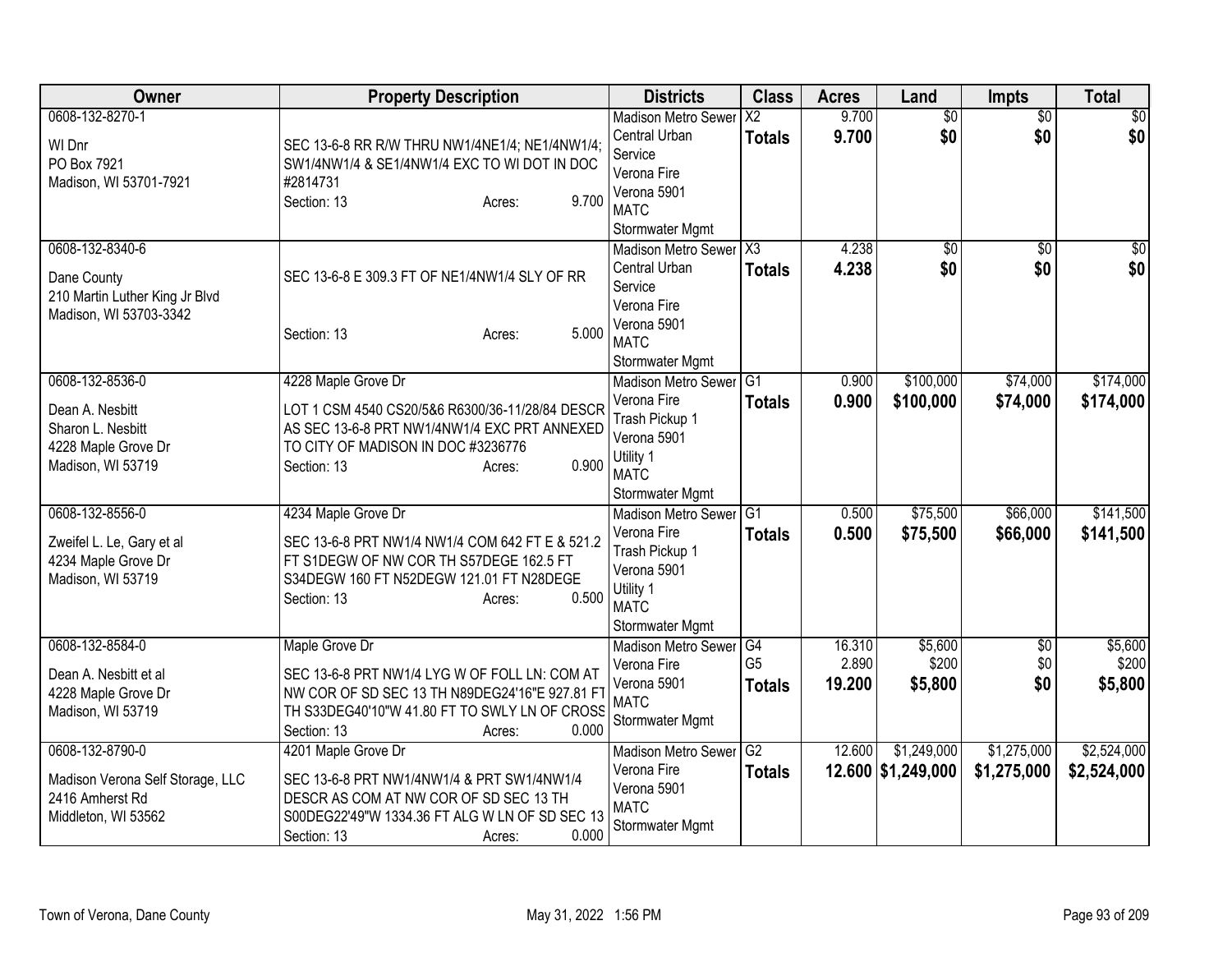| Owner | Property Description | Districts | Class | Acres | Land | Impts | Total |
|---|---|---|---|---|---|---|---|
| 0608-132-8270-1<br>WI Dnr<br>PO Box 7921<br>Madison, WI 53701-7921 | SEC 13-6-8 RR R/W THRU NW1/4NE1/4; NE1/4NW1/4; SW1/4NW1/4 & SE1/4NW1/4 EXC TO WI DOT IN DOC #2814731<br>Section: 13 Acres: 9.700 | Madison Metro Sewer<br>Central Urban Service<br>Verona Fire<br>Verona 5901<br>MATC<br>Stormwater Mgmt | X2<br>**Totals** | 9.700<br>**9.700** | $0<br>**$0** | $0<br>**$0** | $0<br>**$0** |
| 0608-132-8340-6<br>Dane County<br>210 Martin Luther King Jr Blvd<br>Madison, WI 53703-3342 | SEC 13-6-8 E 309.3 FT OF NE1/4NW1/4 SLY OF RR<br>Section: 13 Acres: 5.000 | Madison Metro Sewer<br>Central Urban Service<br>Verona Fire<br>Verona 5901<br>MATC<br>Stormwater Mgmt | X3<br>**Totals** | 4.238<br>**4.238** | $0<br>**$0** | $0<br>**$0** | $0<br>**$0** |
| 0608-132-8536-0<br>Dean A. Nesbitt<br>Sharon L. Nesbitt<br>4228 Maple Grove Dr<br>Madison, WI 53719 | 4228 Maple Grove Dr<br>LOT 1 CSM 4540 CS20/5&6 R6300/36-11/28/84 DESCR AS SEC 13-6-8 PRT NW1/4NW1/4 EXC PRT ANNEXED TO CITY OF MADISON IN DOC #3236776<br>Section: 13 Acres: 0.900 | Madison Metro Sewer<br>Verona Fire<br>Trash Pickup 1<br>Verona 5901<br>Utility 1<br>MATC<br>Stormwater Mgmt | G1<br>**Totals** | 0.900<br>**0.900** | $100,000<br>**$100,000** | $74,000<br>**$74,000** | $174,000<br>**$174,000** |
| 0608-132-8556-0<br>Zweifel L. Le, Gary et al<br>4234 Maple Grove Dr<br>Madison, WI 53719 | 4234 Maple Grove Dr<br>SEC 13-6-8 PRT NW1/4 NW1/4 COM 642 FT E & 521.2 FT S1DEGW OF NW COR TH S57DEGE 162.5 FT S34DEGW 160 FT N52DEGW 121.01 FT N28DEGE<br>Section: 13 Acres: 0.500 | Madison Metro Sewer<br>Verona Fire<br>Trash Pickup 1<br>Verona 5901<br>Utility 1<br>MATC<br>Stormwater Mgmt | G1<br>**Totals** | 0.500<br>**0.500** | $75,500<br>**$75,500** | $66,000<br>**$66,000** | $141,500<br>**$141,500** |
| 0608-132-8584-0<br>Dean A. Nesbitt et al<br>4228 Maple Grove Dr<br>Madison, WI 53719 | Maple Grove Dr<br>SEC 13-6-8 PRT NW1/4 LYG W OF FOLL LN: COM AT NW COR OF SD SEC 13 TH N89DEG24'16"E 927.81 FT TH S33DEG40'10"W 41.80 FT TO SWLY LN OF CROSS<br>Section: 13 Acres: 0.000 | Madison Metro Sewer<br>Verona Fire<br>Verona 5901<br>MATC<br>Stormwater Mgmt | G4<br>G5<br>**Totals** | 16.310<br>2.890<br>**19.200** | $5,600<br>$200<br>**$5,800** | $0<br>$0<br>**$0** | $5,600<br>$200<br>**$5,800** |
| 0608-132-8790-0<br>Madison Verona Self Storage, LLC<br>2416 Amherst Rd<br>Middleton, WI 53562 | 4201 Maple Grove Dr<br>SEC 13-6-8 PRT NW1/4NW1/4 & PRT SW1/4NW1/4 DESCR AS COM AT NW COR OF SD SEC 13 TH S00DEG22'49"W 1334.36 FT ALG W LN OF SD SEC 13<br>Section: 13 Acres: 0.000 | Madison Metro Sewer<br>Verona Fire<br>Verona 5901<br>MATC<br>Stormwater Mgmt | G2<br>**Totals** | 12.600<br>**12.600** | $1,249,000<br>**$1,249,000** | $1,275,000<br>**$1,275,000** | $2,524,000<br>**$2,524,000** |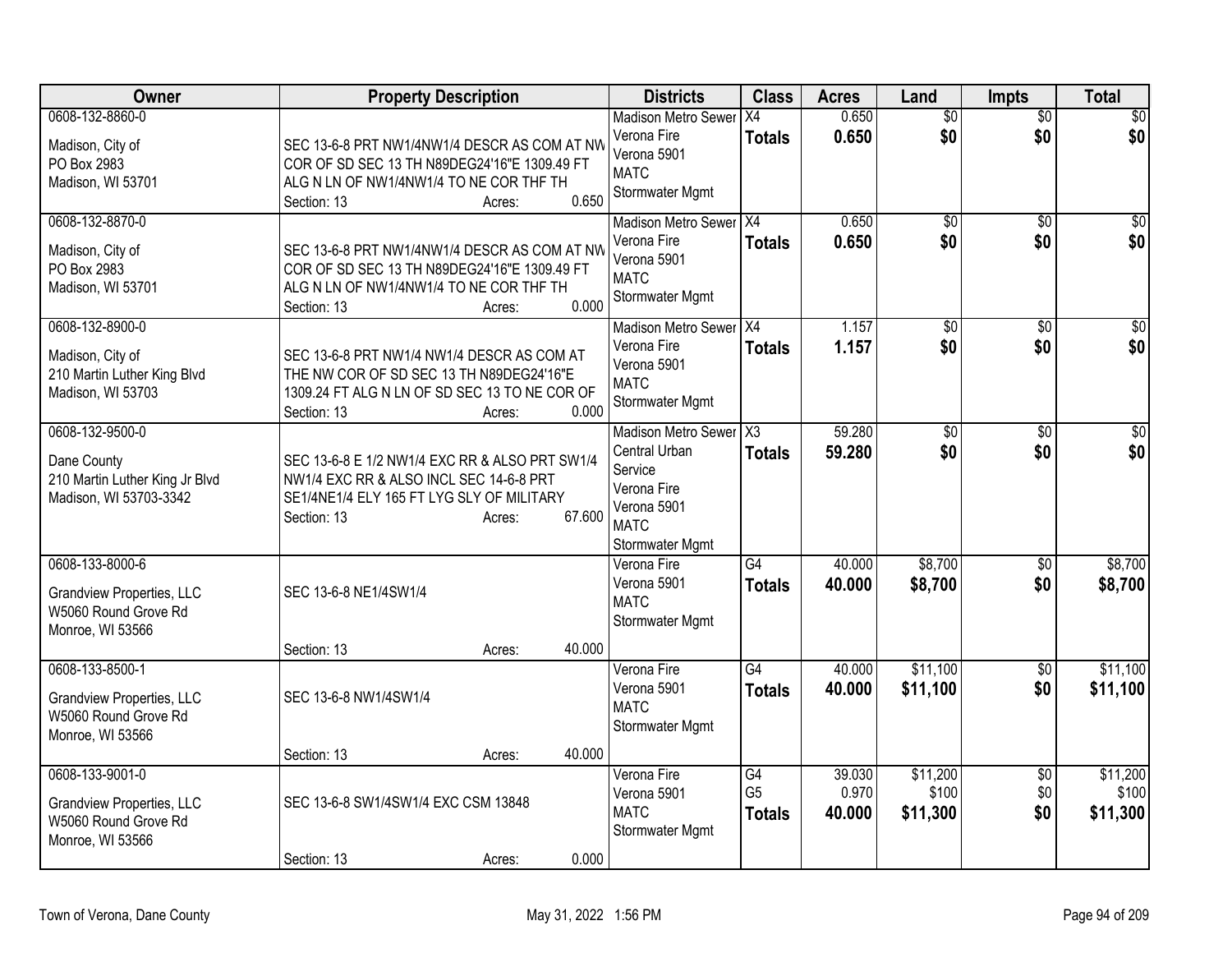| Owner | Property Description | Districts | Class | Acres | Land | Impts | Total |
|---|---|---|---|---|---|---|---|
| 0608-132-8860-0<br>Madison, City of<br>PO Box 2983<br>Madison, WI 53701 | SEC 13-6-8 PRT NW1/4NW1/4 DESCR AS COM AT NW COR OF SD SEC 13 TH N89DEG24'16"E 1309.49 FT ALG N LN OF NW1/4NW1/4 TO NE COR THF TH<br>Section: 13 Acres: 0.650 | Madison Metro Sewer<br>Verona Fire<br>Verona 5901<br>MATC<br>Stormwater Mgmt | X4<br>**Totals** | 0.650<br>**0.650** | $0<br>**$0** | $0<br>**$0** | $0<br>**$0** |
| 0608-132-8870-0<br>Madison, City of<br>PO Box 2983<br>Madison, WI 53701 | SEC 13-6-8 PRT NW1/4NW1/4 DESCR AS COM AT NW COR OF SD SEC 13 TH N89DEG24'16"E 1309.49 FT ALG N LN OF NW1/4NW1/4 TO NE COR THF TH<br>Section: 13 Acres: 0.000 | Madison Metro Sewer<br>Verona Fire<br>Verona 5901<br>MATC<br>Stormwater Mgmt | X4<br>**Totals** | 0.650<br>**0.650** | $0<br>**$0** | $0<br>**$0** | $0<br>**$0** |
| 0608-132-8900-0<br>Madison, City of<br>210 Martin Luther King Blvd<br>Madison, WI 53703 | SEC 13-6-8 PRT NW1/4 NW1/4 DESCR AS COM AT THE NW COR OF SD SEC 13 TH N89DEG24'16"E 1309.24 FT ALG N LN OF SD SEC 13 TO NE COR OF<br>Section: 13 Acres: 0.000 | Madison Metro Sewer<br>Verona Fire<br>Verona 5901<br>MATC<br>Stormwater Mgmt | X4<br>**Totals** | 1.157<br>**1.157** | $0<br>**$0** | $0<br>**$0** | $0<br>**$0** |
| 0608-132-9500-0<br>Dane County<br>210 Martin Luther King Jr Blvd<br>Madison, WI 53703-3342 | SEC 13-6-8 E 1/2 NW1/4 EXC RR & ALSO PRT SW1/4 NW1/4 EXC RR & ALSO INCL SEC 14-6-8 PRT SE1/4NE1/4 ELY 165 FT LYG SLY OF MILITARY<br>Section: 13 Acres: 67.600 | Madison Metro Sewer<br>Central Urban Service<br>Verona Fire<br>Verona 5901<br>MATC<br>Stormwater Mgmt | X3<br>**Totals** | 59.280<br>**59.280** | $0<br>**$0** | $0<br>**$0** | $0<br>**$0** |
| 0608-133-8000-6<br>Grandview Properties, LLC<br>W5060 Round Grove Rd<br>Monroe, WI 53566 | SEC 13-6-8 NE1/4SW1/4<br>Section: 13 Acres: 40.000 | Verona Fire<br>Verona 5901<br>MATC<br>Stormwater Mgmt | G4<br>**Totals** | 40.000<br>**40.000** | $8,700<br>**$8,700** | $0<br>**$0** | $8,700<br>**$8,700** |
| 0608-133-8500-1<br>Grandview Properties, LLC<br>W5060 Round Grove Rd<br>Monroe, WI 53566 | SEC 13-6-8 NW1/4SW1/4<br>Section: 13 Acres: 40.000 | Verona Fire<br>Verona 5901<br>MATC<br>Stormwater Mgmt | G4<br>**Totals** | 40.000<br>**40.000** | $11,100<br>**$11,100** | $0<br>**$0** | $11,100<br>**$11,100** |
| 0608-133-9001-0<br>Grandview Properties, LLC<br>W5060 Round Grove Rd<br>Monroe, WI 53566 | SEC 13-6-8 SW1/4SW1/4 EXC CSM 13848<br>Section: 13 Acres: 0.000 | Verona Fire<br>Verona 5901<br>MATC<br>Stormwater Mgmt | G4<br>G5<br>**Totals** | 39.030<br>0.970<br>**40.000** | $11,200<br>$100<br>**$11,300** | $0<br>$0<br>**$0** | $11,200<br>$100<br>**$11,300** |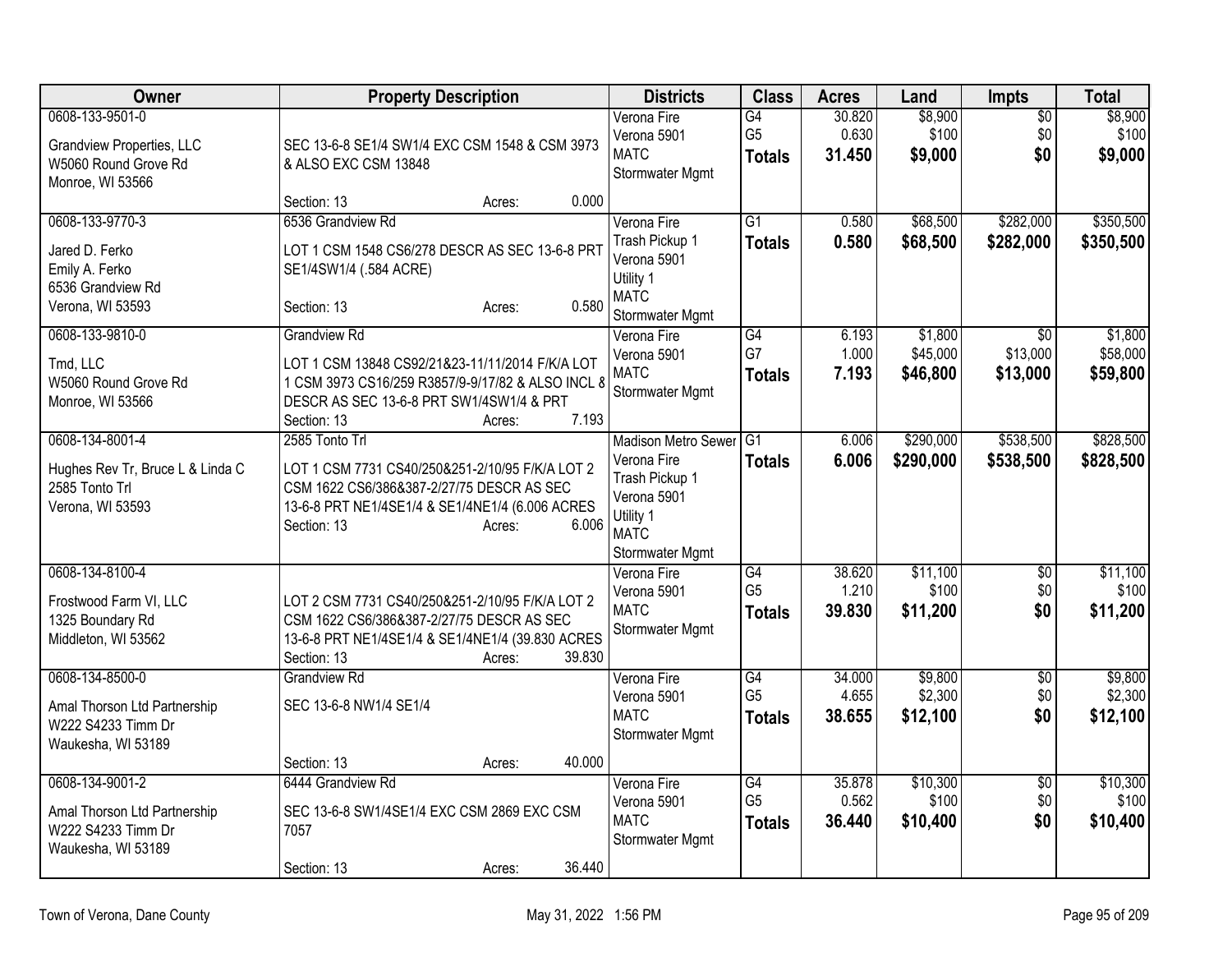| Owner | Property Description | Districts | Class | Acres | Land | Impts | Total |
|---|---|---|---|---|---|---|---|
| 0608-133-9501-0<br><br>Grandview Properties, LLC<br>W5060 Round Grove Rd<br>Monroe, WI 53566 | SEC 13-6-8 SE1/4 SW1/4 EXC CSM 1548 & CSM 3973 & ALSO EXC CSM 13848<br><br>Section: 13 Acres: 0.000 | Verona Fire<br>Verona 5901<br>MATC<br>Stormwater Mgmt | G4<br>G5<br>**Totals** | 30.820<br>0.630<br>**31.450** | $8,900<br>$100<br>**$9,000** | $0<br>$0<br>**$0** | $8,900<br>$100<br>**$9,000** |
| 0608-133-9770-3<br><br>Jared D. Ferko<br>Emily A. Ferko<br>6536 Grandview Rd<br>Verona, WI 53593 | 6536 Grandview Rd<br>LOT 1 CSM 1548 CS6/278 DESCR AS SEC 13-6-8 PRT SE1/4SW1/4 (.584 ACRE)<br><br>Section: 13 Acres: 0.580 | Verona Fire<br>Trash Pickup 1<br>Verona 5901<br>Utility 1<br>MATC<br>Stormwater Mgmt | G1<br>**Totals** | 0.580<br>**0.580** | $68,500<br>**$68,500** | $282,000<br>**$282,000** | $350,500<br>**$350,500** |
| 0608-133-9810-0<br><br>Tmd, LLC<br>W5060 Round Grove Rd<br>Monroe, WI 53566 | Grandview Rd<br>LOT 1 CSM 13848 CS92/21&23-11/11/2014 F/K/A LOT 1 CSM 3973 CS16/259 R3857/9-9/17/82 & ALSO INCL & DESCR AS SEC 13-6-8 PRT SW1/4SW1/4 & PRT<br>Section: 13 Acres: 7.193 | Verona Fire<br>Verona 5901<br>MATC<br>Stormwater Mgmt | G4<br>G7<br>**Totals** | 6.193<br>1.000<br>**7.193** | $1,800<br>$45,000<br>**$46,800** | $0<br>$13,000<br>**$13,000** | $1,800<br>$58,000<br>**$59,800** |
| 0608-134-8001-4<br><br>Hughes Rev Tr, Bruce L & Linda C<br>2585 Tonto Trl<br>Verona, WI 53593 | 2585 Tonto Trl<br>LOT 1 CSM 7731 CS40/250&251-2/10/95 F/K/A LOT 2 CSM 1622 CS6/386&387-2/27/75 DESCR AS SEC 13-6-8 PRT NE1/4SE1/4 & SE1/4NE1/4 (6.006 ACRES<br>Section: 13 Acres: 6.006 | Madison Metro Sewer<br>Verona Fire<br>Trash Pickup 1<br>Verona 5901<br>Utility 1<br>MATC<br>Stormwater Mgmt | G1<br>**Totals** | 6.006<br>**6.006** | $290,000<br>**$290,000** | $538,500<br>**$538,500** | $828,500<br>**$828,500** |
| 0608-134-8100-4<br><br>Frostwood Farm VI, LLC<br>1325 Boundary Rd<br>Middleton, WI 53562 | LOT 2 CSM 7731 CS40/250&251-2/10/95 F/K/A LOT 2 CSM 1622 CS6/386&387-2/27/75 DESCR AS SEC 13-6-8 PRT NE1/4SE1/4 & SE1/4NE1/4 (39.830 ACRES<br>Section: 13 Acres: 39.830 | Verona Fire<br>Verona 5901<br>MATC<br>Stormwater Mgmt | G4<br>G5<br>**Totals** | 38.620<br>1.210<br>**39.830** | $11,100<br>$100<br>**$11,200** | $0<br>$0<br>**$0** | $11,100<br>$100<br>**$11,200** |
| 0608-134-8500-0<br><br>Amal Thorson Ltd Partnership<br>W222 S4233 Timm Dr<br>Waukesha, WI 53189 | Grandview Rd<br>SEC 13-6-8 NW1/4 SE1/4<br><br>Section: 13 Acres: 40.000 | Verona Fire<br>Verona 5901<br>MATC<br>Stormwater Mgmt | G4<br>G5<br>**Totals** | 34.000<br>4.655<br>**38.655** | $9,800<br>$2,300<br>**$12,100** | $0<br>$0<br>**$0** | $9,800<br>$2,300<br>**$12,100** |
| 0608-134-9001-2<br><br>Amal Thorson Ltd Partnership<br>W222 S4233 Timm Dr<br>Waukesha, WI 53189 | 6444 Grandview Rd<br>SEC 13-6-8 SW1/4SE1/4 EXC CSM 2869 EXC CSM 7057<br><br>Section: 13 Acres: 36.440 | Verona Fire<br>Verona 5901<br>MATC<br>Stormwater Mgmt | G4<br>G5<br>**Totals** | 35.878<br>0.562<br>**36.440** | $10,300<br>$100<br>**$10,400** | $0<br>$0<br>**$0** | $10,300<br>$100<br>**$10,400** |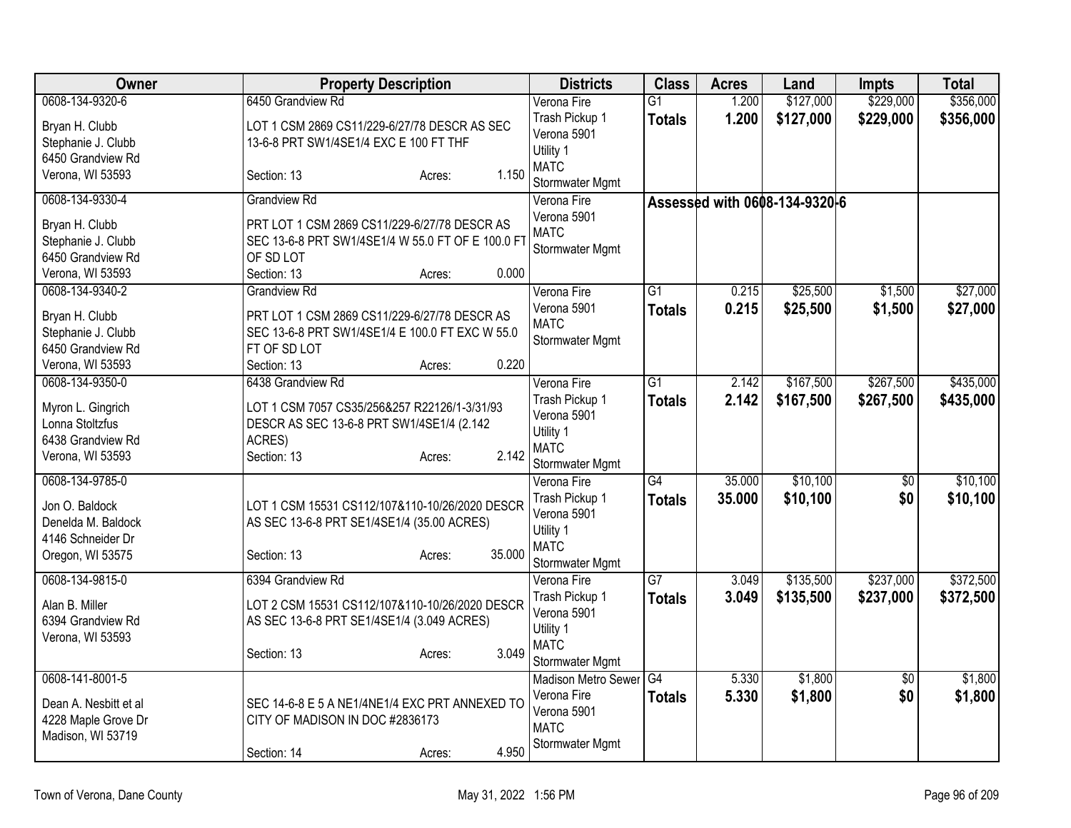| Owner | Property Description | Districts | Class | Acres | Land | Impts | Total |
|---|---|---|---|---|---|---|---|
| 0608-134-9320-6<br>Bryan H. Clubb<br>Stephanie J. Clubb<br>6450 Grandview Rd<br>Verona, WI 53593 | 6450 Grandview Rd<br>LOT 1 CSM 2869 CS11/229-6/27/78 DESCR AS SEC 13-6-8 PRT SW1/4SE1/4 EXC E 100 FT THF<br>Section: 13 Acres: 1.150 | Verona Fire<br>Trash Pickup 1<br>Verona 5901<br>Utility 1<br>MATC<br>Stormwater Mgmt | G1<br>**Totals** | 1.200<br>**1.200** | $127,000<br>**$127,000** | $229,000<br>**$229,000** | $356,000<br>**$356,000** |
| 0608-134-9330-4<br>Bryan H. Clubb<br>Stephanie J. Clubb<br>6450 Grandview Rd<br>Verona, WI 53593 | Grandview Rd<br>PRT LOT 1 CSM 2869 CS11/229-6/27/78 DESCR AS SEC 13-6-8 PRT SW1/4SE1/4 W 55.0 FT OF E 100.0 FT OF SD LOT<br>Section: 13 Acres: 0.000 | Verona Fire<br>Verona 5901<br>MATC<br>Stormwater Mgmt | **Assessed with 0608-134-9320-6** | | | | |
| 0608-134-9340-2<br>Bryan H. Clubb<br>Stephanie J. Clubb<br>6450 Grandview Rd<br>Verona, WI 53593 | Grandview Rd<br>PRT LOT 1 CSM 2869 CS11/229-6/27/78 DESCR AS SEC 13-6-8 PRT SW1/4SE1/4 E 100.0 FT EXC W 55.0 FT OF SD LOT<br>Section: 13 Acres: 0.220 | Verona Fire<br>Verona 5901<br>MATC<br>Stormwater Mgmt | G1<br>**Totals** | 0.215<br>**0.215** | $25,500<br>**$25,500** | $1,500<br>**$1,500** | $27,000<br>**$27,000** |
| 0608-134-9350-0<br>Myron L. Gingrich<br>Lonna Stoltzfus<br>6438 Grandview Rd<br>Verona, WI 53593 | 6438 Grandview Rd<br>LOT 1 CSM 7057 CS35/256&257 R22126/1-3/31/93 DESCR AS SEC 13-6-8 PRT SW1/4SE1/4 (2.142 ACRES)<br>Section: 13 Acres: 2.142 | Verona Fire<br>Trash Pickup 1<br>Verona 5901<br>Utility 1<br>MATC<br>Stormwater Mgmt | G1<br>**Totals** | 2.142<br>**2.142** | $167,500<br>**$167,500** | $267,500<br>**$267,500** | $435,000<br>**$435,000** |
| 0608-134-9785-0<br>Jon O. Baldock<br>Denelda M. Baldock<br>4146 Schneider Dr<br>Oregon, WI 53575 | LOT 1 CSM 15531 CS112/107&110-10/26/2020 DESCR AS SEC 13-6-8 PRT SE1/4SE1/4 (35.00 ACRES)<br>Section: 13 Acres: 35.000 | Verona Fire<br>Trash Pickup 1<br>Verona 5901<br>Utility 1<br>MATC<br>Stormwater Mgmt | G4<br>**Totals** | 35.000<br>**35.000** | $10,100<br>**$10,100** | $0<br>**$0** | $10,100<br>**$10,100** |
| 0608-134-9815-0<br>Alan B. Miller<br>6394 Grandview Rd<br>Verona, WI 53593 | 6394 Grandview Rd<br>LOT 2 CSM 15531 CS112/107&110-10/26/2020 DESCR AS SEC 13-6-8 PRT SE1/4SE1/4 (3.049 ACRES)<br>Section: 13 Acres: 3.049 | Verona Fire<br>Trash Pickup 1<br>Verona 5901<br>Utility 1<br>MATC<br>Stormwater Mgmt | G7<br>**Totals** | 3.049<br>**3.049** | $135,500<br>**$135,500** | $237,000<br>**$237,000** | $372,500<br>**$372,500** |
| 0608-141-8001-5<br>Dean A. Nesbitt et al<br>4228 Maple Grove Dr<br>Madison, WI 53719 | SEC 14-6-8 E 5 A NE1/4NE1/4 EXC PRT ANNEXED TO CITY OF MADISON IN DOC #2836173<br>Section: 14 Acres: 4.950 | Madison Metro Sewer<br>Verona Fire<br>Verona 5901<br>MATC<br>Stormwater Mgmt | G4<br>**Totals** | 5.330<br>**5.330** | $1,800<br>**$1,800** | $0<br>**$0** | $1,800<br>**$1,800** |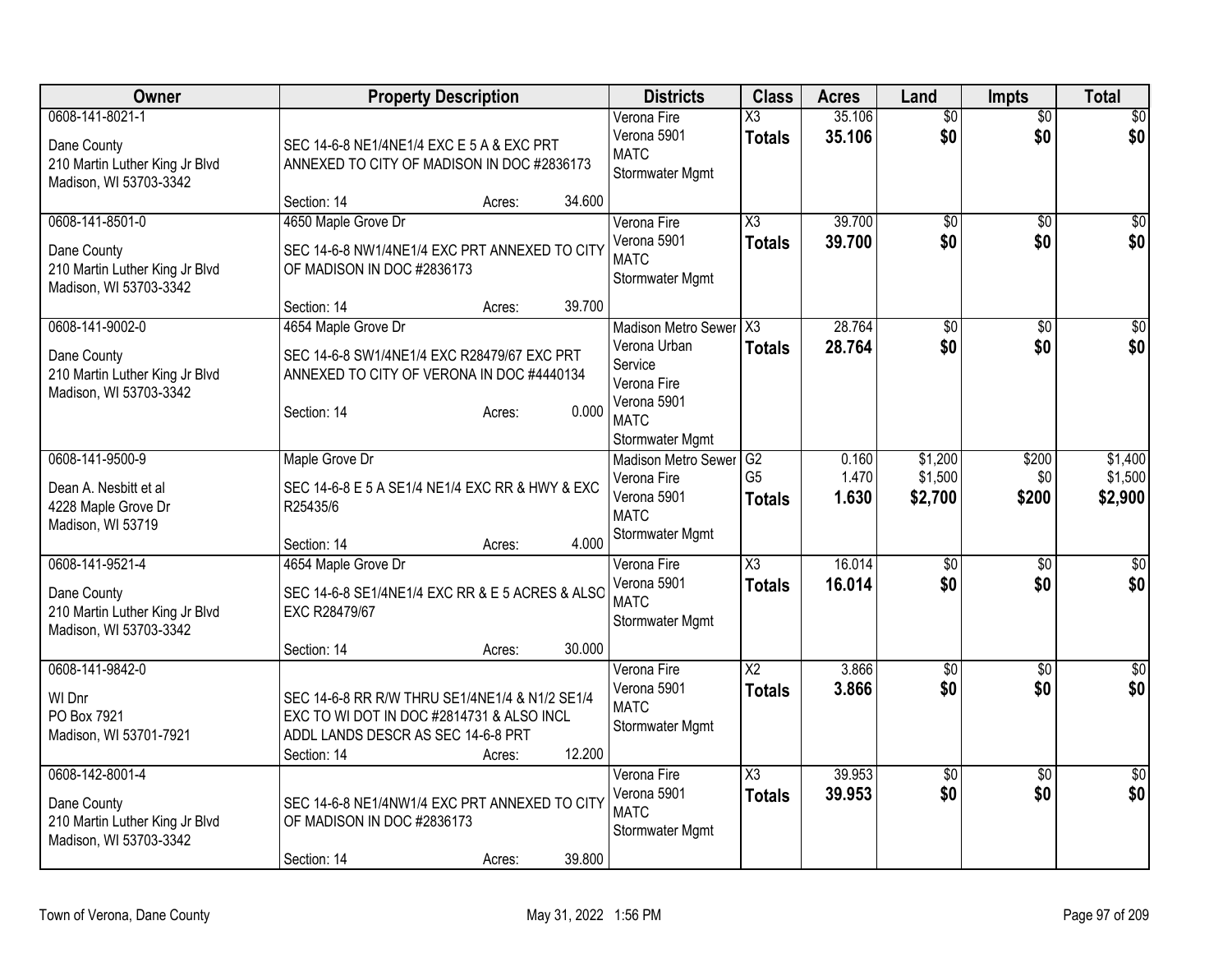| Owner | Property Description | Districts | Class | Acres | Land | Impts | Total |
|---|---|---|---|---|---|---|---|
| 0608-141-8021-1<br><br>Dane County<br>210 Martin Luther King Jr Blvd<br>Madison, WI 53703-3342 | SEC 14-6-8 NE1/4NE1/4 EXC E 5 A & EXC PRT ANNEXED TO CITY OF MADISON IN DOC #2836173<br><br>Section: 14 Acres: 34.600 | Verona Fire<br>Verona 5901<br>MATC<br>Stormwater Mgmt | X3<br>**Totals** | 35.106<br>**35.106** | $0<br>**$0** | $0<br>**$0** | $0<br>**$0** |
| 0608-141-8501-0<br><br>Dane County<br>210 Martin Luther King Jr Blvd<br>Madison, WI 53703-3342 | 4650 Maple Grove Dr<br><br>SEC 14-6-8 NW1/4NE1/4 EXC PRT ANNEXED TO CITY OF MADISON IN DOC #2836173<br><br>Section: 14 Acres: 39.700 | Verona Fire<br>Verona 5901<br>MATC<br>Stormwater Mgmt | X3<br>**Totals** | 39.700<br>**39.700** | $0<br>**$0** | $0<br>**$0** | $0<br>**$0** |
| 0608-141-9002-0<br><br>Dane County<br>210 Martin Luther King Jr Blvd<br>Madison, WI 53703-3342 | 4654 Maple Grove Dr<br><br>SEC 14-6-8 SW1/4NE1/4 EXC R28479/67 EXC PRT ANNEXED TO CITY OF VERONA IN DOC #4440134<br><br>Section: 14 Acres: 0.000 | Madison Metro Sewer<br>Verona Urban Service<br>Verona Fire<br>Verona 5901<br>MATC<br>Stormwater Mgmt | X3<br>**Totals** | 28.764<br>**28.764** | $0<br>**$0** | $0<br>**$0** | $0<br>**$0** |
| 0608-141-9500-9<br><br>Dean A. Nesbitt et al<br>4228 Maple Grove Dr<br>Madison, WI 53719 | Maple Grove Dr<br><br>SEC 14-6-8 E 5 A SE1/4 NE1/4 EXC RR & HWY & EXC R25435/6<br><br>Section: 14 Acres: 4.000 | Madison Metro Sewer<br>Verona Fire<br>Verona 5901<br>MATC<br>Stormwater Mgmt | G2<br>G5<br>**Totals** | 0.160<br>1.470<br>**1.630** | $1,200<br>$1,500<br>**$2,700** | $200<br>$0<br>**$200** | $1,400<br>$1,500<br>**$2,900** |
| 0608-141-9521-4<br><br>Dane County<br>210 Martin Luther King Jr Blvd<br>Madison, WI 53703-3342 | 4654 Maple Grove Dr<br><br>SEC 14-6-8 SE1/4NE1/4 EXC RR & E 5 ACRES & ALSO EXC R28479/67<br><br>Section: 14 Acres: 30.000 | Verona Fire<br>Verona 5901<br>MATC<br>Stormwater Mgmt | X3<br>**Totals** | 16.014<br>**16.014** | $0<br>**$0** | $0<br>**$0** | $0<br>**$0** |
| 0608-141-9842-0<br><br>WI Dnr<br>PO Box 7921<br>Madison, WI 53701-7921 | SEC 14-6-8 RR R/W THRU SE1/4NE1/4 & N1/2 SE1/4 EXC TO WI DOT IN DOC #2814731 & ALSO INCL ADDL LANDS DESCR AS SEC 14-6-8 PRT<br>Section: 14 Acres: 12.200 | Verona Fire<br>Verona 5901<br>MATC<br>Stormwater Mgmt | X2<br>**Totals** | 3.866<br>**3.866** | $0<br>**$0** | $0<br>**$0** | $0<br>**$0** |
| 0608-142-8001-4<br><br>Dane County<br>210 Martin Luther King Jr Blvd<br>Madison, WI 53703-3342 | SEC 14-6-8 NE1/4NW1/4 EXC PRT ANNEXED TO CITY OF MADISON IN DOC #2836173<br><br>Section: 14 Acres: 39.800 | Verona Fire<br>Verona 5901<br>MATC<br>Stormwater Mgmt | X3<br>**Totals** | 39.953<br>**39.953** | $0<br>**$0** | $0<br>**$0** | $0<br>**$0** |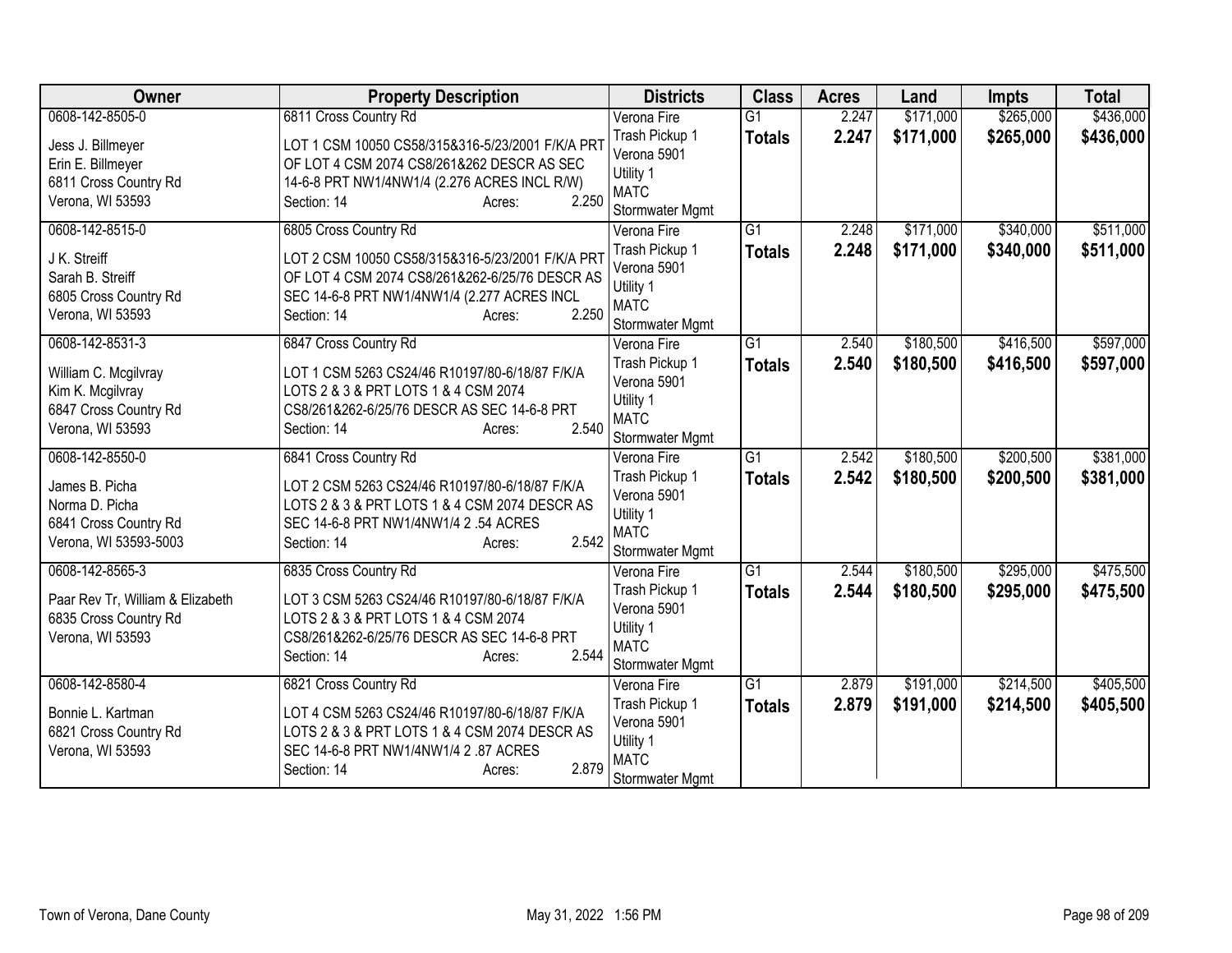| Owner | Property Description | Districts | Class | Acres | Land | Impts | Total |
|---|---|---|---|---|---|---|---|
| 0608-142-8505-0<br><br>Jess J. Billmeyer<br>Erin E. Billmeyer<br>6811 Cross Country Rd<br>Verona, WI 53593 | 6811 Cross Country Rd<br><br>LOT 1 CSM 10050 CS58/315&316-5/23/2001 F/K/A PRT OF LOT 4 CSM 2074 CS8/261&262 DESCR AS SEC 14-6-8 PRT NW1/4NW1/4 (2.276 ACRES INCL R/W)<br>Section: 14 Acres: 2.250 | Verona Fire<br>Trash Pickup 1<br>Verona 5901<br>Utility 1<br>MATC<br>Stormwater Mgmt | G1<br>**Totals** | 2.247<br>**2.247** | $171,000<br>**$171,000** | $265,000<br>**$265,000** | $436,000<br>**$436,000** |
| 0608-142-8515-0<br><br>J K. Streiff<br>Sarah B. Streiff<br>6805 Cross Country Rd<br>Verona, WI 53593 | 6805 Cross Country Rd<br><br>LOT 2 CSM 10050 CS58/315&316-5/23/2001 F/K/A PRT OF LOT 4 CSM 2074 CS8/261&262-6/25/76 DESCR AS SEC 14-6-8 PRT NW1/4NW1/4 (2.277 ACRES INCL<br>Section: 14 Acres: 2.250 | Verona Fire<br>Trash Pickup 1<br>Verona 5901<br>Utility 1<br>MATC<br>Stormwater Mgmt | G1<br>**Totals** | 2.248<br>**2.248** | $171,000<br>**$171,000** | $340,000<br>**$340,000** | $511,000<br>**$511,000** |
| 0608-142-8531-3<br><br>William C. Mcgilvray<br>Kim K. Mcgilvray<br>6847 Cross Country Rd<br>Verona, WI 53593 | 6847 Cross Country Rd<br><br>LOT 1 CSM 5263 CS24/46 R10197/80-6/18/87 F/K/A LOTS 2 & 3 & PRT LOTS 1 & 4 CSM 2074 CS8/261&262-6/25/76 DESCR AS SEC 14-6-8 PRT<br>Section: 14 Acres: 2.540 | Verona Fire<br>Trash Pickup 1<br>Verona 5901<br>Utility 1<br>MATC<br>Stormwater Mgmt | G1<br>**Totals** | 2.540<br>**2.540** | $180,500<br>**$180,500** | $416,500<br>**$416,500** | $597,000<br>**$597,000** |
| 0608-142-8550-0<br><br>James B. Picha<br>Norma D. Picha<br>6841 Cross Country Rd<br>Verona, WI 53593-5003 | 6841 Cross Country Rd<br><br>LOT 2 CSM 5263 CS24/46 R10197/80-6/18/87 F/K/A LOTS 2 & 3 & PRT LOTS 1 & 4 CSM 2074 DESCR AS SEC 14-6-8 PRT NW1/4NW1/4 2 .54 ACRES<br>Section: 14 Acres: 2.542 | Verona Fire<br>Trash Pickup 1<br>Verona 5901<br>Utility 1<br>MATC<br>Stormwater Mgmt | G1<br>**Totals** | 2.542<br>**2.542** | $180,500<br>**$180,500** | $200,500<br>**$200,500** | $381,000<br>**$381,000** |
| 0608-142-8565-3<br><br>Paar Rev Tr, William & Elizabeth<br>6835 Cross Country Rd<br>Verona, WI 53593 | 6835 Cross Country Rd<br><br>LOT 3 CSM 5263 CS24/46 R10197/80-6/18/87 F/K/A LOTS 2 & 3 & PRT LOTS 1 & 4 CSM 2074 CS8/261&262-6/25/76 DESCR AS SEC 14-6-8 PRT<br>Section: 14 Acres: 2.544 | Verona Fire<br>Trash Pickup 1<br>Verona 5901<br>Utility 1<br>MATC<br>Stormwater Mgmt | G1<br>**Totals** | 2.544<br>**2.544** | $180,500<br>**$180,500** | $295,000<br>**$295,000** | $475,500<br>**$475,500** |
| 0608-142-8580-4<br><br>Bonnie L. Kartman<br>6821 Cross Country Rd<br>Verona, WI 53593 | 6821 Cross Country Rd<br><br>LOT 4 CSM 5263 CS24/46 R10197/80-6/18/87 F/K/A LOTS 2 & 3 & PRT LOTS 1 & 4 CSM 2074 DESCR AS SEC 14-6-8 PRT NW1/4NW1/4 2 .87 ACRES<br>Section: 14 Acres: 2.879 | Verona Fire<br>Trash Pickup 1<br>Verona 5901<br>Utility 1<br>MATC<br>Stormwater Mgmt | G1<br>**Totals** | 2.879<br>**2.879** | $191,000<br>**$191,000** | $214,500<br>**$214,500** | $405,500<br>**$405,500** |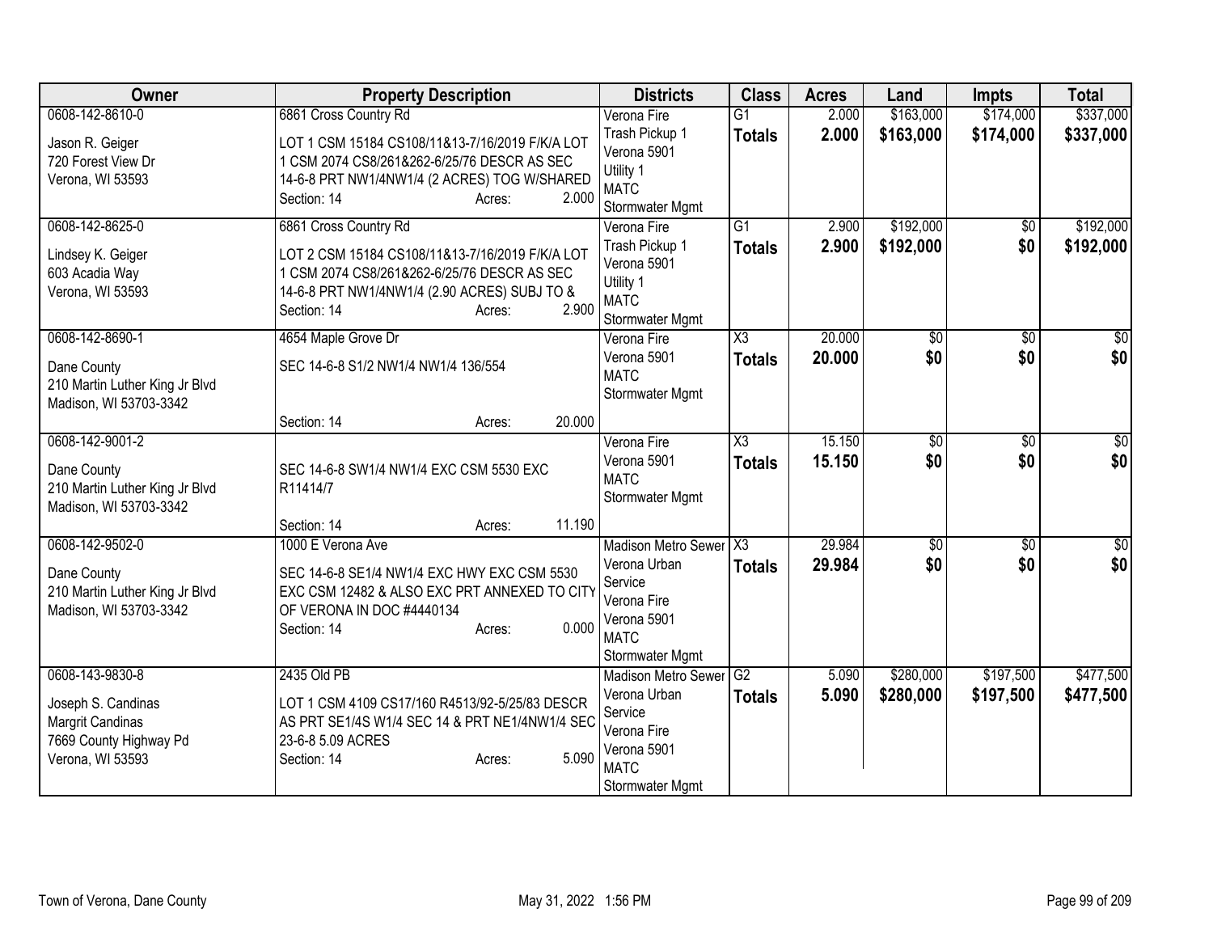| Owner | Property Description | Districts | Class | Acres | Land | Impts | Total |
|---|---|---|---|---|---|---|---|
| 0608-142-8610-0<br><br>Jason R. Geiger<br>720 Forest View Dr<br>Verona, WI 53593 | 6861 Cross Country Rd<br><br>LOT 1 CSM 15184 CS108/11&13-7/16/2019 F/K/A LOT 1 CSM 2074 CS8/261&262-6/25/76 DESCR AS SEC 14-6-8 PRT NW1/4NW1/4 (2 ACRES) TOG W/SHARED<br>Section: 14 Acres: 2.000 | Verona Fire<br>Trash Pickup 1<br>Verona 5901<br>Utility 1<br>MATC<br>Stormwater Mgmt | G1<br>**Totals** | 2.000<br>**2.000** | $163,000<br>**$163,000** | $174,000<br>**$174,000** | $337,000<br>**$337,000** |
| 0608-142-8625-0<br><br>Lindsey K. Geiger<br>603 Acadia Way<br>Verona, WI 53593 | 6861 Cross Country Rd<br><br>LOT 2 CSM 15184 CS108/11&13-7/16/2019 F/K/A LOT 1 CSM 2074 CS8/261&262-6/25/76 DESCR AS SEC 14-6-8 PRT NW1/4NW1/4 (2.90 ACRES) SUBJ TO &<br>Section: 14 Acres: 2.900 | Verona Fire<br>Trash Pickup 1<br>Verona 5901<br>Utility 1<br>MATC<br>Stormwater Mgmt | G1<br>**Totals** | 2.900<br>**2.900** | $192,000<br>**$192,000** | $0<br>**$0** | $192,000<br>**$192,000** |
| 0608-142-8690-1<br><br>Dane County<br>210 Martin Luther King Jr Blvd<br>Madison, WI 53703-3342 | 4654 Maple Grove Dr<br><br>SEC 14-6-8 S1/2 NW1/4 NW1/4 136/554<br><br>Section: 14 Acres: 20.000 | Verona Fire<br>Verona 5901<br>MATC<br>Stormwater Mgmt | X3<br>**Totals** | 20.000<br>**20.000** | $0<br>**$0** | $0<br>**$0** | $0<br>**$0** |
| 0608-142-9001-2<br><br>Dane County<br>210 Martin Luther King Jr Blvd<br>Madison, WI 53703-3342 | SEC 14-6-8 SW1/4 NW1/4 EXC CSM 5530 EXC R11414/7<br><br>Section: 14 Acres: 11.190 | Verona Fire<br>Verona 5901<br>MATC<br>Stormwater Mgmt | X3<br>**Totals** | 15.150<br>**15.150** | $0<br>**$0** | $0<br>**$0** | $0<br>**$0** |
| 0608-142-9502-0<br><br>Dane County<br>210 Martin Luther King Jr Blvd<br>Madison, WI 53703-3342 | 1000 E Verona Ave<br><br>SEC 14-6-8 SE1/4 NW1/4 EXC HWY EXC CSM 5530 EXC CSM 12482 & ALSO EXC PRT ANNEXED TO CITY OF VERONA IN DOC #4440134<br>Section: 14 Acres: 0.000 | Madison Metro Sewer<br>Verona Urban Service<br>Verona Fire<br>Verona 5901<br>MATC<br>Stormwater Mgmt | X3<br>**Totals** | 29.984<br>**29.984** | $0<br>**$0** | $0<br>**$0** | $0<br>**$0** |
| 0608-143-9830-8<br><br>Joseph S. Candinas<br>Margrit Candinas<br>7669 County Highway Pd<br>Verona, WI 53593 | 2435 Old PB<br><br>LOT 1 CSM 4109 CS17/160 R4513/92-5/25/83 DESCR AS PRT SE1/4S W1/4 SEC 14 & PRT NE1/4NW1/4 SEC 23-6-8 5.09 ACRES<br>Section: 14 Acres: 5.090 | Madison Metro Sewer<br>Verona Urban Service<br>Verona Fire<br>Verona 5901<br>MATC<br>Stormwater Mgmt | G2<br>**Totals** | 5.090<br>**5.090** | $280,000<br>**$280,000** | $197,500<br>**$197,500** | $477,500<br>**$477,500** |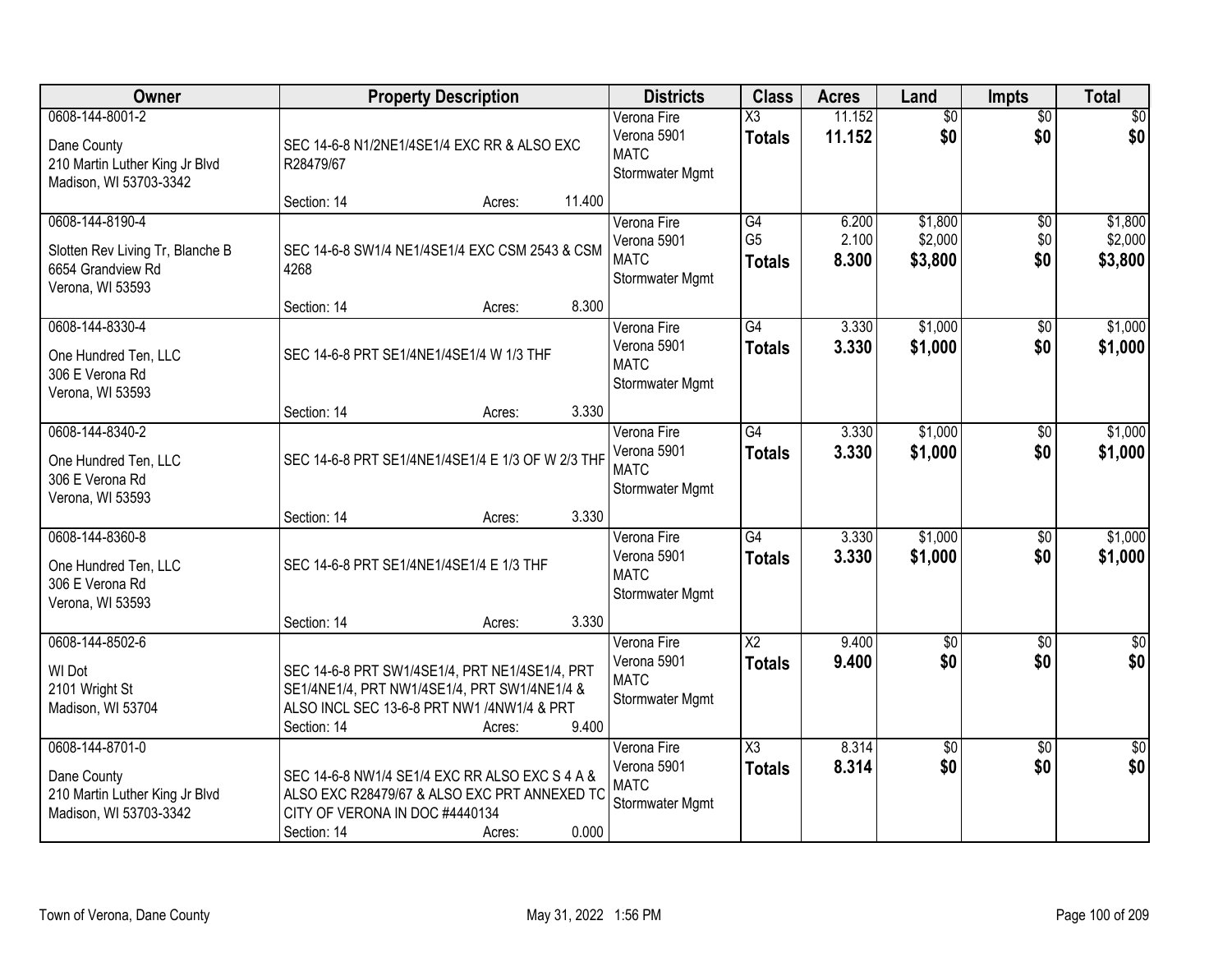| Owner | Property Description | Districts | Class | Acres | Land | Impts | Total |
|---|---|---|---|---|---|---|---|
| 0608-144-8001-2<br>Dane County<br>210 Martin Luther King Jr Blvd<br>Madison, WI 53703-3342 | SEC 14-6-8 N1/2NE1/4SE1/4 EXC RR & ALSO EXC R28479/67<br>Section: 14 Acres: 11.400 | Verona Fire<br>Verona 5901<br>MATC<br>Stormwater Mgmt | X3<br>**Totals** | 11.152<br>**11.152** | $0<br>**$0** | $0<br>**$0** | $0<br>**$0** |
| 0608-144-8190-4<br>Slotten Rev Living Tr, Blanche B<br>6654 Grandview Rd<br>Verona, WI 53593 | SEC 14-6-8 SW1/4 NE1/4SE1/4 EXC CSM 2543 & CSM 4268<br>Section: 14 Acres: 8.300 | Verona Fire<br>Verona 5901<br>MATC<br>Stormwater Mgmt | G4<br>G5<br>**Totals** | 6.200<br>2.100<br>**8.300** | $1,800<br>$2,000<br>**$3,800** | $0<br>$0<br>**$0** | $1,800<br>$2,000<br>**$3,800** |
| 0608-144-8330-4<br>One Hundred Ten, LLC<br>306 E Verona Rd<br>Verona, WI 53593 | SEC 14-6-8 PRT SE1/4NE1/4SE1/4 W 1/3 THF<br>Section: 14 Acres: 3.330 | Verona Fire<br>Verona 5901<br>MATC<br>Stormwater Mgmt | G4<br>**Totals** | 3.330<br>**3.330** | $1,000<br>**$1,000** | $0<br>**$0** | $1,000<br>**$1,000** |
| 0608-144-8340-2<br>One Hundred Ten, LLC<br>306 E Verona Rd<br>Verona, WI 53593 | SEC 14-6-8 PRT SE1/4NE1/4SE1/4 E 1/3 OF W 2/3 THF<br>Section: 14 Acres: 3.330 | Verona Fire<br>Verona 5901<br>MATC<br>Stormwater Mgmt | G4<br>**Totals** | 3.330<br>**3.330** | $1,000<br>**$1,000** | $0<br>**$0** | $1,000<br>**$1,000** |
| 0608-144-8360-8<br>One Hundred Ten, LLC<br>306 E Verona Rd<br>Verona, WI 53593 | SEC 14-6-8 PRT SE1/4NE1/4SE1/4 E 1/3 THF<br>Section: 14 Acres: 3.330 | Verona Fire<br>Verona 5901<br>MATC<br>Stormwater Mgmt | G4<br>**Totals** | 3.330<br>**3.330** | $1,000<br>**$1,000** | $0<br>**$0** | $1,000<br>**$1,000** |
| 0608-144-8502-6<br>WI Dot<br>2101 Wright St<br>Madison, WI 53704 | SEC 14-6-8 PRT SW1/4SE1/4, PRT NE1/4SE1/4, PRT SE1/4NE1/4, PRT NW1/4SE1/4, PRT SW1/4NE1/4 & ALSO INCL SEC 13-6-8 PRT NW1 /4NW1/4 & PRT<br>Section: 14 Acres: 9.400 | Verona Fire<br>Verona 5901<br>MATC<br>Stormwater Mgmt | X2<br>**Totals** | 9.400<br>**9.400** | $0<br>**$0** | $0<br>**$0** | $0<br>**$0** |
| 0608-144-8701-0<br>Dane County<br>210 Martin Luther King Jr Blvd<br>Madison, WI 53703-3342 | SEC 14-6-8 NW1/4 SE1/4 EXC RR ALSO EXC S 4 A & ALSO EXC R28479/67 & ALSO EXC PRT ANNEXED TO CITY OF VERONA IN DOC #4440134<br>Section: 14 Acres: 0.000 | Verona Fire<br>Verona 5901<br>MATC<br>Stormwater Mgmt | X3<br>**Totals** | 8.314<br>**8.314** | $0<br>**$0** | $0<br>**$0** | $0<br>**$0** |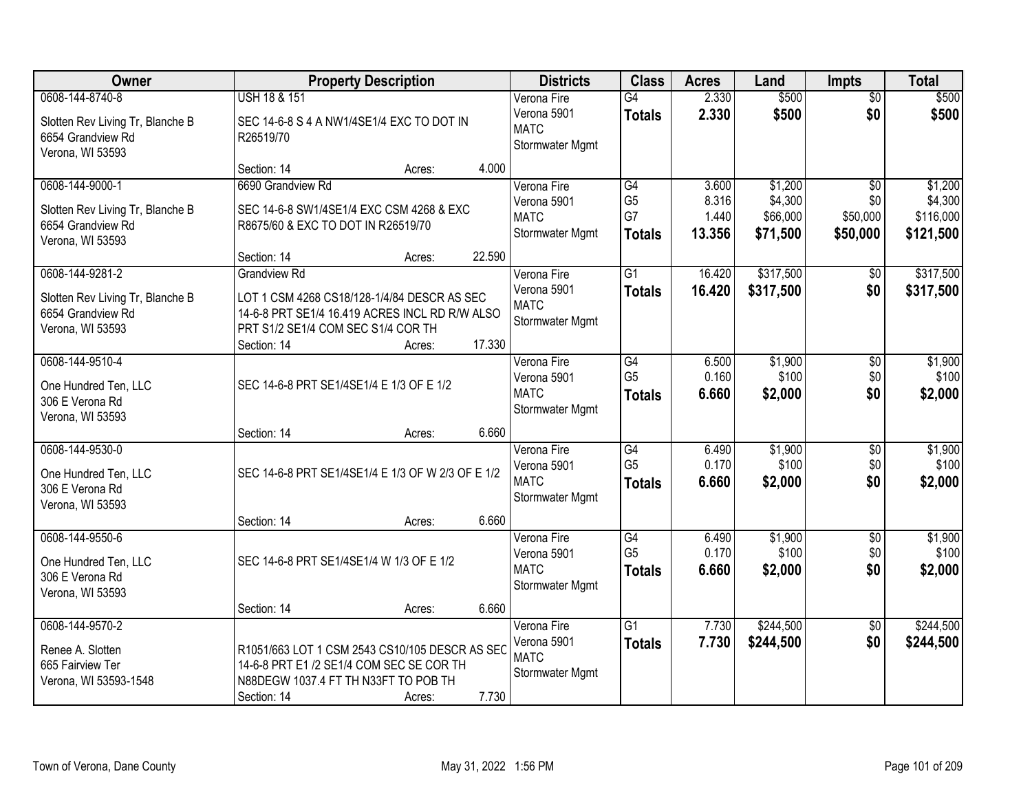| Owner | Property Description | Districts | Class | Acres | Land | Impts | Total |
|---|---|---|---|---|---|---|---|
| 0608-144-8740-8<br><br>Slotten Rev Living Tr, Blanche B<br>6654 Grandview Rd<br>Verona, WI 53593 | USH 18 & 151<br><br>SEC 14-6-8 S 4 A NW1/4SE1/4 EXC TO DOT IN R26519/70<br><br>Section: 14 Acres: 4.000 | Verona Fire<br>Verona 5901<br>MATC<br>Stormwater Mgmt | G4<br>**Totals** | 2.330<br>**2.330** | $500<br>**$500** | $0<br>**$0** | $500<br>**$500** |
| 0608-144-9000-1<br><br>Slotten Rev Living Tr, Blanche B<br>6654 Grandview Rd<br>Verona, WI 53593 | 6690 Grandview Rd<br><br>SEC 14-6-8 SW1/4SE1/4 EXC CSM 4268 & EXC R8675/60 & EXC TO DOT IN R26519/70<br><br>Section: 14 Acres: 22.590 | Verona Fire<br>Verona 5901<br>MATC<br>Stormwater Mgmt | G4<br>G5<br>G7<br>**Totals** | 3.600<br>8.316<br>1.440<br>**13.356** | $1,200<br>$4,300<br>$66,000<br>**$71,500** | $0<br>$0<br>$50,000<br>**$50,000** | $1,200<br>$4,300<br>$116,000<br>**$121,500** |
| 0608-144-9281-2<br><br>Slotten Rev Living Tr, Blanche B<br>6654 Grandview Rd<br>Verona, WI 53593 | Grandview Rd<br><br>LOT 1 CSM 4268 CS18/128-1/4/84 DESCR AS SEC 14-6-8 PRT SE1/4 16.419 ACRES INCL RD R/W ALSO PRT S1/2 SE1/4 COM SEC S1/4 COR TH<br>Section: 14 Acres: 17.330 | Verona Fire<br>Verona 5901<br>MATC<br>Stormwater Mgmt | G1<br>**Totals** | 16.420<br>**16.420** | $317,500<br>**$317,500** | $0<br>**$0** | $317,500<br>**$317,500** |
| 0608-144-9510-4<br><br>One Hundred Ten, LLC<br>306 E Verona Rd<br>Verona, WI 53593 | SEC 14-6-8 PRT SE1/4SE1/4 E 1/3 OF E 1/2<br><br>Section: 14 Acres: 6.660 | Verona Fire<br>Verona 5901<br>MATC<br>Stormwater Mgmt | G4<br>G5<br>**Totals** | 6.500<br>0.160<br>**6.660** | $1,900<br>$100<br>**$2,000** | $0<br>$0<br>**$0** | $1,900<br>$100<br>**$2,000** |
| 0608-144-9530-0<br><br>One Hundred Ten, LLC<br>306 E Verona Rd<br>Verona, WI 53593 | SEC 14-6-8 PRT SE1/4SE1/4 E 1/3 OF W 2/3 OF E 1/2<br><br>Section: 14 Acres: 6.660 | Verona Fire<br>Verona 5901<br>MATC<br>Stormwater Mgmt | G4<br>G5<br>**Totals** | 6.490<br>0.170<br>**6.660** | $1,900<br>$100<br>**$2,000** | $0<br>$0<br>**$0** | $1,900<br>$100<br>**$2,000** |
| 0608-144-9550-6<br><br>One Hundred Ten, LLC<br>306 E Verona Rd<br>Verona, WI 53593 | SEC 14-6-8 PRT SE1/4SE1/4 W 1/3 OF E 1/2<br><br>Section: 14 Acres: 6.660 | Verona Fire<br>Verona 5901<br>MATC<br>Stormwater Mgmt | G4<br>G5<br>**Totals** | 6.490<br>0.170<br>**6.660** | $1,900<br>$100<br>**$2,000** | $0<br>$0<br>**$0** | $1,900<br>$100<br>**$2,000** |
| 0608-144-9570-2<br><br>Renee A. Slotten<br>665 Fairview Ter<br>Verona, WI 53593-1548 | R1051/663 LOT 1 CSM 2543 CS10/105 DESCR AS SEC 14-6-8 PRT E1 /2 SE1/4 COM SEC SE COR TH N88DEGW 1037.4 FT TH N33FT TO POB TH<br>Section: 14 Acres: 7.730 | Verona Fire<br>Verona 5901<br>MATC<br>Stormwater Mgmt | G1<br>**Totals** | 7.730<br>**7.730** | $244,500<br>**$244,500** | $0<br>**$0** | $244,500<br>**$244,500** |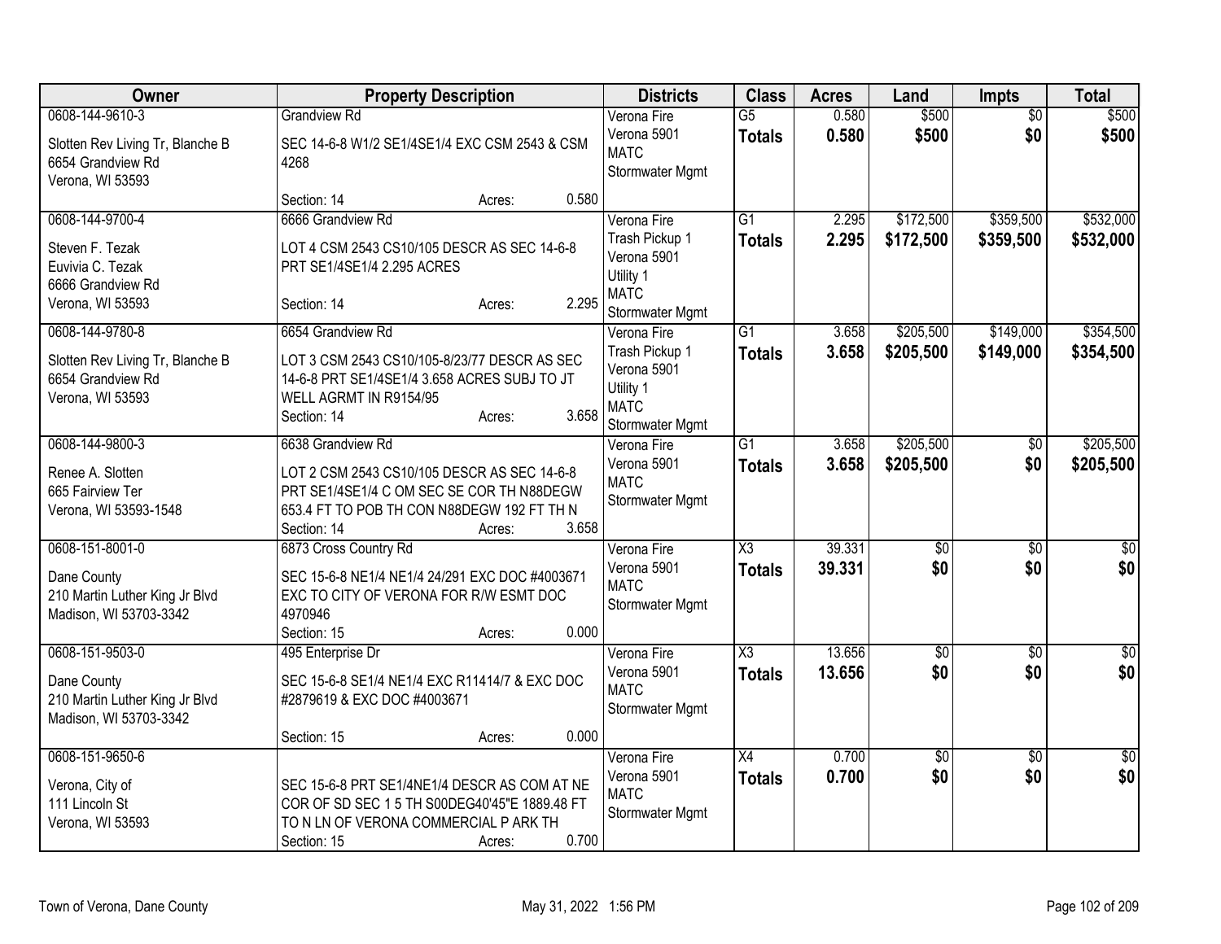| Owner | Property Description | Districts | Class | Acres | Land | Impts | Total |
|---|---|---|---|---|---|---|---|
| 0608-144-9610-3<br>Slotten Rev Living Tr, Blanche B<br>6654 Grandview Rd<br>Verona, WI 53593 | Grandview Rd<br>SEC 14-6-8 W1/2 SE1/4SE1/4 EXC CSM 2543 & CSM 4268<br>Section: 14 Acres: 0.580 | Verona Fire<br>Verona 5901<br>MATC<br>Stormwater Mgmt | G5<br>**Totals** | 0.580<br>**0.580** | \$500<br>**\$500** | \$0<br>**\$0** | \$500<br>**\$500** |
| 0608-144-9700-4<br>Steven F. Tezak<br>Euvivia C. Tezak<br>6666 Grandview Rd<br>Verona, WI 53593 | 6666 Grandview Rd<br>LOT 4 CSM 2543 CS10/105 DESCR AS SEC 14-6-8 PRT SE1/4SE1/4 2.295 ACRES<br>Section: 14 Acres: 2.295 | Verona Fire<br>Trash Pickup 1<br>Verona 5901<br>Utility 1<br>MATC<br>Stormwater Mgmt | G1<br>**Totals** | 2.295<br>**2.295** | \$172,500<br>**\$172,500** | \$359,500<br>**\$359,500** | \$532,000<br>**\$532,000** |
| 0608-144-9780-8<br>Slotten Rev Living Tr, Blanche B<br>6654 Grandview Rd<br>Verona, WI 53593 | 6654 Grandview Rd<br>LOT 3 CSM 2543 CS10/105-8/23/77 DESCR AS SEC 14-6-8 PRT SE1/4SE1/4 3.658 ACRES SUBJ TO JT WELL AGRMT IN R9154/95<br>Section: 14 Acres: 3.658 | Verona Fire<br>Trash Pickup 1<br>Verona 5901<br>Utility 1<br>MATC<br>Stormwater Mgmt | G1<br>**Totals** | 3.658<br>**3.658** | \$205,500<br>**\$205,500** | \$149,000<br>**\$149,000** | \$354,500<br>**\$354,500** |
| 0608-144-9800-3<br>Renee A. Slotten<br>665 Fairview Ter<br>Verona, WI 53593-1548 | 6638 Grandview Rd<br>LOT 2 CSM 2543 CS10/105 DESCR AS SEC 14-6-8 PRT SE1/4SE1/4 C OM SEC SE COR TH N88DEGW 653.4 FT TO POB TH CON N88DEGW 192 FT TH N<br>Section: 14 Acres: 3.658 | Verona Fire<br>Verona 5901<br>MATC<br>Stormwater Mgmt | G1<br>**Totals** | 3.658<br>**3.658** | \$205,500<br>**\$205,500** | \$0<br>**\$0** | \$205,500<br>**\$205,500** |
| 0608-151-8001-0<br>Dane County<br>210 Martin Luther King Jr Blvd<br>Madison, WI 53703-3342 | 6873 Cross Country Rd<br>SEC 15-6-8 NE1/4 NE1/4 24/291 EXC DOC #4003671 EXC TO CITY OF VERONA FOR R/W ESMT DOC 4970946<br>Section: 15 Acres: 0.000 | Verona Fire<br>Verona 5901<br>MATC<br>Stormwater Mgmt | X3<br>**Totals** | 39.331<br>**39.331** | \$0<br>**\$0** | \$0<br>**\$0** | \$0<br>**\$0** |
| 0608-151-9503-0<br>Dane County<br>210 Martin Luther King Jr Blvd<br>Madison, WI 53703-3342 | 495 Enterprise Dr<br>SEC 15-6-8 SE1/4 NE1/4 EXC R11414/7 & EXC DOC #2879619 & EXC DOC #4003671<br>Section: 15 Acres: 0.000 | Verona Fire<br>Verona 5901<br>MATC<br>Stormwater Mgmt | X3<br>**Totals** | 13.656<br>**13.656** | \$0<br>**\$0** | \$0<br>**\$0** | \$0<br>**\$0** |
| 0608-151-9650-6<br>Verona, City of<br>111 Lincoln St<br>Verona, WI 53593 | SEC 15-6-8 PRT SE1/4NE1/4 DESCR AS COM AT NE COR OF SD SEC 1 5 TH S00DEG40'45"E 1889.48 FT TO N LN OF VERONA COMMERCIAL P ARK TH<br>Section: 15 Acres: 0.700 | Verona Fire<br>Verona 5901<br>MATC<br>Stormwater Mgmt | X4<br>**Totals** | 0.700<br>**0.700** | \$0<br>**\$0** | \$0<br>**\$0** | \$0<br>**\$0** |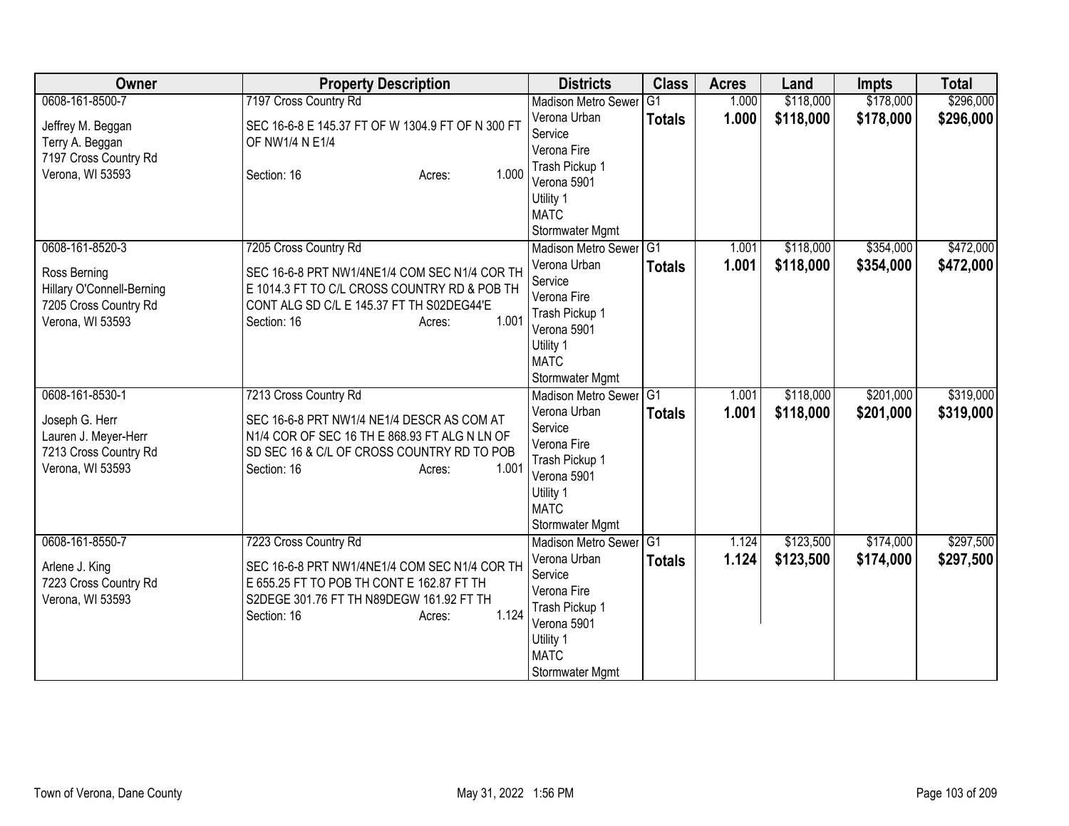| Owner | Property Description | Districts | Class | Acres | Land | Impts | Total |
|---|---|---|---|---|---|---|---|
| 0608-161-8500-7<br><br>Jeffrey M. Beggan<br>Terry A. Beggan<br>7197 Cross Country Rd<br>Verona, WI 53593 | 7197 Cross Country Rd<br><br>SEC 16-6-8 E 145.37 FT OF W 1304.9 FT OF N 300 FT OF NW1/4 N E1/4<br><br>Section: 16 Acres: 1.000 | Madison Metro Sewer<br>Verona Urban Service<br>Verona Fire<br>Trash Pickup 1<br>Verona 5901<br>Utility 1<br>MATC<br>Stormwater Mgmt | G1<br>**Totals** | 1.000<br>**1.000** | $118,000<br>**$118,000** | $178,000<br>**$178,000** | $296,000<br>**$296,000** |
| 0608-161-8520-3<br><br>Ross Berning<br>Hillary O'Connell-Berning<br>7205 Cross Country Rd<br>Verona, WI 53593 | 7205 Cross Country Rd<br><br>SEC 16-6-8 PRT NW1/4NE1/4 COM SEC N1/4 COR TH E 1014.3 FT TO C/L CROSS COUNTRY RD & POB TH CONT ALG SD C/L E 145.37 FT TH S02DEG44'E<br>Section: 16 Acres: 1.001 | Madison Metro Sewer<br>Verona Urban Service<br>Verona Fire<br>Trash Pickup 1<br>Verona 5901<br>Utility 1<br>MATC<br>Stormwater Mgmt | G1<br>**Totals** | 1.001<br>**1.001** | $118,000<br>**$118,000** | $354,000<br>**$354,000** | $472,000<br>**$472,000** |
| 0608-161-8530-1<br><br>Joseph G. Herr<br>Lauren J. Meyer-Herr<br>7213 Cross Country Rd<br>Verona, WI 53593 | 7213 Cross Country Rd<br><br>SEC 16-6-8 PRT NW1/4 NE1/4 DESCR AS COM AT N1/4 COR OF SEC 16 TH E 868.93 FT ALG N LN OF SD SEC 16 & C/L OF CROSS COUNTRY RD TO POB<br>Section: 16 Acres: 1.001 | Madison Metro Sewer<br>Verona Urban Service<br>Verona Fire<br>Trash Pickup 1<br>Verona 5901<br>Utility 1<br>MATC<br>Stormwater Mgmt | G1<br>**Totals** | 1.001<br>**1.001** | $118,000<br>**$118,000** | $201,000<br>**$201,000** | $319,000<br>**$319,000** |
| 0608-161-8550-7<br><br>Arlene J. King<br>7223 Cross Country Rd<br>Verona, WI 53593 | 7223 Cross Country Rd<br><br>SEC 16-6-8 PRT NW1/4NE1/4 COM SEC N1/4 COR TH E 655.25 FT TO POB TH CONT E 162.87 FT TH S2DEGE 301.76 FT TH N89DEGW 161.92 FT TH<br>Section: 16 Acres: 1.124 | Madison Metro Sewer<br>Verona Urban Service<br>Verona Fire<br>Trash Pickup 1<br>Verona 5901<br>Utility 1<br>MATC<br>Stormwater Mgmt | G1<br>**Totals** | 1.124<br>**1.124** | $123,500<br>**$123,500** | $174,000<br>**$174,000** | $297,500<br>**$297,500** |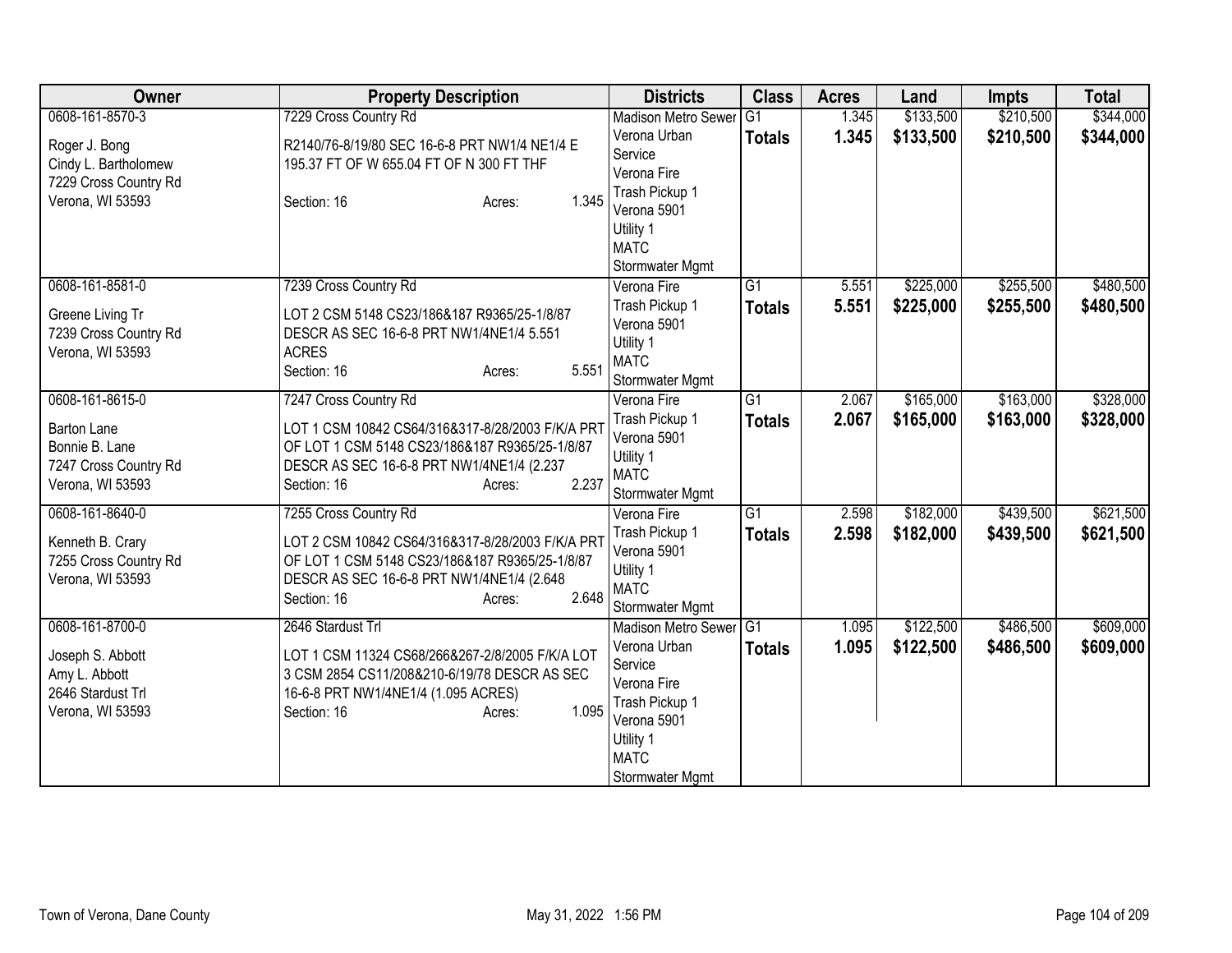| Owner | Property Description | Districts | Class | Acres | Land | Impts | Total |
|---|---|---|---|---|---|---|---|
| 0608-161-8570-3<br><br>Roger J. Bong<br>Cindy L. Bartholomew<br>7229 Cross Country Rd<br>Verona, WI 53593 | 7229 Cross Country Rd<br><br>R2140/76-8/19/80 SEC 16-6-8 PRT NW1/4 NE1/4 E 195.37 FT OF W 655.04 FT OF N 300 FT THF<br><br>Section: 16 Acres: 1.345 | Madison Metro Sewer<br>Verona Urban Service<br>Verona Fire<br>Trash Pickup 1<br>Verona 5901<br>Utility 1<br>MATC<br>Stormwater Mgmt | G1<br>**Totals** | 1.345<br>**1.345** | $133,500<br>**$133,500** | $210,500<br>**$210,500** | $344,000<br>**$344,000** |
| 0608-161-8581-0<br><br>Greene Living Tr<br>7239 Cross Country Rd<br>Verona, WI 53593 | 7239 Cross Country Rd<br><br>LOT 2 CSM 5148 CS23/186&187 R9365/25-1/8/87 DESCR AS SEC 16-6-8 PRT NW1/4NE1/4 5.551 ACRES<br>Section: 16 Acres: 5.551 | Verona Fire<br>Trash Pickup 1<br>Verona 5901<br>Utility 1<br>MATC<br>Stormwater Mgmt | G1<br>**Totals** | 5.551<br>**5.551** | $225,000<br>**$225,000** | $255,500<br>**$255,500** | $480,500<br>**$480,500** |
| 0608-161-8615-0<br><br>Barton Lane<br>Bonnie B. Lane<br>7247 Cross Country Rd<br>Verona, WI 53593 | 7247 Cross Country Rd<br><br>LOT 1 CSM 10842 CS64/316&317-8/28/2003 F/K/A PRT OF LOT 1 CSM 5148 CS23/186&187 R9365/25-1/8/87 DESCR AS SEC 16-6-8 PRT NW1/4NE1/4 (2.237<br>Section: 16 Acres: 2.237 | Verona Fire<br>Trash Pickup 1<br>Verona 5901<br>Utility 1<br>MATC<br>Stormwater Mgmt | G1<br>**Totals** | 2.067<br>**2.067** | $165,000<br>**$165,000** | $163,000<br>**$163,000** | $328,000<br>**$328,000** |
| 0608-161-8640-0<br><br>Kenneth B. Crary<br>7255 Cross Country Rd<br>Verona, WI 53593 | 7255 Cross Country Rd<br><br>LOT 2 CSM 10842 CS64/316&317-8/28/2003 F/K/A PRT OF LOT 1 CSM 5148 CS23/186&187 R9365/25-1/8/87 DESCR AS SEC 16-6-8 PRT NW1/4NE1/4 (2.648<br>Section: 16 Acres: 2.648 | Verona Fire<br>Trash Pickup 1<br>Verona 5901<br>Utility 1<br>MATC<br>Stormwater Mgmt | G1<br>**Totals** | 2.598<br>**2.598** | $182,000<br>**$182,000** | $439,500<br>**$439,500** | $621,500<br>**$621,500** |
| 0608-161-8700-0<br><br>Joseph S. Abbott<br>Amy L. Abbott<br>2646 Stardust Trl<br>Verona, WI 53593 | 2646 Stardust Trl<br><br>LOT 1 CSM 11324 CS68/266&267-2/8/2005 F/K/A LOT 3 CSM 2854 CS11/208&210-6/19/78 DESCR AS SEC 16-6-8 PRT NW1/4NE1/4 (1.095 ACRES)<br>Section: 16 Acres: 1.095 | Madison Metro Sewer<br>Verona Urban Service<br>Verona Fire<br>Trash Pickup 1<br>Verona 5901<br>Utility 1<br>MATC<br>Stormwater Mgmt | G1<br>**Totals** | 1.095<br>**1.095** | $122,500<br>**$122,500** | $486,500<br>**$486,500** | $609,000<br>**$609,000** |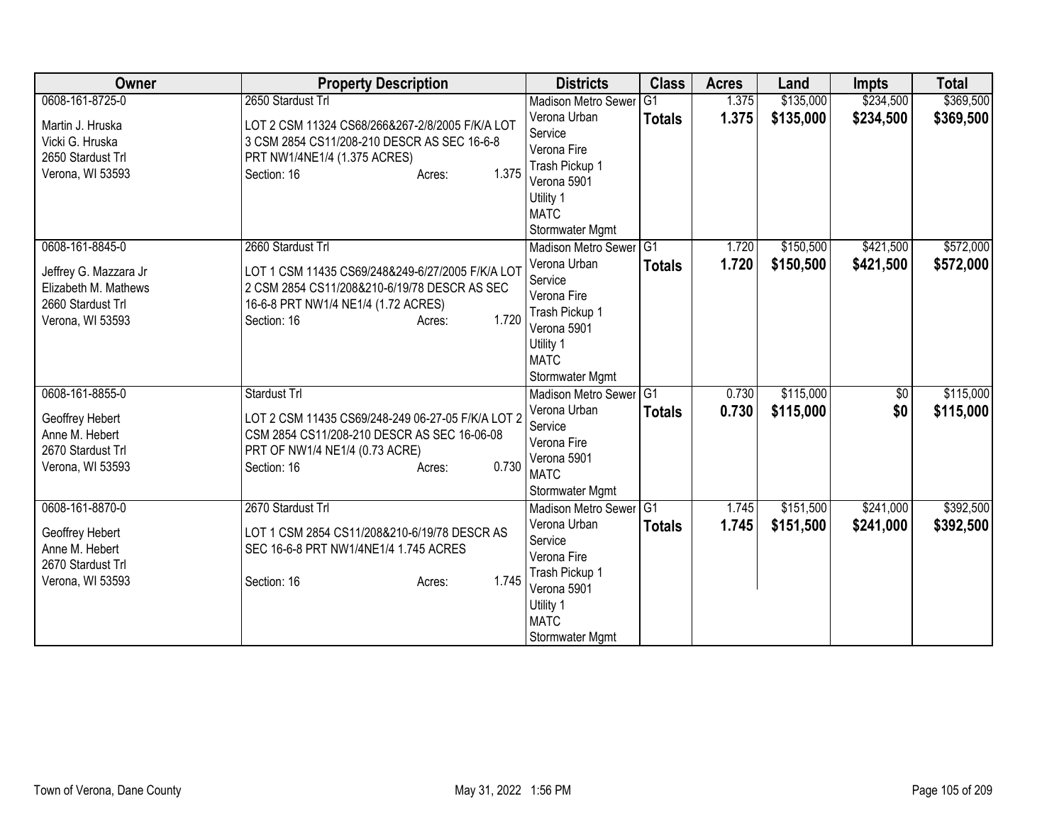| Owner | Property Description | Districts | Class | Acres | Land | Impts | Total |
|---|---|---|---|---|---|---|---|
| 0608-161-8725-0<br>Martin J. Hruska<br>Vicki G. Hruska<br>2650 Stardust Trl<br>Verona, WI 53593 | 2650 Stardust Trl<br>LOT 2 CSM 11324 CS68/266&267-2/8/2005 F/K/A LOT 3 CSM 2854 CS11/208-210 DESCR AS SEC 16-6-8 PRT NW1/4NE1/4 (1.375 ACRES)<br>Section: 16 Acres: 1.375 | Madison Metro Sewer<br>Verona Urban Service<br>Verona Fire<br>Trash Pickup 1<br>Verona 5901<br>Utility 1<br>MATC<br>Stormwater Mgmt | G1<br>**Totals** | 1.375<br>**1.375** | \$135,000<br>**\$135,000** | \$234,500<br>**\$234,500** | \$369,500<br>**\$369,500** |
| 0608-161-8845-0<br>Jeffrey G. Mazzara Jr<br>Elizabeth M. Mathews<br>2660 Stardust Trl<br>Verona, WI 53593 | 2660 Stardust Trl<br>LOT 1 CSM 11435 CS69/248&249-6/27/2005 F/K/A LOT 2 CSM 2854 CS11/208&210-6/19/78 DESCR AS SEC 16-6-8 PRT NW1/4 NE1/4 (1.72 ACRES)<br>Section: 16 Acres: 1.720 | Madison Metro Sewer<br>Verona Urban Service<br>Verona Fire<br>Trash Pickup 1<br>Verona 5901<br>Utility 1<br>MATC<br>Stormwater Mgmt | G1<br>**Totals** | 1.720<br>**1.720** | \$150,500<br>**\$150,500** | \$421,500<br>**\$421,500** | \$572,000<br>**\$572,000** |
| 0608-161-8855-0<br>Geoffrey Hebert<br>Anne M. Hebert<br>2670 Stardust Trl<br>Verona, WI 53593 | Stardust Trl<br>LOT 2 CSM 11435 CS69/248-249 06-27-05 F/K/A LOT 2 CSM 2854 CS11/208-210 DESCR AS SEC 16-06-08 PRT OF NW1/4 NE1/4 (0.73 ACRE)<br>Section: 16 Acres: 0.730 | Madison Metro Sewer<br>Verona Urban Service<br>Verona Fire<br>Verona 5901<br>MATC<br>Stormwater Mgmt | G1<br>**Totals** | 0.730<br>**0.730** | \$115,000<br>**\$115,000** | \$0<br>**\$0** | \$115,000<br>**\$115,000** |
| 0608-161-8870-0<br>Geoffrey Hebert<br>Anne M. Hebert<br>2670 Stardust Trl<br>Verona, WI 53593 | 2670 Stardust Trl<br>LOT 1 CSM 2854 CS11/208&210-6/19/78 DESCR AS SEC 16-6-8 PRT NW1/4NE1/4 1.745 ACRES<br>Section: 16 Acres: 1.745 | Madison Metro Sewer<br>Verona Urban Service<br>Verona Fire<br>Trash Pickup 1<br>Verona 5901<br>Utility 1<br>MATC<br>Stormwater Mgmt | G1<br>**Totals** | 1.745<br>**1.745** | \$151,500<br>**\$151,500** | \$241,000<br>**\$241,000** | \$392,500<br>**\$392,500** |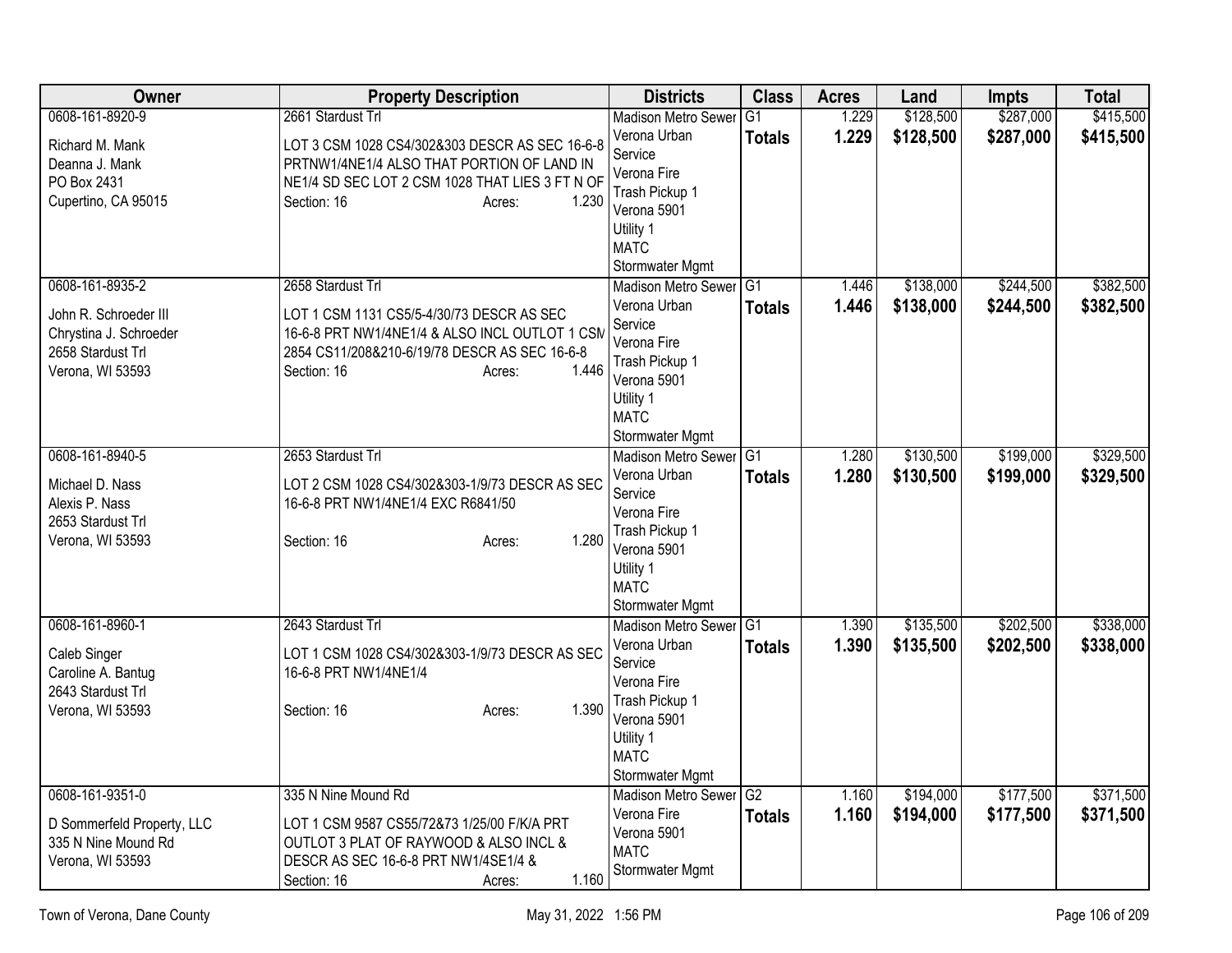| Owner | Property Description | Districts | Class | Acres | Land | Impts | Total |
|---|---|---|---|---|---|---|---|
| 0608-161-8920-9<br>Richard M. Mank<br>Deanna J. Mank<br>PO Box 2431<br>Cupertino, CA 95015 | 2661 Stardust Trl<br>LOT 3 CSM 1028 CS4/302&303 DESCR AS SEC 16-6-8 PRTNW1/4NE1/4 ALSO THAT PORTION OF LAND IN NE1/4 SD SEC LOT 2 CSM 1028 THAT LIES 3 FT N OF<br>Section: 16 Acres: 1.230 | Madison Metro Sewer<br>Verona Urban Service<br>Verona Fire<br>Trash Pickup 1<br>Verona 5901<br>Utility 1<br>MATC<br>Stormwater Mgmt | G1<br>**Totals** | 1.229<br>**1.229** | \$128,500<br>**\$128,500** | \$287,000<br>**\$287,000** | \$415,500<br>**\$415,500** |
| 0608-161-8935-2<br>John R. Schroeder III<br>Chrystina J. Schroeder<br>2658 Stardust Trl<br>Verona, WI 53593 | 2658 Stardust Trl<br>LOT 1 CSM 1131 CS5/5-4/30/73 DESCR AS SEC 16-6-8 PRT NW1/4NE1/4 & ALSO INCL OUTLOT 1 CSM 2854 CS11/208&210-6/19/78 DESCR AS SEC 16-6-8<br>Section: 16 Acres: 1.446 | Madison Metro Sewer<br>Verona Urban Service<br>Verona Fire<br>Trash Pickup 1<br>Verona 5901<br>Utility 1<br>MATC<br>Stormwater Mgmt | G1<br>**Totals** | 1.446<br>**1.446** | \$138,000<br>**\$138,000** | \$244,500<br>**\$244,500** | \$382,500<br>**\$382,500** |
| 0608-161-8940-5<br>Michael D. Nass<br>Alexis P. Nass<br>2653 Stardust Trl<br>Verona, WI 53593 | 2653 Stardust Trl<br>LOT 2 CSM 1028 CS4/302&303-1/9/73 DESCR AS SEC 16-6-8 PRT NW1/4NE1/4 EXC R6841/50<br>Section: 16 Acres: 1.280 | Madison Metro Sewer<br>Verona Urban Service<br>Verona Fire<br>Trash Pickup 1<br>Verona 5901<br>Utility 1<br>MATC<br>Stormwater Mgmt | G1<br>**Totals** | 1.280<br>**1.280** | \$130,500<br>**\$130,500** | \$199,000<br>**\$199,000** | \$329,500<br>**\$329,500** |
| 0608-161-8960-1<br>Caleb Singer<br>Caroline A. Bantug<br>2643 Stardust Trl<br>Verona, WI 53593 | 2643 Stardust Trl<br>LOT 1 CSM 1028 CS4/302&303-1/9/73 DESCR AS SEC 16-6-8 PRT NW1/4NE1/4<br>Section: 16 Acres: 1.390 | Madison Metro Sewer<br>Verona Urban Service<br>Verona Fire<br>Trash Pickup 1<br>Verona 5901<br>Utility 1<br>MATC<br>Stormwater Mgmt | G1<br>**Totals** | 1.390<br>**1.390** | \$135,500<br>**\$135,500** | \$202,500<br>**\$202,500** | \$338,000<br>**\$338,000** |
| 0608-161-9351-0<br>D Sommerfeld Property, LLC<br>335 N Nine Mound Rd<br>Verona, WI 53593 | 335 N Nine Mound Rd<br>LOT 1 CSM 9587 CS55/72&73 1/25/00 F/K/A PRT OUTLOT 3 PLAT OF RAYWOOD & ALSO INCL & DESCR AS SEC 16-6-8 PRT NW1/4SE1/4 &<br>Section: 16 Acres: 1.160 | Madison Metro Sewer<br>Verona Fire<br>Verona 5901<br>MATC<br>Stormwater Mgmt | G2<br>**Totals** | 1.160<br>**1.160** | \$194,000<br>**\$194,000** | \$177,500<br>**\$177,500** | \$371,500<br>**\$371,500** |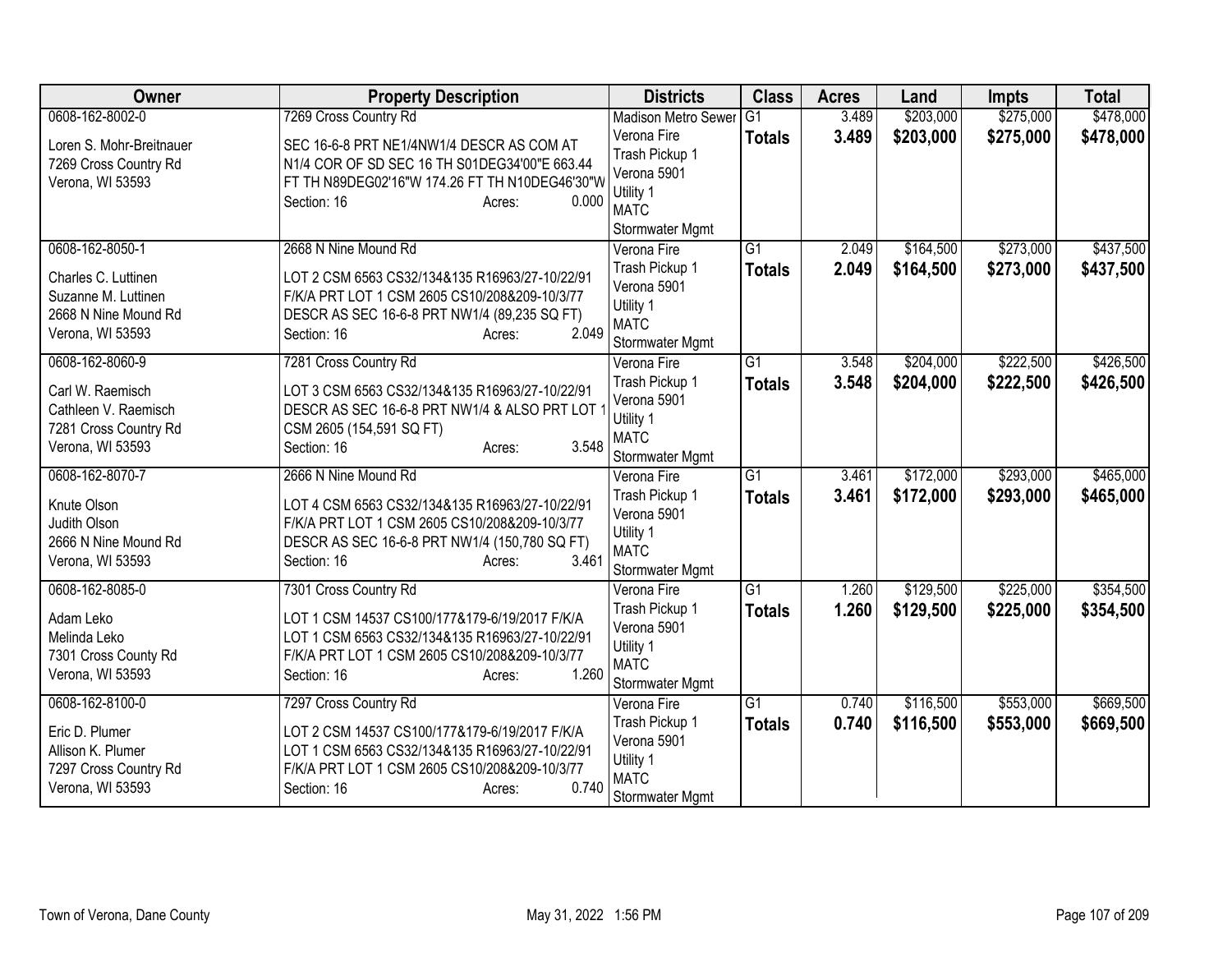| Owner | Property Description | Districts | Class | Acres | Land | Impts | Total |
|---|---|---|---|---|---|---|---|
| 0608-162-8002-0<br>Loren S. Mohr-Breitnauer<br>7269 Cross Country Rd<br>Verona, WI 53593 | 7269 Cross Country Rd<br>SEC 16-6-8 PRT NE1/4NW1/4 DESCR AS COM AT N1/4 COR OF SD SEC 16 TH S01DEG34'00"E 663.44 FT TH N89DEG02'16"W 174.26 FT TH N10DEG46'30"W<br>Section: 16 Acres: 0.000 | Madison Metro Sewer<br>Verona Fire<br>Trash Pickup 1<br>Verona 5901<br>Utility 1<br>MATC<br>Stormwater Mgmt | G1<br>**Totals** | 3.489<br>**3.489** | $203,000<br>**$203,000** | $275,000<br>**$275,000** | $478,000<br>**$478,000** |
| 0608-162-8050-1<br>Charles C. Luttinen<br>Suzanne M. Luttinen<br>2668 N Nine Mound Rd<br>Verona, WI 53593 | 2668 N Nine Mound Rd<br>LOT 2 CSM 6563 CS32/134&135 R16963/27-10/22/91 F/K/A PRT LOT 1 CSM 2605 CS10/208&209-10/3/77 DESCR AS SEC 16-6-8 PRT NW1/4 (89,235 SQ FT)<br>Section: 16 Acres: 2.049 | Verona Fire<br>Trash Pickup 1<br>Verona 5901<br>Utility 1<br>MATC<br>Stormwater Mgmt | G1<br>**Totals** | 2.049<br>**2.049** | $164,500<br>**$164,500** | $273,000<br>**$273,000** | $437,500<br>**$437,500** |
| 0608-162-8060-9<br>Carl W. Raemisch<br>Cathleen V. Raemisch<br>7281 Cross Country Rd<br>Verona, WI 53593 | 7281 Cross Country Rd<br>LOT 3 CSM 6563 CS32/134&135 R16963/27-10/22/91 DESCR AS SEC 16-6-8 PRT NW1/4 & ALSO PRT LOT 1 CSM 2605 (154,591 SQ FT)<br>Section: 16 Acres: 3.548 | Verona Fire<br>Trash Pickup 1<br>Verona 5901<br>Utility 1<br>MATC<br>Stormwater Mgmt | G1<br>**Totals** | 3.548<br>**3.548** | $204,000<br>**$204,000** | $222,500<br>**$222,500** | $426,500<br>**$426,500** |
| 0608-162-8070-7<br>Knute Olson<br>Judith Olson<br>2666 N Nine Mound Rd<br>Verona, WI 53593 | 2666 N Nine Mound Rd<br>LOT 4 CSM 6563 CS32/134&135 R16963/27-10/22/91 F/K/A PRT LOT 1 CSM 2605 CS10/208&209-10/3/77 DESCR AS SEC 16-6-8 PRT NW1/4 (150,780 SQ FT)<br>Section: 16 Acres: 3.461 | Verona Fire<br>Trash Pickup 1<br>Verona 5901<br>Utility 1<br>MATC<br>Stormwater Mgmt | G1<br>**Totals** | 3.461<br>**3.461** | $172,000<br>**$172,000** | $293,000<br>**$293,000** | $465,000<br>**$465,000** |
| 0608-162-8085-0<br>Adam Leko<br>Melinda Leko<br>7301 Cross County Rd<br>Verona, WI 53593 | 7301 Cross Country Rd<br>LOT 1 CSM 14537 CS100/177&179-6/19/2017 F/K/A LOT 1 CSM 6563 CS32/134&135 R16963/27-10/22/91 F/K/A PRT LOT 1 CSM 2605 CS10/208&209-10/3/77<br>Section: 16 Acres: 1.260 | Verona Fire<br>Trash Pickup 1<br>Verona 5901<br>Utility 1<br>MATC<br>Stormwater Mgmt | G1<br>**Totals** | 1.260<br>**1.260** | $129,500<br>**$129,500** | $225,000<br>**$225,000** | $354,500<br>**$354,500** |
| 0608-162-8100-0<br>Eric D. Plumer<br>Allison K. Plumer<br>7297 Cross Country Rd<br>Verona, WI 53593 | 7297 Cross Country Rd<br>LOT 2 CSM 14537 CS100/177&179-6/19/2017 F/K/A LOT 1 CSM 6563 CS32/134&135 R16963/27-10/22/91 F/K/A PRT LOT 1 CSM 2605 CS10/208&209-10/3/77<br>Section: 16 Acres: 0.740 | Verona Fire<br>Trash Pickup 1<br>Verona 5901<br>Utility 1<br>MATC<br>Stormwater Mgmt | G1<br>**Totals** | 0.740<br>**0.740** | $116,500<br>**$116,500** | $553,000<br>**$553,000** | $669,500<br>**$669,500** |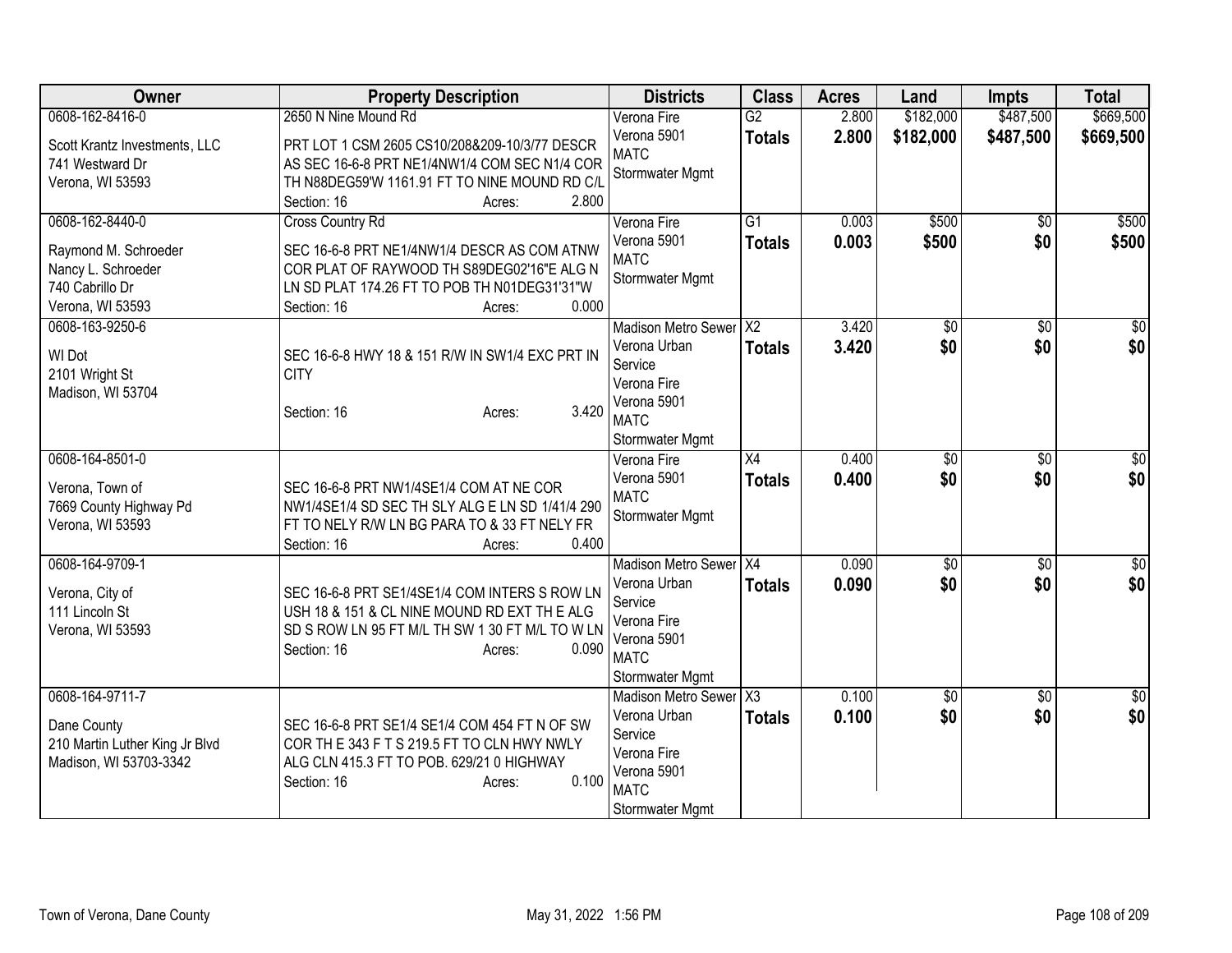| Owner | Property Description | Districts | Class | Acres | Land | Impts | Total |
|---|---|---|---|---|---|---|---|
| 0608-162-8416-0<br>Scott Krantz Investments, LLC<br>741 Westward Dr<br>Verona, WI 53593 | 2650 N Nine Mound Rd<br>PRT LOT 1 CSM 2605 CS10/208&209-10/3/77 DESCR AS SEC 16-6-8 PRT NE1/4NW1/4 COM SEC N1/4 COR TH N88DEG59'W 1161.91 FT TO NINE MOUND RD C/L<br>Section: 16 Acres: 2.800 | Verona Fire<br>Verona 5901<br>MATC<br>Stormwater Mgmt | G2<br>**Totals** | 2.800<br>**2.800** | $182,000<br>**$182,000** | $487,500<br>**$487,500** | $669,500<br>**$669,500** |
| 0608-162-8440-0<br>Raymond M. Schroeder<br>Nancy L. Schroeder<br>740 Cabrillo Dr<br>Verona, WI 53593 | Cross Country Rd<br>SEC 16-6-8 PRT NE1/4NW1/4 DESCR AS COM ATNW COR PLAT OF RAYWOOD TH S89DEG02'16"E ALG N LN SD PLAT 174.26 FT TO POB TH N01DEG31'31"W<br>Section: 16 Acres: 0.000 | Verona Fire<br>Verona 5901<br>MATC<br>Stormwater Mgmt | G1<br>**Totals** | 0.003<br>**0.003** | $500<br>**$500** | $0<br>**$0** | $500<br>**$500** |
| 0608-163-9250-6<br>WI Dot<br>2101 Wright St<br>Madison, WI 53704 | SEC 16-6-8 HWY 18 & 151 R/W IN SW1/4 EXC PRT IN CITY<br>Section: 16 Acres: 3.420 | Madison Metro Sewer<br>Verona Urban Service<br>Verona Fire<br>Verona 5901<br>MATC<br>Stormwater Mgmt | X2<br>**Totals** | 3.420<br>**3.420** | $0<br>**$0** | $0<br>**$0** | $0<br>**$0** |
| 0608-164-8501-0<br>Verona, Town of<br>7669 County Highway Pd<br>Verona, WI 53593 | SEC 16-6-8 PRT NW1/4SE1/4 COM AT NE COR NW1/4SE1/4 SD SEC TH SLY ALG E LN SD 1/41/4 290 FT TO NELY R/W LN BG PARA TO & 33 FT NELY FR<br>Section: 16 Acres: 0.400 | Verona Fire<br>Verona 5901<br>MATC<br>Stormwater Mgmt | X4<br>**Totals** | 0.400<br>**0.400** | $0<br>**$0** | $0<br>**$0** | $0<br>**$0** |
| 0608-164-9709-1<br>Verona, City of<br>111 Lincoln St<br>Verona, WI 53593 | SEC 16-6-8 PRT SE1/4SE1/4 COM INTERS S ROW LN USH 18 & 151 & CL NINE MOUND RD EXT TH E ALG SD S ROW LN 95 FT M/L TH SW 1 30 FT M/L TO W LN<br>Section: 16 Acres: 0.090 | Madison Metro Sewer<br>Verona Urban Service<br>Verona Fire<br>Verona 5901<br>MATC<br>Stormwater Mgmt | X4<br>**Totals** | 0.090<br>**0.090** | $0<br>**$0** | $0<br>**$0** | $0<br>**$0** |
| 0608-164-9711-7<br>Dane County<br>210 Martin Luther King Jr Blvd<br>Madison, WI 53703-3342 | SEC 16-6-8 PRT SE1/4 SE1/4 COM 454 FT N OF SW COR TH E 343 F T S 219.5 FT TO CLN HWY NWLY ALG CLN 415.3 FT TO POB. 629/21 0 HIGHWAY<br>Section: 16 Acres: 0.100 | Madison Metro Sewer<br>Verona Urban Service<br>Verona Fire<br>Verona 5901<br>MATC<br>Stormwater Mgmt | X3<br>**Totals** | 0.100<br>**0.100** | $0<br>**$0** | $0<br>**$0** | $0<br>**$0** |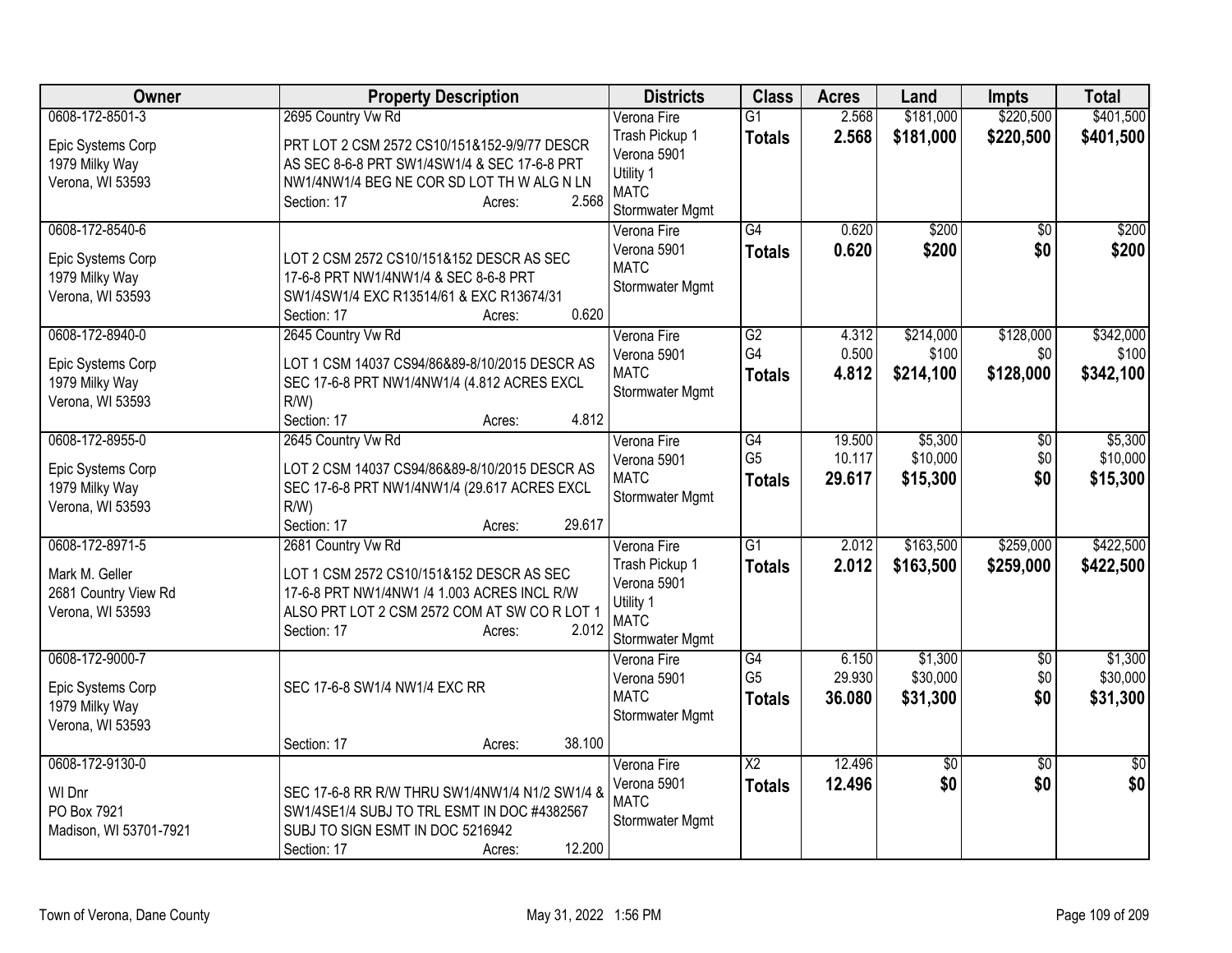| Owner | Property Description | Districts | Class | Acres | Land | Impts | Total |
|---|---|---|---|---|---|---|---|
| 0608-172-8501-3<br>Epic Systems Corp<br>1979 Milky Way<br>Verona, WI 53593 | 2695 Country Vw Rd<br>PRT LOT 2 CSM 2572 CS10/151&152-9/9/77 DESCR AS SEC 8-6-8 PRT SW1/4SW1/4 & SEC 17-6-8 PRT NW1/4NW1/4 BEG NE COR SD LOT TH W ALG N LN<br>Section: 17 Acres: 2.568 | Verona Fire<br>Trash Pickup 1<br>Verona 5901<br>Utility 1<br>MATC<br>Stormwater Mgmt | G1<br>**Totals** | 2.568<br>**2.568** | $181,000<br>**$181,000** | $220,500<br>**$220,500** | $401,500<br>**$401,500** |
| 0608-172-8540-6<br>Epic Systems Corp<br>1979 Milky Way<br>Verona, WI 53593 | LOT 2 CSM 2572 CS10/151&152 DESCR AS SEC 17-6-8 PRT NW1/4NW1/4 & SEC 8-6-8 PRT SW1/4SW1/4 EXC R13514/61 & EXC R13674/31<br>Section: 17 Acres: 0.620 | Verona Fire<br>Verona 5901<br>MATC<br>Stormwater Mgmt | G4<br>**Totals** | 0.620<br>**0.620** | $200<br>**$200** | $0<br>**$0** | $200<br>**$200** |
| 0608-172-8940-0<br>Epic Systems Corp<br>1979 Milky Way<br>Verona, WI 53593 | 2645 Country Vw Rd<br>LOT 1 CSM 14037 CS94/86&89-8/10/2015 DESCR AS SEC 17-6-8 PRT NW1/4NW1/4 (4.812 ACRES EXCL R/W)<br>Section: 17 Acres: 4.812 | Verona Fire<br>Verona 5901<br>MATC<br>Stormwater Mgmt | G2<br>G4<br>**Totals** | 4.312<br>0.500<br>**4.812** | $214,000<br>$100<br>**$214,100** | $128,000<br>$0<br>**$128,000** | $342,000<br>$100<br>**$342,100** |
| 0608-172-8955-0<br>Epic Systems Corp<br>1979 Milky Way<br>Verona, WI 53593 | 2645 Country Vw Rd<br>LOT 2 CSM 14037 CS94/86&89-8/10/2015 DESCR AS SEC 17-6-8 PRT NW1/4NW1/4 (29.617 ACRES EXCL R/W)<br>Section: 17 Acres: 29.617 | Verona Fire<br>Verona 5901<br>MATC<br>Stormwater Mgmt | G4<br>G5<br>**Totals** | 19.500<br>10.117<br>**29.617** | $5,300<br>$10,000<br>**$15,300** | $0<br>$0<br>**$0** | $5,300<br>$10,000<br>**$15,300** |
| 0608-172-8971-5<br>Mark M. Geller<br>2681 Country View Rd<br>Verona, WI 53593 | 2681 Country Vw Rd<br>LOT 1 CSM 2572 CS10/151&152 DESCR AS SEC 17-6-8 PRT NW1/4NW1 /4 1.003 ACRES INCL R/W ALSO PRT LOT 2 CSM 2572 COM AT SW CO R LOT 1<br>Section: 17 Acres: 2.012 | Verona Fire<br>Trash Pickup 1<br>Verona 5901<br>Utility 1<br>MATC<br>Stormwater Mgmt | G1<br>**Totals** | 2.012<br>**2.012** | $163,500<br>**$163,500** | $259,000<br>**$259,000** | $422,500<br>**$422,500** |
| 0608-172-9000-7<br>Epic Systems Corp<br>1979 Milky Way<br>Verona, WI 53593 | SEC 17-6-8 SW1/4 NW1/4 EXC RR<br>Section: 17 Acres: 38.100 | Verona Fire<br>Verona 5901<br>MATC<br>Stormwater Mgmt | G4<br>G5<br>**Totals** | 6.150<br>29.930<br>**36.080** | $1,300<br>$30,000<br>**$31,300** | $0<br>$0<br>**$0** | $1,300<br>$30,000<br>**$31,300** |
| 0608-172-9130-0<br>WI Dnr<br>PO Box 7921<br>Madison, WI 53701-7921 | SEC 17-6-8 RR R/W THRU SW1/4NW1/4 N1/2 SW1/4 & SW1/4SE1/4 SUBJ TO TRL ESMT IN DOC #4382567 SUBJ TO SIGN ESMT IN DOC 5216942<br>Section: 17 Acres: 12.200 | Verona Fire<br>Verona 5901<br>MATC<br>Stormwater Mgmt | X2<br>**Totals** | 12.496<br>**12.496** | $0<br>**$0** | $0<br>**$0** | $0<br>**$0** |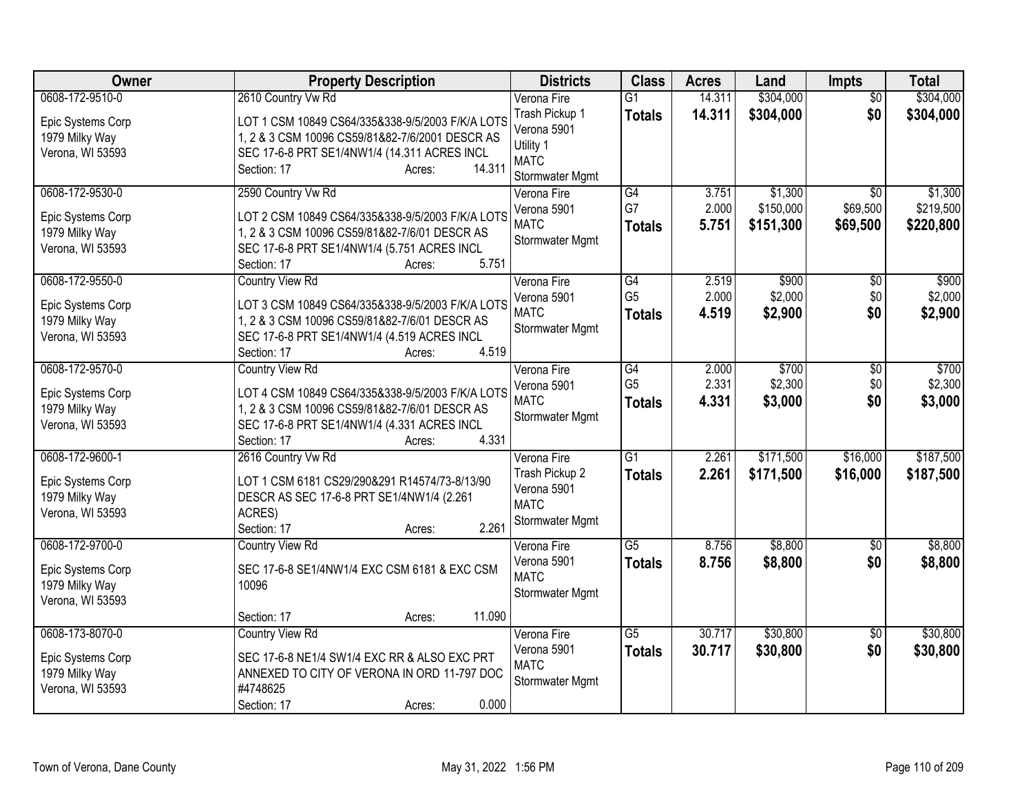| Owner | Property Description | Districts | Class | Acres | Land | Impts | Total |
|---|---|---|---|---|---|---|---|
| 0608-172-9510-0<br>Epic Systems Corp<br>1979 Milky Way<br>Verona, WI 53593 | 2610 Country Vw Rd<br>LOT 1 CSM 10849 CS64/335&338-9/5/2003 F/K/A LOTS 1, 2 & 3 CSM 10096 CS59/81&82-7/6/2001 DESCR AS SEC 17-6-8 PRT SE1/4NW1/4 (14.311 ACRES INCL<br>Section: 17 Acres: 14.311 | Verona Fire<br>Trash Pickup 1<br>Verona 5901<br>Utility 1<br>MATC<br>Stormwater Mgmt | G1<br>**Totals** | 14.311<br>**14.311** | $304,000<br>**$304,000** | $0<br>**$0** | $304,000<br>**$304,000** |
| 0608-172-9530-0<br>Epic Systems Corp<br>1979 Milky Way<br>Verona, WI 53593 | 2590 Country Vw Rd<br>LOT 2 CSM 10849 CS64/335&338-9/5/2003 F/K/A LOTS 1, 2 & 3 CSM 10096 CS59/81&82-7/6/01 DESCR AS SEC 17-6-8 PRT SE1/4NW1/4 (5.751 ACRES INCL<br>Section: 17 Acres: 5.751 | Verona Fire<br>Verona 5901<br>MATC<br>Stormwater Mgmt | G4<br>G7<br>**Totals** | 3.751<br>2.000<br>**5.751** | $1,300<br>$150,000<br>**$151,300** | $0<br>$69,500<br>**$69,500** | $1,300<br>$219,500<br>**$220,800** |
| 0608-172-9550-0<br>Epic Systems Corp<br>1979 Milky Way<br>Verona, WI 53593 | Country View Rd<br>LOT 3 CSM 10849 CS64/335&338-9/5/2003 F/K/A LOTS 1, 2 & 3 CSM 10096 CS59/81&82-7/6/01 DESCR AS SEC 17-6-8 PRT SE1/4NW1/4 (4.519 ACRES INCL<br>Section: 17 Acres: 4.519 | Verona Fire<br>Verona 5901<br>MATC<br>Stormwater Mgmt | G4<br>G5<br>**Totals** | 2.519<br>2.000<br>**4.519** | $900<br>$2,000<br>**$2,900** | $0<br>$0<br>**$0** | $900<br>$2,000<br>**$2,900** |
| 0608-172-9570-0<br>Epic Systems Corp<br>1979 Milky Way<br>Verona, WI 53593 | Country View Rd<br>LOT 4 CSM 10849 CS64/335&338-9/5/2003 F/K/A LOTS 1, 2 & 3 CSM 10096 CS59/81&82-7/6/01 DESCR AS SEC 17-6-8 PRT SE1/4NW1/4 (4.331 ACRES INCL<br>Section: 17 Acres: 4.331 | Verona Fire<br>Verona 5901<br>MATC<br>Stormwater Mgmt | G4<br>G5<br>**Totals** | 2.000<br>2.331<br>**4.331** | $700<br>$2,300<br>**$3,000** | $0<br>$0<br>**$0** | $700<br>$2,300<br>**$3,000** |
| 0608-172-9600-1<br>Epic Systems Corp<br>1979 Milky Way<br>Verona, WI 53593 | 2616 Country Vw Rd<br>LOT 1 CSM 6181 CS29/290&291 R14574/73-8/13/90 DESCR AS SEC 17-6-8 PRT SE1/4NW1/4 (2.261 ACRES)<br>Section: 17 Acres: 2.261 | Verona Fire<br>Trash Pickup 2<br>Verona 5901<br>MATC<br>Stormwater Mgmt | G1<br>**Totals** | 2.261<br>**2.261** | $171,500<br>**$171,500** | $16,000<br>**$16,000** | $187,500<br>**$187,500** |
| 0608-172-9700-0<br>Epic Systems Corp<br>1979 Milky Way<br>Verona, WI 53593 | Country View Rd<br>SEC 17-6-8 SE1/4NW1/4 EXC CSM 6181 & EXC CSM 10096<br>Section: 17 Acres: 11.090 | Verona Fire<br>Verona 5901<br>MATC<br>Stormwater Mgmt | G5<br>**Totals** | 8.756<br>**8.756** | $8,800<br>**$8,800** | $0<br>**$0** | $8,800<br>**$8,800** |
| 0608-173-8070-0<br>Epic Systems Corp<br>1979 Milky Way<br>Verona, WI 53593 | Country View Rd<br>SEC 17-6-8 NE1/4 SW1/4 EXC RR & ALSO EXC PRT ANNEXED TO CITY OF VERONA IN ORD 11-797 DOC #4748625<br>Section: 17 Acres: 0.000 | Verona Fire<br>Verona 5901<br>MATC<br>Stormwater Mgmt | G5<br>**Totals** | 30.717<br>**30.717** | $30,800<br>**$30,800** | $0<br>**$0** | $30,800<br>**$30,800** |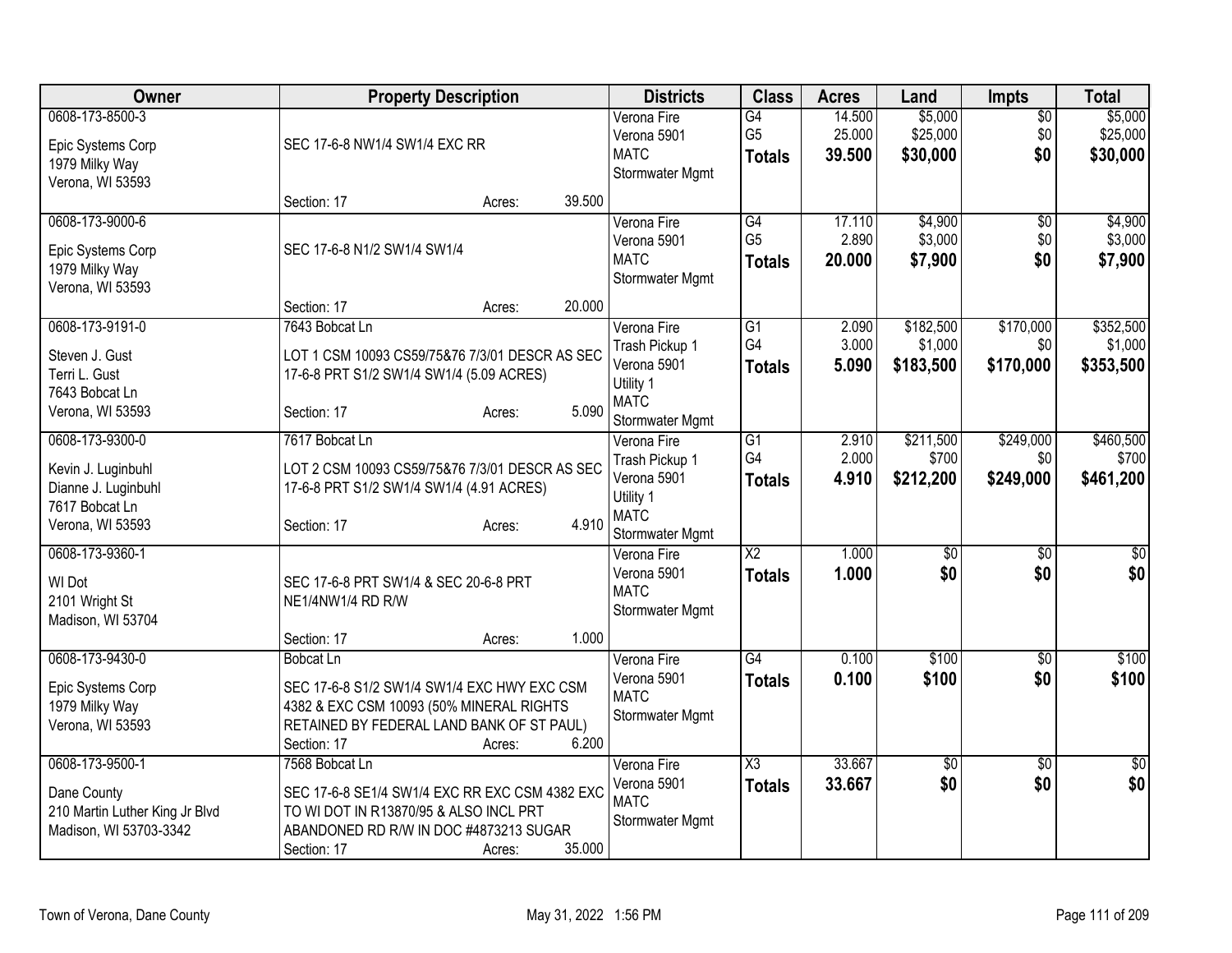| Owner | Property Description | Districts | Class | Acres | Land | Impts | Total |
|---|---|---|---|---|---|---|---|
| 0608-173-8500-3<br>Epic Systems Corp<br>1979 Milky Way<br>Verona, WI 53593 | SEC 17-6-8 NW1/4 SW1/4 EXC RR<br>Section: 17 Acres: 39.500 | Verona Fire<br>Verona 5901<br>MATC<br>Stormwater Mgmt | G4<br>G5<br>**Totals** | 14.500<br>25.000<br>**39.500** | $5,000<br>$25,000<br>**$30,000** | $0<br>$0<br>**$0** | $5,000<br>$25,000<br>**$30,000** |
| 0608-173-9000-6<br>Epic Systems Corp<br>1979 Milky Way<br>Verona, WI 53593 | SEC 17-6-8 N1/2 SW1/4 SW1/4<br>Section: 17 Acres: 20.000 | Verona Fire<br>Verona 5901<br>MATC<br>Stormwater Mgmt | G4<br>G5<br>**Totals** | 17.110<br>2.890<br>**20.000** | $4,900<br>$3,000<br>**$7,900** | $0<br>$0<br>**$0** | $4,900<br>$3,000<br>**$7,900** |
| 0608-173-9191-0<br>Steven J. Gust<br>Terri L. Gust<br>7643 Bobcat Ln<br>Verona, WI 53593 | 7643 Bobcat Ln<br>LOT 1 CSM 10093 CS59/75&76 7/3/01 DESCR AS SEC 17-6-8 PRT S1/2 SW1/4 SW1/4 (5.09 ACRES)<br>Section: 17 Acres: 5.090 | Verona Fire<br>Trash Pickup 1<br>Verona 5901<br>Utility 1<br>MATC<br>Stormwater Mgmt | G1<br>G4<br>**Totals** | 2.090<br>3.000<br>**5.090** | $182,500<br>$1,000<br>**$183,500** | $170,000<br>$0<br>**$170,000** | $352,500<br>$1,000<br>**$353,500** |
| 0608-173-9300-0<br>Kevin J. Luginbuhl<br>Dianne J. Luginbuhl<br>7617 Bobcat Ln<br>Verona, WI 53593 | 7617 Bobcat Ln<br>LOT 2 CSM 10093 CS59/75&76 7/3/01 DESCR AS SEC 17-6-8 PRT S1/2 SW1/4 SW1/4 (4.91 ACRES)<br>Section: 17 Acres: 4.910 | Verona Fire<br>Trash Pickup 1<br>Verona 5901<br>Utility 1<br>MATC<br>Stormwater Mgmt | G1<br>G4<br>**Totals** | 2.910<br>2.000<br>**4.910** | $211,500<br>$700<br>**$212,200** | $249,000<br>$0<br>**$249,000** | $460,500<br>$700<br>**$461,200** |
| 0608-173-9360-1<br>WI Dot<br>2101 Wright St<br>Madison, WI 53704 | SEC 17-6-8 PRT SW1/4 & SEC 20-6-8 PRT NE1/4NW1/4 RD R/W<br>Section: 17 Acres: 1.000 | Verona Fire<br>Verona 5901<br>MATC<br>Stormwater Mgmt | X2<br>**Totals** | 1.000<br>**1.000** | $0<br>**$0** | $0<br>**$0** | $0<br>**$0** |
| 0608-173-9430-0<br>Epic Systems Corp<br>1979 Milky Way<br>Verona, WI 53593 | Bobcat Ln<br>SEC 17-6-8 S1/2 SW1/4 SW1/4 EXC HWY EXC CSM 4382 & EXC CSM 10093 (50% MINERAL RIGHTS RETAINED BY FEDERAL LAND BANK OF ST PAUL)<br>Section: 17 Acres: 6.200 | Verona Fire<br>Verona 5901<br>MATC<br>Stormwater Mgmt | G4<br>**Totals** | 0.100<br>**0.100** | $100<br>**$100** | $0<br>**$0** | $100<br>**$100** |
| 0608-173-9500-1<br>Dane County<br>210 Martin Luther King Jr Blvd<br>Madison, WI 53703-3342 | 7568 Bobcat Ln<br>SEC 17-6-8 SE1/4 SW1/4 EXC RR EXC CSM 4382 EXC TO WI DOT IN R13870/95 & ALSO INCL PRT ABANDONED RD R/W IN DOC #4873213 SUGAR<br>Section: 17 Acres: 35.000 | Verona Fire<br>Verona 5901<br>MATC<br>Stormwater Mgmt | X3<br>**Totals** | 33.667<br>**33.667** | $0<br>**$0** | $0<br>**$0** | $0<br>**$0** |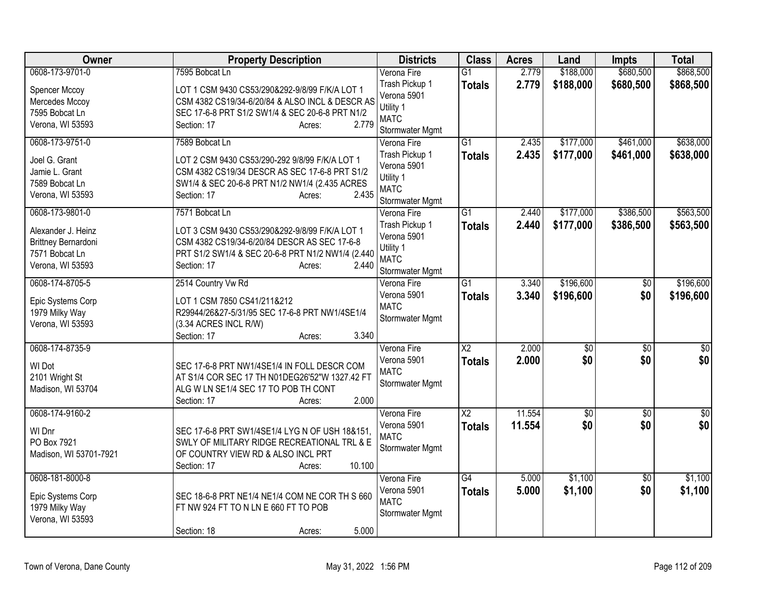| Owner | Property Description | Districts | Class | Acres | Land | Impts | Total |
|---|---|---|---|---|---|---|---|
| 0608-173-9701-0<br>Spencer Mccoy<br>Mercedes Mccoy<br>7595 Bobcat Ln<br>Verona, WI 53593 | 7595 Bobcat Ln<br>LOT 1 CSM 9430 CS53/290&292-9/8/99 F/K/A LOT 1 CSM 4382 CS19/34-6/20/84 & ALSO INCL & DESCR AS SEC 17-6-8 PRT S1/2 SW1/4 & SEC 20-6-8 PRT N1/2<br>Section: 17 Acres: 2.779 | Verona Fire<br>Trash Pickup 1<br>Verona 5901<br>Utility 1<br>MATC<br>Stormwater Mgmt | G1<br>**Totals** | 2.779<br>**2.779** | $188,000<br>**$188,000** | $680,500<br>**$680,500** | $868,500<br>**$868,500** |
| 0608-173-9751-0<br>Joel G. Grant<br>Jamie L. Grant<br>7589 Bobcat Ln<br>Verona, WI 53593 | 7589 Bobcat Ln<br>LOT 2 CSM 9430 CS53/290-292 9/8/99 F/K/A LOT 1 CSM 4382 CS19/34 DESCR AS SEC 17-6-8 PRT S1/2 SW1/4 & SEC 20-6-8 PRT N1/2 NW1/4 (2.435 ACRES<br>Section: 17 Acres: 2.435 | Verona Fire<br>Trash Pickup 1<br>Verona 5901<br>Utility 1<br>MATC<br>Stormwater Mgmt | G1<br>**Totals** | 2.435<br>**2.435** | $177,000<br>**$177,000** | $461,000<br>**$461,000** | $638,000<br>**$638,000** |
| 0608-173-9801-0<br>Alexander J. Heinz<br>Brittney Bernardoni<br>7571 Bobcat Ln<br>Verona, WI 53593 | 7571 Bobcat Ln<br>LOT 3 CSM 9430 CS53/290&292-9/8/99 F/K/A LOT 1 CSM 4382 CS19/34-6/20/84 DESCR AS SEC 17-6-8 PRT S1/2 SW1/4 & SEC 20-6-8 PRT N1/2 NW1/4 (2.440<br>Section: 17 Acres: 2.440 | Verona Fire<br>Trash Pickup 1<br>Verona 5901<br>Utility 1<br>MATC<br>Stormwater Mgmt | G1<br>**Totals** | 2.440<br>**2.440** | $177,000<br>**$177,000** | $386,500<br>**$386,500** | $563,500<br>**$563,500** |
| 0608-174-8705-5<br>Epic Systems Corp<br>1979 Milky Way<br>Verona, WI 53593 | 2514 Country Vw Rd<br>LOT 1 CSM 7850 CS41/211&212 R29944/26&27-5/31/95 SEC 17-6-8 PRT NW1/4SE1/4 (3.34 ACRES INCL R/W)<br>Section: 17 Acres: 3.340 | Verona Fire<br>Verona 5901<br>MATC<br>Stormwater Mgmt | G1<br>**Totals** | 3.340<br>**3.340** | $196,600<br>**$196,600** | $0<br>**$0** | $196,600<br>**$196,600** |
| 0608-174-8735-9<br>WI Dot<br>2101 Wright St<br>Madison, WI 53704 | SEC 17-6-8 PRT NW1/4SE1/4 IN FOLL DESCR COM AT S1/4 COR SEC 17 TH N01DEG26'52"W 1327.42 FT ALG W LN SE1/4 SEC 17 TO POB TH CONT<br>Section: 17 Acres: 2.000 | Verona Fire<br>Verona 5901<br>MATC<br>Stormwater Mgmt | X2<br>**Totals** | 2.000<br>**2.000** | $0<br>**$0** | $0<br>**$0** | $0<br>**$0** |
| 0608-174-9160-2<br>WI Dnr<br>PO Box 7921<br>Madison, WI 53701-7921 | SEC 17-6-8 PRT SW1/4SE1/4 LYG N OF USH 18&151, SWLY OF MILITARY RIDGE RECREATIONAL TRL & E OF COUNTRY VIEW RD & ALSO INCL PRT<br>Section: 17 Acres: 10.100 | Verona Fire<br>Verona 5901<br>MATC<br>Stormwater Mgmt | X2<br>**Totals** | 11.554<br>**11.554** | $0<br>**$0** | $0<br>**$0** | $0<br>**$0** |
| 0608-181-8000-8<br>Epic Systems Corp<br>1979 Milky Way<br>Verona, WI 53593 | SEC 18-6-8 PRT NE1/4 NE1/4 COM NE COR TH S 660 FT NW 924 FT TO N LN E 660 FT TO POB<br>Section: 18 Acres: 5.000 | Verona Fire<br>Verona 5901<br>MATC<br>Stormwater Mgmt | G4<br>**Totals** | 5.000<br>**5.000** | $1,100<br>**$1,100** | $0<br>**$0** | $1,100<br>**$1,100** |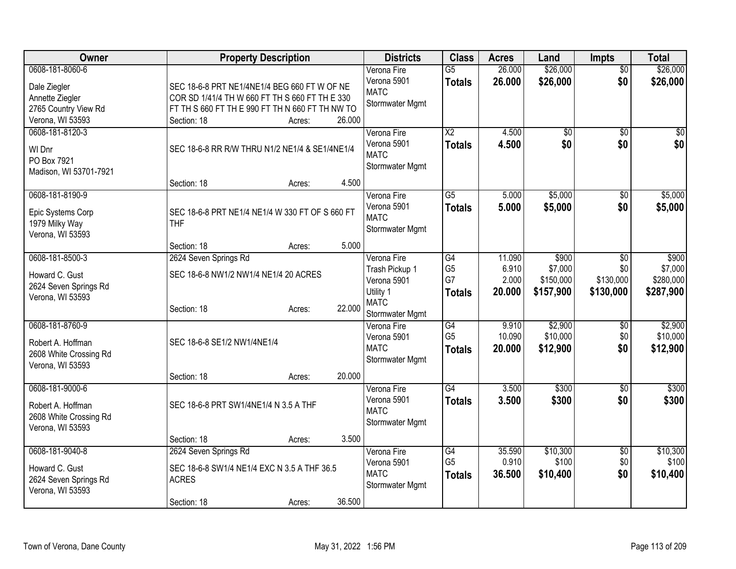| Owner | Property Description | Districts | Class | Acres | Land | Impts | Total |
|---|---|---|---|---|---|---|---|
| 0608-181-8060-6<br>Dale Ziegler<br>Annette Ziegler<br>2765 Country View Rd<br>Verona, WI 53593 | SEC 18-6-8 PRT NE1/4NE1/4 BEG 660 FT W OF NE COR SD 1/41/4 TH W 660 FT TH S 660 FT TH E 330 FT TH S 660 FT TH E 990 FT TH N 660 FT TH NW TO<br>Section: 18 Acres: 26.000 | Verona Fire<br>Verona 5901<br>MATC<br>Stormwater Mgmt | G5<br>**Totals** | 26.000<br>**26.000** | $26,000<br>**$26,000** | $0<br>**$0** | $26,000<br>**$26,000** |
| 0608-181-8120-3<br>WI Dnr<br>PO Box 7921<br>Madison, WI 53701-7921 | SEC 18-6-8 RR R/W THRU N1/2 NE1/4 & SE1/4NE1/4<br>Section: 18 Acres: 4.500 | Verona Fire<br>Verona 5901<br>MATC<br>Stormwater Mgmt | X2<br>**Totals** | 4.500<br>**4.500** | $0<br>**$0** | $0<br>**$0** | $0<br>**$0** |
| 0608-181-8190-9<br>Epic Systems Corp<br>1979 Milky Way<br>Verona, WI 53593 | SEC 18-6-8 PRT NE1/4 NE1/4 W 330 FT OF S 660 FT THF<br>Section: 18 Acres: 5.000 | Verona Fire<br>Verona 5901<br>MATC<br>Stormwater Mgmt | G5<br>**Totals** | 5.000<br>**5.000** | $5,000<br>**$5,000** | $0<br>**$0** | $5,000<br>**$5,000** |
| 0608-181-8500-3<br>Howard C. Gust<br>2624 Seven Springs Rd<br>Verona, WI 53593 | 2624 Seven Springs Rd<br>SEC 18-6-8 NW1/2 NW1/4 NE1/4 20 ACRES<br>Section: 18 Acres: 22.000 | Verona Fire<br>Trash Pickup 1<br>Verona 5901<br>Utility 1<br>MATC<br>Stormwater Mgmt | G4<br>G5<br>G7<br>**Totals** | 11.090<br>6.910<br>2.000<br>**20.000** | $900<br>$7,000<br>$150,000<br>**$157,900** | $0<br>$0<br>$130,000<br>**$130,000** | $900<br>$7,000<br>$280,000<br>**$287,900** |
| 0608-181-8760-9<br>Robert A. Hoffman<br>2608 White Crossing Rd<br>Verona, WI 53593 | SEC 18-6-8 SE1/2 NW1/4NE1/4<br>Section: 18 Acres: 20.000 | Verona Fire<br>Verona 5901<br>MATC<br>Stormwater Mgmt | G4<br>G5<br>**Totals** | 9.910<br>10.090<br>**20.000** | $2,900<br>$10,000<br>**$12,900** | $0<br>$0<br>**$0** | $2,900<br>$10,000<br>**$12,900** |
| 0608-181-9000-6<br>Robert A. Hoffman<br>2608 White Crossing Rd<br>Verona, WI 53593 | SEC 18-6-8 PRT SW1/4NE1/4 N 3.5 A THF<br>Section: 18 Acres: 3.500 | Verona Fire<br>Verona 5901<br>MATC<br>Stormwater Mgmt | G4<br>**Totals** | 3.500<br>**3.500** | $300<br>**$300** | $0<br>**$0** | $300<br>**$300** |
| 0608-181-9040-8<br>Howard C. Gust<br>2624 Seven Springs Rd<br>Verona, WI 53593 | 2624 Seven Springs Rd<br>SEC 18-6-8 SW1/4 NE1/4 EXC N 3.5 A THF 36.5 ACRES<br>Section: 18 Acres: 36.500 | Verona Fire<br>Verona 5901<br>MATC<br>Stormwater Mgmt | G4<br>G5<br>**Totals** | 35.590<br>0.910<br>**36.500** | $10,300<br>$100<br>**$10,400** | $0<br>$0<br>**$0** | $10,300<br>$100<br>**$10,400** |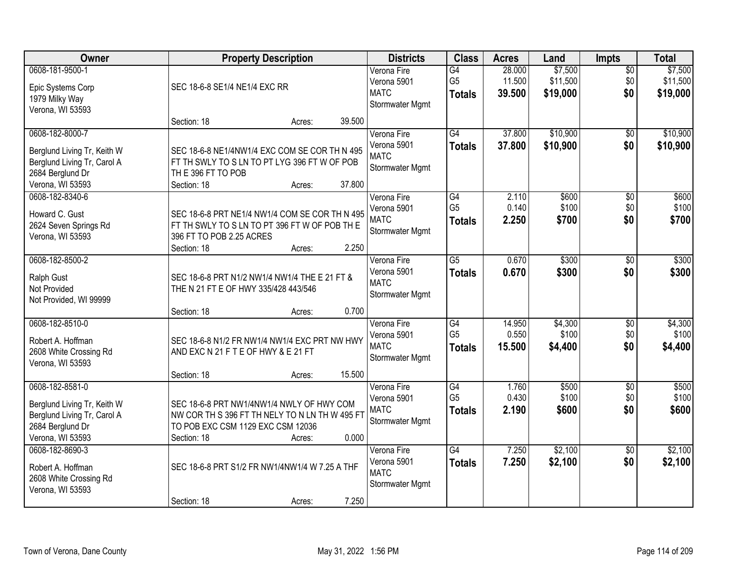| Owner | Property Description | Districts | Class | Acres | Land | Impts | Total |
|---|---|---|---|---|---|---|---|
| 0608-181-9500-1<br>Epic Systems Corp<br>1979 Milky Way<br>Verona, WI 53593 | SEC 18-6-8 SE1/4 NE1/4 EXC RR<br>Section: 18 Acres: 39.500 | Verona Fire<br>Verona 5901<br>MATC<br>Stormwater Mgmt | G4<br>G5<br>**Totals** | 28.000<br>11.500<br>**39.500** | $7,500<br>$11,500<br>**$19,000** | $0<br>$0<br>**$0** | $7,500<br>$11,500<br>**$19,000** |
| 0608-182-8000-7<br>Berglund Living Tr, Keith W<br>Berglund Living Tr, Carol A<br>2684 Berglund Dr<br>Verona, WI 53593 | SEC 18-6-8 NE1/4NW1/4 EXC COM SE COR TH N 495 FT TH SWLY TO S LN TO PT LYG 396 FT W OF POB TH E 396 FT TO POB<br>Section: 18 Acres: 37.800 | Verona Fire<br>Verona 5901<br>MATC<br>Stormwater Mgmt | G4<br>**Totals** | 37.800<br>**37.800** | $10,900<br>**$10,900** | $0<br>**$0** | $10,900<br>**$10,900** |
| 0608-182-8340-6<br>Howard C. Gust<br>2624 Seven Springs Rd<br>Verona, WI 53593 | SEC 18-6-8 PRT NE1/4 NW1/4 COM SE COR TH N 495 FT TH SWLY TO S LN TO PT 396 FT W OF POB TH E 396 FT TO POB 2.25 ACRES<br>Section: 18 Acres: 2.250 | Verona Fire<br>Verona 5901<br>MATC<br>Stormwater Mgmt | G4<br>G5<br>**Totals** | 2.110<br>0.140<br>**2.250** | $600<br>$100<br>**$700** | $0<br>$0<br>**$0** | $600<br>$100<br>**$700** |
| 0608-182-8500-2<br>Ralph Gust<br>Not Provided<br>Not Provided, WI 99999 | SEC 18-6-8 PRT N1/2 NW1/4 NW1/4 THE E 21 FT & THE N 21 FT E OF HWY 335/428 443/546<br>Section: 18 Acres: 0.700 | Verona Fire<br>Verona 5901<br>MATC<br>Stormwater Mgmt | G5<br>**Totals** | 0.670<br>**0.670** | $300<br>**$300** | $0<br>**$0** | $300<br>**$300** |
| 0608-182-8510-0<br>Robert A. Hoffman<br>2608 White Crossing Rd<br>Verona, WI 53593 | SEC 18-6-8 N1/2 FR NW1/4 NW1/4 EXC PRT NW HWY AND EXC N 21 F T E OF HWY & E 21 FT<br>Section: 18 Acres: 15.500 | Verona Fire<br>Verona 5901<br>MATC<br>Stormwater Mgmt | G4<br>G5<br>**Totals** | 14.950<br>0.550<br>**15.500** | $4,300<br>$100<br>**$4,400** | $0<br>$0<br>**$0** | $4,300<br>$100<br>**$4,400** |
| 0608-182-8581-0<br>Berglund Living Tr, Keith W<br>Berglund Living Tr, Carol A<br>2684 Berglund Dr<br>Verona, WI 53593 | SEC 18-6-8 PRT NW1/4NW1/4 NWLY OF HWY COM NW COR TH S 396 FT TH NELY TO N LN TH W 495 FT TO POB EXC CSM 1129 EXC CSM 12036<br>Section: 18 Acres: 0.000 | Verona Fire<br>Verona 5901<br>MATC<br>Stormwater Mgmt | G4<br>G5<br>**Totals** | 1.760<br>0.430<br>**2.190** | $500<br>$100<br>**$600** | $0<br>$0<br>**$0** | $500<br>$100<br>**$600** |
| 0608-182-8690-3<br>Robert A. Hoffman<br>2608 White Crossing Rd<br>Verona, WI 53593 | SEC 18-6-8 PRT S1/2 FR NW1/4NW1/4 W 7.25 A THF<br>Section: 18 Acres: 7.250 | Verona Fire<br>Verona 5901<br>MATC<br>Stormwater Mgmt | G4<br>**Totals** | 7.250<br>**7.250** | $2,100<br>**$2,100** | $0<br>**$0** | $2,100<br>**$2,100** |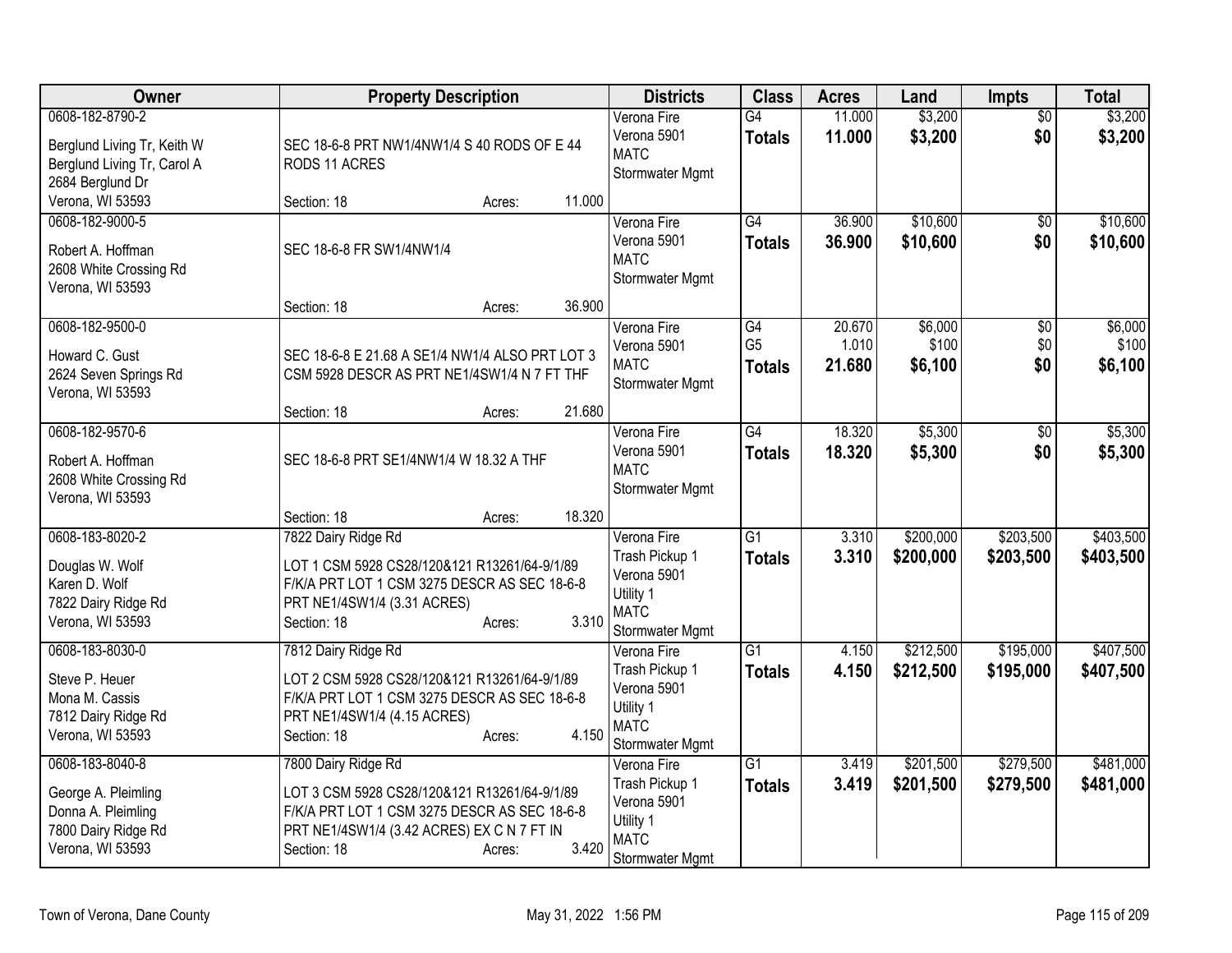| Owner | Property Description | Districts | Class | Acres | Land | Impts | Total |
|---|---|---|---|---|---|---|---|
| 0608-182-8790-2<br>Berglund Living Tr, Keith W<br>Berglund Living Tr, Carol A<br>2684 Berglund Dr<br>Verona, WI 53593 | SEC 18-6-8 PRT NW1/4NW1/4 S 40 RODS OF E 44 RODS 11 ACRES<br>Section: 18 Acres: 11.000 | Verona Fire<br>Verona 5901<br>MATC<br>Stormwater Mgmt | G4<br>**Totals** | 11.000<br>**11.000** | $3,200<br>**$3,200** | $0<br>**$0** | $3,200<br>**$3,200** |
| 0608-182-9000-5<br>Robert A. Hoffman<br>2608 White Crossing Rd<br>Verona, WI 53593 | SEC 18-6-8 FR SW1/4NW1/4<br>Section: 18 Acres: 36.900 | Verona Fire<br>Verona 5901<br>MATC<br>Stormwater Mgmt | G4<br>**Totals** | 36.900<br>**36.900** | $10,600<br>**$10,600** | $0<br>**$0** | $10,600<br>**$10,600** |
| 0608-182-9500-0<br>Howard C. Gust<br>2624 Seven Springs Rd<br>Verona, WI 53593 | SEC 18-6-8 E 21.68 A SE1/4 NW1/4 ALSO PRT LOT 3 CSM 5928 DESCR AS PRT NE1/4SW1/4 N 7 FT THF<br>Section: 18 Acres: 21.680 | Verona Fire<br>Verona 5901<br>MATC<br>Stormwater Mgmt | G4<br>G5<br>**Totals** | 20.670<br>1.010<br>**21.680** | $6,000<br>$100<br>**$6,100** | $0<br>$0<br>**$0** | $6,000<br>$100<br>**$6,100** |
| 0608-182-9570-6<br>Robert A. Hoffman<br>2608 White Crossing Rd<br>Verona, WI 53593 | SEC 18-6-8 PRT SE1/4NW1/4 W 18.32 A THF<br>Section: 18 Acres: 18.320 | Verona Fire<br>Verona 5901<br>MATC<br>Stormwater Mgmt | G4<br>**Totals** | 18.320<br>**18.320** | $5,300<br>**$5,300** | $0<br>**$0** | $5,300<br>**$5,300** |
| 0608-183-8020-2<br>Douglas W. Wolf<br>Karen D. Wolf<br>7822 Dairy Ridge Rd<br>Verona, WI 53593 | 7822 Dairy Ridge Rd<br>LOT 1 CSM 5928 CS28/120&121 R13261/64-9/1/89 F/K/A PRT LOT 1 CSM 3275 DESCR AS SEC 18-6-8 PRT NE1/4SW1/4 (3.31 ACRES)<br>Section: 18 Acres: 3.310 | Verona Fire<br>Trash Pickup 1<br>Verona 5901<br>Utility 1<br>MATC<br>Stormwater Mgmt | G1<br>**Totals** | 3.310<br>**3.310** | $200,000<br>**$200,000** | $203,500<br>**$203,500** | $403,500<br>**$403,500** |
| 0608-183-8030-0<br>Steve P. Heuer<br>Mona M. Cassis<br>7812 Dairy Ridge Rd<br>Verona, WI 53593 | 7812 Dairy Ridge Rd<br>LOT 2 CSM 5928 CS28/120&121 R13261/64-9/1/89 F/K/A PRT LOT 1 CSM 3275 DESCR AS SEC 18-6-8 PRT NE1/4SW1/4 (4.15 ACRES)<br>Section: 18 Acres: 4.150 | Verona Fire<br>Trash Pickup 1<br>Verona 5901<br>Utility 1<br>MATC<br>Stormwater Mgmt | G1<br>**Totals** | 4.150<br>**4.150** | $212,500<br>**$212,500** | $195,000<br>**$195,000** | $407,500<br>**$407,500** |
| 0608-183-8040-8<br>George A. Pleimling<br>Donna A. Pleimling<br>7800 Dairy Ridge Rd<br>Verona, WI 53593 | 7800 Dairy Ridge Rd<br>LOT 3 CSM 5928 CS28/120&121 R13261/64-9/1/89 F/K/A PRT LOT 1 CSM 3275 DESCR AS SEC 18-6-8 PRT NE1/4SW1/4 (3.42 ACRES) EX C N 7 FT IN<br>Section: 18 Acres: 3.420 | Verona Fire<br>Trash Pickup 1<br>Verona 5901<br>Utility 1<br>MATC<br>Stormwater Mgmt | G1<br>**Totals** | 3.419<br>**3.419** | $201,500<br>**$201,500** | $279,500<br>**$279,500** | $481,000<br>**$481,000** |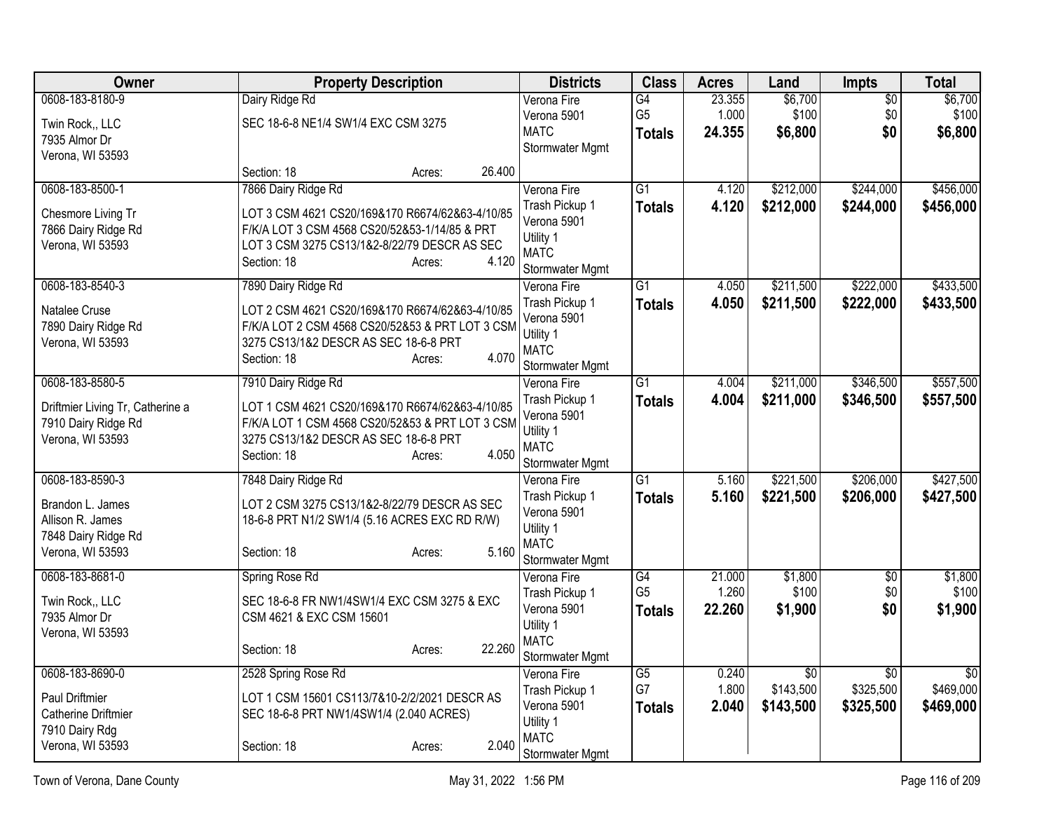| Owner | Property Description | Districts | Class | Acres | Land | Impts | Total |
|---|---|---|---|---|---|---|---|
| 0608-183-8180-9<br>Twin Rock,, LLC<br>7935 Almor Dr<br>Verona, WI 53593 | Dairy Ridge Rd<br>SEC 18-6-8 NE1/4 SW1/4 EXC CSM 3275<br>Section: 18 Acres: 26.400 | Verona Fire<br>Verona 5901<br>MATC<br>Stormwater Mgmt | G4<br>G5<br>**Totals** | 23.355<br>1.000<br>**24.355** | $6,700<br>$100<br>**$6,800** | $0<br>$0<br>**$0** | $6,700<br>$100<br>**$6,800** |
| 0608-183-8500-1<br>Chesmore Living Tr<br>7866 Dairy Ridge Rd<br>Verona, WI 53593 | 7866 Dairy Ridge Rd<br>LOT 3 CSM 4621 CS20/169&170 R6674/62&63-4/10/85 F/K/A LOT 3 CSM 4568 CS20/52&53-1/14/85 & PRT LOT 3 CSM 3275 CS13/1&2-8/22/79 DESCR AS SEC<br>Section: 18 Acres: 4.120 | Verona Fire<br>Trash Pickup 1<br>Verona 5901<br>Utility 1<br>MATC<br>Stormwater Mgmt | G1<br>**Totals** | 4.120<br>**4.120** | $212,000<br>**$212,000** | $244,000<br>**$244,000** | $456,000<br>**$456,000** |
| 0608-183-8540-3<br>Natalee Cruse<br>7890 Dairy Ridge Rd<br>Verona, WI 53593 | 7890 Dairy Ridge Rd<br>LOT 2 CSM 4621 CS20/169&170 R6674/62&63-4/10/85 F/K/A LOT 2 CSM 4568 CS20/52&53 & PRT LOT 3 CSM 3275 CS13/1&2 DESCR AS SEC 18-6-8 PRT<br>Section: 18 Acres: 4.070 | Verona Fire<br>Trash Pickup 1<br>Verona 5901<br>Utility 1<br>MATC<br>Stormwater Mgmt | G1<br>**Totals** | 4.050<br>**4.050** | $211,500<br>**$211,500** | $222,000<br>**$222,000** | $433,500<br>**$433,500** |
| 0608-183-8580-5<br>Driftmier Living Tr, Catherine a<br>7910 Dairy Ridge Rd<br>Verona, WI 53593 | 7910 Dairy Ridge Rd<br>LOT 1 CSM 4621 CS20/169&170 R6674/62&63-4/10/85 F/K/A LOT 1 CSM 4568 CS20/52&53 & PRT LOT 3 CSM 3275 CS13/1&2 DESCR AS SEC 18-6-8 PRT<br>Section: 18 Acres: 4.050 | Verona Fire<br>Trash Pickup 1<br>Verona 5901<br>Utility 1<br>MATC<br>Stormwater Mgmt | G1<br>**Totals** | 4.004<br>**4.004** | $211,000<br>**$211,000** | $346,500<br>**$346,500** | $557,500<br>**$557,500** |
| 0608-183-8590-3<br>Brandon L. James<br>Allison R. James<br>7848 Dairy Ridge Rd<br>Verona, WI 53593 | 7848 Dairy Ridge Rd<br>LOT 2 CSM 3275 CS13/1&2-8/22/79 DESCR AS SEC 18-6-8 PRT N1/2 SW1/4 (5.16 ACRES EXC RD R/W)<br>Section: 18 Acres: 5.160 | Verona Fire<br>Trash Pickup 1<br>Verona 5901<br>Utility 1<br>MATC<br>Stormwater Mgmt | G1<br>**Totals** | 5.160<br>**5.160** | $221,500<br>**$221,500** | $206,000<br>**$206,000** | $427,500<br>**$427,500** |
| 0608-183-8681-0<br>Twin Rock,, LLC<br>7935 Almor Dr<br>Verona, WI 53593 | Spring Rose Rd<br>SEC 18-6-8 FR NW1/4SW1/4 EXC CSM 3275 & EXC CSM 4621 & EXC CSM 15601<br>Section: 18 Acres: 22.260 | Verona Fire<br>Trash Pickup 1<br>Verona 5901<br>Utility 1<br>MATC<br>Stormwater Mgmt | G4<br>G5<br>**Totals** | 21.000<br>1.260<br>**22.260** | $1,800<br>$100<br>**$1,900** | $0<br>$0<br>**$0** | $1,800<br>$100<br>**$1,900** |
| 0608-183-8690-0<br>Paul Driftmier<br>Catherine Driftmier<br>7910 Dairy Rdg<br>Verona, WI 53593 | 2528 Spring Rose Rd<br>LOT 1 CSM 15601 CS113/7&10-2/2/2021 DESCR AS SEC 18-6-8 PRT NW1/4SW1/4 (2.040 ACRES)<br>Section: 18 Acres: 2.040 | Verona Fire<br>Trash Pickup 1<br>Verona 5901<br>Utility 1<br>MATC<br>Stormwater Mgmt | G5<br>G7<br>**Totals** | 0.240<br>1.800<br>**2.040** | $0<br>$143,500<br>**$143,500** | $0<br>$325,500<br>**$325,500** | $0<br>$469,000<br>**$469,000** |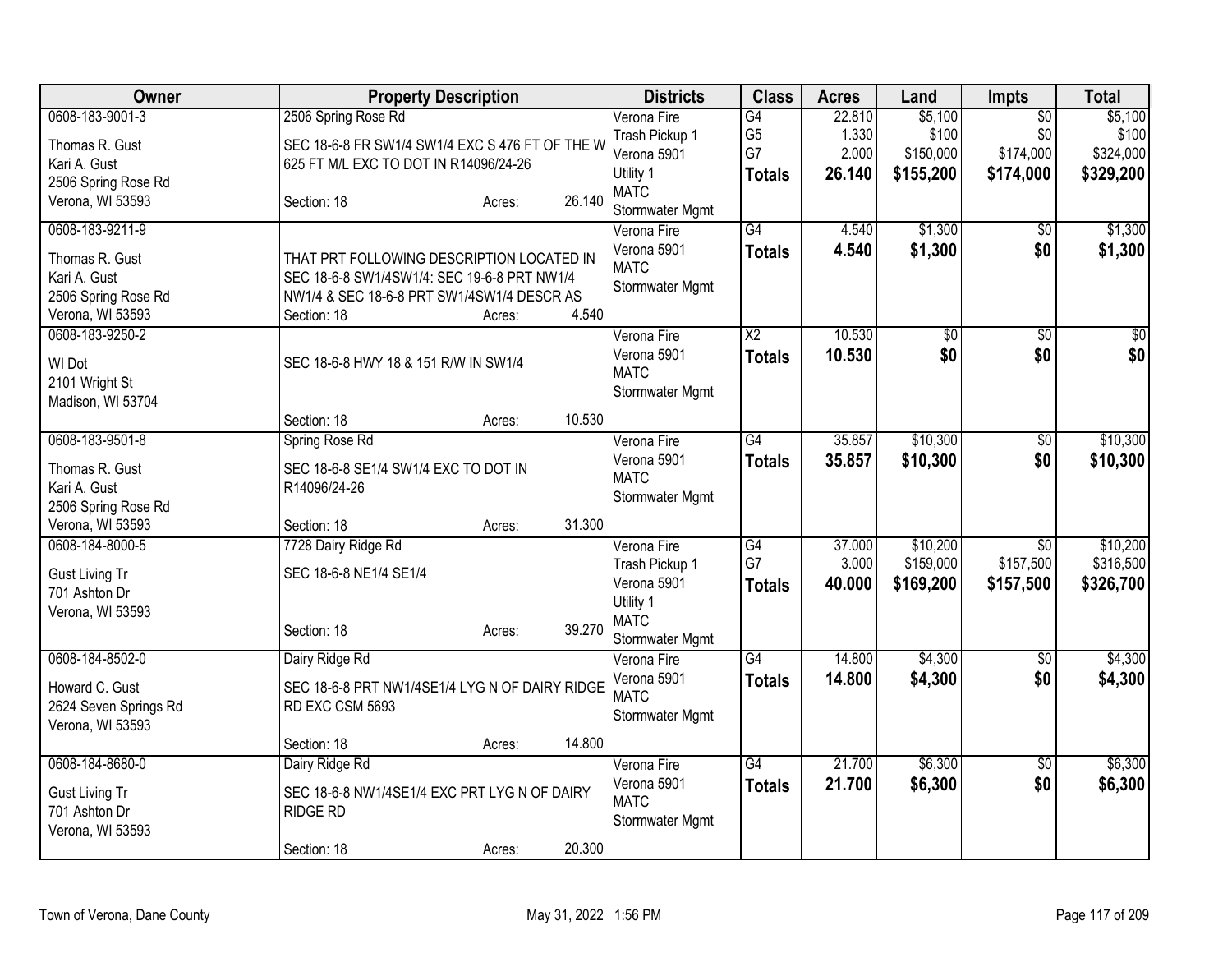| Owner | Property Description | Districts | Class | Acres | Land | Impts | Total |
|---|---|---|---|---|---|---|---|
| 0608-183-9001-3<br>Thomas R. Gust<br>Kari A. Gust<br>2506 Spring Rose Rd<br>Verona, WI 53593 | 2506 Spring Rose Rd<br>SEC 18-6-8 FR SW1/4 SW1/4 EXC S 476 FT OF THE W 625 FT M/L EXC TO DOT IN R14096/24-26<br>Section: 18 Acres: 26.140 | Verona Fire<br>Trash Pickup 1<br>Verona 5901<br>Utility 1<br>MATC<br>Stormwater Mgmt | G4<br>G5<br>G7<br>**Totals** | 22.810<br>1.330<br>2.000<br>**26.140** | $5,100<br>$100<br>$150,000<br>**$155,200** | $0<br>$0<br>$174,000<br>**$174,000** | $5,100<br>$100<br>$324,000<br>**$329,200** |
| 0608-183-9211-9<br>Thomas R. Gust<br>Kari A. Gust<br>2506 Spring Rose Rd<br>Verona, WI 53593 | THAT PRT FOLLOWING DESCRIPTION LOCATED IN SEC 18-6-8 SW1/4SW1/4: SEC 19-6-8 PRT NW1/4 NW1/4 & SEC 18-6-8 PRT SW1/4SW1/4 DESCR AS<br>Section: 18 Acres: 4.540 | Verona Fire<br>Verona 5901<br>MATC<br>Stormwater Mgmt | G4<br>**Totals** | 4.540<br>**4.540** | $1,300<br>**$1,300** | $0<br>**$0** | $1,300<br>**$1,300** |
| 0608-183-9250-2<br>WI Dot<br>2101 Wright St<br>Madison, WI 53704 | SEC 18-6-8 HWY 18 & 151 R/W IN SW1/4<br>Section: 18 Acres: 10.530 | Verona Fire<br>Verona 5901<br>MATC<br>Stormwater Mgmt | X2<br>**Totals** | 10.530<br>**10.530** | $0<br>**$0** | $0<br>**$0** | $0<br>**$0** |
| 0608-183-9501-8<br>Thomas R. Gust<br>Kari A. Gust<br>2506 Spring Rose Rd<br>Verona, WI 53593 | Spring Rose Rd<br>SEC 18-6-8 SE1/4 SW1/4 EXC TO DOT IN R14096/24-26<br>Section: 18 Acres: 31.300 | Verona Fire<br>Verona 5901<br>MATC<br>Stormwater Mgmt | G4<br>**Totals** | 35.857<br>**35.857** | $10,300<br>**$10,300** | $0<br>**$0** | $10,300<br>**$10,300** |
| 0608-184-8000-5<br>Gust Living Tr<br>701 Ashton Dr<br>Verona, WI 53593 | 7728 Dairy Ridge Rd<br>SEC 18-6-8 NE1/4 SE1/4<br>Section: 18 Acres: 39.270 | Verona Fire<br>Trash Pickup 1<br>Verona 5901<br>Utility 1<br>MATC<br>Stormwater Mgmt | G4<br>G7<br>**Totals** | 37.000<br>3.000<br>**40.000** | $10,200<br>$159,000<br>**$169,200** | $0<br>$157,500<br>**$157,500** | $10,200<br>$316,500<br>**$326,700** |
| 0608-184-8502-0<br>Howard C. Gust<br>2624 Seven Springs Rd<br>Verona, WI 53593 | Dairy Ridge Rd<br>SEC 18-6-8 PRT NW1/4SE1/4 LYG N OF DAIRY RIDGE RD EXC CSM 5693<br>Section: 18 Acres: 14.800 | Verona Fire<br>Verona 5901<br>MATC<br>Stormwater Mgmt | G4<br>**Totals** | 14.800<br>**14.800** | $4,300<br>**$4,300** | $0<br>**$0** | $4,300<br>**$4,300** |
| 0608-184-8680-0<br>Gust Living Tr<br>701 Ashton Dr<br>Verona, WI 53593 | Dairy Ridge Rd<br>SEC 18-6-8 NW1/4SE1/4 EXC PRT LYG N OF DAIRY RIDGE RD<br>Section: 18 Acres: 20.300 | Verona Fire<br>Verona 5901<br>MATC<br>Stormwater Mgmt | G4<br>**Totals** | 21.700<br>**21.700** | $6,300<br>**$6,300** | $0<br>**$0** | $6,300<br>**$6,300** |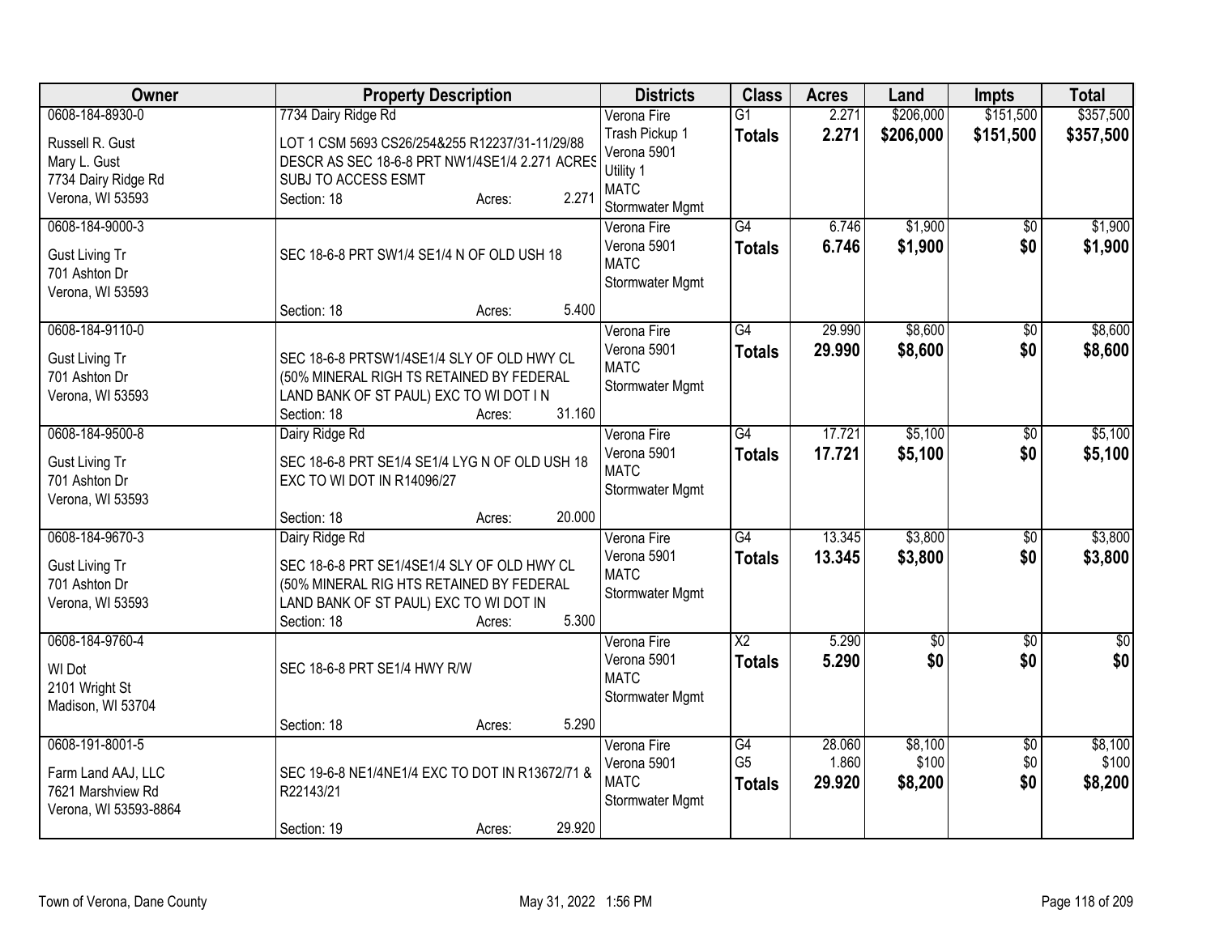| Owner | Property Description | Districts | Class | Acres | Land | Impts | Total |
|---|---|---|---|---|---|---|---|
| 0608-184-8930-0<br>Russell R. Gust<br>Mary L. Gust<br>7734 Dairy Ridge Rd<br>Verona, WI 53593 | 7734 Dairy Ridge Rd<br>LOT 1 CSM 5693 CS26/254&255 R12237/31-11/29/88 DESCR AS SEC 18-6-8 PRT NW1/4SE1/4 2.271 ACRES SUBJ TO ACCESS ESMT<br>Section: 18 Acres: 2.271 | Verona Fire<br>Trash Pickup 1<br>Verona 5901<br>Utility 1<br>MATC<br>Stormwater Mgmt | G1<br>**Totals** | 2.271<br>**2.271** | $206,000<br>**$206,000** | $151,500<br>**$151,500** | $357,500<br>**$357,500** |
| 0608-184-9000-3<br>Gust Living Tr<br>701 Ashton Dr<br>Verona, WI 53593 | SEC 18-6-8 PRT SW1/4 SE1/4 N OF OLD USH 18<br>Section: 18 Acres: 5.400 | Verona Fire<br>Verona 5901<br>MATC<br>Stormwater Mgmt | G4<br>**Totals** | 6.746<br>**6.746** | $1,900<br>**$1,900** | $0<br>**$0** | $1,900<br>**$1,900** |
| 0608-184-9110-0<br>Gust Living Tr<br>701 Ashton Dr<br>Verona, WI 53593 | SEC 18-6-8 PRTSW1/4SE1/4 SLY OF OLD HWY CL (50% MINERAL RIGH TS RETAINED BY FEDERAL LAND BANK OF ST PAUL) EXC TO WI DOT I N<br>Section: 18 Acres: 31.160 | Verona Fire<br>Verona 5901<br>MATC<br>Stormwater Mgmt | G4<br>**Totals** | 29.990<br>**29.990** | $8,600<br>**$8,600** | $0<br>**$0** | $8,600<br>**$8,600** |
| 0608-184-9500-8<br>Gust Living Tr<br>701 Ashton Dr<br>Verona, WI 53593 | Dairy Ridge Rd<br>SEC 18-6-8 PRT SE1/4 SE1/4 LYG N OF OLD USH 18 EXC TO WI DOT IN R14096/27<br>Section: 18 Acres: 20.000 | Verona Fire<br>Verona 5901<br>MATC<br>Stormwater Mgmt | G4<br>**Totals** | 17.721<br>**17.721** | $5,100<br>**$5,100** | $0<br>**$0** | $5,100<br>**$5,100** |
| 0608-184-9670-3<br>Gust Living Tr<br>701 Ashton Dr<br>Verona, WI 53593 | Dairy Ridge Rd<br>SEC 18-6-8 PRT SE1/4SE1/4 SLY OF OLD HWY CL (50% MINERAL RIG HTS RETAINED BY FEDERAL LAND BANK OF ST PAUL) EXC TO WI DOT IN<br>Section: 18 Acres: 5.300 | Verona Fire<br>Verona 5901<br>MATC<br>Stormwater Mgmt | G4<br>**Totals** | 13.345<br>**13.345** | $3,800<br>**$3,800** | $0<br>**$0** | $3,800<br>**$3,800** |
| 0608-184-9760-4<br>WI Dot<br>2101 Wright St<br>Madison, WI 53704 | SEC 18-6-8 PRT SE1/4 HWY R/W<br>Section: 18 Acres: 5.290 | Verona Fire<br>Verona 5901<br>MATC<br>Stormwater Mgmt | X2<br>**Totals** | 5.290<br>**5.290** | $0<br>**$0** | $0<br>**$0** | $0<br>**$0** |
| 0608-191-8001-5<br>Farm Land AAJ, LLC<br>7621 Marshview Rd<br>Verona, WI 53593-8864 | SEC 19-6-8 NE1/4NE1/4 EXC TO DOT IN R13672/71 & R22143/21<br>Section: 19 Acres: 29.920 | Verona Fire<br>Verona 5901<br>MATC<br>Stormwater Mgmt | G4<br>G5<br>**Totals** | 28.060<br>1.860<br>**29.920** | $8,100<br>$100<br>**$8,200** | $0<br>$0<br>**$0** | $8,100<br>$100<br>**$8,200** |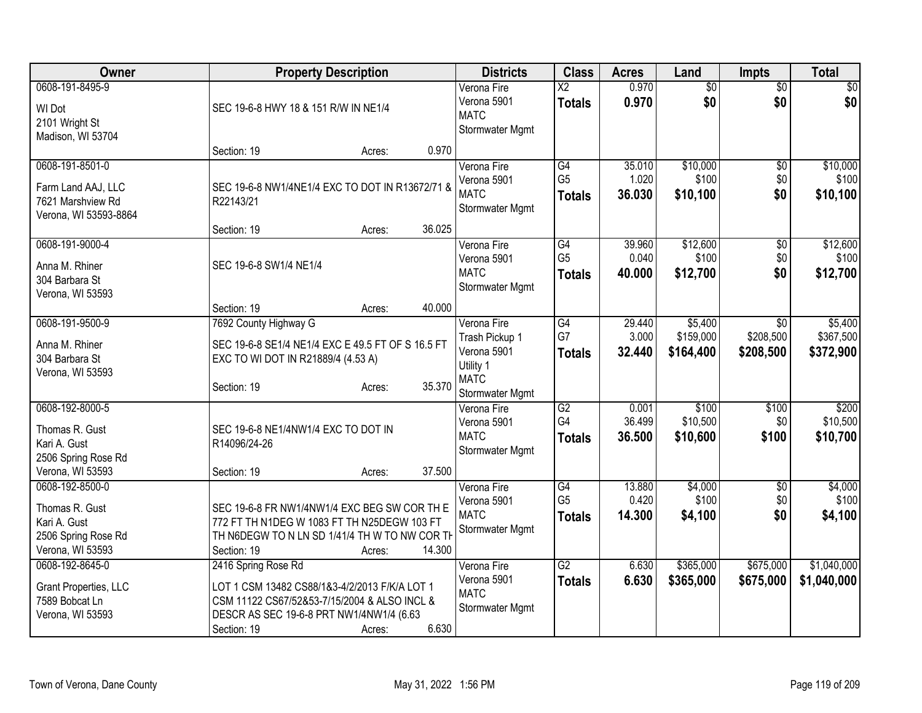| Owner | Property Description | Districts | Class | Acres | Land | Impts | Total |
|---|---|---|---|---|---|---|---|
| 0608-191-8495-9<br>WI Dot<br>2101 Wright St<br>Madison, WI 53704 | SEC 19-6-8 HWY 18 & 151 R/W IN NE1/4<br>Section: 19 Acres: 0.970 | Verona Fire<br>Verona 5901<br>MATC<br>Stormwater Mgmt | X2<br>**Totals** | 0.970<br>**0.970** | $0<br>**$0** | $0<br>**$0** | $0<br>**$0** |
| 0608-191-8501-0<br>Farm Land AAJ, LLC<br>7621 Marshview Rd<br>Verona, WI 53593-8864 | SEC 19-6-8 NW1/4NE1/4 EXC TO DOT IN R13672/71 & R22143/21<br>Section: 19 Acres: 36.025 | Verona Fire<br>Verona 5901<br>MATC<br>Stormwater Mgmt | G4<br>G5<br>**Totals** | 35.010<br>1.020<br>**36.030** | $10,000<br>$100<br>**$10,100** | $0<br>$0<br>**$0** | $10,000<br>$100<br>**$10,100** |
| 0608-191-9000-4<br>Anna M. Rhiner<br>304 Barbara St<br>Verona, WI 53593 | SEC 19-6-8 SW1/4 NE1/4<br>Section: 19 Acres: 40.000 | Verona Fire<br>Verona 5901<br>MATC<br>Stormwater Mgmt | G4<br>G5<br>**Totals** | 39.960<br>0.040<br>**40.000** | $12,600<br>$100<br>**$12,700** | $0<br>$0<br>**$0** | $12,600<br>$100<br>**$12,700** |
| 0608-191-9500-9<br>Anna M. Rhiner<br>304 Barbara St<br>Verona, WI 53593 | 7692 County Highway G<br>SEC 19-6-8 SE1/4 NE1/4 EXC E 49.5 FT OF S 16.5 FT EXC TO WI DOT IN R21889/4 (4.53 A)<br>Section: 19 Acres: 35.370 | Verona Fire<br>Trash Pickup 1<br>Verona 5901<br>Utility 1<br>MATC<br>Stormwater Mgmt | G4<br>G7<br>**Totals** | 29.440<br>3.000<br>**32.440** | $5,400<br>$159,000<br>**$164,400** | $0<br>$208,500<br>**$208,500** | $5,400<br>$367,500<br>**$372,900** |
| 0608-192-8000-5<br>Thomas R. Gust<br>Kari A. Gust<br>2506 Spring Rose Rd<br>Verona, WI 53593 | SEC 19-6-8 NE1/4NW1/4 EXC TO DOT IN R14096/24-26<br>Section: 19 Acres: 37.500 | Verona Fire<br>Verona 5901<br>MATC<br>Stormwater Mgmt | G2<br>G4<br>**Totals** | 0.001<br>36.499<br>**36.500** | $100<br>$10,500<br>**$10,600** | $100<br>$0<br>**$100** | $200<br>$10,500<br>**$10,700** |
| 0608-192-8500-0<br>Thomas R. Gust<br>Kari A. Gust<br>2506 Spring Rose Rd<br>Verona, WI 53593 | SEC 19-6-8 FR NW1/4NW1/4 EXC BEG SW COR TH E 772 FT TH N1DEG W 1083 FT TH N25DEGW 103 FT TH N6DEGW TO N LN SD 1/41/4 TH W TO NW COR TH<br>Section: 19 Acres: 14.300 | Verona Fire<br>Verona 5901<br>MATC<br>Stormwater Mgmt | G4<br>G5<br>**Totals** | 13.880<br>0.420<br>**14.300** | $4,000<br>$100<br>**$4,100** | $0<br>$0<br>**$0** | $4,000<br>$100<br>**$4,100** |
| 0608-192-8645-0<br>Grant Properties, LLC<br>7589 Bobcat Ln<br>Verona, WI 53593 | 2416 Spring Rose Rd<br>LOT 1 CSM 13482 CS88/1&3-4/2/2013 F/K/A LOT 1 CSM 11122 CS67/52&53-7/15/2004 & ALSO INCL & DESCR AS SEC 19-6-8 PRT NW1/4NW1/4 (6.63<br>Section: 19 Acres: 6.630 | Verona Fire<br>Verona 5901<br>MATC<br>Stormwater Mgmt | G2<br>**Totals** | 6.630<br>**6.630** | $365,000<br>**$365,000** | $675,000<br>**$675,000** | $1,040,000<br>**$1,040,000** |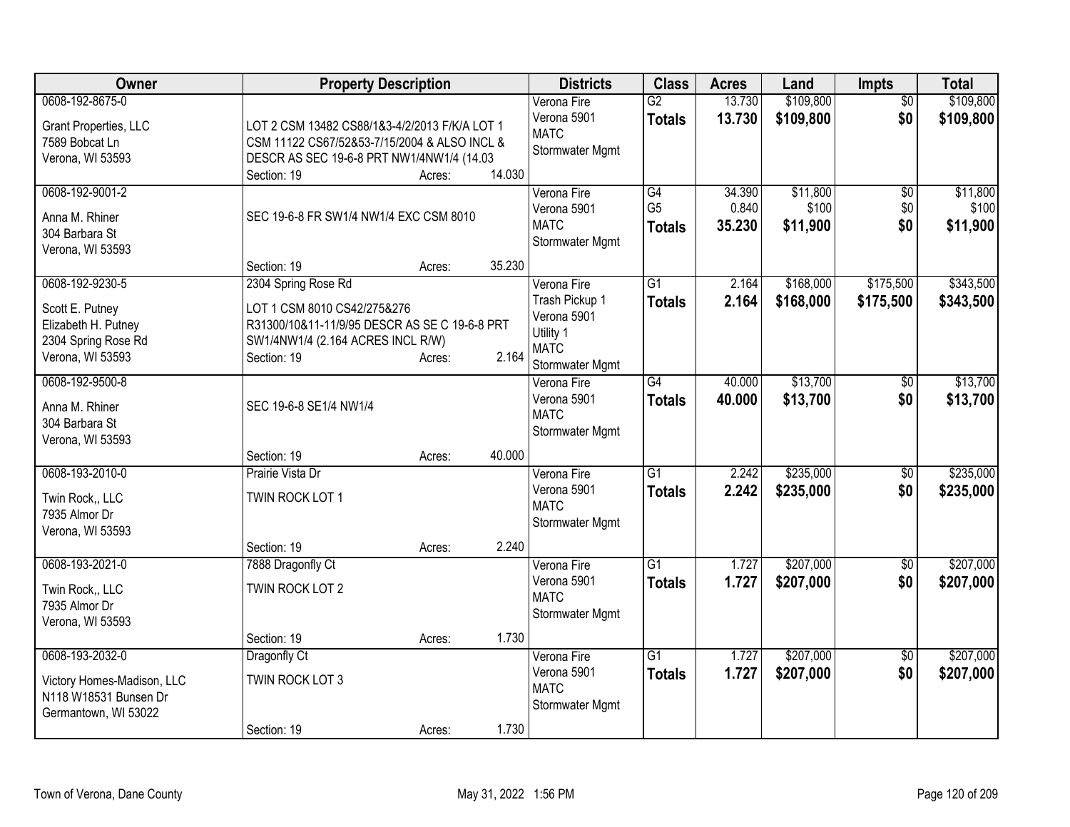| Owner | Property Description | Districts | Class | Acres | Land | Impts | Total |
|---|---|---|---|---|---|---|---|
| 0608-192-8675-0<br>Grant Properties, LLC<br>7589 Bobcat Ln<br>Verona, WI 53593 | LOT 2 CSM 13482 CS88/1&3-4/2/2013 F/K/A LOT 1 CSM 11122 CS67/52&53-7/15/2004 & ALSO INCL & DESCR AS SEC 19-6-8 PRT NW1/4NW1/4 (14.03<br>Section: 19 Acres: 14.030 | Verona Fire<br>Verona 5901<br>MATC<br>Stormwater Mgmt | G2<br>**Totals** | 13.730<br>**13.730** | $109,800<br>**$109,800** | $0<br>**$0** | $109,800<br>**$109,800** |
| 0608-192-9001-2<br>Anna M. Rhiner<br>304 Barbara St<br>Verona, WI 53593 | SEC 19-6-8 FR SW1/4 NW1/4 EXC CSM 8010<br>Section: 19 Acres: 35.230 | Verona Fire<br>Verona 5901<br>MATC<br>Stormwater Mgmt | G4<br>G5<br>**Totals** | 34.390<br>0.840<br>**35.230** | $11,800<br>$100<br>**$11,900** | $0<br>$0<br>**$0** | $11,800<br>$100<br>**$11,900** |
| 0608-192-9230-5<br>Scott E. Putney<br>Elizabeth H. Putney<br>2304 Spring Rose Rd<br>Verona, WI 53593 | 2304 Spring Rose Rd<br>LOT 1 CSM 8010 CS42/275&276 R31300/10&11-11/9/95 DESCR AS SE C 19-6-8 PRT SW1/4NW1/4 (2.164 ACRES INCL R/W)<br>Section: 19 Acres: 2.164 | Verona Fire<br>Trash Pickup 1<br>Verona 5901<br>Utility 1<br>MATC<br>Stormwater Mgmt | G1<br>**Totals** | 2.164<br>**2.164** | $168,000<br>**$168,000** | $175,500<br>**$175,500** | $343,500<br>**$343,500** |
| 0608-192-9500-8<br>Anna M. Rhiner<br>304 Barbara St<br>Verona, WI 53593 | SEC 19-6-8 SE1/4 NW1/4<br>Section: 19 Acres: 40.000 | Verona Fire<br>Verona 5901<br>MATC<br>Stormwater Mgmt | G4<br>**Totals** | 40.000<br>**40.000** | $13,700<br>**$13,700** | $0<br>**$0** | $13,700<br>**$13,700** |
| 0608-193-2010-0<br>Twin Rock,, LLC<br>7935 Almor Dr<br>Verona, WI 53593 | Prairie Vista Dr<br>TWIN ROCK LOT 1<br>Section: 19 Acres: 2.240 | Verona Fire<br>Verona 5901<br>MATC<br>Stormwater Mgmt | G1<br>**Totals** | 2.242<br>**2.242** | $235,000<br>**$235,000** | $0<br>**$0** | $235,000<br>**$235,000** |
| 0608-193-2021-0<br>Twin Rock,, LLC<br>7935 Almor Dr<br>Verona, WI 53593 | 7888 Dragonfly Ct<br>TWIN ROCK LOT 2<br>Section: 19 Acres: 1.730 | Verona Fire<br>Verona 5901<br>MATC<br>Stormwater Mgmt | G1<br>**Totals** | 1.727<br>**1.727** | $207,000<br>**$207,000** | $0<br>**$0** | $207,000<br>**$207,000** |
| 0608-193-2032-0<br>Victory Homes-Madison, LLC<br>N118 W18531 Bunsen Dr<br>Germantown, WI 53022 | Dragonfly Ct<br>TWIN ROCK LOT 3<br>Section: 19 Acres: 1.730 | Verona Fire<br>Verona 5901<br>MATC<br>Stormwater Mgmt | G1<br>**Totals** | 1.727<br>**1.727** | $207,000<br>**$207,000** | $0<br>**$0** | $207,000<br>**$207,000** |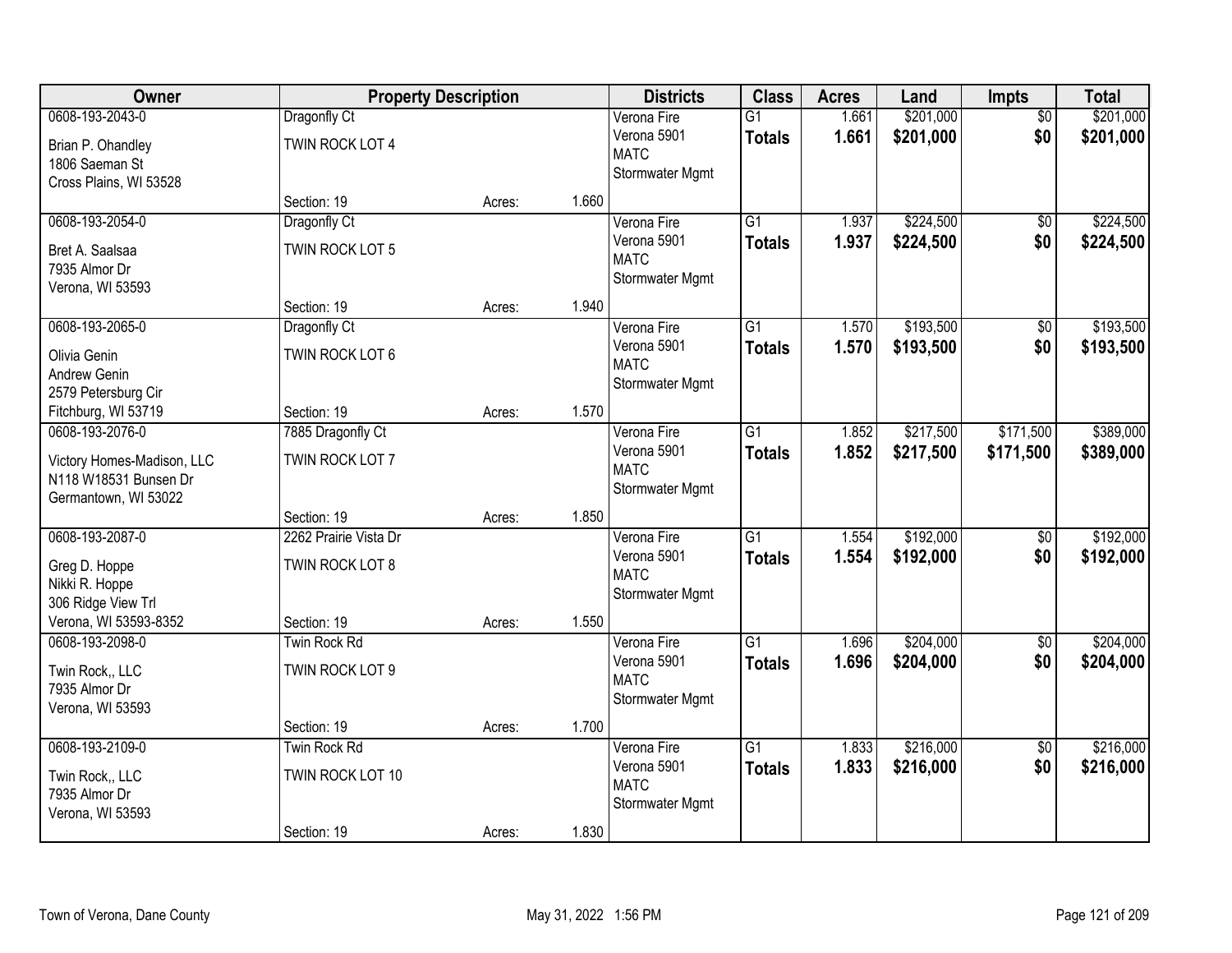| Owner | Property Description | | | Districts | Class | Acres | Land | Impts | Total |
|---|---|---|---|---|---|---|---|---|---|
| 0608-193-2043-0<br>Brian P. Ohandley<br>1806 Saeman St<br>Cross Plains, WI 53528 | Dragonfly Ct<br>TWIN ROCK LOT 4<br><br>Section: 19 | Acres: | 1.660 | Verona Fire<br>Verona 5901<br>MATC<br>Stormwater Mgmt | G1<br>**Totals** | 1.661<br>**1.661** | $201,000<br>**$201,000** | $0<br>**$0** | $201,000<br>**$201,000** |
| 0608-193-2054-0<br>Bret A. Saalsaa<br>7935 Almor Dr<br>Verona, WI 53593 | Dragonfly Ct<br>TWIN ROCK LOT 5<br><br>Section: 19 | Acres: | 1.940 | Verona Fire<br>Verona 5901<br>MATC<br>Stormwater Mgmt | G1<br>**Totals** | 1.937<br>**1.937** | $224,500<br>**$224,500** | $0<br>**$0** | $224,500<br>**$224,500** |
| 0608-193-2065-0<br>Olivia Genin<br>Andrew Genin<br>2579 Petersburg Cir<br>Fitchburg, WI 53719 | Dragonfly Ct<br>TWIN ROCK LOT 6<br><br>Section: 19 | Acres: | 1.570 | Verona Fire<br>Verona 5901<br>MATC<br>Stormwater Mgmt | G1<br>**Totals** | 1.570<br>**1.570** | $193,500<br>**$193,500** | $0<br>**$0** | $193,500<br>**$193,500** |
| 0608-193-2076-0<br>Victory Homes-Madison, LLC<br>N118 W18531 Bunsen Dr<br>Germantown, WI 53022 | 7885 Dragonfly Ct<br>TWIN ROCK LOT 7<br><br>Section: 19 | Acres: | 1.850 | Verona Fire<br>Verona 5901<br>MATC<br>Stormwater Mgmt | G1<br>**Totals** | 1.852<br>**1.852** | $217,500<br>**$217,500** | $171,500<br>**$171,500** | $389,000<br>**$389,000** |
| 0608-193-2087-0<br>Greg D. Hoppe<br>Nikki R. Hoppe<br>306 Ridge View Trl<br>Verona, WI 53593-8352 | 2262 Prairie Vista Dr<br>TWIN ROCK LOT 8<br><br>Section: 19 | Acres: | 1.550 | Verona Fire<br>Verona 5901<br>MATC<br>Stormwater Mgmt | G1<br>**Totals** | 1.554<br>**1.554** | $192,000<br>**$192,000** | $0<br>**$0** | $192,000<br>**$192,000** |
| 0608-193-2098-0<br>Twin Rock,, LLC<br>7935 Almor Dr<br>Verona, WI 53593 | Twin Rock Rd<br>TWIN ROCK LOT 9<br><br>Section: 19 | Acres: | 1.700 | Verona Fire<br>Verona 5901<br>MATC<br>Stormwater Mgmt | G1<br>**Totals** | 1.696<br>**1.696** | $204,000<br>**$204,000** | $0<br>**$0** | $204,000<br>**$204,000** |
| 0608-193-2109-0<br>Twin Rock,, LLC<br>7935 Almor Dr<br>Verona, WI 53593 | Twin Rock Rd<br>TWIN ROCK LOT 10<br><br>Section: 19 | Acres: | 1.830 | Verona Fire<br>Verona 5901<br>MATC<br>Stormwater Mgmt | G1<br>**Totals** | 1.833<br>**1.833** | $216,000<br>**$216,000** | $0<br>**$0** | $216,000<br>**$216,000** |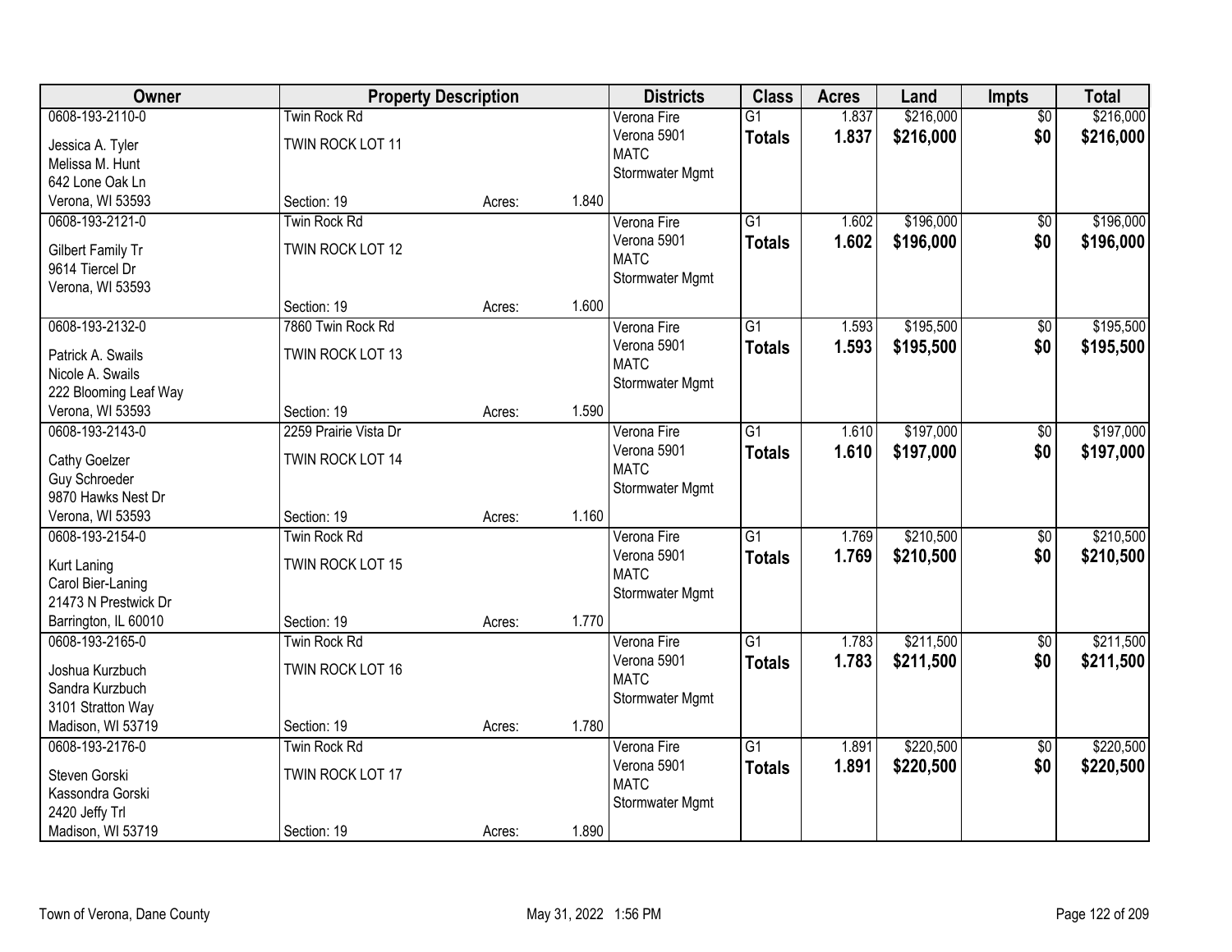| Owner | Property Description | | | Districts | Class | Acres | Land | Impts | Total |
|---|---|---|---|---|---|---|---|---|---|
| 0608-193-2110-0<br>Jessica A. Tyler<br>Melissa M. Hunt<br>642 Lone Oak Ln<br>Verona, WI 53593 | Twin Rock Rd<br>TWIN ROCK LOT 11<br>Section: 19 | Acres: | 1.840 | Verona Fire<br>Verona 5901<br>MATC<br>Stormwater Mgmt | G1<br>**Totals** | 1.837<br>**1.837** | $216,000<br>**$216,000** | $0<br>**$0** | $216,000<br>**$216,000** |
| 0608-193-2121-0<br>Gilbert Family Tr<br>9614 Tiercel Dr<br>Verona, WI 53593 | Twin Rock Rd<br>TWIN ROCK LOT 12<br>Section: 19 | Acres: | 1.600 | Verona Fire<br>Verona 5901<br>MATC<br>Stormwater Mgmt | G1<br>**Totals** | 1.602<br>**1.602** | $196,000<br>**$196,000** | $0<br>**$0** | $196,000<br>**$196,000** |
| 0608-193-2132-0<br>Patrick A. Swails<br>Nicole A. Swails<br>222 Blooming Leaf Way<br>Verona, WI 53593 | 7860 Twin Rock Rd<br>TWIN ROCK LOT 13<br>Section: 19 | Acres: | 1.590 | Verona Fire<br>Verona 5901<br>MATC<br>Stormwater Mgmt | G1<br>**Totals** | 1.593<br>**1.593** | $195,500<br>**$195,500** | $0<br>**$0** | $195,500<br>**$195,500** |
| 0608-193-2143-0<br>Cathy Goelzer<br>Guy Schroeder<br>9870 Hawks Nest Dr<br>Verona, WI 53593 | 2259 Prairie Vista Dr<br>TWIN ROCK LOT 14<br>Section: 19 | Acres: | 1.160 | Verona Fire<br>Verona 5901<br>MATC<br>Stormwater Mgmt | G1<br>**Totals** | 1.610<br>**1.610** | $197,000<br>**$197,000** | $0<br>**$0** | $197,000<br>**$197,000** |
| 0608-193-2154-0<br>Kurt Laning<br>Carol Bier-Laning<br>21473 N Prestwick Dr<br>Barrington, IL 60010 | Twin Rock Rd<br>TWIN ROCK LOT 15<br>Section: 19 | Acres: | 1.770 | Verona Fire<br>Verona 5901<br>MATC<br>Stormwater Mgmt | G1<br>**Totals** | 1.769<br>**1.769** | $210,500<br>**$210,500** | $0<br>**$0** | $210,500<br>**$210,500** |
| 0608-193-2165-0<br>Joshua Kurzbuch<br>Sandra Kurzbuch<br>3101 Stratton Way<br>Madison, WI 53719 | Twin Rock Rd<br>TWIN ROCK LOT 16<br>Section: 19 | Acres: | 1.780 | Verona Fire<br>Verona 5901<br>MATC<br>Stormwater Mgmt | G1<br>**Totals** | 1.783<br>**1.783** | $211,500<br>**$211,500** | $0<br>**$0** | $211,500<br>**$211,500** |
| 0608-193-2176-0<br>Steven Gorski<br>Kassondra Gorski<br>2420 Jeffy Trl<br>Madison, WI 53719 | Twin Rock Rd<br>TWIN ROCK LOT 17<br>Section: 19 | Acres: | 1.890 | Verona Fire<br>Verona 5901<br>MATC<br>Stormwater Mgmt | G1<br>**Totals** | 1.891<br>**1.891** | $220,500<br>**$220,500** | $0<br>**$0** | $220,500<br>**$220,500** |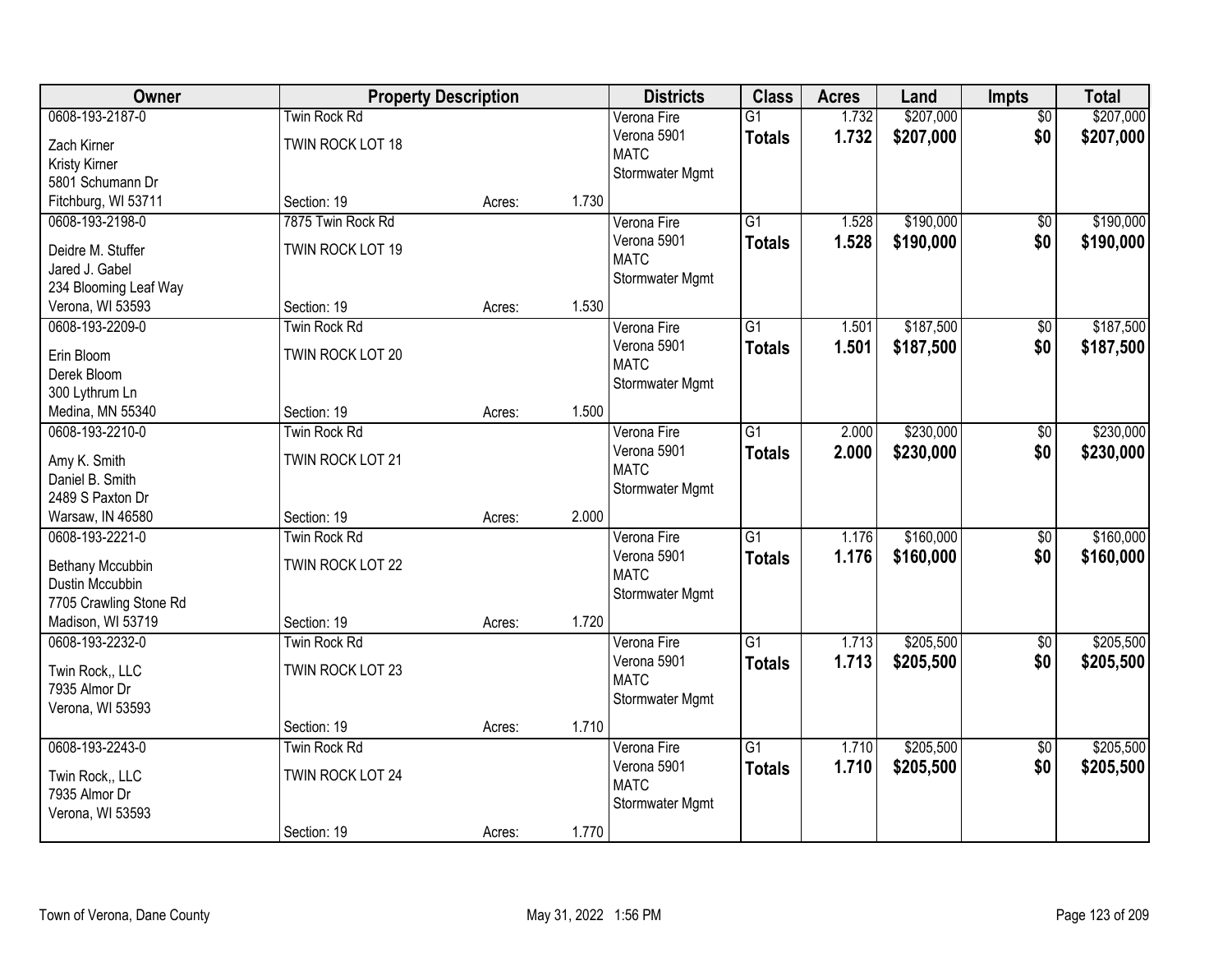| Owner | Property Description | | | Districts | Class | Acres | Land | Impts | Total |
|---|---|---|---|---|---|---|---|---|---|
| 0608-193-2187-0<br>Zach Kirner<br>Kristy Kirner<br>5801 Schumann Dr<br>Fitchburg, WI 53711 | Twin Rock Rd<br>TWIN ROCK LOT 18<br>Section: 19 | Acres: | 1.730 | Verona Fire<br>Verona 5901<br>MATC<br>Stormwater Mgmt | G1<br>**Totals** | 1.732<br>**1.732** | $207,000<br>**$207,000** | $0<br>**$0** | $207,000<br>**$207,000** |
| 0608-193-2198-0<br>Deidre M. Stuffer<br>Jared J. Gabel<br>234 Blooming Leaf Way<br>Verona, WI 53593 | 7875 Twin Rock Rd<br>TWIN ROCK LOT 19<br>Section: 19 | Acres: | 1.530 | Verona Fire<br>Verona 5901<br>MATC<br>Stormwater Mgmt | G1<br>**Totals** | 1.528<br>**1.528** | $190,000<br>**$190,000** | $0<br>**$0** | $190,000<br>**$190,000** |
| 0608-193-2209-0<br>Erin Bloom<br>Derek Bloom<br>300 Lythrum Ln<br>Medina, MN 55340 | Twin Rock Rd<br>TWIN ROCK LOT 20<br>Section: 19 | Acres: | 1.500 | Verona Fire<br>Verona 5901<br>MATC<br>Stormwater Mgmt | G1<br>**Totals** | 1.501<br>**1.501** | $187,500<br>**$187,500** | $0<br>**$0** | $187,500<br>**$187,500** |
| 0608-193-2210-0<br>Amy K. Smith<br>Daniel B. Smith<br>2489 S Paxton Dr<br>Warsaw, IN 46580 | Twin Rock Rd<br>TWIN ROCK LOT 21<br>Section: 19 | Acres: | 2.000 | Verona Fire<br>Verona 5901<br>MATC<br>Stormwater Mgmt | G1<br>**Totals** | 2.000<br>**2.000** | $230,000<br>**$230,000** | $0<br>**$0** | $230,000<br>**$230,000** |
| 0608-193-2221-0<br>Bethany Mccubbin<br>Dustin Mccubbin<br>7705 Crawling Stone Rd<br>Madison, WI 53719 | Twin Rock Rd<br>TWIN ROCK LOT 22<br>Section: 19 | Acres: | 1.720 | Verona Fire<br>Verona 5901<br>MATC<br>Stormwater Mgmt | G1<br>**Totals** | 1.176<br>**1.176** | $160,000<br>**$160,000** | $0<br>**$0** | $160,000<br>**$160,000** |
| 0608-193-2232-0<br>Twin Rock,, LLC<br>7935 Almor Dr<br>Verona, WI 53593 | Twin Rock Rd<br>TWIN ROCK LOT 23<br>Section: 19 | Acres: | 1.710 | Verona Fire<br>Verona 5901<br>MATC<br>Stormwater Mgmt | G1<br>**Totals** | 1.713<br>**1.713** | $205,500<br>**$205,500** | $0<br>**$0** | $205,500<br>**$205,500** |
| 0608-193-2243-0<br>Twin Rock,, LLC<br>7935 Almor Dr<br>Verona, WI 53593 | Twin Rock Rd<br>TWIN ROCK LOT 24<br>Section: 19 | Acres: | 1.770 | Verona Fire<br>Verona 5901<br>MATC<br>Stormwater Mgmt | G1<br>**Totals** | 1.710<br>**1.710** | $205,500<br>**$205,500** | $0<br>**$0** | $205,500<br>**$205,500** |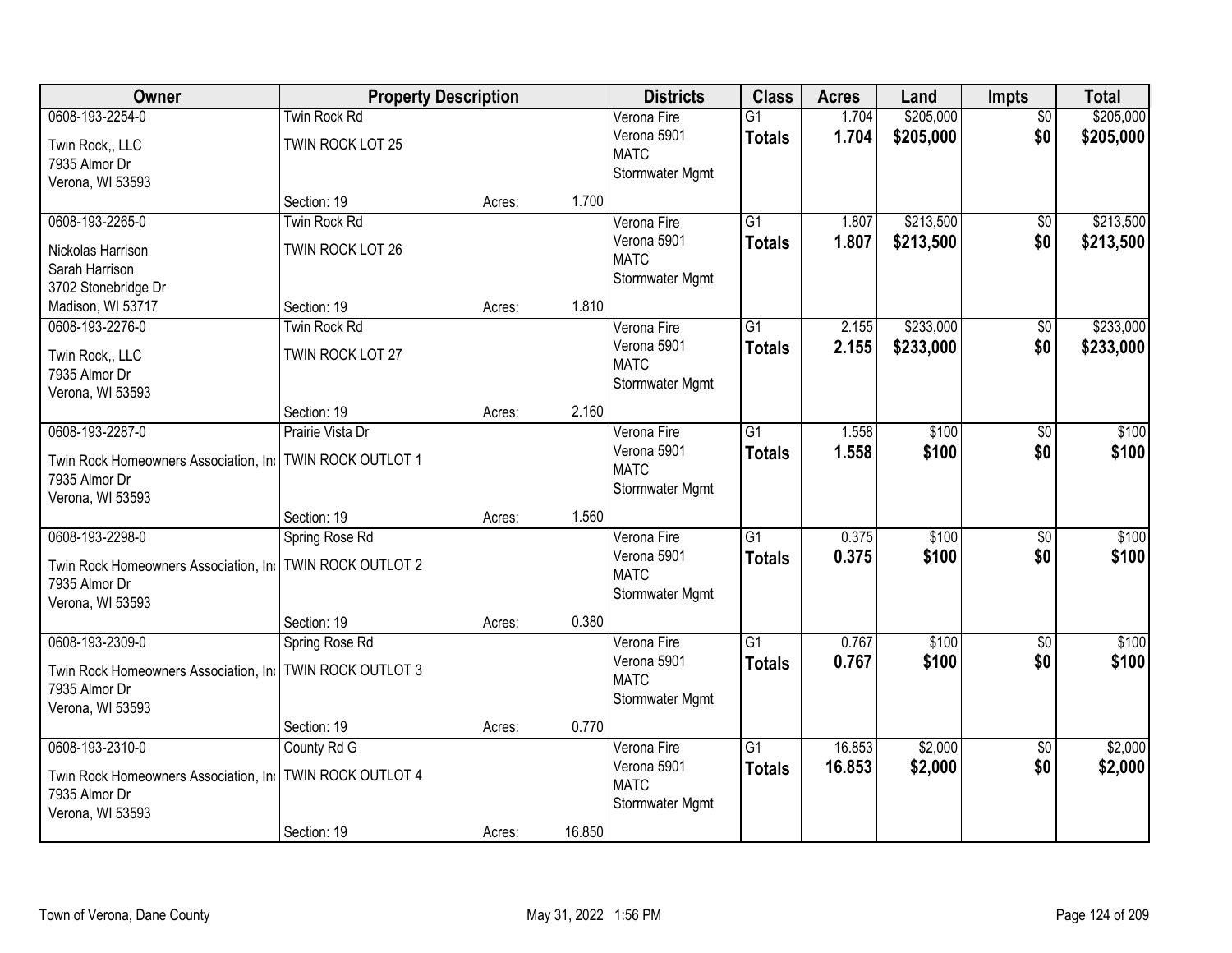| Owner | Property Description | | | Districts | Class | Acres | Land | Impts | Total |
|---|---|---|---|---|---|---|---|---|---|
| 0608-193-2254-0<br>Twin Rock,, LLC<br>7935 Almor Dr<br>Verona, WI 53593 | Twin Rock Rd<br>TWIN ROCK LOT 25<br>Section: 19 | Acres: | 1.700 | Verona Fire<br>Verona 5901<br>MATC<br>Stormwater Mgmt | G1<br>**Totals** | 1.704<br>**1.704** | $205,000<br>**$205,000** | $0<br>**$0** | $205,000<br>**$205,000** |
| 0608-193-2265-0<br>Nickolas Harrison<br>Sarah Harrison<br>3702 Stonebridge Dr<br>Madison, WI 53717 | Twin Rock Rd<br>TWIN ROCK LOT 26<br>Section: 19 | Acres: | 1.810 | Verona Fire<br>Verona 5901<br>MATC<br>Stormwater Mgmt | G1<br>**Totals** | 1.807<br>**1.807** | $213,500<br>**$213,500** | $0<br>**$0** | $213,500<br>**$213,500** |
| 0608-193-2276-0<br>Twin Rock,, LLC<br>7935 Almor Dr<br>Verona, WI 53593 | Twin Rock Rd<br>TWIN ROCK LOT 27<br>Section: 19 | Acres: | 2.160 | Verona Fire<br>Verona 5901<br>MATC<br>Stormwater Mgmt | G1<br>**Totals** | 2.155<br>**2.155** | $233,000<br>**$233,000** | $0<br>**$0** | $233,000<br>**$233,000** |
| 0608-193-2287-0<br>Twin Rock Homeowners Association, Inc<br>7935 Almor Dr<br>Verona, WI 53593 | Prairie Vista Dr<br>TWIN ROCK OUTLOT 1<br>Section: 19 | Acres: | 1.560 | Verona Fire<br>Verona 5901<br>MATC<br>Stormwater Mgmt | G1<br>**Totals** | 1.558<br>**1.558** | $100<br>**$100** | $0<br>**$0** | $100<br>**$100** |
| 0608-193-2298-0<br>Twin Rock Homeowners Association, Inc<br>7935 Almor Dr<br>Verona, WI 53593 | Spring Rose Rd<br>TWIN ROCK OUTLOT 2<br>Section: 19 | Acres: | 0.380 | Verona Fire<br>Verona 5901<br>MATC<br>Stormwater Mgmt | G1<br>**Totals** | 0.375<br>**0.375** | $100<br>**$100** | $0<br>**$0** | $100<br>**$100** |
| 0608-193-2309-0<br>Twin Rock Homeowners Association, Inc<br>7935 Almor Dr<br>Verona, WI 53593 | Spring Rose Rd<br>TWIN ROCK OUTLOT 3<br>Section: 19 | Acres: | 0.770 | Verona Fire<br>Verona 5901<br>MATC<br>Stormwater Mgmt | G1<br>**Totals** | 0.767<br>**0.767** | $100<br>**$100** | $0<br>**$0** | $100<br>**$100** |
| 0608-193-2310-0<br>Twin Rock Homeowners Association, Inc<br>7935 Almor Dr<br>Verona, WI 53593 | County Rd G<br>TWIN ROCK OUTLOT 4<br>Section: 19 | Acres: | 16.850 | Verona Fire<br>Verona 5901<br>MATC<br>Stormwater Mgmt | G1<br>**Totals** | 16.853<br>**16.853** | $2,000<br>**$2,000** | $0<br>**$0** | $2,000<br>**$2,000** |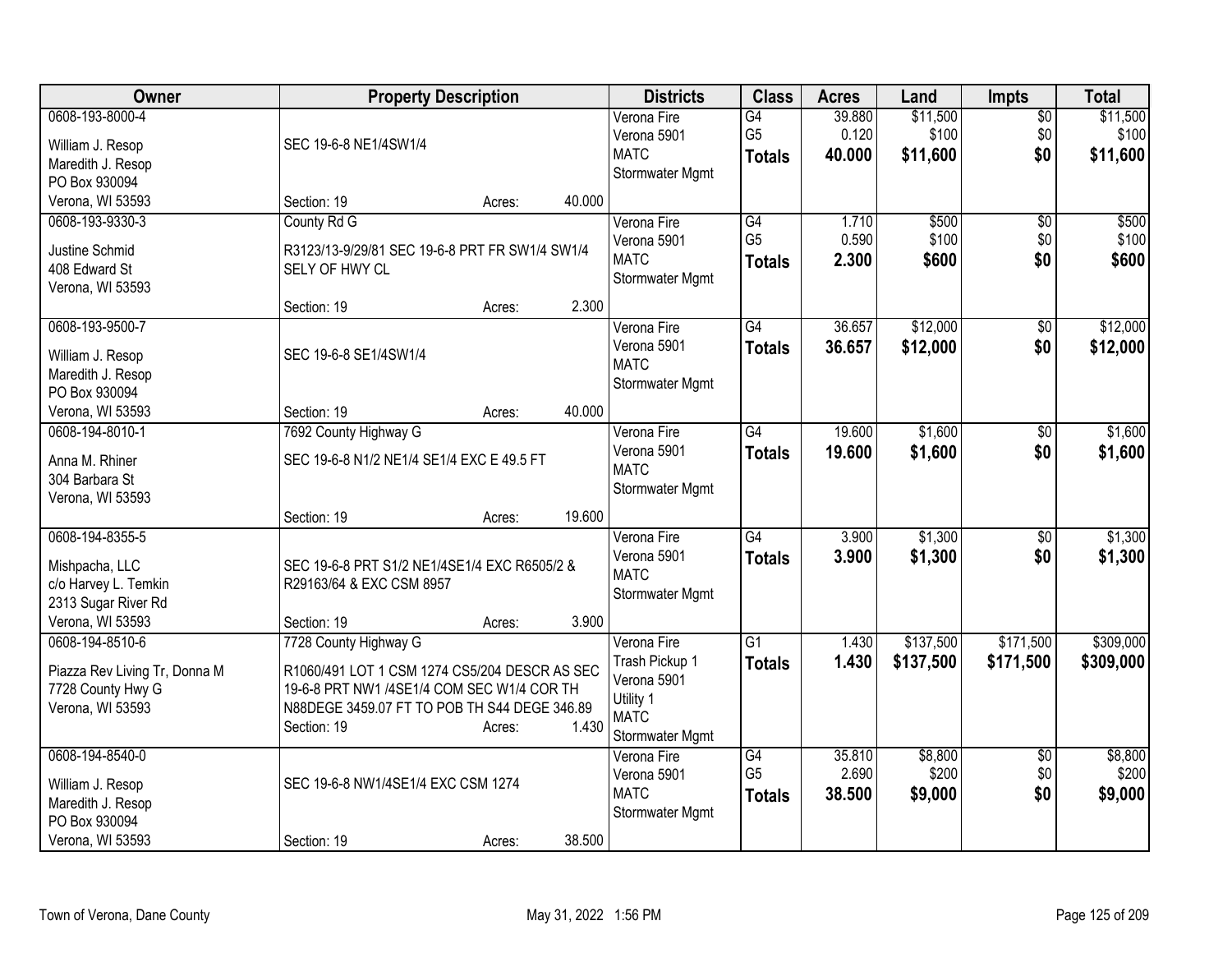| Owner | Property Description | Districts | Class | Acres | Land | Impts | Total |
|---|---|---|---|---|---|---|---|
| 0608-193-8000-4<br>William J. Resop<br>Maredith J. Resop<br>PO Box 930094<br>Verona, WI 53593 | SEC 19-6-8 NE1/4SW1/4<br>Section: 19 Acres: 40.000 | Verona Fire<br>Verona 5901<br>MATC<br>Stormwater Mgmt | G4<br>G5<br>**Totals** | 39.880<br>0.120<br>**40.000** | $11,500<br>$100<br>**$11,600** | $0<br>$0<br>**$0** | $11,500<br>$100<br>**$11,600** |
| 0608-193-9330-3<br>Justine Schmid<br>408 Edward St<br>Verona, WI 53593 | County Rd G<br>R3123/13-9/29/81 SEC 19-6-8 PRT FR SW1/4 SW1/4 SELY OF HWY CL<br>Section: 19 Acres: 2.300 | Verona Fire<br>Verona 5901<br>MATC<br>Stormwater Mgmt | G4<br>G5<br>**Totals** | 1.710<br>0.590<br>**2.300** | $500<br>$100<br>**$600** | $0<br>$0<br>**$0** | $500<br>$100<br>**$600** |
| 0608-193-9500-7<br>William J. Resop<br>Maredith J. Resop<br>PO Box 930094<br>Verona, WI 53593 | SEC 19-6-8 SE1/4SW1/4<br>Section: 19 Acres: 40.000 | Verona Fire<br>Verona 5901<br>MATC<br>Stormwater Mgmt | G4<br>**Totals** | 36.657<br>**36.657** | $12,000<br>**$12,000** | $0<br>**$0** | $12,000<br>**$12,000** |
| 0608-194-8010-1<br>Anna M. Rhiner<br>304 Barbara St<br>Verona, WI 53593 | 7692 County Highway G<br>SEC 19-6-8 N1/2 NE1/4 SE1/4 EXC E 49.5 FT<br>Section: 19 Acres: 19.600 | Verona Fire<br>Verona 5901<br>MATC<br>Stormwater Mgmt | G4<br>**Totals** | 19.600<br>**19.600** | $1,600<br>**$1,600** | $0<br>**$0** | $1,600<br>**$1,600** |
| 0608-194-8355-5<br>Mishpacha, LLC<br>c/o Harvey L. Temkin<br>2313 Sugar River Rd<br>Verona, WI 53593 | SEC 19-6-8 PRT S1/2 NE1/4SE1/4 EXC R6505/2 & R29163/64 & EXC CSM 8957<br>Section: 19 Acres: 3.900 | Verona Fire<br>Verona 5901<br>MATC<br>Stormwater Mgmt | G4<br>**Totals** | 3.900<br>**3.900** | $1,300<br>**$1,300** | $0<br>**$0** | $1,300<br>**$1,300** |
| 0608-194-8510-6<br>Piazza Rev Living Tr, Donna M<br>7728 County Hwy G<br>Verona, WI 53593 | 7728 County Highway G<br>R1060/491 LOT 1 CSM 1274 CS5/204 DESCR AS SEC 19-6-8 PRT NW1 /4SE1/4 COM SEC W1/4 COR TH N88DEGE 3459.07 FT TO POB TH S44 DEGE 346.89<br>Section: 19 Acres: 1.430 | Verona Fire<br>Trash Pickup 1<br>Verona 5901<br>Utility 1<br>MATC<br>Stormwater Mgmt | G1<br>**Totals** | 1.430<br>**1.430** | $137,500<br>**$137,500** | $171,500<br>**$171,500** | $309,000<br>**$309,000** |
| 0608-194-8540-0<br>William J. Resop<br>Maredith J. Resop<br>PO Box 930094<br>Verona, WI 53593 | SEC 19-6-8 NW1/4SE1/4 EXC CSM 1274<br>Section: 19 Acres: 38.500 | Verona Fire<br>Verona 5901<br>MATC<br>Stormwater Mgmt | G4<br>G5<br>**Totals** | 35.810<br>2.690<br>**38.500** | $8,800<br>$200<br>**$9,000** | $0<br>$0<br>**$0** | $8,800<br>$200<br>**$9,000** |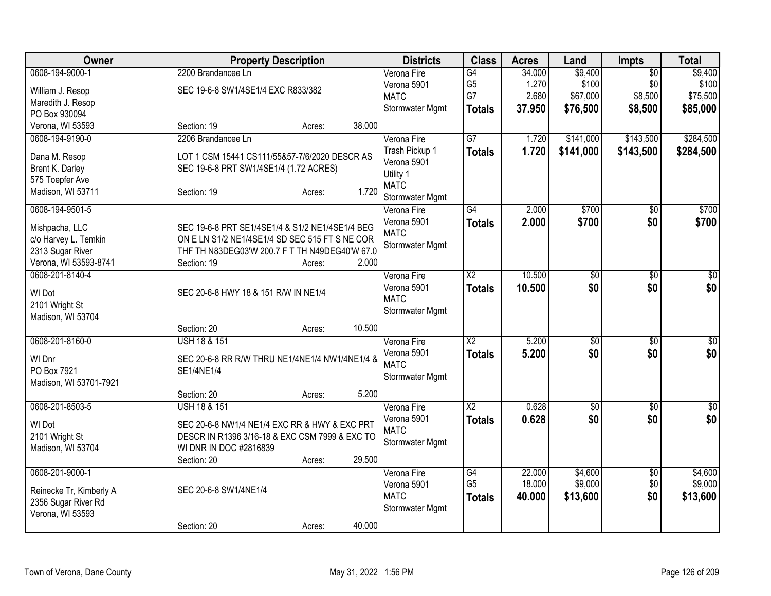| Owner | Property Description | Districts | Class | Acres | Land | Impts | Total |
|---|---|---|---|---|---|---|---|
| 0608-194-9000-1<br>William J. Resop<br>Maredith J. Resop<br>PO Box 930094<br>Verona, WI 53593 | 2200 Brandancee Ln<br>SEC 19-6-8 SW1/4SE1/4 EXC R833/382<br>Section: 19 Acres: 38.000 | Verona Fire<br>Verona 5901<br>MATC<br>Stormwater Mgmt | G4<br>G5<br>G7<br>**Totals** | 34.000<br>1.270<br>2.680<br>**37.950** | $9,400<br>$100<br>$67,000<br>**$76,500** | $0<br>$0<br>$8,500<br>**$8,500** | $9,400<br>$100<br>$75,500<br>**$85,000** |
| 0608-194-9190-0<br>Dana M. Resop<br>Brent K. Darley<br>575 Toepfer Ave<br>Madison, WI 53711 | 2206 Brandancee Ln<br>LOT 1 CSM 15441 CS111/55&57-7/6/2020 DESCR AS SEC 19-6-8 PRT SW1/4SE1/4 (1.72 ACRES)<br>Section: 19 Acres: 1.720 | Verona Fire<br>Trash Pickup 1<br>Verona 5901<br>Utility 1<br>MATC<br>Stormwater Mgmt | G7<br>**Totals** | 1.720<br>**1.720** | $141,000<br>**$141,000** | $143,500<br>**$143,500** | $284,500<br>**$284,500** |
| 0608-194-9501-5<br>Mishpacha, LLC<br>c/o Harvey L. Temkin<br>2313 Sugar River<br>Verona, WI 53593-8741 | SEC 19-6-8 PRT SE1/4SE1/4 & S1/2 NE1/4SE1/4 BEG ON E LN S1/2 NE1/4SE1/4 SD SEC 515 FT S NE COR THF TH N83DEG03'W 200.7 F T TH N49DEG40'W 67.0<br>Section: 19 Acres: 2.000 | Verona Fire<br>Verona 5901<br>MATC<br>Stormwater Mgmt | G4<br>**Totals** | 2.000<br>**2.000** | $700<br>**$700** | $0<br>**$0** | $700<br>**$700** |
| 0608-201-8140-4<br>WI Dot<br>2101 Wright St<br>Madison, WI 53704 | SEC 20-6-8 HWY 18 & 151 R/W IN NE1/4<br>Section: 20 Acres: 10.500 | Verona Fire<br>Verona 5901<br>MATC<br>Stormwater Mgmt | X2<br>**Totals** | 10.500<br>**10.500** | $0<br>**$0** | $0<br>**$0** | $0<br>**$0** |
| 0608-201-8160-0<br>WI Dnr<br>PO Box 7921<br>Madison, WI 53701-7921 | USH 18 & 151<br>SEC 20-6-8 RR R/W THRU NE1/4NE1/4 NW1/4NE1/4 & SE1/4NE1/4<br>Section: 20 Acres: 5.200 | Verona Fire<br>Verona 5901<br>MATC<br>Stormwater Mgmt | X2<br>**Totals** | 5.200<br>**5.200** | $0<br>**$0** | $0<br>**$0** | $0<br>**$0** |
| 0608-201-8503-5<br>WI Dot<br>2101 Wright St<br>Madison, WI 53704 | USH 18 & 151<br>SEC 20-6-8 NW1/4 NE1/4 EXC RR & HWY & EXC PRT DESCR IN R1396 3/16-18 & EXC CSM 7999 & EXC TO WI DNR IN DOC #2816839<br>Section: 20 Acres: 29.500 | Verona Fire<br>Verona 5901<br>MATC<br>Stormwater Mgmt | X2<br>**Totals** | 0.628<br>**0.628** | $0<br>**$0** | $0<br>**$0** | $0<br>**$0** |
| 0608-201-9000-1<br>Reinecke Tr, Kimberly A<br>2356 Sugar River Rd<br>Verona, WI 53593 | SEC 20-6-8 SW1/4NE1/4<br>Section: 20 Acres: 40.000 | Verona Fire<br>Verona 5901<br>MATC<br>Stormwater Mgmt | G4<br>G5<br>**Totals** | 22.000<br>18.000<br>**40.000** | $4,600<br>$9,000<br>**$13,600** | $0<br>$0<br>**$0** | $4,600<br>$9,000<br>**$13,600** |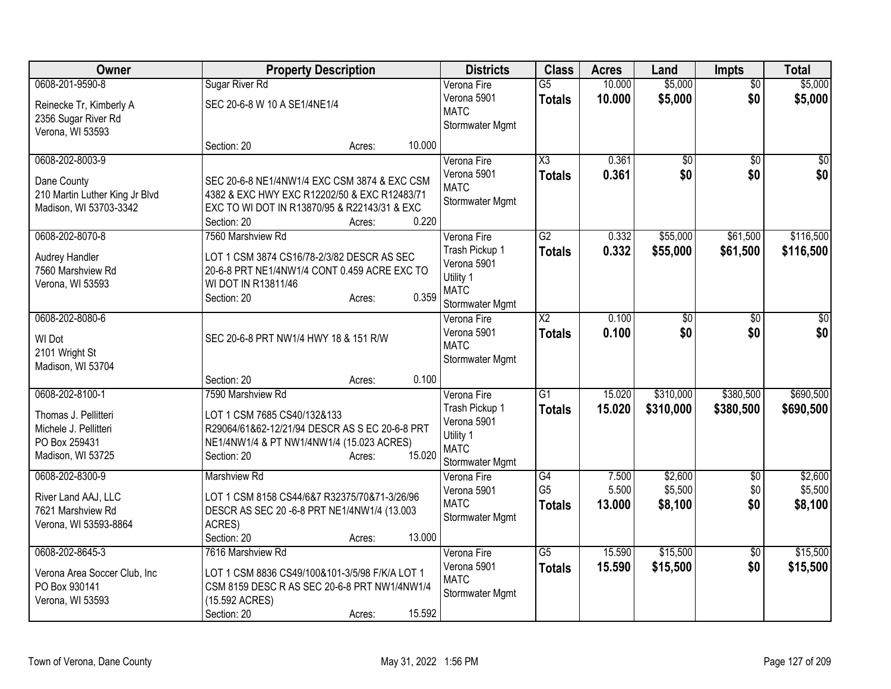| Owner | Property Description | Districts | Class | Acres | Land | Impts | Total |
|---|---|---|---|---|---|---|---|
| 0608-201-9590-8<br>Reinecke Tr, Kimberly A<br>2356 Sugar River Rd<br>Verona, WI 53593 | Sugar River Rd<br>SEC 20-6-8 W 10 A SE1/4NE1/4<br>Section: 20 Acres: 10.000 | Verona Fire<br>Verona 5901<br>MATC<br>Stormwater Mgmt | G5<br>**Totals** | 10.000<br>**10.000** | $5,000<br>**$5,000** | $0<br>**$0** | $5,000<br>**$5,000** |
| 0608-202-8003-9<br>Dane County<br>210 Martin Luther King Jr Blvd<br>Madison, WI 53703-3342 | SEC 20-6-8 NE1/4NW1/4 EXC CSM 3874 & EXC CSM 4382 & EXC HWY EXC R12202/50 & EXC R12483/71 EXC TO WI DOT IN R13870/95 & R22143/31 & EXC<br>Section: 20 Acres: 0.220 | Verona Fire<br>Verona 5901<br>MATC<br>Stormwater Mgmt | X3<br>**Totals** | 0.361<br>**0.361** | $0<br>**$0** | $0<br>**$0** | $0<br>**$0** |
| 0608-202-8070-8<br>Audrey Handler<br>7560 Marshview Rd<br>Verona, WI 53593 | 7560 Marshview Rd<br>LOT 1 CSM 3874 CS16/78-2/3/82 DESCR AS SEC 20-6-8 PRT NE1/4NW1/4 CONT 0.459 ACRE EXC TO WI DOT IN R13811/46<br>Section: 20 Acres: 0.359 | Verona Fire<br>Trash Pickup 1<br>Verona 5901<br>Utility 1<br>MATC<br>Stormwater Mgmt | G2<br>**Totals** | 0.332<br>**0.332** | $55,000<br>**$55,000** | $61,500<br>**$61,500** | $116,500<br>**$116,500** |
| 0608-202-8080-6<br>WI Dot<br>2101 Wright St<br>Madison, WI 53704 | SEC 20-6-8 PRT NW1/4 HWY 18 & 151 R/W<br>Section: 20 Acres: 0.100 | Verona Fire<br>Verona 5901<br>MATC<br>Stormwater Mgmt | X2<br>**Totals** | 0.100<br>**0.100** | $0<br>**$0** | $0<br>**$0** | $0<br>**$0** |
| 0608-202-8100-1<br>Thomas J. Pellitteri<br>Michele J. Pellitteri<br>PO Box 259431<br>Madison, WI 53725 | 7590 Marshview Rd<br>LOT 1 CSM 7685 CS40/132&133 R29064/61&62-12/21/94 DESCR AS S EC 20-6-8 PRT NE1/4NW1/4 & PT NW1/4NW1/4 (15.023 ACRES)<br>Section: 20 Acres: 15.020 | Verona Fire<br>Trash Pickup 1<br>Verona 5901<br>Utility 1<br>MATC<br>Stormwater Mgmt | G1<br>**Totals** | 15.020<br>**15.020** | $310,000<br>**$310,000** | $380,500<br>**$380,500** | $690,500<br>**$690,500** |
| 0608-202-8300-9<br>River Land AAJ, LLC<br>7621 Marshview Rd<br>Verona, WI 53593-8864 | Marshview Rd<br>LOT 1 CSM 8158 CS44/6&7 R32375/70&71-3/26/96 DESCR AS SEC 20 -6-8 PRT NE1/4NW1/4 (13.003 ACRES)<br>Section: 20 Acres: 13.000 | Verona Fire<br>Verona 5901<br>MATC<br>Stormwater Mgmt | G4<br>G5<br>**Totals** | 7.500<br>5.500<br>**13.000** | $2,600<br>$5,500<br>**$8,100** | $0<br>$0<br>**$0** | $2,600<br>$5,500<br>**$8,100** |
| 0608-202-8645-3<br>Verona Area Soccer Club, Inc<br>PO Box 930141<br>Verona, WI 53593 | 7616 Marshview Rd<br>LOT 1 CSM 8836 CS49/100&101-3/5/98 F/K/A LOT 1 CSM 8159 DESC R AS SEC 20-6-8 PRT NW1/4NW1/4 (15.592 ACRES)<br>Section: 20 Acres: 15.592 | Verona Fire<br>Verona 5901<br>MATC<br>Stormwater Mgmt | G5<br>**Totals** | 15.590<br>**15.590** | $15,500<br>**$15,500** | $0<br>**$0** | $15,500<br>**$15,500** |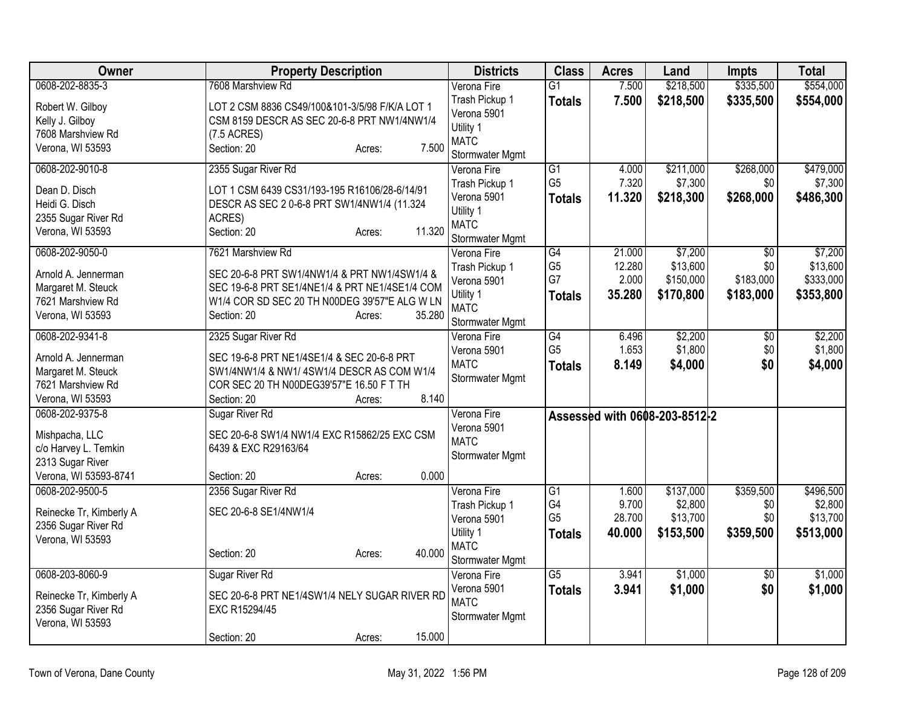| Owner | Property Description | Districts | Class | Acres | Land | Impts | Total |
|---|---|---|---|---|---|---|---|
| 0608-202-8835-3<br>Robert W. Gilboy<br>Kelly J. Gilboy<br>7608 Marshview Rd<br>Verona, WI 53593 | 7608 Marshview Rd<br>LOT 2 CSM 8836 CS49/100&101-3/5/98 F/K/A LOT 1 CSM 8159 DESCR AS SEC 20-6-8 PRT NW1/4NW1/4 (7.5 ACRES)<br>Section: 20 Acres: 7.500 | Verona Fire<br>Trash Pickup 1<br>Verona 5901<br>Utility 1<br>MATC<br>Stormwater Mgmt | G1<br>**Totals** | 7.500<br>**7.500** | $218,500<br>**$218,500** | $335,500<br>**$335,500** | $554,000<br>**$554,000** |
| 0608-202-9010-8<br>Dean D. Disch<br>Heidi G. Disch<br>2355 Sugar River Rd<br>Verona, WI 53593 | 2355 Sugar River Rd<br>LOT 1 CSM 6439 CS31/193-195 R16106/28-6/14/91 DESCR AS SEC 2 0-6-8 PRT SW1/4NW1/4 (11.324 ACRES)<br>Section: 20 Acres: 11.320 | Verona Fire<br>Trash Pickup 1<br>Verona 5901<br>Utility 1<br>MATC<br>Stormwater Mgmt | G1<br>G5<br>**Totals** | 4.000<br>7.320<br>**11.320** | $211,000<br>$7,300<br>**$218,300** | $268,000<br>$0<br>**$268,000** | $479,000<br>$7,300<br>**$486,300** |
| 0608-202-9050-0<br>Arnold A. Jennerman<br>Margaret M. Steuck<br>7621 Marshview Rd<br>Verona, WI 53593 | 7621 Marshview Rd<br>SEC 20-6-8 PRT SW1/4NW1/4 & PRT NW1/4SW1/4 & SEC 19-6-8 PRT SE1/4NE1/4 & PRT NE1/4SE1/4 COM W1/4 COR SD SEC 20 TH N00DEG 39'57"E ALG W LN<br>Section: 20 Acres: 35.280 | Verona Fire<br>Trash Pickup 1<br>Verona 5901<br>Utility 1<br>MATC<br>Stormwater Mgmt | G4<br>G5<br>G7<br>**Totals** | 21.000<br>12.280<br>2.000<br>**35.280** | $7,200<br>$13,600<br>$150,000<br>**$170,800** | $0<br>$0<br>$183,000<br>**$183,000** | $7,200<br>$13,600<br>$333,000<br>**$353,800** |
| 0608-202-9341-8<br>Arnold A. Jennerman<br>Margaret M. Steuck<br>7621 Marshview Rd<br>Verona, WI 53593 | 2325 Sugar River Rd<br>SEC 19-6-8 PRT NE1/4SE1/4 & SEC 20-6-8 PRT SW1/4NW1/4 & NW1/ 4SW1/4 DESCR AS COM W1/4 COR SEC 20 TH N00DEG39'57"E 16.50 F T TH<br>Section: 20 Acres: 8.140 | Verona Fire<br>Verona 5901<br>MATC<br>Stormwater Mgmt | G4<br>G5<br>**Totals** | 6.496<br>1.653<br>**8.149** | $2,200<br>$1,800<br>**$4,000** | $0<br>$0<br>**$0** | $2,200<br>$1,800<br>**$4,000** |
| 0608-202-9375-8<br>Mishpacha, LLC<br>c/o Harvey L. Temkin<br>2313 Sugar River<br>Verona, WI 53593-8741 | Sugar River Rd<br>SEC 20-6-8 SW1/4 NW1/4 EXC R15862/25 EXC CSM 6439 & EXC R29163/64<br>Section: 20 Acres: 0.000 | Verona Fire<br>Verona 5901<br>MATC<br>Stormwater Mgmt | Assessed with 0608-203-8512-2 | | | | |
| 0608-202-9500-5<br>Reinecke Tr, Kimberly A<br>2356 Sugar River Rd<br>Verona, WI 53593 | 2356 Sugar River Rd<br>SEC 20-6-8 SE1/4NW1/4<br>Section: 20 Acres: 40.000 | Verona Fire<br>Trash Pickup 1<br>Verona 5901<br>Utility 1<br>MATC<br>Stormwater Mgmt | G1<br>G4<br>G5<br>**Totals** | 1.600<br>9.700<br>28.700<br>**40.000** | $137,000<br>$2,800<br>$13,700<br>**$153,500** | $359,500<br>$0<br>$0<br>**$359,500** | $496,500<br>$2,800<br>$13,700<br>**$513,000** |
| 0608-203-8060-9<br>Reinecke Tr, Kimberly A<br>2356 Sugar River Rd<br>Verona, WI 53593 | Sugar River Rd<br>SEC 20-6-8 PRT NE1/4SW1/4 NELY SUGAR RIVER RD EXC R15294/45<br>Section: 20 Acres: 15.000 | Verona Fire<br>Verona 5901<br>MATC<br>Stormwater Mgmt | G5<br>**Totals** | 3.941<br>**3.941** | $1,000<br>**$1,000** | $0<br>**$0** | $1,000<br>**$1,000** |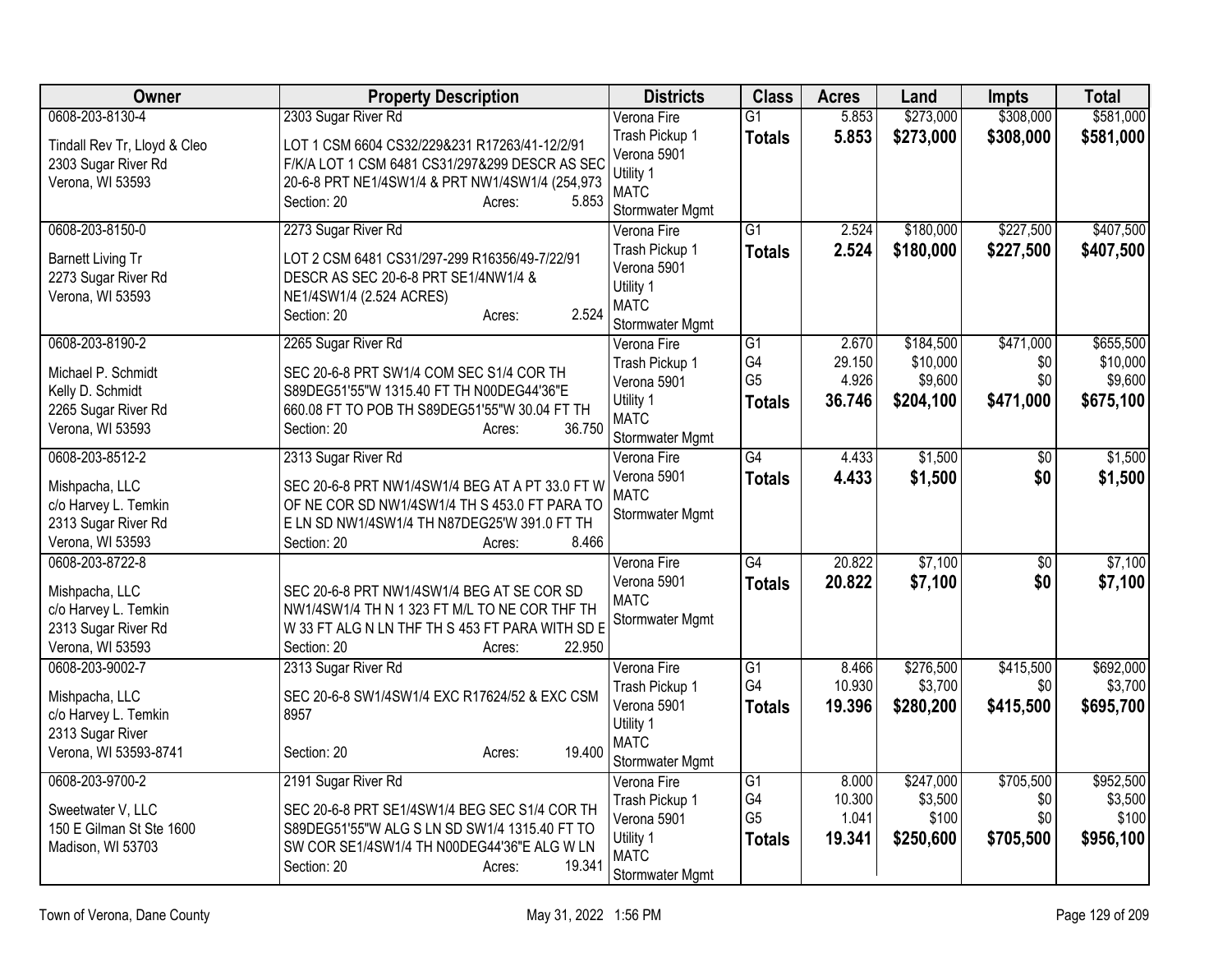| Owner | Property Description | Districts | Class | Acres | Land | Impts | Total |
|---|---|---|---|---|---|---|---|
| 0608-203-8130-4<br>Tindall Rev Tr, Lloyd & Cleo<br>2303 Sugar River Rd<br>Verona, WI 53593 | 2303 Sugar River Rd<br>LOT 1 CSM 6604 CS32/229&231 R17263/41-12/2/91 F/K/A LOT 1 CSM 6481 CS31/297&299 DESCR AS SEC 20-6-8 PRT NE1/4SW1/4 & PRT NW1/4SW1/4 (254,973<br>Section: 20 Acres: 5.853 | Verona Fire<br>Trash Pickup 1<br>Verona 5901<br>Utility 1<br>MATC<br>Stormwater Mgmt | G1<br>**Totals** | 5.853<br>**5.853** | \$273,000<br>**\$273,000** | \$308,000<br>**\$308,000** | \$581,000<br>**\$581,000** |
| 0608-203-8150-0<br>Barnett Living Tr<br>2273 Sugar River Rd<br>Verona, WI 53593 | 2273 Sugar River Rd<br>LOT 2 CSM 6481 CS31/297-299 R16356/49-7/22/91 DESCR AS SEC 20-6-8 PRT SE1/4NW1/4 & NE1/4SW1/4 (2.524 ACRES)<br>Section: 20 Acres: 2.524 | Verona Fire<br>Trash Pickup 1<br>Verona 5901<br>Utility 1<br>MATC<br>Stormwater Mgmt | G1<br>**Totals** | 2.524<br>**2.524** | \$180,000<br>**\$180,000** | \$227,500<br>**\$227,500** | \$407,500<br>**\$407,500** |
| 0608-203-8190-2<br>Michael P. Schmidt<br>Kelly D. Schmidt<br>2265 Sugar River Rd<br>Verona, WI 53593 | 2265 Sugar River Rd<br>SEC 20-6-8 PRT SW1/4 COM SEC S1/4 COR TH S89DEG51'55"W 1315.40 FT TH N00DEG44'36"E 660.08 FT TO POB TH S89DEG51'55"W 30.04 FT TH<br>Section: 20 Acres: 36.750 | Verona Fire<br>Trash Pickup 1<br>Verona 5901<br>Utility 1<br>MATC<br>Stormwater Mgmt | G1<br>G4<br>G5<br>**Totals** | 2.670<br>29.150<br>4.926<br>**36.746** | \$184,500<br>\$10,000<br>\$9,600<br>**\$204,100** | \$471,000<br>\$0<br>\$0<br>**\$471,000** | \$655,500<br>\$10,000<br>\$9,600<br>**\$675,100** |
| 0608-203-8512-2<br>Mishpacha, LLC<br>c/o Harvey L. Temkin<br>2313 Sugar River Rd<br>Verona, WI 53593 | 2313 Sugar River Rd<br>SEC 20-6-8 PRT NW1/4SW1/4 BEG AT A PT 33.0 FT W OF NE COR SD NW1/4SW1/4 TH S 453.0 FT PARA TO E LN SD NW1/4SW1/4 TH N87DEG25'W 391.0 FT TH<br>Section: 20 Acres: 8.466 | Verona Fire<br>Verona 5901<br>MATC<br>Stormwater Mgmt | G4<br>**Totals** | 4.433<br>**4.433** | \$1,500<br>**\$1,500** | \$0<br>**\$0** | \$1,500<br>**\$1,500** |
| 0608-203-8722-8<br>Mishpacha, LLC<br>c/o Harvey L. Temkin<br>2313 Sugar River Rd<br>Verona, WI 53593 | SEC 20-6-8 PRT NW1/4SW1/4 BEG AT SE COR SD NW1/4SW1/4 TH N 1 323 FT M/L TO NE COR THF TH W 33 FT ALG N LN THF TH S 453 FT PARA WITH SD E<br>Section: 20 Acres: 22.950 | Verona Fire<br>Verona 5901<br>MATC<br>Stormwater Mgmt | G4<br>**Totals** | 20.822<br>**20.822** | \$7,100<br>**\$7,100** | \$0<br>**\$0** | \$7,100<br>**\$7,100** |
| 0608-203-9002-7<br>Mishpacha, LLC<br>c/o Harvey L. Temkin<br>2313 Sugar River<br>Verona, WI 53593-8741 | 2313 Sugar River Rd<br>SEC 20-6-8 SW1/4SW1/4 EXC R17624/52 & EXC CSM 8957<br>Section: 20 Acres: 19.400 | Verona Fire<br>Trash Pickup 1<br>Verona 5901<br>Utility 1<br>MATC<br>Stormwater Mgmt | G1<br>G4<br>**Totals** | 8.466<br>10.930<br>**19.396** | \$276,500<br>\$3,700<br>**\$280,200** | \$415,500<br>\$0<br>**\$415,500** | \$692,000<br>\$3,700<br>**\$695,700** |
| 0608-203-9700-2<br>Sweetwater V, LLC<br>150 E Gilman St Ste 1600<br>Madison, WI 53703 | 2191 Sugar River Rd<br>SEC 20-6-8 PRT SE1/4SW1/4 BEG SEC S1/4 COR TH S89DEG51'55"W ALG S LN SD SW1/4 1315.40 FT TO SW COR SE1/4SW1/4 TH N00DEG44'36"E ALG W LN<br>Section: 20 Acres: 19.341 | Verona Fire<br>Trash Pickup 1<br>Verona 5901<br>Utility 1<br>MATC<br>Stormwater Mgmt | G1<br>G4<br>G5<br>**Totals** | 8.000<br>10.300<br>1.041<br>**19.341** | \$247,000<br>\$3,500<br>\$100<br>**\$250,600** | \$705,500<br>\$0<br>\$0<br>**\$705,500** | \$952,500<br>\$3,500<br>\$100<br>**\$956,100** |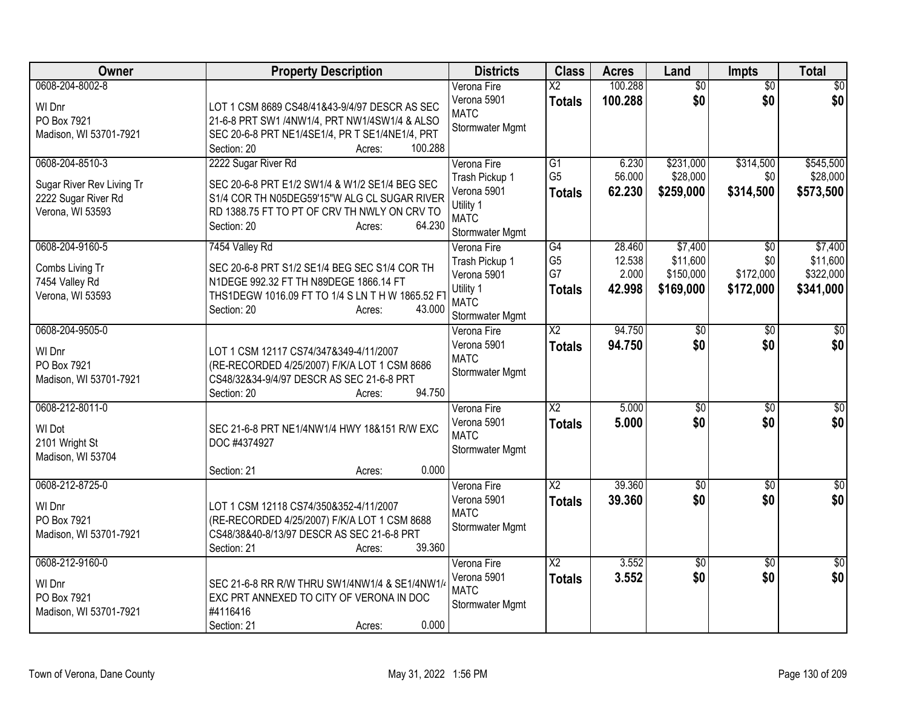| Owner | Property Description | Districts | Class | Acres | Land | Impts | Total |
|---|---|---|---|---|---|---|---|
| 0608-204-8002-8<br>WI Dnr<br>PO Box 7921<br>Madison, WI 53701-7921 | LOT 1 CSM 8689 CS48/41&43-9/4/97 DESCR AS SEC 21-6-8 PRT SW1 /4NW1/4, PRT NW1/4SW1/4 & ALSO SEC 20-6-8 PRT NE1/4SE1/4, PR T SE1/4NE1/4, PRT<br>Section: 20 Acres: 100.288 | Verona Fire<br>Verona 5901<br>MATC<br>Stormwater Mgmt | X2<br>**Totals** | 100.288<br>**100.288** | $0<br>**$0** | $0<br>**$0** | $0<br>**$0** |
| 0608-204-8510-3<br>Sugar River Rev Living Tr<br>2222 Sugar River Rd<br>Verona, WI 53593 | 2222 Sugar River Rd<br>SEC 20-6-8 PRT E1/2 SW1/4 & W1/2 SE1/4 BEG SEC S1/4 COR TH N05DEG59'15"W ALG CL SUGAR RIVER RD 1388.75 FT TO PT OF CRV TH NWLY ON CRV TO<br>Section: 20 Acres: 64.230 | Verona Fire<br>Trash Pickup 1<br>Verona 5901<br>Utility 1<br>MATC<br>Stormwater Mgmt | G1<br>G5<br>**Totals** | 6.230<br>56.000<br>**62.230** | $231,000<br>$28,000<br>**$259,000** | $314,500<br>$0<br>**$314,500** | $545,500<br>$28,000<br>**$573,500** |
| 0608-204-9160-5<br>Combs Living Tr<br>7454 Valley Rd<br>Verona, WI 53593 | 7454 Valley Rd<br>SEC 20-6-8 PRT S1/2 SE1/4 BEG SEC S1/4 COR TH N1DEGE 992.32 FT TH N89DEGE 1866.14 FT THS1DEGW 1016.09 FT TO 1/4 S LN T H W 1865.52 FT<br>Section: 20 Acres: 43.000 | Verona Fire<br>Trash Pickup 1<br>Verona 5901<br>Utility 1<br>MATC<br>Stormwater Mgmt | G4<br>G5<br>G7<br>**Totals** | 28.460<br>12.538<br>2.000<br>**42.998** | $7,400<br>$11,600<br>$150,000<br>**$169,000** | $0<br>$0<br>$172,000<br>**$172,000** | $7,400<br>$11,600<br>$322,000<br>**$341,000** |
| 0608-204-9505-0<br>WI Dnr<br>PO Box 7921<br>Madison, WI 53701-7921 | LOT 1 CSM 12117 CS74/347&349-4/11/2007 (RE-RECORDED 4/25/2007) F/K/A LOT 1 CSM 8686 CS48/32&34-9/4/97 DESCR AS SEC 21-6-8 PRT<br>Section: 20 Acres: 94.750 | Verona Fire<br>Verona 5901<br>MATC<br>Stormwater Mgmt | X2<br>**Totals** | 94.750<br>**94.750** | $0<br>**$0** | $0<br>**$0** | $0<br>**$0** |
| 0608-212-8011-0<br>WI Dot<br>2101 Wright St<br>Madison, WI 53704 | SEC 21-6-8 PRT NE1/4NW1/4 HWY 18&151 R/W EXC DOC #4374927<br>Section: 21 Acres: 0.000 | Verona Fire<br>Verona 5901<br>MATC<br>Stormwater Mgmt | X2<br>**Totals** | 5.000<br>**5.000** | $0<br>**$0** | $0<br>**$0** | $0<br>**$0** |
| 0608-212-8725-0<br>WI Dnr<br>PO Box 7921<br>Madison, WI 53701-7921 | LOT 1 CSM 12118 CS74/350&352-4/11/2007 (RE-RECORDED 4/25/2007) F/K/A LOT 1 CSM 8688 CS48/38&40-8/13/97 DESCR AS SEC 21-6-8 PRT<br>Section: 21 Acres: 39.360 | Verona Fire<br>Verona 5901<br>MATC<br>Stormwater Mgmt | X2<br>**Totals** | 39.360<br>**39.360** | $0<br>**$0** | $0<br>**$0** | $0<br>**$0** |
| 0608-212-9160-0<br>WI Dnr<br>PO Box 7921<br>Madison, WI 53701-7921 | SEC 21-6-8 RR R/W THRU SW1/4NW1/4 & SE1/4NW1/4 EXC PRT ANNEXED TO CITY OF VERONA IN DOC #4116416<br>Section: 21 Acres: 0.000 | Verona Fire<br>Verona 5901<br>MATC<br>Stormwater Mgmt | X2<br>**Totals** | 3.552<br>**3.552** | $0<br>**$0** | $0<br>**$0** | $0<br>**$0** |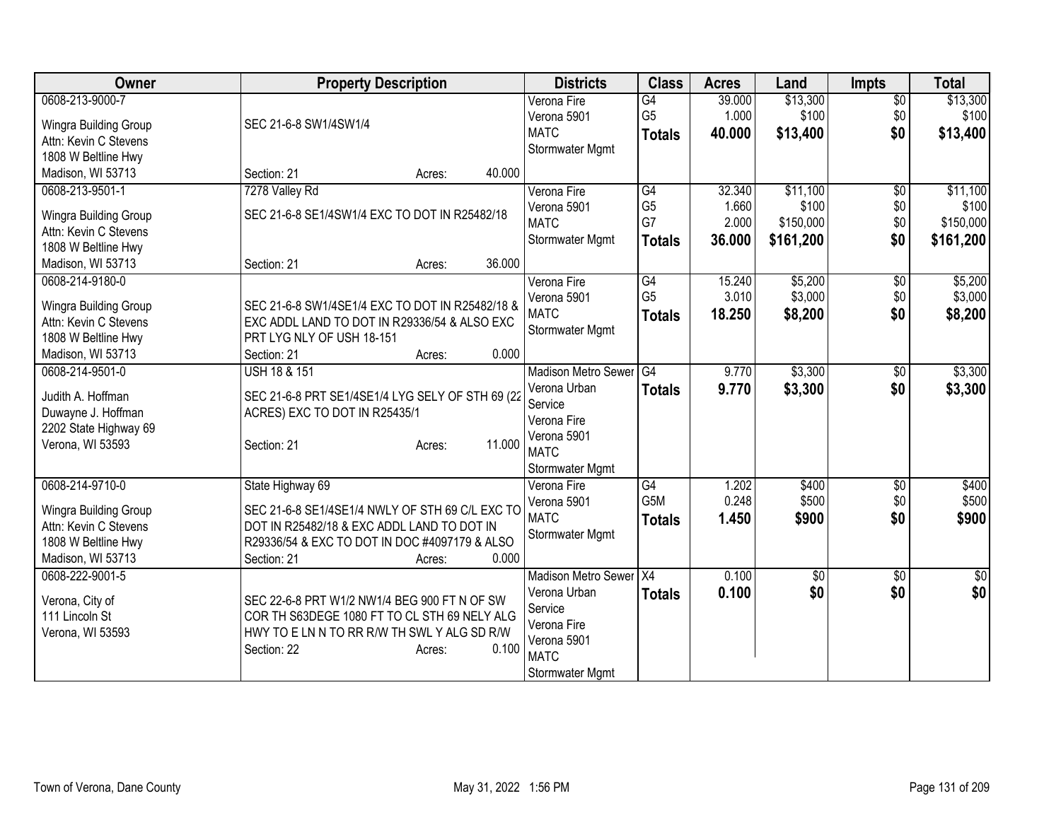| Owner | Property Description | Districts | Class | Acres | Land | Impts | Total |
|---|---|---|---|---|---|---|---|
| 0608-213-9000-7<br>Wingra Building Group<br>Attn: Kevin C Stevens<br>1808 W Beltline Hwy<br>Madison, WI 53713 | SEC 21-6-8 SW1/4SW1/4<br>Section: 21 Acres: 40.000 | Verona Fire<br>Verona 5901<br>MATC<br>Stormwater Mgmt | G4<br>G5<br>**Totals** | 39.000<br>1.000<br>**40.000** | $13,300<br>$100<br>**$13,400** | $0<br>$0<br>**$0** | $13,300<br>$100<br>**$13,400** |
| 0608-213-9501-1<br>Wingra Building Group<br>Attn: Kevin C Stevens<br>1808 W Beltline Hwy<br>Madison, WI 53713 | 7278 Valley Rd<br>SEC 21-6-8 SE1/4SW1/4 EXC TO DOT IN R25482/18<br>Section: 21 Acres: 36.000 | Verona Fire<br>Verona 5901<br>MATC<br>Stormwater Mgmt | G4<br>G5<br>G7<br>**Totals** | 32.340<br>1.660<br>2.000<br>**36.000** | $11,100<br>$100<br>$150,000<br>**$161,200** | $0<br>$0<br>$0<br>**$0** | $11,100<br>$100<br>$150,000<br>**$161,200** |
| 0608-214-9180-0<br>Wingra Building Group<br>Attn: Kevin C Stevens<br>1808 W Beltline Hwy<br>Madison, WI 53713 | SEC 21-6-8 SW1/4SE1/4 EXC TO DOT IN R25482/18 & EXC ADDL LAND TO DOT IN R29336/54 & ALSO EXC PRT LYG NLY OF USH 18-151<br>Section: 21 Acres: 0.000 | Verona Fire<br>Verona 5901<br>MATC<br>Stormwater Mgmt | G4<br>G5<br>**Totals** | 15.240<br>3.010<br>**18.250** | $5,200<br>$3,000<br>**$8,200** | $0<br>$0<br>**$0** | $5,200<br>$3,000<br>**$8,200** |
| 0608-214-9501-0<br>Judith A. Hoffman<br>Duwayne J. Hoffman<br>2202 State Highway 69<br>Verona, WI 53593 | USH 18 & 151<br>SEC 21-6-8 PRT SE1/4SE1/4 LYG SELY OF STH 69 (22 ACRES) EXC TO DOT IN R25435/1<br>Section: 21 Acres: 11.000 | Madison Metro Sewer<br>Verona Urban Service<br>Verona Fire<br>Verona 5901<br>MATC<br>Stormwater Mgmt | G4<br>**Totals** | 9.770<br>**9.770** | $3,300<br>**$3,300** | $0<br>**$0** | $3,300<br>**$3,300** |
| 0608-214-9710-0<br>Wingra Building Group<br>Attn: Kevin C Stevens<br>1808 W Beltline Hwy<br>Madison, WI 53713 | State Highway 69<br>SEC 21-6-8 SE1/4SE1/4 NWLY OF STH 69 C/L EXC TO DOT IN R25482/18 & EXC ADDL LAND TO DOT IN R29336/54 & EXC TO DOT IN DOC #4097179 & ALSO<br>Section: 21 Acres: 0.000 | Verona Fire<br>Verona 5901<br>MATC<br>Stormwater Mgmt | G4<br>G5M<br>**Totals** | 1.202<br>0.248<br>**1.450** | $400<br>$500<br>**$900** | $0<br>$0<br>**$0** | $400<br>$500<br>**$900** |
| 0608-222-9001-5<br>Verona, City of<br>111 Lincoln St<br>Verona, WI 53593 | SEC 22-6-8 PRT W1/2 NW1/4 BEG 900 FT N OF SW COR TH S63DEGE 1080 FT TO CL STH 69 NELY ALG HWY TO E LN N TO RR R/W TH SWL Y ALG SD R/W<br>Section: 22 Acres: 0.100 | Madison Metro Sewer<br>Verona Urban Service<br>Verona Fire<br>Verona 5901<br>MATC<br>Stormwater Mgmt | X4<br>**Totals** | 0.100<br>**0.100** | $0<br>**$0** | $0<br>**$0** | $0<br>**$0** |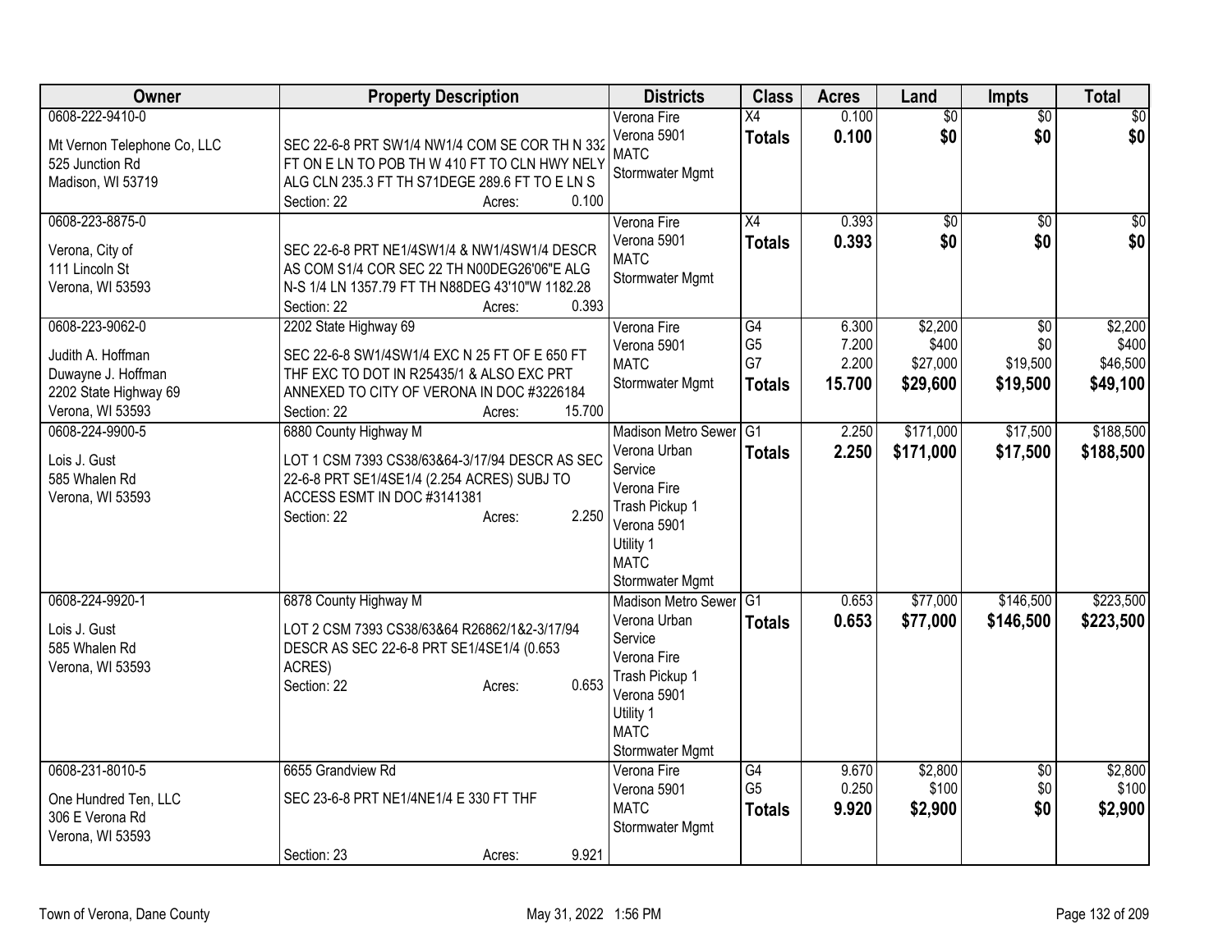| Owner | Property Description | Districts | Class | Acres | Land | Impts | Total |
|---|---|---|---|---|---|---|---|
| 0608-222-9410-0<br><br>Mt Vernon Telephone Co, LLC<br>525 Junction Rd<br>Madison, WI 53719 | SEC 22-6-8 PRT SW1/4 NW1/4 COM SE COR TH N 332 FT ON E LN TO POB TH W 410 FT TO CLN HWY NELY ALG CLN 235.3 FT TH S71DEGE 289.6 FT TO E LN S<br>Section: 22 Acres: 0.100 | Verona Fire<br>Verona 5901<br>MATC<br>Stormwater Mgmt | X4<br>**Totals** | 0.100<br>**0.100** | $0<br>**$0** | $0<br>**$0** | $0<br>**$0** |
| 0608-223-8875-0<br><br>Verona, City of<br>111 Lincoln St<br>Verona, WI 53593 | SEC 22-6-8 PRT NE1/4SW1/4 & NW1/4SW1/4 DESCR AS COM S1/4 COR SEC 22 TH N00DEG26'06"E ALG N-S 1/4 LN 1357.79 FT TH N88DEG 43'10"W 1182.28<br>Section: 22 Acres: 0.393 | Verona Fire<br>Verona 5901<br>MATC<br>Stormwater Mgmt | X4<br>**Totals** | 0.393<br>**0.393** | $0<br>**$0** | $0<br>**$0** | $0<br>**$0** |
| 0608-223-9062-0<br><br>Judith A. Hoffman<br>Duwayne J. Hoffman<br>2202 State Highway 69<br>Verona, WI 53593 | 2202 State Highway 69<br>SEC 22-6-8 SW1/4SW1/4 EXC N 25 FT OF E 650 FT THF EXC TO DOT IN R25435/1 & ALSO EXC PRT ANNEXED TO CITY OF VERONA IN DOC #3226184<br>Section: 22 Acres: 15.700 | Verona Fire<br>Verona 5901<br>MATC<br>Stormwater Mgmt | G4<br>G5<br>G7<br>**Totals** | 6.300<br>7.200<br>2.200<br>**15.700** | $2,200<br>$400<br>$27,000<br>**$29,600** | $0<br>$0<br>$19,500<br>**$19,500** | $2,200<br>$400<br>$46,500<br>**$49,100** |
| 0608-224-9900-5<br><br>Lois J. Gust<br>585 Whalen Rd<br>Verona, WI 53593 | 6880 County Highway M<br>LOT 1 CSM 7393 CS38/63&64-3/17/94 DESCR AS SEC 22-6-8 PRT SE1/4SE1/4 (2.254 ACRES) SUBJ TO ACCESS ESMT IN DOC #3141381<br>Section: 22 Acres: 2.250 | Madison Metro Sewer<br>Verona Urban Service<br>Verona Fire<br>Trash Pickup 1<br>Verona 5901<br>Utility 1<br>MATC<br>Stormwater Mgmt | G1<br>**Totals** | 2.250<br>**2.250** | $171,000<br>**$171,000** | $17,500<br>**$17,500** | $188,500<br>**$188,500** |
| 0608-224-9920-1<br><br>Lois J. Gust<br>585 Whalen Rd<br>Verona, WI 53593 | 6878 County Highway M<br>LOT 2 CSM 7393 CS38/63&64 R26862/1&2-3/17/94 DESCR AS SEC 22-6-8 PRT SE1/4SE1/4 (0.653 ACRES)<br>Section: 22 Acres: 0.653 | Madison Metro Sewer<br>Verona Urban Service<br>Verona Fire<br>Trash Pickup 1<br>Verona 5901<br>Utility 1<br>MATC<br>Stormwater Mgmt | G1<br>**Totals** | 0.653<br>**0.653** | $77,000<br>**$77,000** | $146,500<br>**$146,500** | $223,500<br>**$223,500** |
| 0608-231-8010-5<br><br>One Hundred Ten, LLC<br>306 E Verona Rd<br>Verona, WI 53593 | 6655 Grandview Rd<br>SEC 23-6-8 PRT NE1/4NE1/4 E 330 FT THF<br>Section: 23 Acres: 9.921 | Verona Fire<br>Verona 5901<br>MATC<br>Stormwater Mgmt | G4<br>G5<br>**Totals** | 9.670<br>0.250<br>**9.920** | $2,800<br>$100<br>**$2,900** | $0<br>$0<br>**$0** | $2,800<br>$100<br>**$2,900** |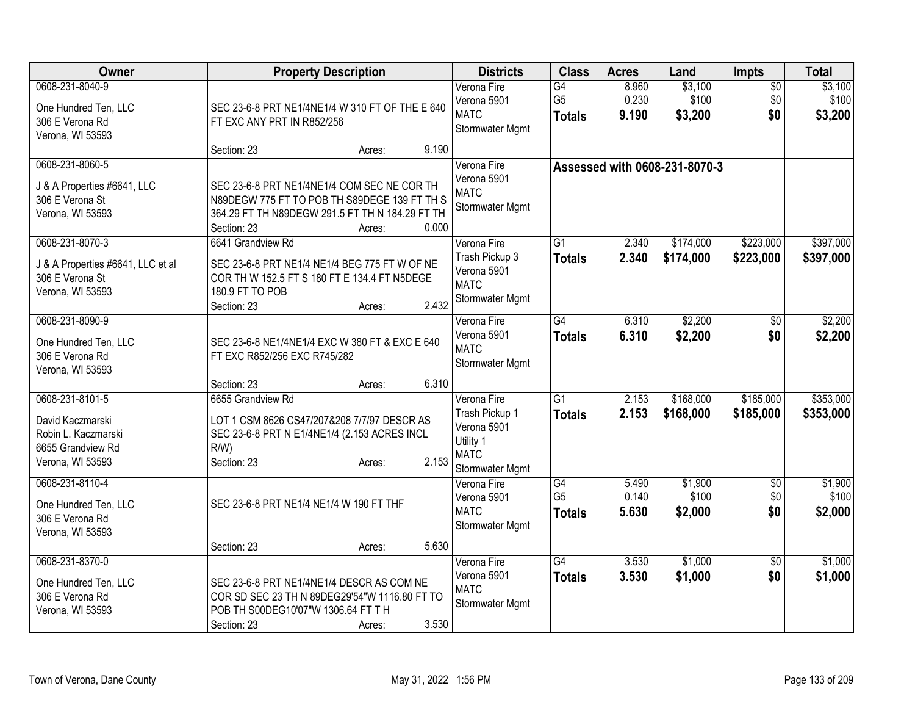| Owner | Property Description | Districts | Class | Acres | Land | Impts | Total |
|---|---|---|---|---|---|---|---|
| 0608-231-8040-9<br>One Hundred Ten, LLC<br>306 E Verona Rd<br>Verona, WI 53593 | SEC 23-6-8 PRT NE1/4NE1/4 W 310 FT OF THE E 640 FT EXC ANY PRT IN R852/256<br>Section: 23 Acres: 9.190 | Verona Fire<br>Verona 5901<br>MATC<br>Stormwater Mgmt | G4<br>G5<br>**Totals** | 8.960<br>0.230<br>**9.190** | $3,100<br>$100<br>**$3,200** | $0<br>$0<br>**$0** | $3,100<br>$100<br>**$3,200** |
| 0608-231-8060-5<br>J & A Properties #6641, LLC<br>306 E Verona St<br>Verona, WI 53593 | SEC 23-6-8 PRT NE1/4NE1/4 COM SEC NE COR TH N89DEGW 775 FT TO POB TH S89DEGE 139 FT TH S 364.29 FT TH N89DEGW 291.5 FT TH N 184.29 FT TH<br>Section: 23 Acres: 0.000 | Verona Fire<br>Verona 5901<br>MATC<br>Stormwater Mgmt | Assessed with 0608-231-8070-3 | | | | |
| 0608-231-8070-3<br>J & A Properties #6641, LLC et al<br>306 E Verona St<br>Verona, WI 53593 | 6641 Grandview Rd<br>SEC 23-6-8 PRT NE1/4 NE1/4 BEG 775 FT W OF NE COR TH W 152.5 FT S 180 FT E 134.4 FT N5DEGE 180.9 FT TO POB<br>Section: 23 Acres: 2.432 | Verona Fire<br>Trash Pickup 3<br>Verona 5901<br>MATC<br>Stormwater Mgmt | G1<br>**Totals** | 2.340<br>**2.340** | $174,000<br>**$174,000** | $223,000<br>**$223,000** | $397,000<br>**$397,000** |
| 0608-231-8090-9<br>One Hundred Ten, LLC<br>306 E Verona Rd<br>Verona, WI 53593 | SEC 23-6-8 NE1/4NE1/4 EXC W 380 FT & EXC E 640 FT EXC R852/256 EXC R745/282<br>Section: 23 Acres: 6.310 | Verona Fire<br>Verona 5901<br>MATC<br>Stormwater Mgmt | G4<br>**Totals** | 6.310<br>**6.310** | $2,200<br>**$2,200** | $0<br>**$0** | $2,200<br>**$2,200** |
| 0608-231-8101-5<br>David Kaczmarski<br>Robin L. Kaczmarski<br>6655 Grandview Rd<br>Verona, WI 53593 | 6655 Grandview Rd<br>LOT 1 CSM 8626 CS47/207&208 7/7/97 DESCR AS SEC 23-6-8 PRT N E1/4NE1/4 (2.153 ACRES INCL R/W)<br>Section: 23 Acres: 2.153 | Verona Fire<br>Trash Pickup 1<br>Verona 5901<br>Utility 1<br>MATC<br>Stormwater Mgmt | G1<br>**Totals** | 2.153<br>**2.153** | $168,000<br>**$168,000** | $185,000<br>**$185,000** | $353,000<br>**$353,000** |
| 0608-231-8110-4<br>One Hundred Ten, LLC<br>306 E Verona Rd<br>Verona, WI 53593 | SEC 23-6-8 PRT NE1/4 NE1/4 W 190 FT THF<br>Section: 23 Acres: 5.630 | Verona Fire<br>Verona 5901<br>MATC<br>Stormwater Mgmt | G4<br>G5<br>**Totals** | 5.490<br>0.140<br>**5.630** | $1,900<br>$100<br>**$2,000** | $0<br>$0<br>**$0** | $1,900<br>$100<br>**$2,000** |
| 0608-231-8370-0<br>One Hundred Ten, LLC<br>306 E Verona Rd<br>Verona, WI 53593 | SEC 23-6-8 PRT NE1/4NE1/4 DESCR AS COM NE COR SD SEC 23 TH N 89DEG29'54"W 1116.80 FT TO POB TH S00DEG10'07"W 1306.64 FT T H<br>Section: 23 Acres: 3.530 | Verona Fire<br>Verona 5901<br>MATC<br>Stormwater Mgmt | G4<br>**Totals** | 3.530<br>**3.530** | $1,000<br>**$1,000** | $0<br>**$0** | $1,000<br>**$1,000** |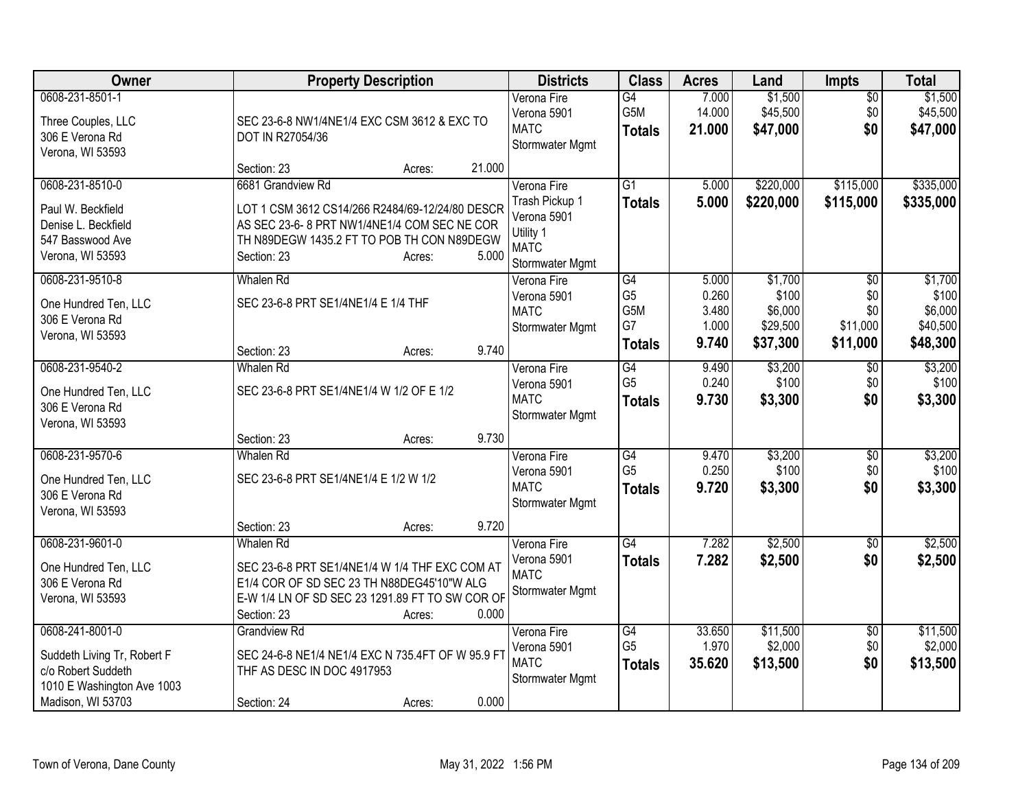| Owner | Property Description | Districts | Class | Acres | Land | Impts | Total |
|---|---|---|---|---|---|---|---|
| 0608-231-8501-1<br>Three Couples, LLC<br>306 E Verona Rd<br>Verona, WI 53593 | SEC 23-6-8 NW1/4NE1/4 EXC CSM 3612 & EXC TO DOT IN R27054/36<br>Section: 23 Acres: 21.000 | Verona Fire<br>Verona 5901<br>MATC<br>Stormwater Mgmt | G4<br>G5M<br>**Totals** | 7.000<br>14.000<br>**21.000** | $1,500<br>$45,500<br>**$47,000** | $0<br>$0<br>**$0** | $1,500<br>$45,500<br>**$47,000** |
| 0608-231-8510-0<br>Paul W. Beckfield<br>Denise L. Beckfield<br>547 Basswood Ave<br>Verona, WI 53593 | 6681 Grandview Rd<br>LOT 1 CSM 3612 CS14/266 R2484/69-12/24/80 DESCR AS SEC 23-6- 8 PRT NW1/4NE1/4 COM SEC NE COR TH N89DEGW 1435.2 FT TO POB TH CON N89DEGW<br>Section: 23 Acres: 5.000 | Verona Fire<br>Trash Pickup 1<br>Verona 5901<br>Utility 1<br>MATC<br>Stormwater Mgmt | G1<br>**Totals** | 5.000<br>**5.000** | $220,000<br>**$220,000** | $115,000<br>**$115,000** | $335,000<br>**$335,000** |
| 0608-231-9510-8<br>One Hundred Ten, LLC<br>306 E Verona Rd<br>Verona, WI 53593 | Whalen Rd<br>SEC 23-6-8 PRT SE1/4NE1/4 E 1/4 THF<br>Section: 23 Acres: 9.740 | Verona Fire<br>Verona 5901<br>MATC<br>Stormwater Mgmt | G4<br>G5<br>G5M<br>G7<br>**Totals** | 5.000<br>0.260<br>3.480<br>1.000<br>**9.740** | $1,700<br>$100<br>$6,000<br>$29,500<br>**$37,300** | $0<br>$0<br>$0<br>$11,000<br>**$11,000** | $1,700<br>$100<br>$6,000<br>$40,500<br>**$48,300** |
| 0608-231-9540-2<br>One Hundred Ten, LLC<br>306 E Verona Rd<br>Verona, WI 53593 | Whalen Rd<br>SEC 23-6-8 PRT SE1/4NE1/4 W 1/2 OF E 1/2<br>Section: 23 Acres: 9.730 | Verona Fire<br>Verona 5901<br>MATC<br>Stormwater Mgmt | G4<br>G5<br>**Totals** | 9.490<br>0.240<br>**9.730** | $3,200<br>$100<br>**$3,300** | $0<br>$0<br>**$0** | $3,200<br>$100<br>**$3,300** |
| 0608-231-9570-6<br>One Hundred Ten, LLC<br>306 E Verona Rd<br>Verona, WI 53593 | Whalen Rd<br>SEC 23-6-8 PRT SE1/4NE1/4 E 1/2 W 1/2<br>Section: 23 Acres: 9.720 | Verona Fire<br>Verona 5901<br>MATC<br>Stormwater Mgmt | G4<br>G5<br>**Totals** | 9.470<br>0.250<br>**9.720** | $3,200<br>$100<br>**$3,300** | $0<br>$0<br>**$0** | $3,200<br>$100<br>**$3,300** |
| 0608-231-9601-0<br>One Hundred Ten, LLC<br>306 E Verona Rd<br>Verona, WI 53593 | Whalen Rd<br>SEC 23-6-8 PRT SE1/4NE1/4 W 1/4 THF EXC COM AT E1/4 COR OF SD SEC 23 TH N88DEG45'10"W ALG E-W 1/4 LN OF SD SEC 23 1291.89 FT TO SW COR OF<br>Section: 23 Acres: 0.000 | Verona Fire<br>Verona 5901<br>MATC<br>Stormwater Mgmt | G4<br>**Totals** | 7.282<br>**7.282** | $2,500<br>**$2,500** | $0<br>**$0** | $2,500<br>**$2,500** |
| 0608-241-8001-0<br>Suddeth Living Tr, Robert F<br>c/o Robert Suddeth<br>1010 E Washington Ave 1003<br>Madison, WI 53703 | Grandview Rd<br>SEC 24-6-8 NE1/4 NE1/4 EXC N 735.4FT OF W 95.9 FT THF AS DESC IN DOC 4917953<br>Section: 24 Acres: 0.000 | Verona Fire<br>Verona 5901<br>MATC<br>Stormwater Mgmt | G4<br>G5<br>**Totals** | 33.650<br>1.970<br>**35.620** | $11,500<br>$2,000<br>**$13,500** | $0<br>$0<br>**$0** | $11,500<br>$2,000<br>**$13,500** |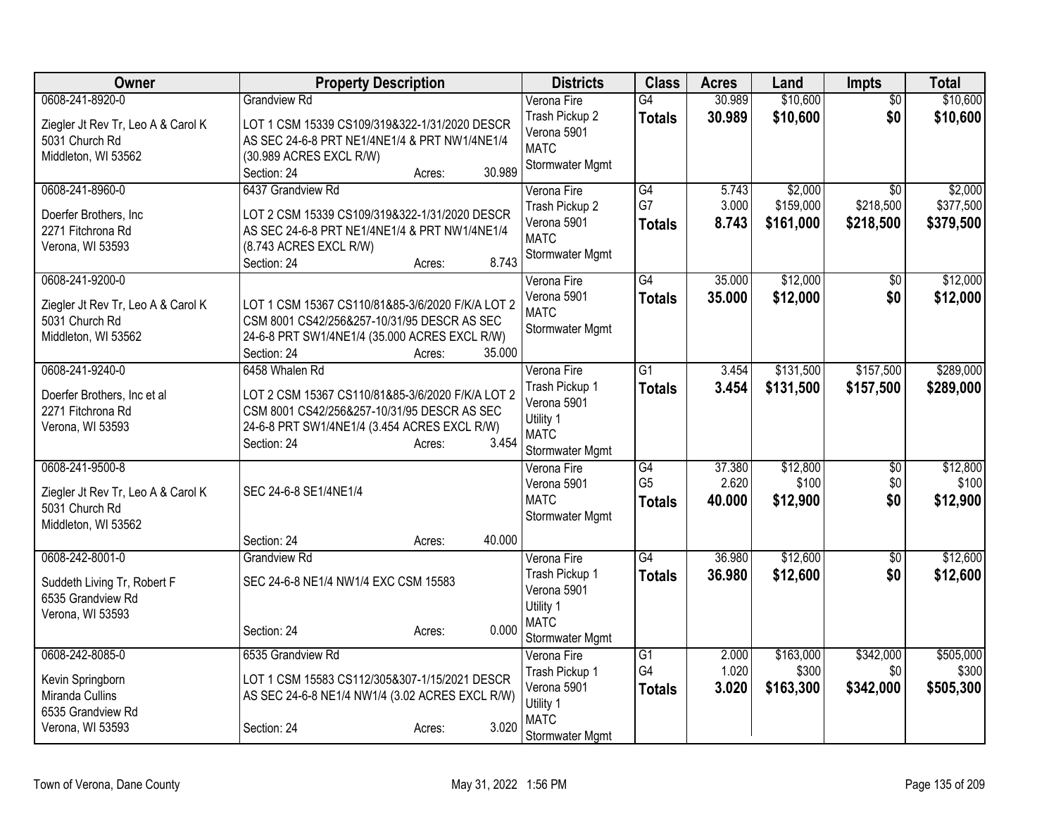| Owner | Property Description | Districts | Class | Acres | Land | Impts | Total |
|---|---|---|---|---|---|---|---|
| 0608-241-8920-0<br>Ziegler Jt Rev Tr, Leo A & Carol K<br>5031 Church Rd<br>Middleton, WI 53562 | Grandview Rd<br>LOT 1 CSM 15339 CS109/319&322-1/31/2020 DESCR AS SEC 24-6-8 PRT NE1/4NE1/4 & PRT NW1/4NE1/4 (30.989 ACRES EXCL R/W)<br>Section: 24 Acres: 30.989 | Verona Fire<br>Trash Pickup 2<br>Verona 5901<br>MATC<br>Stormwater Mgmt | G4<br>**Totals** | 30.989<br>**30.989** | $10,600<br>**$10,600** | $0<br>**$0** | $10,600<br>**$10,600** |
| 0608-241-8960-0<br>Doerfer Brothers, Inc<br>2271 Fitchrona Rd<br>Verona, WI 53593 | 6437 Grandview Rd<br>LOT 2 CSM 15339 CS109/319&322-1/31/2020 DESCR AS SEC 24-6-8 PRT NE1/4NE1/4 & PRT NW1/4NE1/4 (8.743 ACRES EXCL R/W)<br>Section: 24 Acres: 8.743 | Verona Fire<br>Trash Pickup 2<br>Verona 5901<br>MATC<br>Stormwater Mgmt | G4<br>G7<br>**Totals** | 5.743<br>3.000<br>**8.743** | $2,000<br>$159,000<br>**$161,000** | $0<br>$218,500<br>**$218,500** | $2,000<br>$377,500<br>**$379,500** |
| 0608-241-9200-0<br>Ziegler Jt Rev Tr, Leo A & Carol K<br>5031 Church Rd<br>Middleton, WI 53562 | LOT 1 CSM 15367 CS110/81&85-3/6/2020 F/K/A LOT 2 CSM 8001 CS42/256&257-10/31/95 DESCR AS SEC 24-6-8 PRT SW1/4NE1/4 (35.000 ACRES EXCL R/W)<br>Section: 24 Acres: 35.000 | Verona Fire<br>Verona 5901<br>MATC<br>Stormwater Mgmt | G4<br>**Totals** | 35.000<br>**35.000** | $12,000<br>**$12,000** | $0<br>**$0** | $12,000<br>**$12,000** |
| 0608-241-9240-0<br>Doerfer Brothers, Inc et al<br>2271 Fitchrona Rd<br>Verona, WI 53593 | 6458 Whalen Rd<br>LOT 2 CSM 15367 CS110/81&85-3/6/2020 F/K/A LOT 2 CSM 8001 CS42/256&257-10/31/95 DESCR AS SEC 24-6-8 PRT SW1/4NE1/4 (3.454 ACRES EXCL R/W)<br>Section: 24 Acres: 3.454 | Verona Fire<br>Trash Pickup 1<br>Verona 5901<br>Utility 1<br>MATC<br>Stormwater Mgmt | G1<br>**Totals** | 3.454<br>**3.454** | $131,500<br>**$131,500** | $157,500<br>**$157,500** | $289,000<br>**$289,000** |
| 0608-241-9500-8<br>Ziegler Jt Rev Tr, Leo A & Carol K<br>5031 Church Rd<br>Middleton, WI 53562 | SEC 24-6-8 SE1/4NE1/4<br>Section: 24 Acres: 40.000 | Verona Fire<br>Verona 5901<br>MATC<br>Stormwater Mgmt | G4<br>G5<br>**Totals** | 37.380<br>2.620<br>**40.000** | $12,800<br>$100<br>**$12,900** | $0<br>$0<br>**$0** | $12,800<br>$100<br>**$12,900** |
| 0608-242-8001-0<br>Suddeth Living Tr, Robert F<br>6535 Grandview Rd<br>Verona, WI 53593 | Grandview Rd<br>SEC 24-6-8 NE1/4 NW1/4 EXC CSM 15583<br>Section: 24 Acres: 0.000 | Verona Fire<br>Trash Pickup 1<br>Verona 5901<br>Utility 1<br>MATC<br>Stormwater Mgmt | G4<br>**Totals** | 36.980<br>**36.980** | $12,600<br>**$12,600** | $0<br>**$0** | $12,600<br>**$12,600** |
| 0608-242-8085-0<br>Kevin Springborn<br>Miranda Cullins<br>6535 Grandview Rd<br>Verona, WI 53593 | 6535 Grandview Rd<br>LOT 1 CSM 15583 CS112/305&307-1/15/2021 DESCR AS SEC 24-6-8 NE1/4 NW1/4 (3.02 ACRES EXCL R/W)<br>Section: 24 Acres: 3.020 | Verona Fire<br>Trash Pickup 1<br>Verona 5901<br>Utility 1<br>MATC<br>Stormwater Mgmt | G1<br>G4<br>**Totals** | 2.000<br>1.020<br>**3.020** | $163,000<br>$300<br>**$163,300** | $342,000<br>$0<br>**$342,000** | $505,000<br>$300<br>**$505,300** |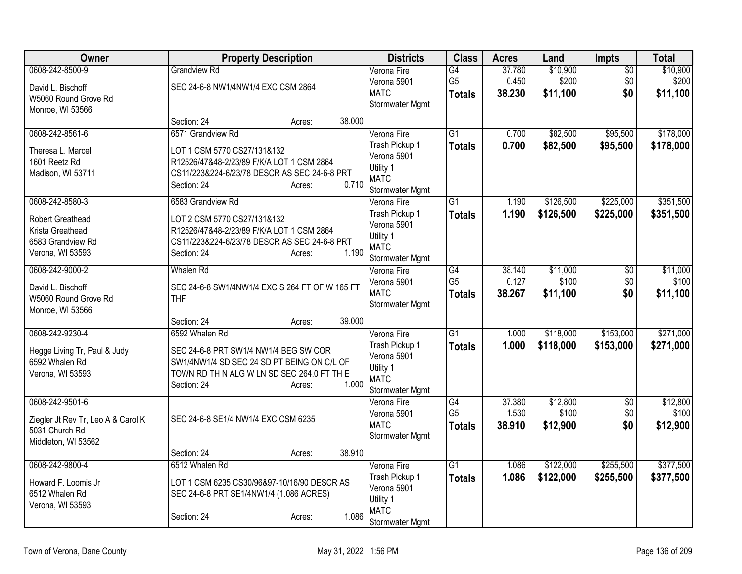| Owner | Property Description | Districts | Class | Acres | Land | Impts | Total |
|---|---|---|---|---|---|---|---|
| 0608-242-8500-9<br>David L. Bischoff<br>W5060 Round Grove Rd<br>Monroe, WI 53566 | Grandview Rd<br>SEC 24-6-8 NW1/4NW1/4 EXC CSM 2864<br>Section: 24 Acres: 38.000 | Verona Fire<br>Verona 5901<br>MATC<br>Stormwater Mgmt | G4<br>G5<br>**Totals** | 37.780<br>0.450<br>**38.230** | $10,900<br>$200<br>**$11,100** | $0<br>$0<br>**$0** | $10,900<br>$200<br>**$11,100** |
| 0608-242-8561-6<br>Theresa L. Marcel<br>1601 Reetz Rd<br>Madison, WI 53711 | 6571 Grandview Rd<br>LOT 1 CSM 5770 CS27/131&132 R12526/47&48-2/23/89 F/K/A LOT 1 CSM 2864 CS11/223&224-6/23/78 DESCR AS SEC 24-6-8 PRT<br>Section: 24 Acres: 0.710 | Verona Fire<br>Trash Pickup 1<br>Verona 5901<br>Utility 1<br>MATC<br>Stormwater Mgmt | G1<br>**Totals** | 0.700<br>**0.700** | $82,500<br>**$82,500** | $95,500<br>**$95,500** | $178,000<br>**$178,000** |
| 0608-242-8580-3<br>Robert Greathead<br>Krista Greathead<br>6583 Grandview Rd<br>Verona, WI 53593 | 6583 Grandview Rd<br>LOT 2 CSM 5770 CS27/131&132 R12526/47&48-2/23/89 F/K/A LOT 1 CSM 2864 CS11/223&224-6/23/78 DESCR AS SEC 24-6-8 PRT<br>Section: 24 Acres: 1.190 | Verona Fire<br>Trash Pickup 1<br>Verona 5901<br>Utility 1<br>MATC<br>Stormwater Mgmt | G1<br>**Totals** | 1.190<br>**1.190** | $126,500<br>**$126,500** | $225,000<br>**$225,000** | $351,500<br>**$351,500** |
| 0608-242-9000-2<br>David L. Bischoff<br>W5060 Round Grove Rd<br>Monroe, WI 53566 | Whalen Rd<br>SEC 24-6-8 SW1/4NW1/4 EXC S 264 FT OF W 165 FT THF<br>Section: 24 Acres: 39.000 | Verona Fire<br>Verona 5901<br>MATC<br>Stormwater Mgmt | G4<br>G5<br>**Totals** | 38.140<br>0.127<br>**38.267** | $11,000<br>$100<br>**$11,100** | $0<br>$0<br>**$0** | $11,000<br>$100<br>**$11,100** |
| 0608-242-9230-4<br>Hegge Living Tr, Paul & Judy<br>6592 Whalen Rd<br>Verona, WI 53593 | 6592 Whalen Rd<br>SEC 24-6-8 PRT SW1/4 NW1/4 BEG SW COR SW1/4NW1/4 SD SEC 24 SD PT BEING ON C/L OF TOWN RD TH N ALG W LN SD SEC 264.0 FT TH E<br>Section: 24 Acres: 1.000 | Verona Fire<br>Trash Pickup 1<br>Verona 5901<br>Utility 1<br>MATC<br>Stormwater Mgmt | G1<br>**Totals** | 1.000<br>**1.000** | $118,000<br>**$118,000** | $153,000<br>**$153,000** | $271,000<br>**$271,000** |
| 0608-242-9501-6<br>Ziegler Jt Rev Tr, Leo A & Carol K<br>5031 Church Rd<br>Middleton, WI 53562 | SEC 24-6-8 SE1/4 NW1/4 EXC CSM 6235<br>Section: 24 Acres: 38.910 | Verona Fire<br>Verona 5901<br>MATC<br>Stormwater Mgmt | G4<br>G5<br>**Totals** | 37.380<br>1.530<br>**38.910** | $12,800<br>$100<br>**$12,900** | $0<br>$0<br>**$0** | $12,800<br>$100<br>**$12,900** |
| 0608-242-9800-4<br>Howard F. Loomis Jr<br>6512 Whalen Rd<br>Verona, WI 53593 | 6512 Whalen Rd<br>LOT 1 CSM 6235 CS30/96&97-10/16/90 DESCR AS SEC 24-6-8 PRT SE1/4NW1/4 (1.086 ACRES)<br>Section: 24 Acres: 1.086 | Verona Fire<br>Trash Pickup 1<br>Verona 5901<br>Utility 1<br>MATC<br>Stormwater Mgmt | G1<br>**Totals** | 1.086<br>**1.086** | $122,000<br>**$122,000** | $255,500<br>**$255,500** | $377,500<br>**$377,500** |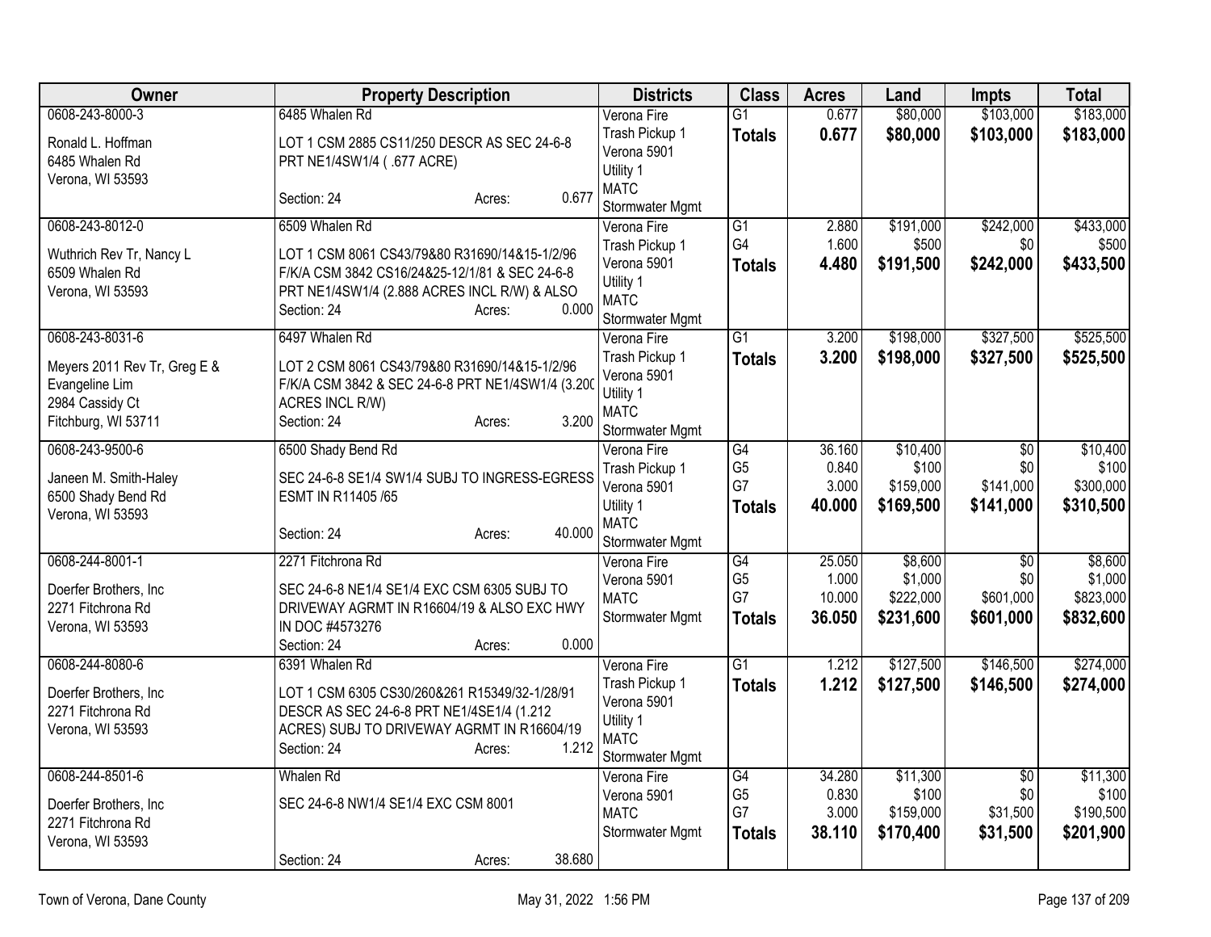| Owner | Property Description | Districts | Class | Acres | Land | Impts | Total |
|---|---|---|---|---|---|---|---|
| 0608-243-8000-3<br>Ronald L. Hoffman<br>6485 Whalen Rd<br>Verona, WI 53593 | 6485 Whalen Rd<br>LOT 1 CSM 2885 CS11/250 DESCR AS SEC 24-6-8 PRT NE1/4SW1/4 ( .677 ACRE)<br>Section: 24 Acres: 0.677 | Verona Fire<br>Trash Pickup 1<br>Verona 5901<br>Utility 1<br>MATC<br>Stormwater Mgmt | G1<br>**Totals** | 0.677<br>**0.677** | $80,000<br>**$80,000** | $103,000<br>**$103,000** | $183,000<br>**$183,000** |
| 0608-243-8012-0<br>Wuthrich Rev Tr, Nancy L<br>6509 Whalen Rd<br>Verona, WI 53593 | 6509 Whalen Rd<br>LOT 1 CSM 8061 CS43/79&80 R31690/14&15-1/2/96 F/K/A CSM 3842 CS16/24&25-12/1/81 & SEC 24-6-8 PRT NE1/4SW1/4 (2.888 ACRES INCL R/W) & ALSO<br>Section: 24 Acres: 0.000 | Verona Fire<br>Trash Pickup 1<br>Verona 5901<br>Utility 1<br>MATC<br>Stormwater Mgmt | G1<br>G4<br>**Totals** | 2.880<br>1.600<br>**4.480** | $191,000<br>$500<br>**$191,500** | $242,000<br>$0<br>**$242,000** | $433,000<br>$500<br>**$433,500** |
| 0608-243-8031-6<br>Meyers 2011 Rev Tr, Greg E & Evangeline Lim<br>2984 Cassidy Ct<br>Fitchburg, WI 53711 | 6497 Whalen Rd<br>LOT 2 CSM 8061 CS43/79&80 R31690/14&15-1/2/96 F/K/A CSM 3842 & SEC 24-6-8 PRT NE1/4SW1/4 (3.200 ACRES INCL R/W)<br>Section: 24 Acres: 3.200 | Verona Fire<br>Trash Pickup 1<br>Verona 5901<br>Utility 1<br>MATC<br>Stormwater Mgmt | G1<br>**Totals** | 3.200<br>**3.200** | $198,000<br>**$198,000** | $327,500<br>**$327,500** | $525,500<br>**$525,500** |
| 0608-243-9500-6<br>Janeen M. Smith-Haley<br>6500 Shady Bend Rd<br>Verona, WI 53593 | 6500 Shady Bend Rd<br>SEC 24-6-8 SE1/4 SW1/4 SUBJ TO INGRESS-EGRESS ESMT IN R11405 /65<br>Section: 24 Acres: 40.000 | Verona Fire<br>Trash Pickup 1<br>Verona 5901<br>Utility 1<br>MATC<br>Stormwater Mgmt | G4<br>G5<br>G7<br>**Totals** | 36.160<br>0.840<br>3.000<br>**40.000** | $10,400<br>$100<br>$159,000<br>**$169,500** | $0<br>$0<br>$141,000<br>**$141,000** | $10,400<br>$100<br>$300,000<br>**$310,500** |
| 0608-244-8001-1<br>Doerfer Brothers, Inc<br>2271 Fitchrona Rd<br>Verona, WI 53593 | 2271 Fitchrona Rd<br>SEC 24-6-8 NE1/4 SE1/4 EXC CSM 6305 SUBJ TO DRIVEWAY AGRMT IN R16604/19 & ALSO EXC HWY IN DOC #4573276<br>Section: 24 Acres: 0.000 | Verona Fire<br>Verona 5901<br>MATC<br>Stormwater Mgmt | G4<br>G5<br>G7<br>**Totals** | 25.050<br>1.000<br>10.000<br>**36.050** | $8,600<br>$1,000<br>$222,000<br>**$231,600** | $0<br>$0<br>$601,000<br>**$601,000** | $8,600<br>$1,000<br>$823,000<br>**$832,600** |
| 0608-244-8080-6<br>Doerfer Brothers, Inc<br>2271 Fitchrona Rd<br>Verona, WI 53593 | 6391 Whalen Rd<br>LOT 1 CSM 6305 CS30/260&261 R15349/32-1/28/91 DESCR AS SEC 24-6-8 PRT NE1/4SE1/4 (1.212 ACRES) SUBJ TO DRIVEWAY AGRMT IN R16604/19<br>Section: 24 Acres: 1.212 | Verona Fire<br>Trash Pickup 1<br>Verona 5901<br>Utility 1<br>MATC<br>Stormwater Mgmt | G1<br>**Totals** | 1.212<br>**1.212** | $127,500<br>**$127,500** | $146,500<br>**$146,500** | $274,000<br>**$274,000** |
| 0608-244-8501-6<br>Doerfer Brothers, Inc<br>2271 Fitchrona Rd<br>Verona, WI 53593 | Whalen Rd<br>SEC 24-6-8 NW1/4 SE1/4 EXC CSM 8001<br>Section: 24 Acres: 38.680 | Verona Fire<br>Verona 5901<br>MATC<br>Stormwater Mgmt | G4<br>G5<br>G7<br>**Totals** | 34.280<br>0.830<br>3.000<br>**38.110** | $11,300<br>$100<br>$159,000<br>**$170,400** | $0<br>$0<br>$31,500<br>**$31,500** | $11,300<br>$100<br>$190,500<br>**$201,900** |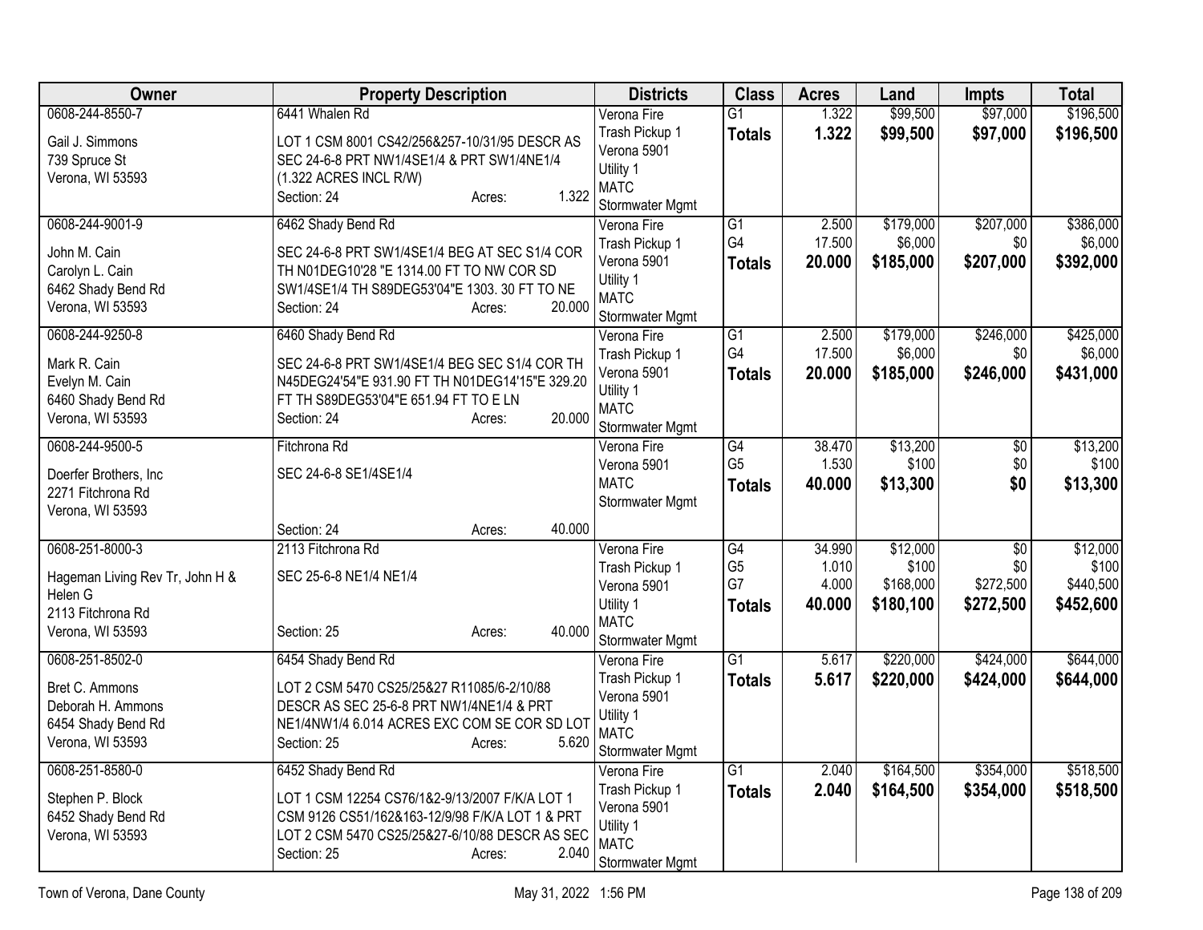| Owner | Property Description | Districts | Class | Acres | Land | Impts | Total |
|---|---|---|---|---|---|---|---|
| 0608-244-8550-7<br><br>Gail J. Simmons<br>739 Spruce St<br>Verona, WI 53593 | 6441 Whalen Rd<br><br>LOT 1 CSM 8001 CS42/256&257-10/31/95 DESCR AS SEC 24-6-8 PRT NW1/4SE1/4 & PRT SW1/4NE1/4 (1.322 ACRES INCL R/W)<br>Section: 24 Acres: 1.322 | Verona Fire<br>Trash Pickup 1<br>Verona 5901<br>Utility 1<br>MATC<br>Stormwater Mgmt | G1<br>**Totals** | 1.322<br>**1.322** | $99,500<br>**$99,500** | $97,000<br>**$97,000** | $196,500<br>**$196,500** |
| 0608-244-9001-9<br><br>John M. Cain<br>Carolyn L. Cain<br>6462 Shady Bend Rd<br>Verona, WI 53593 | 6462 Shady Bend Rd<br><br>SEC 24-6-8 PRT SW1/4SE1/4 BEG AT SEC S1/4 COR TH N01DEG10'28 "E 1314.00 FT TO NW COR SD SW1/4SE1/4 TH S89DEG53'04"E 1303. 30 FT TO NE<br>Section: 24 Acres: 20.000 | Verona Fire<br>Trash Pickup 1<br>Verona 5901<br>Utility 1<br>MATC<br>Stormwater Mgmt | G1<br>G4<br>**Totals** | 2.500<br>17.500<br>**20.000** | $179,000<br>$6,000<br>**$185,000** | $207,000<br>$0<br>**$207,000** | $386,000<br>$6,000<br>**$392,000** |
| 0608-244-9250-8<br><br>Mark R. Cain<br>Evelyn M. Cain<br>6460 Shady Bend Rd<br>Verona, WI 53593 | 6460 Shady Bend Rd<br><br>SEC 24-6-8 PRT SW1/4SE1/4 BEG SEC S1/4 COR TH N45DEG24'54"E 931.90 FT TH N01DEG14'15"E 329.20 FT TH S89DEG53'04"E 651.94 FT TO E LN<br>Section: 24 Acres: 20.000 | Verona Fire<br>Trash Pickup 1<br>Verona 5901<br>Utility 1<br>MATC<br>Stormwater Mgmt | G1<br>G4<br>**Totals** | 2.500<br>17.500<br>**20.000** | $179,000<br>$6,000<br>**$185,000** | $246,000<br>$0<br>**$246,000** | $425,000<br>$6,000<br>**$431,000** |
| 0608-244-9500-5<br><br>Doerfer Brothers, Inc<br>2271 Fitchrona Rd<br>Verona, WI 53593 | Fitchrona Rd<br><br>SEC 24-6-8 SE1/4SE1/4<br><br>Section: 24 Acres: 40.000 | Verona Fire<br>Verona 5901<br>MATC<br>Stormwater Mgmt | G4<br>G5<br>**Totals** | 38.470<br>1.530<br>**40.000** | $13,200<br>$100<br>**$13,300** | $0<br>$0<br>**$0** | $13,200<br>$100<br>**$13,300** |
| 0608-251-8000-3<br><br>Hageman Living Rev Tr, John H & Helen G<br>2113 Fitchrona Rd<br>Verona, WI 53593 | 2113 Fitchrona Rd<br><br>SEC 25-6-8 NE1/4 NE1/4<br><br>Section: 25 Acres: 40.000 | Verona Fire<br>Trash Pickup 1<br>Verona 5901<br>Utility 1<br>MATC<br>Stormwater Mgmt | G4<br>G5<br>G7<br>**Totals** | 34.990<br>1.010<br>4.000<br>**40.000** | $12,000<br>$100<br>$168,000<br>**$180,100** | $0<br>$0<br>$272,500<br>**$272,500** | $12,000<br>$100<br>$440,500<br>**$452,600** |
| 0608-251-8502-0<br><br>Bret C. Ammons<br>Deborah H. Ammons<br>6454 Shady Bend Rd<br>Verona, WI 53593 | 6454 Shady Bend Rd<br><br>LOT 2 CSM 5470 CS25/25&27 R11085/6-2/10/88 DESCR AS SEC 25-6-8 PRT NW1/4NE1/4 & PRT NE1/4NW1/4 6.014 ACRES EXC COM SE COR SD LOT<br>Section: 25 Acres: 5.620 | Verona Fire<br>Trash Pickup 1<br>Verona 5901<br>Utility 1<br>MATC<br>Stormwater Mgmt | G1<br>**Totals** | 5.617<br>**5.617** | $220,000<br>**$220,000** | $424,000<br>**$424,000** | $644,000<br>**$644,000** |
| 0608-251-8580-0<br><br>Stephen P. Block<br>6452 Shady Bend Rd<br>Verona, WI 53593 | 6452 Shady Bend Rd<br><br>LOT 1 CSM 12254 CS76/1&2-9/13/2007 F/K/A LOT 1 CSM 9126 CS51/162&163-12/9/98 F/K/A LOT 1 & PRT LOT 2 CSM 5470 CS25/25&27-6/10/88 DESCR AS SEC<br>Section: 25 Acres: 2.040 | Verona Fire<br>Trash Pickup 1<br>Verona 5901<br>Utility 1<br>MATC<br>Stormwater Mgmt | G1<br>**Totals** | 2.040<br>**2.040** | $164,500<br>**$164,500** | $354,000<br>**$354,000** | $518,500<br>**$518,500** |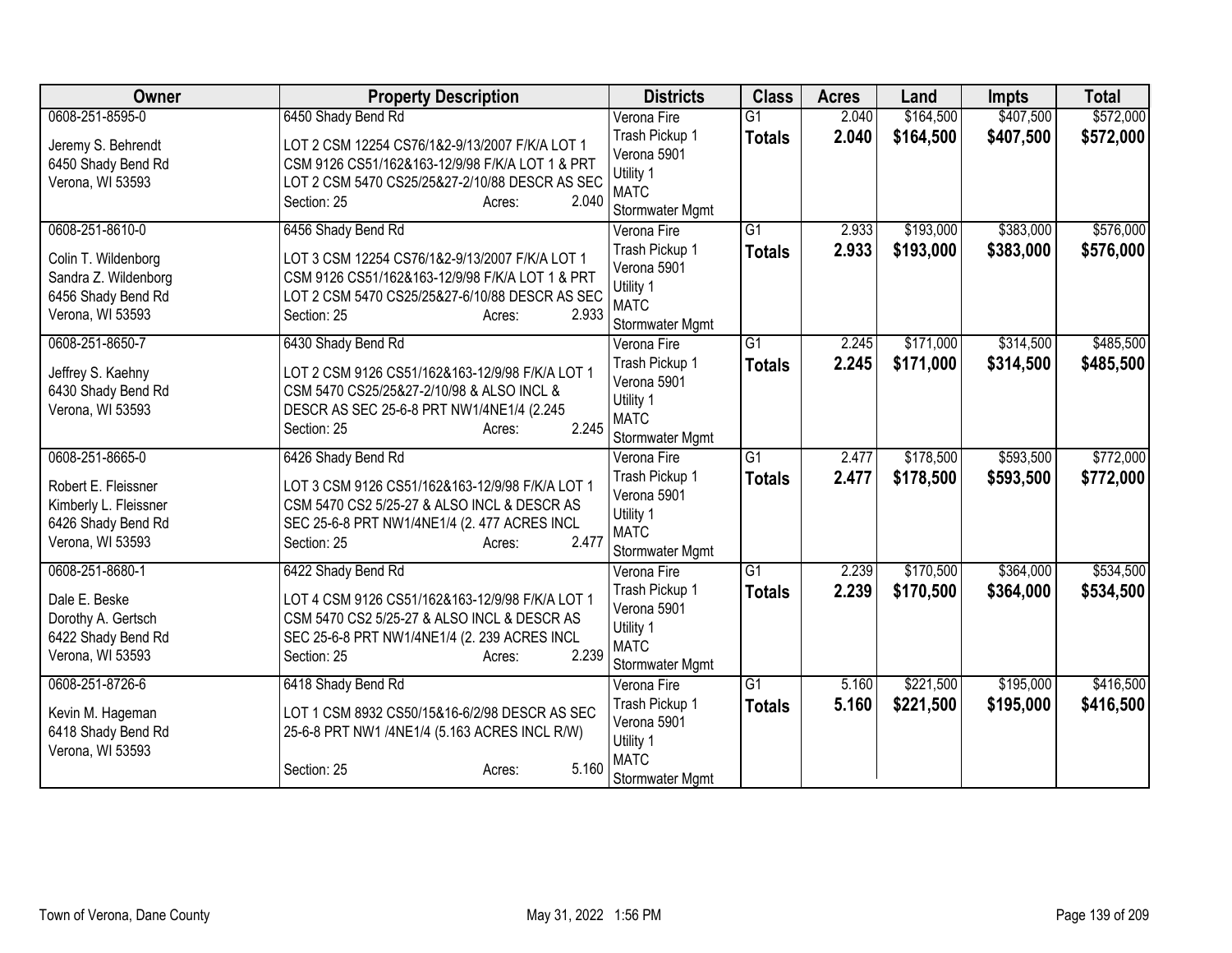| Owner | Property Description | Districts | Class | Acres | Land | Impts | Total |
|---|---|---|---|---|---|---|---|
| 0608-251-8595-0<br><br>Jeremy S. Behrendt<br>6450 Shady Bend Rd<br>Verona, WI 53593 | 6450 Shady Bend Rd<br><br>LOT 2 CSM 12254 CS76/1&2-9/13/2007 F/K/A LOT 1 CSM 9126 CS51/162&163-12/9/98 F/K/A LOT 1 & PRT LOT 2 CSM 5470 CS25/25&27-2/10/88 DESCR AS SEC<br>Section: 25 Acres: 2.040 | Verona Fire<br>Trash Pickup 1<br>Verona 5901<br>Utility 1<br>MATC<br>Stormwater Mgmt | G1<br>**Totals** | 2.040<br>**2.040** | $164,500<br>**$164,500** | $407,500<br>**$407,500** | $572,000<br>**$572,000** |
| 0608-251-8610-0<br><br>Colin T. Wildenborg<br>Sandra Z. Wildenborg<br>6456 Shady Bend Rd<br>Verona, WI 53593 | 6456 Shady Bend Rd<br><br>LOT 3 CSM 12254 CS76/1&2-9/13/2007 F/K/A LOT 1 CSM 9126 CS51/162&163-12/9/98 F/K/A LOT 1 & PRT LOT 2 CSM 5470 CS25/25&27-6/10/88 DESCR AS SEC<br>Section: 25 Acres: 2.933 | Verona Fire<br>Trash Pickup 1<br>Verona 5901<br>Utility 1<br>MATC<br>Stormwater Mgmt | G1<br>**Totals** | 2.933<br>**2.933** | $193,000<br>**$193,000** | $383,000<br>**$383,000** | $576,000<br>**$576,000** |
| 0608-251-8650-7<br><br>Jeffrey S. Kaehny<br>6430 Shady Bend Rd<br>Verona, WI 53593 | 6430 Shady Bend Rd<br><br>LOT 2 CSM 9126 CS51/162&163-12/9/98 F/K/A LOT 1 CSM 5470 CS25/25&27-2/10/98 & ALSO INCL & DESCR AS SEC 25-6-8 PRT NW1/4NE1/4 (2.245<br>Section: 25 Acres: 2.245 | Verona Fire<br>Trash Pickup 1<br>Verona 5901<br>Utility 1<br>MATC<br>Stormwater Mgmt | G1<br>**Totals** | 2.245<br>**2.245** | $171,000<br>**$171,000** | $314,500<br>**$314,500** | $485,500<br>**$485,500** |
| 0608-251-8665-0<br><br>Robert E. Fleissner<br>Kimberly L. Fleissner<br>6426 Shady Bend Rd<br>Verona, WI 53593 | 6426 Shady Bend Rd<br><br>LOT 3 CSM 9126 CS51/162&163-12/9/98 F/K/A LOT 1 CSM 5470 CS2 5/25-27 & ALSO INCL & DESCR AS SEC 25-6-8 PRT NW1/4NE1/4 (2. 477 ACRES INCL<br>Section: 25 Acres: 2.477 | Verona Fire<br>Trash Pickup 1<br>Verona 5901<br>Utility 1<br>MATC<br>Stormwater Mgmt | G1<br>**Totals** | 2.477<br>**2.477** | $178,500<br>**$178,500** | $593,500<br>**$593,500** | $772,000<br>**$772,000** |
| 0608-251-8680-1<br><br>Dale E. Beske<br>Dorothy A. Gertsch<br>6422 Shady Bend Rd<br>Verona, WI 53593 | 6422 Shady Bend Rd<br><br>LOT 4 CSM 9126 CS51/162&163-12/9/98 F/K/A LOT 1 CSM 5470 CS2 5/25-27 & ALSO INCL & DESCR AS SEC 25-6-8 PRT NW1/4NE1/4 (2. 239 ACRES INCL<br>Section: 25 Acres: 2.239 | Verona Fire<br>Trash Pickup 1<br>Verona 5901<br>Utility 1<br>MATC<br>Stormwater Mgmt | G1<br>**Totals** | 2.239<br>**2.239** | $170,500<br>**$170,500** | $364,000<br>**$364,000** | $534,500<br>**$534,500** |
| 0608-251-8726-6<br><br>Kevin M. Hageman<br>6418 Shady Bend Rd<br>Verona, WI 53593 | 6418 Shady Bend Rd<br><br>LOT 1 CSM 8932 CS50/15&16-6/2/98 DESCR AS SEC 25-6-8 PRT NW1 /4NE1/4 (5.163 ACRES INCL R/W)<br>Section: 25 Acres: 5.160 | Verona Fire<br>Trash Pickup 1<br>Verona 5901<br>Utility 1<br>MATC<br>Stormwater Mgmt | G1<br>**Totals** | 5.160<br>**5.160** | $221,500<br>**$221,500** | $195,000<br>**$195,000** | $416,500<br>**$416,500** |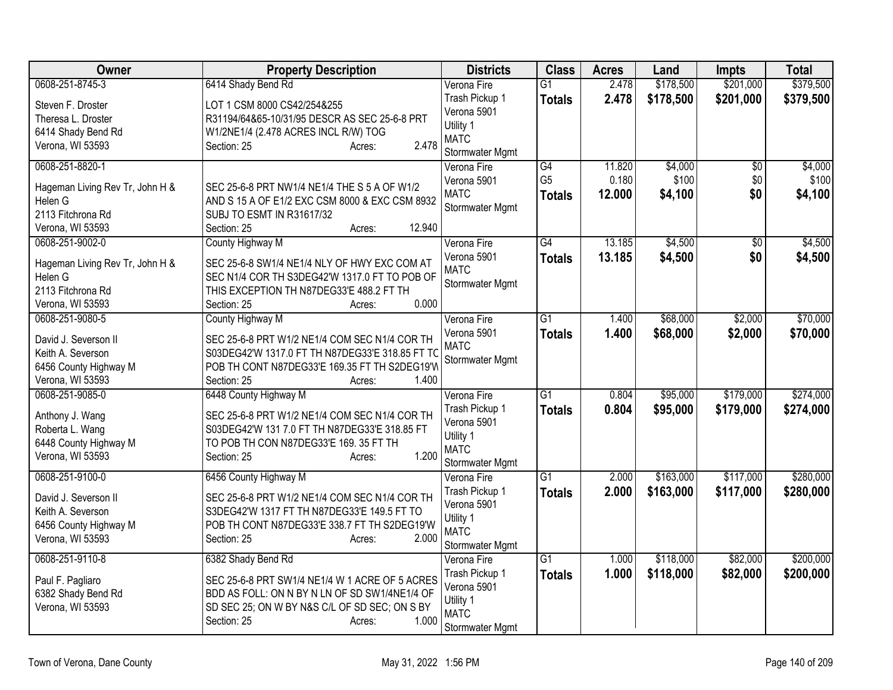| Owner | Property Description | Districts | Class | Acres | Land | Impts | Total |
|---|---|---|---|---|---|---|---|
| 0608-251-8745-3<br>Steven F. Droster<br>Theresa L. Droster<br>6414 Shady Bend Rd<br>Verona, WI 53593 | 6414 Shady Bend Rd<br>LOT 1 CSM 8000 CS42/254&255<br>R31194/64&65-10/31/95 DESCR AS SEC 25-6-8 PRT<br>W1/2NE1/4 (2.478 ACRES INCL R/W) TOG<br>Section: 25 Acres: 2.478 | Verona Fire<br>Trash Pickup 1<br>Verona 5901<br>Utility 1<br>MATC<br>Stormwater Mgmt | G1<br>**Totals** | 2.478<br>**2.478** | \$178,500<br>**\$178,500** | \$201,000<br>**\$201,000** | \$379,500<br>**\$379,500** |
| 0608-251-8820-1<br>Hageman Living Rev Tr, John H &<br>Helen G<br>2113 Fitchrona Rd<br>Verona, WI 53593 | SEC 25-6-8 PRT NW1/4 NE1/4 THE S 5 A OF W1/2<br>AND S 15 A OF E1/2 EXC CSM 8000 & EXC CSM 8932<br>SUBJ TO ESMT IN R31617/32<br>Section: 25 Acres: 12.940 | Verona Fire<br>Verona 5901<br>MATC<br>Stormwater Mgmt | G4<br>G5<br>**Totals** | 11.820<br>0.180<br>**12.000** | \$4,000<br>\$100<br>**\$4,100** | \$0<br>\$0<br>**\$0** | \$4,000<br>\$100<br>**\$4,100** |
| 0608-251-9002-0<br>Hageman Living Rev Tr, John H &<br>Helen G<br>2113 Fitchrona Rd<br>Verona, WI 53593 | County Highway M<br>SEC 25-6-8 SW1/4 NE1/4 NLY OF HWY EXC COM AT<br>SEC N1/4 COR TH S3DEG42'W 1317.0 FT TO POB OF<br>THIS EXCEPTION TH N87DEG33'E 488.2 FT TH<br>Section: 25 Acres: 0.000 | Verona Fire<br>Verona 5901<br>MATC<br>Stormwater Mgmt | G4<br>**Totals** | 13.185<br>**13.185** | \$4,500<br>**\$4,500** | \$0<br>**\$0** | \$4,500<br>**\$4,500** |
| 0608-251-9080-5<br>David J. Severson II<br>Keith A. Severson<br>6456 County Highway M<br>Verona, WI 53593 | County Highway M<br>SEC 25-6-8 PRT W1/2 NE1/4 COM SEC N1/4 COR TH<br>S03DEG42'W 1317.0 FT TH N87DEG33'E 318.85 FT TO<br>POB TH CONT N87DEG33'E 169.35 FT TH S2DEG19'W<br>Section: 25 Acres: 1.400 | Verona Fire<br>Verona 5901<br>MATC<br>Stormwater Mgmt | G1<br>**Totals** | 1.400<br>**1.400** | \$68,000<br>**\$68,000** | \$2,000<br>**\$2,000** | \$70,000<br>**\$70,000** |
| 0608-251-9085-0<br>Anthony J. Wang<br>Roberta L. Wang<br>6448 County Highway M<br>Verona, WI 53593 | 6448 County Highway M<br>SEC 25-6-8 PRT W1/2 NE1/4 COM SEC N1/4 COR TH<br>S03DEG42'W 131 7.0 FT TH N87DEG33'E 318.85 FT<br>TO POB TH CON N87DEG33'E 169. 35 FT TH<br>Section: 25 Acres: 1.200 | Verona Fire<br>Trash Pickup 1<br>Verona 5901<br>Utility 1<br>MATC<br>Stormwater Mgmt | G1<br>**Totals** | 0.804<br>**0.804** | \$95,000<br>**\$95,000** | \$179,000<br>**\$179,000** | \$274,000<br>**\$274,000** |
| 0608-251-9100-0<br>David J. Severson II<br>Keith A. Severson<br>6456 County Highway M<br>Verona, WI 53593 | 6456 County Highway M<br>SEC 25-6-8 PRT W1/2 NE1/4 COM SEC N1/4 COR TH<br>S3DEG42'W 1317 FT TH N87DEG33'E 149.5 FT TO<br>POB TH CONT N87DEG33'E 338.7 FT TH S2DEG19'W<br>Section: 25 Acres: 2.000 | Verona Fire<br>Trash Pickup 1<br>Verona 5901<br>Utility 1<br>MATC<br>Stormwater Mgmt | G1<br>**Totals** | 2.000<br>**2.000** | \$163,000<br>**\$163,000** | \$117,000<br>**\$117,000** | \$280,000<br>**\$280,000** |
| 0608-251-9110-8<br>Paul F. Pagliaro<br>6382 Shady Bend Rd<br>Verona, WI 53593 | 6382 Shady Bend Rd<br>SEC 25-6-8 PRT SW1/4 NE1/4 W 1 ACRE OF 5 ACRES<br>BDD AS FOLL: ON N BY N LN OF SD SW1/4NE1/4 OF<br>SD SEC 25; ON W BY N&S C/L OF SD SEC; ON S BY<br>Section: 25 Acres: 1.000 | Verona Fire<br>Trash Pickup 1<br>Verona 5901<br>Utility 1<br>MATC<br>Stormwater Mgmt | G1<br>**Totals** | 1.000<br>**1.000** | \$118,000<br>**\$118,000** | \$82,000<br>**\$82,000** | \$200,000<br>**\$200,000** |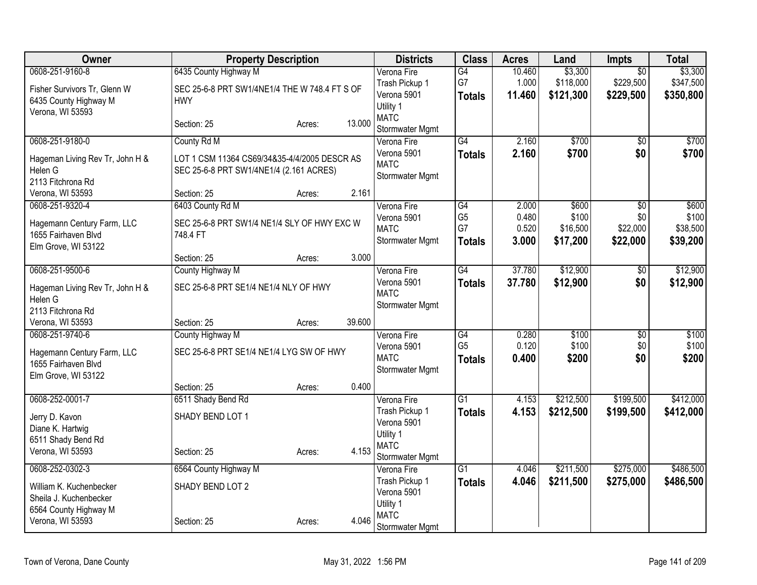| Owner | Property Description | Districts | Class | Acres | Land | Impts | Total |
|---|---|---|---|---|---|---|---|
| 0608-251-9160-8<br>Fisher Survivors Tr, Glenn W<br>6435 County Highway M<br>Verona, WI 53593 | 6435 County Highway M<br>SEC 25-6-8 PRT SW1/4NE1/4 THE W 748.4 FT S OF HWY<br>Section: 25 Acres: 13.000 | Verona Fire<br>Trash Pickup 1<br>Verona 5901<br>Utility 1<br>MATC<br>Stormwater Mgmt | G4<br>G7<br>**Totals** | 10.460<br>1.000<br>**11.460** | $3,300<br>$118,000<br>**$121,300** | $0<br>$229,500<br>**$229,500** | $3,300<br>$347,500<br>**$350,800** |
| 0608-251-9180-0<br>Hageman Living Rev Tr, John H & Helen G<br>2113 Fitchrona Rd<br>Verona, WI 53593 | County Rd M<br>LOT 1 CSM 11364 CS69/34&35-4/4/2005 DESCR AS SEC 25-6-8 PRT SW1/4NE1/4 (2.161 ACRES)<br>Section: 25 Acres: 2.161 | Verona Fire<br>Verona 5901<br>MATC<br>Stormwater Mgmt | G4<br>**Totals** | 2.160<br>**2.160** | $700<br>**$700** | $0<br>**$0** | $700<br>**$700** |
| 0608-251-9320-4<br>Hagemann Century Farm, LLC<br>1655 Fairhaven Blvd<br>Elm Grove, WI 53122 | 6403 County Rd M<br>SEC 25-6-8 PRT SW1/4 NE1/4 SLY OF HWY EXC W 748.4 FT<br>Section: 25 Acres: 3.000 | Verona Fire<br>Verona 5901<br>MATC<br>Stormwater Mgmt | G4<br>G5<br>G7<br>**Totals** | 2.000<br>0.480<br>0.520<br>**3.000** | $600<br>$100<br>$16,500<br>**$17,200** | $0<br>$0<br>$22,000<br>**$22,000** | $600<br>$100<br>$38,500<br>**$39,200** |
| 0608-251-9500-6<br>Hageman Living Rev Tr, John H & Helen G<br>2113 Fitchrona Rd<br>Verona, WI 53593 | County Highway M<br>SEC 25-6-8 PRT SE1/4 NE1/4 NLY OF HWY<br>Section: 25 Acres: 39.600 | Verona Fire<br>Verona 5901<br>MATC<br>Stormwater Mgmt | G4<br>**Totals** | 37.780<br>**37.780** | $12,900<br>**$12,900** | $0<br>**$0** | $12,900<br>**$12,900** |
| 0608-251-9740-6<br>Hagemann Century Farm, LLC<br>1655 Fairhaven Blvd<br>Elm Grove, WI 53122 | County Highway M<br>SEC 25-6-8 PRT SE1/4 NE1/4 LYG SW OF HWY<br>Section: 25 Acres: 0.400 | Verona Fire<br>Verona 5901<br>MATC<br>Stormwater Mgmt | G4<br>G5<br>**Totals** | 0.280<br>0.120<br>**0.400** | $100<br>$100<br>**$200** | $0<br>$0<br>**$0** | $100<br>$100<br>**$200** |
| 0608-252-0001-7<br>Jerry D. Kavon<br>Diane K. Hartwig<br>6511 Shady Bend Rd<br>Verona, WI 53593 | 6511 Shady Bend Rd<br>SHADY BEND LOT 1<br>Section: 25 Acres: 4.153 | Verona Fire<br>Trash Pickup 1<br>Verona 5901<br>Utility 1<br>MATC<br>Stormwater Mgmt | G1<br>**Totals** | 4.153<br>**4.153** | $212,500<br>**$212,500** | $199,500<br>**$199,500** | $412,000<br>**$412,000** |
| 0608-252-0302-3<br>William K. Kuchenbecker<br>Sheila J. Kuchenbecker<br>6564 County Highway M<br>Verona, WI 53593 | 6564 County Highway M<br>SHADY BEND LOT 2<br>Section: 25 Acres: 4.046 | Verona Fire<br>Trash Pickup 1<br>Verona 5901<br>Utility 1<br>MATC<br>Stormwater Mgmt | G1<br>**Totals** | 4.046<br>**4.046** | $211,500<br>**$211,500** | $275,000<br>**$275,000** | $486,500<br>**$486,500** |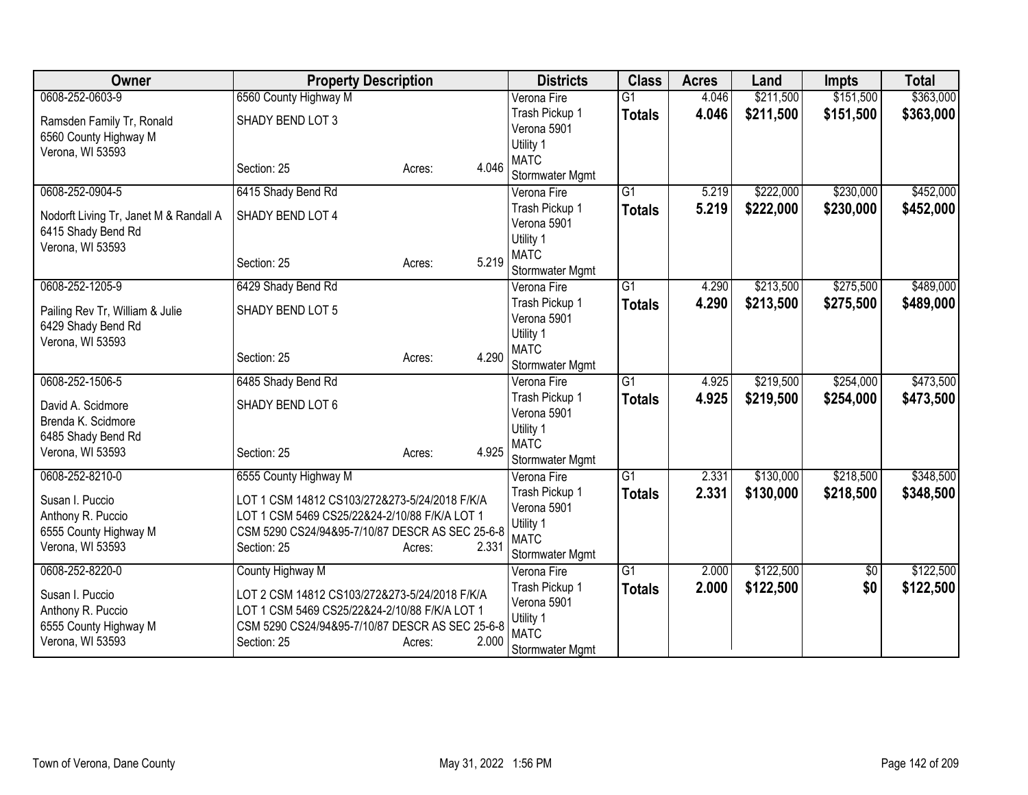| Owner | Property Description | | | Districts | Class | Acres | Land | Impts | Total |
|---|---|---|---|---|---|---|---|---|---|
| 0608-252-0603-9 | 6560 County Highway M | | | Verona Fire | G1 | 4.046 | $211,500 | $151,500 | $363,000 |
| Ramsden Family Tr, Ronald<br>6560 County Highway M<br>Verona, WI 53593 | SHADY BEND LOT 3 | | | Trash Pickup 1<br>Verona 5901<br>Utility 1<br>MATC<br>Stormwater Mgmt | **Totals** | **4.046** | **$211,500** | **$151,500** | **$363,000** |
| | Section: 25 | Acres: | 4.046 | | | | | | |
| 0608-252-0904-5 | 6415 Shady Bend Rd | | | Verona Fire | G1 | 5.219 | $222,000 | $230,000 | $452,000 |
| Nodorft Living Tr, Janet M & Randall A<br>6415 Shady Bend Rd<br>Verona, WI 53593 | SHADY BEND LOT 4 | | | Trash Pickup 1<br>Verona 5901<br>Utility 1<br>MATC<br>Stormwater Mgmt | **Totals** | **5.219** | **$222,000** | **$230,000** | **$452,000** |
| | Section: 25 | Acres: | 5.219 | | | | | | |
| 0608-252-1205-9 | 6429 Shady Bend Rd | | | Verona Fire | G1 | 4.290 | $213,500 | $275,500 | $489,000 |
| Pailing Rev Tr, William & Julie<br>6429 Shady Bend Rd<br>Verona, WI 53593 | SHADY BEND LOT 5 | | | Trash Pickup 1<br>Verona 5901<br>Utility 1<br>MATC<br>Stormwater Mgmt | **Totals** | **4.290** | **$213,500** | **$275,500** | **$489,000** |
| | Section: 25 | Acres: | 4.290 | | | | | | |
| 0608-252-1506-5 | 6485 Shady Bend Rd | | | Verona Fire | G1 | 4.925 | $219,500 | $254,000 | $473,500 |
| David A. Scidmore<br>Brenda K. Scidmore<br>6485 Shady Bend Rd<br>Verona, WI 53593 | SHADY BEND LOT 6 | | | Trash Pickup 1<br>Verona 5901<br>Utility 1<br>MATC<br>Stormwater Mgmt | **Totals** | **4.925** | **$219,500** | **$254,000** | **$473,500** |
| | Section: 25 | Acres: | 4.925 | | | | | | |
| 0608-252-8210-0 | 6555 County Highway M | | | Verona Fire | G1 | 2.331 | $130,000 | $218,500 | $348,500 |
| Susan I. Puccio<br>Anthony R. Puccio<br>6555 County Highway M<br>Verona, WI 53593 | LOT 1 CSM 14812 CS103/272&273-5/24/2018 F/K/A LOT 1 CSM 5469 CS25/22&24-2/10/88 F/K/A LOT 1 CSM 5290 CS24/94&95-7/10/87 DESCR AS SEC 25-6-8 | | | Trash Pickup 1<br>Verona 5901<br>Utility 1<br>MATC<br>Stormwater Mgmt | **Totals** | **2.331** | **$130,000** | **$218,500** | **$348,500** |
| | Section: 25 | Acres: | 2.331 | | | | | | |
| 0608-252-8220-0 | County Highway M | | | Verona Fire | G1 | 2.000 | $122,500 | $0 | $122,500 |
| Susan I. Puccio<br>Anthony R. Puccio<br>6555 County Highway M<br>Verona, WI 53593 | LOT 2 CSM 14812 CS103/272&273-5/24/2018 F/K/A LOT 1 CSM 5469 CS25/22&24-2/10/88 F/K/A LOT 1 CSM 5290 CS24/94&95-7/10/87 DESCR AS SEC 25-6-8 | | | Trash Pickup 1<br>Verona 5901<br>Utility 1<br>MATC<br>Stormwater Mgmt | **Totals** | **2.000** | **$122,500** | **$0** | **$122,500** |
| | Section: 25 | Acres: | 2.000 | | | | | | |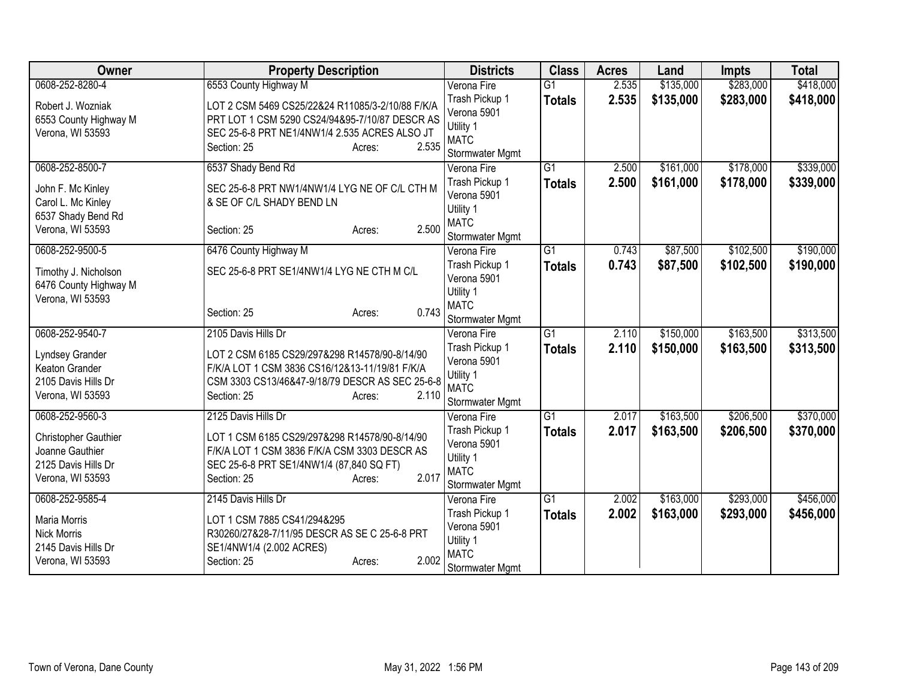| Owner | Property Description | Districts | Class | Acres | Land | Impts | Total |
|---|---|---|---|---|---|---|---|
| 0608-252-8280-4<br>Robert J. Wozniak<br>6553 County Highway M<br>Verona, WI 53593 | 6553 County Highway M<br>LOT 2 CSM 5469 CS25/22&24 R11085/3-2/10/88 F/K/A PRT LOT 1 CSM 5290 CS24/94&95-7/10/87 DESCR AS SEC 25-6-8 PRT NE1/4NW1/4 2.535 ACRES ALSO JT<br>Section: 25 Acres: 2.535 | Verona Fire<br>Trash Pickup 1<br>Verona 5901<br>Utility 1<br>MATC<br>Stormwater Mgmt | G1<br>**Totals** | 2.535<br>**2.535** | $135,000<br>**$135,000** | $283,000<br>**$283,000** | $418,000<br>**$418,000** |
| 0608-252-8500-7<br>John F. Mc Kinley<br>Carol L. Mc Kinley<br>6537 Shady Bend Rd<br>Verona, WI 53593 | 6537 Shady Bend Rd<br>SEC 25-6-8 PRT NW1/4NW1/4 LYG NE OF C/L CTH M & SE OF C/L SHADY BEND LN<br>Section: 25 Acres: 2.500 | Verona Fire<br>Trash Pickup 1<br>Verona 5901<br>Utility 1<br>MATC<br>Stormwater Mgmt | G1<br>**Totals** | 2.500<br>**2.500** | $161,000<br>**$161,000** | $178,000<br>**$178,000** | $339,000<br>**$339,000** |
| 0608-252-9500-5<br>Timothy J. Nicholson<br>6476 County Highway M<br>Verona, WI 53593 | 6476 County Highway M<br>SEC 25-6-8 PRT SE1/4NW1/4 LYG NE CTH M C/L<br>Section: 25 Acres: 0.743 | Verona Fire<br>Trash Pickup 1<br>Verona 5901<br>Utility 1<br>MATC<br>Stormwater Mgmt | G1<br>**Totals** | 0.743<br>**0.743** | $87,500<br>**$87,500** | $102,500<br>**$102,500** | $190,000<br>**$190,000** |
| 0608-252-9540-7<br>Lyndsey Grander<br>Keaton Grander<br>2105 Davis Hills Dr<br>Verona, WI 53593 | 2105 Davis Hills Dr<br>LOT 2 CSM 6185 CS29/297&298 R14578/90-8/14/90 F/K/A LOT 1 CSM 3836 CS16/12&13-11/19/81 F/K/A CSM 3303 CS13/46&47-9/18/79 DESCR AS SEC 25-6-8<br>Section: 25 Acres: 2.110 | Verona Fire<br>Trash Pickup 1<br>Verona 5901<br>Utility 1<br>MATC<br>Stormwater Mgmt | G1<br>**Totals** | 2.110<br>**2.110** | $150,000<br>**$150,000** | $163,500<br>**$163,500** | $313,500<br>**$313,500** |
| 0608-252-9560-3<br>Christopher Gauthier<br>Joanne Gauthier<br>2125 Davis Hills Dr<br>Verona, WI 53593 | 2125 Davis Hills Dr<br>LOT 1 CSM 6185 CS29/297&298 R14578/90-8/14/90 F/K/A LOT 1 CSM 3836 F/K/A CSM 3303 DESCR AS SEC 25-6-8 PRT SE1/4NW1/4 (87,840 SQ FT)<br>Section: 25 Acres: 2.017 | Verona Fire<br>Trash Pickup 1<br>Verona 5901<br>Utility 1<br>MATC<br>Stormwater Mgmt | G1<br>**Totals** | 2.017<br>**2.017** | $163,500<br>**$163,500** | $206,500<br>**$206,500** | $370,000<br>**$370,000** |
| 0608-252-9585-4<br>Maria Morris<br>Nick Morris<br>2145 Davis Hills Dr<br>Verona, WI 53593 | 2145 Davis Hills Dr<br>LOT 1 CSM 7885 CS41/294&295 R30260/27&28-7/11/95 DESCR AS SE C 25-6-8 PRT SE1/4NW1/4 (2.002 ACRES)<br>Section: 25 Acres: 2.002 | Verona Fire<br>Trash Pickup 1<br>Verona 5901<br>Utility 1<br>MATC<br>Stormwater Mgmt | G1<br>**Totals** | 2.002<br>**2.002** | $163,000<br>**$163,000** | $293,000<br>**$293,000** | $456,000<br>**$456,000** |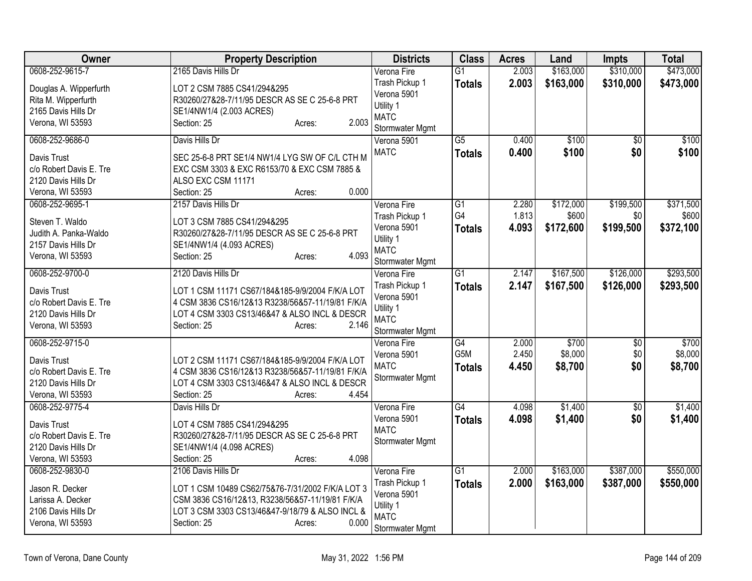| Owner | Property Description | Districts | Class | Acres | Land | Impts | Total |
|---|---|---|---|---|---|---|---|
| 0608-252-9615-7<br><br>Douglas A. Wipperfurth<br>Rita M. Wipperfurth<br>2165 Davis Hills Dr<br>Verona, WI 53593 | 2165 Davis Hills Dr<br><br>LOT 2 CSM 7885 CS41/294&295 R30260/27&28-7/11/95 DESCR AS SE C 25-6-8 PRT SE1/4NW1/4 (2.003 ACRES)<br>Section: 25 Acres: 2.003 | Verona Fire<br>Trash Pickup 1<br>Verona 5901<br>Utility 1<br>MATC<br>Stormwater Mgmt | G1<br>**Totals** | 2.003<br>**2.003** | $163,000<br>**$163,000** | $310,000<br>**$310,000** | $473,000<br>**$473,000** |
| 0608-252-9686-0<br><br>Davis Trust<br>c/o Robert Davis E. Tre<br>2120 Davis Hills Dr<br>Verona, WI 53593 | Davis Hills Dr<br><br>SEC 25-6-8 PRT SE1/4 NW1/4 LYG SW OF C/L CTH M EXC CSM 3303 & EXC R6153/70 & EXC CSM 7885 & ALSO EXC CSM 11171<br>Section: 25 Acres: 0.000 | Verona 5901<br>MATC | G5<br>**Totals** | 0.400<br>**0.400** | $100<br>**$100** | $0<br>**$0** | $100<br>**$100** |
| 0608-252-9695-1<br><br>Steven T. Waldo<br>Judith A. Panka-Waldo<br>2157 Davis Hills Dr<br>Verona, WI 53593 | 2157 Davis Hills Dr<br><br>LOT 3 CSM 7885 CS41/294&295 R30260/27&28-7/11/95 DESCR AS SE C 25-6-8 PRT SE1/4NW1/4 (4.093 ACRES)<br>Section: 25 Acres: 4.093 | Verona Fire<br>Trash Pickup 1<br>Verona 5901<br>Utility 1<br>MATC<br>Stormwater Mgmt | G1<br>G4<br>**Totals** | 2.280<br>1.813<br>**4.093** | $172,000<br>$600<br>**$172,600** | $199,500<br>$0<br>**$199,500** | $371,500<br>$600<br>**$372,100** |
| 0608-252-9700-0<br><br>Davis Trust<br>c/o Robert Davis E. Tre<br>2120 Davis Hills Dr<br>Verona, WI 53593 | 2120 Davis Hills Dr<br><br>LOT 1 CSM 11171 CS67/184&185-9/9/2004 F/K/A LOT 4 CSM 3836 CS16/12&13 R3238/56&57-11/19/81 F/K/A LOT 4 CSM 3303 CS13/46&47 & ALSO INCL & DESCR<br>Section: 25 Acres: 2.146 | Verona Fire<br>Trash Pickup 1<br>Verona 5901<br>Utility 1<br>MATC<br>Stormwater Mgmt | G1<br>**Totals** | 2.147<br>**2.147** | $167,500<br>**$167,500** | $126,000<br>**$126,000** | $293,500<br>**$293,500** |
| 0608-252-9715-0<br><br>Davis Trust<br>c/o Robert Davis E. Tre<br>2120 Davis Hills Dr<br>Verona, WI 53593 | <br><br>LOT 2 CSM 11171 CS67/184&185-9/9/2004 F/K/A LOT 4 CSM 3836 CS16/12&13 R3238/56&57-11/19/81 F/K/A LOT 4 CSM 3303 CS13/46&47 & ALSO INCL & DESCR<br>Section: 25 Acres: 4.454 | Verona Fire<br>Verona 5901<br>MATC<br>Stormwater Mgmt | G4<br>G5M<br>**Totals** | 2.000<br>2.450<br>**4.450** | $700<br>$8,000<br>**$8,700** | $0<br>$0<br>**$0** | $700<br>$8,000<br>**$8,700** |
| 0608-252-9775-4<br><br>Davis Trust<br>c/o Robert Davis E. Tre<br>2120 Davis Hills Dr<br>Verona, WI 53593 | Davis Hills Dr<br><br>LOT 4 CSM 7885 CS41/294&295 R30260/27&28-7/11/95 DESCR AS SE C 25-6-8 PRT SE1/4NW1/4 (4.098 ACRES)<br>Section: 25 Acres: 4.098 | Verona Fire<br>Verona 5901<br>MATC<br>Stormwater Mgmt | G4<br>**Totals** | 4.098<br>**4.098** | $1,400<br>**$1,400** | $0<br>**$0** | $1,400<br>**$1,400** |
| 0608-252-9830-0<br><br>Jason R. Decker<br>Larissa A. Decker<br>2106 Davis Hills Dr<br>Verona, WI 53593 | 2106 Davis Hills Dr<br><br>LOT 1 CSM 10489 CS62/75&76-7/31/2002 F/K/A LOT 3 CSM 3836 CS16/12&13, R3238/56&57-11/19/81 F/K/A LOT 3 CSM 3303 CS13/46&47-9/18/79 & ALSO INCL &<br>Section: 25 Acres: 0.000 | Verona Fire<br>Trash Pickup 1<br>Verona 5901<br>Utility 1<br>MATC<br>Stormwater Mgmt | G1<br>**Totals** | 2.000<br>**2.000** | $163,000<br>**$163,000** | $387,000<br>**$387,000** | $550,000<br>**$550,000** |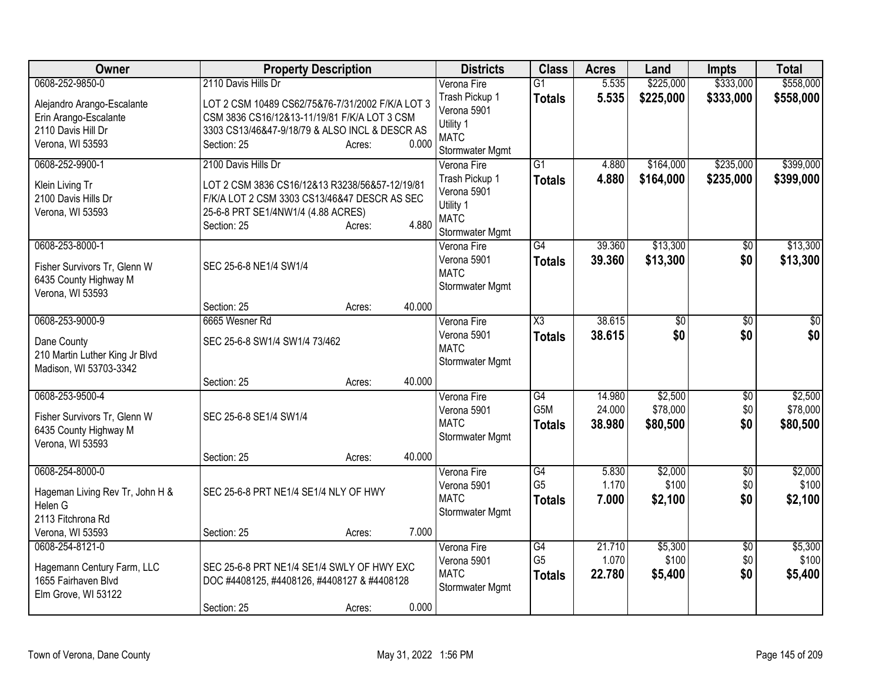| Owner | Property Description | Districts | Class | Acres | Land | Impts | Total |
|---|---|---|---|---|---|---|---|
| 0608-252-9850-0<br>Alejandro Arango-Escalante<br>Erin Arango-Escalante<br>2110 Davis Hill Dr<br>Verona, WI 53593 | 2110 Davis Hills Dr<br>LOT 2 CSM 10489 CS62/75&76-7/31/2002 F/K/A LOT 3 CSM 3836 CS16/12&13-11/19/81 F/K/A LOT 3 CSM 3303 CS13/46&47-9/18/79 & ALSO INCL & DESCR AS<br>Section: 25 Acres: 0.000 | Verona Fire<br>Trash Pickup 1<br>Verona 5901<br>Utility 1<br>MATC<br>Stormwater Mgmt | G1<br>**Totals** | 5.535<br>**5.535** | \$225,000<br>**\$225,000** | \$333,000<br>**\$333,000** | \$558,000<br>**\$558,000** |
| 0608-252-9900-1<br>Klein Living Tr<br>2100 Davis Hills Dr<br>Verona, WI 53593 | 2100 Davis Hills Dr<br>LOT 2 CSM 3836 CS16/12&13 R3238/56&57-12/19/81 F/K/A LOT 2 CSM 3303 CS13/46&47 DESCR AS SEC 25-6-8 PRT SE1/4NW1/4 (4.88 ACRES)<br>Section: 25 Acres: 4.880 | Verona Fire<br>Trash Pickup 1<br>Verona 5901<br>Utility 1<br>MATC<br>Stormwater Mgmt | G1<br>**Totals** | 4.880<br>**4.880** | \$164,000<br>**\$164,000** | \$235,000<br>**\$235,000** | \$399,000<br>**\$399,000** |
| 0608-253-8000-1<br>Fisher Survivors Tr, Glenn W<br>6435 County Highway M<br>Verona, WI 53593 | SEC 25-6-8 NE1/4 SW1/4<br>Section: 25 Acres: 40.000 | Verona Fire<br>Verona 5901<br>MATC<br>Stormwater Mgmt | G4<br>**Totals** | 39.360<br>**39.360** | \$13,300<br>**\$13,300** | \$0<br>**\$0** | \$13,300<br>**\$13,300** |
| 0608-253-9000-9<br>Dane County<br>210 Martin Luther King Jr Blvd<br>Madison, WI 53703-3342 | 6665 Wesner Rd<br>SEC 25-6-8 SW1/4 SW1/4 73/462<br>Section: 25 Acres: 40.000 | Verona Fire<br>Verona 5901<br>MATC<br>Stormwater Mgmt | X3<br>**Totals** | 38.615<br>**38.615** | \$0<br>**\$0** | \$0<br>**\$0** | \$0<br>**\$0** |
| 0608-253-9500-4<br>Fisher Survivors Tr, Glenn W<br>6435 County Highway M<br>Verona, WI 53593 | SEC 25-6-8 SE1/4 SW1/4<br>Section: 25 Acres: 40.000 | Verona Fire<br>Verona 5901<br>MATC<br>Stormwater Mgmt | G4<br>G5M<br>**Totals** | 14.980<br>24.000<br>**38.980** | \$2,500<br>\$78,000<br>**\$80,500** | \$0<br>\$0<br>**\$0** | \$2,500<br>\$78,000<br>**\$80,500** |
| 0608-254-8000-0<br>Hageman Living Rev Tr, John H & Helen G<br>2113 Fitchrona Rd<br>Verona, WI 53593 | SEC 25-6-8 PRT NE1/4 SE1/4 NLY OF HWY<br>Section: 25 Acres: 7.000 | Verona Fire<br>Verona 5901<br>MATC<br>Stormwater Mgmt | G4<br>G5<br>**Totals** | 5.830<br>1.170<br>**7.000** | \$2,000<br>\$100<br>**\$2,100** | \$0<br>\$0<br>**\$0** | \$2,000<br>\$100<br>**\$2,100** |
| 0608-254-8121-0<br>Hagemann Century Farm, LLC<br>1655 Fairhaven Blvd<br>Elm Grove, WI 53122 | SEC 25-6-8 PRT NE1/4 SE1/4 SWLY OF HWY EXC DOC #4408125, #4408126, #4408127 & #4408128<br>Section: 25 Acres: 0.000 | Verona Fire<br>Verona 5901<br>MATC<br>Stormwater Mgmt | G4<br>G5<br>**Totals** | 21.710<br>1.070<br>**22.780** | \$5,300<br>\$100<br>**\$5,400** | \$0<br>\$0<br>**\$0** | \$5,300<br>\$100<br>**\$5,400** |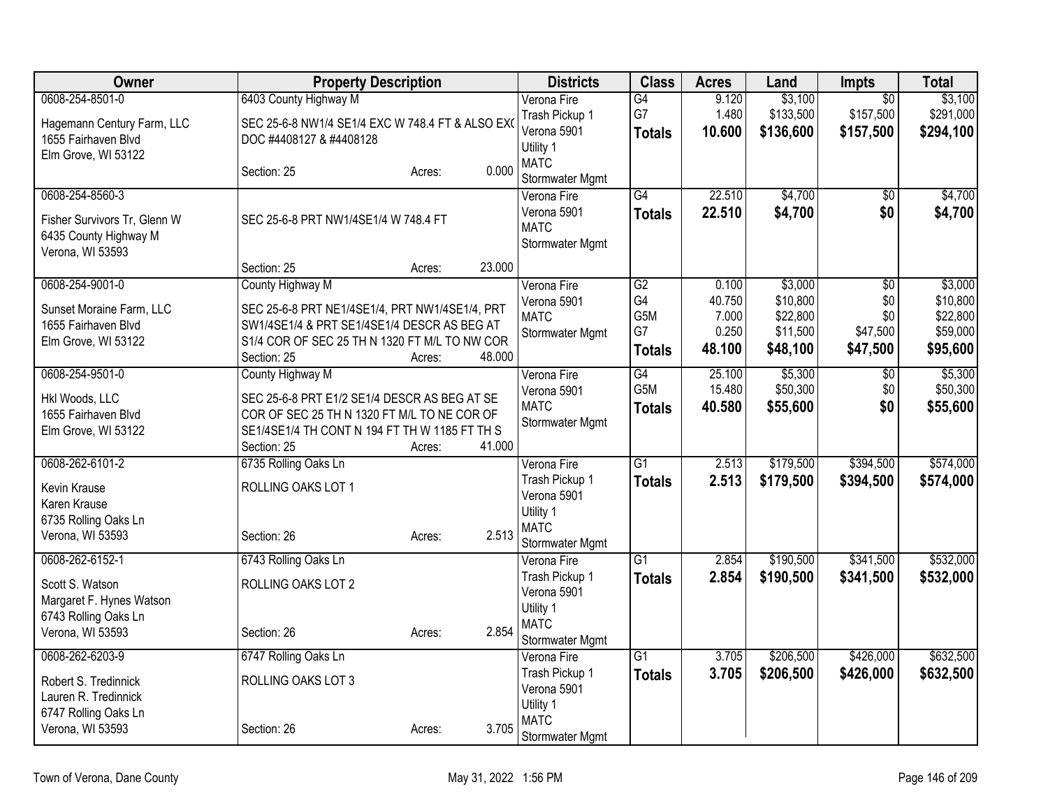| Owner | Property Description | Districts | Class | Acres | Land | Impts | Total |
|---|---|---|---|---|---|---|---|
| 0608-254-8501-0<br>Hagemann Century Farm, LLC<br>1655 Fairhaven Blvd<br>Elm Grove, WI 53122 | 6403 County Highway M<br>SEC 25-6-8 NW1/4 SE1/4 EXC W 748.4 FT & ALSO EXC DOC #4408127 & #4408128<br>Section: 25 Acres: 0.000 | Verona Fire<br>Trash Pickup 1<br>Verona 5901<br>Utility 1<br>MATC<br>Stormwater Mgmt | G4<br>G7<br>**Totals** | 9.120<br>1.480<br>**10.600** | $3,100<br>$133,500<br>**$136,600** | $0<br>$157,500<br>**$157,500** | $3,100<br>$291,000<br>**$294,100** |
| 0608-254-8560-3<br>Fisher Survivors Tr, Glenn W<br>6435 County Highway M<br>Verona, WI 53593 | SEC 25-6-8 PRT NW1/4SE1/4 W 748.4 FT<br>Section: 25 Acres: 23.000 | Verona Fire<br>Verona 5901<br>MATC<br>Stormwater Mgmt | G4<br>**Totals** | 22.510<br>**22.510** | $4,700<br>**$4,700** | $0<br>**$0** | $4,700<br>**$4,700** |
| 0608-254-9001-0<br>Sunset Moraine Farm, LLC<br>1655 Fairhaven Blvd<br>Elm Grove, WI 53122 | County Highway M<br>SEC 25-6-8 PRT NE1/4SE1/4, PRT NW1/4SE1/4, PRT SW1/4SE1/4 & PRT SE1/4SE1/4 DESCR AS BEG AT S1/4 COR OF SEC 25 TH N 1320 FT M/L TO NW COR<br>Section: 25 Acres: 48.000 | Verona Fire<br>Verona 5901<br>MATC<br>Stormwater Mgmt | G2<br>G4<br>G5M<br>G7<br>**Totals** | 0.100<br>40.750<br>7.000<br>0.250<br>**48.100** | $3,000<br>$10,800<br>$22,800<br>$11,500<br>**$48,100** | $0<br>$0<br>$0<br>$47,500<br>**$47,500** | $3,000<br>$10,800<br>$22,800<br>$59,000<br>**$95,600** |
| 0608-254-9501-0<br>Hkl Woods, LLC<br>1655 Fairhaven Blvd<br>Elm Grove, WI 53122 | County Highway M<br>SEC 25-6-8 PRT E1/2 SE1/4 DESCR AS BEG AT SE COR OF SEC 25 TH N 1320 FT M/L TO NE COR OF SE1/4SE1/4 TH CONT N 194 FT TH W 1185 FT TH S<br>Section: 25 Acres: 41.000 | Verona Fire<br>Verona 5901<br>MATC<br>Stormwater Mgmt | G4<br>G5M<br>**Totals** | 25.100<br>15.480<br>**40.580** | $5,300<br>$50,300<br>**$55,600** | $0<br>$0<br>**$0** | $5,300<br>$50,300<br>**$55,600** |
| 0608-262-6101-2<br>Kevin Krause<br>Karen Krause<br>6735 Rolling Oaks Ln<br>Verona, WI 53593 | 6735 Rolling Oaks Ln<br>ROLLING OAKS LOT 1<br>Section: 26 Acres: 2.513 | Verona Fire<br>Trash Pickup 1<br>Verona 5901<br>Utility 1<br>MATC<br>Stormwater Mgmt | G1<br>**Totals** | 2.513<br>**2.513** | $179,500<br>**$179,500** | $394,500<br>**$394,500** | $574,000<br>**$574,000** |
| 0608-262-6152-1<br>Scott S. Watson<br>Margaret F. Hynes Watson<br>6743 Rolling Oaks Ln<br>Verona, WI 53593 | 6743 Rolling Oaks Ln<br>ROLLING OAKS LOT 2<br>Section: 26 Acres: 2.854 | Verona Fire<br>Trash Pickup 1<br>Verona 5901<br>Utility 1<br>MATC<br>Stormwater Mgmt | G1<br>**Totals** | 2.854<br>**2.854** | $190,500<br>**$190,500** | $341,500<br>**$341,500** | $532,000<br>**$532,000** |
| 0608-262-6203-9<br>Robert S. Tredinnick<br>Lauren R. Tredinnick<br>6747 Rolling Oaks Ln<br>Verona, WI 53593 | 6747 Rolling Oaks Ln<br>ROLLING OAKS LOT 3<br>Section: 26 Acres: 3.705 | Verona Fire<br>Trash Pickup 1<br>Verona 5901<br>Utility 1<br>MATC<br>Stormwater Mgmt | G1<br>**Totals** | 3.705<br>**3.705** | $206,500<br>**$206,500** | $426,000<br>**$426,000** | $632,500<br>**$632,500** |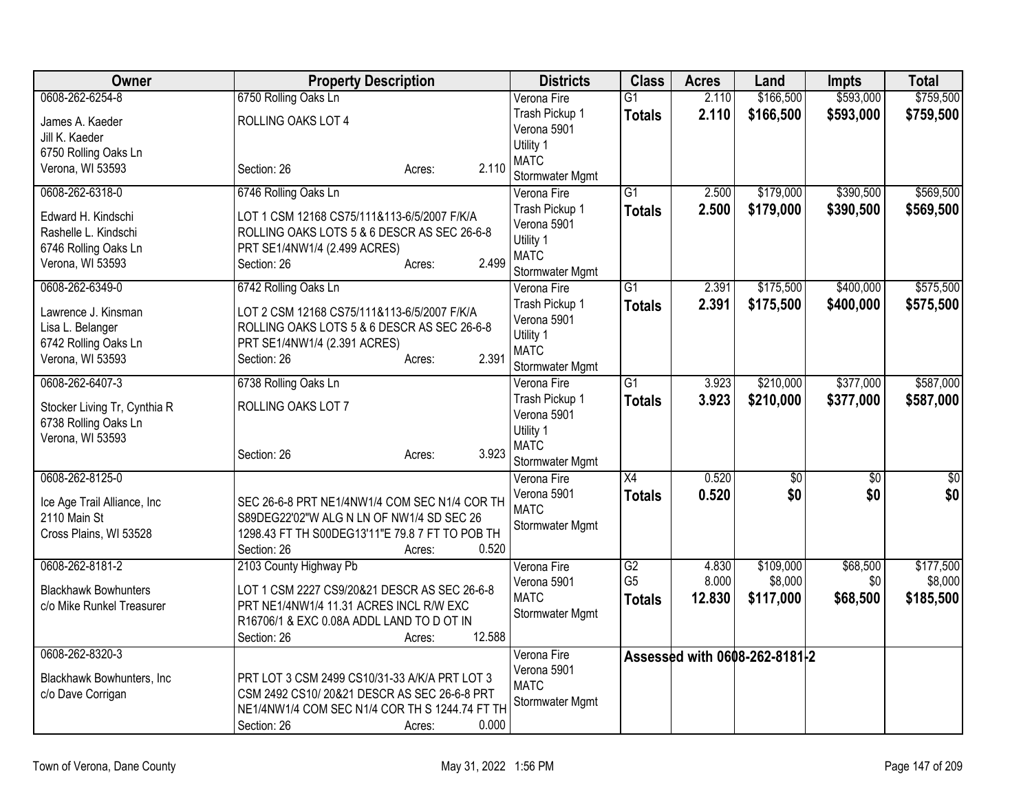| Owner | Property Description | Districts | Class | Acres | Land | Impts | Total |
|---|---|---|---|---|---|---|---|
| 0608-262-6254-8<br>James A. Kaeder<br>Jill K. Kaeder<br>6750 Rolling Oaks Ln<br>Verona, WI 53593 | 6750 Rolling Oaks Ln<br>ROLLING OAKS LOT 4<br>Section: 26 Acres: 2.110 | Verona Fire<br>Trash Pickup 1<br>Verona 5901<br>Utility 1<br>MATC<br>Stormwater Mgmt | G1<br>**Totals** | 2.110<br>**2.110** | $166,500<br>**$166,500** | $593,000<br>**$593,000** | $759,500<br>**$759,500** |
| 0608-262-6318-0<br>Edward H. Kindschi<br>Rashelle L. Kindschi<br>6746 Rolling Oaks Ln<br>Verona, WI 53593 | 6746 Rolling Oaks Ln<br>LOT 1 CSM 12168 CS75/111&113-6/5/2007 F/K/A ROLLING OAKS LOTS 5 & 6 DESCR AS SEC 26-6-8 PRT SE1/4NW1/4 (2.499 ACRES)<br>Section: 26 Acres: 2.499 | Verona Fire<br>Trash Pickup 1<br>Verona 5901<br>Utility 1<br>MATC<br>Stormwater Mgmt | G1<br>**Totals** | 2.500<br>**2.500** | $179,000<br>**$179,000** | $390,500<br>**$390,500** | $569,500<br>**$569,500** |
| 0608-262-6349-0<br>Lawrence J. Kinsman<br>Lisa L. Belanger<br>6742 Rolling Oaks Ln<br>Verona, WI 53593 | 6742 Rolling Oaks Ln<br>LOT 2 CSM 12168 CS75/111&113-6/5/2007 F/K/A ROLLING OAKS LOTS 5 & 6 DESCR AS SEC 26-6-8 PRT SE1/4NW1/4 (2.391 ACRES)<br>Section: 26 Acres: 2.391 | Verona Fire<br>Trash Pickup 1<br>Verona 5901<br>Utility 1<br>MATC<br>Stormwater Mgmt | G1<br>**Totals** | 2.391<br>**2.391** | $175,500<br>**$175,500** | $400,000<br>**$400,000** | $575,500<br>**$575,500** |
| 0608-262-6407-3<br>Stocker Living Tr, Cynthia R<br>6738 Rolling Oaks Ln<br>Verona, WI 53593 | 6738 Rolling Oaks Ln<br>ROLLING OAKS LOT 7<br>Section: 26 Acres: 3.923 | Verona Fire<br>Trash Pickup 1<br>Verona 5901<br>Utility 1<br>MATC<br>Stormwater Mgmt | G1<br>**Totals** | 3.923<br>**3.923** | $210,000<br>**$210,000** | $377,000<br>**$377,000** | $587,000<br>**$587,000** |
| 0608-262-8125-0<br>Ice Age Trail Alliance, Inc<br>2110 Main St<br>Cross Plains, WI 53528 | SEC 26-6-8 PRT NE1/4NW1/4 COM SEC N1/4 COR TH S89DEG22'02"W ALG N LN OF NW1/4 SD SEC 26 1298.43 FT TH S00DEG13'11"E 79.8 7 FT TO POB TH<br>Section: 26 Acres: 0.520 | Verona Fire<br>Verona 5901<br>MATC<br>Stormwater Mgmt | X4<br>**Totals** | 0.520<br>**0.520** | $0<br>**$0** | $0<br>**$0** | $0<br>**$0** |
| 0608-262-8181-2<br>Blackhawk Bowhunters<br>c/o Mike Runkel Treasurer | 2103 County Highway Pb<br>LOT 1 CSM 2227 CS9/20&21 DESCR AS SEC 26-6-8 PRT NE1/4NW1/4 11.31 ACRES INCL R/W EXC R16706/1 & EXC 0.08A ADDL LAND TO D OT IN<br>Section: 26 Acres: 12.588 | Verona Fire<br>Verona 5901<br>MATC<br>Stormwater Mgmt | G2<br>G5<br>**Totals** | 4.830<br>8.000<br>**12.830** | $109,000<br>$8,000<br>**$117,000** | $68,500<br>$0<br>**$68,500** | $177,500<br>$8,000<br>**$185,500** |
| 0608-262-8320-3<br>Blackhawk Bowhunters, Inc<br>c/o Dave Corrigan | PRT LOT 3 CSM 2499 CS10/31-33 A/K/A PRT LOT 3 CSM 2492 CS10/ 20&21 DESCR AS SEC 26-6-8 PRT NE1/4NW1/4 COM SEC N1/4 COR TH S 1244.74 FT TH<br>Section: 26 Acres: 0.000 | Verona Fire<br>Verona 5901<br>MATC<br>Stormwater Mgmt | Assessed with 0608-262-8181-2 | | | | |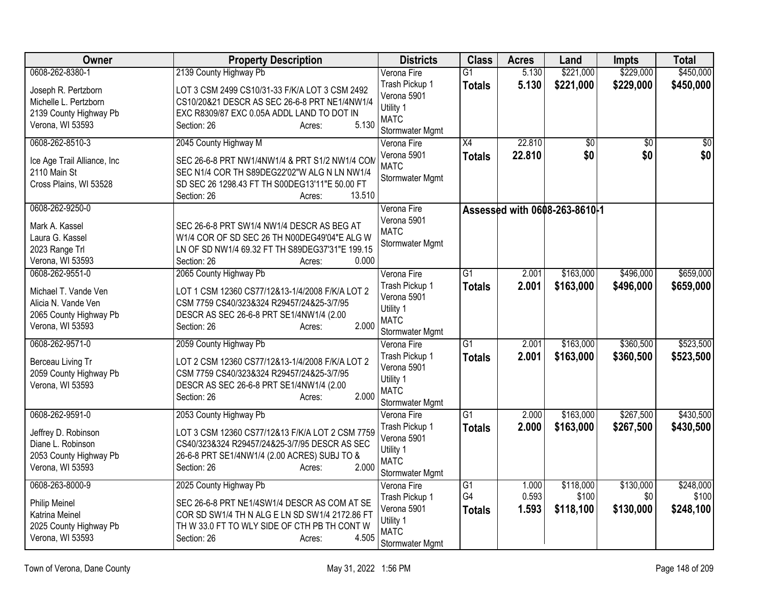| Owner | Property Description | Districts | Class | Acres | Land | Impts | Total |
|---|---|---|---|---|---|---|---|
| 0608-262-8380-1<br><br>Joseph R. Pertzborn<br>Michelle L. Pertzborn<br>2139 County Highway Pb<br>Verona, WI 53593 | 2139 County Highway Pb<br><br>LOT 3 CSM 2499 CS10/31-33 F/K/A LOT 3 CSM 2492 CS10/20&21 DESCR AS SEC 26-6-8 PRT NE1/4NW1/4 EXC R8309/87 EXC 0.05A ADDL LAND TO DOT IN<br>Section: 26 Acres: 5.130 | Verona Fire<br>Trash Pickup 1<br>Verona 5901<br>Utility 1<br>MATC<br>Stormwater Mgmt | G1<br>**Totals** | 5.130<br>**5.130** | $221,000<br>**$221,000** | $229,000<br>**$229,000** | $450,000<br>**$450,000** |
| 0608-262-8510-3<br><br>Ice Age Trail Alliance, Inc<br>2110 Main St<br>Cross Plains, WI 53528 | 2045 County Highway M<br><br>SEC 26-6-8 PRT NW1/4NW1/4 & PRT S1/2 NW1/4 COM SEC N1/4 COR TH S89DEG22'02"W ALG N LN NW1/4 SD SEC 26 1298.43 FT TH S00DEG13'11"E 50.00 FT<br>Section: 26 Acres: 13.510 | Verona Fire<br>Verona 5901<br>MATC<br>Stormwater Mgmt | X4<br>**Totals** | 22.810<br>**22.810** | $0<br>**$0** | $0<br>**$0** | $0<br>**$0** |
| 0608-262-9250-0<br><br>Mark A. Kassel<br>Laura G. Kassel<br>2023 Range Trl<br>Verona, WI 53593 | SEC 26-6-8 PRT SW1/4 NW1/4 DESCR AS BEG AT W1/4 COR OF SD SEC 26 TH N00DEG49'04"E ALG W LN OF SD NW1/4 69.32 FT TH S89DEG37'31"E 199.15<br>Section: 26 Acres: 0.000 | Verona Fire<br>Verona 5901<br>MATC<br>Stormwater Mgmt | Assessed with 0608-263-8610-1 | | | | |
| 0608-262-9551-0<br><br>Michael T. Vande Ven<br>Alicia N. Vande Ven<br>2065 County Highway Pb<br>Verona, WI 53593 | 2065 County Highway Pb<br><br>LOT 1 CSM 12360 CS77/12&13-1/4/2008 F/K/A LOT 2 CSM 7759 CS40/323&324 R29457/24&25-3/7/95 DESCR AS SEC 26-6-8 PRT SE1/4NW1/4 (2.00<br>Section: 26 Acres: 2.000 | Verona Fire<br>Trash Pickup 1<br>Verona 5901<br>Utility 1<br>MATC<br>Stormwater Mgmt | G1<br>**Totals** | 2.001<br>**2.001** | $163,000<br>**$163,000** | $496,000<br>**$496,000** | $659,000<br>**$659,000** |
| 0608-262-9571-0<br><br>Berceau Living Tr<br>2059 County Highway Pb<br>Verona, WI 53593 | 2059 County Highway Pb<br><br>LOT 2 CSM 12360 CS77/12&13-1/4/2008 F/K/A LOT 2 CSM 7759 CS40/323&324 R29457/24&25-3/7/95 DESCR AS SEC 26-6-8 PRT SE1/4NW1/4 (2.00<br>Section: 26 Acres: 2.000 | Verona Fire<br>Trash Pickup 1<br>Verona 5901<br>Utility 1<br>MATC<br>Stormwater Mgmt | G1<br>**Totals** | 2.001<br>**2.001** | $163,000<br>**$163,000** | $360,500<br>**$360,500** | $523,500<br>**$523,500** |
| 0608-262-9591-0<br><br>Jeffrey D. Robinson<br>Diane L. Robinson<br>2053 County Highway Pb<br>Verona, WI 53593 | 2053 County Highway Pb<br><br>LOT 3 CSM 12360 CS77/12&13 F/K/A LOT 2 CSM 7759 CS40/323&324 R29457/24&25-3/7/95 DESCR AS SEC 26-6-8 PRT SE1/4NW1/4 (2.00 ACRES) SUBJ TO &<br>Section: 26 Acres: 2.000 | Verona Fire<br>Trash Pickup 1<br>Verona 5901<br>Utility 1<br>MATC<br>Stormwater Mgmt | G1<br>**Totals** | 2.000<br>**2.000** | $163,000<br>**$163,000** | $267,500<br>**$267,500** | $430,500<br>**$430,500** |
| 0608-263-8000-9<br><br>Philip Meinel<br>Katrina Meinel<br>2025 County Highway Pb<br>Verona, WI 53593 | 2025 County Highway Pb<br><br>SEC 26-6-8 PRT NE1/4SW1/4 DESCR AS COM AT SE COR SD SW1/4 TH N ALG E LN SD SW1/4 2172.86 FT TH W 33.0 FT TO WLY SIDE OF CTH PB TH CONT W<br>Section: 26 Acres: 4.505 | Verona Fire<br>Trash Pickup 1<br>Verona 5901<br>Utility 1<br>MATC<br>Stormwater Mgmt | G1<br>G4<br>**Totals** | 1.000<br>0.593<br>**1.593** | $118,000<br>$100<br>**$118,100** | $130,000<br>$0<br>**$130,000** | $248,000<br>$100<br>**$248,100** |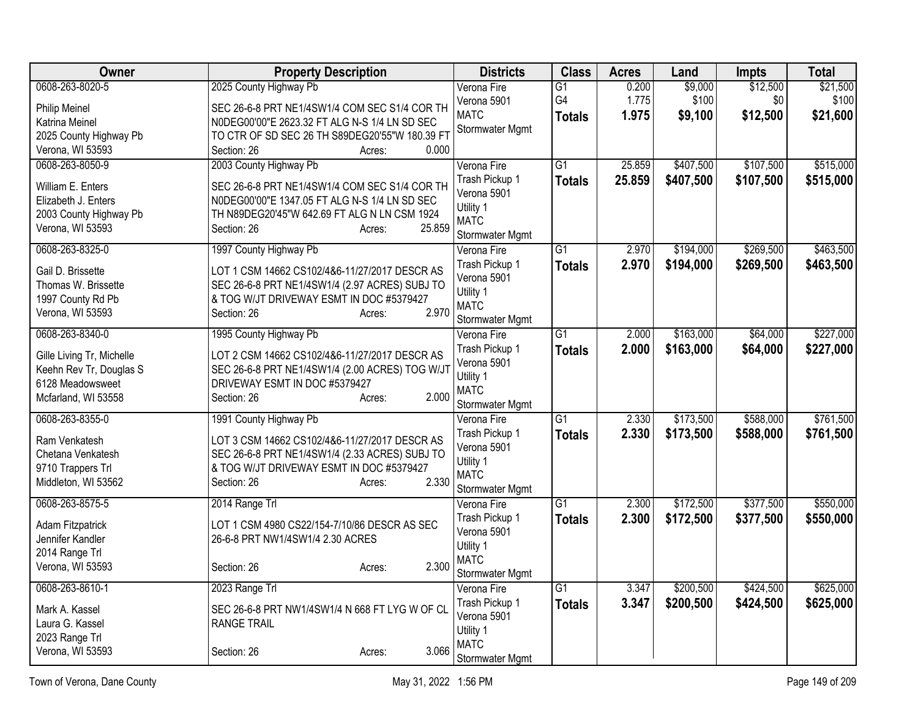| Owner | Property Description | Districts | Class | Acres | Land | Impts | Total |
|---|---|---|---|---|---|---|---|
| 0608-263-8020-5<br>Philip Meinel<br>Katrina Meinel<br>2025 County Highway Pb<br>Verona, WI 53593 | 2025 County Highway Pb<br>SEC 26-6-8 PRT NE1/4SW1/4 COM SEC S1/4 COR TH N0DEG00'00"E 2623.32 FT ALG N-S 1/4 LN SD SEC TO CTR OF SD SEC 26 TH S89DEG20'55"W 180.39 FT<br>Section: 26 Acres: 0.000 | Verona Fire<br>Verona 5901<br>MATC<br>Stormwater Mgmt | G1<br>G4<br>**Totals** | 0.200<br>1.775<br>**1.975** | $9,000<br>$100<br>**$9,100** | $12,500<br>$0<br>**$12,500** | $21,500<br>$100<br>**$21,600** |
| 0608-263-8050-9<br>William E. Enters<br>Elizabeth J. Enters<br>2003 County Highway Pb<br>Verona, WI 53593 | 2003 County Highway Pb<br>SEC 26-6-8 PRT NE1/4SW1/4 COM SEC S1/4 COR TH N0DEG00'00"E 1347.05 FT ALG N-S 1/4 LN SD SEC TH N89DEG20'45"W 642.69 FT ALG N LN CSM 1924<br>Section: 26 Acres: 25.859 | Verona Fire<br>Trash Pickup 1<br>Verona 5901<br>Utility 1<br>MATC<br>Stormwater Mgmt | G1<br>**Totals** | 25.859<br>**25.859** | $407,500<br>**$407,500** | $107,500<br>**$107,500** | $515,000<br>**$515,000** |
| 0608-263-8325-0<br>Gail D. Brissette<br>Thomas W. Brissette<br>1997 County Rd Pb<br>Verona, WI 53593 | 1997 County Highway Pb<br>LOT 1 CSM 14662 CS102/4&6-11/27/2017 DESCR AS SEC 26-6-8 PRT NE1/4SW1/4 (2.97 ACRES) SUBJ TO & TOG W/JT DRIVEWAY ESMT IN DOC #5379427<br>Section: 26 Acres: 2.970 | Verona Fire<br>Trash Pickup 1<br>Verona 5901<br>Utility 1<br>MATC<br>Stormwater Mgmt | G1<br>**Totals** | 2.970<br>**2.970** | $194,000<br>**$194,000** | $269,500<br>**$269,500** | $463,500<br>**$463,500** |
| 0608-263-8340-0<br>Gille Living Tr, Michelle<br>Keehn Rev Tr, Douglas S<br>6128 Meadowsweet<br>Mcfarland, WI 53558 | 1995 County Highway Pb<br>LOT 2 CSM 14662 CS102/4&6-11/27/2017 DESCR AS SEC 26-6-8 PRT NE1/4SW1/4 (2.00 ACRES) TOG W/JT DRIVEWAY ESMT IN DOC #5379427<br>Section: 26 Acres: 2.000 | Verona Fire<br>Trash Pickup 1<br>Verona 5901<br>Utility 1<br>MATC<br>Stormwater Mgmt | G1<br>**Totals** | 2.000<br>**2.000** | $163,000<br>**$163,000** | $64,000<br>**$64,000** | $227,000<br>**$227,000** |
| 0608-263-8355-0<br>Ram Venkatesh<br>Chetana Venkatesh<br>9710 Trappers Trl<br>Middleton, WI 53562 | 1991 County Highway Pb<br>LOT 3 CSM 14662 CS102/4&6-11/27/2017 DESCR AS SEC 26-6-8 PRT NE1/4SW1/4 (2.33 ACRES) SUBJ TO & TOG W/JT DRIVEWAY ESMT IN DOC #5379427<br>Section: 26 Acres: 2.330 | Verona Fire<br>Trash Pickup 1<br>Verona 5901<br>Utility 1<br>MATC<br>Stormwater Mgmt | G1<br>**Totals** | 2.330<br>**2.330** | $173,500<br>**$173,500** | $588,000<br>**$588,000** | $761,500<br>**$761,500** |
| 0608-263-8575-5<br>Adam Fitzpatrick<br>Jennifer Kandler<br>2014 Range Trl<br>Verona, WI 53593 | 2014 Range Trl<br>LOT 1 CSM 4980 CS22/154-7/10/86 DESCR AS SEC 26-6-8 PRT NW1/4SW1/4 2.30 ACRES<br>Section: 26 Acres: 2.300 | Verona Fire<br>Trash Pickup 1<br>Verona 5901<br>Utility 1<br>MATC<br>Stormwater Mgmt | G1<br>**Totals** | 2.300<br>**2.300** | $172,500<br>**$172,500** | $377,500<br>**$377,500** | $550,000<br>**$550,000** |
| 0608-263-8610-1<br>Mark A. Kassel<br>Laura G. Kassel<br>2023 Range Trl<br>Verona, WI 53593 | 2023 Range Trl<br>SEC 26-6-8 PRT NW1/4SW1/4 N 668 FT LYG W OF CL RANGE TRAIL<br>Section: 26 Acres: 3.066 | Verona Fire<br>Trash Pickup 1<br>Verona 5901<br>Utility 1<br>MATC<br>Stormwater Mgmt | G1<br>**Totals** | 3.347<br>**3.347** | $200,500<br>**$200,500** | $424,500<br>**$424,500** | $625,000<br>**$625,000** |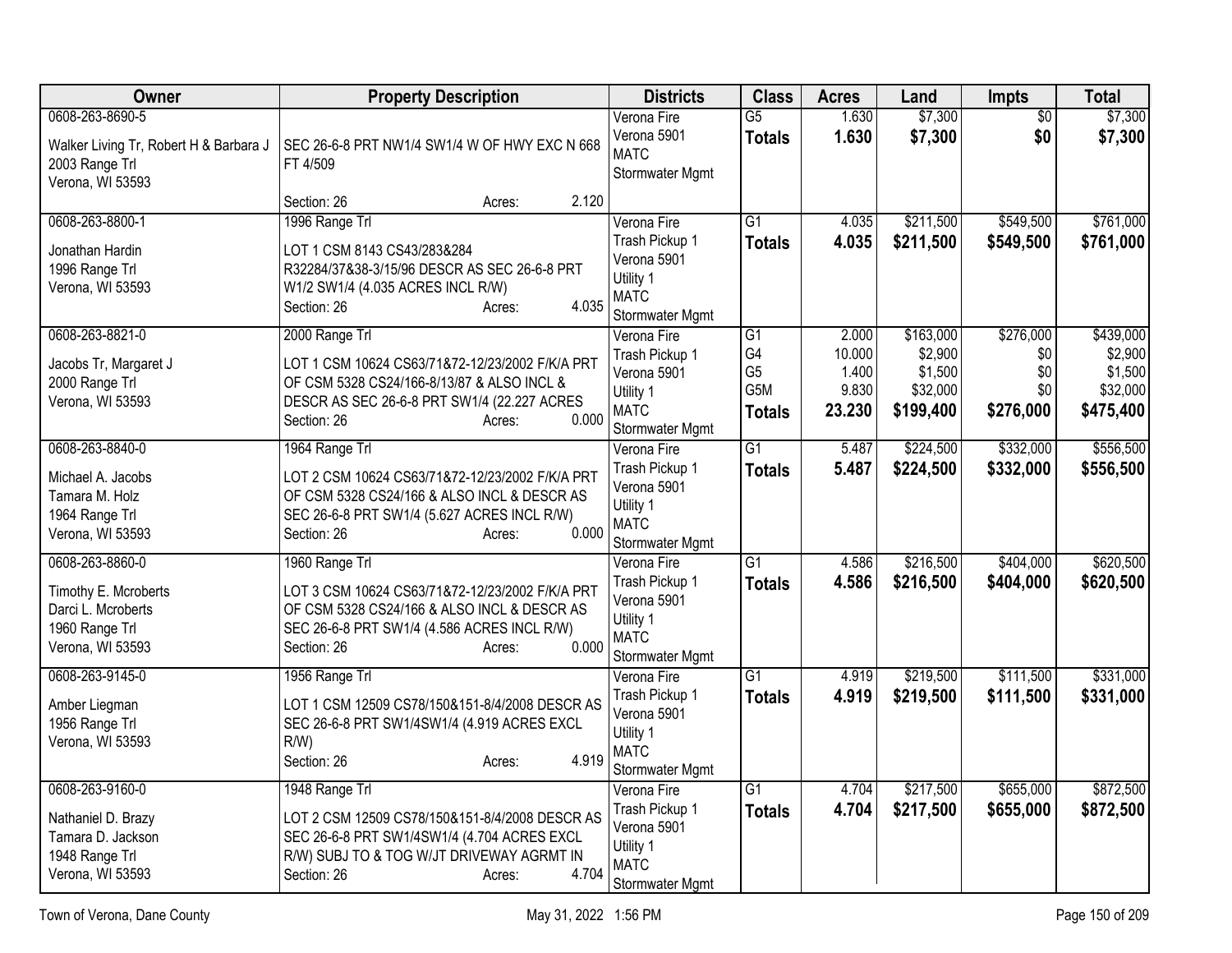| Owner | Property Description | Districts | Class | Acres | Land | Impts | Total |
|---|---|---|---|---|---|---|---|
| 0608-263-8690-5<br>Walker Living Tr, Robert H & Barbara J<br>2003 Range Trl<br>Verona, WI 53593 | SEC 26-6-8 PRT NW1/4 SW1/4 W OF HWY EXC N 668 FT 4/509<br>Section: 26 Acres: 2.120 | Verona Fire<br>Verona 5901<br>MATC<br>Stormwater Mgmt | G5<br>**Totals** | 1.630<br>**1.630** | $7,300<br>**$7,300** | $0<br>**$0** | $7,300<br>**$7,300** |
| 0608-263-8800-1<br>Jonathan Hardin<br>1996 Range Trl<br>Verona, WI 53593 | 1996 Range Trl<br>LOT 1 CSM 8143 CS43/283&284 R32284/37&38-3/15/96 DESCR AS SEC 26-6-8 PRT W1/2 SW1/4 (4.035 ACRES INCL R/W)<br>Section: 26 Acres: 4.035 | Verona Fire<br>Trash Pickup 1<br>Verona 5901<br>Utility 1<br>MATC<br>Stormwater Mgmt | G1<br>**Totals** | 4.035<br>**4.035** | $211,500<br>**$211,500** | $549,500<br>**$549,500** | $761,000<br>**$761,000** |
| 0608-263-8821-0<br>Jacobs Tr, Margaret J<br>2000 Range Trl<br>Verona, WI 53593 | 2000 Range Trl<br>LOT 1 CSM 10624 CS63/71&72-12/23/2002 F/K/A PRT OF CSM 5328 CS24/166-8/13/87 & ALSO INCL & DESCR AS SEC 26-6-8 PRT SW1/4 (22.227 ACRES<br>Section: 26 Acres: 0.000 | Verona Fire<br>Trash Pickup 1<br>Verona 5901<br>Utility 1<br>MATC<br>Stormwater Mgmt | G1<br>G4<br>G5<br>G5M<br>**Totals** | 2.000<br>10.000<br>1.400<br>9.830<br>**23.230** | $163,000<br>$2,900<br>$1,500<br>$32,000<br>**$199,400** | $276,000<br>$0<br>$0<br>$0<br>**$276,000** | $439,000<br>$2,900<br>$1,500<br>$32,000<br>**$475,400** |
| 0608-263-8840-0<br>Michael A. Jacobs<br>Tamara M. Holz<br>1964 Range Trl<br>Verona, WI 53593 | 1964 Range Trl<br>LOT 2 CSM 10624 CS63/71&72-12/23/2002 F/K/A PRT OF CSM 5328 CS24/166 & ALSO INCL & DESCR AS SEC 26-6-8 PRT SW1/4 (5.627 ACRES INCL R/W)<br>Section: 26 Acres: 0.000 | Verona Fire<br>Trash Pickup 1<br>Verona 5901<br>Utility 1<br>MATC<br>Stormwater Mgmt | G1<br>**Totals** | 5.487<br>**5.487** | $224,500<br>**$224,500** | $332,000<br>**$332,000** | $556,500<br>**$556,500** |
| 0608-263-8860-0<br>Timothy E. Mcroberts<br>Darci L. Mcroberts<br>1960 Range Trl<br>Verona, WI 53593 | 1960 Range Trl<br>LOT 3 CSM 10624 CS63/71&72-12/23/2002 F/K/A PRT OF CSM 5328 CS24/166 & ALSO INCL & DESCR AS SEC 26-6-8 PRT SW1/4 (4.586 ACRES INCL R/W)<br>Section: 26 Acres: 0.000 | Verona Fire<br>Trash Pickup 1<br>Verona 5901<br>Utility 1<br>MATC<br>Stormwater Mgmt | G1<br>**Totals** | 4.586<br>**4.586** | $216,500<br>**$216,500** | $404,000<br>**$404,000** | $620,500<br>**$620,500** |
| 0608-263-9145-0<br>Amber Liegman<br>1956 Range Trl<br>Verona, WI 53593 | 1956 Range Trl<br>LOT 1 CSM 12509 CS78/150&151-8/4/2008 DESCR AS SEC 26-6-8 PRT SW1/4SW1/4 (4.919 ACRES EXCL R/W)<br>Section: 26 Acres: 4.919 | Verona Fire<br>Trash Pickup 1<br>Verona 5901<br>Utility 1<br>MATC<br>Stormwater Mgmt | G1<br>**Totals** | 4.919<br>**4.919** | $219,500<br>**$219,500** | $111,500<br>**$111,500** | $331,000<br>**$331,000** |
| 0608-263-9160-0<br>Nathaniel D. Brazy<br>Tamara D. Jackson<br>1948 Range Trl<br>Verona, WI 53593 | 1948 Range Trl<br>LOT 2 CSM 12509 CS78/150&151-8/4/2008 DESCR AS SEC 26-6-8 PRT SW1/4SW1/4 (4.704 ACRES EXCL R/W) SUBJ TO & TOG W/JT DRIVEWAY AGRMT IN<br>Section: 26 Acres: 4.704 | Verona Fire<br>Trash Pickup 1<br>Verona 5901<br>Utility 1<br>MATC<br>Stormwater Mgmt | G1<br>**Totals** | 4.704<br>**4.704** | $217,500<br>**$217,500** | $655,000<br>**$655,000** | $872,500<br>**$872,500** |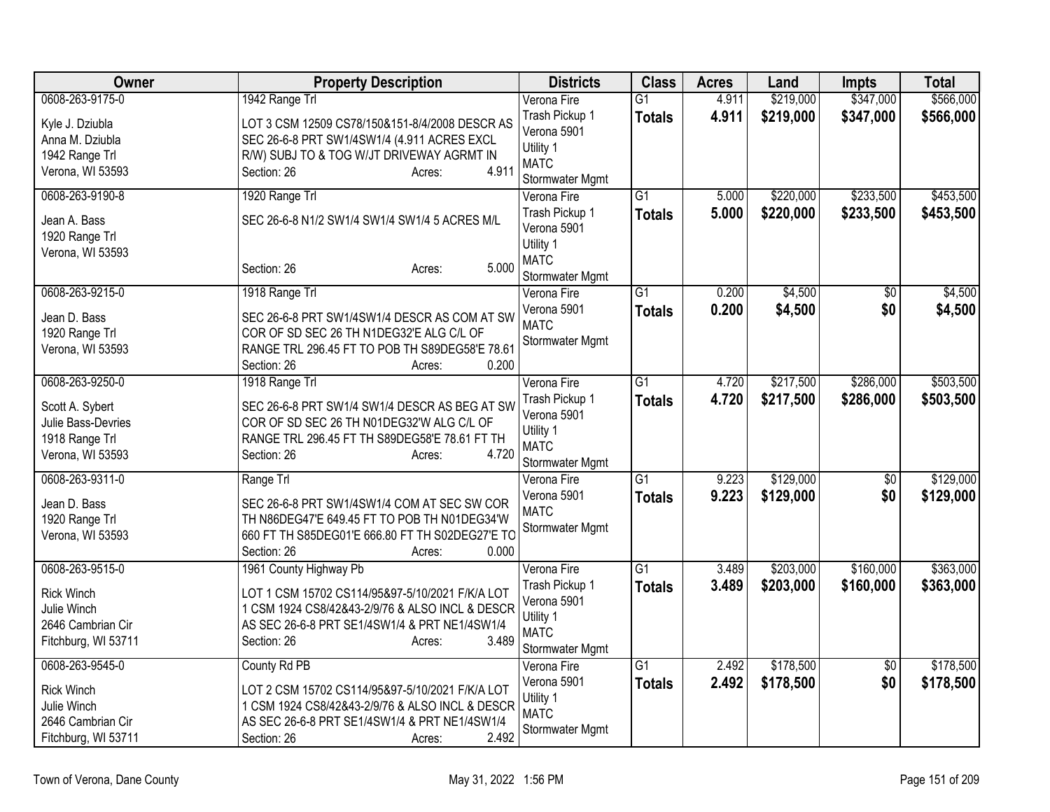| Owner | Property Description | Districts | Class | Acres | Land | Impts | Total |
|---|---|---|---|---|---|---|---|
| 0608-263-9175-0<br><br>Kyle J. Dziubla<br>Anna M. Dziubla<br>1942 Range Trl<br>Verona, WI 53593 | 1942 Range Trl<br><br>LOT 3 CSM 12509 CS78/150&151-8/4/2008 DESCR AS SEC 26-6-8 PRT SW1/4SW1/4 (4.911 ACRES EXCL R/W) SUBJ TO & TOG W/JT DRIVEWAY AGRMT IN<br>Section: 26 Acres: 4.911 | Verona Fire<br>Trash Pickup 1<br>Verona 5901<br>Utility 1<br>MATC<br>Stormwater Mgmt | G1<br>**Totals** | 4.911<br>**4.911** | $219,000<br>**$219,000** | $347,000<br>**$347,000** | $566,000<br>**$566,000** |
| 0608-263-9190-8<br><br>Jean A. Bass<br>1920 Range Trl<br>Verona, WI 53593 | 1920 Range Trl<br><br>SEC 26-6-8 N1/2 SW1/4 SW1/4 SW1/4 5 ACRES M/L<br><br>Section: 26 Acres: 5.000 | Verona Fire<br>Trash Pickup 1<br>Verona 5901<br>Utility 1<br>MATC<br>Stormwater Mgmt | G1<br>**Totals** | 5.000<br>**5.000** | $220,000<br>**$220,000** | $233,500<br>**$233,500** | $453,500<br>**$453,500** |
| 0608-263-9215-0<br><br>Jean D. Bass<br>1920 Range Trl<br>Verona, WI 53593 | 1918 Range Trl<br><br>SEC 26-6-8 PRT SW1/4SW1/4 DESCR AS COM AT SW COR OF SD SEC 26 TH N1DEG32'E ALG C/L OF RANGE TRL 296.45 FT TO POB TH S89DEG58'E 78.61<br>Section: 26 Acres: 0.200 | Verona Fire<br>Verona 5901<br>MATC<br>Stormwater Mgmt | G1<br>**Totals** | 0.200<br>**0.200** | $4,500<br>**$4,500** | $0<br>**$0** | $4,500<br>**$4,500** |
| 0608-263-9250-0<br><br>Scott A. Sybert<br>Julie Bass-Devries<br>1918 Range Trl<br>Verona, WI 53593 | 1918 Range Trl<br><br>SEC 26-6-8 PRT SW1/4 SW1/4 DESCR AS BEG AT SW COR OF SD SEC 26 TH N01DEG32'W ALG C/L OF RANGE TRL 296.45 FT TH S89DEG58'E 78.61 FT TH<br>Section: 26 Acres: 4.720 | Verona Fire<br>Trash Pickup 1<br>Verona 5901<br>Utility 1<br>MATC<br>Stormwater Mgmt | G1<br>**Totals** | 4.720<br>**4.720** | $217,500<br>**$217,500** | $286,000<br>**$286,000** | $503,500<br>**$503,500** |
| 0608-263-9311-0<br><br>Jean D. Bass<br>1920 Range Trl<br>Verona, WI 53593 | Range Trl<br><br>SEC 26-6-8 PRT SW1/4SW1/4 COM AT SEC SW COR TH N86DEG47'E 649.45 FT TO POB TH N01DEG34'W 660 FT TH S85DEG01'E 666.80 FT TH S02DEG27'E TO<br>Section: 26 Acres: 0.000 | Verona Fire<br>Verona 5901<br>MATC<br>Stormwater Mgmt | G1<br>**Totals** | 9.223<br>**9.223** | $129,000<br>**$129,000** | $0<br>**$0** | $129,000<br>**$129,000** |
| 0608-263-9515-0<br><br>Rick Winch<br>Julie Winch<br>2646 Cambrian Cir<br>Fitchburg, WI 53711 | 1961 County Highway Pb<br><br>LOT 1 CSM 15702 CS114/95&97-5/10/2021 F/K/A LOT 1 CSM 1924 CS8/42&43-2/9/76 & ALSO INCL & DESCR AS SEC 26-6-8 PRT SE1/4SW1/4 & PRT NE1/4SW1/4<br>Section: 26 Acres: 3.489 | Verona Fire<br>Trash Pickup 1<br>Verona 5901<br>Utility 1<br>MATC<br>Stormwater Mgmt | G1<br>**Totals** | 3.489<br>**3.489** | $203,000<br>**$203,000** | $160,000<br>**$160,000** | $363,000<br>**$363,000** |
| 0608-263-9545-0<br><br>Rick Winch<br>Julie Winch<br>2646 Cambrian Cir<br>Fitchburg, WI 53711 | County Rd PB<br><br>LOT 2 CSM 15702 CS114/95&97-5/10/2021 F/K/A LOT 1 CSM 1924 CS8/42&43-2/9/76 & ALSO INCL & DESCR AS SEC 26-6-8 PRT SE1/4SW1/4 & PRT NE1/4SW1/4<br>Section: 26 Acres: 2.492 | Verona Fire<br>Verona 5901<br>Utility 1<br>MATC<br>Stormwater Mgmt | G1<br>**Totals** | 2.492<br>**2.492** | $178,500<br>**$178,500** | $0<br>**$0** | $178,500<br>**$178,500** |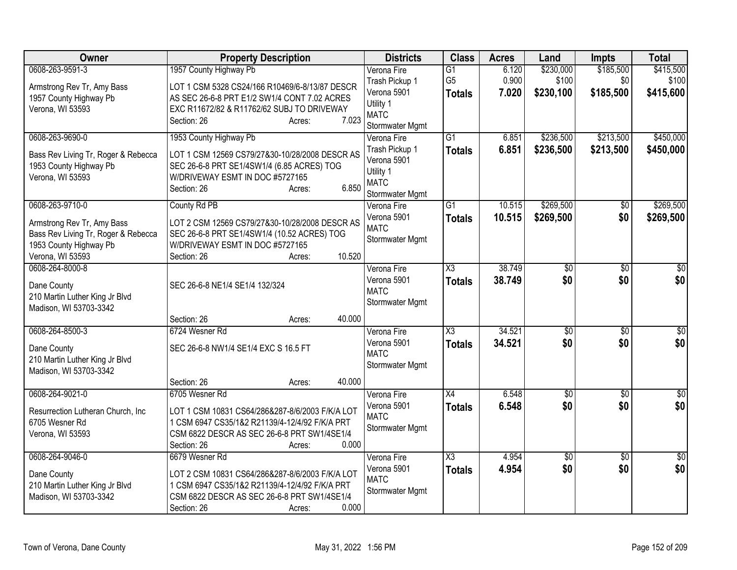| Owner | Property Description | Districts | Class | Acres | Land | Impts | Total |
|---|---|---|---|---|---|---|---|
| 0608-263-9591-3<br>Armstrong Rev Tr, Amy Bass<br>1957 County Highway Pb<br>Verona, WI 53593 | 1957 County Highway Pb<br>LOT 1 CSM 5328 CS24/166 R10469/6-8/13/87 DESCR AS SEC 26-6-8 PRT E1/2 SW1/4 CONT 7.02 ACRES EXC R11672/82 & R11762/62 SUBJ TO DRIVEWAY<br>Section: 26 Acres: 7.023 | Verona Fire<br>Trash Pickup 1<br>Verona 5901<br>Utility 1<br>MATC<br>Stormwater Mgmt | G1<br>G5<br>**Totals** | 6.120<br>0.900<br>**7.020** | $230,000<br>$100<br>**$230,100** | $185,500<br>$0<br>**$185,500** | $415,500<br>$100<br>**$415,600** |
| 0608-263-9690-0<br>Bass Rev Living Tr, Roger & Rebecca<br>1953 County Highway Pb<br>Verona, WI 53593 | 1953 County Highway Pb<br>LOT 1 CSM 12569 CS79/27&30-10/28/2008 DESCR AS SEC 26-6-8 PRT SE1/4SW1/4 (6.85 ACRES) TOG W/DRIVEWAY ESMT IN DOC #5727165<br>Section: 26 Acres: 6.850 | Verona Fire<br>Trash Pickup 1<br>Verona 5901<br>Utility 1<br>MATC<br>Stormwater Mgmt | G1<br>**Totals** | 6.851<br>**6.851** | $236,500<br>**$236,500** | $213,500<br>**$213,500** | $450,000<br>**$450,000** |
| 0608-263-9710-0<br>Armstrong Rev Tr, Amy Bass<br>Bass Rev Living Tr, Roger & Rebecca<br>1953 County Highway Pb<br>Verona, WI 53593 | County Rd PB<br>LOT 2 CSM 12569 CS79/27&30-10/28/2008 DESCR AS SEC 26-6-8 PRT SE1/4SW1/4 (10.52 ACRES) TOG W/DRIVEWAY ESMT IN DOC #5727165<br>Section: 26 Acres: 10.520 | Verona Fire<br>Verona 5901<br>MATC<br>Stormwater Mgmt | G1<br>**Totals** | 10.515<br>**10.515** | $269,500<br>**$269,500** | $0<br>**$0** | $269,500<br>**$269,500** |
| 0608-264-8000-8<br>Dane County<br>210 Martin Luther King Jr Blvd<br>Madison, WI 53703-3342 | SEC 26-6-8 NE1/4 SE1/4 132/324<br>Section: 26 Acres: 40.000 | Verona Fire<br>Verona 5901<br>MATC<br>Stormwater Mgmt | X3<br>**Totals** | 38.749<br>**38.749** | $0<br>**$0** | $0<br>**$0** | $0<br>**$0** |
| 0608-264-8500-3<br>Dane County<br>210 Martin Luther King Jr Blvd<br>Madison, WI 53703-3342 | 6724 Wesner Rd<br>SEC 26-6-8 NW1/4 SE1/4 EXC S 16.5 FT<br>Section: 26 Acres: 40.000 | Verona Fire<br>Verona 5901<br>MATC<br>Stormwater Mgmt | X3<br>**Totals** | 34.521<br>**34.521** | $0<br>**$0** | $0<br>**$0** | $0<br>**$0** |
| 0608-264-9021-0<br>Resurrection Lutheran Church, Inc<br>6705 Wesner Rd<br>Verona, WI 53593 | 6705 Wesner Rd<br>LOT 1 CSM 10831 CS64/286&287-8/6/2003 F/K/A LOT 1 CSM 6947 CS35/1&2 R21139/4-12/4/92 F/K/A PRT CSM 6822 DESCR AS SEC 26-6-8 PRT SW1/4SE1/4<br>Section: 26 Acres: 0.000 | Verona Fire<br>Verona 5901<br>MATC<br>Stormwater Mgmt | X4<br>**Totals** | 6.548<br>**6.548** | $0<br>**$0** | $0<br>**$0** | $0<br>**$0** |
| 0608-264-9046-0<br>Dane County<br>210 Martin Luther King Jr Blvd<br>Madison, WI 53703-3342 | 6679 Wesner Rd<br>LOT 2 CSM 10831 CS64/286&287-8/6/2003 F/K/A LOT 1 CSM 6947 CS35/1&2 R21139/4-12/4/92 F/K/A PRT CSM 6822 DESCR AS SEC 26-6-8 PRT SW1/4SE1/4<br>Section: 26 Acres: 0.000 | Verona Fire<br>Verona 5901<br>MATC<br>Stormwater Mgmt | X3<br>**Totals** | 4.954<br>**4.954** | $0<br>**$0** | $0<br>**$0** | $0<br>**$0** |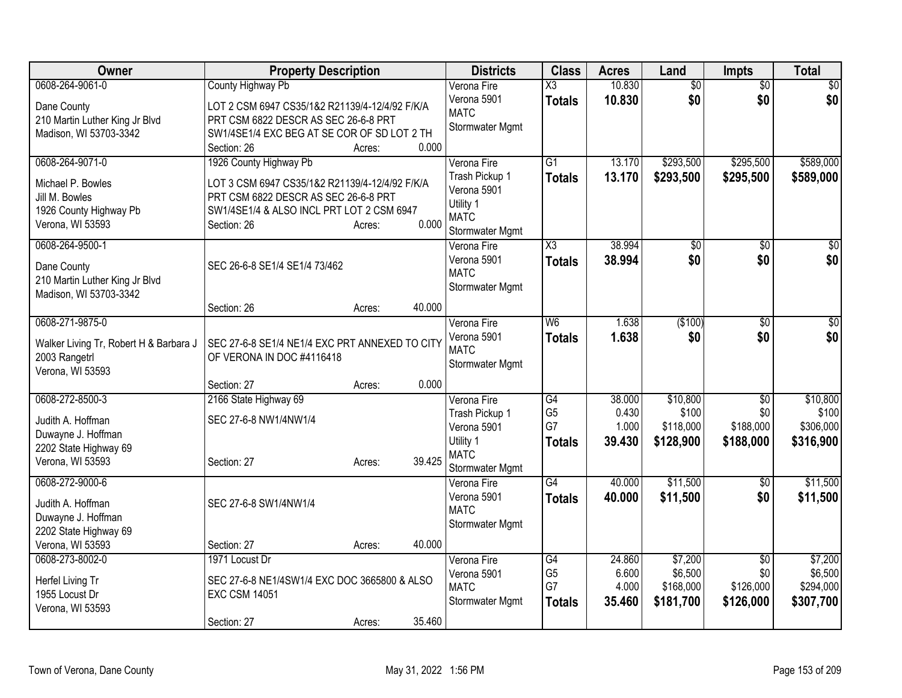| Owner | Property Description | Districts | Class | Acres | Land | Impts | Total |
|---|---|---|---|---|---|---|---|
| 0608-264-9061-0<br>Dane County<br>210 Martin Luther King Jr Blvd<br>Madison, WI 53703-3342 | County Highway Pb<br>LOT 2 CSM 6947 CS35/1&2 R21139/4-12/4/92 F/K/A PRT CSM 6822 DESCR AS SEC 26-6-8 PRT SW1/4SE1/4 EXC BEG AT SE COR OF SD LOT 2 TH<br>Section: 26 Acres: 0.000 | Verona Fire<br>Verona 5901<br>MATC<br>Stormwater Mgmt | X3<br>**Totals** | 10.830<br>**10.830** | $0<br>**$0** | $0<br>**$0** | $0<br>**$0** |
| 0608-264-9071-0<br>Michael P. Bowles<br>Jill M. Bowles<br>1926 County Highway Pb<br>Verona, WI 53593 | 1926 County Highway Pb<br>LOT 3 CSM 6947 CS35/1&2 R21139/4-12/4/92 F/K/A PRT CSM 6822 DESCR AS SEC 26-6-8 PRT SW1/4SE1/4 & ALSO INCL PRT LOT 2 CSM 6947<br>Section: 26 Acres: 0.000 | Verona Fire<br>Trash Pickup 1<br>Verona 5901<br>Utility 1<br>MATC<br>Stormwater Mgmt | G1<br>**Totals** | 13.170<br>**13.170** | $293,500<br>**$293,500** | $295,500<br>**$295,500** | $589,000<br>**$589,000** |
| 0608-264-9500-1<br>Dane County<br>210 Martin Luther King Jr Blvd<br>Madison, WI 53703-3342 | SEC 26-6-8 SE1/4 SE1/4 73/462<br>Section: 26 Acres: 40.000 | Verona Fire<br>Verona 5901<br>MATC<br>Stormwater Mgmt | X3<br>**Totals** | 38.994<br>**38.994** | $0<br>**$0** | $0<br>**$0** | $0<br>**$0** |
| 0608-271-9875-0<br>Walker Living Tr, Robert H & Barbara J<br>2003 Rangetrl<br>Verona, WI 53593 | SEC 27-6-8 SE1/4 NE1/4 EXC PRT ANNEXED TO CITY OF VERONA IN DOC #4116418<br>Section: 27 Acres: 0.000 | Verona Fire<br>Verona 5901<br>MATC<br>Stormwater Mgmt | W6<br>**Totals** | 1.638<br>**1.638** | ($100)<br>**$0** | $0<br>**$0** | $0<br>**$0** |
| 0608-272-8500-3<br>Judith A. Hoffman<br>Duwayne J. Hoffman<br>2202 State Highway 69<br>Verona, WI 53593 | 2166 State Highway 69<br>SEC 27-6-8 NW1/4NW1/4<br>Section: 27 Acres: 39.425 | Verona Fire<br>Trash Pickup 1<br>Verona 5901<br>Utility 1<br>MATC<br>Stormwater Mgmt | G4<br>G5<br>G7<br>**Totals** | 38.000<br>0.430<br>1.000<br>**39.430** | $10,800<br>$100<br>$118,000<br>**$128,900** | $0<br>$0<br>$188,000<br>**$188,000** | $10,800<br>$100<br>$306,000<br>**$316,900** |
| 0608-272-9000-6<br>Judith A. Hoffman<br>Duwayne J. Hoffman<br>2202 State Highway 69<br>Verona, WI 53593 | SEC 27-6-8 SW1/4NW1/4<br>Section: 27 Acres: 40.000 | Verona Fire<br>Verona 5901<br>MATC<br>Stormwater Mgmt | G4<br>**Totals** | 40.000<br>**40.000** | $11,500<br>**$11,500** | $0<br>**$0** | $11,500<br>**$11,500** |
| 0608-273-8002-0<br>Herfel Living Tr<br>1955 Locust Dr<br>Verona, WI 53593 | 1971 Locust Dr<br>SEC 27-6-8 NE1/4SW1/4 EXC DOC 3665800 & ALSO EXC CSM 14051<br>Section: 27 Acres: 35.460 | Verona Fire<br>Verona 5901<br>MATC<br>Stormwater Mgmt | G4<br>G5<br>G7<br>**Totals** | 24.860<br>6.600<br>4.000<br>**35.460** | $7,200<br>$6,500<br>$168,000<br>**$181,700** | $0<br>$0<br>$126,000<br>**$126,000** | $7,200<br>$6,500<br>$294,000<br>**$307,700** |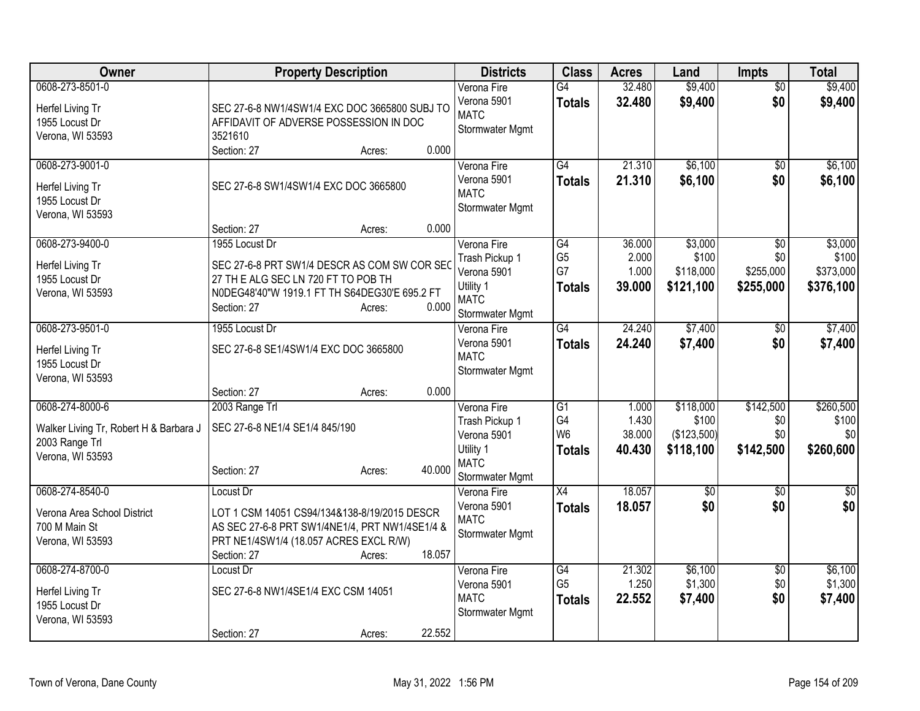| Owner | Property Description | Districts | Class | Acres | Land | Impts | Total |
|---|---|---|---|---|---|---|---|
| 0608-273-8501-0<br>Herfel Living Tr<br>1955 Locust Dr<br>Verona, WI 53593 | SEC 27-6-8 NW1/4SW1/4 EXC DOC 3665800 SUBJ TO AFFIDAVIT OF ADVERSE POSSESSION IN DOC 3521610<br>Section: 27 Acres: 0.000 | Verona Fire<br>Verona 5901<br>MATC<br>Stormwater Mgmt | G4<br>**Totals** | 32.480<br>**32.480** | $9,400<br>**$9,400** | $0<br>**$0** | $9,400<br>**$9,400** |
| 0608-273-9001-0<br>Herfel Living Tr<br>1955 Locust Dr<br>Verona, WI 53593 | SEC 27-6-8 SW1/4SW1/4 EXC DOC 3665800<br>Section: 27 Acres: 0.000 | Verona Fire<br>Verona 5901<br>MATC<br>Stormwater Mgmt | G4<br>**Totals** | 21.310<br>**21.310** | $6,100<br>**$6,100** | $0<br>**$0** | $6,100<br>**$6,100** |
| 0608-273-9400-0<br>Herfel Living Tr<br>1955 Locust Dr<br>Verona, WI 53593 | 1955 Locust Dr<br>SEC 27-6-8 PRT SW1/4 DESCR AS COM SW COR SEC 27 TH E ALG SEC LN 720 FT TO POB TH N0DEG48'40"W 1919.1 FT TH S64DEG30'E 695.2 FT<br>Section: 27 Acres: 0.000 | Verona Fire<br>Trash Pickup 1<br>Verona 5901<br>Utility 1<br>MATC<br>Stormwater Mgmt | G4<br>G5<br>G7<br>**Totals** | 36.000<br>2.000<br>1.000<br>**39.000** | $3,000<br>$100<br>$118,000<br>**$121,100** | $0<br>$0<br>$255,000<br>**$255,000** | $3,000<br>$100<br>$373,000<br>**$376,100** |
| 0608-273-9501-0<br>Herfel Living Tr<br>1955 Locust Dr<br>Verona, WI 53593 | 1955 Locust Dr<br>SEC 27-6-8 SE1/4SW1/4 EXC DOC 3665800<br>Section: 27 Acres: 0.000 | Verona Fire<br>Verona 5901<br>MATC<br>Stormwater Mgmt | G4<br>**Totals** | 24.240<br>**24.240** | $7,400<br>**$7,400** | $0<br>**$0** | $7,400<br>**$7,400** |
| 0608-274-8000-6<br>Walker Living Tr, Robert H & Barbara J<br>2003 Range Trl<br>Verona, WI 53593 | 2003 Range Trl<br>SEC 27-6-8 NE1/4 SE1/4 845/190<br>Section: 27 Acres: 40.000 | Verona Fire<br>Trash Pickup 1<br>Verona 5901<br>Utility 1<br>MATC<br>Stormwater Mgmt | G1<br>G4<br>W6<br>**Totals** | 1.000<br>1.430<br>38.000<br>**40.430** | $118,000<br>$100<br>($123,500)<br>**$118,100** | $142,500<br>$0<br>$0<br>**$142,500** | $260,500<br>$100<br>$0<br>**$260,600** |
| 0608-274-8540-0<br>Verona Area School District<br>700 M Main St<br>Verona, WI 53593 | Locust Dr<br>LOT 1 CSM 14051 CS94/134&138-8/19/2015 DESCR AS SEC 27-6-8 PRT SW1/4NE1/4, PRT NW1/4SE1/4 & PRT NE1/4SW1/4 (18.057 ACRES EXCL R/W)<br>Section: 27 Acres: 18.057 | Verona Fire<br>Verona 5901<br>MATC<br>Stormwater Mgmt | X4<br>**Totals** | 18.057<br>**18.057** | $0<br>**$0** | $0<br>**$0** | $0<br>**$0** |
| 0608-274-8700-0<br>Herfel Living Tr<br>1955 Locust Dr<br>Verona, WI 53593 | Locust Dr<br>SEC 27-6-8 NW1/4SE1/4 EXC CSM 14051<br>Section: 27 Acres: 22.552 | Verona Fire<br>Verona 5901<br>MATC<br>Stormwater Mgmt | G4<br>G5<br>**Totals** | 21.302<br>1.250<br>**22.552** | $6,100<br>$1,300<br>**$7,400** | $0<br>$0<br>**$0** | $6,100<br>$1,300<br>**$7,400** |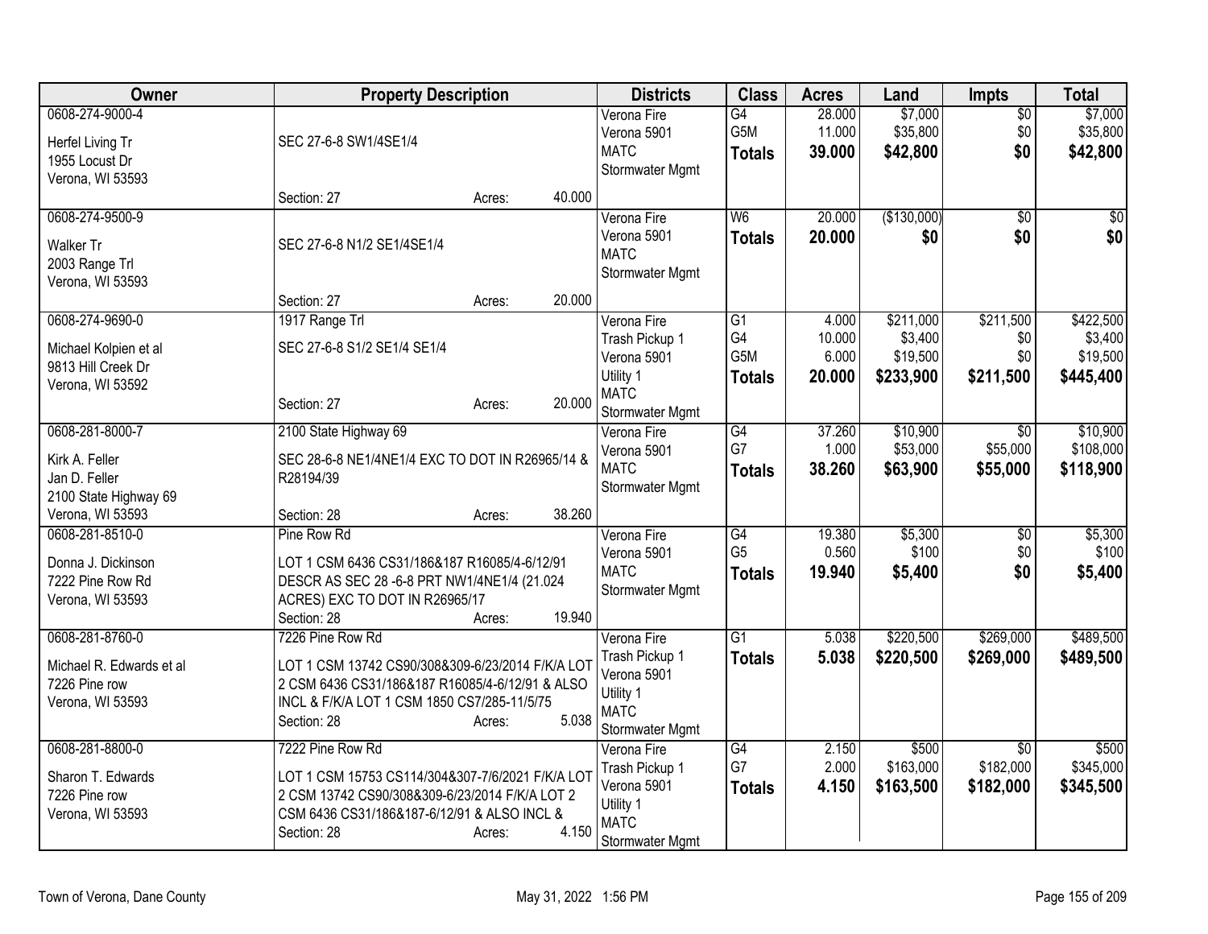| Owner | Property Description | Districts | Class | Acres | Land | Impts | Total |
|---|---|---|---|---|---|---|---|
| 0608-274-9000-4<br>Herfel Living Tr<br>1955 Locust Dr<br>Verona, WI 53593 | SEC 27-6-8 SW1/4SE1/4<br>Section: 27 Acres: 40.000 | Verona Fire<br>Verona 5901<br>MATC<br>Stormwater Mgmt | G4<br>G5M<br>**Totals** | 28.000<br>11.000<br>**39.000** | $7,000<br>$35,800<br>**$42,800** | $0<br>$0<br>**$0** | $7,000<br>$35,800<br>**$42,800** |
| 0608-274-9500-9<br>Walker Tr<br>2003 Range Trl<br>Verona, WI 53593 | SEC 27-6-8 N1/2 SE1/4SE1/4<br>Section: 27 Acres: 20.000 | Verona Fire<br>Verona 5901<br>MATC<br>Stormwater Mgmt | W6<br>**Totals** | 20.000<br>**20.000** | ($130,000)<br>**$0** | $0<br>**$0** | $0<br>**$0** |
| 0608-274-9690-0<br>Michael Kolpien et al<br>9813 Hill Creek Dr<br>Verona, WI 53592 | 1917 Range Trl<br>SEC 27-6-8 S1/2 SE1/4 SE1/4<br>Section: 27 Acres: 20.000 | Verona Fire<br>Trash Pickup 1<br>Verona 5901<br>Utility 1<br>MATC<br>Stormwater Mgmt | G1<br>G4<br>G5M<br>**Totals** | 4.000<br>10.000<br>6.000<br>**20.000** | $211,000<br>$3,400<br>$19,500<br>**$233,900** | $211,500<br>$0<br>$0<br>**$211,500** | $422,500<br>$3,400<br>$19,500<br>**$445,400** |
| 0608-281-8000-7<br>Kirk A. Feller<br>Jan D. Feller<br>2100 State Highway 69<br>Verona, WI 53593 | 2100 State Highway 69<br>SEC 28-6-8 NE1/4NE1/4 EXC TO DOT IN R26965/14 & R28194/39<br>Section: 28 Acres: 38.260 | Verona Fire<br>Verona 5901<br>MATC<br>Stormwater Mgmt | G4<br>G7<br>**Totals** | 37.260<br>1.000<br>**38.260** | $10,900<br>$53,000<br>**$63,900** | $0<br>$55,000<br>**$55,000** | $10,900<br>$108,000<br>**$118,900** |
| 0608-281-8510-0<br>Donna J. Dickinson<br>7222 Pine Row Rd<br>Verona, WI 53593 | Pine Row Rd<br>LOT 1 CSM 6436 CS31/186&187 R16085/4-6/12/91 DESCR AS SEC 28 -6-8 PRT NW1/4NE1/4 (21.024 ACRES) EXC TO DOT IN R26965/17<br>Section: 28 Acres: 19.940 | Verona Fire<br>Verona 5901<br>MATC<br>Stormwater Mgmt | G4<br>G5<br>**Totals** | 19.380<br>0.560<br>**19.940** | $5,300<br>$100<br>**$5,400** | $0<br>$0<br>**$0** | $5,300<br>$100<br>**$5,400** |
| 0608-281-8760-0<br>Michael R. Edwards et al<br>7226 Pine row<br>Verona, WI 53593 | 7226 Pine Row Rd<br>LOT 1 CSM 13742 CS90/308&309-6/23/2014 F/K/A LOT 2 CSM 6436 CS31/186&187 R16085/4-6/12/91 & ALSO INCL & F/K/A LOT 1 CSM 1850 CS7/285-11/5/75<br>Section: 28 Acres: 5.038 | Verona Fire<br>Trash Pickup 1<br>Verona 5901<br>Utility 1<br>MATC<br>Stormwater Mgmt | G1<br>**Totals** | 5.038<br>**5.038** | $220,500<br>**$220,500** | $269,000<br>**$269,000** | $489,500<br>**$489,500** |
| 0608-281-8800-0<br>Sharon T. Edwards<br>7226 Pine row<br>Verona, WI 53593 | 7222 Pine Row Rd<br>LOT 1 CSM 15753 CS114/304&307-7/6/2021 F/K/A LOT 2 CSM 13742 CS90/308&309-6/23/2014 F/K/A LOT 2 CSM 6436 CS31/186&187-6/12/91 & ALSO INCL &<br>Section: 28 Acres: 4.150 | Verona Fire<br>Trash Pickup 1<br>Verona 5901<br>Utility 1<br>MATC<br>Stormwater Mgmt | G4<br>G7<br>**Totals** | 2.150<br>2.000<br>**4.150** | $500<br>$163,000<br>**$163,500** | $0<br>$182,000<br>**$182,000** | $500<br>$345,000<br>**$345,500** |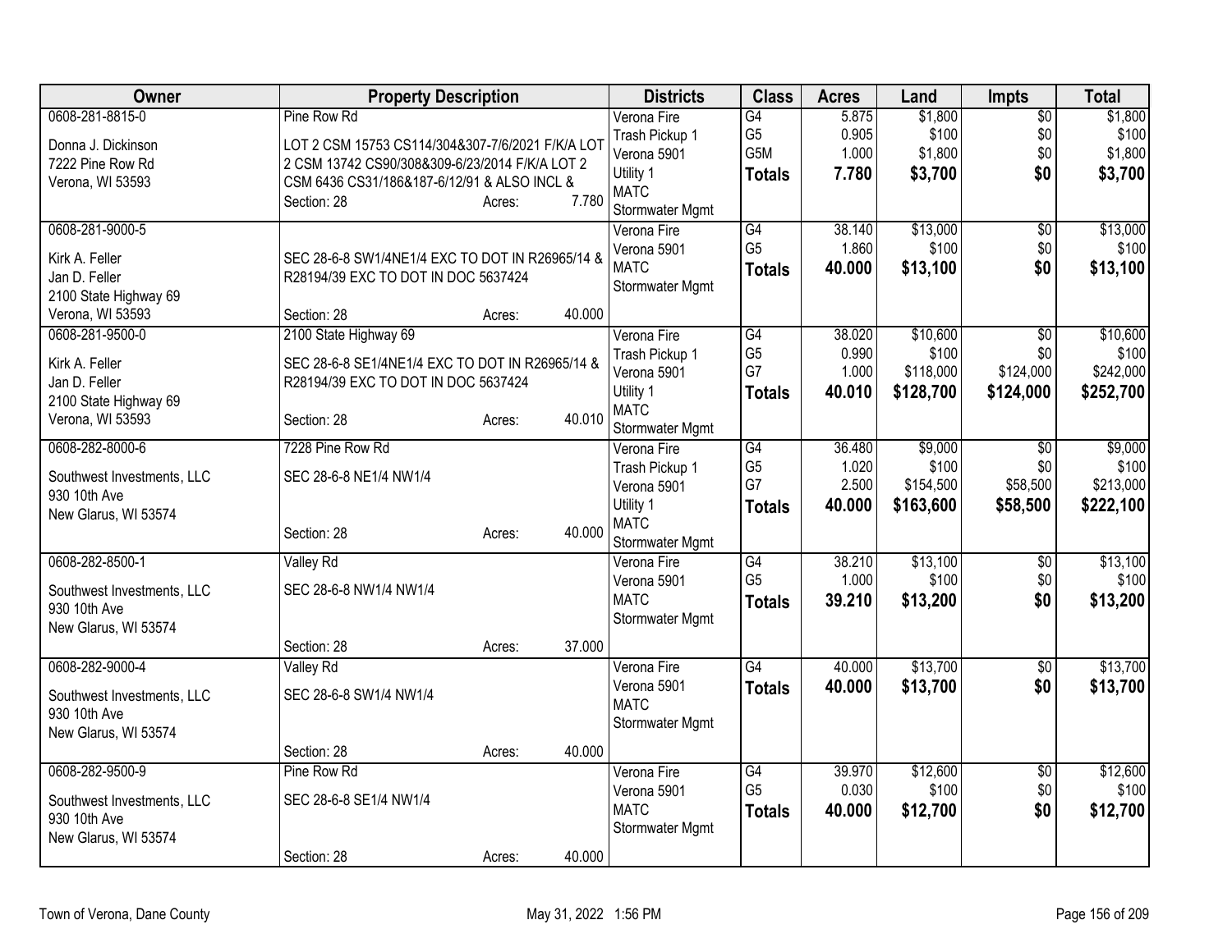| Owner | Property Description | Districts | Class | Acres | Land | Impts | Total |
|---|---|---|---|---|---|---|---|
| 0608-281-8815-0<br><br>Donna J. Dickinson<br>7222 Pine Row Rd<br>Verona, WI 53593 | Pine Row Rd<br><br>LOT 2 CSM 15753 CS114/304&307-7/6/2021 F/K/A LOT 2 CSM 13742 CS90/308&309-6/23/2014 F/K/A LOT 2 CSM 6436 CS31/186&187-6/12/91 & ALSO INCL &<br>Section: 28 Acres: 7.780 | Verona Fire<br>Trash Pickup 1<br>Verona 5901<br>Utility 1<br>MATC<br>Stormwater Mgmt | G4<br>G5<br>G5M<br>**Totals** | 5.875<br>0.905<br>1.000<br>**7.780** | $1,800<br>$100<br>$1,800<br>**$3,700** | $0<br>$0<br>$0<br>**$0** | $1,800<br>$100<br>$1,800<br>**$3,700** |
| 0608-281-9000-5<br><br>Kirk A. Feller<br>Jan D. Feller<br>2100 State Highway 69<br>Verona, WI 53593 | SEC 28-6-8 SW1/4NE1/4 EXC TO DOT IN R26965/14 & R28194/39 EXC TO DOT IN DOC 5637424<br><br>Section: 28 Acres: 40.000 | Verona Fire<br>Verona 5901<br>MATC<br>Stormwater Mgmt | G4<br>G5<br>**Totals** | 38.140<br>1.860<br>**40.000** | $13,000<br>$100<br>**$13,100** | $0<br>$0<br>**$0** | $13,000<br>$100<br>**$13,100** |
| 0608-281-9500-0<br><br>Kirk A. Feller<br>Jan D. Feller<br>2100 State Highway 69<br>Verona, WI 53593 | 2100 State Highway 69<br><br>SEC 28-6-8 SE1/4NE1/4 EXC TO DOT IN R26965/14 & R28194/39 EXC TO DOT IN DOC 5637424<br><br>Section: 28 Acres: 40.010 | Verona Fire<br>Trash Pickup 1<br>Verona 5901<br>Utility 1<br>MATC<br>Stormwater Mgmt | G4<br>G5<br>G7<br>**Totals** | 38.020<br>0.990<br>1.000<br>**40.010** | $10,600<br>$100<br>$118,000<br>**$128,700** | $0<br>$0<br>$124,000<br>**$124,000** | $10,600<br>$100<br>$242,000<br>**$252,700** |
| 0608-282-8000-6<br><br>Southwest Investments, LLC<br>930 10th Ave<br>New Glarus, WI 53574 | 7228 Pine Row Rd<br><br>SEC 28-6-8 NE1/4 NW1/4<br><br>Section: 28 Acres: 40.000 | Verona Fire<br>Trash Pickup 1<br>Verona 5901<br>Utility 1<br>MATC<br>Stormwater Mgmt | G4<br>G5<br>G7<br>**Totals** | 36.480<br>1.020<br>2.500<br>**40.000** | $9,000<br>$100<br>$154,500<br>**$163,600** | $0<br>$0<br>$58,500<br>**$58,500** | $9,000<br>$100<br>$213,000<br>**$222,100** |
| 0608-282-8500-1<br><br>Southwest Investments, LLC<br>930 10th Ave<br>New Glarus, WI 53574 | Valley Rd<br><br>SEC 28-6-8 NW1/4 NW1/4<br><br>Section: 28 Acres: 37.000 | Verona Fire<br>Verona 5901<br>MATC<br>Stormwater Mgmt | G4<br>G5<br>**Totals** | 38.210<br>1.000<br>**39.210** | $13,100<br>$100<br>**$13,200** | $0<br>$0<br>**$0** | $13,100<br>$100<br>**$13,200** |
| 0608-282-9000-4<br><br>Southwest Investments, LLC<br>930 10th Ave<br>New Glarus, WI 53574 | Valley Rd<br><br>SEC 28-6-8 SW1/4 NW1/4<br><br>Section: 28 Acres: 40.000 | Verona Fire<br>Verona 5901<br>MATC<br>Stormwater Mgmt | G4<br>**Totals** | 40.000<br>**40.000** | $13,700<br>**$13,700** | $0<br>**$0** | $13,700<br>**$13,700** |
| 0608-282-9500-9<br><br>Southwest Investments, LLC<br>930 10th Ave<br>New Glarus, WI 53574 | Pine Row Rd<br><br>SEC 28-6-8 SE1/4 NW1/4<br><br>Section: 28 Acres: 40.000 | Verona Fire<br>Verona 5901<br>MATC<br>Stormwater Mgmt | G4<br>G5<br>**Totals** | 39.970<br>0.030<br>**40.000** | $12,600<br>$100<br>**$12,700** | $0<br>$0<br>**$0** | $12,600<br>$100<br>**$12,700** |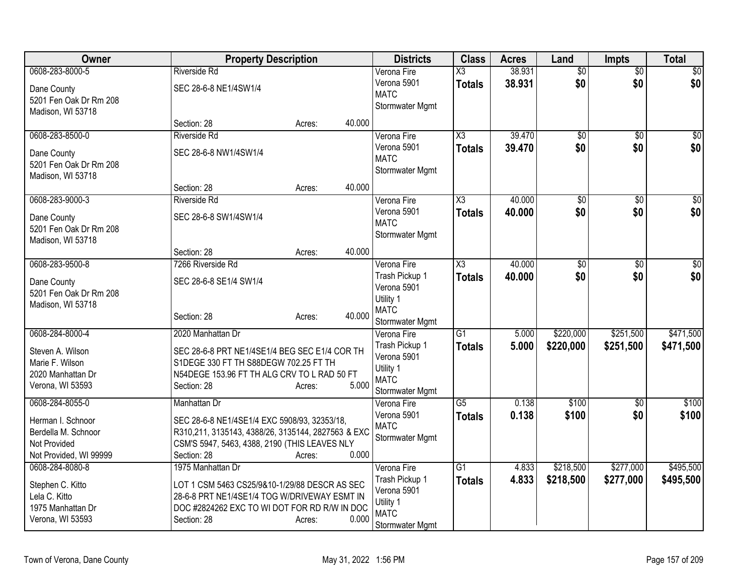| Owner | Property Description | Districts | Class | Acres | Land | Impts | Total |
|---|---|---|---|---|---|---|---|
| 0608-283-8000-5<br>Dane County<br>5201 Fen Oak Dr Rm 208<br>Madison, WI 53718 | Riverside Rd<br>SEC 28-6-8 NE1/4SW1/4<br>Section: 28 Acres: 40.000 | Verona Fire<br>Verona 5901<br>MATC<br>Stormwater Mgmt | X3<br>**Totals** | 38.931<br>**38.931** | $0<br>**$0** | $0<br>**$0** | $0<br>**$0** |
| 0608-283-8500-0<br>Dane County<br>5201 Fen Oak Dr Rm 208<br>Madison, WI 53718 | Riverside Rd<br>SEC 28-6-8 NW1/4SW1/4<br>Section: 28 Acres: 40.000 | Verona Fire<br>Verona 5901<br>MATC<br>Stormwater Mgmt | X3<br>**Totals** | 39.470<br>**39.470** | $0<br>**$0** | $0<br>**$0** | $0<br>**$0** |
| 0608-283-9000-3<br>Dane County<br>5201 Fen Oak Dr Rm 208<br>Madison, WI 53718 | Riverside Rd<br>SEC 28-6-8 SW1/4SW1/4<br>Section: 28 Acres: 40.000 | Verona Fire<br>Verona 5901<br>MATC<br>Stormwater Mgmt | X3<br>**Totals** | 40.000<br>**40.000** | $0<br>**$0** | $0<br>**$0** | $0<br>**$0** |
| 0608-283-9500-8<br>Dane County<br>5201 Fen Oak Dr Rm 208<br>Madison, WI 53718 | 7266 Riverside Rd<br>SEC 28-6-8 SE1/4 SW1/4<br>Section: 28 Acres: 40.000 | Verona Fire<br>Trash Pickup 1<br>Verona 5901<br>Utility 1<br>MATC<br>Stormwater Mgmt | X3<br>**Totals** | 40.000<br>**40.000** | $0<br>**$0** | $0<br>**$0** | $0<br>**$0** |
| 0608-284-8000-4<br>Steven A. Wilson<br>Marie F. Wilson<br>2020 Manhattan Dr<br>Verona, WI 53593 | 2020 Manhattan Dr<br>SEC 28-6-8 PRT NE1/4SE1/4 BEG SEC E1/4 COR TH S1DEGE 330 FT TH S88DEGW 702.25 FT TH N54DEGE 153.96 FT TH ALG CRV TO L RAD 50 FT<br>Section: 28 Acres: 5.000 | Verona Fire<br>Trash Pickup 1<br>Verona 5901<br>Utility 1<br>MATC<br>Stormwater Mgmt | G1<br>**Totals** | 5.000<br>**5.000** | $220,000<br>**$220,000** | $251,500<br>**$251,500** | $471,500<br>**$471,500** |
| 0608-284-8055-0<br>Herman I. Schnoor<br>Berdella M. Schnoor<br>Not Provided<br>Not Provided, WI 99999 | Manhattan Dr<br>SEC 28-6-8 NE1/4SE1/4 EXC 5908/93, 32353/18, R310,211, 3135143, 4388/26, 3135144, 2827563 & EXC CSM'S 5947, 5463, 4388, 2190 (THIS LEAVES NLY<br>Section: 28 Acres: 0.000 | Verona Fire<br>Verona 5901<br>MATC<br>Stormwater Mgmt | G5<br>**Totals** | 0.138<br>**0.138** | $100<br>**$100** | $0<br>**$0** | $100<br>**$100** |
| 0608-284-8080-8<br>Stephen C. Kitto<br>Lela C. Kitto<br>1975 Manhattan Dr<br>Verona, WI 53593 | 1975 Manhattan Dr<br>LOT 1 CSM 5463 CS25/9&10-1/29/88 DESCR AS SEC 28-6-8 PRT NE1/4SE1/4 TOG W/DRIVEWAY ESMT IN DOC #2824262 EXC TO WI DOT FOR RD R/W IN DOC<br>Section: 28 Acres: 0.000 | Verona Fire<br>Trash Pickup 1<br>Verona 5901<br>Utility 1<br>MATC<br>Stormwater Mgmt | G1<br>**Totals** | 4.833<br>**4.833** | $218,500<br>**$218,500** | $277,000<br>**$277,000** | $495,500<br>**$495,500** |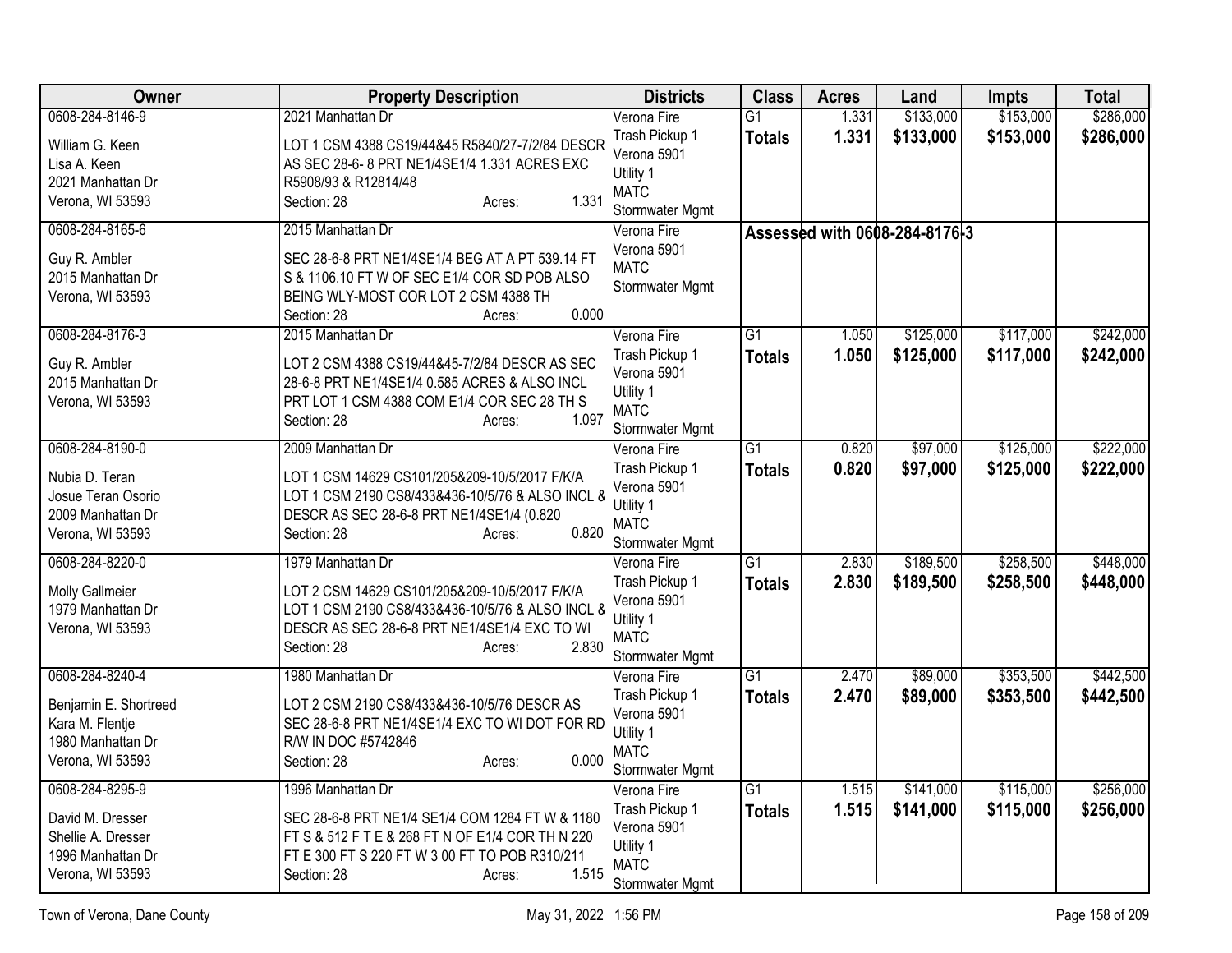| Owner | Property Description | Districts | Class | Acres | Land | Impts | Total |
|---|---|---|---|---|---|---|---|
| 0608-284-8146-9<br>William G. Keen<br>Lisa A. Keen<br>2021 Manhattan Dr<br>Verona, WI 53593 | 2021 Manhattan Dr<br>LOT 1 CSM 4388 CS19/44&45 R5840/27-7/2/84 DESCR AS SEC 28-6- 8 PRT NE1/4SE1/4 1.331 ACRES EXC R5908/93 & R12814/48<br>Section: 28 Acres: 1.331 | Verona Fire<br>Trash Pickup 1<br>Verona 5901<br>Utility 1<br>MATC<br>Stormwater Mgmt | G1<br>**Totals** | 1.331<br>**1.331** | $133,000<br>**$133,000** | $153,000<br>**$153,000** | $286,000<br>**$286,000** |
| 0608-284-8165-6<br>Guy R. Ambler<br>2015 Manhattan Dr<br>Verona, WI 53593 | 2015 Manhattan Dr<br>SEC 28-6-8 PRT NE1/4SE1/4 BEG AT A PT 539.14 FT S & 1106.10 FT W OF SEC E1/4 COR SD POB ALSO BEING WLY-MOST COR LOT 2 CSM 4388 TH<br>Section: 28 Acres: 0.000 | Verona Fire<br>Verona 5901<br>MATC<br>Stormwater Mgmt | **Assessed with 0608-284-8176-3** | | | | |
| 0608-284-8176-3<br>Guy R. Ambler<br>2015 Manhattan Dr<br>Verona, WI 53593 | 2015 Manhattan Dr<br>LOT 2 CSM 4388 CS19/44&45-7/2/84 DESCR AS SEC 28-6-8 PRT NE1/4SE1/4 0.585 ACRES & ALSO INCL PRT LOT 1 CSM 4388 COM E1/4 COR SEC 28 TH S<br>Section: 28 Acres: 1.097 | Verona Fire<br>Trash Pickup 1<br>Verona 5901<br>Utility 1<br>MATC<br>Stormwater Mgmt | G1<br>**Totals** | 1.050<br>**1.050** | $125,000<br>**$125,000** | $117,000<br>**$117,000** | $242,000<br>**$242,000** |
| 0608-284-8190-0<br>Nubia D. Teran<br>Josue Teran Osorio<br>2009 Manhattan Dr<br>Verona, WI 53593 | 2009 Manhattan Dr<br>LOT 1 CSM 14629 CS101/205&209-10/5/2017 F/K/A LOT 1 CSM 2190 CS8/433&436-10/5/76 & ALSO INCL & DESCR AS SEC 28-6-8 PRT NE1/4SE1/4 (0.820<br>Section: 28 Acres: 0.820 | Verona Fire<br>Trash Pickup 1<br>Verona 5901<br>Utility 1<br>MATC<br>Stormwater Mgmt | G1<br>**Totals** | 0.820<br>**0.820** | $97,000<br>**$97,000** | $125,000<br>**$125,000** | $222,000<br>**$222,000** |
| 0608-284-8220-0<br>Molly Gallmeier<br>1979 Manhattan Dr<br>Verona, WI 53593 | 1979 Manhattan Dr<br>LOT 2 CSM 14629 CS101/205&209-10/5/2017 F/K/A LOT 1 CSM 2190 CS8/433&436-10/5/76 & ALSO INCL & DESCR AS SEC 28-6-8 PRT NE1/4SE1/4 EXC TO WI<br>Section: 28 Acres: 2.830 | Verona Fire<br>Trash Pickup 1<br>Verona 5901<br>Utility 1<br>MATC<br>Stormwater Mgmt | G1<br>**Totals** | 2.830<br>**2.830** | $189,500<br>**$189,500** | $258,500<br>**$258,500** | $448,000<br>**$448,000** |
| 0608-284-8240-4<br>Benjamin E. Shortreed<br>Kara M. Flentje<br>1980 Manhattan Dr<br>Verona, WI 53593 | 1980 Manhattan Dr<br>LOT 2 CSM 2190 CS8/433&436-10/5/76 DESCR AS SEC 28-6-8 PRT NE1/4SE1/4 EXC TO WI DOT FOR RD R/W IN DOC #5742846<br>Section: 28 Acres: 0.000 | Verona Fire<br>Trash Pickup 1<br>Verona 5901<br>Utility 1<br>MATC<br>Stormwater Mgmt | G1<br>**Totals** | 2.470<br>**2.470** | $89,000<br>**$89,000** | $353,500<br>**$353,500** | $442,500<br>**$442,500** |
| 0608-284-8295-9<br>David M. Dresser<br>Shellie A. Dresser<br>1996 Manhattan Dr<br>Verona, WI 53593 | 1996 Manhattan Dr<br>SEC 28-6-8 PRT NE1/4 SE1/4 COM 1284 FT W & 1180 FT S & 512 F T E & 268 FT N OF E1/4 COR TH N 220 FT E 300 FT S 220 FT W 3 00 FT TO POB R310/211<br>Section: 28 Acres: 1.515 | Verona Fire<br>Trash Pickup 1<br>Verona 5901<br>Utility 1<br>MATC<br>Stormwater Mgmt | G1<br>**Totals** | 1.515<br>**1.515** | $141,000<br>**$141,000** | $115,000<br>**$115,000** | $256,000<br>**$256,000** |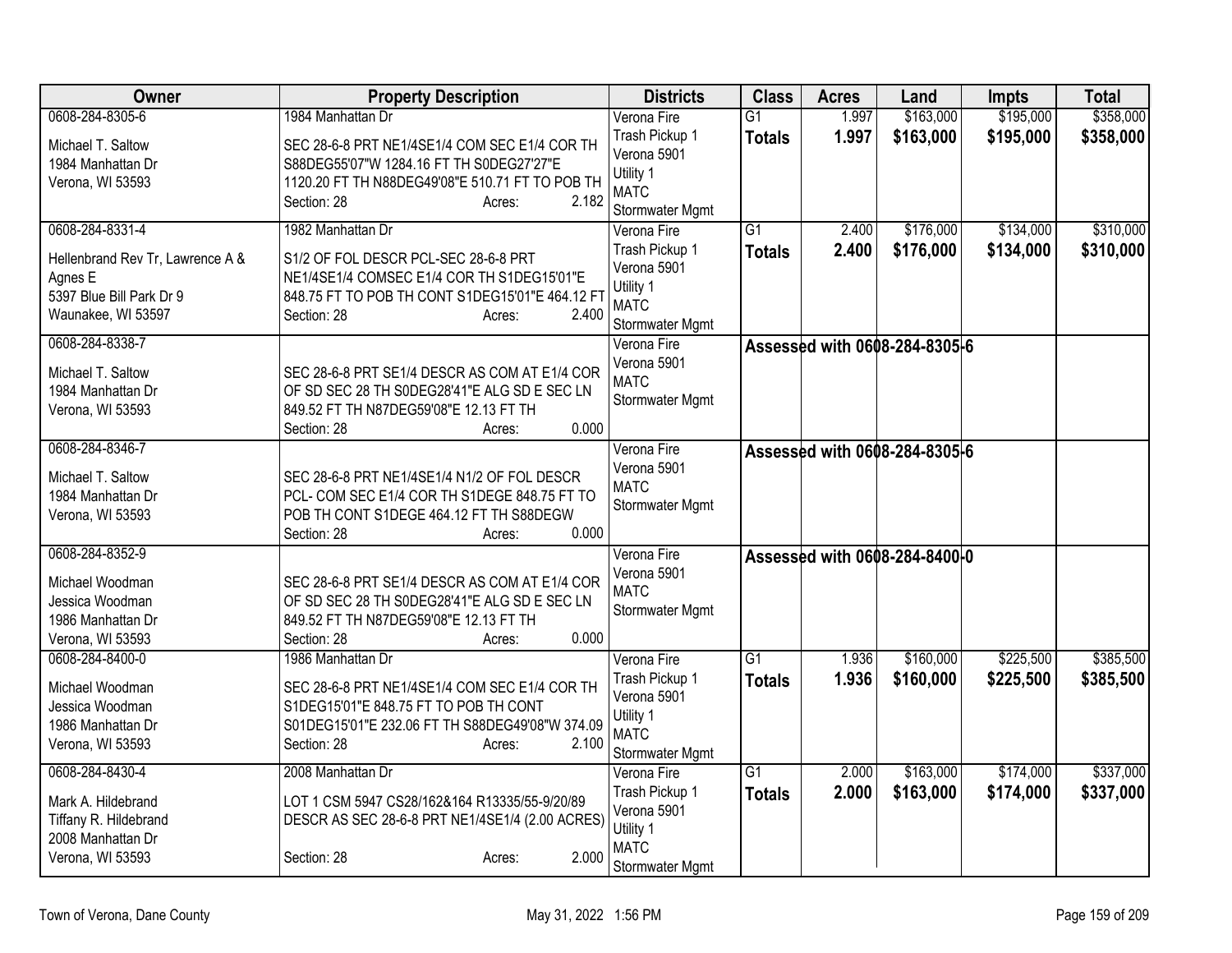| Owner | Property Description | Districts | Class | Acres | Land | Impts | Total |
|---|---|---|---|---|---|---|---|
| 0608-284-8305-6<br>Michael T. Saltow<br>1984 Manhattan Dr<br>Verona, WI 53593 | 1984 Manhattan Dr<br>SEC 28-6-8 PRT NE1/4SE1/4 COM SEC E1/4 COR TH S88DEG55'07"W 1284.16 FT TH S0DEG27'27"E 1120.20 FT TH N88DEG49'08"E 510.71 FT TO POB TH<br>Section: 28 Acres: 2.182 | Verona Fire<br>Trash Pickup 1<br>Verona 5901<br>Utility 1<br>MATC<br>Stormwater Mgmt | G1<br>**Totals** | 1.997<br>**1.997** | $163,000<br>**$163,000** | $195,000<br>**$195,000** | $358,000<br>**$358,000** |
| 0608-284-8331-4<br>Hellenbrand Rev Tr, Lawrence A & Agnes E<br>5397 Blue Bill Park Dr 9<br>Waunakee, WI 53597 | 1982 Manhattan Dr<br>S1/2 OF FOL DESCR PCL-SEC 28-6-8 PRT NE1/4SE1/4 COMSEC E1/4 COR TH S1DEG15'01"E 848.75 FT TO POB TH CONT S1DEG15'01"E 464.12 FT<br>Section: 28 Acres: 2.400 | Verona Fire<br>Trash Pickup 1<br>Verona 5901<br>Utility 1<br>MATC<br>Stormwater Mgmt | G1<br>**Totals** | 2.400<br>**2.400** | $176,000<br>**$176,000** | $134,000<br>**$134,000** | $310,000<br>**$310,000** |
| 0608-284-8338-7<br>Michael T. Saltow<br>1984 Manhattan Dr<br>Verona, WI 53593 | SEC 28-6-8 PRT SE1/4 DESCR AS COM AT E1/4 COR OF SD SEC 28 TH S0DEG28'41"E ALG SD E SEC LN 849.52 FT TH N87DEG59'08"E 12.13 FT TH<br>Section: 28 Acres: 0.000 | Verona Fire<br>Verona 5901<br>MATC<br>Stormwater Mgmt | **Assessed with 0608-284-8305-6** | | | | |
| 0608-284-8346-7<br>Michael T. Saltow<br>1984 Manhattan Dr<br>Verona, WI 53593 | SEC 28-6-8 PRT NE1/4SE1/4 N1/2 OF FOL DESCR PCL- COM SEC E1/4 COR TH S1DEGE 848.75 FT TO POB TH CONT S1DEGE 464.12 FT TH S88DEGW<br>Section: 28 Acres: 0.000 | Verona Fire<br>Verona 5901<br>MATC<br>Stormwater Mgmt | **Assessed with 0608-284-8305-6** | | | | |
| 0608-284-8352-9<br>Michael Woodman<br>Jessica Woodman<br>1986 Manhattan Dr<br>Verona, WI 53593 | SEC 28-6-8 PRT SE1/4 DESCR AS COM AT E1/4 COR OF SD SEC 28 TH S0DEG28'41"E ALG SD E SEC LN 849.52 FT TH N87DEG59'08"E 12.13 FT TH<br>Section: 28 Acres: 0.000 | Verona Fire<br>Verona 5901<br>MATC<br>Stormwater Mgmt | **Assessed with 0608-284-8400-0** | | | | |
| 0608-284-8400-0<br>Michael Woodman<br>Jessica Woodman<br>1986 Manhattan Dr<br>Verona, WI 53593 | 1986 Manhattan Dr<br>SEC 28-6-8 PRT NE1/4SE1/4 COM SEC E1/4 COR TH S1DEG15'01"E 848.75 FT TO POB TH CONT S01DEG15'01"E 232.06 FT TH S88DEG49'08"W 374.09<br>Section: 28 Acres: 2.100 | Verona Fire<br>Trash Pickup 1<br>Verona 5901<br>Utility 1<br>MATC<br>Stormwater Mgmt | G1<br>**Totals** | 1.936<br>**1.936** | $160,000<br>**$160,000** | $225,500<br>**$225,500** | $385,500<br>**$385,500** |
| 0608-284-8430-4<br>Mark A. Hildebrand<br>Tiffany R. Hildebrand<br>2008 Manhattan Dr<br>Verona, WI 53593 | 2008 Manhattan Dr<br>LOT 1 CSM 5947 CS28/162&164 R13335/55-9/20/89 DESCR AS SEC 28-6-8 PRT NE1/4SE1/4 (2.00 ACRES)<br>Section: 28 Acres: 2.000 | Verona Fire<br>Trash Pickup 1<br>Verona 5901<br>Utility 1<br>MATC<br>Stormwater Mgmt | G1<br>**Totals** | 2.000<br>**2.000** | $163,000<br>**$163,000** | $174,000<br>**$174,000** | $337,000<br>**$337,000** |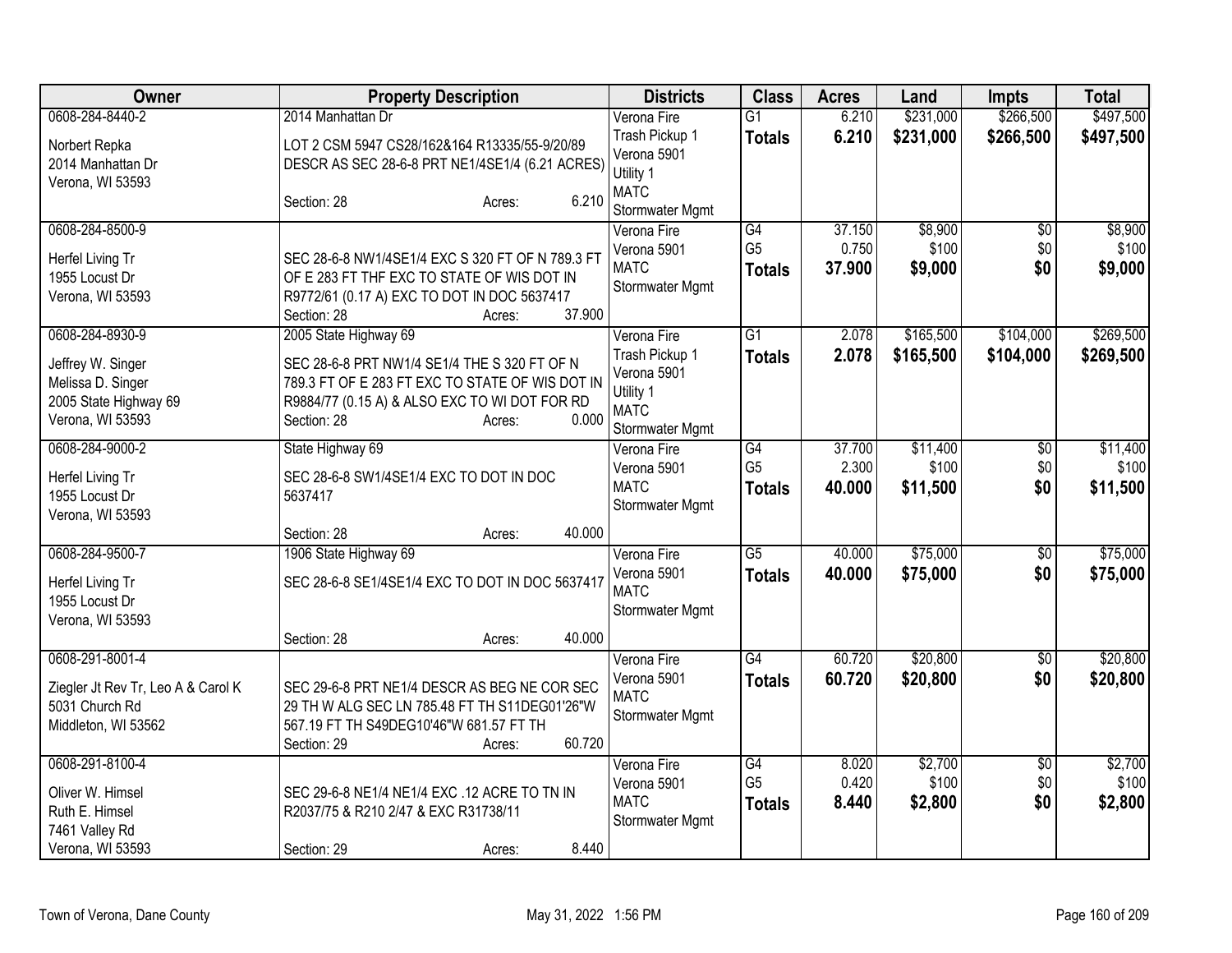| Owner | Property Description | Districts | Class | Acres | Land | Impts | Total |
|---|---|---|---|---|---|---|---|
| 0608-284-8440-2<br>Norbert Repka<br>2014 Manhattan Dr<br>Verona, WI 53593 | 2014 Manhattan Dr<br>LOT 2 CSM 5947 CS28/162&164 R13335/55-9/20/89 DESCR AS SEC 28-6-8 PRT NE1/4SE1/4 (6.21 ACRES)<br>Section: 28 Acres: 6.210 | Verona Fire<br>Trash Pickup 1<br>Verona 5901<br>Utility 1<br>MATC<br>Stormwater Mgmt | G1<br>**Totals** | 6.210<br>**6.210** | $231,000<br>**$231,000** | $266,500<br>**$266,500** | $497,500<br>**$497,500** |
| 0608-284-8500-9<br>Herfel Living Tr<br>1955 Locust Dr<br>Verona, WI 53593 | SEC 28-6-8 NW1/4SE1/4 EXC S 320 FT OF N 789.3 FT OF E 283 FT THF EXC TO STATE OF WIS DOT IN R9772/61 (0.17 A) EXC TO DOT IN DOC 5637417<br>Section: 28 Acres: 37.900 | Verona Fire<br>Verona 5901<br>MATC<br>Stormwater Mgmt | G4<br>G5<br>**Totals** | 37.150<br>0.750<br>**37.900** | $8,900<br>$100<br>**$9,000** | $0<br>$0<br>**$0** | $8,900<br>$100<br>**$9,000** |
| 0608-284-8930-9<br>Jeffrey W. Singer<br>Melissa D. Singer<br>2005 State Highway 69<br>Verona, WI 53593 | 2005 State Highway 69<br>SEC 28-6-8 PRT NW1/4 SE1/4 THE S 320 FT OF N 789.3 FT OF E 283 FT EXC TO STATE OF WIS DOT IN R9884/77 (0.15 A) & ALSO EXC TO WI DOT FOR RD<br>Section: 28 Acres: 0.000 | Verona Fire<br>Trash Pickup 1<br>Verona 5901<br>Utility 1<br>MATC<br>Stormwater Mgmt | G1<br>**Totals** | 2.078<br>**2.078** | $165,500<br>**$165,500** | $104,000<br>**$104,000** | $269,500<br>**$269,500** |
| 0608-284-9000-2<br>Herfel Living Tr<br>1955 Locust Dr<br>Verona, WI 53593 | State Highway 69<br>SEC 28-6-8 SW1/4SE1/4 EXC TO DOT IN DOC 5637417<br>Section: 28 Acres: 40.000 | Verona Fire<br>Verona 5901<br>MATC<br>Stormwater Mgmt | G4<br>G5<br>**Totals** | 37.700<br>2.300<br>**40.000** | $11,400<br>$100<br>**$11,500** | $0<br>$0<br>**$0** | $11,400<br>$100<br>**$11,500** |
| 0608-284-9500-7<br>Herfel Living Tr<br>1955 Locust Dr<br>Verona, WI 53593 | 1906 State Highway 69<br>SEC 28-6-8 SE1/4SE1/4 EXC TO DOT IN DOC 5637417<br>Section: 28 Acres: 40.000 | Verona Fire<br>Verona 5901<br>MATC<br>Stormwater Mgmt | G5<br>**Totals** | 40.000<br>**40.000** | $75,000<br>**$75,000** | $0<br>**$0** | $75,000<br>**$75,000** |
| 0608-291-8001-4<br>Ziegler Jt Rev Tr, Leo A & Carol K<br>5031 Church Rd<br>Middleton, WI 53562 | SEC 29-6-8 PRT NE1/4 DESCR AS BEG NE COR SEC 29 TH W ALG SEC LN 785.48 FT TH S11DEG01'26"W 567.19 FT TH S49DEG10'46"W 681.57 FT TH<br>Section: 29 Acres: 60.720 | Verona Fire<br>Verona 5901<br>MATC<br>Stormwater Mgmt | G4<br>**Totals** | 60.720<br>**60.720** | $20,800<br>**$20,800** | $0<br>**$0** | $20,800<br>**$20,800** |
| 0608-291-8100-4<br>Oliver W. Himsel<br>Ruth E. Himsel<br>7461 Valley Rd<br>Verona, WI 53593 | SEC 29-6-8 NE1/4 NE1/4 EXC .12 ACRE TO TN IN R2037/75 & R210 2/47 & EXC R31738/11<br>Section: 29 Acres: 8.440 | Verona Fire<br>Verona 5901<br>MATC<br>Stormwater Mgmt | G4<br>G5<br>**Totals** | 8.020<br>0.420<br>**8.440** | $2,700<br>$100<br>**$2,800** | $0<br>$0<br>**$0** | $2,700<br>$100<br>**$2,800** |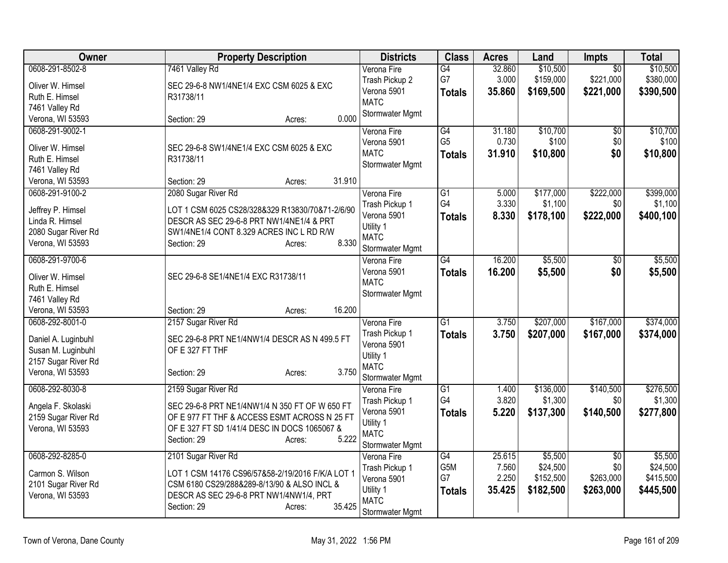| Owner | Property Description | Districts | Class | Acres | Land | Impts | Total |
|---|---|---|---|---|---|---|---|
| 0608-291-8502-8<br>Oliver W. Himsel<br>Ruth E. Himsel<br>7461 Valley Rd<br>Verona, WI 53593 | 7461 Valley Rd<br>SEC 29-6-8 NW1/4NE1/4 EXC CSM 6025 & EXC R31738/11<br>Section: 29 Acres: 0.000 | Verona Fire<br>Trash Pickup 2<br>Verona 5901<br>MATC<br>Stormwater Mgmt | G4<br>G7<br>**Totals** | 32.860<br>3.000<br>**35.860** | $10,500<br>$159,000<br>**$169,500** | $0<br>$221,000<br>**$221,000** | $10,500<br>$380,000<br>**$390,500** |
| 0608-291-9002-1<br>Oliver W. Himsel<br>Ruth E. Himsel<br>7461 Valley Rd<br>Verona, WI 53593 | SEC 29-6-8 SW1/4NE1/4 EXC CSM 6025 & EXC R31738/11<br>Section: 29 Acres: 31.910 | Verona Fire<br>Verona 5901<br>MATC<br>Stormwater Mgmt | G4<br>G5<br>**Totals** | 31.180<br>0.730<br>**31.910** | $10,700<br>$100<br>**$10,800** | $0<br>$0<br>**$0** | $10,700<br>$100<br>**$10,800** |
| 0608-291-9100-2<br>Jeffrey P. Himsel<br>Linda R. Himsel<br>2080 Sugar River Rd<br>Verona, WI 53593 | 2080 Sugar River Rd<br>LOT 1 CSM 6025 CS28/328&329 R13830/70&71-2/6/90 DESCR AS SEC 29-6-8 PRT NW1/4NE1/4 & PRT SW1/4NE1/4 CONT 8.329 ACRES INC L RD R/W<br>Section: 29 Acres: 8.330 | Verona Fire<br>Trash Pickup 1<br>Verona 5901<br>Utility 1<br>MATC<br>Stormwater Mgmt | G1<br>G4<br>**Totals** | 5.000<br>3.330<br>**8.330** | $177,000<br>$1,100<br>**$178,100** | $222,000<br>$0<br>**$222,000** | $399,000<br>$1,100<br>**$400,100** |
| 0608-291-9700-6<br>Oliver W. Himsel<br>Ruth E. Himsel<br>7461 Valley Rd<br>Verona, WI 53593 | SEC 29-6-8 SE1/4NE1/4 EXC R31738/11<br>Section: 29 Acres: 16.200 | Verona Fire<br>Verona 5901<br>MATC<br>Stormwater Mgmt | G4<br>**Totals** | 16.200<br>**16.200** | $5,500<br>**$5,500** | $0<br>**$0** | $5,500<br>**$5,500** |
| 0608-292-8001-0<br>Daniel A. Luginbuhl<br>Susan M. Luginbuhl<br>2157 Sugar River Rd<br>Verona, WI 53593 | 2157 Sugar River Rd<br>SEC 29-6-8 PRT NE1/4NW1/4 DESCR AS N 499.5 FT OF E 327 FT THF<br>Section: 29 Acres: 3.750 | Verona Fire<br>Trash Pickup 1<br>Verona 5901<br>Utility 1<br>MATC<br>Stormwater Mgmt | G1<br>**Totals** | 3.750<br>**3.750** | $207,000<br>**$207,000** | $167,000<br>**$167,000** | $374,000<br>**$374,000** |
| 0608-292-8030-8<br>Angela F. Skolaski<br>2159 Sugar River Rd<br>Verona, WI 53593 | 2159 Sugar River Rd<br>SEC 29-6-8 PRT NE1/4NW1/4 N 350 FT OF W 650 FT OF E 977 FT THF & ACCESS ESMT ACROSS N 25 FT OF E 327 FT SD 1/41/4 DESC IN DOCS 1065067 &<br>Section: 29 Acres: 5.222 | Verona Fire<br>Trash Pickup 1<br>Verona 5901<br>Utility 1<br>MATC<br>Stormwater Mgmt | G1<br>G4<br>**Totals** | 1.400<br>3.820<br>**5.220** | $136,000<br>$1,300<br>**$137,300** | $140,500<br>$0<br>**$140,500** | $276,500<br>$1,300<br>**$277,800** |
| 0608-292-8285-0<br>Carmon S. Wilson<br>2101 Sugar River Rd<br>Verona, WI 53593 | 2101 Sugar River Rd<br>LOT 1 CSM 14176 CS96/57&58-2/19/2016 F/K/A LOT 1 CSM 6180 CS29/288&289-8/13/90 & ALSO INCL & DESCR AS SEC 29-6-8 PRT NW1/4NW1/4, PRT<br>Section: 29 Acres: 35.425 | Verona Fire<br>Trash Pickup 1<br>Verona 5901<br>Utility 1<br>MATC<br>Stormwater Mgmt | G4<br>G5M<br>G7<br>**Totals** | 25.615<br>7.560<br>2.250<br>**35.425** | $5,500<br>$24,500<br>$152,500<br>**$182,500** | $0<br>$0<br>$263,000<br>**$263,000** | $5,500<br>$24,500<br>$415,500<br>**$445,500** |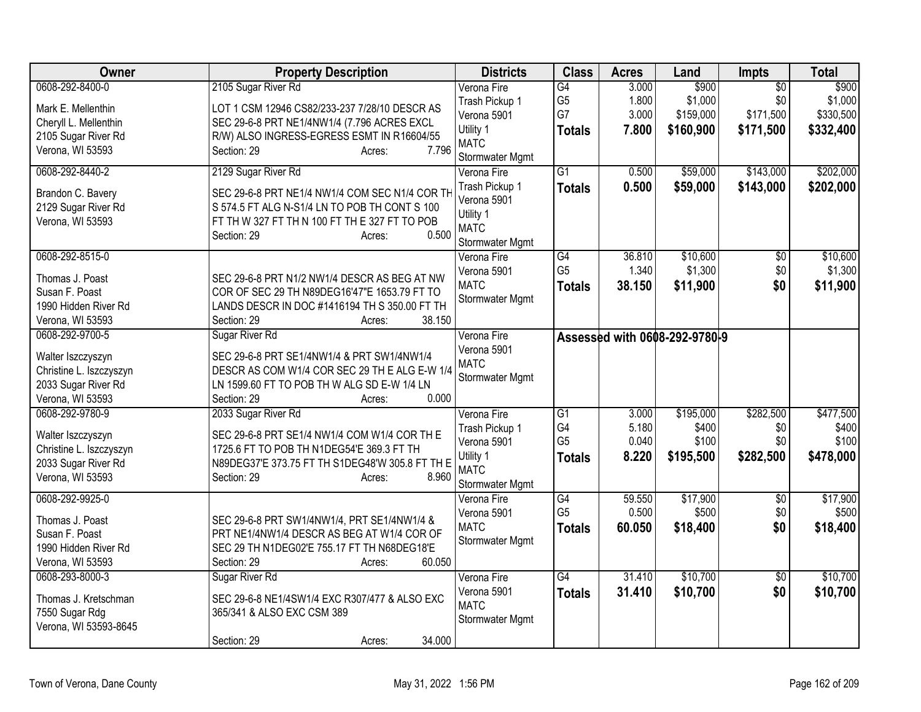| Owner | Property Description | Districts | Class | Acres | Land | Impts | Total |
|---|---|---|---|---|---|---|---|
| 0608-292-8400-0<br><br>Mark E. Mellenthin<br>Cheryll L. Mellenthin<br>2105 Sugar River Rd<br>Verona, WI 53593 | 2105 Sugar River Rd<br><br>LOT 1 CSM 12946 CS82/233-237 7/28/10 DESCR AS SEC 29-6-8 PRT NE1/4NW1/4 (7.796 ACRES EXCL R/W) ALSO INGRESS-EGRESS ESMT IN R16604/55<br>Section: 29 Acres: 7.796 | Verona Fire<br>Trash Pickup 1<br>Verona 5901<br>Utility 1<br>MATC<br>Stormwater Mgmt | G4<br>G5<br>G7<br>**Totals** | 3.000<br>1.800<br>3.000<br>**7.800** | \$900<br>\$1,000<br>\$159,000<br>**\$160,900** | \$0<br>\$0<br>\$171,500<br>**\$171,500** | \$900<br>\$1,000<br>\$330,500<br>**\$332,400** |
| 0608-292-8440-2<br><br>Brandon C. Bavery<br>2129 Sugar River Rd<br>Verona, WI 53593 | 2129 Sugar River Rd<br><br>SEC 29-6-8 PRT NE1/4 NW1/4 COM SEC N1/4 COR TH S 574.5 FT ALG N-S1/4 LN TO POB TH CONT S 100 FT TH W 327 FT TH N 100 FT TH E 327 FT TO POB<br>Section: 29 Acres: 0.500 | Verona Fire<br>Trash Pickup 1<br>Verona 5901<br>Utility 1<br>MATC<br>Stormwater Mgmt | G1<br>**Totals** | 0.500<br>**0.500** | \$59,000<br>**\$59,000** | \$143,000<br>**\$143,000** | \$202,000<br>**\$202,000** |
| 0608-292-8515-0<br><br>Thomas J. Poast<br>Susan F. Poast<br>1990 Hidden River Rd<br>Verona, WI 53593 | SEC 29-6-8 PRT N1/2 NW1/4 DESCR AS BEG AT NW COR OF SEC 29 TH N89DEG16'47"E 1653.79 FT TO LANDS DESCR IN DOC #1416194 TH S 350.00 FT TH<br>Section: 29 Acres: 38.150 | Verona Fire<br>Verona 5901<br>MATC<br>Stormwater Mgmt | G4<br>G5<br>**Totals** | 36.810<br>1.340<br>**38.150** | \$10,600<br>\$1,300<br>**\$11,900** | \$0<br>\$0<br>**\$0** | \$10,600<br>\$1,300<br>**\$11,900** |
| 0608-292-9700-5<br><br>Walter Iszczyszyn<br>Christine L. Iszczyszyn<br>2033 Sugar River Rd<br>Verona, WI 53593 | Sugar River Rd<br><br>SEC 29-6-8 PRT SE1/4NW1/4 & PRT SW1/4NW1/4 DESCR AS COM W1/4 COR SEC 29 TH E ALG E-W 1/4 LN 1599.60 FT TO POB TH W ALG SD E-W 1/4 LN<br>Section: 29 Acres: 0.000 | Verona Fire<br>Verona 5901<br>MATC<br>Stormwater Mgmt | Assessed with 0608-292-9780-9 | | | | |
| 0608-292-9780-9<br><br>Walter Iszczyszyn<br>Christine L. Iszczyszyn<br>2033 Sugar River Rd<br>Verona, WI 53593 | 2033 Sugar River Rd<br><br>SEC 29-6-8 PRT SE1/4 NW1/4 COM W1/4 COR TH E 1725.6 FT TO POB TH N1DEG54'E 369.3 FT TH N89DEG37'E 373.75 FT TH S1DEG48'W 305.8 FT TH E<br>Section: 29 Acres: 8.960 | Verona Fire<br>Trash Pickup 1<br>Verona 5901<br>Utility 1<br>MATC<br>Stormwater Mgmt | G1<br>G4<br>G5<br>**Totals** | 3.000<br>5.180<br>0.040<br>**8.220** | \$195,000<br>\$400<br>\$100<br>**\$195,500** | \$282,500<br>\$0<br>\$0<br>**\$282,500** | \$477,500<br>\$400<br>\$100<br>**\$478,000** |
| 0608-292-9925-0<br><br>Thomas J. Poast<br>Susan F. Poast<br>1990 Hidden River Rd<br>Verona, WI 53593 | SEC 29-6-8 PRT SW1/4NW1/4, PRT SE1/4NW1/4 & PRT NE1/4NW1/4 DESCR AS BEG AT W1/4 COR OF SEC 29 TH N1DEG02'E 755.17 FT TH N68DEG18'E<br>Section: 29 Acres: 60.050 | Verona Fire<br>Verona 5901<br>MATC<br>Stormwater Mgmt | G4<br>G5<br>**Totals** | 59.550<br>0.500<br>**60.050** | \$17,900<br>\$500<br>**\$18,400** | \$0<br>\$0<br>**\$0** | \$17,900<br>\$500<br>**\$18,400** |
| 0608-293-8000-3<br><br>Thomas J. Kretschman<br>7550 Sugar Rdg<br>Verona, WI 53593-8645 | Sugar River Rd<br><br>SEC 29-6-8 NE1/4SW1/4 EXC R307/477 & ALSO EXC 365/341 & ALSO EXC CSM 389<br><br>Section: 29 Acres: 34.000 | Verona Fire<br>Verona 5901<br>MATC<br>Stormwater Mgmt | G4<br>**Totals** | 31.410<br>**31.410** | \$10,700<br>**\$10,700** | \$0<br>**\$0** | \$10,700<br>**\$10,700** |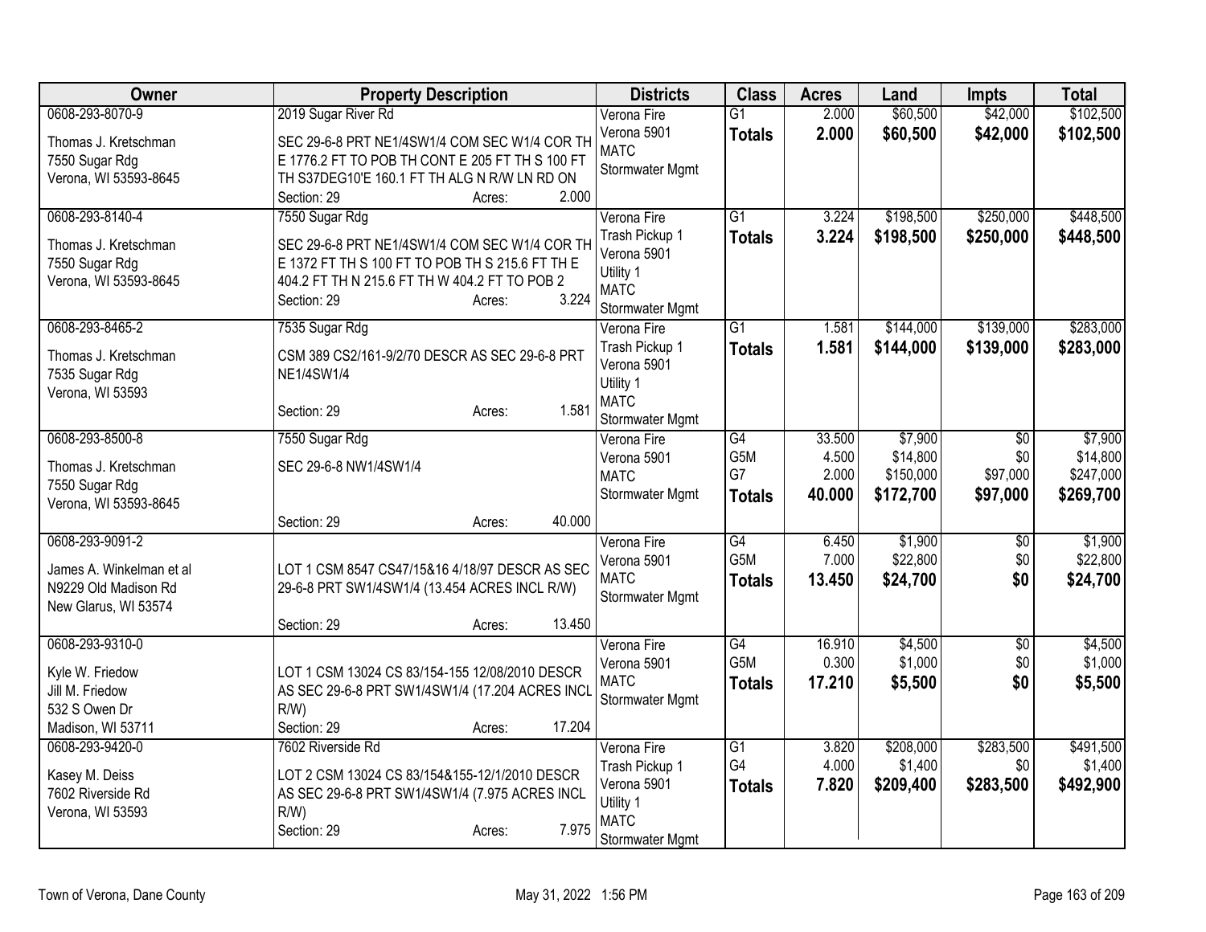| Owner | Property Description | Districts | Class | Acres | Land | Impts | Total |
|---|---|---|---|---|---|---|---|
| 0608-293-8070-9<br>Thomas J. Kretschman<br>7550 Sugar Rdg<br>Verona, WI 53593-8645 | 2019 Sugar River Rd<br>SEC 29-6-8 PRT NE1/4SW1/4 COM SEC W1/4 COR TH E 1776.2 FT TO POB TH CONT E 205 FT TH S 100 FT TH S37DEG10'E 160.1 FT TH ALG N R/W LN RD ON<br>Section: 29 Acres: 2.000 | Verona Fire<br>Verona 5901<br>MATC<br>Stormwater Mgmt | G1<br>**Totals** | 2.000<br>**2.000** | \$60,500<br>**\$60,500** | \$42,000<br>**\$42,000** | \$102,500<br>**\$102,500** |
| 0608-293-8140-4<br>Thomas J. Kretschman<br>7550 Sugar Rdg<br>Verona, WI 53593-8645 | 7550 Sugar Rdg<br>SEC 29-6-8 PRT NE1/4SW1/4 COM SEC W1/4 COR TH E 1372 FT TH S 100 FT TO POB TH S 215.6 FT TH E 404.2 FT TH N 215.6 FT TH W 404.2 FT TO POB 2<br>Section: 29 Acres: 3.224 | Verona Fire<br>Trash Pickup 1<br>Verona 5901<br>Utility 1<br>MATC<br>Stormwater Mgmt | G1<br>**Totals** | 3.224<br>**3.224** | \$198,500<br>**\$198,500** | \$250,000<br>**\$250,000** | \$448,500<br>**\$448,500** |
| 0608-293-8465-2<br>Thomas J. Kretschman<br>7535 Sugar Rdg<br>Verona, WI 53593 | 7535 Sugar Rdg<br>CSM 389 CS2/161-9/2/70 DESCR AS SEC 29-6-8 PRT NE1/4SW1/4<br>Section: 29 Acres: 1.581 | Verona Fire<br>Trash Pickup 1<br>Verona 5901<br>Utility 1<br>MATC<br>Stormwater Mgmt | G1<br>**Totals** | 1.581<br>**1.581** | \$144,000<br>**\$144,000** | \$139,000<br>**\$139,000** | \$283,000<br>**\$283,000** |
| 0608-293-8500-8<br>Thomas J. Kretschman<br>7550 Sugar Rdg<br>Verona, WI 53593-8645 | 7550 Sugar Rdg<br>SEC 29-6-8 NW1/4SW1/4<br>Section: 29 Acres: 40.000 | Verona Fire<br>Verona 5901<br>MATC<br>Stormwater Mgmt | G4<br>G5M<br>G7<br>**Totals** | 33.500<br>4.500<br>2.000<br>**40.000** | \$7,900<br>\$14,800<br>\$150,000<br>**\$172,700** | \$0<br>\$0<br>\$97,000<br>**\$97,000** | \$7,900<br>\$14,800<br>\$247,000<br>**\$269,700** |
| 0608-293-9091-2<br>James A. Winkelman et al<br>N9229 Old Madison Rd<br>New Glarus, WI 53574 | LOT 1 CSM 8547 CS47/15&16 4/18/97 DESCR AS SEC 29-6-8 PRT SW1/4SW1/4 (13.454 ACRES INCL R/W)<br>Section: 29 Acres: 13.450 | Verona Fire<br>Verona 5901<br>MATC<br>Stormwater Mgmt | G4<br>G5M<br>**Totals** | 6.450<br>7.000<br>**13.450** | \$1,900<br>\$22,800<br>**\$24,700** | \$0<br>\$0<br>**\$0** | \$1,900<br>\$22,800<br>**\$24,700** |
| 0608-293-9310-0<br>Kyle W. Friedow<br>Jill M. Friedow<br>532 S Owen Dr<br>Madison, WI 53711 | LOT 1 CSM 13024 CS 83/154-155 12/08/2010 DESCR AS SEC 29-6-8 PRT SW1/4SW1/4 (17.204 ACRES INCL R/W)<br>Section: 29 Acres: 17.204 | Verona Fire<br>Verona 5901<br>MATC<br>Stormwater Mgmt | G4<br>G5M<br>**Totals** | 16.910<br>0.300<br>**17.210** | \$4,500<br>\$1,000<br>**\$5,500** | \$0<br>\$0<br>**\$0** | \$4,500<br>\$1,000<br>**\$5,500** |
| 0608-293-9420-0<br>Kasey M. Deiss<br>7602 Riverside Rd<br>Verona, WI 53593 | 7602 Riverside Rd<br>LOT 2 CSM 13024 CS 83/154&155-12/1/2010 DESCR AS SEC 29-6-8 PRT SW1/4SW1/4 (7.975 ACRES INCL R/W)<br>Section: 29 Acres: 7.975 | Verona Fire<br>Trash Pickup 1<br>Verona 5901<br>Utility 1<br>MATC<br>Stormwater Mgmt | G1<br>G4<br>**Totals** | 3.820<br>4.000<br>**7.820** | \$208,000<br>\$1,400<br>**\$209,400** | \$283,500<br>\$0<br>**\$283,500** | \$491,500<br>\$1,400<br>**\$492,900** |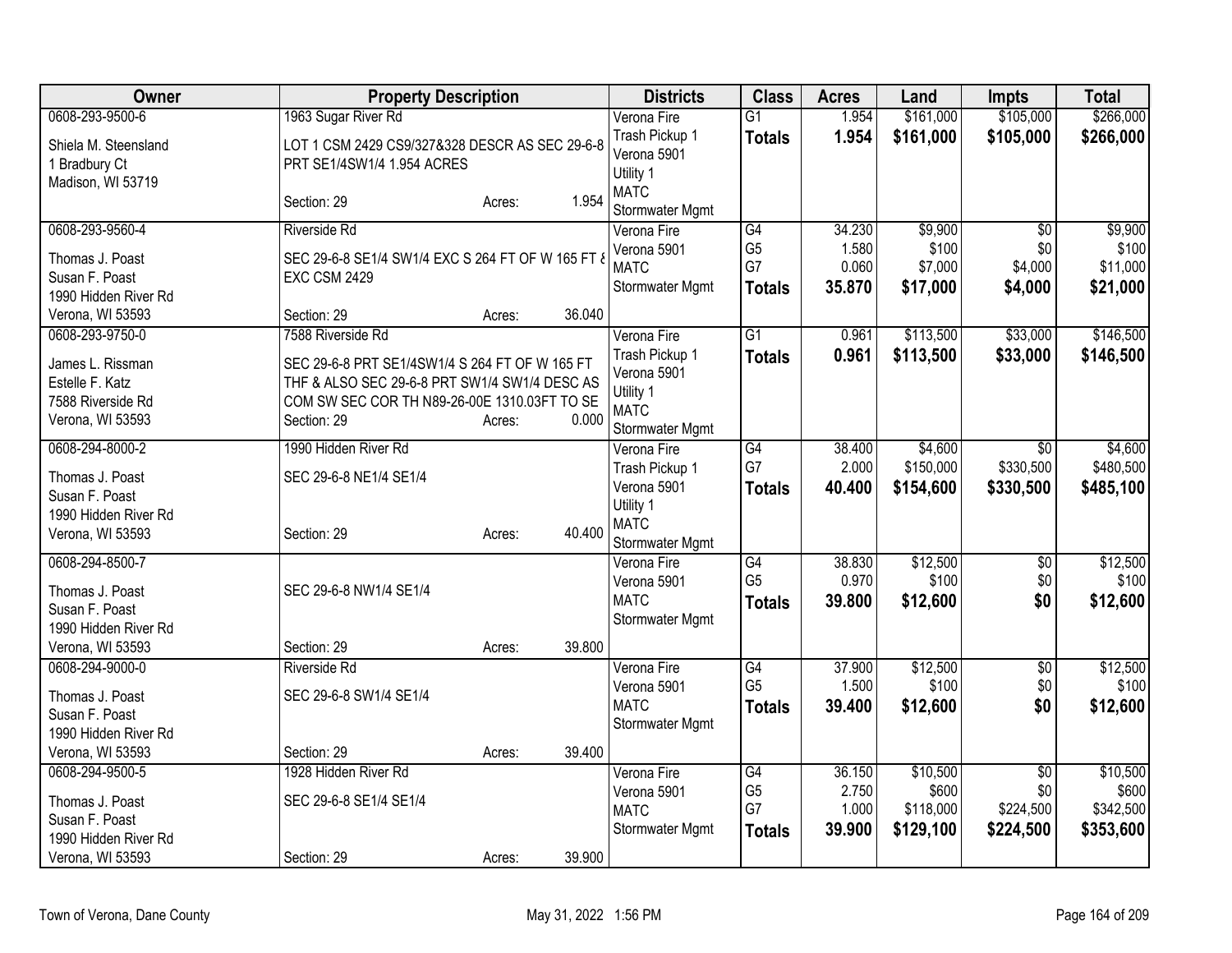| Owner | Property Description | Districts | Class | Acres | Land | Impts | Total |
|---|---|---|---|---|---|---|---|
| 0608-293-9500-6<br>Shiela M. Steensland<br>1 Bradbury Ct<br>Madison, WI 53719 | 1963 Sugar River Rd<br>LOT 1 CSM 2429 CS9/327&328 DESCR AS SEC 29-6-8 PRT SE1/4SW1/4 1.954 ACRES<br>Section: 29 Acres: 1.954 | Verona Fire<br>Trash Pickup 1<br>Verona 5901<br>Utility 1<br>MATC<br>Stormwater Mgmt | G1<br>**Totals** | 1.954<br>**1.954** | $161,000<br>**$161,000** | $105,000<br>**$105,000** | $266,000<br>**$266,000** |
| 0608-293-9560-4<br>Thomas J. Poast<br>Susan F. Poast<br>1990 Hidden River Rd<br>Verona, WI 53593 | Riverside Rd<br>SEC 29-6-8 SE1/4 SW1/4 EXC S 264 FT OF W 165 FT & EXC CSM 2429<br>Section: 29 Acres: 36.040 | Verona Fire<br>Verona 5901<br>MATC<br>Stormwater Mgmt | G4<br>G5<br>G7<br>**Totals** | 34.230<br>1.580<br>0.060<br>**35.870** | $9,900<br>$100<br>$7,000<br>**$17,000** | $0<br>$0<br>$4,000<br>**$4,000** | $9,900<br>$100<br>$11,000<br>**$21,000** |
| 0608-293-9750-0<br>James L. Rissman<br>Estelle F. Katz<br>7588 Riverside Rd<br>Verona, WI 53593 | 7588 Riverside Rd<br>SEC 29-6-8 PRT SE1/4SW1/4 S 264 FT OF W 165 FT THF & ALSO SEC 29-6-8 PRT SW1/4 SW1/4 DESC AS COM SW SEC COR TH N89-26-00E 1310.03FT TO SE<br>Section: 29 Acres: 0.000 | Verona Fire<br>Trash Pickup 1<br>Verona 5901<br>Utility 1<br>MATC<br>Stormwater Mgmt | G1<br>**Totals** | 0.961<br>**0.961** | $113,500<br>**$113,500** | $33,000<br>**$33,000** | $146,500<br>**$146,500** |
| 0608-294-8000-2<br>Thomas J. Poast<br>Susan F. Poast<br>1990 Hidden River Rd<br>Verona, WI 53593 | 1990 Hidden River Rd<br>SEC 29-6-8 NE1/4 SE1/4<br>Section: 29 Acres: 40.400 | Verona Fire<br>Trash Pickup 1<br>Verona 5901<br>Utility 1<br>MATC<br>Stormwater Mgmt | G4<br>G7<br>**Totals** | 38.400<br>2.000<br>**40.400** | $4,600<br>$150,000<br>**$154,600** | $0<br>$330,500<br>**$330,500** | $4,600<br>$480,500<br>**$485,100** |
| 0608-294-8500-7<br>Thomas J. Poast<br>Susan F. Poast<br>1990 Hidden River Rd<br>Verona, WI 53593 | SEC 29-6-8 NW1/4 SE1/4<br>Section: 29 Acres: 39.800 | Verona Fire<br>Verona 5901<br>MATC<br>Stormwater Mgmt | G4<br>G5<br>**Totals** | 38.830<br>0.970<br>**39.800** | $12,500<br>$100<br>**$12,600** | $0<br>$0<br>**$0** | $12,500<br>$100<br>**$12,600** |
| 0608-294-9000-0<br>Thomas J. Poast<br>Susan F. Poast<br>1990 Hidden River Rd<br>Verona, WI 53593 | Riverside Rd<br>SEC 29-6-8 SW1/4 SE1/4<br>Section: 29 Acres: 39.400 | Verona Fire<br>Verona 5901<br>MATC<br>Stormwater Mgmt | G4<br>G5<br>**Totals** | 37.900<br>1.500<br>**39.400** | $12,500<br>$100<br>**$12,600** | $0<br>$0<br>**$0** | $12,500<br>$100<br>**$12,600** |
| 0608-294-9500-5<br>Thomas J. Poast<br>Susan F. Poast<br>1990 Hidden River Rd<br>Verona, WI 53593 | 1928 Hidden River Rd<br>SEC 29-6-8 SE1/4 SE1/4<br>Section: 29 Acres: 39.900 | Verona Fire<br>Verona 5901<br>MATC<br>Stormwater Mgmt | G4<br>G5<br>G7<br>**Totals** | 36.150<br>2.750<br>1.000<br>**39.900** | $10,500<br>$600<br>$118,000<br>**$129,100** | $0<br>$0<br>$224,500<br>**$224,500** | $10,500<br>$600<br>$342,500<br>**$353,600** |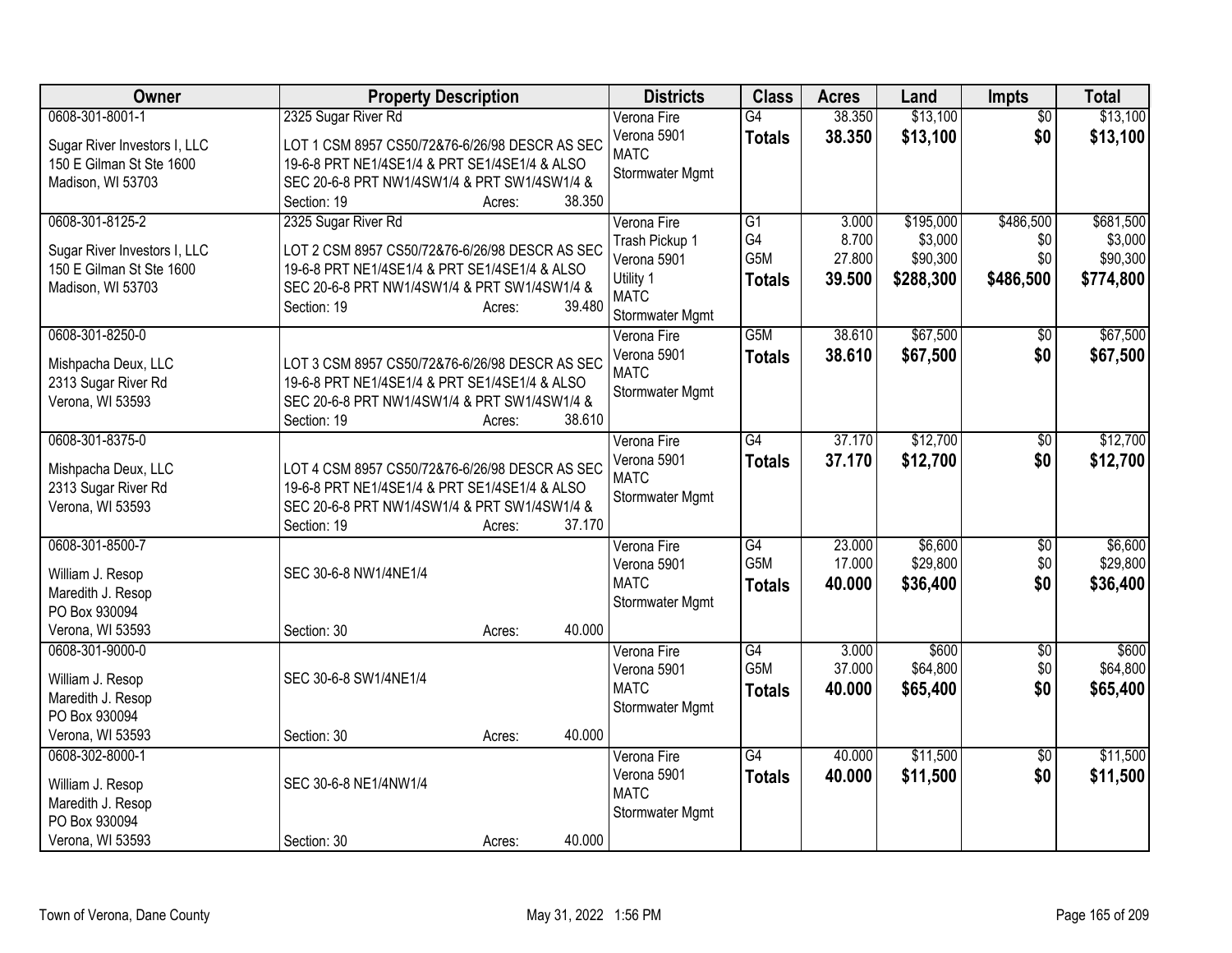| Owner | Property Description | Districts | Class | Acres | Land | Impts | Total |
|---|---|---|---|---|---|---|---|
| 0608-301-8001-1<br>Sugar River Investors I, LLC<br>150 E Gilman St Ste 1600<br>Madison, WI 53703 | 2325 Sugar River Rd<br>LOT 1 CSM 8957 CS50/72&76-6/26/98 DESCR AS SEC 19-6-8 PRT NE1/4SE1/4 & PRT SE1/4SE1/4 & ALSO SEC 20-6-8 PRT NW1/4SW1/4 & PRT SW1/4SW1/4 &<br>Section: 19 Acres: 38.350 | Verona Fire<br>Verona 5901<br>MATC<br>Stormwater Mgmt | G4<br>**Totals** | 38.350<br>**38.350** | $13,100<br>**$13,100** | $0<br>**$0** | $13,100<br>**$13,100** |
| 0608-301-8125-2<br>Sugar River Investors I, LLC<br>150 E Gilman St Ste 1600<br>Madison, WI 53703 | 2325 Sugar River Rd<br>LOT 2 CSM 8957 CS50/72&76-6/26/98 DESCR AS SEC 19-6-8 PRT NE1/4SE1/4 & PRT SE1/4SE1/4 & ALSO SEC 20-6-8 PRT NW1/4SW1/4 & PRT SW1/4SW1/4 &<br>Section: 19 Acres: 39.480 | Verona Fire<br>Trash Pickup 1<br>Verona 5901<br>Utility 1<br>MATC<br>Stormwater Mgmt | G1<br>G4<br>G5M<br>**Totals** | 3.000<br>8.700<br>27.800<br>**39.500** | $195,000<br>$3,000<br>$90,300<br>**$288,300** | $486,500<br>$0<br>$0<br>**$486,500** | $681,500<br>$3,000<br>$90,300<br>**$774,800** |
| 0608-301-8250-0<br>Mishpacha Deux, LLC<br>2313 Sugar River Rd<br>Verona, WI 53593 | LOT 3 CSM 8957 CS50/72&76-6/26/98 DESCR AS SEC 19-6-8 PRT NE1/4SE1/4 & PRT SE1/4SE1/4 & ALSO SEC 20-6-8 PRT NW1/4SW1/4 & PRT SW1/4SW1/4 &<br>Section: 19 Acres: 38.610 | Verona Fire<br>Verona 5901<br>MATC<br>Stormwater Mgmt | G5M<br>**Totals** | 38.610<br>**38.610** | $67,500<br>**$67,500** | $0<br>**$0** | $67,500<br>**$67,500** |
| 0608-301-8375-0<br>Mishpacha Deux, LLC<br>2313 Sugar River Rd<br>Verona, WI 53593 | LOT 4 CSM 8957 CS50/72&76-6/26/98 DESCR AS SEC 19-6-8 PRT NE1/4SE1/4 & PRT SE1/4SE1/4 & ALSO SEC 20-6-8 PRT NW1/4SW1/4 & PRT SW1/4SW1/4 &<br>Section: 19 Acres: 37.170 | Verona Fire<br>Verona 5901<br>MATC<br>Stormwater Mgmt | G4<br>**Totals** | 37.170<br>**37.170** | $12,700<br>**$12,700** | $0<br>**$0** | $12,700<br>**$12,700** |
| 0608-301-8500-7<br>William J. Resop<br>Maredith J. Resop<br>PO Box 930094<br>Verona, WI 53593 | SEC 30-6-8 NW1/4NE1/4<br>Section: 30 Acres: 40.000 | Verona Fire<br>Verona 5901<br>MATC<br>Stormwater Mgmt | G4<br>G5M<br>**Totals** | 23.000<br>17.000<br>**40.000** | $6,600<br>$29,800<br>**$36,400** | $0<br>$0<br>**$0** | $6,600<br>$29,800<br>**$36,400** |
| 0608-301-9000-0<br>William J. Resop<br>Maredith J. Resop<br>PO Box 930094<br>Verona, WI 53593 | SEC 30-6-8 SW1/4NE1/4<br>Section: 30 Acres: 40.000 | Verona Fire<br>Verona 5901<br>MATC<br>Stormwater Mgmt | G4<br>G5M<br>**Totals** | 3.000<br>37.000<br>**40.000** | $600<br>$64,800<br>**$65,400** | $0<br>$0<br>**$0** | $600<br>$64,800<br>**$65,400** |
| 0608-302-8000-1<br>William J. Resop<br>Maredith J. Resop<br>PO Box 930094<br>Verona, WI 53593 | SEC 30-6-8 NE1/4NW1/4<br>Section: 30 Acres: 40.000 | Verona Fire<br>Verona 5901<br>MATC<br>Stormwater Mgmt | G4<br>**Totals** | 40.000<br>**40.000** | $11,500<br>**$11,500** | $0<br>**$0** | $11,500<br>**$11,500** |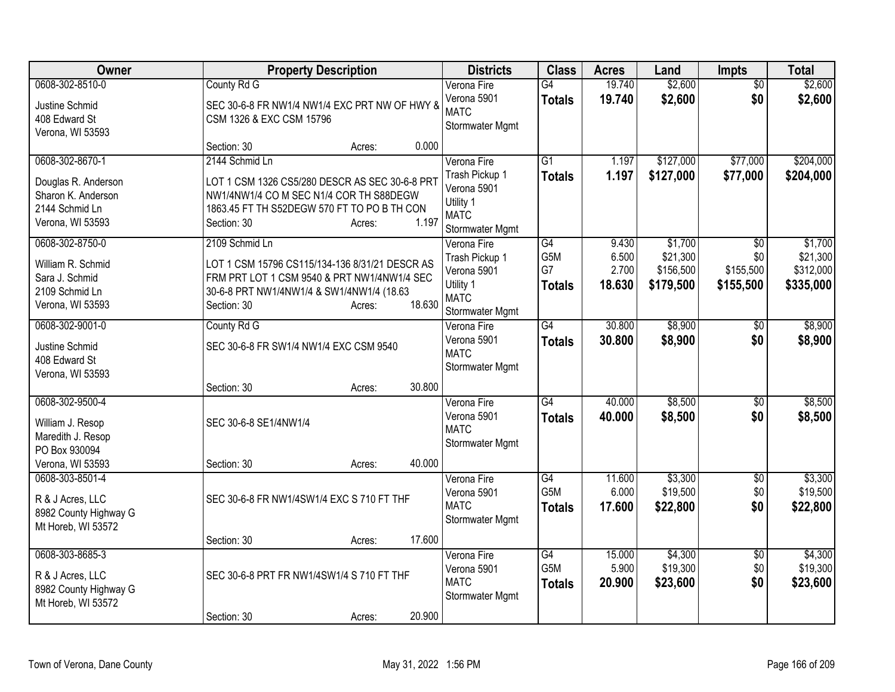| Owner | Property Description | Districts | Class | Acres | Land | Impts | Total |
|---|---|---|---|---|---|---|---|
| 0608-302-8510-0<br>Justine Schmid<br>408 Edward St<br>Verona, WI 53593 | County Rd G<br>SEC 30-6-8 FR NW1/4 NW1/4 EXC PRT NW OF HWY & CSM 1326 & EXC CSM 15796<br>Section: 30 Acres: 0.000 | Verona Fire<br>Verona 5901<br>MATC<br>Stormwater Mgmt | G4<br>**Totals** | 19.740<br>**19.740** | $2,600<br>**$2,600** | $0<br>**$0** | $2,600<br>**$2,600** |
| 0608-302-8670-1<br>Douglas R. Anderson<br>Sharon K. Anderson<br>2144 Schmid Ln<br>Verona, WI 53593 | 2144 Schmid Ln<br>LOT 1 CSM 1326 CS5/280 DESCR AS SEC 30-6-8 PRT NW1/4NW1/4 CO M SEC N1/4 COR TH S88DEGW 1863.45 FT TH S52DEGW 570 FT TO PO B TH CON<br>Section: 30 Acres: 1.197 | Verona Fire<br>Trash Pickup 1<br>Verona 5901<br>Utility 1<br>MATC<br>Stormwater Mgmt | G1<br>**Totals** | 1.197<br>**1.197** | $127,000<br>**$127,000** | $77,000<br>**$77,000** | $204,000<br>**$204,000** |
| 0608-302-8750-0<br>William R. Schmid<br>Sara J. Schmid<br>2109 Schmid Ln<br>Verona, WI 53593 | 2109 Schmid Ln<br>LOT 1 CSM 15796 CS115/134-136 8/31/21 DESCR AS FRM PRT LOT 1 CSM 9540 & PRT NW1/4NW1/4 SEC 30-6-8 PRT NW1/4NW1/4 & SW1/4NW1/4 (18.63<br>Section: 30 Acres: 18.630 | Verona Fire<br>Trash Pickup 1<br>Verona 5901<br>Utility 1<br>MATC<br>Stormwater Mgmt | G4<br>G5M<br>G7<br>**Totals** | 9.430<br>6.500<br>2.700<br>**18.630** | $1,700<br>$21,300<br>$156,500<br>**$179,500** | $0<br>$0<br>$155,500<br>**$155,500** | $1,700<br>$21,300<br>$312,000<br>**$335,000** |
| 0608-302-9001-0<br>Justine Schmid<br>408 Edward St<br>Verona, WI 53593 | County Rd G<br>SEC 30-6-8 FR SW1/4 NW1/4 EXC CSM 9540<br>Section: 30 Acres: 30.800 | Verona Fire<br>Verona 5901<br>MATC<br>Stormwater Mgmt | G4<br>**Totals** | 30.800<br>**30.800** | $8,900<br>**$8,900** | $0<br>**$0** | $8,900<br>**$8,900** |
| 0608-302-9500-4<br>William J. Resop<br>Maredith J. Resop<br>PO Box 930094<br>Verona, WI 53593 | SEC 30-6-8 SE1/4NW1/4<br>Section: 30 Acres: 40.000 | Verona Fire<br>Verona 5901<br>MATC<br>Stormwater Mgmt | G4<br>**Totals** | 40.000<br>**40.000** | $8,500<br>**$8,500** | $0<br>**$0** | $8,500<br>**$8,500** |
| 0608-303-8501-4<br>R & J Acres, LLC<br>8982 County Highway G<br>Mt Horeb, WI 53572 | SEC 30-6-8 FR NW1/4SW1/4 EXC S 710 FT THF<br>Section: 30 Acres: 17.600 | Verona Fire<br>Verona 5901<br>MATC<br>Stormwater Mgmt | G4<br>G5M<br>**Totals** | 11.600<br>6.000<br>**17.600** | $3,300<br>$19,500<br>**$22,800** | $0<br>$0<br>**$0** | $3,300<br>$19,500<br>**$22,800** |
| 0608-303-8685-3<br>R & J Acres, LLC<br>8982 County Highway G<br>Mt Horeb, WI 53572 | SEC 30-6-8 PRT FR NW1/4SW1/4 S 710 FT THF<br>Section: 30 Acres: 20.900 | Verona Fire<br>Verona 5901<br>MATC<br>Stormwater Mgmt | G4<br>G5M<br>**Totals** | 15.000<br>5.900<br>**20.900** | $4,300<br>$19,300<br>**$23,600** | $0<br>$0<br>**$0** | $4,300<br>$19,300<br>**$23,600** |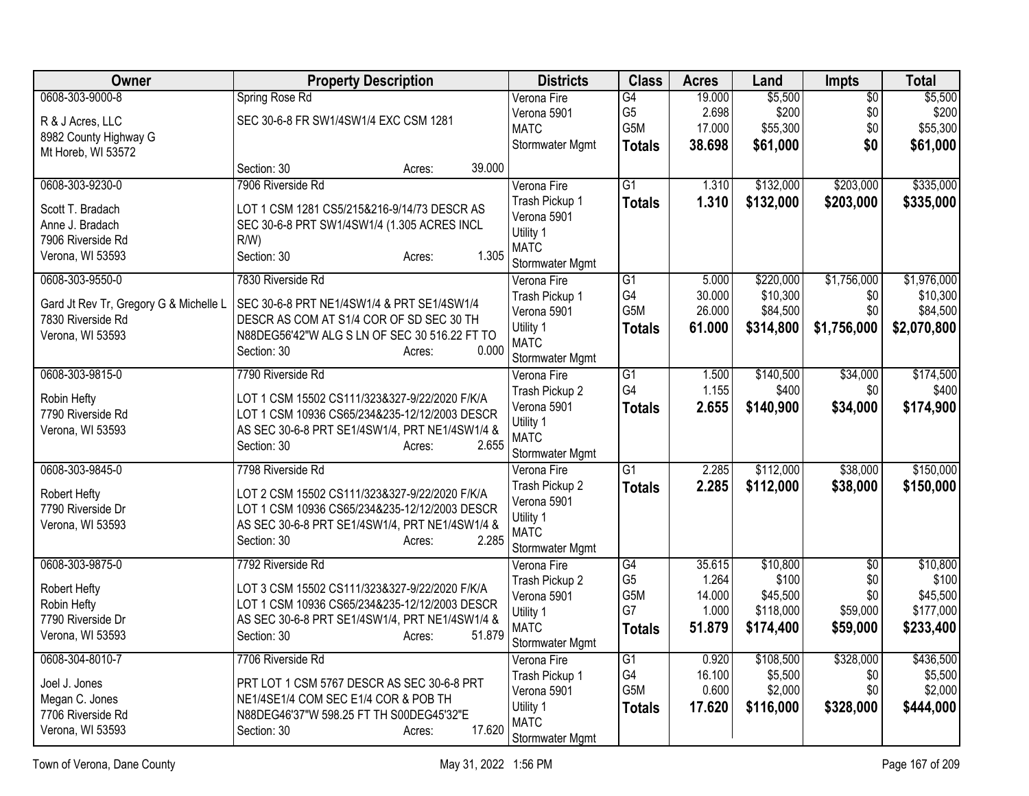| Owner | Property Description | Districts | Class | Acres | Land | Impts | Total |
|---|---|---|---|---|---|---|---|
| 0608-303-9000-8<br>R & J Acres, LLC<br>8982 County Highway G<br>Mt Horeb, WI 53572 | Spring Rose Rd<br>SEC 30-6-8 FR SW1/4SW1/4 EXC CSM 1281<br>Section: 30 Acres: 39.000 | Verona Fire<br>Verona 5901<br>MATC<br>Stormwater Mgmt | G4<br>G5<br>G5M<br>**Totals** | 19.000<br>2.698<br>17.000<br>**38.698** | $5,500<br>$200<br>$55,300<br>**$61,000** | $0<br>$0<br>$0<br>**$0** | $5,500<br>$200<br>$55,300<br>**$61,000** |
| 0608-303-9230-0<br>Scott T. Bradach<br>Anne J. Bradach<br>7906 Riverside Rd<br>Verona, WI 53593 | 7906 Riverside Rd<br>LOT 1 CSM 1281 CS5/215&216-9/14/73 DESCR AS SEC 30-6-8 PRT SW1/4SW1/4 (1.305 ACRES INCL R/W)<br>Section: 30 Acres: 1.305 | Verona Fire<br>Trash Pickup 1<br>Verona 5901<br>Utility 1<br>MATC<br>Stormwater Mgmt | G1<br>**Totals** | 1.310<br>**1.310** | $132,000<br>**$132,000** | $203,000<br>**$203,000** | $335,000<br>**$335,000** |
| 0608-303-9550-0<br>Gard Jt Rev Tr, Gregory G & Michelle L<br>7830 Riverside Rd<br>Verona, WI 53593 | 7830 Riverside Rd<br>SEC 30-6-8 PRT NE1/4SW1/4 & PRT SE1/4SW1/4 DESCR AS COM AT S1/4 COR OF SD SEC 30 TH N88DEG56'42"W ALG S LN OF SEC 30 516.22 FT TO<br>Section: 30 Acres: 0.000 | Verona Fire<br>Trash Pickup 1<br>Verona 5901<br>Utility 1<br>MATC<br>Stormwater Mgmt | G1<br>G4<br>G5M<br>**Totals** | 5.000<br>30.000<br>26.000<br>**61.000** | $220,000<br>$10,300<br>$84,500<br>**$314,800** | $1,756,000<br>$0<br>$0<br>**$1,756,000** | $1,976,000<br>$10,300<br>$84,500<br>**$2,070,800** |
| 0608-303-9815-0<br>Robin Hefty<br>7790 Riverside Rd<br>Verona, WI 53593 | 7790 Riverside Rd<br>LOT 1 CSM 15502 CS111/323&327-9/22/2020 F/K/A LOT 1 CSM 10936 CS65/234&235-12/12/2003 DESCR AS SEC 30-6-8 PRT SE1/4SW1/4, PRT NE1/4SW1/4 &<br>Section: 30 Acres: 2.655 | Verona Fire<br>Trash Pickup 2<br>Verona 5901<br>Utility 1<br>MATC<br>Stormwater Mgmt | G1<br>G4<br>**Totals** | 1.500<br>1.155<br>**2.655** | $140,500<br>$400<br>**$140,900** | $34,000<br>$0<br>**$34,000** | $174,500<br>$400<br>**$174,900** |
| 0608-303-9845-0<br>Robert Hefty<br>7790 Riverside Dr<br>Verona, WI 53593 | 7798 Riverside Rd<br>LOT 2 CSM 15502 CS111/323&327-9/22/2020 F/K/A LOT 1 CSM 10936 CS65/234&235-12/12/2003 DESCR AS SEC 30-6-8 PRT SE1/4SW1/4, PRT NE1/4SW1/4 &<br>Section: 30 Acres: 2.285 | Verona Fire<br>Trash Pickup 2<br>Verona 5901<br>Utility 1<br>MATC<br>Stormwater Mgmt | G1<br>**Totals** | 2.285<br>**2.285** | $112,000<br>**$112,000** | $38,000<br>**$38,000** | $150,000<br>**$150,000** |
| 0608-303-9875-0<br>Robert Hefty<br>Robin Hefty<br>7790 Riverside Dr<br>Verona, WI 53593 | 7792 Riverside Rd<br>LOT 3 CSM 15502 CS111/323&327-9/22/2020 F/K/A LOT 1 CSM 10936 CS65/234&235-12/12/2003 DESCR AS SEC 30-6-8 PRT SE1/4SW1/4, PRT NE1/4SW1/4 &<br>Section: 30 Acres: 51.879 | Verona Fire<br>Trash Pickup 2<br>Verona 5901<br>Utility 1<br>MATC<br>Stormwater Mgmt | G4<br>G5<br>G5M<br>G7<br>**Totals** | 35.615<br>1.264<br>14.000<br>1.000<br>**51.879** | $10,800<br>$100<br>$45,500<br>$118,000<br>**$174,400** | $0<br>$0<br>$0<br>$59,000<br>**$59,000** | $10,800<br>$100<br>$45,500<br>$177,000<br>**$233,400** |
| 0608-304-8010-7<br>Joel J. Jones<br>Megan C. Jones<br>7706 Riverside Rd<br>Verona, WI 53593 | 7706 Riverside Rd<br>PRT LOT 1 CSM 5767 DESCR AS SEC 30-6-8 PRT NE1/4SE1/4 COM SEC E1/4 COR & POB TH N88DEG46'37"W 598.25 FT TH S00DEG45'32"E<br>Section: 30 Acres: 17.620 | Verona Fire<br>Trash Pickup 1<br>Verona 5901<br>Utility 1<br>MATC<br>Stormwater Mgmt | G1<br>G4<br>G5M<br>**Totals** | 0.920<br>16.100<br>0.600<br>**17.620** | $108,500<br>$5,500<br>$2,000<br>**$116,000** | $328,000<br>$0<br>$0<br>**$328,000** | $436,500<br>$5,500<br>$2,000<br>**$444,000** |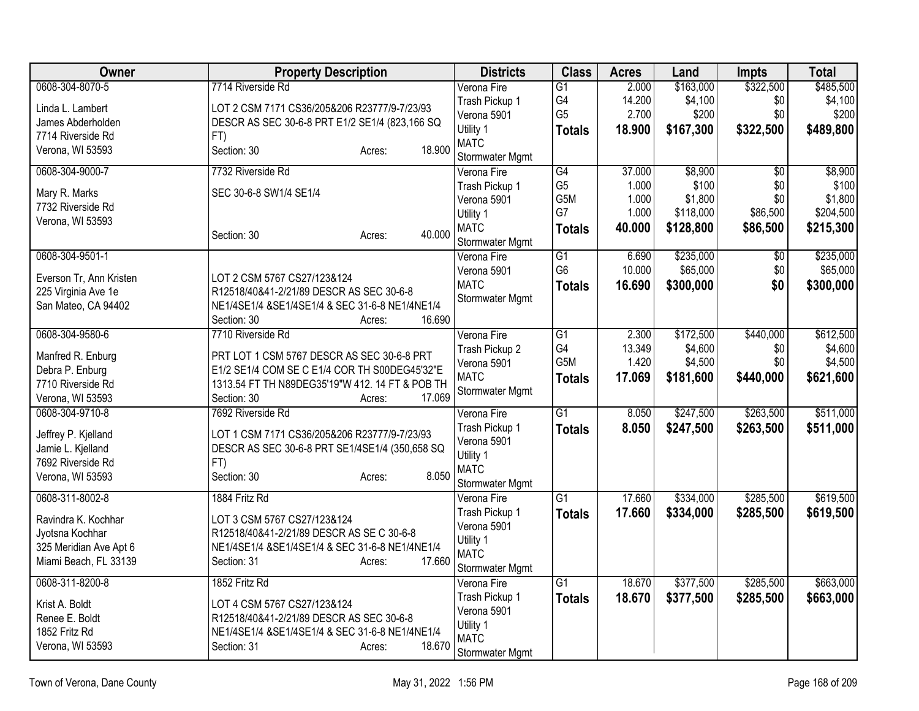| Owner | Property Description | Districts | Class | Acres | Land | Impts | Total |
|---|---|---|---|---|---|---|---|
| 0608-304-8070-5<br>Linda L. Lambert<br>James Abderholden<br>7714 Riverside Rd<br>Verona, WI 53593 | 7714 Riverside Rd<br>LOT 2 CSM 7171 CS36/205&206 R23777/9-7/23/93 DESCR AS SEC 30-6-8 PRT E1/2 SE1/4 (823,166 SQ FT)<br>Section: 30 Acres: 18.900 | Verona Fire<br>Trash Pickup 1<br>Verona 5901<br>Utility 1<br>MATC<br>Stormwater Mgmt | G1<br>G4<br>G5<br>**Totals** | 2.000<br>14.200<br>2.700<br>**18.900** | $163,000<br>$4,100<br>$200<br>**$167,300** | $322,500<br>$0<br>$0<br>**$322,500** | $485,500<br>$4,100<br>$200<br>**$489,800** |
| 0608-304-9000-7<br>Mary R. Marks<br>7732 Riverside Rd<br>Verona, WI 53593 | 7732 Riverside Rd<br>SEC 30-6-8 SW1/4 SE1/4<br>Section: 30 Acres: 40.000 | Verona Fire<br>Trash Pickup 1<br>Verona 5901<br>Utility 1<br>MATC<br>Stormwater Mgmt | G4<br>G5<br>G5M<br>G7<br>**Totals** | 37.000<br>1.000<br>1.000<br>1.000<br>**40.000** | $8,900<br>$100<br>$1,800<br>$118,000<br>**$128,800** | $0<br>$0<br>$0<br>$86,500<br>**$86,500** | $8,900<br>$100<br>$1,800<br>$204,500<br>**$215,300** |
| 0608-304-9501-1<br>Everson Tr, Ann Kristen<br>225 Virginia Ave 1e<br>San Mateo, CA 94402 | LOT 2 CSM 5767 CS27/123&124 R12518/40&41-2/21/89 DESCR AS SEC 30-6-8 NE1/4SE1/4 &SE1/4SE1/4 & SEC 31-6-8 NE1/4NE1/4<br>Section: 30 Acres: 16.690 | Verona Fire<br>Verona 5901<br>MATC<br>Stormwater Mgmt | G1<br>G6<br>**Totals** | 6.690<br>10.000<br>**16.690** | $235,000<br>$65,000<br>**$300,000** | $0<br>$0<br>**$0** | $235,000<br>$65,000<br>**$300,000** |
| 0608-304-9580-6<br>Manfred R. Enburg<br>Debra P. Enburg<br>7710 Riverside Rd<br>Verona, WI 53593 | 7710 Riverside Rd<br>PRT LOT 1 CSM 5767 DESCR AS SEC 30-6-8 PRT E1/2 SE1/4 COM SE C E1/4 COR TH S00DEG45'32"E 1313.54 FT TH N89DEG35'19"W 412. 14 FT & POB TH<br>Section: 30 Acres: 17.069 | Verona Fire<br>Trash Pickup 2<br>Verona 5901<br>MATC<br>Stormwater Mgmt | G1<br>G4<br>G5M<br>**Totals** | 2.300<br>13.349<br>1.420<br>**17.069** | $172,500<br>$4,600<br>$4,500<br>**$181,600** | $440,000<br>$0<br>$0<br>**$440,000** | $612,500<br>$4,600<br>$4,500<br>**$621,600** |
| 0608-304-9710-8<br>Jeffrey P. Kjelland<br>Jamie L. Kjelland<br>7692 Riverside Rd<br>Verona, WI 53593 | 7692 Riverside Rd<br>LOT 1 CSM 7171 CS36/205&206 R23777/9-7/23/93 DESCR AS SEC 30-6-8 PRT SE1/4SE1/4 (350,658 SQ FT)<br>Section: 30 Acres: 8.050 | Verona Fire<br>Trash Pickup 1<br>Verona 5901<br>Utility 1<br>MATC<br>Stormwater Mgmt | G1<br>**Totals** | 8.050<br>**8.050** | $247,500<br>**$247,500** | $263,500<br>**$263,500** | $511,000<br>**$511,000** |
| 0608-311-8002-8<br>Ravindra K. Kochhar<br>Jyotsna Kochhar<br>325 Meridian Ave Apt 6<br>Miami Beach, FL 33139 | 1884 Fritz Rd<br>LOT 3 CSM 5767 CS27/123&124 R12518/40&41-2/21/89 DESCR AS SE C 30-6-8 NE1/4SE1/4 &SE1/4SE1/4 & SEC 31-6-8 NE1/4NE1/4<br>Section: 31 Acres: 17.660 | Verona Fire<br>Trash Pickup 1<br>Verona 5901<br>Utility 1<br>MATC<br>Stormwater Mgmt | G1<br>**Totals** | 17.660<br>**17.660** | $334,000<br>**$334,000** | $285,500<br>**$285,500** | $619,500<br>**$619,500** |
| 0608-311-8200-8<br>Krist A. Boldt<br>Renee E. Boldt<br>1852 Fritz Rd<br>Verona, WI 53593 | 1852 Fritz Rd<br>LOT 4 CSM 5767 CS27/123&124 R12518/40&41-2/21/89 DESCR AS SEC 30-6-8 NE1/4SE1/4 &SE1/4SE1/4 & SEC 31-6-8 NE1/4NE1/4<br>Section: 31 Acres: 18.670 | Verona Fire<br>Trash Pickup 1<br>Verona 5901<br>Utility 1<br>MATC<br>Stormwater Mgmt | G1<br>**Totals** | 18.670<br>**18.670** | $377,500<br>**$377,500** | $285,500<br>**$285,500** | $663,000<br>**$663,000** |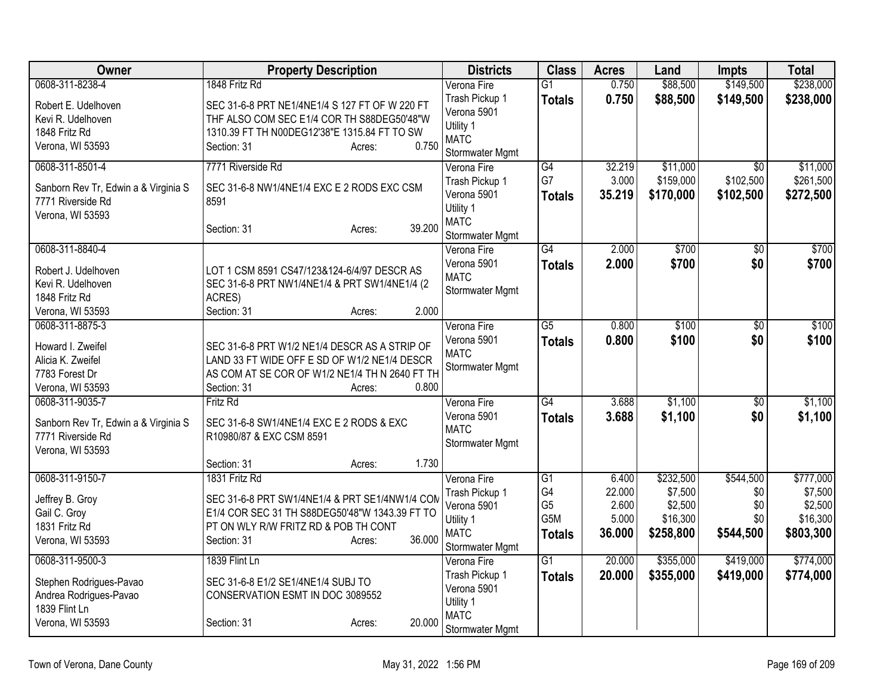| Owner | Property Description | Districts | Class | Acres | Land | Impts | Total |
|---|---|---|---|---|---|---|---|
| 0608-311-8238-4<br>Robert E. Udelhoven<br>Kevi R. Udelhoven<br>1848 Fritz Rd<br>Verona, WI 53593 | 1848 Fritz Rd<br>SEC 31-6-8 PRT NE1/4NE1/4 S 127 FT OF W 220 FT THF ALSO COM SEC E1/4 COR TH S88DEG50'48"W 1310.39 FT TH N00DEG12'38"E 1315.84 FT TO SW<br>Section: 31 Acres: 0.750 | Verona Fire<br>Trash Pickup 1<br>Verona 5901<br>Utility 1<br>MATC<br>Stormwater Mgmt | G1<br>**Totals** | 0.750<br>**0.750** | \$88,500<br>**\$88,500** | \$149,500<br>**\$149,500** | \$238,000<br>**\$238,000** |
| 0608-311-8501-4<br>Sanborn Rev Tr, Edwin a & Virginia S<br>7771 Riverside Rd<br>Verona, WI 53593 | 7771 Riverside Rd<br>SEC 31-6-8 NW1/4NE1/4 EXC E 2 RODS EXC CSM 8591<br>Section: 31 Acres: 39.200 | Verona Fire<br>Trash Pickup 1<br>Verona 5901<br>Utility 1<br>MATC<br>Stormwater Mgmt | G4<br>G7<br>**Totals** | 32.219<br>3.000<br>**35.219** | \$11,000<br>\$159,000<br>**\$170,000** | \$0<br>\$102,500<br>**\$102,500** | \$11,000<br>\$261,500<br>**\$272,500** |
| 0608-311-8840-4<br>Robert J. Udelhoven<br>Kevi R. Udelhoven<br>1848 Fritz Rd<br>Verona, WI 53593 | LOT 1 CSM 8591 CS47/123&124-6/4/97 DESCR AS SEC 31-6-8 PRT NW1/4NE1/4 & PRT SW1/4NE1/4 (2 ACRES)<br>Section: 31 Acres: 2.000 | Verona Fire<br>Verona 5901<br>MATC<br>Stormwater Mgmt | G4<br>**Totals** | 2.000<br>**2.000** | \$700<br>**\$700** | \$0<br>**\$0** | \$700<br>**\$700** |
| 0608-311-8875-3<br>Howard I. Zweifel<br>Alicia K. Zweifel<br>7783 Forest Dr<br>Verona, WI 53593 | SEC 31-6-8 PRT W1/2 NE1/4 DESCR AS A STRIP OF LAND 33 FT WIDE OFF E SD OF W1/2 NE1/4 DESCR AS COM AT SE COR OF W1/2 NE1/4 TH N 2640 FT TH<br>Section: 31 Acres: 0.800 | Verona Fire<br>Verona 5901<br>MATC<br>Stormwater Mgmt | G5<br>**Totals** | 0.800<br>**0.800** | \$100<br>**\$100** | \$0<br>**\$0** | \$100<br>**\$100** |
| 0608-311-9035-7<br>Sanborn Rev Tr, Edwin a & Virginia S<br>7771 Riverside Rd<br>Verona, WI 53593 | Fritz Rd<br>SEC 31-6-8 SW1/4NE1/4 EXC E 2 RODS & EXC R10980/87 & EXC CSM 8591<br>Section: 31 Acres: 1.730 | Verona Fire<br>Verona 5901<br>MATC<br>Stormwater Mgmt | G4<br>**Totals** | 3.688<br>**3.688** | \$1,100<br>**\$1,100** | \$0<br>**\$0** | \$1,100<br>**\$1,100** |
| 0608-311-9150-7<br>Jeffrey B. Groy<br>Gail C. Groy<br>1831 Fritz Rd<br>Verona, WI 53593 | 1831 Fritz Rd<br>SEC 31-6-8 PRT SW1/4NE1/4 & PRT SE1/4NW1/4 COM E1/4 COR SEC 31 TH S88DEG50'48"W 1343.39 FT TO PT ON WLY R/W FRITZ RD & POB TH CONT<br>Section: 31 Acres: 36.000 | Verona Fire<br>Trash Pickup 1<br>Verona 5901<br>Utility 1<br>MATC<br>Stormwater Mgmt | G1<br>G4<br>G5<br>G5M<br>**Totals** | 6.400<br>22.000<br>2.600<br>5.000<br>**36.000** | \$232,500<br>\$7,500<br>\$2,500<br>\$16,300<br>**\$258,800** | \$544,500<br>\$0<br>\$0<br>\$0<br>**\$544,500** | \$777,000<br>\$7,500<br>\$2,500<br>\$16,300<br>**\$803,300** |
| 0608-311-9500-3<br>Stephen Rodrigues-Pavao<br>Andrea Rodrigues-Pavao<br>1839 Flint Ln<br>Verona, WI 53593 | 1839 Flint Ln<br>SEC 31-6-8 E1/2 SE1/4NE1/4 SUBJ TO CONSERVATION ESMT IN DOC 3089552<br>Section: 31 Acres: 20.000 | Verona Fire<br>Trash Pickup 1<br>Verona 5901<br>Utility 1<br>MATC<br>Stormwater Mgmt | G1<br>**Totals** | 20.000<br>**20.000** | \$355,000<br>**\$355,000** | \$419,000<br>**\$419,000** | \$774,000<br>**\$774,000** |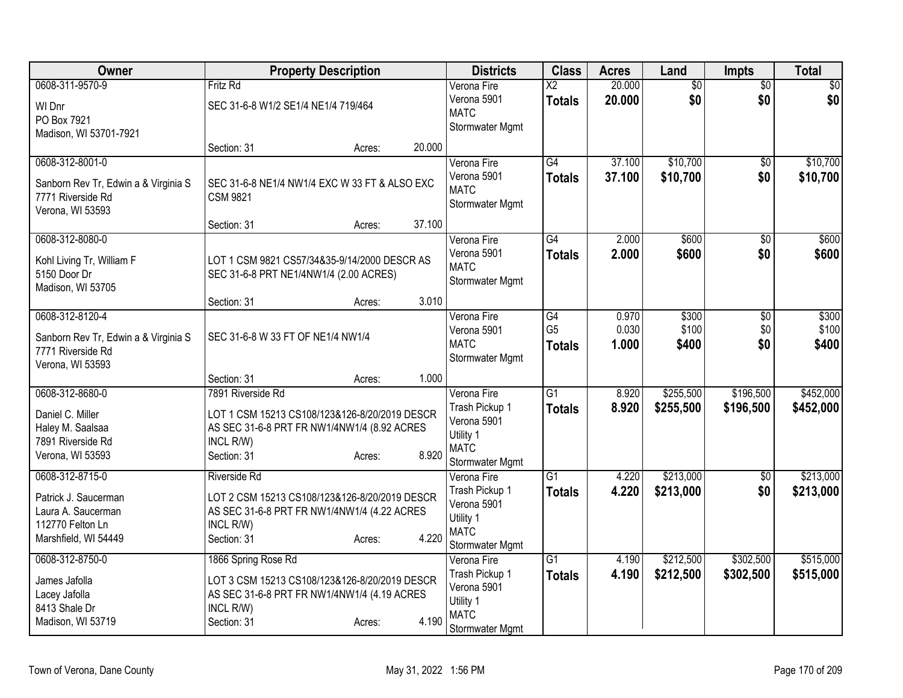| Owner | Property Description | Districts | Class | Acres | Land | Impts | Total |
|---|---|---|---|---|---|---|---|
| 0608-311-9570-9<br>WI Dnr<br>PO Box 7921<br>Madison, WI 53701-7921 | Fritz Rd<br>SEC 31-6-8 W1/2 SE1/4 NE1/4 719/464<br>Section: 31 Acres: 20.000 | Verona Fire<br>Verona 5901<br>MATC<br>Stormwater Mgmt | X2<br>**Totals** | 20.000<br>**20.000** | $0<br>**$0** | $0<br>**$0** | $0<br>**$0** |
| 0608-312-8001-0<br>Sanborn Rev Tr, Edwin a & Virginia S<br>7771 Riverside Rd<br>Verona, WI 53593 | SEC 31-6-8 NE1/4 NW1/4 EXC W 33 FT & ALSO EXC CSM 9821<br>Section: 31 Acres: 37.100 | Verona Fire<br>Verona 5901<br>MATC<br>Stormwater Mgmt | G4<br>**Totals** | 37.100<br>**37.100** | $10,700<br>**$10,700** | $0<br>**$0** | $10,700<br>**$10,700** |
| 0608-312-8080-0<br>Kohl Living Tr, William F<br>5150 Door Dr<br>Madison, WI 53705 | LOT 1 CSM 9821 CS57/34&35-9/14/2000 DESCR AS SEC 31-6-8 PRT NE1/4NW1/4 (2.00 ACRES)<br>Section: 31 Acres: 3.010 | Verona Fire<br>Verona 5901<br>MATC<br>Stormwater Mgmt | G4<br>**Totals** | 2.000<br>**2.000** | $600<br>**$600** | $0<br>**$0** | $600<br>**$600** |
| 0608-312-8120-4<br>Sanborn Rev Tr, Edwin a & Virginia S<br>7771 Riverside Rd<br>Verona, WI 53593 | SEC 31-6-8 W 33 FT OF NE1/4 NW1/4<br>Section: 31 Acres: 1.000 | Verona Fire<br>Verona 5901<br>MATC<br>Stormwater Mgmt | G4<br>G5<br>**Totals** | 0.970<br>0.030<br>**1.000** | $300<br>$100<br>**$400** | $0<br>$0<br>**$0** | $300<br>$100<br>**$400** |
| 0608-312-8680-0<br>Daniel C. Miller<br>Haley M. Saalsaa<br>7891 Riverside Rd<br>Verona, WI 53593 | 7891 Riverside Rd<br>LOT 1 CSM 15213 CS108/123&126-8/20/2019 DESCR AS SEC 31-6-8 PRT FR NW1/4NW1/4 (8.92 ACRES INCL R/W)<br>Section: 31 Acres: 8.920 | Verona Fire<br>Trash Pickup 1<br>Verona 5901<br>Utility 1<br>MATC<br>Stormwater Mgmt | G1<br>**Totals** | 8.920<br>**8.920** | $255,500<br>**$255,500** | $196,500<br>**$196,500** | $452,000<br>**$452,000** |
| 0608-312-8715-0<br>Patrick J. Saucerman<br>Laura A. Saucerman<br>112770 Felton Ln<br>Marshfield, WI 54449 | Riverside Rd<br>LOT 2 CSM 15213 CS108/123&126-8/20/2019 DESCR AS SEC 31-6-8 PRT FR NW1/4NW1/4 (4.22 ACRES INCL R/W)<br>Section: 31 Acres: 4.220 | Verona Fire<br>Trash Pickup 1<br>Verona 5901<br>Utility 1<br>MATC<br>Stormwater Mgmt | G1<br>**Totals** | 4.220<br>**4.220** | $213,000<br>**$213,000** | $0<br>**$0** | $213,000<br>**$213,000** |
| 0608-312-8750-0<br>James Jafolla<br>Lacey Jafolla<br>8413 Shale Dr<br>Madison, WI 53719 | 1866 Spring Rose Rd<br>LOT 3 CSM 15213 CS108/123&126-8/20/2019 DESCR AS SEC 31-6-8 PRT FR NW1/4NW1/4 (4.19 ACRES INCL R/W)<br>Section: 31 Acres: 4.190 | Verona Fire<br>Trash Pickup 1<br>Verona 5901<br>Utility 1<br>MATC<br>Stormwater Mgmt | G1<br>**Totals** | 4.190<br>**4.190** | $212,500<br>**$212,500** | $302,500<br>**$302,500** | $515,000<br>**$515,000** |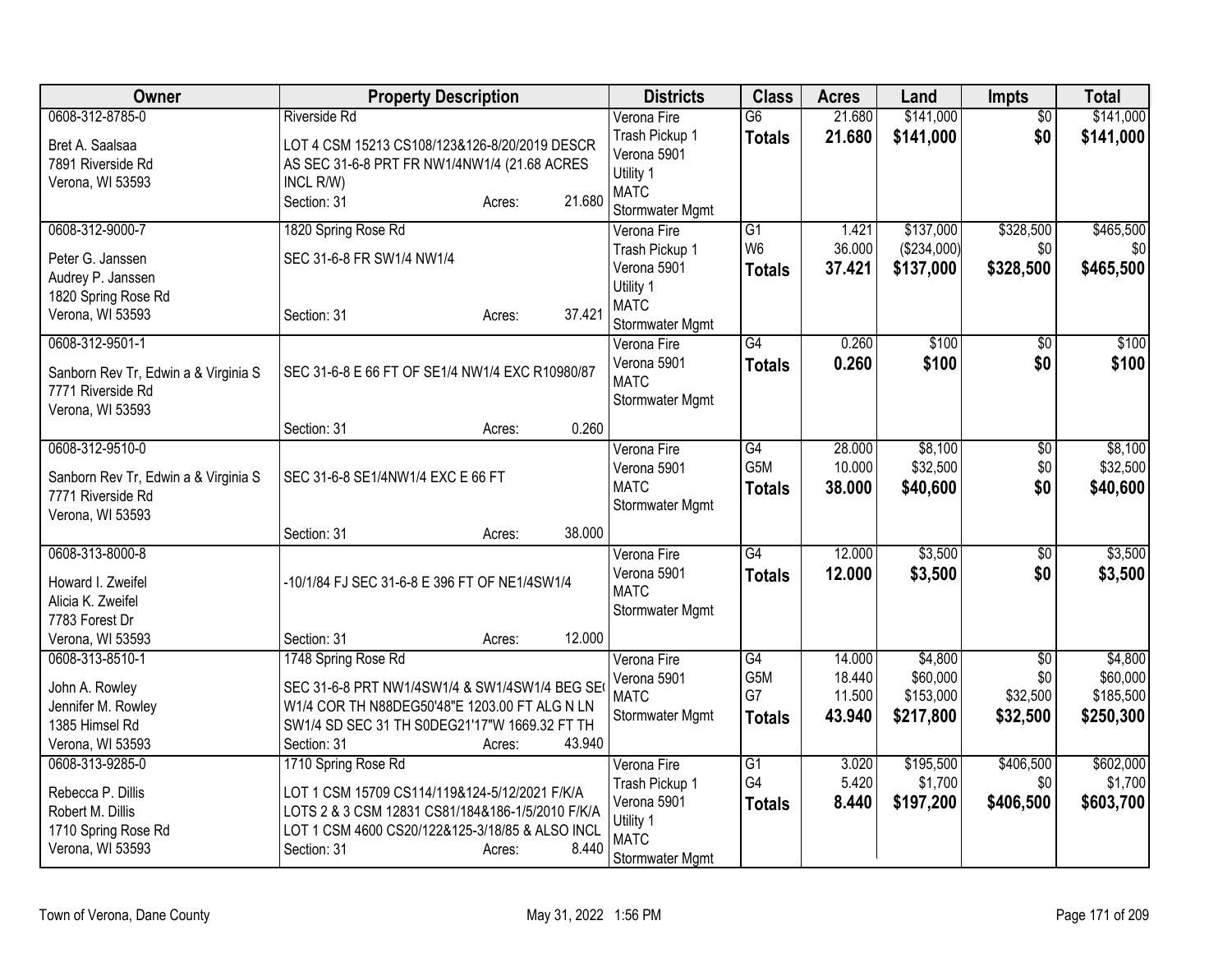| Owner | Property Description | Districts | Class | Acres | Land | Impts | Total |
|---|---|---|---|---|---|---|---|
| 0608-312-8785-0<br>Bret A. Saalsaa<br>7891 Riverside Rd<br>Verona, WI 53593 | Riverside Rd<br>LOT 4 CSM 15213 CS108/123&126-8/20/2019 DESCR AS SEC 31-6-8 PRT FR NW1/4NW1/4 (21.68 ACRES INCL R/W)<br>Section: 31 Acres: 21.680 | Verona Fire<br>Trash Pickup 1<br>Verona 5901<br>Utility 1<br>MATC<br>Stormwater Mgmt | G6<br>**Totals** | 21.680<br>**21.680** | $141,000<br>**$141,000** | $0<br>**$0** | $141,000<br>**$141,000** |
| 0608-312-9000-7<br>Peter G. Janssen<br>Audrey P. Janssen<br>1820 Spring Rose Rd<br>Verona, WI 53593 | 1820 Spring Rose Rd<br>SEC 31-6-8 FR SW1/4 NW1/4<br>Section: 31 Acres: 37.421 | Verona Fire<br>Trash Pickup 1<br>Verona 5901<br>Utility 1<br>MATC<br>Stormwater Mgmt | G1<br>W6<br>**Totals** | 1.421<br>36.000<br>**37.421** | $137,000<br>($234,000)<br>**$137,000** | $328,500<br>$0<br>**$328,500** | $465,500<br>$0<br>**$465,500** |
| 0608-312-9501-1<br>Sanborn Rev Tr, Edwin a & Virginia S<br>7771 Riverside Rd<br>Verona, WI 53593 | SEC 31-6-8 E 66 FT OF SE1/4 NW1/4 EXC R10980/87<br>Section: 31 Acres: 0.260 | Verona Fire<br>Verona 5901<br>MATC<br>Stormwater Mgmt | G4<br>**Totals** | 0.260<br>**0.260** | $100<br>**$100** | $0<br>**$0** | $100<br>**$100** |
| 0608-312-9510-0<br>Sanborn Rev Tr, Edwin a & Virginia S<br>7771 Riverside Rd<br>Verona, WI 53593 | SEC 31-6-8 SE1/4NW1/4 EXC E 66 FT<br>Section: 31 Acres: 38.000 | Verona Fire<br>Verona 5901<br>MATC<br>Stormwater Mgmt | G4<br>G5M<br>**Totals** | 28.000<br>10.000<br>**38.000** | $8,100<br>$32,500<br>**$40,600** | $0<br>$0<br>**$0** | $8,100<br>$32,500<br>**$40,600** |
| 0608-313-8000-8<br>Howard I. Zweifel<br>Alicia K. Zweifel<br>7783 Forest Dr<br>Verona, WI 53593 | -10/1/84 FJ SEC 31-6-8 E 396 FT OF NE1/4SW1/4<br>Section: 31 Acres: 12.000 | Verona Fire<br>Verona 5901<br>MATC<br>Stormwater Mgmt | G4<br>**Totals** | 12.000<br>**12.000** | $3,500<br>**$3,500** | $0<br>**$0** | $3,500<br>**$3,500** |
| 0608-313-8510-1<br>John A. Rowley<br>Jennifer M. Rowley<br>1385 Himsel Rd<br>Verona, WI 53593 | 1748 Spring Rose Rd<br>SEC 31-6-8 PRT NW1/4SW1/4 & SW1/4SW1/4 BEG SE( W1/4 COR TH N88DEG50'48"E 1203.00 FT ALG N LN SW1/4 SD SEC 31 TH S0DEG21'17"W 1669.32 FT TH<br>Section: 31 Acres: 43.940 | Verona Fire<br>Verona 5901<br>MATC<br>Stormwater Mgmt | G4<br>G5M<br>G7<br>**Totals** | 14.000<br>18.440<br>11.500<br>**43.940** | $4,800<br>$60,000<br>$153,000<br>**$217,800** | $0<br>$0<br>$32,500<br>**$32,500** | $4,800<br>$60,000<br>$185,500<br>**$250,300** |
| 0608-313-9285-0<br>Rebecca P. Dillis<br>Robert M. Dillis<br>1710 Spring Rose Rd<br>Verona, WI 53593 | 1710 Spring Rose Rd<br>LOT 1 CSM 15709 CS114/119&124-5/12/2021 F/K/A LOTS 2 & 3 CSM 12831 CS81/184&186-1/5/2010 F/K/A LOT 1 CSM 4600 CS20/122&125-3/18/85 & ALSO INCL<br>Section: 31 Acres: 8.440 | Verona Fire<br>Trash Pickup 1<br>Verona 5901<br>Utility 1<br>MATC<br>Stormwater Mgmt | G1<br>G4<br>**Totals** | 3.020<br>5.420<br>**8.440** | $195,500<br>$1,700<br>**$197,200** | $406,500<br>$0<br>**$406,500** | $602,000<br>$1,700<br>**$603,700** |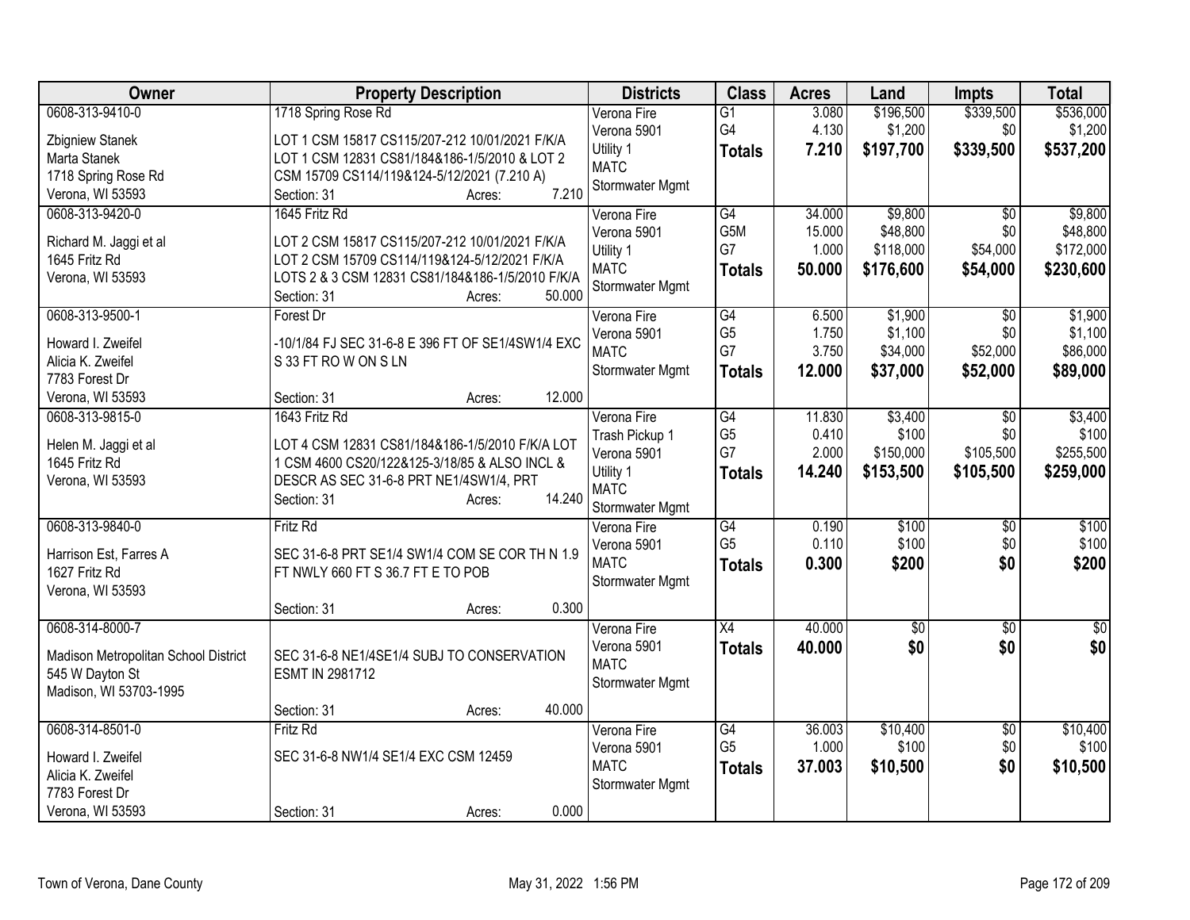| Owner | Property Description | Districts | Class | Acres | Land | Impts | Total |
|---|---|---|---|---|---|---|---|
| 0608-313-9410-0<br>Zbigniew Stanek<br>Marta Stanek<br>1718 Spring Rose Rd<br>Verona, WI 53593 | 1718 Spring Rose Rd<br>LOT 1 CSM 15817 CS115/207-212 10/01/2021 F/K/A LOT 1 CSM 12831 CS81/184&186-1/5/2010 & LOT 2 CSM 15709 CS114/119&124-5/12/2021 (7.210 A)<br>Section: 31 Acres: 7.210 | Verona Fire<br>Verona 5901<br>Utility 1<br>MATC<br>Stormwater Mgmt | G1<br>G4<br>**Totals** | 3.080<br>4.130<br>**7.210** | $196,500<br>$1,200<br>**$197,700** | $339,500<br>$0<br>**$339,500** | $536,000<br>$1,200<br>**$537,200** |
| 0608-313-9420-0<br>Richard M. Jaggi et al<br>1645 Fritz Rd<br>Verona, WI 53593 | 1645 Fritz Rd<br>LOT 2 CSM 15817 CS115/207-212 10/01/2021 F/K/A LOT 2 CSM 15709 CS114/119&124-5/12/2021 F/K/A LOTS 2 & 3 CSM 12831 CS81/184&186-1/5/2010 F/K/A<br>Section: 31 Acres: 50.000 | Verona Fire<br>Verona 5901<br>Utility 1<br>MATC<br>Stormwater Mgmt | G4<br>G5M<br>G7<br>**Totals** | 34.000<br>15.000<br>1.000<br>**50.000** | $9,800<br>$48,800<br>$118,000<br>**$176,600** | $0<br>$0<br>$54,000<br>**$54,000** | $9,800<br>$48,800<br>$172,000<br>**$230,600** |
| 0608-313-9500-1<br>Howard I. Zweifel<br>Alicia K. Zweifel<br>7783 Forest Dr<br>Verona, WI 53593 | Forest Dr<br>-10/1/84 FJ SEC 31-6-8 E 396 FT OF SE1/4SW1/4 EXC S 33 FT RO W ON S LN<br>Section: 31 Acres: 12.000 | Verona Fire<br>Verona 5901<br>MATC<br>Stormwater Mgmt | G4<br>G5<br>G7<br>**Totals** | 6.500<br>1.750<br>3.750<br>**12.000** | $1,900<br>$1,100<br>$34,000<br>**$37,000** | $0<br>$0<br>$52,000<br>**$52,000** | $1,900<br>$1,100<br>$86,000<br>**$89,000** |
| 0608-313-9815-0<br>Helen M. Jaggi et al<br>1645 Fritz Rd<br>Verona, WI 53593 | 1643 Fritz Rd<br>LOT 4 CSM 12831 CS81/184&186-1/5/2010 F/K/A LOT 1 CSM 4600 CS20/122&125-3/18/85 & ALSO INCL & DESCR AS SEC 31-6-8 PRT NE1/4SW1/4, PRT<br>Section: 31 Acres: 14.240 | Verona Fire<br>Trash Pickup 1<br>Verona 5901<br>Utility 1<br>MATC<br>Stormwater Mgmt | G4<br>G5<br>G7<br>**Totals** | 11.830<br>0.410<br>2.000<br>**14.240** | $3,400<br>$100<br>$150,000<br>**$153,500** | $0<br>$0<br>$105,500<br>**$105,500** | $3,400<br>$100<br>$255,500<br>**$259,000** |
| 0608-313-9840-0<br>Harrison Est, Farres A<br>1627 Fritz Rd<br>Verona, WI 53593 | Fritz Rd<br>SEC 31-6-8 PRT SE1/4 SW1/4 COM SE COR TH N 1.9 FT NWLY 660 FT S 36.7 FT E TO POB<br>Section: 31 Acres: 0.300 | Verona Fire<br>Verona 5901<br>MATC<br>Stormwater Mgmt | G4<br>G5<br>**Totals** | 0.190<br>0.110<br>**0.300** | $100<br>$100<br>**$200** | $0<br>$0<br>**$0** | $100<br>$100<br>**$200** |
| 0608-314-8000-7<br>Madison Metropolitan School District<br>545 W Dayton St<br>Madison, WI 53703-1995 | SEC 31-6-8 NE1/4SE1/4 SUBJ TO CONSERVATION ESMT IN 2981712<br>Section: 31 Acres: 40.000 | Verona Fire<br>Verona 5901<br>MATC<br>Stormwater Mgmt | X4<br>**Totals** | 40.000<br>**40.000** | $0<br>**$0** | $0<br>**$0** | $0<br>**$0** |
| 0608-314-8501-0<br>Howard I. Zweifel<br>Alicia K. Zweifel<br>7783 Forest Dr<br>Verona, WI 53593 | Fritz Rd<br>SEC 31-6-8 NW1/4 SE1/4 EXC CSM 12459<br>Section: 31 Acres: 0.000 | Verona Fire<br>Verona 5901<br>MATC<br>Stormwater Mgmt | G4<br>G5<br>**Totals** | 36.003<br>1.000<br>**37.003** | $10,400<br>$100<br>**$10,500** | $0<br>$0<br>**$0** | $10,400<br>$100<br>**$10,500** |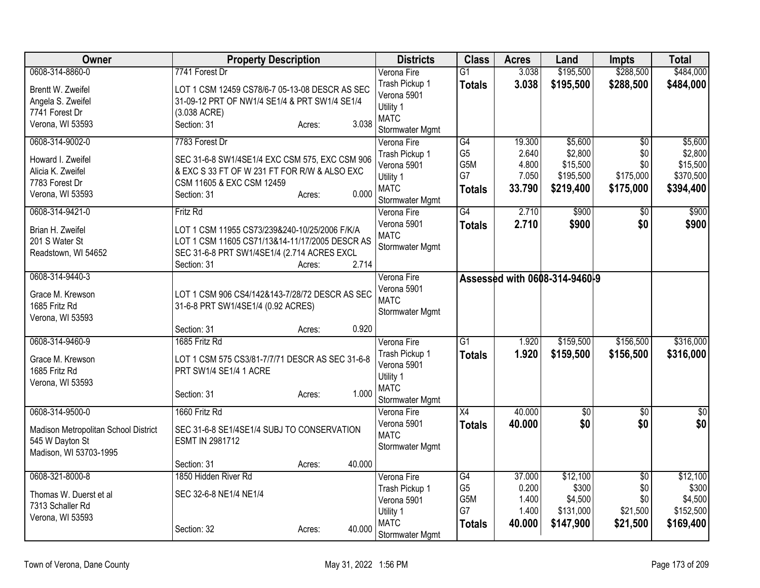| Owner | Property Description | Districts | Class | Acres | Land | Impts | Total |
|---|---|---|---|---|---|---|---|
| 0608-314-8860-0<br>Brentt W. Zweifel<br>Angela S. Zweifel<br>7741 Forest Dr<br>Verona, WI 53593 | 7741 Forest Dr<br>LOT 1 CSM 12459 CS78/6-7 05-13-08 DESCR AS SEC 31-09-12 PRT OF NW1/4 SE1/4 & PRT SW1/4 SE1/4 (3.038 ACRE)<br>Section: 31 Acres: 3.038 | Verona Fire<br>Trash Pickup 1<br>Verona 5901<br>Utility 1<br>MATC<br>Stormwater Mgmt | G1<br>**Totals** | 3.038<br>**3.038** | $195,500<br>**$195,500** | $288,500<br>**$288,500** | $484,000<br>**$484,000** |
| 0608-314-9002-0<br>Howard I. Zweifel<br>Alicia K. Zweifel<br>7783 Forest Dr<br>Verona, WI 53593 | 7783 Forest Dr<br>SEC 31-6-8 SW1/4SE1/4 EXC CSM 575, EXC CSM 906 & EXC S 33 FT OF W 231 FT FOR R/W & ALSO EXC CSM 11605 & EXC CSM 12459<br>Section: 31 Acres: 0.000 | Verona Fire<br>Trash Pickup 1<br>Verona 5901<br>Utility 1<br>MATC<br>Stormwater Mgmt | G4<br>G5<br>G5M<br>G7<br>**Totals** | 19.300<br>2.640<br>4.800<br>7.050<br>**33.790** | $5,600<br>$2,800<br>$15,500<br>$195,500<br>**$219,400** | $0<br>$0<br>$0<br>$175,000<br>**$175,000** | $5,600<br>$2,800<br>$15,500<br>$370,500<br>**$394,400** |
| 0608-314-9421-0<br>Brian H. Zweifel<br>201 S Water St<br>Readstown, WI 54652 | Fritz Rd<br>LOT 1 CSM 11955 CS73/239&240-10/25/2006 F/K/A LOT 1 CSM 11605 CS71/13&14-11/17/2005 DESCR AS SEC 31-6-8 PRT SW1/4SE1/4 (2.714 ACRES EXCL<br>Section: 31 Acres: 2.714 | Verona Fire<br>Verona 5901<br>MATC<br>Stormwater Mgmt | G4<br>**Totals** | 2.710<br>**2.710** | $900<br>**$900** | $0<br>**$0** | $900<br>**$900** |
| 0608-314-9440-3<br>Grace M. Krewson<br>1685 Fritz Rd<br>Verona, WI 53593 | LOT 1 CSM 906 CS4/142&143-7/28/72 DESCR AS SEC 31-6-8 PRT SW1/4SE1/4 (0.92 ACRES)<br>Section: 31 Acres: 0.920 | Verona Fire<br>Verona 5901<br>MATC<br>Stormwater Mgmt | Assessed with 0608-314-9460-9 | | | | |
| 0608-314-9460-9<br>Grace M. Krewson<br>1685 Fritz Rd<br>Verona, WI 53593 | 1685 Fritz Rd<br>LOT 1 CSM 575 CS3/81-7/7/71 DESCR AS SEC 31-6-8 PRT SW1/4 SE1/4 1 ACRE<br>Section: 31 Acres: 1.000 | Verona Fire<br>Trash Pickup 1<br>Verona 5901<br>Utility 1<br>MATC<br>Stormwater Mgmt | G1<br>**Totals** | 1.920<br>**1.920** | $159,500<br>**$159,500** | $156,500<br>**$156,500** | $316,000<br>**$316,000** |
| 0608-314-9500-0<br>Madison Metropolitan School District<br>545 W Dayton St<br>Madison, WI 53703-1995 | 1660 Fritz Rd<br>SEC 31-6-8 SE1/4SE1/4 SUBJ TO CONSERVATION ESMT IN 2981712<br>Section: 31 Acres: 40.000 | Verona Fire<br>Verona 5901<br>MATC<br>Stormwater Mgmt | X4<br>**Totals** | 40.000<br>**40.000** | $0<br>**$0** | $0<br>**$0** | $0<br>**$0** |
| 0608-321-8000-8<br>Thomas W. Duerst et al<br>7313 Schaller Rd<br>Verona, WI 53593 | 1850 Hidden River Rd<br>SEC 32-6-8 NE1/4 NE1/4<br>Section: 32 Acres: 40.000 | Verona Fire<br>Trash Pickup 1<br>Verona 5901<br>Utility 1<br>MATC<br>Stormwater Mgmt | G4<br>G5<br>G5M<br>G7<br>**Totals** | 37.000<br>0.200<br>1.400<br>1.400<br>**40.000** | $12,100<br>$300<br>$4,500<br>$131,000<br>**$147,900** | $0<br>$0<br>$0<br>$21,500<br>**$21,500** | $12,100<br>$300<br>$4,500<br>$152,500<br>**$169,400** |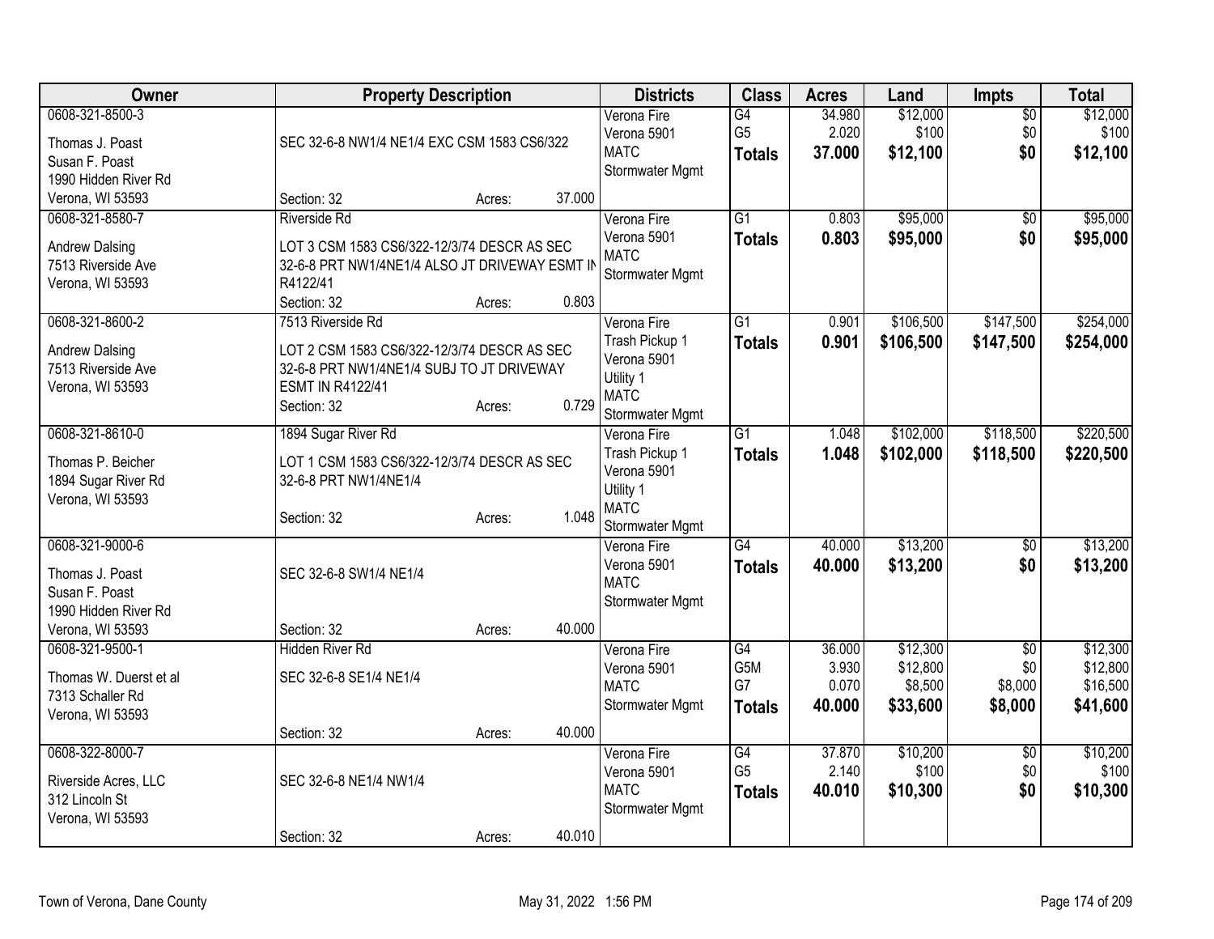| Owner | Property Description | Districts | Class | Acres | Land | Impts | Total |
|---|---|---|---|---|---|---|---|
| 0608-321-8500-3<br>Thomas J. Poast<br>Susan F. Poast<br>1990 Hidden River Rd<br>Verona, WI 53593 | SEC 32-6-8 NW1/4 NE1/4 EXC CSM 1583 CS6/322<br>Section: 32 Acres: 37.000 | Verona Fire<br>Verona 5901<br>MATC<br>Stormwater Mgmt | G4<br>G5<br>**Totals** | 34.980<br>2.020<br>**37.000** | $12,000<br>$100<br>**$12,100** | $0<br>$0<br>**$0** | $12,000<br>$100<br>**$12,100** |
| 0608-321-8580-7<br>Andrew Dalsing<br>7513 Riverside Ave<br>Verona, WI 53593 | Riverside Rd<br>LOT 3 CSM 1583 CS6/322-12/3/74 DESCR AS SEC 32-6-8 PRT NW1/4NE1/4 ALSO JT DRIVEWAY ESMT IN R4122/41<br>Section: 32 Acres: 0.803 | Verona Fire<br>Verona 5901<br>MATC<br>Stormwater Mgmt | G1<br>**Totals** | 0.803<br>**0.803** | $95,000<br>**$95,000** | $0<br>**$0** | $95,000<br>**$95,000** |
| 0608-321-8600-2<br>Andrew Dalsing<br>7513 Riverside Ave<br>Verona, WI 53593 | 7513 Riverside Rd<br>LOT 2 CSM 1583 CS6/322-12/3/74 DESCR AS SEC 32-6-8 PRT NW1/4NE1/4 SUBJ TO JT DRIVEWAY ESMT IN R4122/41<br>Section: 32 Acres: 0.729 | Verona Fire<br>Trash Pickup 1<br>Verona 5901<br>Utility 1<br>MATC<br>Stormwater Mgmt | G1<br>**Totals** | 0.901<br>**0.901** | $106,500<br>**$106,500** | $147,500<br>**$147,500** | $254,000<br>**$254,000** |
| 0608-321-8610-0<br>Thomas P. Beicher<br>1894 Sugar River Rd<br>Verona, WI 53593 | 1894 Sugar River Rd<br>LOT 1 CSM 1583 CS6/322-12/3/74 DESCR AS SEC 32-6-8 PRT NW1/4NE1/4<br>Section: 32 Acres: 1.048 | Verona Fire<br>Trash Pickup 1<br>Verona 5901<br>Utility 1<br>MATC<br>Stormwater Mgmt | G1<br>**Totals** | 1.048<br>**1.048** | $102,000<br>**$102,000** | $118,500<br>**$118,500** | $220,500<br>**$220,500** |
| 0608-321-9000-6<br>Thomas J. Poast<br>Susan F. Poast<br>1990 Hidden River Rd<br>Verona, WI 53593 | SEC 32-6-8 SW1/4 NE1/4<br>Section: 32 Acres: 40.000 | Verona Fire<br>Verona 5901<br>MATC<br>Stormwater Mgmt | G4<br>**Totals** | 40.000<br>**40.000** | $13,200<br>**$13,200** | $0<br>**$0** | $13,200<br>**$13,200** |
| 0608-321-9500-1<br>Thomas W. Duerst et al<br>7313 Schaller Rd<br>Verona, WI 53593 | Hidden River Rd<br>SEC 32-6-8 SE1/4 NE1/4<br>Section: 32 Acres: 40.000 | Verona Fire<br>Verona 5901<br>MATC<br>Stormwater Mgmt | G4<br>G5M<br>G7<br>**Totals** | 36.000<br>3.930<br>0.070<br>**40.000** | $12,300<br>$12,800<br>$8,500<br>**$33,600** | $0<br>$0<br>$8,000<br>**$8,000** | $12,300<br>$12,800<br>$16,500<br>**$41,600** |
| 0608-322-8000-7<br>Riverside Acres, LLC<br>312 Lincoln St<br>Verona, WI 53593 | SEC 32-6-8 NE1/4 NW1/4<br>Section: 32 Acres: 40.010 | Verona Fire<br>Verona 5901<br>MATC<br>Stormwater Mgmt | G4<br>G5<br>**Totals** | 37.870<br>2.140<br>**40.010** | $10,200<br>$100<br>**$10,300** | $0<br>$0<br>**$0** | $10,200<br>$100<br>**$10,300** |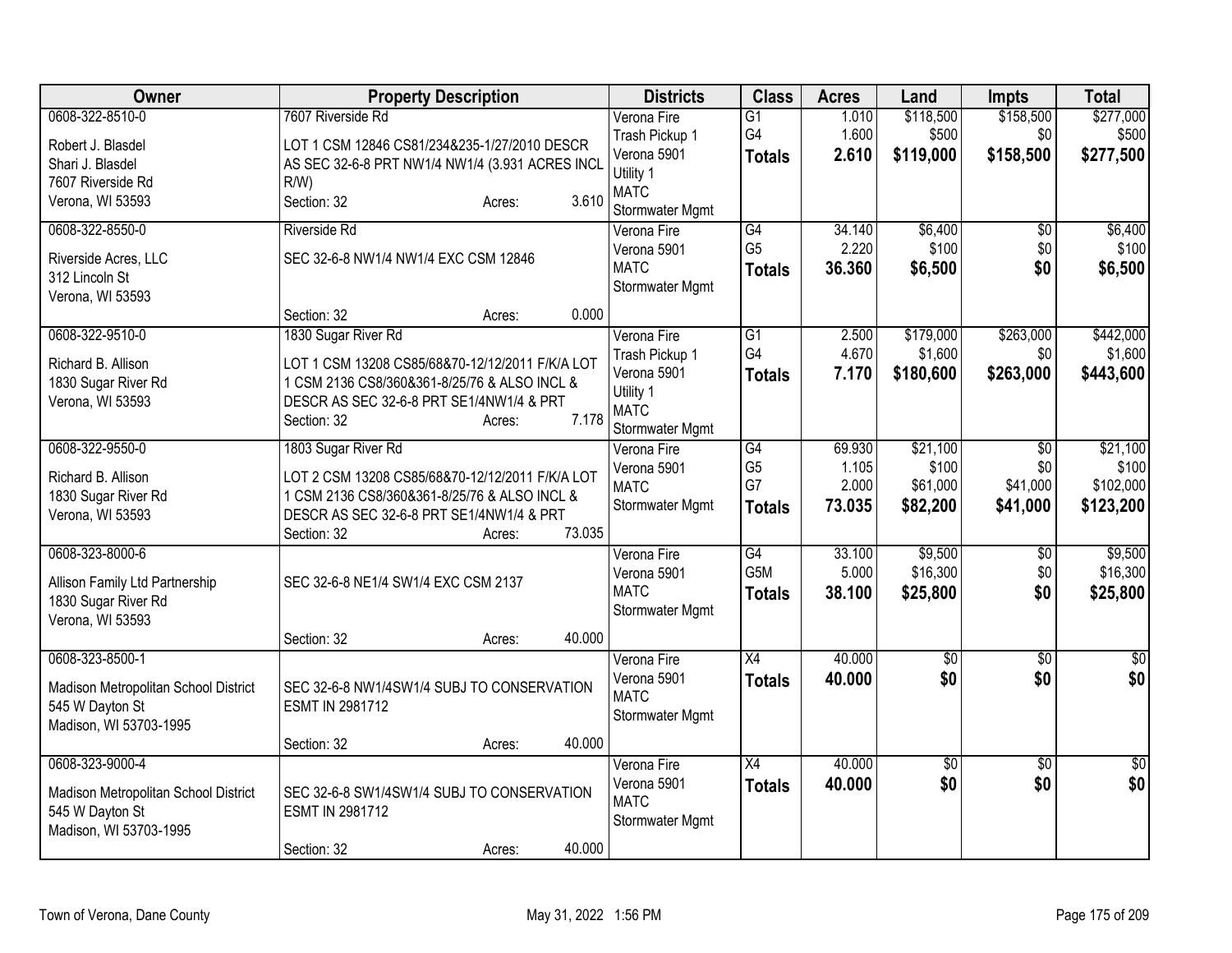| Owner | Property Description | Districts | Class | Acres | Land | Impts | Total |
|---|---|---|---|---|---|---|---|
| 0608-322-8510-0<br>Robert J. Blasdel<br>Shari J. Blasdel<br>7607 Riverside Rd<br>Verona, WI 53593 | 7607 Riverside Rd<br>LOT 1 CSM 12846 CS81/234&235-1/27/2010 DESCR AS SEC 32-6-8 PRT NW1/4 NW1/4 (3.931 ACRES INCL R/W)<br>Section: 32 Acres: 3.610 | Verona Fire<br>Trash Pickup 1<br>Verona 5901<br>Utility 1<br>MATC<br>Stormwater Mgmt | G1<br>G4<br>**Totals** | 1.010<br>1.600<br>**2.610** | \$118,500<br>\$500<br>**\$119,000** | \$158,500<br>\$0<br>**\$158,500** | \$277,000<br>\$500<br>**\$277,500** |
| 0608-322-8550-0<br>Riverside Acres, LLC<br>312 Lincoln St<br>Verona, WI 53593 | Riverside Rd<br>SEC 32-6-8 NW1/4 NW1/4 EXC CSM 12846<br>Section: 32 Acres: 0.000 | Verona Fire<br>Verona 5901<br>MATC<br>Stormwater Mgmt | G4<br>G5<br>**Totals** | 34.140<br>2.220<br>**36.360** | \$6,400<br>\$100<br>**\$6,500** | \$0<br>\$0<br>**\$0** | \$6,400<br>\$100<br>**\$6,500** |
| 0608-322-9510-0<br>Richard B. Allison<br>1830 Sugar River Rd<br>Verona, WI 53593 | 1830 Sugar River Rd<br>LOT 1 CSM 13208 CS85/68&70-12/12/2011 F/K/A LOT 1 CSM 2136 CS8/360&361-8/25/76 & ALSO INCL & DESCR AS SEC 32-6-8 PRT SE1/4NW1/4 & PRT<br>Section: 32 Acres: 7.178 | Verona Fire<br>Trash Pickup 1<br>Verona 5901<br>Utility 1<br>MATC<br>Stormwater Mgmt | G1<br>G4<br>**Totals** | 2.500<br>4.670<br>**7.170** | \$179,000<br>\$1,600<br>**\$180,600** | \$263,000<br>\$0<br>**\$263,000** | \$442,000<br>\$1,600<br>**\$443,600** |
| 0608-322-9550-0<br>Richard B. Allison<br>1830 Sugar River Rd<br>Verona, WI 53593 | 1803 Sugar River Rd<br>LOT 2 CSM 13208 CS85/68&70-12/12/2011 F/K/A LOT 1 CSM 2136 CS8/360&361-8/25/76 & ALSO INCL & DESCR AS SEC 32-6-8 PRT SE1/4NW1/4 & PRT<br>Section: 32 Acres: 73.035 | Verona Fire<br>Verona 5901<br>MATC<br>Stormwater Mgmt | G4<br>G5<br>G7<br>**Totals** | 69.930<br>1.105<br>2.000<br>**73.035** | \$21,100<br>\$100<br>\$61,000<br>**\$82,200** | \$0<br>\$0<br>\$41,000<br>**\$41,000** | \$21,100<br>\$100<br>\$102,000<br>**\$123,200** |
| 0608-323-8000-6<br>Allison Family Ltd Partnership<br>1830 Sugar River Rd<br>Verona, WI 53593 | SEC 32-6-8 NE1/4 SW1/4 EXC CSM 2137<br>Section: 32 Acres: 40.000 | Verona Fire<br>Verona 5901<br>MATC<br>Stormwater Mgmt | G4<br>G5M<br>**Totals** | 33.100<br>5.000<br>**38.100** | \$9,500<br>\$16,300<br>**\$25,800** | \$0<br>\$0<br>**\$0** | \$9,500<br>\$16,300<br>**\$25,800** |
| 0608-323-8500-1<br>Madison Metropolitan School District<br>545 W Dayton St<br>Madison, WI 53703-1995 | SEC 32-6-8 NW1/4SW1/4 SUBJ TO CONSERVATION ESMT IN 2981712<br>Section: 32 Acres: 40.000 | Verona Fire<br>Verona 5901<br>MATC<br>Stormwater Mgmt | X4<br>**Totals** | 40.000<br>**40.000** | \$0<br>**\$0** | \$0<br>**\$0** | \$0<br>**\$0** |
| 0608-323-9000-4<br>Madison Metropolitan School District<br>545 W Dayton St<br>Madison, WI 53703-1995 | SEC 32-6-8 SW1/4SW1/4 SUBJ TO CONSERVATION ESMT IN 2981712<br>Section: 32 Acres: 40.000 | Verona Fire<br>Verona 5901<br>MATC<br>Stormwater Mgmt | X4<br>**Totals** | 40.000<br>**40.000** | \$0<br>**\$0** | \$0<br>**\$0** | \$0<br>**\$0** |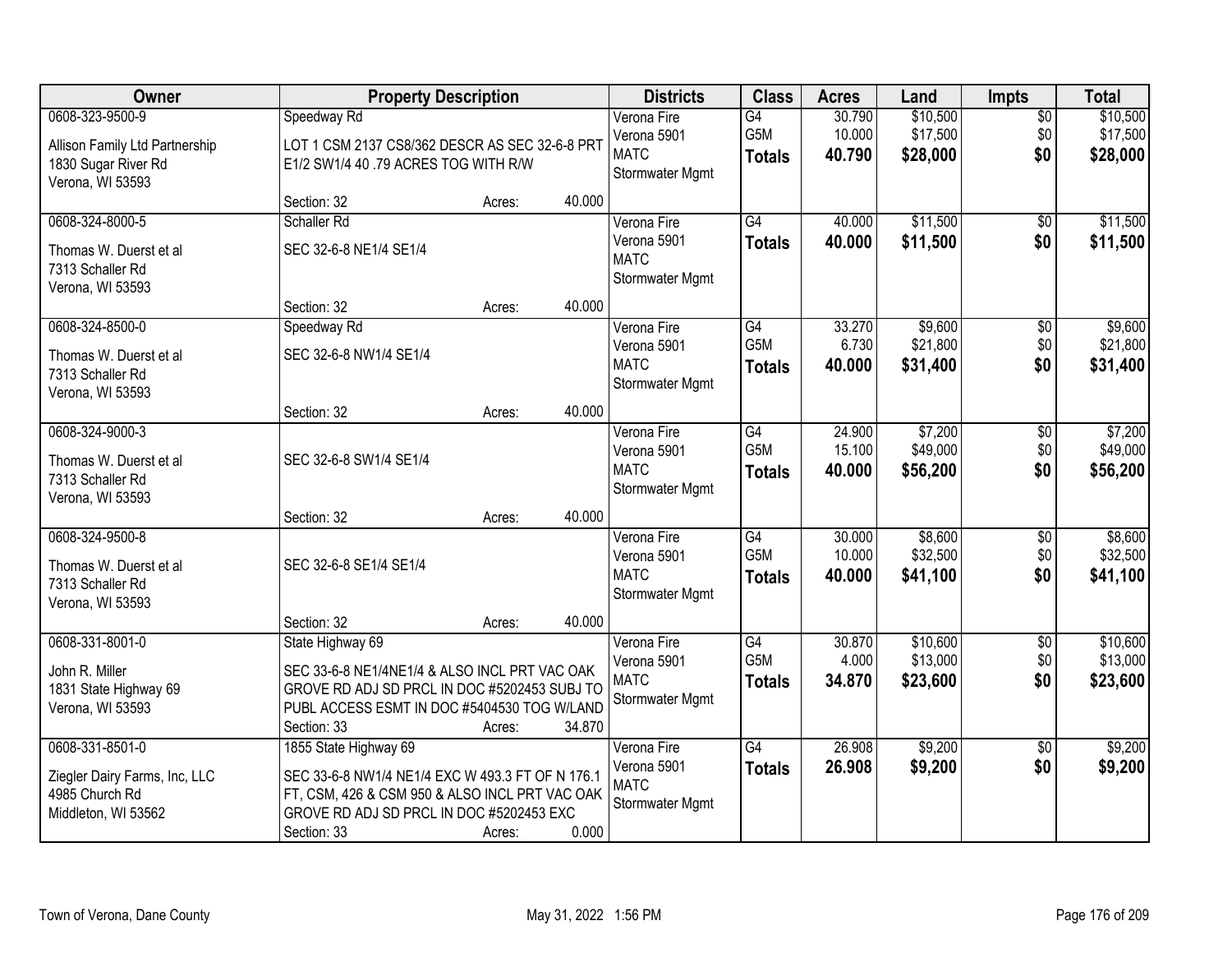| Owner | Property Description | Districts | Class | Acres | Land | Impts | Total |
|---|---|---|---|---|---|---|---|
| 0608-323-9500-9<br>Allison Family Ltd Partnership<br>1830 Sugar River Rd<br>Verona, WI 53593 | Speedway Rd<br>LOT 1 CSM 2137 CS8/362 DESCR AS SEC 32-6-8 PRT E1/2 SW1/4 40 .79 ACRES TOG WITH R/W<br>Section: 32 Acres: 40.000 | Verona Fire<br>Verona 5901<br>MATC<br>Stormwater Mgmt | G4<br>G5M<br>**Totals** | 30.790<br>10.000<br>**40.790** | \$10,500<br>\$17,500<br>**\$28,000** | \$0<br>\$0<br>**\$0** | \$10,500<br>\$17,500<br>**\$28,000** |
| 0608-324-8000-5<br>Thomas W. Duerst et al<br>7313 Schaller Rd<br>Verona, WI 53593 | Schaller Rd<br>SEC 32-6-8 NE1/4 SE1/4<br>Section: 32 Acres: 40.000 | Verona Fire<br>Verona 5901<br>MATC<br>Stormwater Mgmt | G4<br>**Totals** | 40.000<br>**40.000** | \$11,500<br>**\$11,500** | \$0<br>**\$0** | \$11,500<br>**\$11,500** |
| 0608-324-8500-0<br>Thomas W. Duerst et al<br>7313 Schaller Rd<br>Verona, WI 53593 | Speedway Rd<br>SEC 32-6-8 NW1/4 SE1/4<br>Section: 32 Acres: 40.000 | Verona Fire<br>Verona 5901<br>MATC<br>Stormwater Mgmt | G4<br>G5M<br>**Totals** | 33.270<br>6.730<br>**40.000** | \$9,600<br>\$21,800<br>**\$31,400** | \$0<br>\$0<br>**\$0** | \$9,600<br>\$21,800<br>**\$31,400** |
| 0608-324-9000-3<br>Thomas W. Duerst et al<br>7313 Schaller Rd<br>Verona, WI 53593 | SEC 32-6-8 SW1/4 SE1/4<br>Section: 32 Acres: 40.000 | Verona Fire<br>Verona 5901<br>MATC<br>Stormwater Mgmt | G4<br>G5M<br>**Totals** | 24.900<br>15.100<br>**40.000** | \$7,200<br>\$49,000<br>**\$56,200** | \$0<br>\$0<br>**\$0** | \$7,200<br>\$49,000<br>**\$56,200** |
| 0608-324-9500-8<br>Thomas W. Duerst et al<br>7313 Schaller Rd<br>Verona, WI 53593 | SEC 32-6-8 SE1/4 SE1/4<br>Section: 32 Acres: 40.000 | Verona Fire<br>Verona 5901<br>MATC<br>Stormwater Mgmt | G4<br>G5M<br>**Totals** | 30.000<br>10.000<br>**40.000** | \$8,600<br>\$32,500<br>**\$41,100** | \$0<br>\$0<br>**\$0** | \$8,600<br>\$32,500<br>**\$41,100** |
| 0608-331-8001-0<br>John R. Miller<br>1831 State Highway 69<br>Verona, WI 53593 | State Highway 69<br>SEC 33-6-8 NE1/4NE1/4 & ALSO INCL PRT VAC OAK GROVE RD ADJ SD PRCL IN DOC #5202453 SUBJ TO PUBL ACCESS ESMT IN DOC #5404530 TOG W/LAND<br>Section: 33 Acres: 34.870 | Verona Fire<br>Verona 5901<br>MATC<br>Stormwater Mgmt | G4<br>G5M<br>**Totals** | 30.870<br>4.000<br>**34.870** | \$10,600<br>\$13,000<br>**\$23,600** | \$0<br>\$0<br>**\$0** | \$10,600<br>\$13,000<br>**\$23,600** |
| 0608-331-8501-0<br>Ziegler Dairy Farms, Inc, LLC<br>4985 Church Rd<br>Middleton, WI 53562 | 1855 State Highway 69<br>SEC 33-6-8 NW1/4 NE1/4 EXC W 493.3 FT OF N 176.1 FT, CSM, 426 & CSM 950 & ALSO INCL PRT VAC OAK GROVE RD ADJ SD PRCL IN DOC #5202453 EXC<br>Section: 33 Acres: 0.000 | Verona Fire<br>Verona 5901<br>MATC<br>Stormwater Mgmt | G4<br>**Totals** | 26.908<br>**26.908** | \$9,200<br>**\$9,200** | \$0<br>**\$0** | \$9,200<br>**\$9,200** |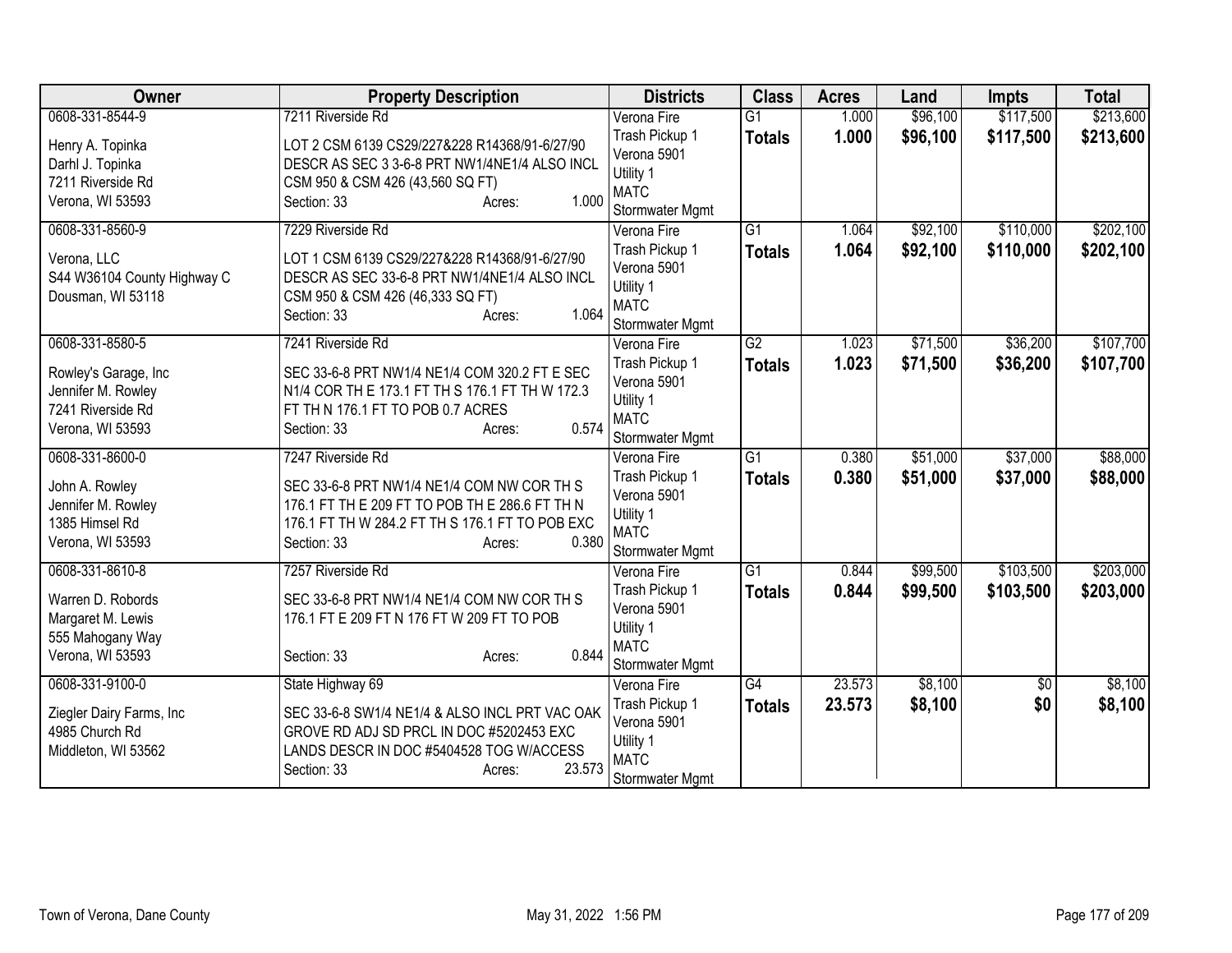| Owner | Property Description | Districts | Class | Acres | Land | Impts | Total |
|---|---|---|---|---|---|---|---|
| 0608-331-8544-9<br><br>Henry A. Topinka<br>Darhl J. Topinka<br>7211 Riverside Rd<br>Verona, WI 53593 | 7211 Riverside Rd<br><br>LOT 2 CSM 6139 CS29/227&228 R14368/91-6/27/90 DESCR AS SEC 3 3-6-8 PRT NW1/4NE1/4 ALSO INCL CSM 950 & CSM 426 (43,560 SQ FT)<br>Section: 33 Acres: 1.000 | Verona Fire<br>Trash Pickup 1<br>Verona 5901<br>Utility 1<br>MATC<br>Stormwater Mgmt | G1<br>**Totals** | 1.000<br>**1.000** | \$96,100<br>**\$96,100** | \$117,500<br>**\$117,500** | \$213,600<br>**\$213,600** |
| 0608-331-8560-9<br><br>Verona, LLC<br>S44 W36104 County Highway C<br>Dousman, WI 53118 | 7229 Riverside Rd<br><br>LOT 1 CSM 6139 CS29/227&228 R14368/91-6/27/90 DESCR AS SEC 33-6-8 PRT NW1/4NE1/4 ALSO INCL CSM 950 & CSM 426 (46,333 SQ FT)<br>Section: 33 Acres: 1.064 | Verona Fire<br>Trash Pickup 1<br>Verona 5901<br>Utility 1<br>MATC<br>Stormwater Mgmt | G1<br>**Totals** | 1.064<br>**1.064** | \$92,100<br>**\$92,100** | \$110,000<br>**\$110,000** | \$202,100<br>**\$202,100** |
| 0608-331-8580-5<br><br>Rowley's Garage, Inc<br>Jennifer M. Rowley<br>7241 Riverside Rd<br>Verona, WI 53593 | 7241 Riverside Rd<br><br>SEC 33-6-8 PRT NW1/4 NE1/4 COM 320.2 FT E SEC N1/4 COR TH E 173.1 FT TH S 176.1 FT TH W 172.3 FT TH N 176.1 FT TO POB 0.7 ACRES<br>Section: 33 Acres: 0.574 | Verona Fire<br>Trash Pickup 1<br>Verona 5901<br>Utility 1<br>MATC<br>Stormwater Mgmt | G2<br>**Totals** | 1.023<br>**1.023** | \$71,500<br>**\$71,500** | \$36,200<br>**\$36,200** | \$107,700<br>**\$107,700** |
| 0608-331-8600-0<br><br>John A. Rowley<br>Jennifer M. Rowley<br>1385 Himsel Rd<br>Verona, WI 53593 | 7247 Riverside Rd<br><br>SEC 33-6-8 PRT NW1/4 NE1/4 COM NW COR TH S 176.1 FT TH E 209 FT TO POB TH E 286.6 FT TH N 176.1 FT TH W 284.2 FT TH S 176.1 FT TO POB EXC<br>Section: 33 Acres: 0.380 | Verona Fire<br>Trash Pickup 1<br>Verona 5901<br>Utility 1<br>MATC<br>Stormwater Mgmt | G1<br>**Totals** | 0.380<br>**0.380** | \$51,000<br>**\$51,000** | \$37,000<br>**\$37,000** | \$88,000<br>**\$88,000** |
| 0608-331-8610-8<br><br>Warren D. Robords<br>Margaret M. Lewis<br>555 Mahogany Way<br>Verona, WI 53593 | 7257 Riverside Rd<br><br>SEC 33-6-8 PRT NW1/4 NE1/4 COM NW COR TH S 176.1 FT E 209 FT N 176 FT W 209 FT TO POB<br><br>Section: 33 Acres: 0.844 | Verona Fire<br>Trash Pickup 1<br>Verona 5901<br>Utility 1<br>MATC<br>Stormwater Mgmt | G1<br>**Totals** | 0.844<br>**0.844** | \$99,500<br>**\$99,500** | \$103,500<br>**\$103,500** | \$203,000<br>**\$203,000** |
| 0608-331-9100-0<br><br>Ziegler Dairy Farms, Inc<br>4985 Church Rd<br>Middleton, WI 53562 | State Highway 69<br><br>SEC 33-6-8 SW1/4 NE1/4 & ALSO INCL PRT VAC OAK GROVE RD ADJ SD PRCL IN DOC #5202453 EXC LANDS DESCR IN DOC #5404528 TOG W/ACCESS<br>Section: 33 Acres: 23.573 | Verona Fire<br>Trash Pickup 1<br>Verona 5901<br>Utility 1<br>MATC<br>Stormwater Mgmt | G4<br>**Totals** | 23.573<br>**23.573** | \$8,100<br>**\$8,100** | \$0<br>**\$0** | \$8,100<br>**\$8,100** |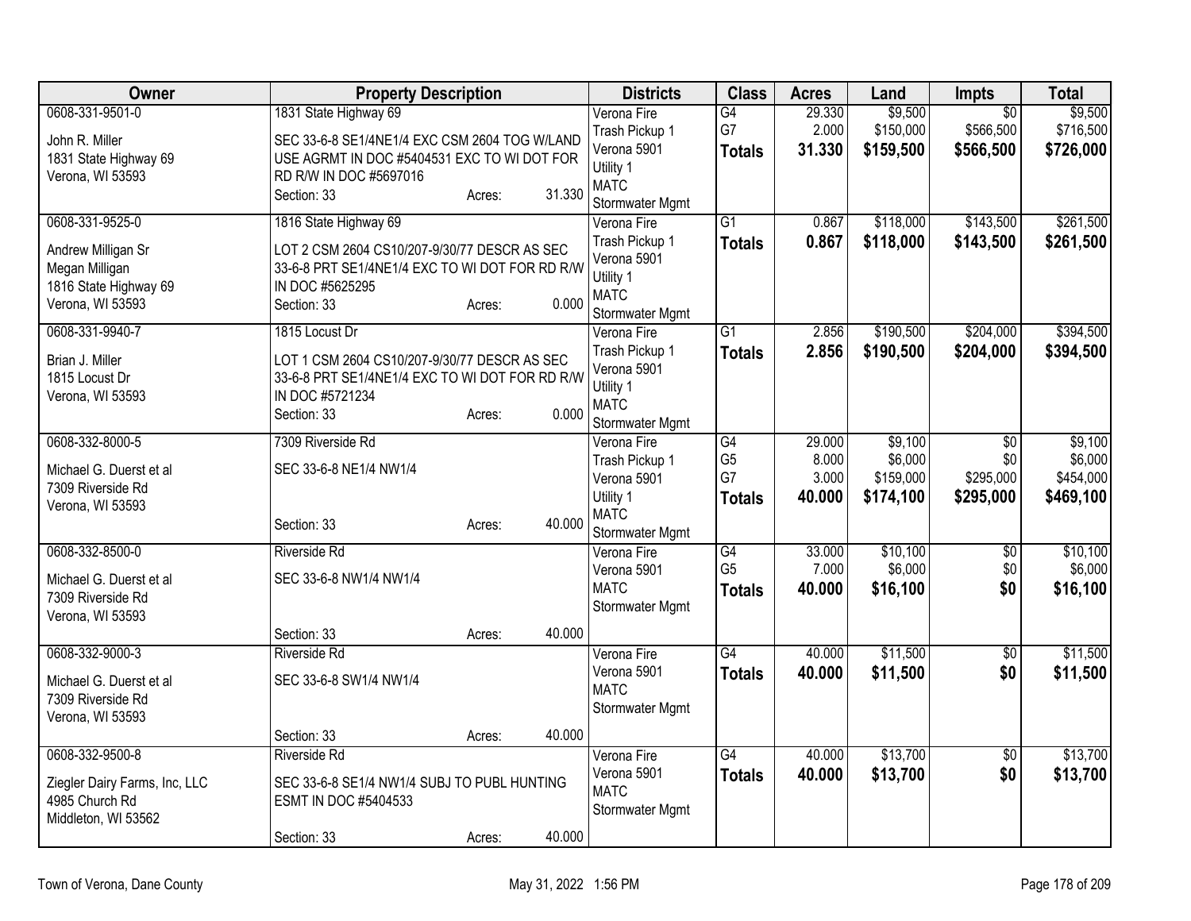| Owner | Property Description | Districts | Class | Acres | Land | Impts | Total |
|---|---|---|---|---|---|---|---|
| 0608-331-9501-0<br>John R. Miller<br>1831 State Highway 69<br>Verona, WI 53593 | 1831 State Highway 69<br>SEC 33-6-8 SE1/4NE1/4 EXC CSM 2604 TOG W/LAND USE AGRMT IN DOC #5404531 EXC TO WI DOT FOR RD R/W IN DOC #5697016<br>Section: 33 Acres: 31.330 | Verona Fire<br>Trash Pickup 1<br>Verona 5901<br>Utility 1<br>MATC<br>Stormwater Mgmt | G4<br>G7<br>**Totals** | 29.330<br>2.000<br>**31.330** | $9,500<br>$150,000<br>**$159,500** | $0<br>$566,500<br>**$566,500** | $9,500<br>$716,500<br>**$726,000** |
| 0608-331-9525-0<br>Andrew Milligan Sr<br>Megan Milligan<br>1816 State Highway 69<br>Verona, WI 53593 | 1816 State Highway 69<br>LOT 2 CSM 2604 CS10/207-9/30/77 DESCR AS SEC 33-6-8 PRT SE1/4NE1/4 EXC TO WI DOT FOR RD R/W IN DOC #5625295<br>Section: 33 Acres: 0.000 | Verona Fire<br>Trash Pickup 1<br>Verona 5901<br>Utility 1<br>MATC<br>Stormwater Mgmt | G1<br>**Totals** | 0.867<br>**0.867** | $118,000<br>**$118,000** | $143,500<br>**$143,500** | $261,500<br>**$261,500** |
| 0608-331-9940-7<br>Brian J. Miller<br>1815 Locust Dr<br>Verona, WI 53593 | 1815 Locust Dr<br>LOT 1 CSM 2604 CS10/207-9/30/77 DESCR AS SEC 33-6-8 PRT SE1/4NE1/4 EXC TO WI DOT FOR RD R/W IN DOC #5721234<br>Section: 33 Acres: 0.000 | Verona Fire<br>Trash Pickup 1<br>Verona 5901<br>Utility 1<br>MATC<br>Stormwater Mgmt | G1<br>**Totals** | 2.856<br>**2.856** | $190,500<br>**$190,500** | $204,000<br>**$204,000** | $394,500<br>**$394,500** |
| 0608-332-8000-5<br>Michael G. Duerst et al<br>7309 Riverside Rd<br>Verona, WI 53593 | 7309 Riverside Rd<br>SEC 33-6-8 NE1/4 NW1/4<br>Section: 33 Acres: 40.000 | Verona Fire<br>Trash Pickup 1<br>Verona 5901<br>Utility 1<br>MATC<br>Stormwater Mgmt | G4<br>G5<br>G7<br>**Totals** | 29.000<br>8.000<br>3.000<br>**40.000** | $9,100<br>$6,000<br>$159,000<br>**$174,100** | $0<br>$0<br>$295,000<br>**$295,000** | $9,100<br>$6,000<br>$454,000<br>**$469,100** |
| 0608-332-8500-0<br>Michael G. Duerst et al<br>7309 Riverside Rd<br>Verona, WI 53593 | Riverside Rd<br>SEC 33-6-8 NW1/4 NW1/4<br>Section: 33 Acres: 40.000 | Verona Fire<br>Verona 5901<br>MATC<br>Stormwater Mgmt | G4<br>G5<br>**Totals** | 33.000<br>7.000<br>**40.000** | $10,100<br>$6,000<br>**$16,100** | $0<br>$0<br>**$0** | $10,100<br>$6,000<br>**$16,100** |
| 0608-332-9000-3<br>Michael G. Duerst et al<br>7309 Riverside Rd<br>Verona, WI 53593 | Riverside Rd<br>SEC 33-6-8 SW1/4 NW1/4<br>Section: 33 Acres: 40.000 | Verona Fire<br>Verona 5901<br>MATC<br>Stormwater Mgmt | G4<br>**Totals** | 40.000<br>**40.000** | $11,500<br>**$11,500** | $0<br>**$0** | $11,500<br>**$11,500** |
| 0608-332-9500-8<br>Ziegler Dairy Farms, Inc, LLC<br>4985 Church Rd<br>Middleton, WI 53562 | Riverside Rd<br>SEC 33-6-8 SE1/4 NW1/4 SUBJ TO PUBL HUNTING ESMT IN DOC #5404533<br>Section: 33 Acres: 40.000 | Verona Fire<br>Verona 5901<br>MATC<br>Stormwater Mgmt | G4<br>**Totals** | 40.000<br>**40.000** | $13,700<br>**$13,700** | $0<br>**$0** | $13,700<br>**$13,700** |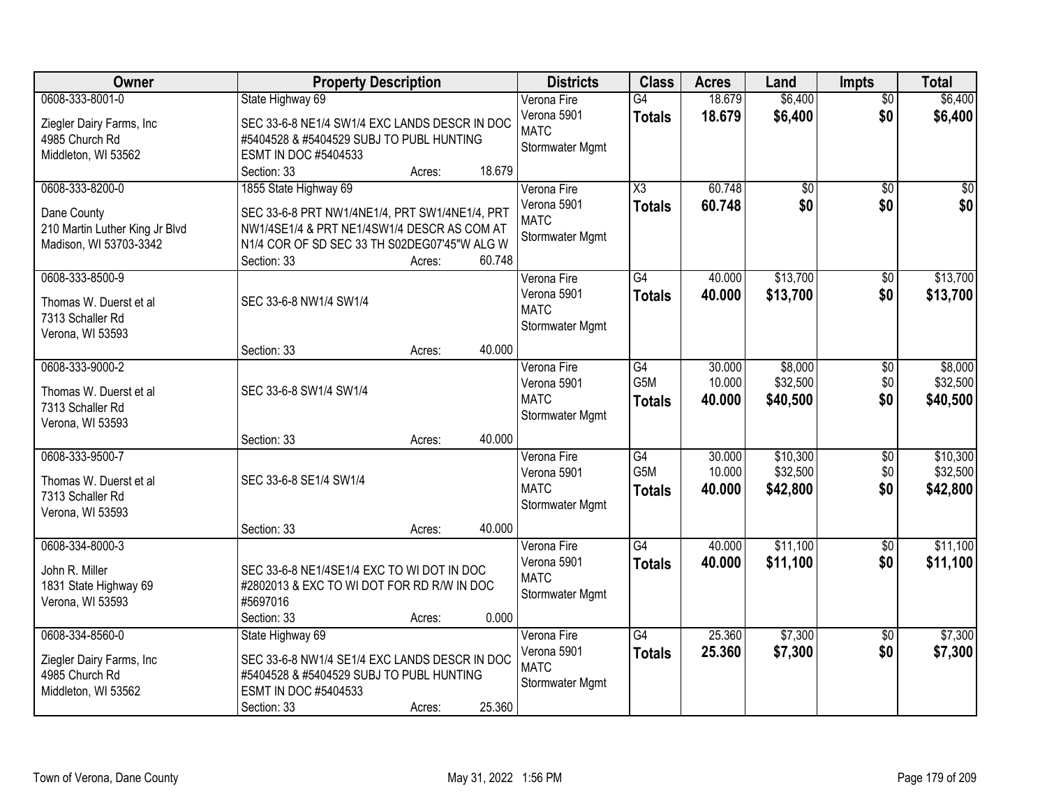| Owner | Property Description | Districts | Class | Acres | Land | Impts | Total |
|---|---|---|---|---|---|---|---|
| 0608-333-8001-0<br>Ziegler Dairy Farms, Inc<br>4985 Church Rd<br>Middleton, WI 53562 | State Highway 69<br>SEC 33-6-8 NE1/4 SW1/4 EXC LANDS DESCR IN DOC #5404528 & #5404529 SUBJ TO PUBL HUNTING ESMT IN DOC #5404533<br>Section: 33 Acres: 18.679 | Verona Fire<br>Verona 5901<br>MATC<br>Stormwater Mgmt | G4<br>**Totals** | 18.679<br>**18.679** | $6,400<br>**$6,400** | $0<br>**$0** | $6,400<br>**$6,400** |
| 0608-333-8200-0<br>Dane County<br>210 Martin Luther King Jr Blvd<br>Madison, WI 53703-3342 | 1855 State Highway 69<br>SEC 33-6-8 PRT NW1/4NE1/4, PRT SW1/4NE1/4, PRT NW1/4SE1/4 & PRT NE1/4SW1/4 DESCR AS COM AT N1/4 COR OF SD SEC 33 TH S02DEG07'45"W ALG W<br>Section: 33 Acres: 60.748 | Verona Fire<br>Verona 5901<br>MATC<br>Stormwater Mgmt | X3<br>**Totals** | 60.748<br>**60.748** | $0<br>**$0** | $0<br>**$0** | $0<br>**$0** |
| 0608-333-8500-9<br>Thomas W. Duerst et al<br>7313 Schaller Rd<br>Verona, WI 53593 | SEC 33-6-8 NW1/4 SW1/4<br>Section: 33 Acres: 40.000 | Verona Fire<br>Verona 5901<br>MATC<br>Stormwater Mgmt | G4<br>**Totals** | 40.000<br>**40.000** | $13,700<br>**$13,700** | $0<br>**$0** | $13,700<br>**$13,700** |
| 0608-333-9000-2<br>Thomas W. Duerst et al<br>7313 Schaller Rd<br>Verona, WI 53593 | SEC 33-6-8 SW1/4 SW1/4<br>Section: 33 Acres: 40.000 | Verona Fire<br>Verona 5901<br>MATC<br>Stormwater Mgmt | G4<br>G5M<br>**Totals** | 30.000<br>10.000<br>**40.000** | $8,000<br>$32,500<br>**$40,500** | $0<br>$0<br>**$0** | $8,000<br>$32,500<br>**$40,500** |
| 0608-333-9500-7<br>Thomas W. Duerst et al<br>7313 Schaller Rd<br>Verona, WI 53593 | SEC 33-6-8 SE1/4 SW1/4<br>Section: 33 Acres: 40.000 | Verona Fire<br>Verona 5901<br>MATC<br>Stormwater Mgmt | G4<br>G5M<br>**Totals** | 30.000<br>10.000<br>**40.000** | $10,300<br>$32,500<br>**$42,800** | $0<br>$0<br>**$0** | $10,300<br>$32,500<br>**$42,800** |
| 0608-334-8000-3<br>John R. Miller<br>1831 State Highway 69<br>Verona, WI 53593 | SEC 33-6-8 NE1/4SE1/4 EXC TO WI DOT IN DOC #2802013 & EXC TO WI DOT FOR RD R/W IN DOC #5697016<br>Section: 33 Acres: 0.000 | Verona Fire<br>Verona 5901<br>MATC<br>Stormwater Mgmt | G4<br>**Totals** | 40.000<br>**40.000** | $11,100<br>**$11,100** | $0<br>**$0** | $11,100<br>**$11,100** |
| 0608-334-8560-0<br>Ziegler Dairy Farms, Inc<br>4985 Church Rd<br>Middleton, WI 53562 | State Highway 69<br>SEC 33-6-8 NW1/4 SE1/4 EXC LANDS DESCR IN DOC #5404528 & #5404529 SUBJ TO PUBL HUNTING ESMT IN DOC #5404533<br>Section: 33 Acres: 25.360 | Verona Fire<br>Verona 5901<br>MATC<br>Stormwater Mgmt | G4<br>**Totals** | 25.360<br>**25.360** | $7,300<br>**$7,300** | $0<br>**$0** | $7,300<br>**$7,300** |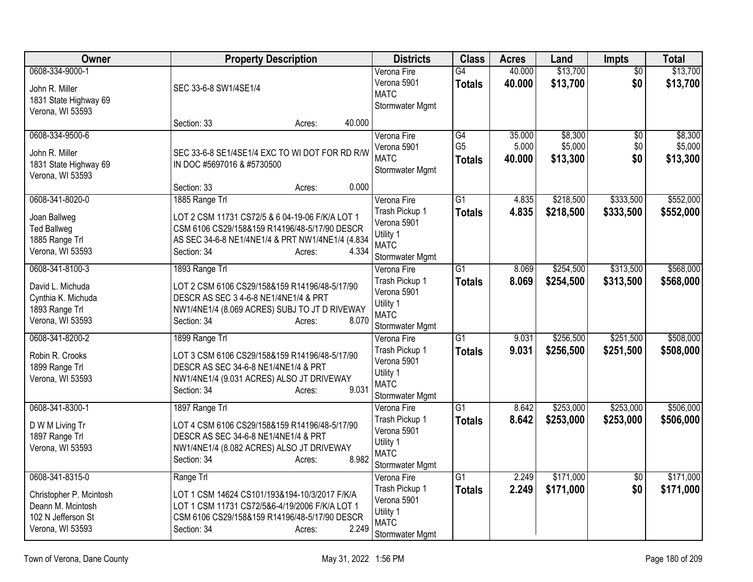| Owner | Property Description | Districts | Class | Acres | Land | Impts | Total |
|---|---|---|---|---|---|---|---|
| 0608-334-9000-1<br>John R. Miller<br>1831 State Highway 69<br>Verona, WI 53593 | SEC 33-6-8 SW1/4SE1/4<br>Section: 33 Acres: 40.000 | Verona Fire<br>Verona 5901<br>MATC<br>Stormwater Mgmt | G4<br>**Totals** | 40.000<br>**40.000** | $13,700<br>**$13,700** | $0<br>**$0** | $13,700<br>**$13,700** |
| 0608-334-9500-6<br>John R. Miller<br>1831 State Highway 69<br>Verona, WI 53593 | SEC 33-6-8 SE1/4SE1/4 EXC TO WI DOT FOR RD R/W IN DOC #5697016 & #5730500<br>Section: 33 Acres: 0.000 | Verona Fire<br>Verona 5901<br>MATC<br>Stormwater Mgmt | G4<br>G5<br>**Totals** | 35.000<br>5.000<br>**40.000** | $8,300<br>$5,000<br>**$13,300** | $0<br>$0<br>**$0** | $8,300<br>$5,000<br>**$13,300** |
| 0608-341-8020-0<br>Joan Ballweg<br>Ted Ballweg<br>1885 Range Trl<br>Verona, WI 53593 | 1885 Range Trl<br>LOT 2 CSM 11731 CS72/5 & 6 04-19-06 F/K/A LOT 1 CSM 6106 CS29/158&159 R14196/48-5/17/90 DESCR AS SEC 34-6-8 NE1/4NE1/4 & PRT NW1/4NE1/4 (4.834<br>Section: 34 Acres: 4.334 | Verona Fire<br>Trash Pickup 1<br>Verona 5901<br>Utility 1<br>MATC<br>Stormwater Mgmt | G1<br>**Totals** | 4.835<br>**4.835** | $218,500<br>**$218,500** | $333,500<br>**$333,500** | $552,000<br>**$552,000** |
| 0608-341-8100-3<br>David L. Michuda<br>Cynthia K. Michuda<br>1893 Range Trl<br>Verona, WI 53593 | 1893 Range Trl<br>LOT 2 CSM 6106 CS29/158&159 R14196/48-5/17/90 DESCR AS SEC 3 4-6-8 NE1/4NE1/4 & PRT NW1/4NE1/4 (8.069 ACRES) SUBJ TO JT D RIVEWAY<br>Section: 34 Acres: 8.070 | Verona Fire<br>Trash Pickup 1<br>Verona 5901<br>Utility 1<br>MATC<br>Stormwater Mgmt | G1<br>**Totals** | 8.069<br>**8.069** | $254,500<br>**$254,500** | $313,500<br>**$313,500** | $568,000<br>**$568,000** |
| 0608-341-8200-2<br>Robin R. Crooks<br>1899 Range Trl<br>Verona, WI 53593 | 1899 Range Trl<br>LOT 3 CSM 6106 CS29/158&159 R14196/48-5/17/90 DESCR AS SEC 34-6-8 NE1/4NE1/4 & PRT NW1/4NE1/4 (9.031 ACRES) ALSO JT DRIVEWAY<br>Section: 34 Acres: 9.031 | Verona Fire<br>Trash Pickup 1<br>Verona 5901<br>Utility 1<br>MATC<br>Stormwater Mgmt | G1<br>**Totals** | 9.031<br>**9.031** | $256,500<br>**$256,500** | $251,500<br>**$251,500** | $508,000<br>**$508,000** |
| 0608-341-8300-1<br>D W M Living Tr<br>1897 Range Trl<br>Verona, WI 53593 | 1897 Range Trl<br>LOT 4 CSM 6106 CS29/158&159 R14196/48-5/17/90 DESCR AS SEC 34-6-8 NE1/4NE1/4 & PRT NW1/4NE1/4 (8.082 ACRES) ALSO JT DRIVEWAY<br>Section: 34 Acres: 8.982 | Verona Fire<br>Trash Pickup 1<br>Verona 5901<br>Utility 1<br>MATC<br>Stormwater Mgmt | G1<br>**Totals** | 8.642<br>**8.642** | $253,000<br>**$253,000** | $253,000<br>**$253,000** | $506,000<br>**$506,000** |
| 0608-341-8315-0<br>Christopher P. Mcintosh<br>Deann M. Mcintosh<br>102 N Jefferson St<br>Verona, WI 53593 | Range Trl<br>LOT 1 CSM 14624 CS101/193&194-10/3/2017 F/K/A LOT 1 CSM 11731 CS72/5&6-4/19/2006 F/K/A LOT 1 CSM 6106 CS29/158&159 R14196/48-5/17/90 DESCR<br>Section: 34 Acres: 2.249 | Verona Fire<br>Trash Pickup 1<br>Verona 5901<br>Utility 1<br>MATC<br>Stormwater Mgmt | G1<br>**Totals** | 2.249<br>**2.249** | $171,000<br>**$171,000** | $0<br>**$0** | $171,000<br>**$171,000** |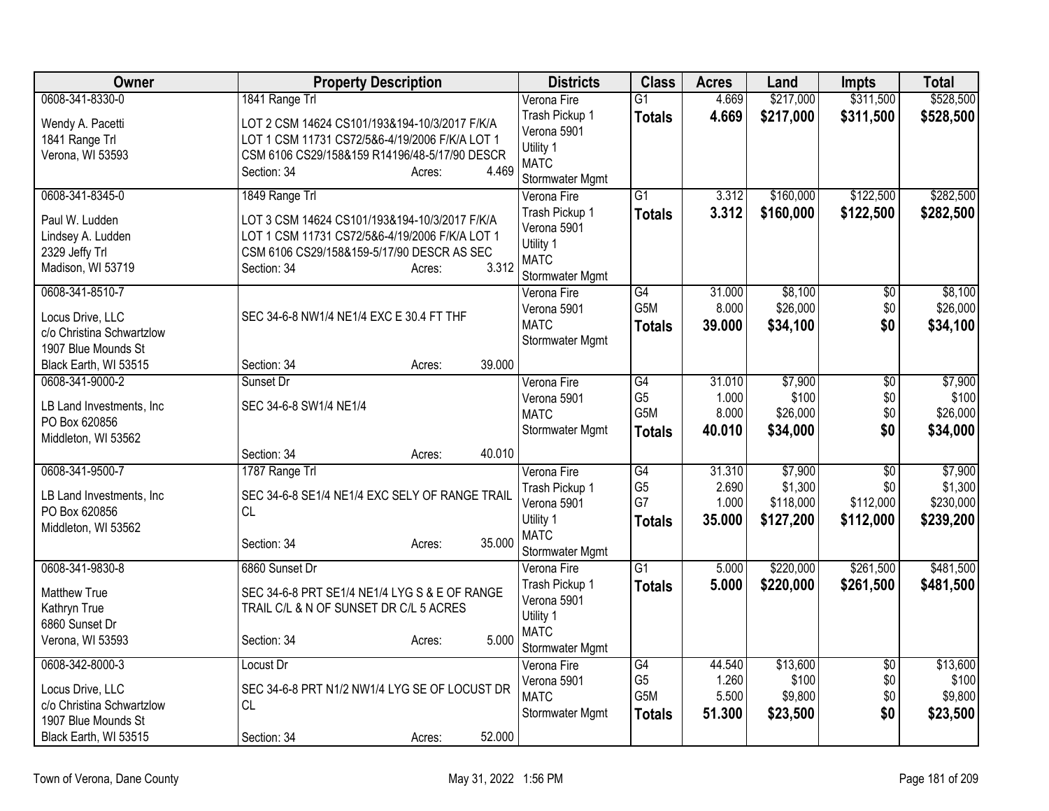| Owner | Property Description | Districts | Class | Acres | Land | Impts | Total |
|---|---|---|---|---|---|---|---|
| 0608-341-8330-0<br>Wendy A. Pacetti<br>1841 Range Trl<br>Verona, WI 53593 | 1841 Range Trl<br>LOT 2 CSM 14624 CS101/193&194-10/3/2017 F/K/A LOT 1 CSM 11731 CS72/5&6-4/19/2006 F/K/A LOT 1 CSM 6106 CS29/158&159 R14196/48-5/17/90 DESCR<br>Section: 34 Acres: 4.469 | Verona Fire<br>Trash Pickup 1<br>Verona 5901<br>Utility 1<br>MATC<br>Stormwater Mgmt | G1<br>**Totals** | 4.669<br>**4.669** | $217,000<br>**$217,000** | $311,500<br>**$311,500** | $528,500<br>**$528,500** |
| 0608-341-8345-0<br>Paul W. Ludden<br>Lindsey A. Ludden<br>2329 Jeffy Trl<br>Madison, WI 53719 | 1849 Range Trl<br>LOT 3 CSM 14624 CS101/193&194-10/3/2017 F/K/A LOT 1 CSM 11731 CS72/5&6-4/19/2006 F/K/A LOT 1 CSM 6106 CS29/158&159-5/17/90 DESCR AS SEC<br>Section: 34 Acres: 3.312 | Verona Fire<br>Trash Pickup 1<br>Verona 5901<br>Utility 1<br>MATC<br>Stormwater Mgmt | G1<br>**Totals** | 3.312<br>**3.312** | $160,000<br>**$160,000** | $122,500<br>**$122,500** | $282,500<br>**$282,500** |
| 0608-341-8510-7<br>Locus Drive, LLC<br>c/o Christina Schwartzlow<br>1907 Blue Mounds St<br>Black Earth, WI 53515 | SEC 34-6-8 NW1/4 NE1/4 EXC E 30.4 FT THF<br>Section: 34 Acres: 39.000 | Verona Fire<br>Verona 5901<br>MATC<br>Stormwater Mgmt | G4<br>G5M<br>**Totals** | 31.000<br>8.000<br>**39.000** | $8,100<br>$26,000<br>**$34,100** | $0<br>$0<br>**$0** | $8,100<br>$26,000<br>**$34,100** |
| 0608-341-9000-2<br>LB Land Investments, Inc<br>PO Box 620856<br>Middleton, WI 53562 | Sunset Dr<br>SEC 34-6-8 SW1/4 NE1/4<br>Section: 34 Acres: 40.010 | Verona Fire<br>Verona 5901<br>MATC<br>Stormwater Mgmt | G4<br>G5<br>G5M<br>**Totals** | 31.010<br>1.000<br>8.000<br>**40.010** | $7,900<br>$100<br>$26,000<br>**$34,000** | $0<br>$0<br>$0<br>**$0** | $7,900<br>$100<br>$26,000<br>**$34,000** |
| 0608-341-9500-7<br>LB Land Investments, Inc<br>PO Box 620856<br>Middleton, WI 53562 | 1787 Range Trl<br>SEC 34-6-8 SE1/4 NE1/4 EXC SELY OF RANGE TRAIL CL<br>Section: 34 Acres: 35.000 | Verona Fire<br>Trash Pickup 1<br>Verona 5901<br>Utility 1<br>MATC<br>Stormwater Mgmt | G4<br>G5<br>G7<br>**Totals** | 31.310<br>2.690<br>1.000<br>**35.000** | $7,900<br>$1,300<br>$118,000<br>**$127,200** | $0<br>$0<br>$112,000<br>**$112,000** | $7,900<br>$1,300<br>$230,000<br>**$239,200** |
| 0608-341-9830-8<br>Matthew True<br>Kathryn True<br>6860 Sunset Dr<br>Verona, WI 53593 | 6860 Sunset Dr<br>SEC 34-6-8 PRT SE1/4 NE1/4 LYG S & E OF RANGE TRAIL C/L & N OF SUNSET DR C/L 5 ACRES<br>Section: 34 Acres: 5.000 | Verona Fire<br>Trash Pickup 1<br>Verona 5901<br>Utility 1<br>MATC<br>Stormwater Mgmt | G1<br>**Totals** | 5.000<br>**5.000** | $220,000<br>**$220,000** | $261,500<br>**$261,500** | $481,500<br>**$481,500** |
| 0608-342-8000-3<br>Locus Drive, LLC<br>c/o Christina Schwartzlow<br>1907 Blue Mounds St<br>Black Earth, WI 53515 | Locust Dr<br>SEC 34-6-8 PRT N1/2 NW1/4 LYG SE OF LOCUST DR CL<br>Section: 34 Acres: 52.000 | Verona Fire<br>Verona 5901<br>MATC<br>Stormwater Mgmt | G4<br>G5<br>G5M<br>**Totals** | 44.540<br>1.260<br>5.500<br>**51.300** | $13,600<br>$100<br>$9,800<br>**$23,500** | $0<br>$0<br>$0<br>**$0** | $13,600<br>$100<br>$9,800<br>**$23,500** |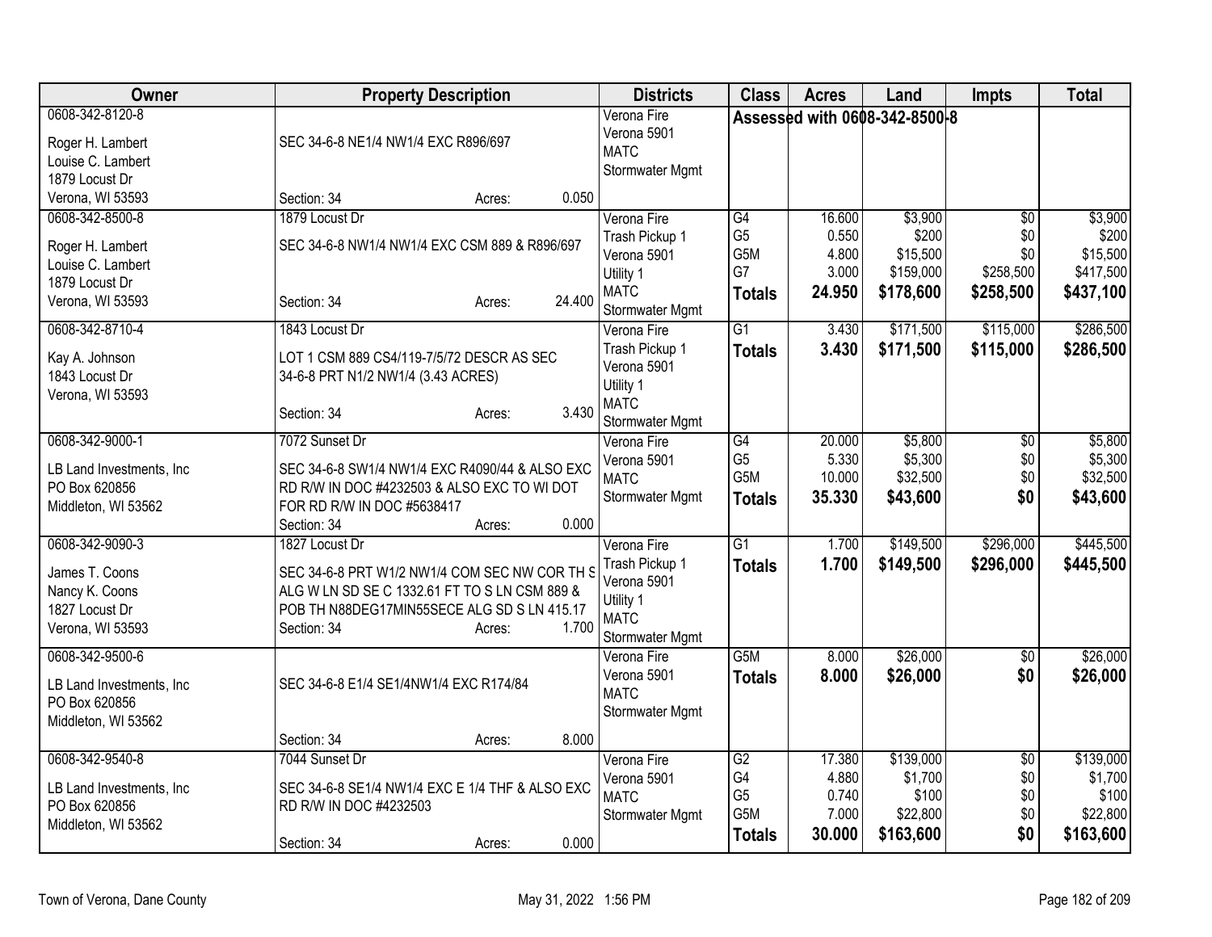| Owner | Property Description | Districts | Class | Acres | Land | Impts | Total |
|---|---|---|---|---|---|---|---|
| 0608-342-8120-8<br>Roger H. Lambert<br>Louise C. Lambert<br>1879 Locust Dr<br>Verona, WI 53593 | SEC 34-6-8 NE1/4 NW1/4 EXC R896/697<br>Section: 34 Acres: 0.050 | Verona Fire<br>Verona 5901<br>MATC<br>Stormwater Mgmt | Assessed with 0608-342-8500-8 | | | | |
| 0608-342-8500-8<br>Roger H. Lambert<br>Louise C. Lambert<br>1879 Locust Dr<br>Verona, WI 53593 | 1879 Locust Dr<br>SEC 34-6-8 NW1/4 NW1/4 EXC CSM 889 & R896/697<br>Section: 34 Acres: 24.400 | Verona Fire<br>Trash Pickup 1<br>Verona 5901<br>Utility 1<br>MATC<br>Stormwater Mgmt | G4<br>G5<br>G5M<br>G7<br>**Totals** | 16.600<br>0.550<br>4.800<br>3.000<br>**24.950** | $3,900<br>$200<br>$15,500<br>$159,000<br>**$178,600** | $0<br>$0<br>$0<br>$258,500<br>**$258,500** | $3,900<br>$200<br>$15,500<br>$417,500<br>**$437,100** |
| 0608-342-8710-4<br>Kay A. Johnson<br>1843 Locust Dr<br>Verona, WI 53593 | 1843 Locust Dr<br>LOT 1 CSM 889 CS4/119-7/5/72 DESCR AS SEC 34-6-8 PRT N1/2 NW1/4 (3.43 ACRES)<br>Section: 34 Acres: 3.430 | Verona Fire<br>Trash Pickup 1<br>Verona 5901<br>Utility 1<br>MATC<br>Stormwater Mgmt | G1<br>**Totals** | 3.430<br>**3.430** | $171,500<br>**$171,500** | $115,000<br>**$115,000** | $286,500<br>**$286,500** |
| 0608-342-9000-1<br>LB Land Investments, Inc<br>PO Box 620856<br>Middleton, WI 53562 | 7072 Sunset Dr<br>SEC 34-6-8 SW1/4 NW1/4 EXC R4090/44 & ALSO EXC RD R/W IN DOC #4232503 & ALSO EXC TO WI DOT FOR RD R/W IN DOC #5638417<br>Section: 34 Acres: 0.000 | Verona Fire<br>Verona 5901<br>MATC<br>Stormwater Mgmt | G4<br>G5<br>G5M<br>**Totals** | 20.000<br>5.330<br>10.000<br>**35.330** | $5,800<br>$5,300<br>$32,500<br>**$43,600** | $0<br>$0<br>$0<br>**$0** | $5,800<br>$5,300<br>$32,500<br>**$43,600** |
| 0608-342-9090-3<br>James T. Coons<br>Nancy K. Coons<br>1827 Locust Dr<br>Verona, WI 53593 | 1827 Locust Dr<br>SEC 34-6-8 PRT W1/2 NW1/4 COM SEC NW COR TH S ALG W LN SD SE C 1332.61 FT TO S LN CSM 889 & POB TH N88DEG17MIN55SECE ALG SD S LN 415.17<br>Section: 34 Acres: 1.700 | Verona Fire<br>Trash Pickup 1<br>Verona 5901<br>Utility 1<br>MATC<br>Stormwater Mgmt | G1<br>**Totals** | 1.700<br>**1.700** | $149,500<br>**$149,500** | $296,000<br>**$296,000** | $445,500<br>**$445,500** |
| 0608-342-9500-6<br>LB Land Investments, Inc<br>PO Box 620856<br>Middleton, WI 53562 | SEC 34-6-8 E1/4 SE1/4NW1/4 EXC R174/84<br>Section: 34 Acres: 8.000 | Verona Fire<br>Verona 5901<br>MATC<br>Stormwater Mgmt | G5M<br>**Totals** | 8.000<br>**8.000** | $26,000<br>**$26,000** | $0<br>**$0** | $26,000<br>**$26,000** |
| 0608-342-9540-8<br>LB Land Investments, Inc<br>PO Box 620856<br>Middleton, WI 53562 | 7044 Sunset Dr<br>SEC 34-6-8 SE1/4 NW1/4 EXC E 1/4 THF & ALSO EXC RD R/W IN DOC #4232503<br>Section: 34 Acres: 0.000 | Verona Fire<br>Verona 5901<br>MATC<br>Stormwater Mgmt | G2<br>G4<br>G5<br>G5M<br>**Totals** | 17.380<br>4.880<br>0.740<br>7.000<br>**30.000** | $139,000<br>$1,700<br>$100<br>$22,800<br>**$163,600** | $0<br>$0<br>$0<br>$0<br>**$0** | $139,000<br>$1,700<br>$100<br>$22,800<br>**$163,600** |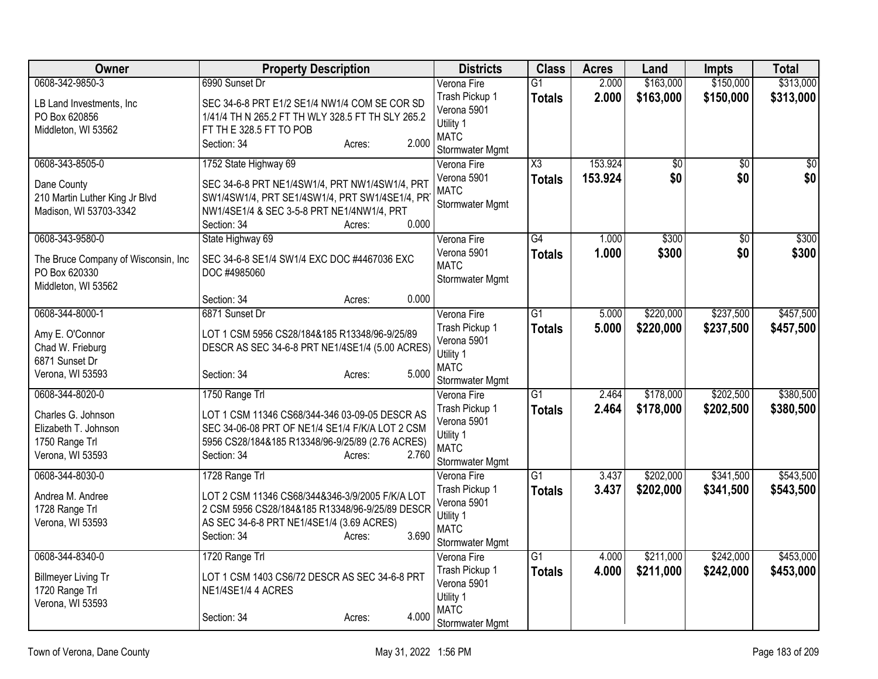| Owner | Property Description | Districts | Class | Acres | Land | Impts | Total |
|---|---|---|---|---|---|---|---|
| 0608-342-9850-3<br>LB Land Investments, Inc<br>PO Box 620856<br>Middleton, WI 53562 | 6990 Sunset Dr<br>SEC 34-6-8 PRT E1/2 SE1/4 NW1/4 COM SE COR SD 1/41/4 TH N 265.2 FT TH WLY 328.5 FT TH SLY 265.2 FT TH E 328.5 FT TO POB<br>Section: 34 Acres: 2.000 | Verona Fire<br>Trash Pickup 1<br>Verona 5901<br>Utility 1<br>MATC<br>Stormwater Mgmt | G1<br>**Totals** | 2.000<br>**2.000** | $163,000<br>**$163,000** | $150,000<br>**$150,000** | $313,000<br>**$313,000** |
| 0608-343-8505-0<br>Dane County<br>210 Martin Luther King Jr Blvd<br>Madison, WI 53703-3342 | 1752 State Highway 69<br>SEC 34-6-8 PRT NE1/4SW1/4, PRT NW1/4SW1/4, PRT SW1/4SW1/4, PRT SE1/4SW1/4, PRT SW1/4SE1/4, PRT NW1/4SE1/4 & SEC 3-5-8 PRT NE1/4NW1/4, PRT<br>Section: 34 Acres: 0.000 | Verona Fire<br>Verona 5901<br>MATC<br>Stormwater Mgmt | X3<br>**Totals** | 153.924<br>**153.924** | $0<br>**$0** | $0<br>**$0** | $0<br>**$0** |
| 0608-343-9580-0<br>The Bruce Company of Wisconsin, Inc<br>PO Box 620330<br>Middleton, WI 53562 | State Highway 69<br>SEC 34-6-8 SE1/4 SW1/4 EXC DOC #4467036 EXC DOC #4985060<br>Section: 34 Acres: 0.000 | Verona Fire<br>Verona 5901<br>MATC<br>Stormwater Mgmt | G4<br>**Totals** | 1.000<br>**1.000** | $300<br>**$300** | $0<br>**$0** | $300<br>**$300** |
| 0608-344-8000-1<br>Amy E. O'Connor<br>Chad W. Frieburg<br>6871 Sunset Dr<br>Verona, WI 53593 | 6871 Sunset Dr<br>LOT 1 CSM 5956 CS28/184&185 R13348/96-9/25/89 DESCR AS SEC 34-6-8 PRT NE1/4SE1/4 (5.00 ACRES)<br>Section: 34 Acres: 5.000 | Verona Fire<br>Trash Pickup 1<br>Verona 5901<br>Utility 1<br>MATC<br>Stormwater Mgmt | G1<br>**Totals** | 5.000<br>**5.000** | $220,000<br>**$220,000** | $237,500<br>**$237,500** | $457,500<br>**$457,500** |
| 0608-344-8020-0<br>Charles G. Johnson<br>Elizabeth T. Johnson<br>1750 Range Trl<br>Verona, WI 53593 | 1750 Range Trl<br>LOT 1 CSM 11346 CS68/344-346 03-09-05 DESCR AS SEC 34-06-08 PRT OF NE1/4 SE1/4 F/K/A LOT 2 CSM 5956 CS28/184&185 R13348/96-9/25/89 (2.76 ACRES)<br>Section: 34 Acres: 2.760 | Verona Fire<br>Trash Pickup 1<br>Verona 5901<br>Utility 1<br>MATC<br>Stormwater Mgmt | G1<br>**Totals** | 2.464<br>**2.464** | $178,000<br>**$178,000** | $202,500<br>**$202,500** | $380,500<br>**$380,500** |
| 0608-344-8030-0<br>Andrea M. Andree<br>1728 Range Trl<br>Verona, WI 53593 | 1728 Range Trl<br>LOT 2 CSM 11346 CS68/344&346-3/9/2005 F/K/A LOT 2 CSM 5956 CS28/184&185 R13348/96-9/25/89 DESCR AS SEC 34-6-8 PRT NE1/4SE1/4 (3.69 ACRES)<br>Section: 34 Acres: 3.690 | Verona Fire<br>Trash Pickup 1<br>Verona 5901<br>Utility 1<br>MATC<br>Stormwater Mgmt | G1<br>**Totals** | 3.437<br>**3.437** | $202,000<br>**$202,000** | $341,500<br>**$341,500** | $543,500<br>**$543,500** |
| 0608-344-8340-0<br>Billmeyer Living Tr<br>1720 Range Trl<br>Verona, WI 53593 | 1720 Range Trl<br>LOT 1 CSM 1403 CS6/72 DESCR AS SEC 34-6-8 PRT NE1/4SE1/4 4 ACRES<br>Section: 34 Acres: 4.000 | Verona Fire<br>Trash Pickup 1<br>Verona 5901<br>Utility 1<br>MATC<br>Stormwater Mgmt | G1<br>**Totals** | 4.000<br>**4.000** | $211,000<br>**$211,000** | $242,000<br>**$242,000** | $453,000<br>**$453,000** |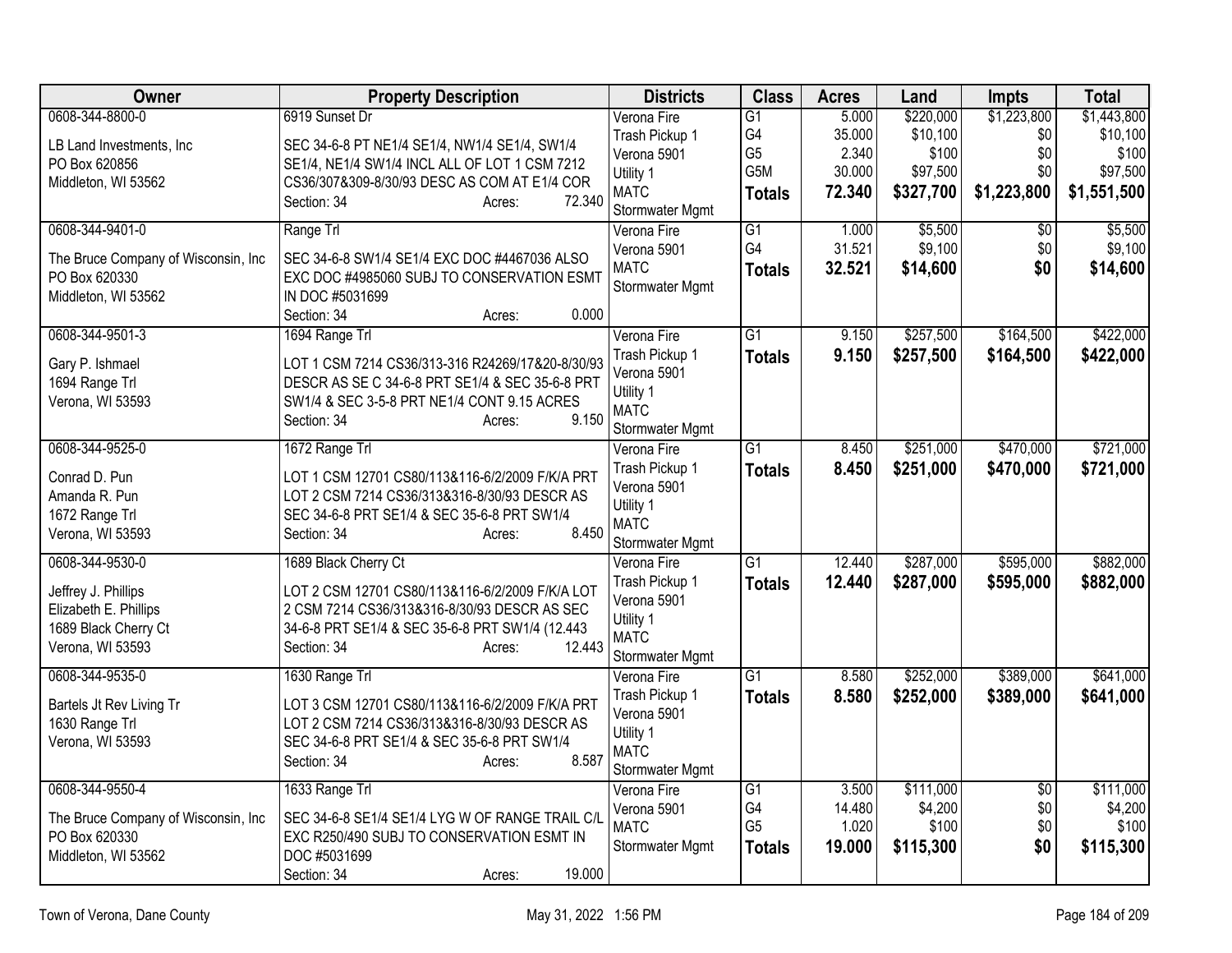| Owner | Property Description | Districts | Class | Acres | Land | Impts | Total |
|---|---|---|---|---|---|---|---|
| 0608-344-8800-0<br>LB Land Investments, Inc<br>PO Box 620856<br>Middleton, WI 53562 | 6919 Sunset Dr<br>SEC 34-6-8 PT NE1/4 SE1/4, NW1/4 SE1/4, SW1/4 SE1/4, NE1/4 SW1/4 INCL ALL OF LOT 1 CSM 7212 CS36/307&309-8/30/93 DESC AS COM AT E1/4 COR<br>Section: 34 Acres: 72.340 | Verona Fire<br>Trash Pickup 1<br>Verona 5901<br>Utility 1<br>MATC<br>Stormwater Mgmt | G1<br>G4<br>G5<br>G5M<br>**Totals** | 5.000<br>35.000<br>2.340<br>30.000<br>**72.340** | $220,000<br>$10,100<br>$100<br>$97,500<br>**$327,700** | $1,223,800<br>$0<br>$0<br>$0<br>**$1,223,800** | $1,443,800<br>$10,100<br>$100<br>$97,500<br>**$1,551,500** |
| 0608-344-9401-0<br>The Bruce Company of Wisconsin, Inc<br>PO Box 620330<br>Middleton, WI 53562 | Range Trl<br>SEC 34-6-8 SW1/4 SE1/4 EXC DOC #4467036 ALSO EXC DOC #4985060 SUBJ TO CONSERVATION ESMT IN DOC #5031699<br>Section: 34 Acres: 0.000 | Verona Fire<br>Verona 5901<br>MATC<br>Stormwater Mgmt | G1<br>G4<br>**Totals** | 1.000<br>31.521<br>**32.521** | $5,500<br>$9,100<br>**$14,600** | $0<br>$0<br>**$0** | $5,500<br>$9,100<br>**$14,600** |
| 0608-344-9501-3<br>Gary P. Ishmael<br>1694 Range Trl<br>Verona, WI 53593 | 1694 Range Trl<br>LOT 1 CSM 7214 CS36/313-316 R24269/17&20-8/30/93 DESCR AS SE C 34-6-8 PRT SE1/4 & SEC 35-6-8 PRT SW1/4 & SEC 3-5-8 PRT NE1/4 CONT 9.15 ACRES<br>Section: 34 Acres: 9.150 | Verona Fire<br>Trash Pickup 1<br>Verona 5901<br>Utility 1<br>MATC<br>Stormwater Mgmt | G1<br>**Totals** | 9.150<br>**9.150** | $257,500<br>**$257,500** | $164,500<br>**$164,500** | $422,000<br>**$422,000** |
| 0608-344-9525-0<br>Conrad D. Pun<br>Amanda R. Pun<br>1672 Range Trl<br>Verona, WI 53593 | 1672 Range Trl<br>LOT 1 CSM 12701 CS80/113&116-6/2/2009 F/K/A PRT LOT 2 CSM 7214 CS36/313&316-8/30/93 DESCR AS SEC 34-6-8 PRT SE1/4 & SEC 35-6-8 PRT SW1/4<br>Section: 34 Acres: 8.450 | Verona Fire<br>Trash Pickup 1<br>Verona 5901<br>Utility 1<br>MATC<br>Stormwater Mgmt | G1<br>**Totals** | 8.450<br>**8.450** | $251,000<br>**$251,000** | $470,000<br>**$470,000** | $721,000<br>**$721,000** |
| 0608-344-9530-0<br>Jeffrey J. Phillips<br>Elizabeth E. Phillips<br>1689 Black Cherry Ct<br>Verona, WI 53593 | 1689 Black Cherry Ct<br>LOT 2 CSM 12701 CS80/113&116-6/2/2009 F/K/A LOT 2 CSM 7214 CS36/313&316-8/30/93 DESCR AS SEC 34-6-8 PRT SE1/4 & SEC 35-6-8 PRT SW1/4 (12.443<br>Section: 34 Acres: 12.443 | Verona Fire<br>Trash Pickup 1<br>Verona 5901<br>Utility 1<br>MATC<br>Stormwater Mgmt | G1<br>**Totals** | 12.440<br>**12.440** | $287,000<br>**$287,000** | $595,000<br>**$595,000** | $882,000<br>**$882,000** |
| 0608-344-9535-0<br>Bartels Jt Rev Living Tr<br>1630 Range Trl<br>Verona, WI 53593 | 1630 Range Trl<br>LOT 3 CSM 12701 CS80/113&116-6/2/2009 F/K/A PRT LOT 2 CSM 7214 CS36/313&316-8/30/93 DESCR AS SEC 34-6-8 PRT SE1/4 & SEC 35-6-8 PRT SW1/4<br>Section: 34 Acres: 8.587 | Verona Fire<br>Trash Pickup 1<br>Verona 5901<br>Utility 1<br>MATC<br>Stormwater Mgmt | G1<br>**Totals** | 8.580<br>**8.580** | $252,000<br>**$252,000** | $389,000<br>**$389,000** | $641,000<br>**$641,000** |
| 0608-344-9550-4<br>The Bruce Company of Wisconsin, Inc<br>PO Box 620330<br>Middleton, WI 53562 | 1633 Range Trl<br>SEC 34-6-8 SE1/4 SE1/4 LYG W OF RANGE TRAIL C/L EXC R250/490 SUBJ TO CONSERVATION ESMT IN DOC #5031699<br>Section: 34 Acres: 19.000 | Verona Fire<br>Verona 5901<br>MATC<br>Stormwater Mgmt | G1<br>G4<br>G5<br>**Totals** | 3.500<br>14.480<br>1.020<br>**19.000** | $111,000<br>$4,200<br>$100<br>**$115,300** | $0<br>$0<br>$0<br>**$0** | $111,000<br>$4,200<br>$100<br>**$115,300** |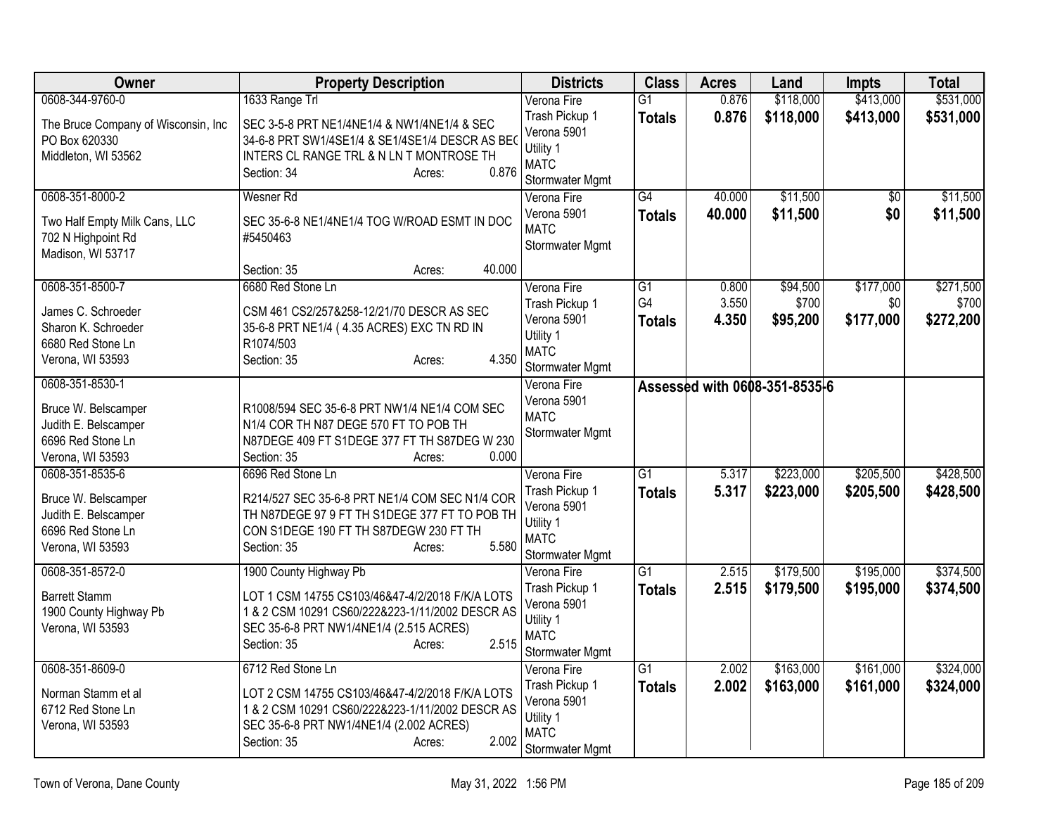| Owner | Property Description | Districts | Class | Acres | Land | Impts | Total |
|---|---|---|---|---|---|---|---|
| 0608-344-9760-0<br>The Bruce Company of Wisconsin, Inc<br>PO Box 620330<br>Middleton, WI 53562 | 1633 Range Trl<br>SEC 3-5-8 PRT NE1/4NE1/4 & NW1/4NE1/4 & SEC 34-6-8 PRT SW1/4SE1/4 & SE1/4SE1/4 DESCR AS BEG INTERS CL RANGE TRL & N LN T MONTROSE TH<br>Section: 34 Acres: 0.876 | Verona Fire<br>Trash Pickup 1<br>Verona 5901<br>Utility 1<br>MATC<br>Stormwater Mgmt | G1<br>**Totals** | 0.876<br>**0.876** | \$118,000<br>**\$118,000** | \$413,000<br>**\$413,000** | \$531,000<br>**\$531,000** |
| 0608-351-8000-2<br>Two Half Empty Milk Cans, LLC<br>702 N Highpoint Rd<br>Madison, WI 53717 | Wesner Rd<br>SEC 35-6-8 NE1/4NE1/4 TOG W/ROAD ESMT IN DOC #5450463<br>Section: 35 Acres: 40.000 | Verona Fire<br>Verona 5901<br>MATC<br>Stormwater Mgmt | G4<br>**Totals** | 40.000<br>**40.000** | \$11,500<br>**\$11,500** | \$0<br>**\$0** | \$11,500<br>**\$11,500** |
| 0608-351-8500-7<br>James C. Schroeder<br>Sharon K. Schroeder<br>6680 Red Stone Ln<br>Verona, WI 53593 | 6680 Red Stone Ln<br>CSM 461 CS2/257&258-12/21/70 DESCR AS SEC 35-6-8 PRT NE1/4 ( 4.35 ACRES) EXC TN RD IN R1074/503<br>Section: 35 Acres: 4.350 | Verona Fire<br>Trash Pickup 1<br>Verona 5901<br>Utility 1<br>MATC<br>Stormwater Mgmt | G1<br>G4<br>**Totals** | 0.800<br>3.550<br>**4.350** | \$94,500<br>\$700<br>**\$95,200** | \$177,000<br>\$0<br>**\$177,000** | \$271,500<br>\$700<br>**\$272,200** |
| 0608-351-8530-1<br>Bruce W. Belscamper<br>Judith E. Belscamper<br>6696 Red Stone Ln<br>Verona, WI 53593 | R1008/594 SEC 35-6-8 PRT NW1/4 NE1/4 COM SEC N1/4 COR TH N87 DEGE 570 FT TO POB TH N87DEGE 409 FT S1DEGE 377 FT TH S87DEG W 230<br>Section: 35 Acres: 0.000 | Verona Fire<br>Verona 5901<br>MATC<br>Stormwater Mgmt | Assessed with 0608-351-8535-6 | | | | |
| 0608-351-8535-6<br>Bruce W. Belscamper<br>Judith E. Belscamper<br>6696 Red Stone Ln<br>Verona, WI 53593 | 6696 Red Stone Ln<br>R214/527 SEC 35-6-8 PRT NE1/4 COM SEC N1/4 COR TH N87DEGE 97 9 FT TH S1DEGE 377 FT TO POB TH CON S1DEGE 190 FT TH S87DEGW 230 FT TH<br>Section: 35 Acres: 5.580 | Verona Fire<br>Trash Pickup 1<br>Verona 5901<br>Utility 1<br>MATC<br>Stormwater Mgmt | G1<br>**Totals** | 5.317<br>**5.317** | \$223,000<br>**\$223,000** | \$205,500<br>**\$205,500** | \$428,500<br>**\$428,500** |
| 0608-351-8572-0<br>Barrett Stamm<br>1900 County Highway Pb<br>Verona, WI 53593 | 1900 County Highway Pb<br>LOT 1 CSM 14755 CS103/46&47-4/2/2018 F/K/A LOTS 1 & 2 CSM 10291 CS60/222&223-1/11/2002 DESCR AS SEC 35-6-8 PRT NW1/4NE1/4 (2.515 ACRES)<br>Section: 35 Acres: 2.515 | Verona Fire<br>Trash Pickup 1<br>Verona 5901<br>Utility 1<br>MATC<br>Stormwater Mgmt | G1<br>**Totals** | 2.515<br>**2.515** | \$179,500<br>**\$179,500** | \$195,000<br>**\$195,000** | \$374,500<br>**\$374,500** |
| 0608-351-8609-0<br>Norman Stamm et al<br>6712 Red Stone Ln<br>Verona, WI 53593 | 6712 Red Stone Ln<br>LOT 2 CSM 14755 CS103/46&47-4/2/2018 F/K/A LOTS 1 & 2 CSM 10291 CS60/222&223-1/11/2002 DESCR AS SEC 35-6-8 PRT NW1/4NE1/4 (2.002 ACRES)<br>Section: 35 Acres: 2.002 | Verona Fire<br>Trash Pickup 1<br>Verona 5901<br>Utility 1<br>MATC<br>Stormwater Mgmt | G1<br>**Totals** | 2.002<br>**2.002** | \$163,000<br>**\$163,000** | \$161,000<br>**\$161,000** | \$324,000<br>**\$324,000** |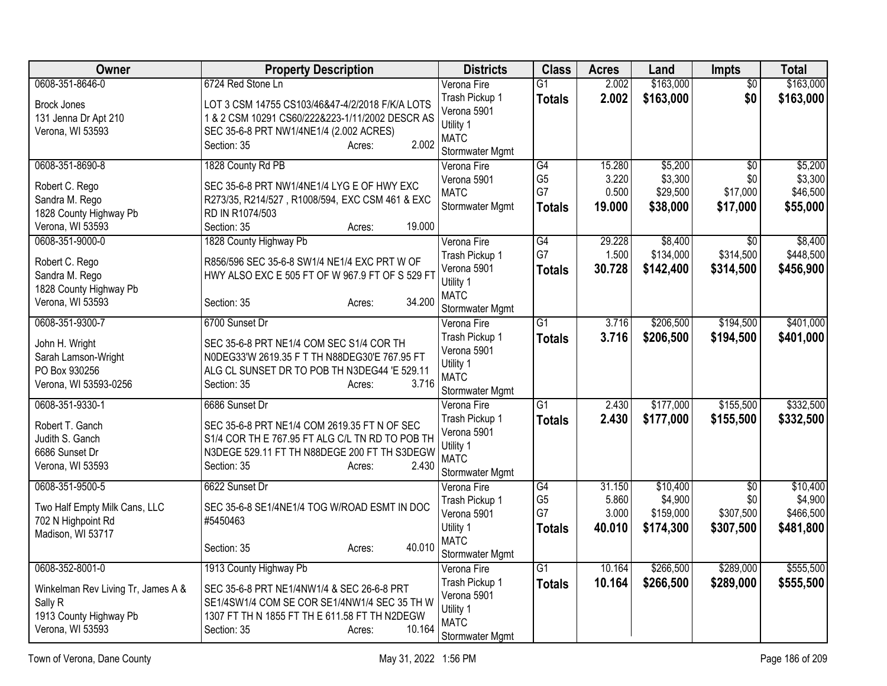| Owner | Property Description | Districts | Class | Acres | Land | Impts | Total |
|---|---|---|---|---|---|---|---|
| 0608-351-8646-0<br><br>Brock Jones<br>131 Jenna Dr Apt 210<br>Verona, WI 53593 | 6724 Red Stone Ln<br><br>LOT 3 CSM 14755 CS103/46&47-4/2/2018 F/K/A LOTS 1 & 2 CSM 10291 CS60/222&223-1/11/2002 DESCR AS SEC 35-6-8 PRT NW1/4NE1/4 (2.002 ACRES)<br>Section: 35 Acres: 2.002 | Verona Fire<br>Trash Pickup 1<br>Verona 5901<br>Utility 1<br>MATC<br>Stormwater Mgmt | G1<br>**Totals** | 2.002<br>**2.002** | \$163,000<br>**\$163,000** | \$0<br>**\$0** | \$163,000<br>**\$163,000** |
| 0608-351-8690-8<br><br>Robert C. Rego<br>Sandra M. Rego<br>1828 County Highway Pb<br>Verona, WI 53593 | 1828 County Rd PB<br><br>SEC 35-6-8 PRT NW1/4NE1/4 LYG E OF HWY EXC R273/35, R214/527 , R1008/594, EXC CSM 461 & EXC RD IN R1074/503<br>Section: 35 Acres: 19.000 | Verona Fire<br>Verona 5901<br>MATC<br>Stormwater Mgmt | G4<br>G5<br>G7<br>**Totals** | 15.280<br>3.220<br>0.500<br>**19.000** | \$5,200<br>\$3,300<br>\$29,500<br>**\$38,000** | \$0<br>\$0<br>\$17,000<br>**\$17,000** | \$5,200<br>\$3,300<br>\$46,500<br>**\$55,000** |
| 0608-351-9000-0<br><br>Robert C. Rego<br>Sandra M. Rego<br>1828 County Highway Pb<br>Verona, WI 53593 | 1828 County Highway Pb<br><br>R856/596 SEC 35-6-8 SW1/4 NE1/4 EXC PRT W OF HWY ALSO EXC E 505 FT OF W 967.9 FT OF S 529 FT<br>Section: 35 Acres: 34.200 | Verona Fire<br>Trash Pickup 1<br>Verona 5901<br>Utility 1<br>MATC<br>Stormwater Mgmt | G4<br>G7<br>**Totals** | 29.228<br>1.500<br>**30.728** | \$8,400<br>\$134,000<br>**\$142,400** | \$0<br>\$314,500<br>**\$314,500** | \$8,400<br>\$448,500<br>**\$456,900** |
| 0608-351-9300-7<br><br>John H. Wright<br>Sarah Lamson-Wright<br>PO Box 930256<br>Verona, WI 53593-0256 | 6700 Sunset Dr<br><br>SEC 35-6-8 PRT NE1/4 COM SEC S1/4 COR TH N0DEG33'W 2619.35 F T TH N88DEG30'E 767.95 FT ALG CL SUNSET DR TO POB TH N3DEG44 'E 529.11<br>Section: 35 Acres: 3.716 | Verona Fire<br>Trash Pickup 1<br>Verona 5901<br>Utility 1<br>MATC<br>Stormwater Mgmt | G1<br>**Totals** | 3.716<br>**3.716** | \$206,500<br>**\$206,500** | \$194,500<br>**\$194,500** | \$401,000<br>**\$401,000** |
| 0608-351-9330-1<br><br>Robert T. Ganch<br>Judith S. Ganch<br>6686 Sunset Dr<br>Verona, WI 53593 | 6686 Sunset Dr<br><br>SEC 35-6-8 PRT NE1/4 COM 2619.35 FT N OF SEC S1/4 COR TH E 767.95 FT ALG C/L TN RD TO POB TH N3DEGE 529.11 FT TH N88DEGE 200 FT TH S3DEGW<br>Section: 35 Acres: 2.430 | Verona Fire<br>Trash Pickup 1<br>Verona 5901<br>Utility 1<br>MATC<br>Stormwater Mgmt | G1<br>**Totals** | 2.430<br>**2.430** | \$177,000<br>**\$177,000** | \$155,500<br>**\$155,500** | \$332,500<br>**\$332,500** |
| 0608-351-9500-5<br><br>Two Half Empty Milk Cans, LLC<br>702 N Highpoint Rd<br>Madison, WI 53717 | 6622 Sunset Dr<br><br>SEC 35-6-8 SE1/4NE1/4 TOG W/ROAD ESMT IN DOC #5450463<br>Section: 35 Acres: 40.010 | Verona Fire<br>Trash Pickup 1<br>Verona 5901<br>Utility 1<br>MATC<br>Stormwater Mgmt | G4<br>G5<br>G7<br>**Totals** | 31.150<br>5.860<br>3.000<br>**40.010** | \$10,400<br>\$4,900<br>\$159,000<br>**\$174,300** | \$0<br>\$0<br>\$307,500<br>**\$307,500** | \$10,400<br>\$4,900<br>\$466,500<br>**\$481,800** |
| 0608-352-8001-0<br><br>Winkelman Rev Living Tr, James A & Sally R<br>1913 County Highway Pb<br>Verona, WI 53593 | 1913 County Highway Pb<br><br>SEC 35-6-8 PRT NE1/4NW1/4 & SEC 26-6-8 PRT SE1/4SW1/4 COM SE COR SE1/4NW1/4 SEC 35 TH W 1307 FT TH N 1855 FT TH E 611.58 FT TH N2DEGW<br>Section: 35 Acres: 10.164 | Verona Fire<br>Trash Pickup 1<br>Verona 5901<br>Utility 1<br>MATC<br>Stormwater Mgmt | G1<br>**Totals** | 10.164<br>**10.164** | \$266,500<br>**\$266,500** | \$289,000<br>**\$289,000** | \$555,500<br>**\$555,500** |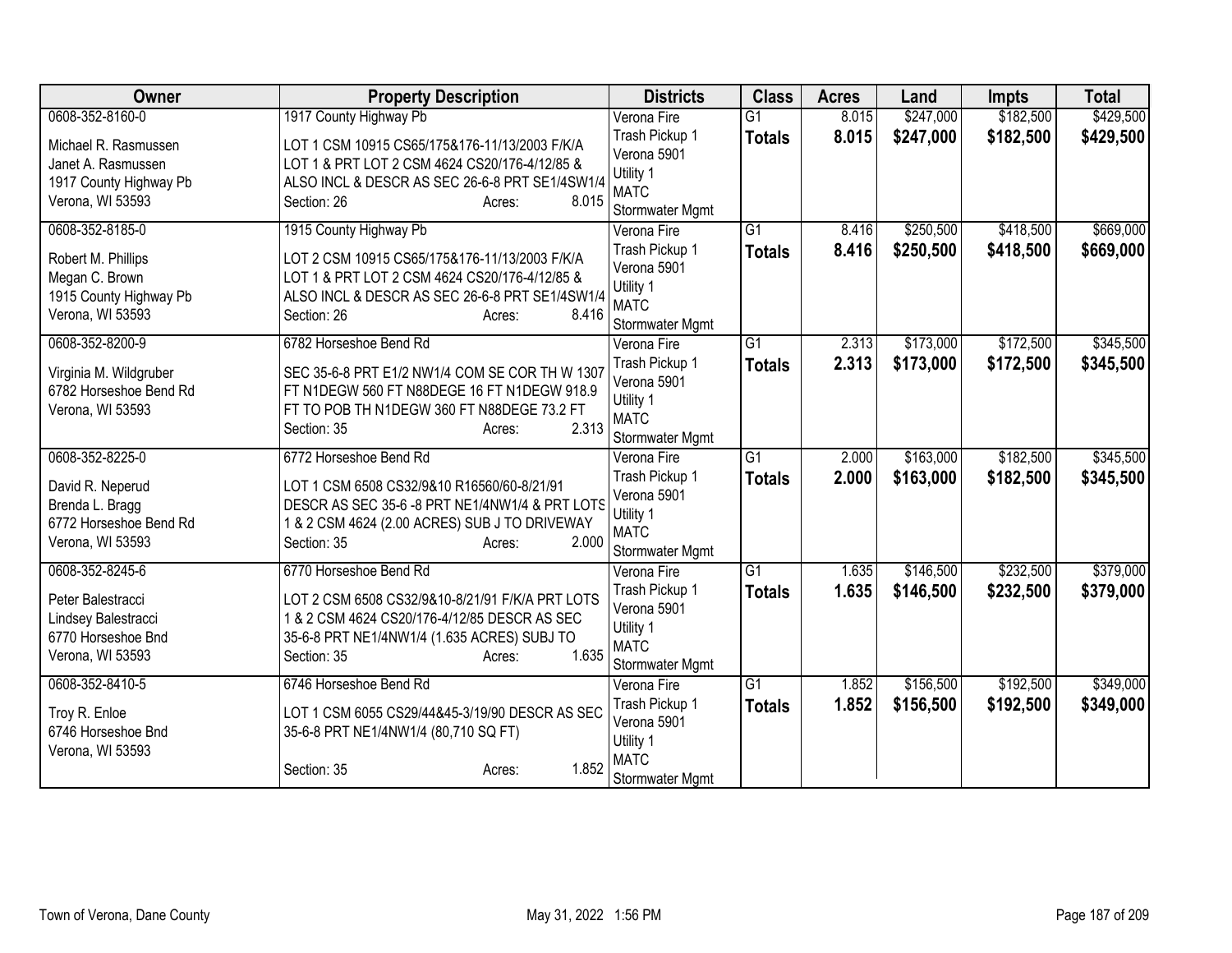| Owner | Property Description | Districts | Class | Acres | Land | Impts | Total |
|---|---|---|---|---|---|---|---|
| 0608-352-8160-0<br>Michael R. Rasmussen<br>Janet A. Rasmussen<br>1917 County Highway Pb<br>Verona, WI 53593 | 1917 County Highway Pb<br>LOT 1 CSM 10915 CS65/175&176-11/13/2003 F/K/A LOT 1 & PRT LOT 2 CSM 4624 CS20/176-4/12/85 & ALSO INCL & DESCR AS SEC 26-6-8 PRT SE1/4SW1/4<br>Section: 26 Acres: 8.015 | Verona Fire<br>Trash Pickup 1<br>Verona 5901<br>Utility 1<br>MATC<br>Stormwater Mgmt | G1<br>**Totals** | 8.015<br>**8.015** | \$247,000<br>**\$247,000** | \$182,500<br>**\$182,500** | \$429,500<br>**\$429,500** |
| 0608-352-8185-0<br>Robert M. Phillips<br>Megan C. Brown<br>1915 County Highway Pb<br>Verona, WI 53593 | 1915 County Highway Pb<br>LOT 2 CSM 10915 CS65/175&176-11/13/2003 F/K/A LOT 1 & PRT LOT 2 CSM 4624 CS20/176-4/12/85 & ALSO INCL & DESCR AS SEC 26-6-8 PRT SE1/4SW1/4<br>Section: 26 Acres: 8.416 | Verona Fire<br>Trash Pickup 1<br>Verona 5901<br>Utility 1<br>MATC<br>Stormwater Mgmt | G1<br>**Totals** | 8.416<br>**8.416** | \$250,500<br>**\$250,500** | \$418,500<br>**\$418,500** | \$669,000<br>**\$669,000** |
| 0608-352-8200-9<br>Virginia M. Wildgruber<br>6782 Horseshoe Bend Rd<br>Verona, WI 53593 | 6782 Horseshoe Bend Rd<br>SEC 35-6-8 PRT E1/2 NW1/4 COM SE COR TH W 1307 FT N1DEGW 560 FT N88DEGE 16 FT N1DEGW 918.9 FT TO POB TH N1DEGW 360 FT N88DEGE 73.2 FT<br>Section: 35 Acres: 2.313 | Verona Fire<br>Trash Pickup 1<br>Verona 5901<br>Utility 1<br>MATC<br>Stormwater Mgmt | G1<br>**Totals** | 2.313<br>**2.313** | \$173,000<br>**\$173,000** | \$172,500<br>**\$172,500** | \$345,500<br>**\$345,500** |
| 0608-352-8225-0<br>David R. Neperud<br>Brenda L. Bragg<br>6772 Horseshoe Bend Rd<br>Verona, WI 53593 | 6772 Horseshoe Bend Rd<br>LOT 1 CSM 6508 CS32/9&10 R16560/60-8/21/91 DESCR AS SEC 35-6 -8 PRT NE1/4NW1/4 & PRT LOTS 1 & 2 CSM 4624 (2.00 ACRES) SUB J TO DRIVEWAY<br>Section: 35 Acres: 2.000 | Verona Fire<br>Trash Pickup 1<br>Verona 5901<br>Utility 1<br>MATC<br>Stormwater Mgmt | G1<br>**Totals** | 2.000<br>**2.000** | \$163,000<br>**\$163,000** | \$182,500<br>**\$182,500** | \$345,500<br>**\$345,500** |
| 0608-352-8245-6<br>Peter Balestracci<br>Lindsey Balestracci<br>6770 Horseshoe Bnd<br>Verona, WI 53593 | 6770 Horseshoe Bend Rd<br>LOT 2 CSM 6508 CS32/9&10-8/21/91 F/K/A PRT LOTS 1 & 2 CSM 4624 CS20/176-4/12/85 DESCR AS SEC 35-6-8 PRT NE1/4NW1/4 (1.635 ACRES) SUBJ TO<br>Section: 35 Acres: 1.635 | Verona Fire<br>Trash Pickup 1<br>Verona 5901<br>Utility 1<br>MATC<br>Stormwater Mgmt | G1<br>**Totals** | 1.635<br>**1.635** | \$146,500<br>**\$146,500** | \$232,500<br>**\$232,500** | \$379,000<br>**\$379,000** |
| 0608-352-8410-5<br>Troy R. Enloe<br>6746 Horseshoe Bnd<br>Verona, WI 53593 | 6746 Horseshoe Bend Rd<br>LOT 1 CSM 6055 CS29/44&45-3/19/90 DESCR AS SEC 35-6-8 PRT NE1/4NW1/4 (80,710 SQ FT)<br>Section: 35 Acres: 1.852 | Verona Fire<br>Trash Pickup 1<br>Verona 5901<br>Utility 1<br>MATC<br>Stormwater Mgmt | G1<br>**Totals** | 1.852<br>**1.852** | \$156,500<br>**\$156,500** | \$192,500<br>**\$192,500** | \$349,000<br>**\$349,000** |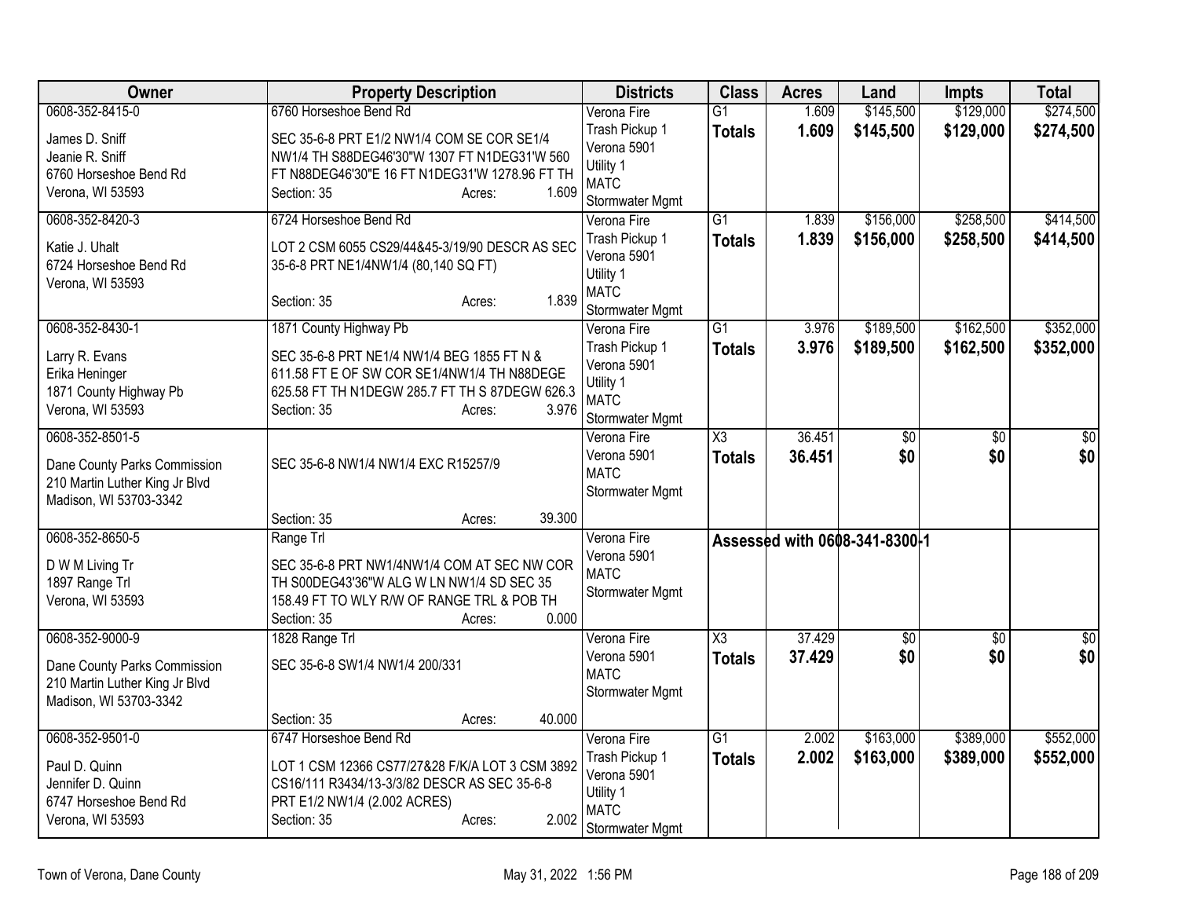| Owner | Property Description | Districts | Class | Acres | Land | Impts | Total |
|---|---|---|---|---|---|---|---|
| 0608-352-8415-0<br>James D. Sniff<br>Jeanie R. Sniff<br>6760 Horseshoe Bend Rd<br>Verona, WI 53593 | 6760 Horseshoe Bend Rd<br>SEC 35-6-8 PRT E1/2 NW1/4 COM SE COR SE1/4 NW1/4 TH S88DEG46'30"W 1307 FT N1DEG31'W 560 FT N88DEG46'30"E 16 FT N1DEG31'W 1278.96 FT TH<br>Section: 35 Acres: 1.609 | Verona Fire<br>Trash Pickup 1<br>Verona 5901<br>Utility 1<br>MATC<br>Stormwater Mgmt | G1<br>**Totals** | 1.609<br>**1.609** | $145,500<br>**$145,500** | $129,000<br>**$129,000** | $274,500<br>**$274,500** |
| 0608-352-8420-3<br>Katie J. Uhalt<br>6724 Horseshoe Bend Rd<br>Verona, WI 53593 | 6724 Horseshoe Bend Rd<br>LOT 2 CSM 6055 CS29/44&45-3/19/90 DESCR AS SEC 35-6-8 PRT NE1/4NW1/4 (80,140 SQ FT)<br>Section: 35 Acres: 1.839 | Verona Fire<br>Trash Pickup 1<br>Verona 5901<br>Utility 1<br>MATC<br>Stormwater Mgmt | G1<br>**Totals** | 1.839<br>**1.839** | $156,000<br>**$156,000** | $258,500<br>**$258,500** | $414,500<br>**$414,500** |
| 0608-352-8430-1<br>Larry R. Evans<br>Erika Heninger<br>1871 County Highway Pb<br>Verona, WI 53593 | 1871 County Highway Pb<br>SEC 35-6-8 PRT NE1/4 NW1/4 BEG 1855 FT N & 611.58 FT E OF SW COR SE1/4NW1/4 TH N88DEGE 625.58 FT TH N1DEGW 285.7 FT TH S 87DEGW 626.3<br>Section: 35 Acres: 3.976 | Verona Fire<br>Trash Pickup 1<br>Verona 5901<br>Utility 1<br>MATC<br>Stormwater Mgmt | G1<br>**Totals** | 3.976<br>**3.976** | $189,500<br>**$189,500** | $162,500<br>**$162,500** | $352,000<br>**$352,000** |
| 0608-352-8501-5<br>Dane County Parks Commission<br>210 Martin Luther King Jr Blvd<br>Madison, WI 53703-3342 | SEC 35-6-8 NW1/4 NW1/4 EXC R15257/9<br>Section: 35 Acres: 39.300 | Verona Fire<br>Verona 5901<br>MATC<br>Stormwater Mgmt | X3<br>**Totals** | 36.451<br>**36.451** | $0<br>**$0** | $0<br>**$0** | $0<br>**$0** |
| 0608-352-8650-5<br>D W M Living Tr<br>1897 Range Trl<br>Verona, WI 53593 | Range Trl<br>SEC 35-6-8 PRT NW1/4NW1/4 COM AT SEC NW COR TH S00DEG43'36"W ALG W LN NW1/4 SD SEC 35 158.49 FT TO WLY R/W OF RANGE TRL & POB TH<br>Section: 35 Acres: 0.000 | Verona Fire<br>Verona 5901<br>MATC<br>Stormwater Mgmt | Assessed with 0608-341-8300-1 | | | | |
| 0608-352-9000-9<br>Dane County Parks Commission<br>210 Martin Luther King Jr Blvd<br>Madison, WI 53703-3342 | 1828 Range Trl<br>SEC 35-6-8 SW1/4 NW1/4 200/331<br>Section: 35 Acres: 40.000 | Verona Fire<br>Verona 5901<br>MATC<br>Stormwater Mgmt | X3<br>**Totals** | 37.429<br>**37.429** | $0<br>**$0** | $0<br>**$0** | $0<br>**$0** |
| 0608-352-9501-0<br>Paul D. Quinn<br>Jennifer D. Quinn<br>6747 Horseshoe Bend Rd<br>Verona, WI 53593 | 6747 Horseshoe Bend Rd<br>LOT 1 CSM 12366 CS77/27&28 F/K/A LOT 3 CSM 3892 CS16/111 R3434/13-3/3/82 DESCR AS SEC 35-6-8 PRT E1/2 NW1/4 (2.002 ACRES)<br>Section: 35 Acres: 2.002 | Verona Fire<br>Trash Pickup 1<br>Verona 5901<br>Utility 1<br>MATC<br>Stormwater Mgmt | G1<br>**Totals** | 2.002<br>**2.002** | $163,000<br>**$163,000** | $389,000<br>**$389,000** | $552,000<br>**$552,000** |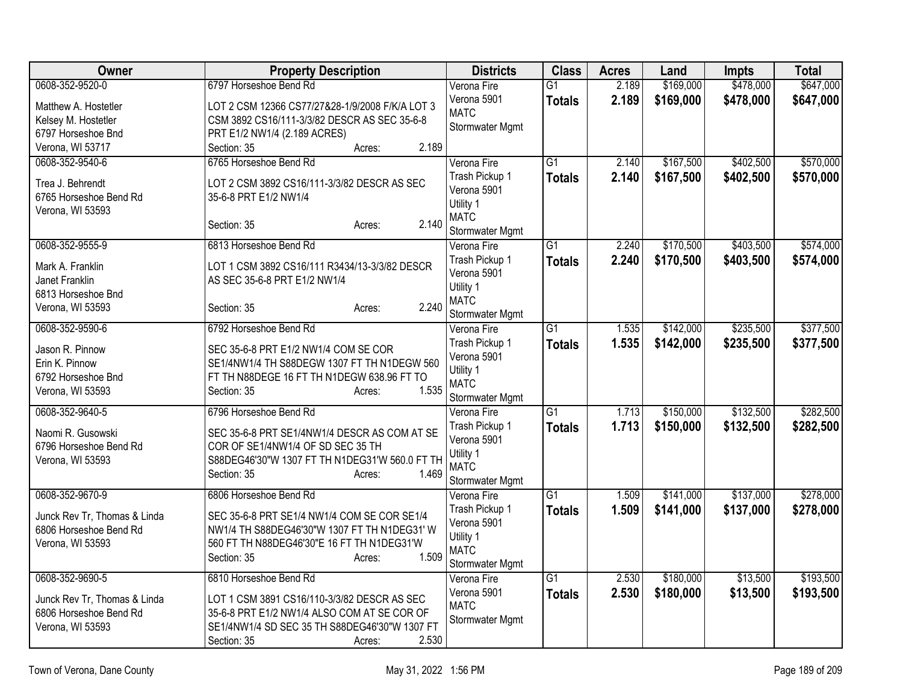| Owner | Property Description | Districts | Class | Acres | Land | Impts | Total |
|---|---|---|---|---|---|---|---|
| 0608-352-9520-0<br>Matthew A. Hostetler<br>Kelsey M. Hostetler<br>6797 Horseshoe Bnd<br>Verona, WI 53717 | 6797 Horseshoe Bend Rd<br>LOT 2 CSM 12366 CS77/27&28-1/9/2008 F/K/A LOT 3 CSM 3892 CS16/111-3/3/82 DESCR AS SEC 35-6-8 PRT E1/2 NW1/4 (2.189 ACRES)<br>Section: 35 Acres: 2.189 | Verona Fire<br>Verona 5901<br>MATC<br>Stormwater Mgmt | G1<br>**Totals** | 2.189<br>**2.189** | $169,000<br>**$169,000** | $478,000<br>**$478,000** | $647,000<br>**$647,000** |
| 0608-352-9540-6<br>Trea J. Behrendt<br>6765 Horseshoe Bend Rd<br>Verona, WI 53593 | 6765 Horseshoe Bend Rd<br>LOT 2 CSM 3892 CS16/111-3/3/82 DESCR AS SEC 35-6-8 PRT E1/2 NW1/4<br>Section: 35 Acres: 2.140 | Verona Fire<br>Trash Pickup 1<br>Verona 5901<br>Utility 1<br>MATC<br>Stormwater Mgmt | G1<br>**Totals** | 2.140<br>**2.140** | $167,500<br>**$167,500** | $402,500<br>**$402,500** | $570,000<br>**$570,000** |
| 0608-352-9555-9<br>Mark A. Franklin<br>Janet Franklin<br>6813 Horseshoe Bnd<br>Verona, WI 53593 | 6813 Horseshoe Bend Rd<br>LOT 1 CSM 3892 CS16/111 R3434/13-3/3/82 DESCR AS SEC 35-6-8 PRT E1/2 NW1/4<br>Section: 35 Acres: 2.240 | Verona Fire<br>Trash Pickup 1<br>Verona 5901<br>Utility 1<br>MATC<br>Stormwater Mgmt | G1<br>**Totals** | 2.240<br>**2.240** | $170,500<br>**$170,500** | $403,500<br>**$403,500** | $574,000<br>**$574,000** |
| 0608-352-9590-6<br>Jason R. Pinnow<br>Erin K. Pinnow<br>6792 Horseshoe Bnd<br>Verona, WI 53593 | 6792 Horseshoe Bend Rd<br>SEC 35-6-8 PRT E1/2 NW1/4 COM SE COR SE1/4NW1/4 TH S88DEGW 1307 FT TH N1DEGW 560 FT TH N88DEGE 16 FT TH N1DEGW 638.96 FT TO<br>Section: 35 Acres: 1.535 | Verona Fire<br>Trash Pickup 1<br>Verona 5901<br>Utility 1<br>MATC<br>Stormwater Mgmt | G1<br>**Totals** | 1.535<br>**1.535** | $142,000<br>**$142,000** | $235,500<br>**$235,500** | $377,500<br>**$377,500** |
| 0608-352-9640-5<br>Naomi R. Gusowski<br>6796 Horseshoe Bend Rd<br>Verona, WI 53593 | 6796 Horseshoe Bend Rd<br>SEC 35-6-8 PRT SE1/4NW1/4 DESCR AS COM AT SE COR OF SE1/4NW1/4 OF SD SEC 35 TH S88DEG46'30"W 1307 FT TH N1DEG31'W 560.0 FT TH<br>Section: 35 Acres: 1.469 | Verona Fire<br>Trash Pickup 1<br>Verona 5901<br>Utility 1<br>MATC<br>Stormwater Mgmt | G1<br>**Totals** | 1.713<br>**1.713** | $150,000<br>**$150,000** | $132,500<br>**$132,500** | $282,500<br>**$282,500** |
| 0608-352-9670-9<br>Junck Rev Tr, Thomas & Linda<br>6806 Horseshoe Bend Rd<br>Verona, WI 53593 | 6806 Horseshoe Bend Rd<br>SEC 35-6-8 PRT SE1/4 NW1/4 COM SE COR SE1/4 NW1/4 TH S88DEG46'30"W 1307 FT TH N1DEG31' W 560 FT TH N88DEG46'30"E 16 FT TH N1DEG31'W<br>Section: 35 Acres: 1.509 | Verona Fire<br>Trash Pickup 1<br>Verona 5901<br>Utility 1<br>MATC<br>Stormwater Mgmt | G1<br>**Totals** | 1.509<br>**1.509** | $141,000<br>**$141,000** | $137,000<br>**$137,000** | $278,000<br>**$278,000** |
| 0608-352-9690-5<br>Junck Rev Tr, Thomas & Linda<br>6806 Horseshoe Bend Rd<br>Verona, WI 53593 | 6810 Horseshoe Bend Rd<br>LOT 1 CSM 3891 CS16/110-3/3/82 DESCR AS SEC 35-6-8 PRT E1/2 NW1/4 ALSO COM AT SE COR OF SE1/4NW1/4 SD SEC 35 TH S88DEG46'30"W 1307 FT<br>Section: 35 Acres: 2.530 | Verona Fire<br>Verona 5901<br>MATC<br>Stormwater Mgmt | G1<br>**Totals** | 2.530<br>**2.530** | $180,000<br>**$180,000** | $13,500<br>**$13,500** | $193,500<br>**$193,500** |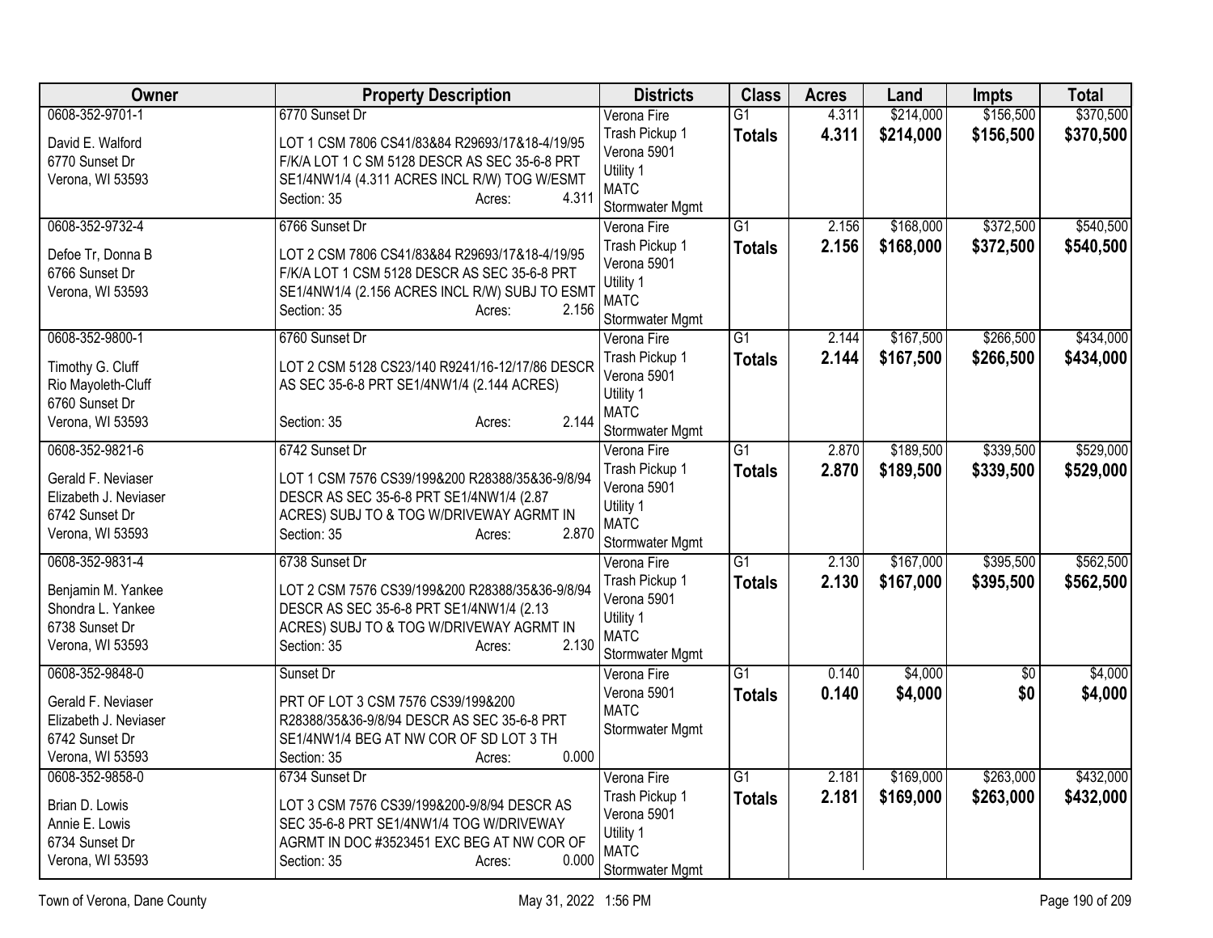| Owner | Property Description | Districts | Class | Acres | Land | Impts | Total |
|---|---|---|---|---|---|---|---|
| 0608-352-9701-1<br>David E. Walford<br>6770 Sunset Dr<br>Verona, WI 53593 | 6770 Sunset Dr<br>LOT 1 CSM 7806 CS41/83&84 R29693/17&18-4/19/95 F/K/A LOT 1 C SM 5128 DESCR AS SEC 35-6-8 PRT SE1/4NW1/4 (4.311 ACRES INCL R/W) TOG W/ESMT<br>Section: 35 Acres: 4.311 | Verona Fire<br>Trash Pickup 1<br>Verona 5901<br>Utility 1<br>MATC<br>Stormwater Mgmt | G1<br>**Totals** | 4.311<br>**4.311** | $214,000<br>**$214,000** | $156,500<br>**$156,500** | $370,500<br>**$370,500** |
| 0608-352-9732-4<br>Defoe Tr, Donna B<br>6766 Sunset Dr<br>Verona, WI 53593 | 6766 Sunset Dr<br>LOT 2 CSM 7806 CS41/83&84 R29693/17&18-4/19/95 F/K/A LOT 1 CSM 5128 DESCR AS SEC 35-6-8 PRT SE1/4NW1/4 (2.156 ACRES INCL R/W) SUBJ TO ESMT<br>Section: 35 Acres: 2.156 | Verona Fire<br>Trash Pickup 1<br>Verona 5901<br>Utility 1<br>MATC<br>Stormwater Mgmt | G1<br>**Totals** | 2.156<br>**2.156** | $168,000<br>**$168,000** | $372,500<br>**$372,500** | $540,500<br>**$540,500** |
| 0608-352-9800-1<br>Timothy G. Cluff<br>Rio Mayoleth-Cluff<br>6760 Sunset Dr<br>Verona, WI 53593 | 6760 Sunset Dr<br>LOT 2 CSM 5128 CS23/140 R9241/16-12/17/86 DESCR AS SEC 35-6-8 PRT SE1/4NW1/4 (2.144 ACRES)<br>Section: 35 Acres: 2.144 | Verona Fire<br>Trash Pickup 1<br>Verona 5901<br>Utility 1<br>MATC<br>Stormwater Mgmt | G1<br>**Totals** | 2.144<br>**2.144** | $167,500<br>**$167,500** | $266,500<br>**$266,500** | $434,000<br>**$434,000** |
| 0608-352-9821-6<br>Gerald F. Neviaser<br>Elizabeth J. Neviaser<br>6742 Sunset Dr<br>Verona, WI 53593 | 6742 Sunset Dr<br>LOT 1 CSM 7576 CS39/199&200 R28388/35&36-9/8/94 DESCR AS SEC 35-6-8 PRT SE1/4NW1/4 (2.87 ACRES) SUBJ TO & TOG W/DRIVEWAY AGRMT IN<br>Section: 35 Acres: 2.870 | Verona Fire<br>Trash Pickup 1<br>Verona 5901<br>Utility 1<br>MATC<br>Stormwater Mgmt | G1<br>**Totals** | 2.870<br>**2.870** | $189,500<br>**$189,500** | $339,500<br>**$339,500** | $529,000<br>**$529,000** |
| 0608-352-9831-4<br>Benjamin M. Yankee<br>Shondra L. Yankee<br>6738 Sunset Dr<br>Verona, WI 53593 | 6738 Sunset Dr<br>LOT 2 CSM 7576 CS39/199&200 R28388/35&36-9/8/94 DESCR AS SEC 35-6-8 PRT SE1/4NW1/4 (2.13 ACRES) SUBJ TO & TOG W/DRIVEWAY AGRMT IN<br>Section: 35 Acres: 2.130 | Verona Fire<br>Trash Pickup 1<br>Verona 5901<br>Utility 1<br>MATC<br>Stormwater Mgmt | G1<br>**Totals** | 2.130<br>**2.130** | $167,000<br>**$167,000** | $395,500<br>**$395,500** | $562,500<br>**$562,500** |
| 0608-352-9848-0<br>Gerald F. Neviaser<br>Elizabeth J. Neviaser<br>6742 Sunset Dr<br>Verona, WI 53593 | Sunset Dr<br>PRT OF LOT 3 CSM 7576 CS39/199&200 R28388/35&36-9/8/94 DESCR AS SEC 35-6-8 PRT SE1/4NW1/4 BEG AT NW COR OF SD LOT 3 TH<br>Section: 35 Acres: 0.000 | Verona Fire<br>Verona 5901<br>MATC<br>Stormwater Mgmt | G1<br>**Totals** | 0.140<br>**0.140** | $4,000<br>**$4,000** | $0<br>**$0** | $4,000<br>**$4,000** |
| 0608-352-9858-0<br>Brian D. Lowis<br>Annie E. Lowis<br>6734 Sunset Dr<br>Verona, WI 53593 | 6734 Sunset Dr<br>LOT 3 CSM 7576 CS39/199&200-9/8/94 DESCR AS SEC 35-6-8 PRT SE1/4NW1/4 TOG W/DRIVEWAY AGRMT IN DOC #3523451 EXC BEG AT NW COR OF<br>Section: 35 Acres: 0.000 | Verona Fire<br>Trash Pickup 1<br>Verona 5901<br>Utility 1<br>MATC<br>Stormwater Mgmt | G1<br>**Totals** | 2.181<br>**2.181** | $169,000<br>**$169,000** | $263,000<br>**$263,000** | $432,000<br>**$432,000** |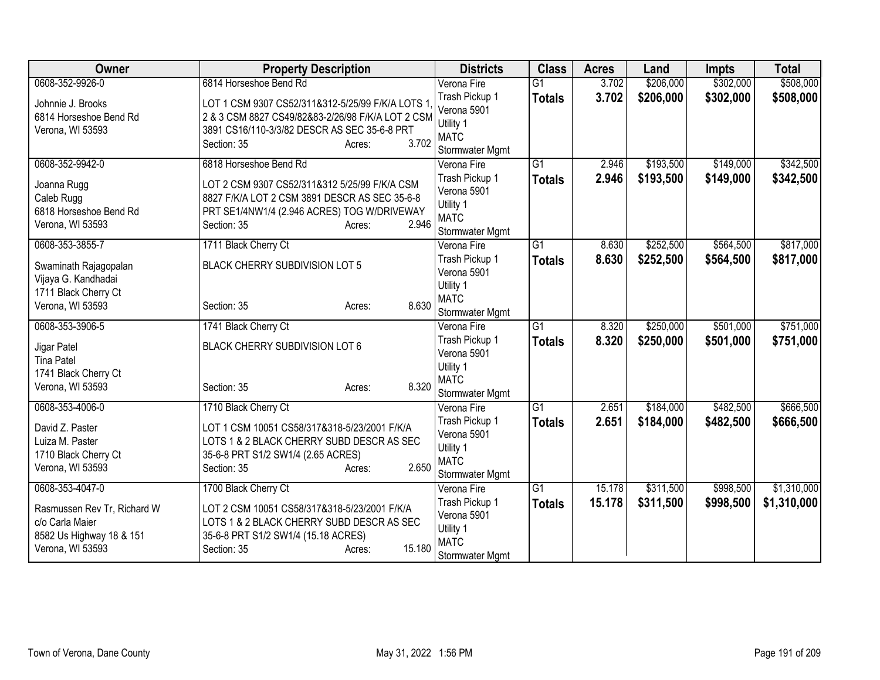| Owner | Property Description | Districts | Class | Acres | Land | Impts | Total |
|---|---|---|---|---|---|---|---|
| 0608-352-9926-0<br>Johnnie J. Brooks<br>6814 Horseshoe Bend Rd<br>Verona, WI 53593 | 6814 Horseshoe Bend Rd<br>LOT 1 CSM 9307 CS52/311&312-5/25/99 F/K/A LOTS 1, 2 & 3 CSM 8827 CS49/82&83-2/26/98 F/K/A LOT 2 CSM 3891 CS16/110-3/3/82 DESCR AS SEC 35-6-8 PRT<br>Section: 35 Acres: 3.702 | Verona Fire<br>Trash Pickup 1<br>Verona 5901<br>Utility 1<br>MATC<br>Stormwater Mgmt | G1<br>**Totals** | 3.702<br>**3.702** | $206,000<br>**$206,000** | $302,000<br>**$302,000** | $508,000<br>**$508,000** |
| 0608-352-9942-0<br>Joanna Rugg<br>Caleb Rugg<br>6818 Horseshoe Bend Rd<br>Verona, WI 53593 | 6818 Horseshoe Bend Rd<br>LOT 2 CSM 9307 CS52/311&312 5/25/99 F/K/A CSM 8827 F/K/A LOT 2 CSM 3891 DESCR AS SEC 35-6-8 PRT SE1/4NW1/4 (2.946 ACRES) TOG W/DRIVEWAY<br>Section: 35 Acres: 2.946 | Verona Fire<br>Trash Pickup 1<br>Verona 5901<br>Utility 1<br>MATC<br>Stormwater Mgmt | G1<br>**Totals** | 2.946<br>**2.946** | $193,500<br>**$193,500** | $149,000<br>**$149,000** | $342,500<br>**$342,500** |
| 0608-353-3855-7<br>Swaminath Rajagopalan<br>Vijaya G. Kandhadai<br>1711 Black Cherry Ct<br>Verona, WI 53593 | 1711 Black Cherry Ct<br>BLACK CHERRY SUBDIVISION LOT 5<br>Section: 35 Acres: 8.630 | Verona Fire<br>Trash Pickup 1<br>Verona 5901<br>Utility 1<br>MATC<br>Stormwater Mgmt | G1<br>**Totals** | 8.630<br>**8.630** | $252,500<br>**$252,500** | $564,500<br>**$564,500** | $817,000<br>**$817,000** |
| 0608-353-3906-5<br>Jigar Patel<br>Tina Patel<br>1741 Black Cherry Ct<br>Verona, WI 53593 | 1741 Black Cherry Ct<br>BLACK CHERRY SUBDIVISION LOT 6<br>Section: 35 Acres: 8.320 | Verona Fire<br>Trash Pickup 1<br>Verona 5901<br>Utility 1<br>MATC<br>Stormwater Mgmt | G1<br>**Totals** | 8.320<br>**8.320** | $250,000<br>**$250,000** | $501,000<br>**$501,000** | $751,000<br>**$751,000** |
| 0608-353-4006-0<br>David Z. Paster<br>Luiza M. Paster<br>1710 Black Cherry Ct<br>Verona, WI 53593 | 1710 Black Cherry Ct<br>LOT 1 CSM 10051 CS58/317&318-5/23/2001 F/K/A LOTS 1 & 2 BLACK CHERRY SUBD DESCR AS SEC 35-6-8 PRT S1/2 SW1/4 (2.65 ACRES)<br>Section: 35 Acres: 2.650 | Verona Fire<br>Trash Pickup 1<br>Verona 5901<br>Utility 1<br>MATC<br>Stormwater Mgmt | G1<br>**Totals** | 2.651<br>**2.651** | $184,000<br>**$184,000** | $482,500<br>**$482,500** | $666,500<br>**$666,500** |
| 0608-353-4047-0<br>Rasmussen Rev Tr, Richard W<br>c/o Carla Maier<br>8582 Us Highway 18 & 151<br>Verona, WI 53593 | 1700 Black Cherry Ct<br>LOT 2 CSM 10051 CS58/317&318-5/23/2001 F/K/A LOTS 1 & 2 BLACK CHERRY SUBD DESCR AS SEC 35-6-8 PRT S1/2 SW1/4 (15.18 ACRES)<br>Section: 35 Acres: 15.180 | Verona Fire<br>Trash Pickup 1<br>Verona 5901<br>Utility 1<br>MATC<br>Stormwater Mgmt | G1<br>**Totals** | 15.178<br>**15.178** | $311,500<br>**$311,500** | $998,500<br>**$998,500** | $1,310,000<br>**$1,310,000** |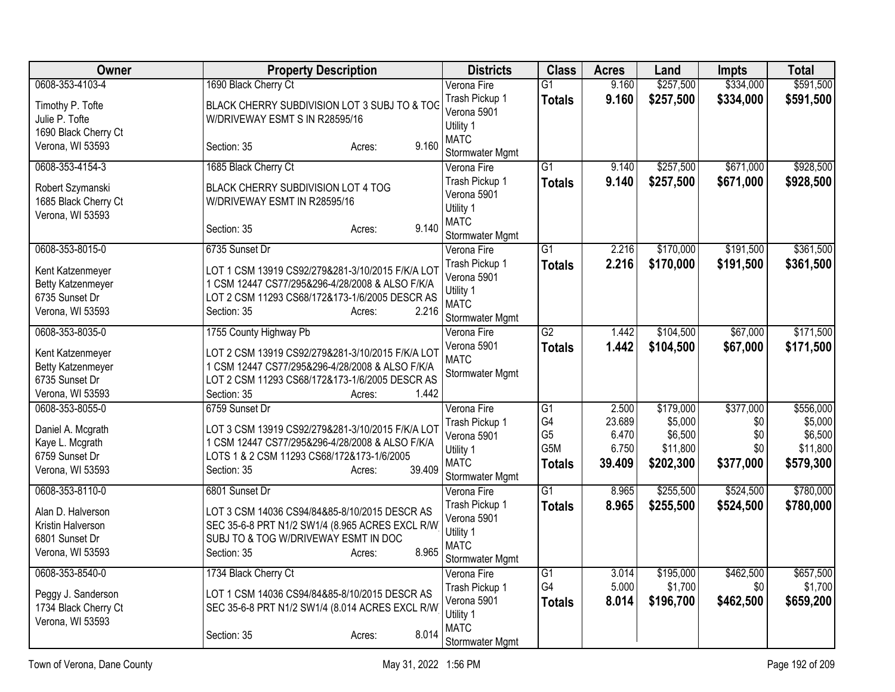| Owner | Property Description | Districts | Class | Acres | Land | Impts | Total |
|---|---|---|---|---|---|---|---|
| 0608-353-4103-4<br>Timothy P. Tofte<br>Julie P. Tofte<br>1690 Black Cherry Ct<br>Verona, WI 53593 | 1690 Black Cherry Ct<br>BLACK CHERRY SUBDIVISION LOT 3 SUBJ TO & TOG W/DRIVEWAY ESMT S IN R28595/16<br>Section: 35 Acres: 9.160 | Verona Fire<br>Trash Pickup 1<br>Verona 5901<br>Utility 1<br>MATC<br>Stormwater Mgmt | G1<br>**Totals** | 9.160<br>**9.160** | $257,500<br>**$257,500** | $334,000<br>**$334,000** | $591,500<br>**$591,500** |
| 0608-353-4154-3<br>Robert Szymanski<br>1685 Black Cherry Ct<br>Verona, WI 53593 | 1685 Black Cherry Ct<br>BLACK CHERRY SUBDIVISION LOT 4 TOG W/DRIVEWAY ESMT IN R28595/16<br>Section: 35 Acres: 9.140 | Verona Fire<br>Trash Pickup 1<br>Verona 5901<br>Utility 1<br>MATC<br>Stormwater Mgmt | G1<br>**Totals** | 9.140<br>**9.140** | $257,500<br>**$257,500** | $671,000<br>**$671,000** | $928,500<br>**$928,500** |
| 0608-353-8015-0<br>Kent Katzenmeyer<br>Betty Katzenmeyer<br>6735 Sunset Dr<br>Verona, WI 53593 | 6735 Sunset Dr<br>LOT 1 CSM 13919 CS92/279&281-3/10/2015 F/K/A LOT 1 CSM 12447 CS77/295&296-4/28/2008 & ALSO F/K/A LOT 2 CSM 11293 CS68/172&173-1/6/2005 DESCR AS<br>Section: 35 Acres: 2.216 | Verona Fire<br>Trash Pickup 1<br>Verona 5901<br>Utility 1<br>MATC<br>Stormwater Mgmt | G1<br>**Totals** | 2.216<br>**2.216** | $170,000<br>**$170,000** | $191,500<br>**$191,500** | $361,500<br>**$361,500** |
| 0608-353-8035-0<br>Kent Katzenmeyer<br>Betty Katzenmeyer<br>6735 Sunset Dr<br>Verona, WI 53593 | 1755 County Highway Pb<br>LOT 2 CSM 13919 CS92/279&281-3/10/2015 F/K/A LOT 1 CSM 12447 CS77/295&296-4/28/2008 & ALSO F/K/A LOT 2 CSM 11293 CS68/172&173-1/6/2005 DESCR AS<br>Section: 35 Acres: 1.442 | Verona Fire<br>Verona 5901<br>MATC<br>Stormwater Mgmt | G2<br>**Totals** | 1.442<br>**1.442** | $104,500<br>**$104,500** | $67,000<br>**$67,000** | $171,500<br>**$171,500** |
| 0608-353-8055-0<br>Daniel A. Mcgrath<br>Kaye L. Mcgrath<br>6759 Sunset Dr<br>Verona, WI 53593 | 6759 Sunset Dr<br>LOT 3 CSM 13919 CS92/279&281-3/10/2015 F/K/A LOT 1 CSM 12447 CS77/295&296-4/28/2008 & ALSO F/K/A LOTS 1 & 2 CSM 11293 CS68/172&173-1/6/2005<br>Section: 35 Acres: 39.409 | Verona Fire<br>Trash Pickup 1<br>Verona 5901<br>Utility 1<br>MATC<br>Stormwater Mgmt | G1<br>G4<br>G5<br>G5M<br>**Totals** | 2.500<br>23.689<br>6.470<br>6.750<br>**39.409** | $179,000<br>$5,000<br>$6,500<br>$11,800<br>**$202,300** | $377,000<br>$0<br>$0<br>$0<br>**$377,000** | $556,000<br>$5,000<br>$6,500<br>$11,800<br>**$579,300** |
| 0608-353-8110-0<br>Alan D. Halverson<br>Kristin Halverson<br>6801 Sunset Dr<br>Verona, WI 53593 | 6801 Sunset Dr<br>LOT 3 CSM 14036 CS94/84&85-8/10/2015 DESCR AS SEC 35-6-8 PRT N1/2 SW1/4 (8.965 ACRES EXCL R/W SUBJ TO & TOG W/DRIVEWAY ESMT IN DOC<br>Section: 35 Acres: 8.965 | Verona Fire<br>Trash Pickup 1<br>Verona 5901<br>Utility 1<br>MATC<br>Stormwater Mgmt | G1<br>**Totals** | 8.965<br>**8.965** | $255,500<br>**$255,500** | $524,500<br>**$524,500** | $780,000<br>**$780,000** |
| 0608-353-8540-0<br>Peggy J. Sanderson<br>1734 Black Cherry Ct<br>Verona, WI 53593 | 1734 Black Cherry Ct<br>LOT 1 CSM 14036 CS94/84&85-8/10/2015 DESCR AS SEC 35-6-8 PRT N1/2 SW1/4 (8.014 ACRES EXCL R/W<br>Section: 35 Acres: 8.014 | Verona Fire<br>Trash Pickup 1<br>Verona 5901<br>Utility 1<br>MATC<br>Stormwater Mgmt | G1<br>G4<br>**Totals** | 3.014<br>5.000<br>**8.014** | $195,000<br>$1,700<br>**$196,700** | $462,500<br>$0<br>**$462,500** | $657,500<br>$1,700<br>**$659,200** |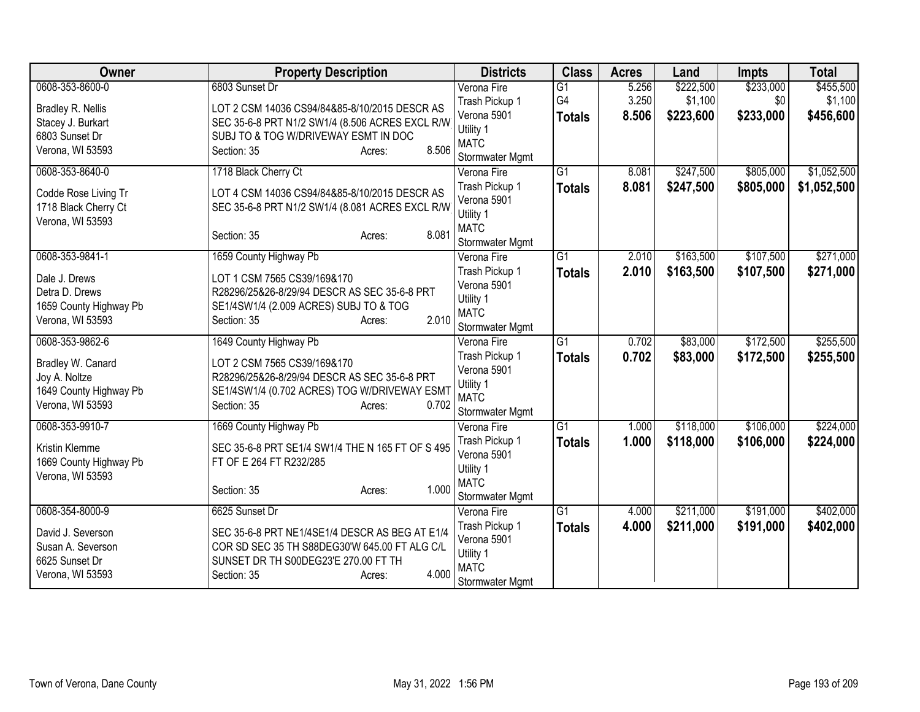| Owner | Property Description | Districts | Class | Acres | Land | Impts | Total |
|---|---|---|---|---|---|---|---|
| 0608-353-8600-0<br>Bradley R. Nellis<br>Stacey J. Burkart<br>6803 Sunset Dr<br>Verona, WI 53593 | 6803 Sunset Dr<br>LOT 2 CSM 14036 CS94/84&85-8/10/2015 DESCR AS SEC 35-6-8 PRT N1/2 SW1/4 (8.506 ACRES EXCL R/W SUBJ TO & TOG W/DRIVEWAY ESMT IN DOC<br>Section: 35 Acres: 8.506 | Verona Fire<br>Trash Pickup 1<br>Verona 5901<br>Utility 1<br>MATC<br>Stormwater Mgmt | G1<br>G4<br>**Totals** | 5.256<br>3.250<br>**8.506** | \$222,500<br>\$1,100<br>**\$223,600** | \$233,000<br>\$0<br>**\$233,000** | \$455,500<br>\$1,100<br>**\$456,600** |
| 0608-353-8640-0<br>Codde Rose Living Tr<br>1718 Black Cherry Ct<br>Verona, WI 53593 | 1718 Black Cherry Ct<br>LOT 4 CSM 14036 CS94/84&85-8/10/2015 DESCR AS SEC 35-6-8 PRT N1/2 SW1/4 (8.081 ACRES EXCL R/W<br>Section: 35 Acres: 8.081 | Verona Fire<br>Trash Pickup 1<br>Verona 5901<br>Utility 1<br>MATC<br>Stormwater Mgmt | G1<br>**Totals** | 8.081<br>**8.081** | \$247,500<br>**\$247,500** | \$805,000<br>**\$805,000** | \$1,052,500<br>**\$1,052,500** |
| 0608-353-9841-1<br>Dale J. Drews<br>Detra D. Drews<br>1659 County Highway Pb<br>Verona, WI 53593 | 1659 County Highway Pb<br>LOT 1 CSM 7565 CS39/169&170 R28296/25&26-8/29/94 DESCR AS SEC 35-6-8 PRT SE1/4SW1/4 (2.009 ACRES) SUBJ TO & TOG<br>Section: 35 Acres: 2.010 | Verona Fire<br>Trash Pickup 1<br>Verona 5901<br>Utility 1<br>MATC<br>Stormwater Mgmt | G1<br>**Totals** | 2.010<br>**2.010** | \$163,500<br>**\$163,500** | \$107,500<br>**\$107,500** | \$271,000<br>**\$271,000** |
| 0608-353-9862-6<br>Bradley W. Canard<br>Joy A. Noltze<br>1649 County Highway Pb<br>Verona, WI 53593 | 1649 County Highway Pb<br>LOT 2 CSM 7565 CS39/169&170 R28296/25&26-8/29/94 DESCR AS SEC 35-6-8 PRT SE1/4SW1/4 (0.702 ACRES) TOG W/DRIVEWAY ESMT<br>Section: 35 Acres: 0.702 | Verona Fire<br>Trash Pickup 1<br>Verona 5901<br>Utility 1<br>MATC<br>Stormwater Mgmt | G1<br>**Totals** | 0.702<br>**0.702** | \$83,000<br>**\$83,000** | \$172,500<br>**\$172,500** | \$255,500<br>**\$255,500** |
| 0608-353-9910-7<br>Kristin Klemme<br>1669 County Highway Pb<br>Verona, WI 53593 | 1669 County Highway Pb<br>SEC 35-6-8 PRT SE1/4 SW1/4 THE N 165 FT OF S 495 FT OF E 264 FT R232/285<br>Section: 35 Acres: 1.000 | Verona Fire<br>Trash Pickup 1<br>Verona 5901<br>Utility 1<br>MATC<br>Stormwater Mgmt | G1<br>**Totals** | 1.000<br>**1.000** | \$118,000<br>**\$118,000** | \$106,000<br>**\$106,000** | \$224,000<br>**\$224,000** |
| 0608-354-8000-9<br>David J. Severson<br>Susan A. Severson<br>6625 Sunset Dr<br>Verona, WI 53593 | 6625 Sunset Dr<br>SEC 35-6-8 PRT NE1/4SE1/4 DESCR AS BEG AT E1/4 COR SD SEC 35 TH S88DEG30'W 645.00 FT ALG C/L SUNSET DR TH S00DEG23'E 270.00 FT TH<br>Section: 35 Acres: 4.000 | Verona Fire<br>Trash Pickup 1<br>Verona 5901<br>Utility 1<br>MATC<br>Stormwater Mgmt | G1<br>**Totals** | 4.000<br>**4.000** | \$211,000<br>**\$211,000** | \$191,000<br>**\$191,000** | \$402,000<br>**\$402,000** |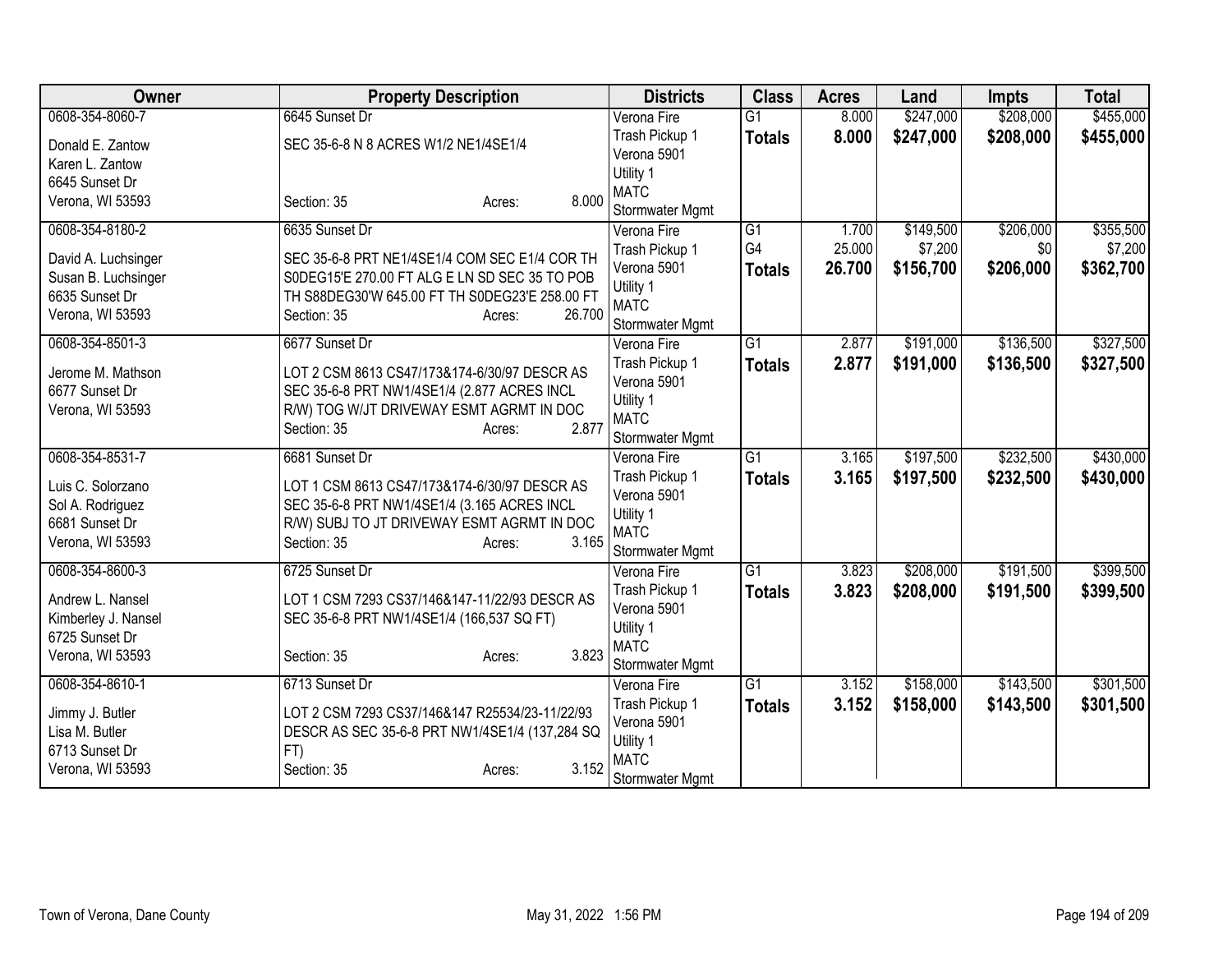| Owner | Property Description | Districts | Class | Acres | Land | Impts | Total |
|---|---|---|---|---|---|---|---|
| 0608-354-8060-7<br>Donald E. Zantow<br>Karen L. Zantow<br>6645 Sunset Dr<br>Verona, WI 53593 | 6645 Sunset Dr<br>SEC 35-6-8 N 8 ACRES W1/2 NE1/4SE1/4<br>Section: 35 Acres: 8.000 | Verona Fire<br>Trash Pickup 1<br>Verona 5901<br>Utility 1<br>MATC<br>Stormwater Mgmt | G1<br>**Totals** | 8.000<br>**8.000** | $247,000<br>**$247,000** | $208,000<br>**$208,000** | $455,000<br>**$455,000** |
| 0608-354-8180-2<br>David A. Luchsinger<br>Susan B. Luchsinger<br>6635 Sunset Dr<br>Verona, WI 53593 | 6635 Sunset Dr<br>SEC 35-6-8 PRT NE1/4SE1/4 COM SEC E1/4 COR TH S0DEG15'E 270.00 FT ALG E LN SD SEC 35 TO POB TH S88DEG30'W 645.00 FT TH S0DEG23'E 258.00 FT<br>Section: 35 Acres: 26.700 | Verona Fire<br>Trash Pickup 1<br>Verona 5901<br>Utility 1<br>MATC<br>Stormwater Mgmt | G1<br>G4<br>**Totals** | 1.700<br>25.000<br>**26.700** | $149,500<br>$7,200<br>**$156,700** | $206,000<br>$0<br>**$206,000** | $355,500<br>$7,200<br>**$362,700** |
| 0608-354-8501-3<br>Jerome M. Mathson<br>6677 Sunset Dr<br>Verona, WI 53593 | 6677 Sunset Dr<br>LOT 2 CSM 8613 CS47/173&174-6/30/97 DESCR AS SEC 35-6-8 PRT NW1/4SE1/4 (2.877 ACRES INCL R/W) TOG W/JT DRIVEWAY ESMT AGRMT IN DOC<br>Section: 35 Acres: 2.877 | Verona Fire<br>Trash Pickup 1<br>Verona 5901<br>Utility 1<br>MATC<br>Stormwater Mgmt | G1<br>**Totals** | 2.877<br>**2.877** | $191,000<br>**$191,000** | $136,500<br>**$136,500** | $327,500<br>**$327,500** |
| 0608-354-8531-7<br>Luis C. Solorzano<br>Sol A. Rodriguez<br>6681 Sunset Dr<br>Verona, WI 53593 | 6681 Sunset Dr<br>LOT 1 CSM 8613 CS47/173&174-6/30/97 DESCR AS SEC 35-6-8 PRT NW1/4SE1/4 (3.165 ACRES INCL R/W) SUBJ TO JT DRIVEWAY ESMT AGRMT IN DOC<br>Section: 35 Acres: 3.165 | Verona Fire<br>Trash Pickup 1<br>Verona 5901<br>Utility 1<br>MATC<br>Stormwater Mgmt | G1<br>**Totals** | 3.165<br>**3.165** | $197,500<br>**$197,500** | $232,500<br>**$232,500** | $430,000<br>**$430,000** |
| 0608-354-8600-3<br>Andrew L. Nansel<br>Kimberley J. Nansel<br>6725 Sunset Dr<br>Verona, WI 53593 | 6725 Sunset Dr<br>LOT 1 CSM 7293 CS37/146&147-11/22/93 DESCR AS SEC 35-6-8 PRT NW1/4SE1/4 (166,537 SQ FT)<br>Section: 35 Acres: 3.823 | Verona Fire<br>Trash Pickup 1<br>Verona 5901<br>Utility 1<br>MATC<br>Stormwater Mgmt | G1<br>**Totals** | 3.823<br>**3.823** | $208,000<br>**$208,000** | $191,500<br>**$191,500** | $399,500<br>**$399,500** |
| 0608-354-8610-1<br>Jimmy J. Butler<br>Lisa M. Butler<br>6713 Sunset Dr<br>Verona, WI 53593 | 6713 Sunset Dr<br>LOT 2 CSM 7293 CS37/146&147 R25534/23-11/22/93 DESCR AS SEC 35-6-8 PRT NW1/4SE1/4 (137,284 SQ FT)<br>Section: 35 Acres: 3.152 | Verona Fire<br>Trash Pickup 1<br>Verona 5901<br>Utility 1<br>MATC<br>Stormwater Mgmt | G1<br>**Totals** | 3.152<br>**3.152** | $158,000<br>**$158,000** | $143,500<br>**$143,500** | $301,500<br>**$301,500** |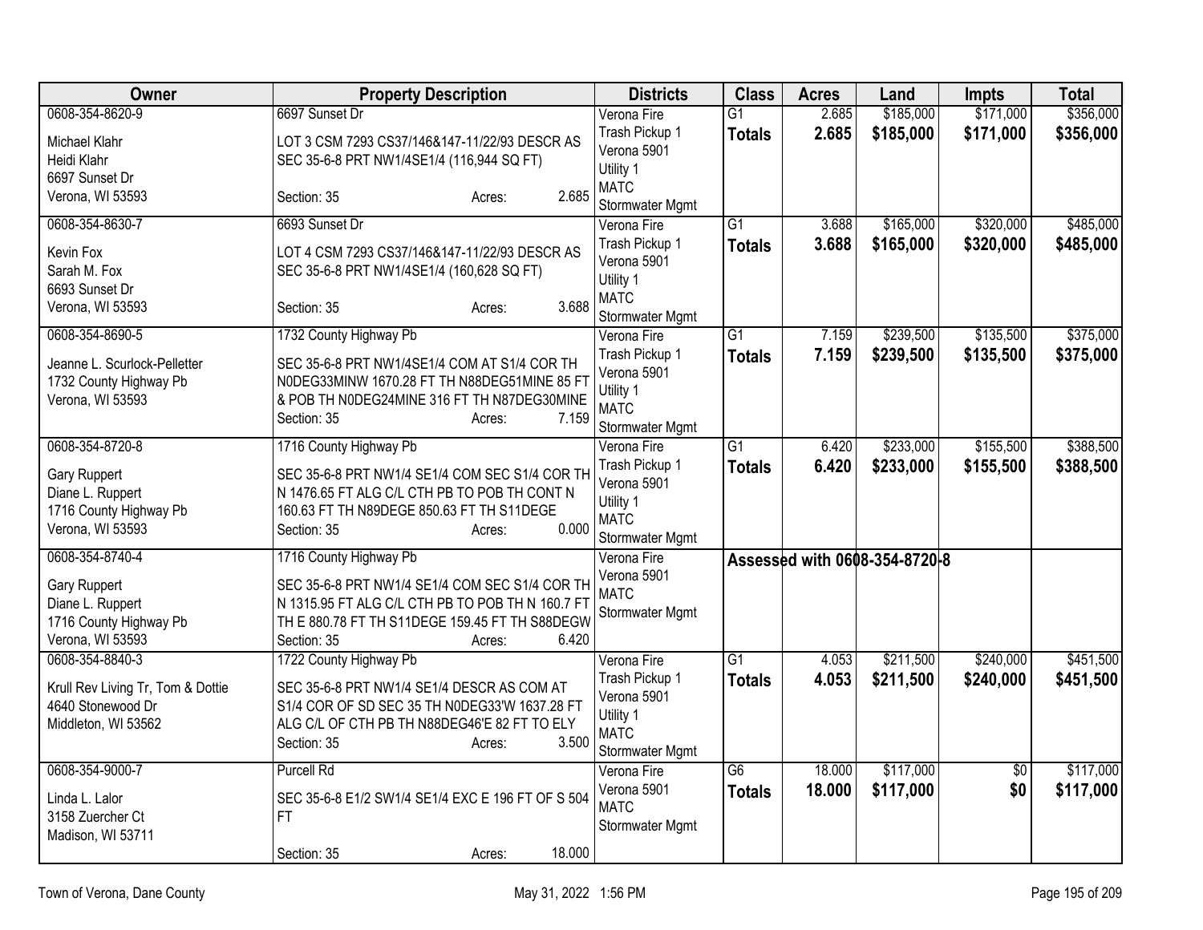| Owner | Property Description | Districts | Class | Acres | Land | Impts | Total |
|---|---|---|---|---|---|---|---|
| 0608-354-8620-9<br>Michael Klahr<br>Heidi Klahr<br>6697 Sunset Dr<br>Verona, WI 53593 | 6697 Sunset Dr<br>LOT 3 CSM 7293 CS37/146&147-11/22/93 DESCR AS SEC 35-6-8 PRT NW1/4SE1/4 (116,944 SQ FT)<br>Section: 35 Acres: 2.685 | Verona Fire<br>Trash Pickup 1<br>Verona 5901<br>Utility 1<br>MATC<br>Stormwater Mgmt | G1<br>**Totals** | 2.685<br>**2.685** | \$185,000<br>**\$185,000** | \$171,000<br>**\$171,000** | \$356,000<br>**\$356,000** |
| 0608-354-8630-7<br>Kevin Fox<br>Sarah M. Fox<br>6693 Sunset Dr<br>Verona, WI 53593 | 6693 Sunset Dr<br>LOT 4 CSM 7293 CS37/146&147-11/22/93 DESCR AS SEC 35-6-8 PRT NW1/4SE1/4 (160,628 SQ FT)<br>Section: 35 Acres: 3.688 | Verona Fire<br>Trash Pickup 1<br>Verona 5901<br>Utility 1<br>MATC<br>Stormwater Mgmt | G1<br>**Totals** | 3.688<br>**3.688** | \$165,000<br>**\$165,000** | \$320,000<br>**\$320,000** | \$485,000<br>**\$485,000** |
| 0608-354-8690-5<br>Jeanne L. Scurlock-Pelletter<br>1732 County Highway Pb<br>Verona, WI 53593 | 1732 County Highway Pb<br>SEC 35-6-8 PRT NW1/4SE1/4 COM AT S1/4 COR TH N0DEG33MINW 1670.28 FT TH N88DEG51MINE 85 FT & POB TH N0DEG24MINE 316 FT TH N87DEG30MINE<br>Section: 35 Acres: 7.159 | Verona Fire<br>Trash Pickup 1<br>Verona 5901<br>Utility 1<br>MATC<br>Stormwater Mgmt | G1<br>**Totals** | 7.159<br>**7.159** | \$239,500<br>**\$239,500** | \$135,500<br>**\$135,500** | \$375,000<br>**\$375,000** |
| 0608-354-8720-8<br>Gary Ruppert<br>Diane L. Ruppert<br>1716 County Highway Pb<br>Verona, WI 53593 | 1716 County Highway Pb<br>SEC 35-6-8 PRT NW1/4 SE1/4 COM SEC S1/4 COR TH N 1476.65 FT ALG C/L CTH PB TO POB TH CONT N 160.63 FT TH N89DEGE 850.63 FT TH S11DEGE<br>Section: 35 Acres: 0.000 | Verona Fire<br>Trash Pickup 1<br>Verona 5901<br>Utility 1<br>MATC<br>Stormwater Mgmt | G1<br>**Totals** | 6.420<br>**6.420** | \$233,000<br>**\$233,000** | \$155,500<br>**\$155,500** | \$388,500<br>**\$388,500** |
| 0608-354-8740-4<br>Gary Ruppert<br>Diane L. Ruppert<br>1716 County Highway Pb<br>Verona, WI 53593 | 1716 County Highway Pb<br>SEC 35-6-8 PRT NW1/4 SE1/4 COM SEC S1/4 COR TH N 1315.95 FT ALG C/L CTH PB TO POB TH N 160.7 FT TH E 880.78 FT TH S11DEGE 159.45 FT TH S88DEGW<br>Section: 35 Acres: 6.420 | Verona Fire<br>Verona 5901<br>MATC<br>Stormwater Mgmt | **Assessed with 0608-354-8720-8** | | | | |
| 0608-354-8840-3<br>Krull Rev Living Tr, Tom & Dottie<br>4640 Stonewood Dr<br>Middleton, WI 53562 | 1722 County Highway Pb<br>SEC 35-6-8 PRT NW1/4 SE1/4 DESCR AS COM AT S1/4 COR OF SD SEC 35 TH N0DEG33'W 1637.28 FT ALG C/L OF CTH PB TH N88DEG46'E 82 FT TO ELY<br>Section: 35 Acres: 3.500 | Verona Fire<br>Trash Pickup 1<br>Verona 5901<br>Utility 1<br>MATC<br>Stormwater Mgmt | G1<br>**Totals** | 4.053<br>**4.053** | \$211,500<br>**\$211,500** | \$240,000<br>**\$240,000** | \$451,500<br>**\$451,500** |
| 0608-354-9000-7<br>Linda L. Lalor<br>3158 Zuercher Ct<br>Madison, WI 53711 | Purcell Rd<br>SEC 35-6-8 E1/2 SW1/4 SE1/4 EXC E 196 FT OF S 504 FT<br>Section: 35 Acres: 18.000 | Verona Fire<br>Verona 5901<br>MATC<br>Stormwater Mgmt | G6<br>**Totals** | 18.000<br>**18.000** | \$117,000<br>**\$117,000** | \$0<br>**\$0** | \$117,000<br>**\$117,000** |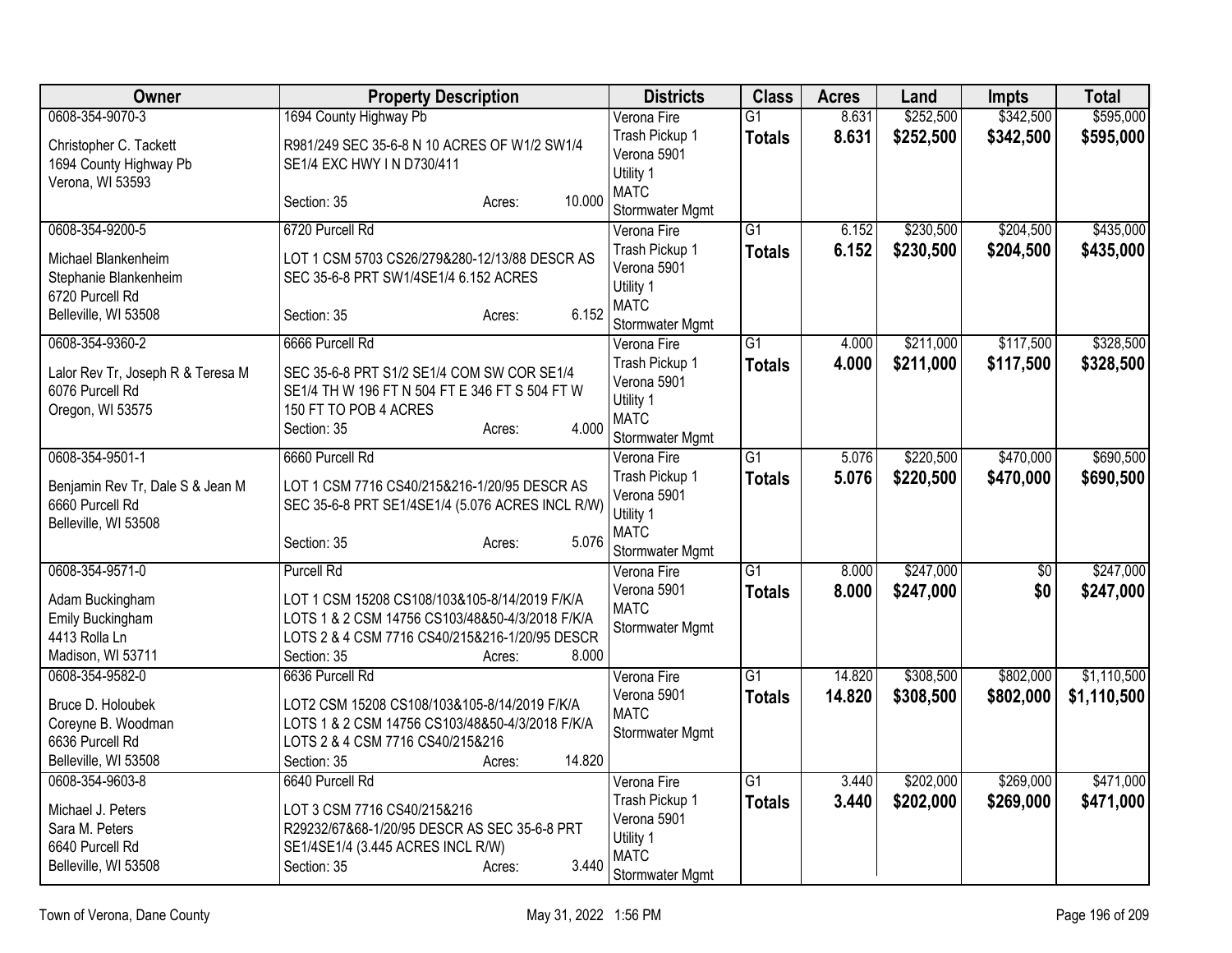| Owner | Property Description | Districts | Class | Acres | Land | Impts | Total |
|---|---|---|---|---|---|---|---|
| 0608-354-9070-3<br>Christopher C. Tackett<br>1694 County Highway Pb<br>Verona, WI 53593 | 1694 County Highway Pb<br>R981/249 SEC 35-6-8 N 10 ACRES OF W1/2 SW1/4 SE1/4 EXC HWY I N D730/411<br>Section: 35 Acres: 10.000 | Verona Fire<br>Trash Pickup 1<br>Verona 5901<br>Utility 1<br>MATC<br>Stormwater Mgmt | G1<br>**Totals** | 8.631<br>**8.631** | $252,500<br>**$252,500** | $342,500<br>**$342,500** | $595,000<br>**$595,000** |
| 0608-354-9200-5<br>Michael Blankenheim<br>Stephanie Blankenheim<br>6720 Purcell Rd<br>Belleville, WI 53508 | 6720 Purcell Rd<br>LOT 1 CSM 5703 CS26/279&280-12/13/88 DESCR AS SEC 35-6-8 PRT SW1/4SE1/4 6.152 ACRES<br>Section: 35 Acres: 6.152 | Verona Fire<br>Trash Pickup 1<br>Verona 5901<br>Utility 1<br>MATC<br>Stormwater Mgmt | G1<br>**Totals** | 6.152<br>**6.152** | $230,500<br>**$230,500** | $204,500<br>**$204,500** | $435,000<br>**$435,000** |
| 0608-354-9360-2<br>Lalor Rev Tr, Joseph R & Teresa M<br>6076 Purcell Rd<br>Oregon, WI 53575 | 6666 Purcell Rd<br>SEC 35-6-8 PRT S1/2 SE1/4 COM SW COR SE1/4 SE1/4 TH W 196 FT N 504 FT E 346 FT S 504 FT W 150 FT TO POB 4 ACRES<br>Section: 35 Acres: 4.000 | Verona Fire<br>Trash Pickup 1<br>Verona 5901<br>Utility 1<br>MATC<br>Stormwater Mgmt | G1<br>**Totals** | 4.000<br>**4.000** | $211,000<br>**$211,000** | $117,500<br>**$117,500** | $328,500<br>**$328,500** |
| 0608-354-9501-1<br>Benjamin Rev Tr, Dale S & Jean M<br>6660 Purcell Rd<br>Belleville, WI 53508 | 6660 Purcell Rd<br>LOT 1 CSM 7716 CS40/215&216-1/20/95 DESCR AS SEC 35-6-8 PRT SE1/4SE1/4 (5.076 ACRES INCL R/W)<br>Section: 35 Acres: 5.076 | Verona Fire<br>Trash Pickup 1<br>Verona 5901<br>Utility 1<br>MATC<br>Stormwater Mgmt | G1<br>**Totals** | 5.076<br>**5.076** | $220,500<br>**$220,500** | $470,000<br>**$470,000** | $690,500<br>**$690,500** |
| 0608-354-9571-0<br>Adam Buckingham<br>Emily Buckingham<br>4413 Rolla Ln<br>Madison, WI 53711 | Purcell Rd<br>LOT 1 CSM 15208 CS108/103&105-8/14/2019 F/K/A LOTS 1 & 2 CSM 14756 CS103/48&50-4/3/2018 F/K/A LOTS 2 & 4 CSM 7716 CS40/215&216-1/20/95 DESCR<br>Section: 35 Acres: 8.000 | Verona Fire<br>Verona 5901<br>MATC<br>Stormwater Mgmt | G1<br>**Totals** | 8.000<br>**8.000** | $247,000<br>**$247,000** | $0<br>**$0** | $247,000<br>**$247,000** |
| 0608-354-9582-0<br>Bruce D. Holoubek<br>Coreyne B. Woodman<br>6636 Purcell Rd<br>Belleville, WI 53508 | 6636 Purcell Rd<br>LOT2 CSM 15208 CS108/103&105-8/14/2019 F/K/A LOTS 1 & 2 CSM 14756 CS103/48&50-4/3/2018 F/K/A LOTS 2 & 4 CSM 7716 CS40/215&216<br>Section: 35 Acres: 14.820 | Verona Fire<br>Verona 5901<br>MATC<br>Stormwater Mgmt | G1<br>**Totals** | 14.820<br>**14.820** | $308,500<br>**$308,500** | $802,000<br>**$802,000** | $1,110,500<br>**$1,110,500** |
| 0608-354-9603-8<br>Michael J. Peters<br>Sara M. Peters<br>6640 Purcell Rd<br>Belleville, WI 53508 | 6640 Purcell Rd<br>LOT 3 CSM 7716 CS40/215&216 R29232/67&68-1/20/95 DESCR AS SEC 35-6-8 PRT SE1/4SE1/4 (3.445 ACRES INCL R/W)<br>Section: 35 Acres: 3.440 | Verona Fire<br>Trash Pickup 1<br>Verona 5901<br>Utility 1<br>MATC<br>Stormwater Mgmt | G1<br>**Totals** | 3.440<br>**3.440** | $202,000<br>**$202,000** | $269,000<br>**$269,000** | $471,000<br>**$471,000** |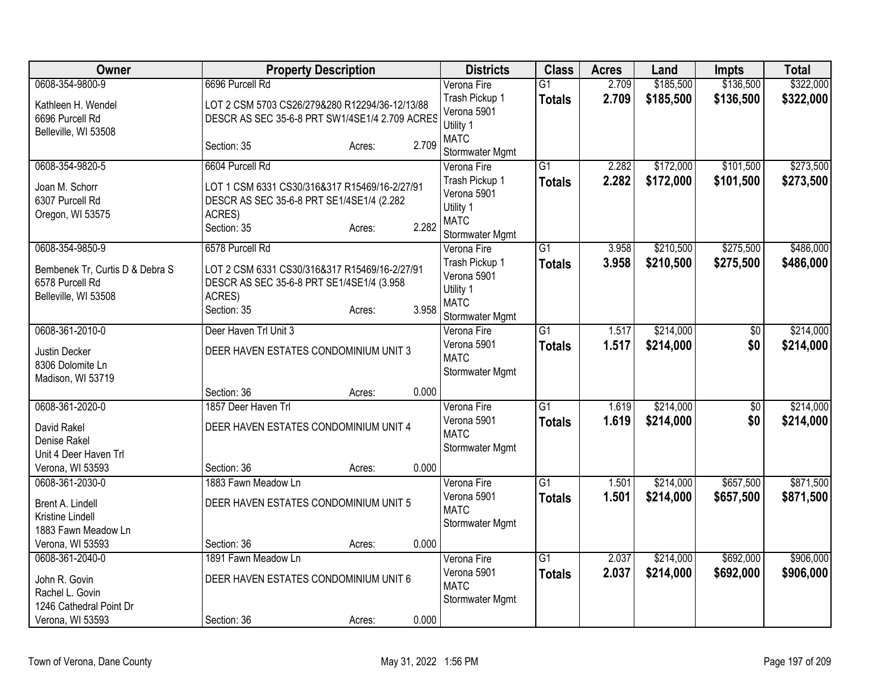| Owner | Property Description | Districts | Class | Acres | Land | Impts | Total |
|---|---|---|---|---|---|---|---|
| 0608-354-9800-9<br>Kathleen H. Wendel<br>6696 Purcell Rd<br>Belleville, WI 53508 | 6696 Purcell Rd<br>LOT 2 CSM 5703 CS26/279&280 R12294/36-12/13/88 DESCR AS SEC 35-6-8 PRT SW1/4SE1/4 2.709 ACRES<br>Section: 35 Acres: 2.709 | Verona Fire<br>Trash Pickup 1<br>Verona 5901<br>Utility 1<br>MATC<br>Stormwater Mgmt | G1<br>**Totals** | 2.709<br>**2.709** | $185,500<br>**$185,500** | $136,500<br>**$136,500** | $322,000<br>**$322,000** |
| 0608-354-9820-5<br>Joan M. Schorr<br>6307 Purcell Rd<br>Oregon, WI 53575 | 6604 Purcell Rd<br>LOT 1 CSM 6331 CS30/316&317 R15469/16-2/27/91 DESCR AS SEC 35-6-8 PRT SE1/4SE1/4 (2.282 ACRES)<br>Section: 35 Acres: 2.282 | Verona Fire<br>Trash Pickup 1<br>Verona 5901<br>Utility 1<br>MATC<br>Stormwater Mgmt | G1<br>**Totals** | 2.282<br>**2.282** | $172,000<br>**$172,000** | $101,500<br>**$101,500** | $273,500<br>**$273,500** |
| 0608-354-9850-9<br>Bembenek Tr, Curtis D & Debra S<br>6578 Purcell Rd<br>Belleville, WI 53508 | 6578 Purcell Rd<br>LOT 2 CSM 6331 CS30/316&317 R15469/16-2/27/91 DESCR AS SEC 35-6-8 PRT SE1/4SE1/4 (3.958 ACRES)<br>Section: 35 Acres: 3.958 | Verona Fire<br>Trash Pickup 1<br>Verona 5901<br>Utility 1<br>MATC<br>Stormwater Mgmt | G1<br>**Totals** | 3.958<br>**3.958** | $210,500<br>**$210,500** | $275,500<br>**$275,500** | $486,000<br>**$486,000** |
| 0608-361-2010-0<br>Justin Decker<br>8306 Dolomite Ln<br>Madison, WI 53719 | Deer Haven Trl Unit 3<br>DEER HAVEN ESTATES CONDOMINIUM UNIT 3<br>Section: 36 Acres: 0.000 | Verona Fire<br>Verona 5901<br>MATC<br>Stormwater Mgmt | G1<br>**Totals** | 1.517<br>**1.517** | $214,000<br>**$214,000** | $0<br>**$0** | $214,000<br>**$214,000** |
| 0608-361-2020-0<br>David Rakel<br>Denise Rakel<br>Unit 4 Deer Haven Trl<br>Verona, WI 53593 | 1857 Deer Haven Trl<br>DEER HAVEN ESTATES CONDOMINIUM UNIT 4<br>Section: 36 Acres: 0.000 | Verona Fire<br>Verona 5901<br>MATC<br>Stormwater Mgmt | G1<br>**Totals** | 1.619<br>**1.619** | $214,000<br>**$214,000** | $0<br>**$0** | $214,000<br>**$214,000** |
| 0608-361-2030-0<br>Brent A. Lindell<br>Kristine Lindell<br>1883 Fawn Meadow Ln<br>Verona, WI 53593 | 1883 Fawn Meadow Ln<br>DEER HAVEN ESTATES CONDOMINIUM UNIT 5<br>Section: 36 Acres: 0.000 | Verona Fire<br>Verona 5901<br>MATC<br>Stormwater Mgmt | G1<br>**Totals** | 1.501<br>**1.501** | $214,000<br>**$214,000** | $657,500<br>**$657,500** | $871,500<br>**$871,500** |
| 0608-361-2040-0<br>John R. Govin<br>Rachel L. Govin<br>1246 Cathedral Point Dr<br>Verona, WI 53593 | 1891 Fawn Meadow Ln<br>DEER HAVEN ESTATES CONDOMINIUM UNIT 6<br>Section: 36 Acres: 0.000 | Verona Fire<br>Verona 5901<br>MATC<br>Stormwater Mgmt | G1<br>**Totals** | 2.037<br>**2.037** | $214,000<br>**$214,000** | $692,000<br>**$692,000** | $906,000<br>**$906,000** |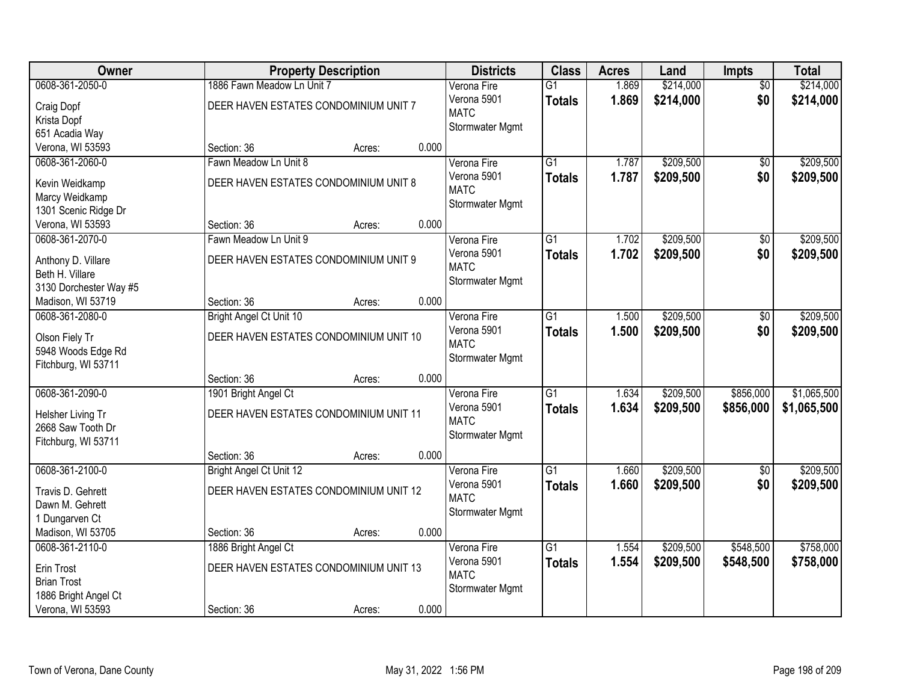| Owner | Property Description | Districts | Class | Acres | Land | Impts | Total |
|---|---|---|---|---|---|---|---|
| 0608-361-2050-0<br>Craig Dopf<br>Krista Dopf<br>651 Acadia Way<br>Verona, WI 53593 | 1886 Fawn Meadow Ln Unit 7<br>DEER HAVEN ESTATES CONDOMINIUM UNIT 7<br>Section: 36 Acres: 0.000 | Verona Fire<br>Verona 5901<br>MATC<br>Stormwater Mgmt | G1<br>**Totals** | 1.869<br>**1.869** | \$214,000<br>**\$214,000** | \$0<br>**\$0** | \$214,000<br>**\$214,000** |
| 0608-361-2060-0<br>Kevin Weidkamp<br>Marcy Weidkamp<br>1301 Scenic Ridge Dr<br>Verona, WI 53593 | Fawn Meadow Ln Unit 8<br>DEER HAVEN ESTATES CONDOMINIUM UNIT 8<br>Section: 36 Acres: 0.000 | Verona Fire<br>Verona 5901<br>MATC<br>Stormwater Mgmt | G1<br>**Totals** | 1.787<br>**1.787** | \$209,500<br>**\$209,500** | \$0<br>**\$0** | \$209,500<br>**\$209,500** |
| 0608-361-2070-0<br>Anthony D. Villare<br>Beth H. Villare<br>3130 Dorchester Way #5<br>Madison, WI 53719 | Fawn Meadow Ln Unit 9<br>DEER HAVEN ESTATES CONDOMINIUM UNIT 9<br>Section: 36 Acres: 0.000 | Verona Fire<br>Verona 5901<br>MATC<br>Stormwater Mgmt | G1<br>**Totals** | 1.702<br>**1.702** | \$209,500<br>**\$209,500** | \$0<br>**\$0** | \$209,500<br>**\$209,500** |
| 0608-361-2080-0<br>Olson Fiely Tr<br>5948 Woods Edge Rd<br>Fitchburg, WI 53711 | Bright Angel Ct Unit 10<br>DEER HAVEN ESTATES CONDOMINIUM UNIT 10<br>Section: 36 Acres: 0.000 | Verona Fire<br>Verona 5901<br>MATC<br>Stormwater Mgmt | G1<br>**Totals** | 1.500<br>**1.500** | \$209,500<br>**\$209,500** | \$0<br>**\$0** | \$209,500<br>**\$209,500** |
| 0608-361-2090-0<br>Helsher Living Tr<br>2668 Saw Tooth Dr<br>Fitchburg, WI 53711 | 1901 Bright Angel Ct<br>DEER HAVEN ESTATES CONDOMINIUM UNIT 11<br>Section: 36 Acres: 0.000 | Verona Fire<br>Verona 5901<br>MATC<br>Stormwater Mgmt | G1<br>**Totals** | 1.634<br>**1.634** | \$209,500<br>**\$209,500** | \$856,000<br>**\$856,000** | \$1,065,500<br>**\$1,065,500** |
| 0608-361-2100-0<br>Travis D. Gehrett<br>Dawn M. Gehrett<br>1 Dungarven Ct<br>Madison, WI 53705 | Bright Angel Ct Unit 12<br>DEER HAVEN ESTATES CONDOMINIUM UNIT 12<br>Section: 36 Acres: 0.000 | Verona Fire<br>Verona 5901<br>MATC<br>Stormwater Mgmt | G1<br>**Totals** | 1.660<br>**1.660** | \$209,500<br>**\$209,500** | \$0<br>**\$0** | \$209,500<br>**\$209,500** |
| 0608-361-2110-0<br>Erin Trost<br>Brian Trost<br>1886 Bright Angel Ct<br>Verona, WI 53593 | 1886 Bright Angel Ct<br>DEER HAVEN ESTATES CONDOMINIUM UNIT 13<br>Section: 36 Acres: 0.000 | Verona Fire<br>Verona 5901<br>MATC<br>Stormwater Mgmt | G1<br>**Totals** | 1.554<br>**1.554** | \$209,500<br>**\$209,500** | \$548,500<br>**\$548,500** | \$758,000<br>**\$758,000** |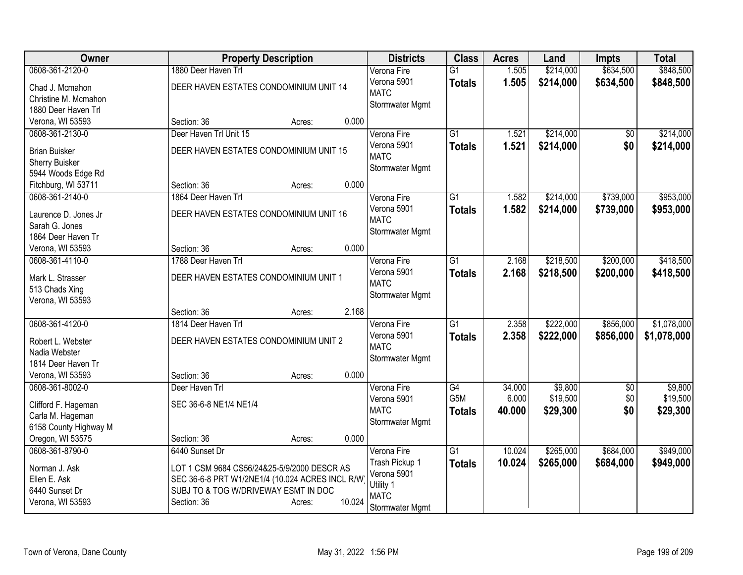| Owner | Property Description | Districts | Class | Acres | Land | Impts | Total |
|---|---|---|---|---|---|---|---|
| 0608-361-2120-0<br>Chad J. Mcmahon<br>Christine M. Mcmahon<br>1880 Deer Haven Trl<br>Verona, WI 53593 | 1880 Deer Haven Trl<br>DEER HAVEN ESTATES CONDOMINIUM UNIT 14<br>Section: 36 Acres: 0.000 | Verona Fire<br>Verona 5901<br>MATC<br>Stormwater Mgmt | G1<br>**Totals** | 1.505<br>**1.505** | $214,000<br>**$214,000** | $634,500<br>**$634,500** | $848,500<br>**$848,500** |
| 0608-361-2130-0<br>Brian Buisker<br>Sherry Buisker<br>5944 Woods Edge Rd<br>Fitchburg, WI 53711 | Deer Haven Trl Unit 15<br>DEER HAVEN ESTATES CONDOMINIUM UNIT 15<br>Section: 36 Acres: 0.000 | Verona Fire<br>Verona 5901<br>MATC<br>Stormwater Mgmt | G1<br>**Totals** | 1.521<br>**1.521** | $214,000<br>**$214,000** | $0<br>**$0** | $214,000<br>**$214,000** |
| 0608-361-2140-0<br>Laurence D. Jones Jr<br>Sarah G. Jones<br>1864 Deer Haven Tr<br>Verona, WI 53593 | 1864 Deer Haven Trl<br>DEER HAVEN ESTATES CONDOMINIUM UNIT 16<br>Section: 36 Acres: 0.000 | Verona Fire<br>Verona 5901<br>MATC<br>Stormwater Mgmt | G1<br>**Totals** | 1.582<br>**1.582** | $214,000<br>**$214,000** | $739,000<br>**$739,000** | $953,000<br>**$953,000** |
| 0608-361-4110-0<br>Mark L. Strasser<br>513 Chads Xing<br>Verona, WI 53593 | 1788 Deer Haven Trl<br>DEER HAVEN ESTATES CONDOMINIUM UNIT 1<br>Section: 36 Acres: 2.168 | Verona Fire<br>Verona 5901<br>MATC<br>Stormwater Mgmt | G1<br>**Totals** | 2.168<br>**2.168** | $218,500<br>**$218,500** | $200,000<br>**$200,000** | $418,500<br>**$418,500** |
| 0608-361-4120-0<br>Robert L. Webster<br>Nadia Webster<br>1814 Deer Haven Tr<br>Verona, WI 53593 | 1814 Deer Haven Trl<br>DEER HAVEN ESTATES CONDOMINIUM UNIT 2<br>Section: 36 Acres: 0.000 | Verona Fire<br>Verona 5901<br>MATC<br>Stormwater Mgmt | G1<br>**Totals** | 2.358<br>**2.358** | $222,000<br>**$222,000** | $856,000<br>**$856,000** | $1,078,000<br>**$1,078,000** |
| 0608-361-8002-0<br>Clifford F. Hageman<br>Carla M. Hageman<br>6158 County Highway M<br>Oregon, WI 53575 | Deer Haven Trl<br>SEC 36-6-8 NE1/4 NE1/4<br>Section: 36 Acres: 0.000 | Verona Fire<br>Verona 5901<br>MATC<br>Stormwater Mgmt | G4<br>G5M<br>**Totals** | 34.000<br>6.000<br>**40.000** | $9,800<br>$19,500<br>**$29,300** | $0<br>$0<br>**$0** | $9,800<br>$19,500<br>**$29,300** |
| 0608-361-8790-0<br>Norman J. Ask<br>Ellen E. Ask<br>6440 Sunset Dr<br>Verona, WI 53593 | 6440 Sunset Dr<br>LOT 1 CSM 9684 CS56/24&25-5/9/2000 DESCR AS SEC 36-6-8 PRT W1/2NE1/4 (10.024 ACRES INCL R/W) SUBJ TO & TOG W/DRIVEWAY ESMT IN DOC<br>Section: 36 Acres: 10.024 | Verona Fire<br>Trash Pickup 1<br>Verona 5901<br>Utility 1<br>MATC<br>Stormwater Mgmt | G1<br>**Totals** | 10.024<br>**10.024** | $265,000<br>**$265,000** | $684,000<br>**$684,000** | $949,000<br>**$949,000** |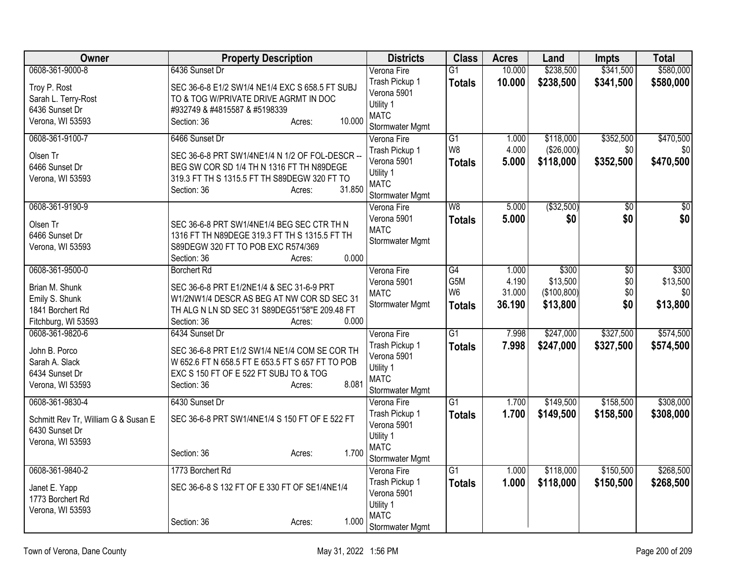| Owner | Property Description | Districts | Class | Acres | Land | Impts | Total |
|---|---|---|---|---|---|---|---|
| 0608-361-9000-8<br><br>Troy P. Rost<br>Sarah L. Terry-Rost<br>6436 Sunset Dr<br>Verona, WI 53593 | 6436 Sunset Dr<br><br>SEC 36-6-8 E1/2 SW1/4 NE1/4 EXC S 658.5 FT SUBJ TO & TOG W/PRIVATE DRIVE AGRMT IN DOC #932749 & #4815587 & #5198339<br>Section: 36 Acres: 10.000 | Verona Fire<br>Trash Pickup 1<br>Verona 5901<br>Utility 1<br>MATC<br>Stormwater Mgmt | G1<br>**Totals** | 10.000<br>**10.000** | $238,500<br>**$238,500** | $341,500<br>**$341,500** | $580,000<br>**$580,000** |
| 0608-361-9100-7<br><br>Olsen Tr<br>6466 Sunset Dr<br>Verona, WI 53593 | 6466 Sunset Dr<br><br>SEC 36-6-8 PRT SW1/4NE1/4 N 1/2 OF FOL-DESCR -- BEG SW COR SD 1/4 TH N 1316 FT TH N89DEGE 319.3 FT TH S 1315.5 FT TH S89DEGW 320 FT TO<br>Section: 36 Acres: 31.850 | Verona Fire<br>Trash Pickup 1<br>Verona 5901<br>Utility 1<br>MATC<br>Stormwater Mgmt | G1<br>W8<br>**Totals** | 1.000<br>4.000<br>**5.000** | $118,000<br>($26,000)<br>**$118,000** | $352,500<br>$0<br>**$352,500** | $470,500<br>$0<br>**$470,500** |
| 0608-361-9190-9<br><br>Olsen Tr<br>6466 Sunset Dr<br>Verona, WI 53593 | SEC 36-6-8 PRT SW1/4NE1/4 BEG SEC CTR TH N 1316 FT TH N89DEGE 319.3 FT TH S 1315.5 FT TH S89DEGW 320 FT TO POB EXC R574/369<br>Section: 36 Acres: 0.000 | Verona Fire<br>Verona 5901<br>MATC<br>Stormwater Mgmt | W8<br>**Totals** | 5.000<br>**5.000** | ($32,500)<br>**$0** | $0<br>**$0** | $0<br>**$0** |
| 0608-361-9500-0<br><br>Brian M. Shunk<br>Emily S. Shunk<br>1841 Borchert Rd<br>Fitchburg, WI 53593 | Borchert Rd<br><br>SEC 36-6-8 PRT E1/2NE1/4 & SEC 31-6-9 PRT W1/2NW1/4 DESCR AS BEG AT NW COR SD SEC 31 TH ALG N LN SD SEC 31 S89DEG51'58"E 209.48 FT<br>Section: 36 Acres: 0.000 | Verona Fire<br>Verona 5901<br>MATC<br>Stormwater Mgmt | G4<br>G5M<br>W6<br>**Totals** | 1.000<br>4.190<br>31.000<br>**36.190** | $300<br>$13,500<br>($100,800)<br>**$13,800** | $0<br>$0<br>$0<br>**$0** | $300<br>$13,500<br>$0<br>**$13,800** |
| 0608-361-9820-6<br><br>John B. Porco<br>Sarah A. Slack<br>6434 Sunset Dr<br>Verona, WI 53593 | 6434 Sunset Dr<br><br>SEC 36-6-8 PRT E1/2 SW1/4 NE1/4 COM SE COR TH W 652.6 FT N 658.5 FT E 653.5 FT S 657 FT TO POB EXC S 150 FT OF E 522 FT SUBJ TO & TOG<br>Section: 36 Acres: 8.081 | Verona Fire<br>Trash Pickup 1<br>Verona 5901<br>Utility 1<br>MATC<br>Stormwater Mgmt | G1<br>**Totals** | 7.998<br>**7.998** | $247,000<br>**$247,000** | $327,500<br>**$327,500** | $574,500<br>**$574,500** |
| 0608-361-9830-4<br><br>Schmitt Rev Tr, William G & Susan E<br>6430 Sunset Dr<br>Verona, WI 53593 | 6430 Sunset Dr<br><br>SEC 36-6-8 PRT SW1/4NE1/4 S 150 FT OF E 522 FT<br><br>Section: 36 Acres: 1.700 | Verona Fire<br>Trash Pickup 1<br>Verona 5901<br>Utility 1<br>MATC<br>Stormwater Mgmt | G1<br>**Totals** | 1.700<br>**1.700** | $149,500<br>**$149,500** | $158,500<br>**$158,500** | $308,000<br>**$308,000** |
| 0608-361-9840-2<br><br>Janet E. Yapp<br>1773 Borchert Rd<br>Verona, WI 53593 | 1773 Borchert Rd<br><br>SEC 36-6-8 S 132 FT OF E 330 FT OF SE1/4NE1/4<br><br>Section: 36 Acres: 1.000 | Verona Fire<br>Trash Pickup 1<br>Verona 5901<br>Utility 1<br>MATC<br>Stormwater Mgmt | G1<br>**Totals** | 1.000<br>**1.000** | $118,000<br>**$118,000** | $150,500<br>**$150,500** | $268,500<br>**$268,500** |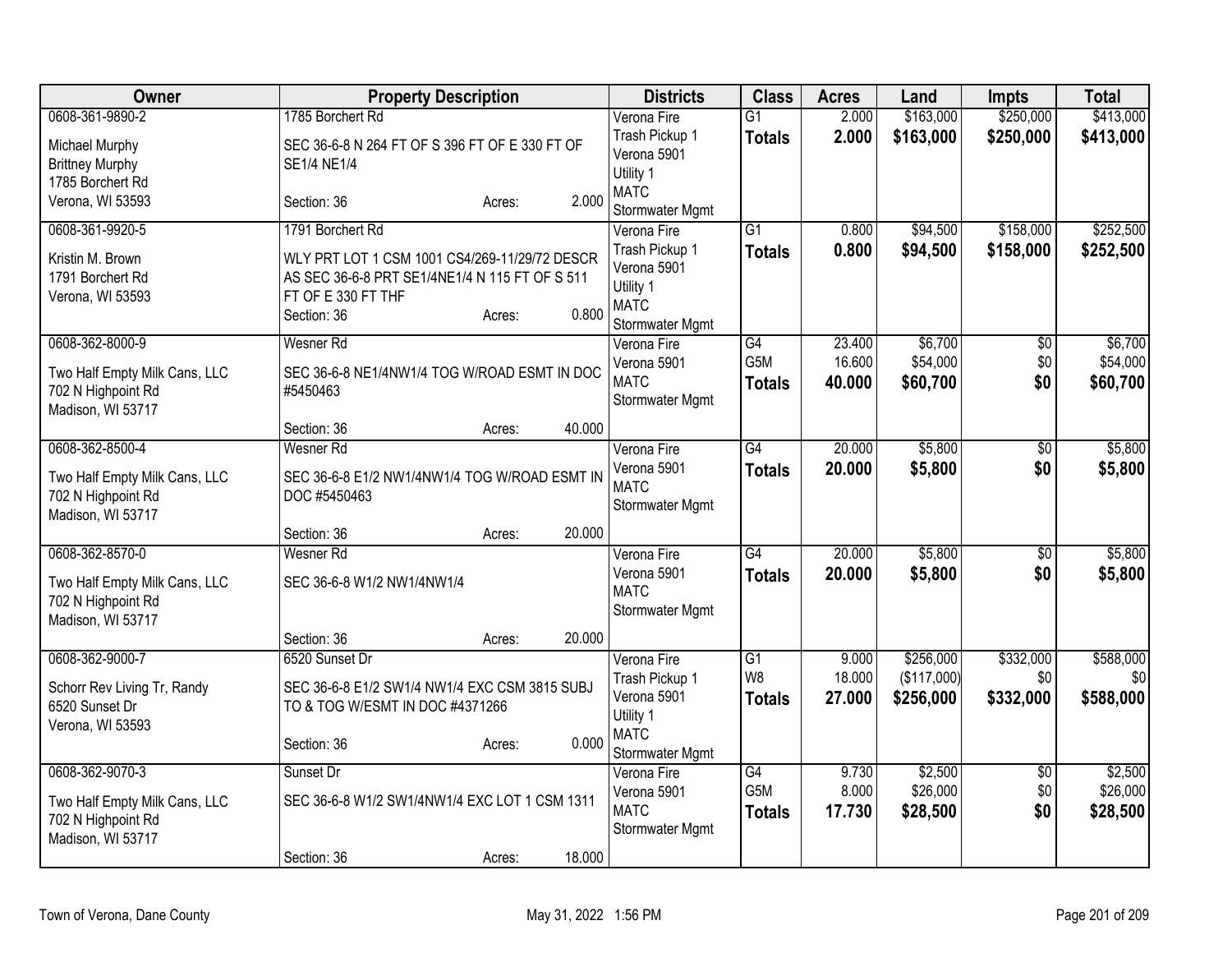| Owner | Property Description | Districts | Class | Acres | Land | Impts | Total |
|---|---|---|---|---|---|---|---|
| 0608-361-9890-2<br>Michael Murphy<br>Brittney Murphy<br>1785 Borchert Rd<br>Verona, WI 53593 | 1785 Borchert Rd<br>SEC 36-6-8 N 264 FT OF S 396 FT OF E 330 FT OF SE1/4 NE1/4<br>Section: 36 Acres: 2.000 | Verona Fire<br>Trash Pickup 1<br>Verona 5901<br>Utility 1<br>MATC<br>Stormwater Mgmt | G1<br>**Totals** | 2.000<br>**2.000** | $163,000<br>**$163,000** | $250,000<br>**$250,000** | $413,000<br>**$413,000** |
| 0608-361-9920-5<br>Kristin M. Brown<br>1791 Borchert Rd<br>Verona, WI 53593 | 1791 Borchert Rd<br>WLY PRT LOT 1 CSM 1001 CS4/269-11/29/72 DESCR AS SEC 36-6-8 PRT SE1/4NE1/4 N 115 FT OF S 511 FT OF E 330 FT THF<br>Section: 36 Acres: 0.800 | Verona Fire<br>Trash Pickup 1<br>Verona 5901<br>Utility 1<br>MATC<br>Stormwater Mgmt | G1<br>**Totals** | 0.800<br>**0.800** | $94,500<br>**$94,500** | $158,000<br>**$158,000** | $252,500<br>**$252,500** |
| 0608-362-8000-9<br>Two Half Empty Milk Cans, LLC<br>702 N Highpoint Rd<br>Madison, WI 53717 | Wesner Rd<br>SEC 36-6-8 NE1/4NW1/4 TOG W/ROAD ESMT IN DOC #5450463<br>Section: 36 Acres: 40.000 | Verona Fire<br>Verona 5901<br>MATC<br>Stormwater Mgmt | G4<br>G5M<br>**Totals** | 23.400<br>16.600<br>**40.000** | $6,700<br>$54,000<br>**$60,700** | $0<br>$0<br>**$0** | $6,700<br>$54,000<br>**$60,700** |
| 0608-362-8500-4<br>Two Half Empty Milk Cans, LLC<br>702 N Highpoint Rd<br>Madison, WI 53717 | Wesner Rd<br>SEC 36-6-8 E1/2 NW1/4NW1/4 TOG W/ROAD ESMT IN DOC #5450463<br>Section: 36 Acres: 20.000 | Verona Fire<br>Verona 5901<br>MATC<br>Stormwater Mgmt | G4<br>**Totals** | 20.000<br>**20.000** | $5,800<br>**$5,800** | $0<br>**$0** | $5,800<br>**$5,800** |
| 0608-362-8570-0<br>Two Half Empty Milk Cans, LLC<br>702 N Highpoint Rd<br>Madison, WI 53717 | Wesner Rd<br>SEC 36-6-8 W1/2 NW1/4NW1/4<br>Section: 36 Acres: 20.000 | Verona Fire<br>Verona 5901<br>MATC<br>Stormwater Mgmt | G4<br>**Totals** | 20.000<br>**20.000** | $5,800<br>**$5,800** | $0<br>**$0** | $5,800<br>**$5,800** |
| 0608-362-9000-7<br>Schorr Rev Living Tr, Randy<br>6520 Sunset Dr<br>Verona, WI 53593 | 6520 Sunset Dr<br>SEC 36-6-8 E1/2 SW1/4 NW1/4 EXC CSM 3815 SUBJ TO & TOG W/ESMT IN DOC #4371266<br>Section: 36 Acres: 0.000 | Verona Fire<br>Trash Pickup 1<br>Verona 5901<br>Utility 1<br>MATC<br>Stormwater Mgmt | G1<br>W8<br>**Totals** | 9.000<br>18.000<br>**27.000** | $256,000<br>($117,000)<br>**$256,000** | $332,000<br>$0<br>**$332,000** | $588,000<br>$0<br>**$588,000** |
| 0608-362-9070-3<br>Two Half Empty Milk Cans, LLC<br>702 N Highpoint Rd<br>Madison, WI 53717 | Sunset Dr<br>SEC 36-6-8 W1/2 SW1/4NW1/4 EXC LOT 1 CSM 1311<br>Section: 36 Acres: 18.000 | Verona Fire<br>Verona 5901<br>MATC<br>Stormwater Mgmt | G4<br>G5M<br>**Totals** | 9.730<br>8.000<br>**17.730** | $2,500<br>$26,000<br>**$28,500** | $0<br>$0<br>**$0** | $2,500<br>$26,000<br>**$28,500** |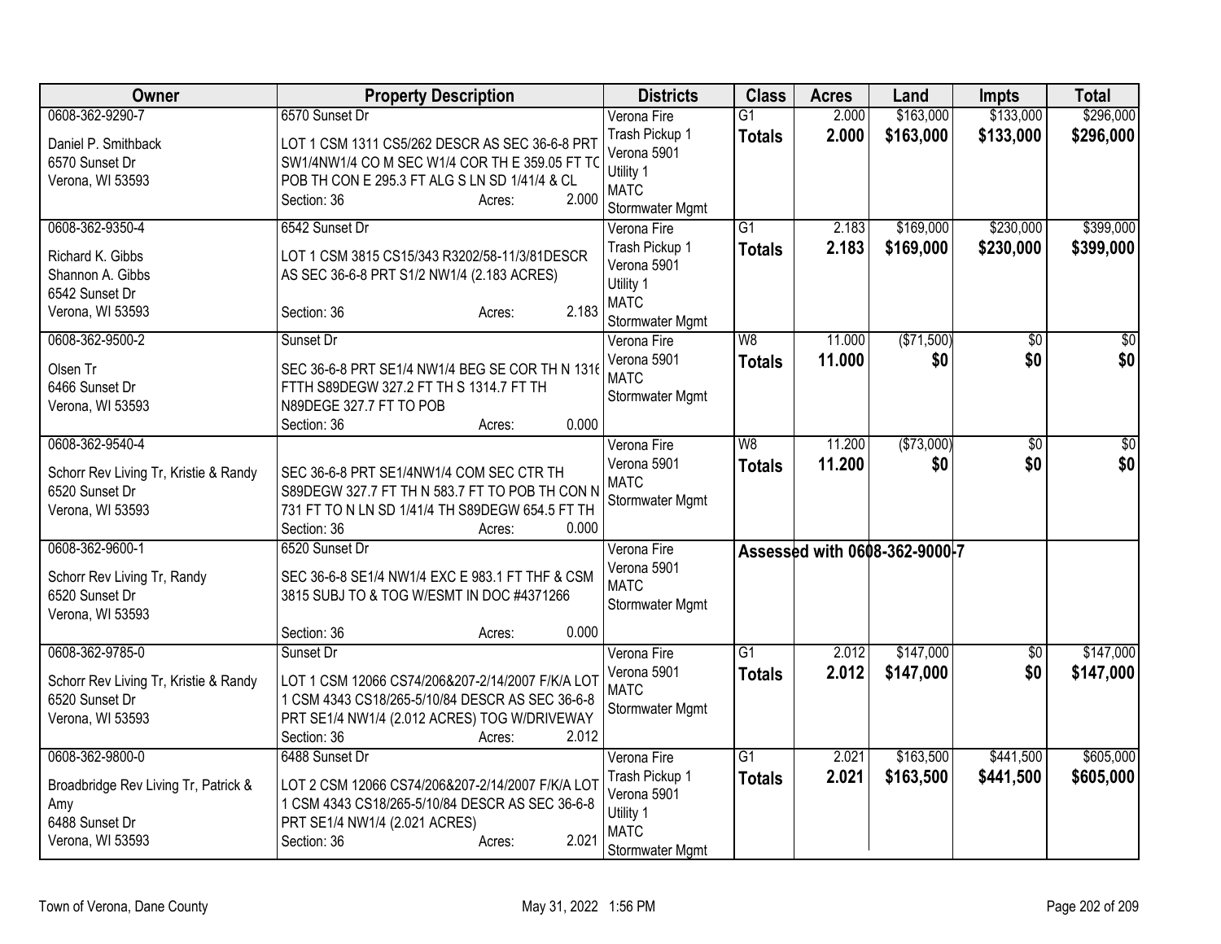| Owner | Property Description | Districts | Class | Acres | Land | Impts | Total |
|---|---|---|---|---|---|---|---|
| 0608-362-9290-7<br>Daniel P. Smithback<br>6570 Sunset Dr<br>Verona, WI 53593 | 6570 Sunset Dr<br>LOT 1 CSM 1311 CS5/262 DESCR AS SEC 36-6-8 PRT SW1/4NW1/4 CO M SEC W1/4 COR TH E 359.05 FT TC POB TH CON E 295.3 FT ALG S LN SD 1/41/4 & CL<br>Section: 36 Acres: 2.000 | Verona Fire<br>Trash Pickup 1<br>Verona 5901<br>Utility 1<br>MATC<br>Stormwater Mgmt | G1<br>**Totals** | 2.000<br>**2.000** | $163,000<br>**$163,000** | $133,000<br>**$133,000** | $296,000<br>**$296,000** |
| 0608-362-9350-4<br>Richard K. Gibbs<br>Shannon A. Gibbs<br>6542 Sunset Dr<br>Verona, WI 53593 | 6542 Sunset Dr<br>LOT 1 CSM 3815 CS15/343 R3202/58-11/3/81DESCR AS SEC 36-6-8 PRT S1/2 NW1/4 (2.183 ACRES)<br>Section: 36 Acres: 2.183 | Verona Fire<br>Trash Pickup 1<br>Verona 5901<br>Utility 1<br>MATC<br>Stormwater Mgmt | G1<br>**Totals** | 2.183<br>**2.183** | $169,000<br>**$169,000** | $230,000<br>**$230,000** | $399,000<br>**$399,000** |
| 0608-362-9500-2<br>Olsen Tr<br>6466 Sunset Dr<br>Verona, WI 53593 | Sunset Dr<br>SEC 36-6-8 PRT SE1/4 NW1/4 BEG SE COR TH N 1316 FTTH S89DEGW 327.2 FT TH S 1314.7 FT TH N89DEGE 327.7 FT TO POB<br>Section: 36 Acres: 0.000 | Verona Fire<br>Verona 5901<br>MATC<br>Stormwater Mgmt | W8<br>**Totals** | 11.000<br>**11.000** | ($71,500)<br>**$0** | $0<br>**$0** | $0<br>**$0** |
| 0608-362-9540-4<br>Schorr Rev Living Tr, Kristie & Randy<br>6520 Sunset Dr<br>Verona, WI 53593 | SEC 36-6-8 PRT SE1/4NW1/4 COM SEC CTR TH S89DEGW 327.7 FT TH N 583.7 FT TO POB TH CON N 731 FT TO N LN SD 1/41/4 TH S89DEGW 654.5 FT TH<br>Section: 36 Acres: 0.000 | Verona Fire<br>Verona 5901<br>MATC<br>Stormwater Mgmt | W8<br>**Totals** | 11.200<br>**11.200** | ($73,000)<br>**$0** | $0<br>**$0** | $0<br>**$0** |
| 0608-362-9600-1<br>Schorr Rev Living Tr, Randy<br>6520 Sunset Dr<br>Verona, WI 53593 | 6520 Sunset Dr<br>SEC 36-6-8 SE1/4 NW1/4 EXC E 983.1 FT THF & CSM 3815 SUBJ TO & TOG W/ESMT IN DOC #4371266<br>Section: 36 Acres: 0.000 | Verona Fire<br>Verona 5901<br>MATC<br>Stormwater Mgmt | Assessed with 0608-362-9000-7 | | | | |
| 0608-362-9785-0<br>Schorr Rev Living Tr, Kristie & Randy<br>6520 Sunset Dr<br>Verona, WI 53593 | Sunset Dr<br>LOT 1 CSM 12066 CS74/206&207-2/14/2007 F/K/A LOT 1 CSM 4343 CS18/265-5/10/84 DESCR AS SEC 36-6-8 PRT SE1/4 NW1/4 (2.012 ACRES) TOG W/DRIVEWAY<br>Section: 36 Acres: 2.012 | Verona Fire<br>Verona 5901<br>MATC<br>Stormwater Mgmt | G1<br>**Totals** | 2.012<br>**2.012** | $147,000<br>**$147,000** | $0<br>**$0** | $147,000<br>**$147,000** |
| 0608-362-9800-0<br>Broadbridge Rev Living Tr, Patrick & Amy<br>6488 Sunset Dr<br>Verona, WI 53593 | 6488 Sunset Dr<br>LOT 2 CSM 12066 CS74/206&207-2/14/2007 F/K/A LOT 1 CSM 4343 CS18/265-5/10/84 DESCR AS SEC 36-6-8 PRT SE1/4 NW1/4 (2.021 ACRES)<br>Section: 36 Acres: 2.021 | Verona Fire<br>Trash Pickup 1<br>Verona 5901<br>Utility 1<br>MATC<br>Stormwater Mgmt | G1<br>**Totals** | 2.021<br>**2.021** | $163,500<br>**$163,500** | $441,500<br>**$441,500** | $605,000<br>**$605,000** |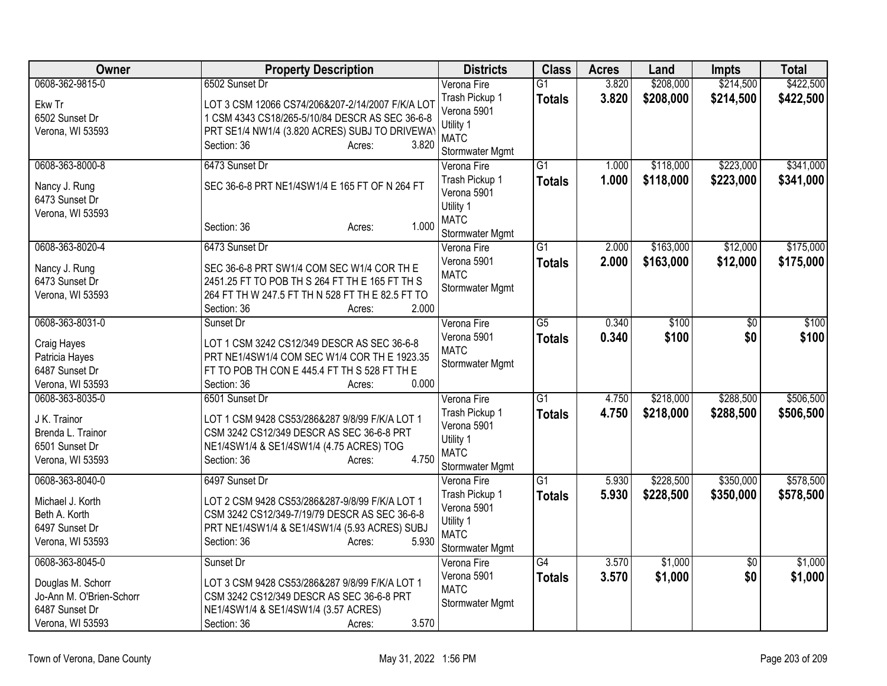| Owner | Property Description | Districts | Class | Acres | Land | Impts | Total |
|---|---|---|---|---|---|---|---|
| 0608-362-9815-0<br><br>Ekw Tr<br>6502 Sunset Dr<br>Verona, WI 53593 | 6502 Sunset Dr<br><br>LOT 3 CSM 12066 CS74/206&207-2/14/2007 F/K/A LOT 1 CSM 4343 CS18/265-5/10/84 DESCR AS SEC 36-6-8 PRT SE1/4 NW1/4 (3.820 ACRES) SUBJ TO DRIVEWAY<br>Section: 36 Acres: 3.820 | Verona Fire<br>Trash Pickup 1<br>Verona 5901<br>Utility 1<br>MATC<br>Stormwater Mgmt | G1<br>**Totals** | 3.820<br>**3.820** | $208,000<br>**$208,000** | $214,500<br>**$214,500** | $422,500<br>**$422,500** |
| 0608-363-8000-8<br><br>Nancy J. Rung<br>6473 Sunset Dr<br>Verona, WI 53593 | 6473 Sunset Dr<br><br>SEC 36-6-8 PRT NE1/4SW1/4 E 165 FT OF N 264 FT<br>Section: 36 Acres: 1.000 | Verona Fire<br>Trash Pickup 1<br>Verona 5901<br>Utility 1<br>MATC<br>Stormwater Mgmt | G1<br>**Totals** | 1.000<br>**1.000** | $118,000<br>**$118,000** | $223,000<br>**$223,000** | $341,000<br>**$341,000** |
| 0608-363-8020-4<br><br>Nancy J. Rung<br>6473 Sunset Dr<br>Verona, WI 53593 | 6473 Sunset Dr<br><br>SEC 36-6-8 PRT SW1/4 COM SEC W1/4 COR TH E 2451.25 FT TO POB TH S 264 FT TH E 165 FT TH S 264 FT TH W 247.5 FT TH N 528 FT TH E 82.5 FT TO<br>Section: 36 Acres: 2.000 | Verona Fire<br>Verona 5901<br>MATC<br>Stormwater Mgmt | G1<br>**Totals** | 2.000<br>**2.000** | $163,000<br>**$163,000** | $12,000<br>**$12,000** | $175,000<br>**$175,000** |
| 0608-363-8031-0<br><br>Craig Hayes<br>Patricia Hayes<br>6487 Sunset Dr<br>Verona, WI 53593 | Sunset Dr<br><br>LOT 1 CSM 3242 CS12/349 DESCR AS SEC 36-6-8 PRT NE1/4SW1/4 COM SEC W1/4 COR TH E 1923.35 FT TO POB TH CON E 445.4 FT TH S 528 FT TH E<br>Section: 36 Acres: 0.000 | Verona Fire<br>Verona 5901<br>MATC<br>Stormwater Mgmt | G5<br>**Totals** | 0.340<br>**0.340** | $100<br>**$100** | $0<br>**$0** | $100<br>**$100** |
| 0608-363-8035-0<br><br>J K. Trainor<br>Brenda L. Trainor<br>6501 Sunset Dr<br>Verona, WI 53593 | 6501 Sunset Dr<br><br>LOT 1 CSM 9428 CS53/286&287 9/8/99 F/K/A LOT 1 CSM 3242 CS12/349 DESCR AS SEC 36-6-8 PRT NE1/4SW1/4 & SE1/4SW1/4 (4.75 ACRES) TOG<br>Section: 36 Acres: 4.750 | Verona Fire<br>Trash Pickup 1<br>Verona 5901<br>Utility 1<br>MATC<br>Stormwater Mgmt | G1<br>**Totals** | 4.750<br>**4.750** | $218,000<br>**$218,000** | $288,500<br>**$288,500** | $506,500<br>**$506,500** |
| 0608-363-8040-0<br><br>Michael J. Korth<br>Beth A. Korth<br>6497 Sunset Dr<br>Verona, WI 53593 | 6497 Sunset Dr<br><br>LOT 2 CSM 9428 CS53/286&287-9/8/99 F/K/A LOT 1 CSM 3242 CS12/349-7/19/79 DESCR AS SEC 36-6-8 PRT NE1/4SW1/4 & SE1/4SW1/4 (5.93 ACRES) SUBJ<br>Section: 36 Acres: 5.930 | Verona Fire<br>Trash Pickup 1<br>Verona 5901<br>Utility 1<br>MATC<br>Stormwater Mgmt | G1<br>**Totals** | 5.930<br>**5.930** | $228,500<br>**$228,500** | $350,000<br>**$350,000** | $578,500<br>**$578,500** |
| 0608-363-8045-0<br><br>Douglas M. Schorr<br>Jo-Ann M. O'Brien-Schorr<br>6487 Sunset Dr<br>Verona, WI 53593 | Sunset Dr<br><br>LOT 3 CSM 9428 CS53/286&287 9/8/99 F/K/A LOT 1 CSM 3242 CS12/349 DESCR AS SEC 36-6-8 PRT NE1/4SW1/4 & SE1/4SW1/4 (3.57 ACRES)<br>Section: 36 Acres: 3.570 | Verona Fire<br>Verona 5901<br>MATC<br>Stormwater Mgmt | G4<br>**Totals** | 3.570<br>**3.570** | $1,000<br>**$1,000** | $0<br>**$0** | $1,000<br>**$1,000** |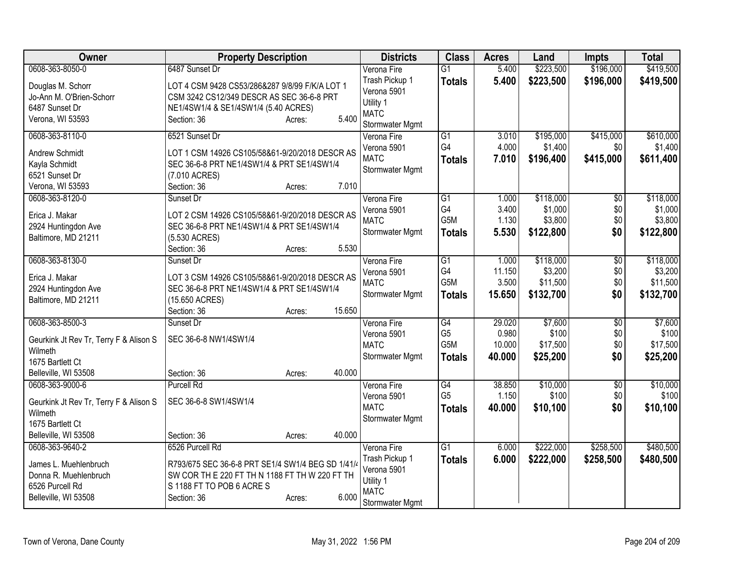| Owner | Property Description | Districts | Class | Acres | Land | Impts | Total |
|---|---|---|---|---|---|---|---|
| 0608-363-8050-0<br><br>Douglas M. Schorr<br>Jo-Ann M. O'Brien-Schorr<br>6487 Sunset Dr<br>Verona, WI 53593 | 6487 Sunset Dr<br><br>LOT 4 CSM 9428 CS53/286&287 9/8/99 F/K/A LOT 1 CSM 3242 CS12/349 DESCR AS SEC 36-6-8 PRT NE1/4SW1/4 & SE1/4SW1/4 (5.40 ACRES)<br>Section: 36 Acres: 5.400 | Verona Fire<br>Trash Pickup 1<br>Verona 5901<br>Utility 1<br>MATC<br>Stormwater Mgmt | G1<br>**Totals** | 5.400<br>**5.400** | $223,500<br>**$223,500** | $196,000<br>**$196,000** | $419,500<br>**$419,500** |
| 0608-363-8110-0<br><br>Andrew Schmidt<br>Kayla Schmidt<br>6521 Sunset Dr<br>Verona, WI 53593 | 6521 Sunset Dr<br><br>LOT 1 CSM 14926 CS105/58&61-9/20/2018 DESCR AS SEC 36-6-8 PRT NE1/4SW1/4 & PRT SE1/4SW1/4 (7.010 ACRES)<br>Section: 36 Acres: 7.010 | Verona Fire<br>Verona 5901<br>MATC<br>Stormwater Mgmt | G1<br>G4<br>**Totals** | 3.010<br>4.000<br>**7.010** | $195,000<br>$1,400<br>**$196,400** | $415,000<br>$0<br>**$415,000** | $610,000<br>$1,400<br>**$611,400** |
| 0608-363-8120-0<br><br>Erica J. Makar<br>2924 Huntingdon Ave<br>Baltimore, MD 21211 | Sunset Dr<br><br>LOT 2 CSM 14926 CS105/58&61-9/20/2018 DESCR AS SEC 36-6-8 PRT NE1/4SW1/4 & PRT SE1/4SW1/4 (5.530 ACRES)<br>Section: 36 Acres: 5.530 | Verona Fire<br>Verona 5901<br>MATC<br>Stormwater Mgmt | G1<br>G4<br>G5M<br>**Totals** | 1.000<br>3.400<br>1.130<br>**5.530** | $118,000<br>$1,000<br>$3,800<br>**$122,800** | $0<br>$0<br>$0<br>**$0** | $118,000<br>$1,000<br>$3,800<br>**$122,800** |
| 0608-363-8130-0<br><br>Erica J. Makar<br>2924 Huntingdon Ave<br>Baltimore, MD 21211 | Sunset Dr<br><br>LOT 3 CSM 14926 CS105/58&61-9/20/2018 DESCR AS SEC 36-6-8 PRT NE1/4SW1/4 & PRT SE1/4SW1/4 (15.650 ACRES)<br>Section: 36 Acres: 15.650 | Verona Fire<br>Verona 5901<br>MATC<br>Stormwater Mgmt | G1<br>G4<br>G5M<br>**Totals** | 1.000<br>11.150<br>3.500<br>**15.650** | $118,000<br>$3,200<br>$11,500<br>**$132,700** | $0<br>$0<br>$0<br>**$0** | $118,000<br>$3,200<br>$11,500<br>**$132,700** |
| 0608-363-8500-3<br><br>Geurkink Jt Rev Tr, Terry F & Alison S Wilmeth<br>1675 Bartlett Ct<br>Belleville, WI 53508 | Sunset Dr<br><br>SEC 36-6-8 NW1/4SW1/4<br><br>Section: 36 Acres: 40.000 | Verona Fire<br>Verona 5901<br>MATC<br>Stormwater Mgmt | G4<br>G5<br>G5M<br>**Totals** | 29.020<br>0.980<br>10.000<br>**40.000** | $7,600<br>$100<br>$17,500<br>**$25,200** | $0<br>$0<br>$0<br>**$0** | $7,600<br>$100<br>$17,500<br>**$25,200** |
| 0608-363-9000-6<br><br>Geurkink Jt Rev Tr, Terry F & Alison S Wilmeth<br>1675 Bartlett Ct<br>Belleville, WI 53508 | Purcell Rd<br><br>SEC 36-6-8 SW1/4SW1/4<br><br>Section: 36 Acres: 40.000 | Verona Fire<br>Verona 5901<br>MATC<br>Stormwater Mgmt | G4<br>G5<br>**Totals** | 38.850<br>1.150<br>**40.000** | $10,000<br>$100<br>**$10,100** | $0<br>$0<br>**$0** | $10,000<br>$100<br>**$10,100** |
| 0608-363-9640-2<br><br>James L. Muehlenbruch<br>Donna R. Muehlenbruch<br>6526 Purcell Rd<br>Belleville, WI 53508 | 6526 Purcell Rd<br><br>R793/675 SEC 36-6-8 PRT SE1/4 SW1/4 BEG SD 1/41/4 SW COR TH E 220 FT TH N 1188 FT TH W 220 FT TH S 1188 FT TO POB 6 ACRE S<br>Section: 36 Acres: 6.000 | Verona Fire<br>Trash Pickup 1<br>Verona 5901<br>Utility 1<br>MATC<br>Stormwater Mgmt | G1<br>**Totals** | 6.000<br>**6.000** | $222,000<br>**$222,000** | $258,500<br>**$258,500** | $480,500<br>**$480,500** |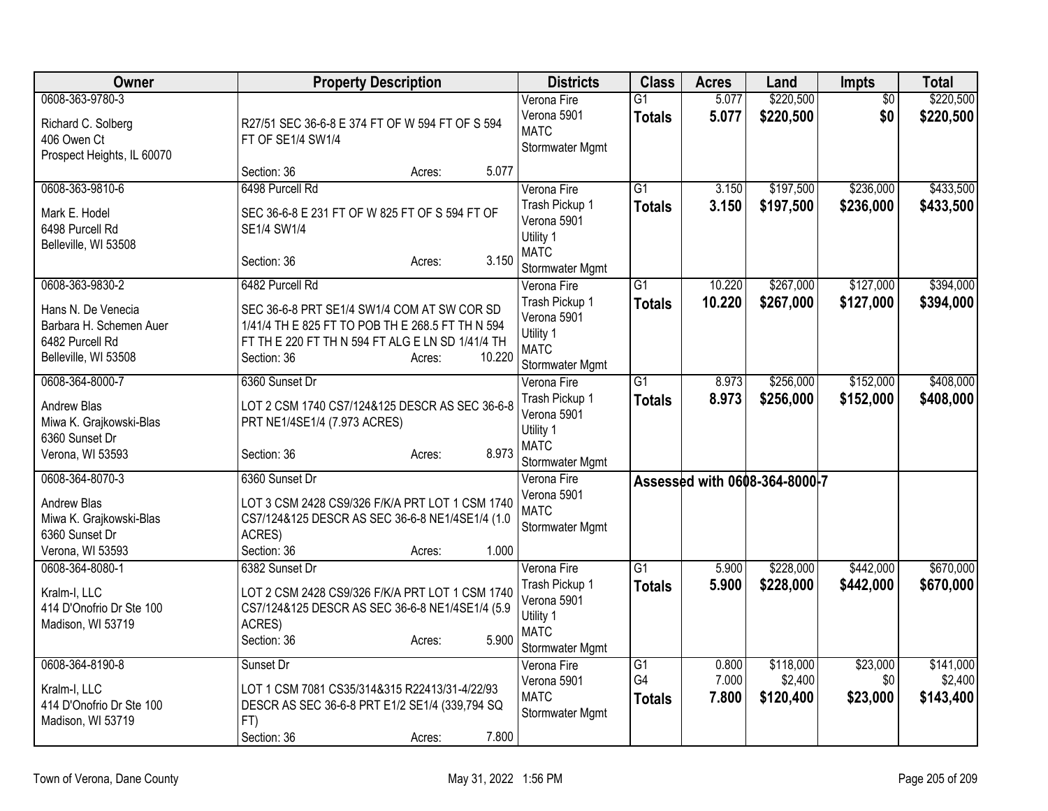| Owner | Property Description | Districts | Class | Acres | Land | Impts | Total |
|---|---|---|---|---|---|---|---|
| 0608-363-9780-3<br><br>Richard C. Solberg<br>406 Owen Ct<br>Prospect Heights, IL 60070 | R27/51 SEC 36-6-8 E 374 FT OF W 594 FT OF S 594 FT OF SE1/4 SW1/4<br><br>Section: 36 Acres: 5.077 | Verona Fire<br>Verona 5901<br>MATC<br>Stormwater Mgmt | G1<br>**Totals** | 5.077<br>**5.077** | \$220,500<br>**\$220,500** | \$0<br>**\$0** | \$220,500<br>**\$220,500** |
| 0608-363-9810-6<br><br>Mark E. Hodel<br>6498 Purcell Rd<br>Belleville, WI 53508 | 6498 Purcell Rd<br>SEC 36-6-8 E 231 FT OF W 825 FT OF S 594 FT OF SE1/4 SW1/4<br><br>Section: 36 Acres: 3.150 | Verona Fire<br>Trash Pickup 1<br>Verona 5901<br>Utility 1<br>MATC<br>Stormwater Mgmt | G1<br>**Totals** | 3.150<br>**3.150** | \$197,500<br>**\$197,500** | \$236,000<br>**\$236,000** | \$433,500<br>**\$433,500** |
| 0608-363-9830-2<br><br>Hans N. De Venecia<br>Barbara H. Schemen Auer<br>6482 Purcell Rd<br>Belleville, WI 53508 | 6482 Purcell Rd<br>SEC 36-6-8 PRT SE1/4 SW1/4 COM AT SW COR SD 1/41/4 TH E 825 FT TO POB TH E 268.5 FT TH N 594 FT TH E 220 FT TH N 594 FT ALG E LN SD 1/41/4 TH<br>Section: 36 Acres: 10.220 | Verona Fire<br>Trash Pickup 1<br>Verona 5901<br>Utility 1<br>MATC<br>Stormwater Mgmt | G1<br>**Totals** | 10.220<br>**10.220** | \$267,000<br>**\$267,000** | \$127,000<br>**\$127,000** | \$394,000<br>**\$394,000** |
| 0608-364-8000-7<br><br>Andrew Blas<br>Miwa K. Grajkowski-Blas<br>6360 Sunset Dr<br>Verona, WI 53593 | 6360 Sunset Dr<br>LOT 2 CSM 1740 CS7/124&125 DESCR AS SEC 36-6-8 PRT NE1/4SE1/4 (7.973 ACRES)<br><br>Section: 36 Acres: 8.973 | Verona Fire<br>Trash Pickup 1<br>Verona 5901<br>Utility 1<br>MATC<br>Stormwater Mgmt | G1<br>**Totals** | 8.973<br>**8.973** | \$256,000<br>**\$256,000** | \$152,000<br>**\$152,000** | \$408,000<br>**\$408,000** |
| 0608-364-8070-3<br><br>Andrew Blas<br>Miwa K. Grajkowski-Blas<br>6360 Sunset Dr<br>Verona, WI 53593 | 6360 Sunset Dr<br>LOT 3 CSM 2428 CS9/326 F/K/A PRT LOT 1 CSM 1740 CS7/124&125 DESCR AS SEC 36-6-8 NE1/4SE1/4 (1.0 ACRES)<br>Section: 36 Acres: 1.000 | Verona Fire<br>Verona 5901<br>MATC<br>Stormwater Mgmt | Assessed with 0608-364-8000-7 | | | | |
| 0608-364-8080-1<br><br>Kralm-I, LLC<br>414 D'Onofrio Dr Ste 100<br>Madison, WI 53719 | 6382 Sunset Dr<br>LOT 2 CSM 2428 CS9/326 F/K/A PRT LOT 1 CSM 1740 CS7/124&125 DESCR AS SEC 36-6-8 NE1/4SE1/4 (5.9 ACRES)<br>Section: 36 Acres: 5.900 | Verona Fire<br>Trash Pickup 1<br>Verona 5901<br>Utility 1<br>MATC<br>Stormwater Mgmt | G1<br>**Totals** | 5.900<br>**5.900** | \$228,000<br>**\$228,000** | \$442,000<br>**\$442,000** | \$670,000<br>**\$670,000** |
| 0608-364-8190-8<br><br>Kralm-I, LLC<br>414 D'Onofrio Dr Ste 100<br>Madison, WI 53719 | Sunset Dr<br>LOT 1 CSM 7081 CS35/314&315 R22413/31-4/22/93 DESCR AS SEC 36-6-8 PRT E1/2 SE1/4 (339,794 SQ FT)<br>Section: 36 Acres: 7.800 | Verona Fire<br>Verona 5901<br>MATC<br>Stormwater Mgmt | G1<br>G4<br>**Totals** | 0.800<br>7.000<br>**7.800** | \$118,000<br>\$2,400<br>**\$120,400** | \$23,000<br>\$0<br>**\$23,000** | \$141,000<br>\$2,400<br>**\$143,400** |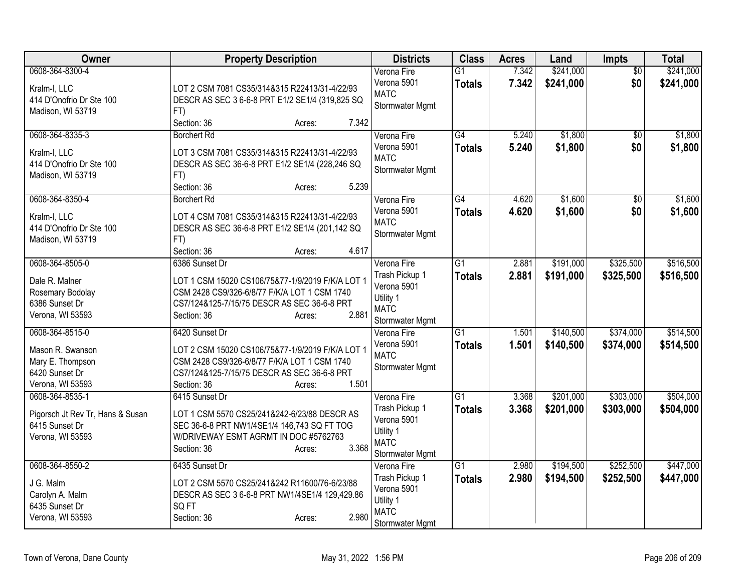| Owner | Property Description | Districts | Class | Acres | Land | Impts | Total |
|---|---|---|---|---|---|---|---|
| 0608-364-8300-4<br>Kralm-I, LLC<br>414 D'Onofrio Dr Ste 100<br>Madison, WI 53719 | LOT 2 CSM 7081 CS35/314&315 R22413/31-4/22/93 DESCR AS SEC 3 6-6-8 PRT E1/2 SE1/4 (319,825 SQ FT)<br>Section: 36 Acres: 7.342 | Verona Fire<br>Verona 5901<br>MATC<br>Stormwater Mgmt | G1<br>**Totals** | 7.342<br>**7.342** | $241,000<br>**$241,000** | $0<br>**$0** | $241,000<br>**$241,000** |
| 0608-364-8335-3<br>Kralm-I, LLC<br>414 D'Onofrio Dr Ste 100<br>Madison, WI 53719 | Borchert Rd<br>LOT 3 CSM 7081 CS35/314&315 R22413/31-4/22/93 DESCR AS SEC 36-6-8 PRT E1/2 SE1/4 (228,246 SQ FT)<br>Section: 36 Acres: 5.239 | Verona Fire<br>Verona 5901<br>MATC<br>Stormwater Mgmt | G4<br>**Totals** | 5.240<br>**5.240** | $1,800<br>**$1,800** | $0<br>**$0** | $1,800<br>**$1,800** |
| 0608-364-8350-4<br>Kralm-I, LLC<br>414 D'Onofrio Dr Ste 100<br>Madison, WI 53719 | Borchert Rd<br>LOT 4 CSM 7081 CS35/314&315 R22413/31-4/22/93 DESCR AS SEC 36-6-8 PRT E1/2 SE1/4 (201,142 SQ FT)<br>Section: 36 Acres: 4.617 | Verona Fire<br>Verona 5901<br>MATC<br>Stormwater Mgmt | G4<br>**Totals** | 4.620<br>**4.620** | $1,600<br>**$1,600** | $0<br>**$0** | $1,600<br>**$1,600** |
| 0608-364-8505-0<br>Dale R. Malner<br>Rosemary Bodolay<br>6386 Sunset Dr<br>Verona, WI 53593 | 6386 Sunset Dr<br>LOT 1 CSM 15020 CS106/75&77-1/9/2019 F/K/A LOT 1 CSM 2428 CS9/326-6/8/77 F/K/A LOT 1 CSM 1740 CS7/124&125-7/15/75 DESCR AS SEC 36-6-8 PRT<br>Section: 36 Acres: 2.881 | Verona Fire<br>Trash Pickup 1<br>Verona 5901<br>Utility 1<br>MATC<br>Stormwater Mgmt | G1<br>**Totals** | 2.881<br>**2.881** | $191,000<br>**$191,000** | $325,500<br>**$325,500** | $516,500<br>**$516,500** |
| 0608-364-8515-0<br>Mason R. Swanson<br>Mary E. Thompson<br>6420 Sunset Dr<br>Verona, WI 53593 | 6420 Sunset Dr<br>LOT 2 CSM 15020 CS106/75&77-1/9/2019 F/K/A LOT 1 CSM 2428 CS9/326-6/8/77 F/K/A LOT 1 CSM 1740 CS7/124&125-7/15/75 DESCR AS SEC 36-6-8 PRT<br>Section: 36 Acres: 1.501 | Verona Fire<br>Verona 5901<br>MATC<br>Stormwater Mgmt | G1<br>**Totals** | 1.501<br>**1.501** | $140,500<br>**$140,500** | $374,000<br>**$374,000** | $514,500<br>**$514,500** |
| 0608-364-8535-1<br>Pigorsch Jt Rev Tr, Hans & Susan<br>6415 Sunset Dr<br>Verona, WI 53593 | 6415 Sunset Dr<br>LOT 1 CSM 5570 CS25/241&242-6/23/88 DESCR AS SEC 36-6-8 PRT NW1/4SE1/4 146,743 SQ FT TOG W/DRIVEWAY ESMT AGRMT IN DOC #5762763<br>Section: 36 Acres: 3.368 | Verona Fire<br>Trash Pickup 1<br>Verona 5901<br>Utility 1<br>MATC<br>Stormwater Mgmt | G1<br>**Totals** | 3.368<br>**3.368** | $201,000<br>**$201,000** | $303,000<br>**$303,000** | $504,000<br>**$504,000** |
| 0608-364-8550-2<br>J G. Malm<br>Carolyn A. Malm<br>6435 Sunset Dr<br>Verona, WI 53593 | 6435 Sunset Dr<br>LOT 2 CSM 5570 CS25/241&242 R11600/76-6/23/88 DESCR AS SEC 3 6-6-8 PRT NW1/4SE1/4 129,429.86 SQ FT<br>Section: 36 Acres: 2.980 | Verona Fire<br>Trash Pickup 1<br>Verona 5901<br>Utility 1<br>MATC<br>Stormwater Mgmt | G1<br>**Totals** | 2.980<br>**2.980** | $194,500<br>**$194,500** | $252,500<br>**$252,500** | $447,000<br>**$447,000** |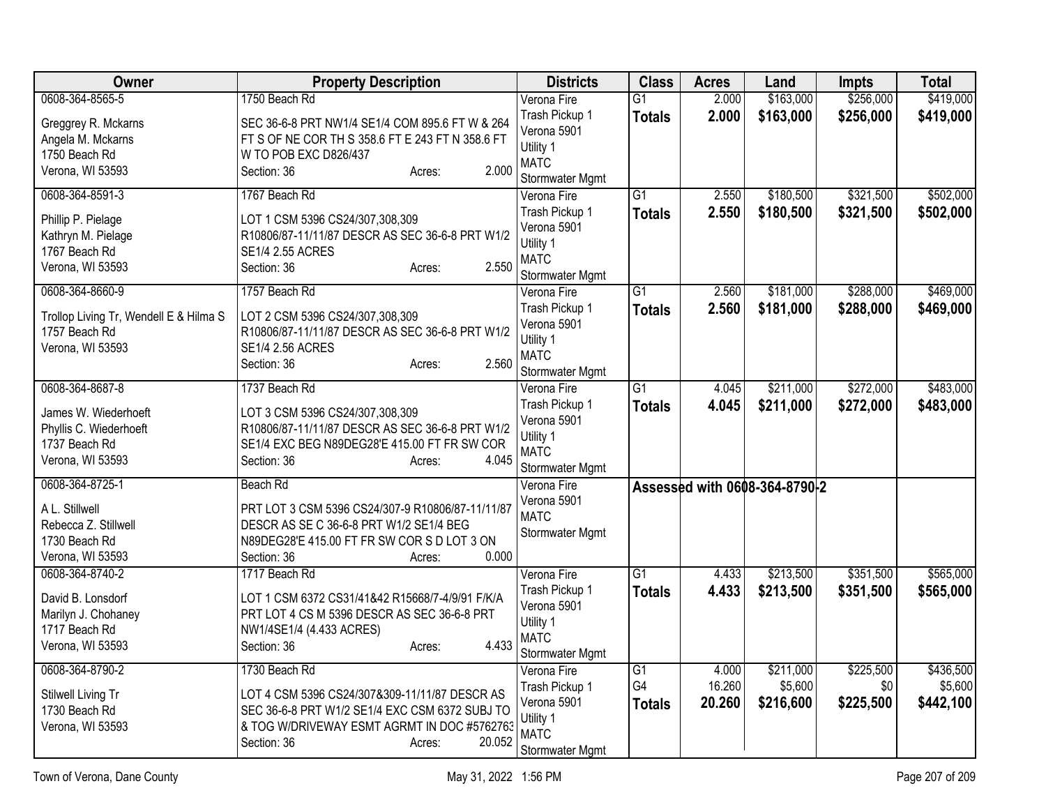| Owner | Property Description | Districts | Class | Acres | Land | Impts | Total |
|---|---|---|---|---|---|---|---|
| 0608-364-8565-5<br>Greggrey R. Mckarns<br>Angela M. Mckarns<br>1750 Beach Rd<br>Verona, WI 53593 | 1750 Beach Rd<br>SEC 36-6-8 PRT NW1/4 SE1/4 COM 895.6 FT W & 264 FT S OF NE COR TH S 358.6 FT E 243 FT N 358.6 FT W TO POB EXC D826/437<br>Section: 36 Acres: 2.000 | Verona Fire<br>Trash Pickup 1<br>Verona 5901<br>Utility 1<br>MATC<br>Stormwater Mgmt | G1<br>**Totals** | 2.000<br>**2.000** | \$163,000<br>**\$163,000** | \$256,000<br>**\$256,000** | \$419,000<br>**\$419,000** |
| 0608-364-8591-3<br>Phillip P. Pielage<br>Kathryn M. Pielage<br>1767 Beach Rd<br>Verona, WI 53593 | 1767 Beach Rd<br>LOT 1 CSM 5396 CS24/307,308,309 R10806/87-11/11/87 DESCR AS SEC 36-6-8 PRT W1/2 SE1/4 2.55 ACRES<br>Section: 36 Acres: 2.550 | Verona Fire<br>Trash Pickup 1<br>Verona 5901<br>Utility 1<br>MATC<br>Stormwater Mgmt | G1<br>**Totals** | 2.550<br>**2.550** | \$180,500<br>**\$180,500** | \$321,500<br>**\$321,500** | \$502,000<br>**\$502,000** |
| 0608-364-8660-9<br>Trollop Living Tr, Wendell E & Hilma S<br>1757 Beach Rd<br>Verona, WI 53593 | 1757 Beach Rd<br>LOT 2 CSM 5396 CS24/307,308,309 R10806/87-11/11/87 DESCR AS SEC 36-6-8 PRT W1/2 SE1/4 2.56 ACRES<br>Section: 36 Acres: 2.560 | Verona Fire<br>Trash Pickup 1<br>Verona 5901<br>Utility 1<br>MATC<br>Stormwater Mgmt | G1<br>**Totals** | 2.560<br>**2.560** | \$181,000<br>**\$181,000** | \$288,000<br>**\$288,000** | \$469,000<br>**\$469,000** |
| 0608-364-8687-8<br>James W. Wiederhoeft<br>Phyllis C. Wiederhoeft<br>1737 Beach Rd<br>Verona, WI 53593 | 1737 Beach Rd<br>LOT 3 CSM 5396 CS24/307,308,309 R10806/87-11/11/87 DESCR AS SEC 36-6-8 PRT W1/2 SE1/4 EXC BEG N89DEG28'E 415.00 FT FR SW COR<br>Section: 36 Acres: 4.045 | Verona Fire<br>Trash Pickup 1<br>Verona 5901<br>Utility 1<br>MATC<br>Stormwater Mgmt | G1<br>**Totals** | 4.045<br>**4.045** | \$211,000<br>**\$211,000** | \$272,000<br>**\$272,000** | \$483,000<br>**\$483,000** |
| 0608-364-8725-1<br>A L. Stillwell<br>Rebecca Z. Stillwell<br>1730 Beach Rd<br>Verona, WI 53593 | Beach Rd<br>PRT LOT 3 CSM 5396 CS24/307-9 R10806/87-11/11/87 DESCR AS SE C 36-6-8 PRT W1/2 SE1/4 BEG N89DEG28'E 415.00 FT FR SW COR S D LOT 3 ON<br>Section: 36 Acres: 0.000 | Verona Fire<br>Verona 5901<br>MATC<br>Stormwater Mgmt | **Assessed with 0608-364-8790-2** | | | | |
| 0608-364-8740-2<br>David B. Lonsdorf<br>Marilyn J. Chohaney<br>1717 Beach Rd<br>Verona, WI 53593 | 1717 Beach Rd<br>LOT 1 CSM 6372 CS31/41&42 R15668/7-4/9/91 F/K/A PRT LOT 4 CS M 5396 DESCR AS SEC 36-6-8 PRT NW1/4SE1/4 (4.433 ACRES)<br>Section: 36 Acres: 4.433 | Verona Fire<br>Trash Pickup 1<br>Verona 5901<br>Utility 1<br>MATC<br>Stormwater Mgmt | G1<br>**Totals** | 4.433<br>**4.433** | \$213,500<br>**\$213,500** | \$351,500<br>**\$351,500** | \$565,000<br>**\$565,000** |
| 0608-364-8790-2<br>Stilwell Living Tr<br>1730 Beach Rd<br>Verona, WI 53593 | 1730 Beach Rd<br>LOT 4 CSM 5396 CS24/307&309-11/11/87 DESCR AS SEC 36-6-8 PRT W1/2 SE1/4 EXC CSM 6372 SUBJ TO & TOG W/DRIVEWAY ESMT AGRMT IN DOC #5762763<br>Section: 36 Acres: 20.052 | Verona Fire<br>Trash Pickup 1<br>Verona 5901<br>Utility 1<br>MATC<br>Stormwater Mgmt | G1<br>G4<br>**Totals** | 4.000<br>16.260<br>**20.260** | \$211,000<br>\$5,600<br>**\$216,600** | \$225,500<br>\$0<br>**\$225,500** | \$436,500<br>\$5,600<br>**\$442,100** |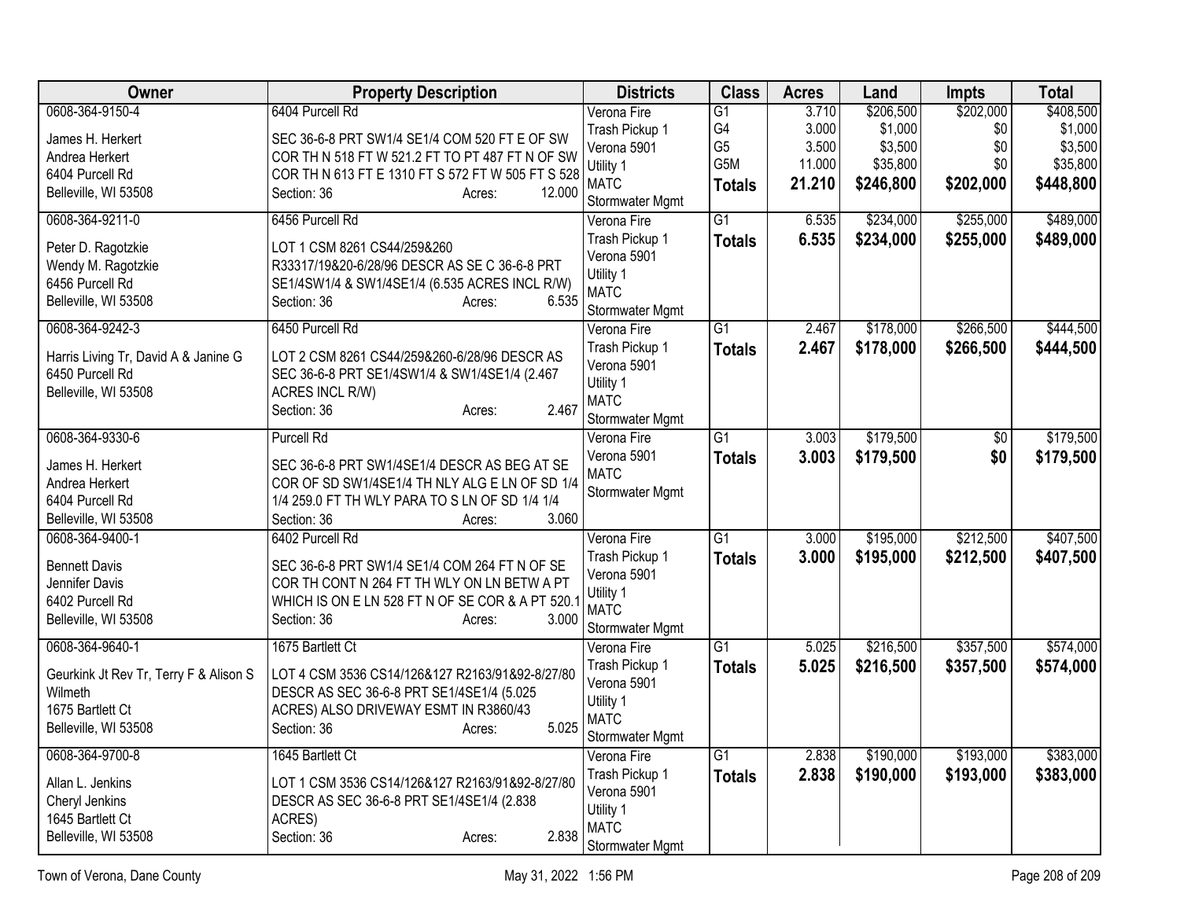| Owner | Property Description | Districts | Class | Acres | Land | Impts | Total |
|---|---|---|---|---|---|---|---|
| 0608-364-9150-4<br>James H. Herkert<br>Andrea Herkert<br>6404 Purcell Rd<br>Belleville, WI 53508 | 6404 Purcell Rd<br>SEC 36-6-8 PRT SW1/4 SE1/4 COM 520 FT E OF SW COR TH N 518 FT W 521.2 FT TO PT 487 FT N OF SW COR TH N 613 FT E 1310 FT S 572 FT W 505 FT S 528<br>Section: 36 Acres: 12.000 | Verona Fire<br>Trash Pickup 1<br>Verona 5901<br>Utility 1<br>MATC<br>Stormwater Mgmt | G1<br>G4<br>G5<br>G5M<br>**Totals** | 3.710<br>3.000<br>3.500<br>11.000<br>**21.210** | $206,500<br>$1,000<br>$3,500<br>$35,800<br>**$246,800** | $202,000<br>$0<br>$0<br>$0<br>**$202,000** | $408,500<br>$1,000<br>$3,500<br>$35,800<br>**$448,800** |
| 0608-364-9211-0<br>Peter D. Ragotzkie<br>Wendy M. Ragotzkie<br>6456 Purcell Rd<br>Belleville, WI 53508 | 6456 Purcell Rd<br>LOT 1 CSM 8261 CS44/259&260 R33317/19&20-6/28/96 DESCR AS SE C 36-6-8 PRT SE1/4SW1/4 & SW1/4SE1/4 (6.535 ACRES INCL R/W)<br>Section: 36 Acres: 6.535 | Verona Fire<br>Trash Pickup 1<br>Verona 5901<br>Utility 1<br>MATC<br>Stormwater Mgmt | G1<br>**Totals** | 6.535<br>**6.535** | $234,000<br>**$234,000** | $255,000<br>**$255,000** | $489,000<br>**$489,000** |
| 0608-364-9242-3<br>Harris Living Tr, David A & Janine G<br>6450 Purcell Rd<br>Belleville, WI 53508 | 6450 Purcell Rd<br>LOT 2 CSM 8261 CS44/259&260-6/28/96 DESCR AS SEC 36-6-8 PRT SE1/4SW1/4 & SW1/4SE1/4 (2.467 ACRES INCL R/W)<br>Section: 36 Acres: 2.467 | Verona Fire<br>Trash Pickup 1<br>Verona 5901<br>Utility 1<br>MATC<br>Stormwater Mgmt | G1<br>**Totals** | 2.467<br>**2.467** | $178,000<br>**$178,000** | $266,500<br>**$266,500** | $444,500<br>**$444,500** |
| 0608-364-9330-6<br>James H. Herkert<br>Andrea Herkert<br>6404 Purcell Rd<br>Belleville, WI 53508 | Purcell Rd<br>SEC 36-6-8 PRT SW1/4SE1/4 DESCR AS BEG AT SE COR OF SD SW1/4SE1/4 TH NLY ALG E LN OF SD 1/4 1/4 259.0 FT TH WLY PARA TO S LN OF SD 1/4 1/4<br>Section: 36 Acres: 3.060 | Verona Fire<br>Verona 5901<br>MATC<br>Stormwater Mgmt | G1<br>**Totals** | 3.003<br>**3.003** | $179,500<br>**$179,500** | $0<br>**$0** | $179,500<br>**$179,500** |
| 0608-364-9400-1<br>Bennett Davis<br>Jennifer Davis<br>6402 Purcell Rd<br>Belleville, WI 53508 | 6402 Purcell Rd<br>SEC 36-6-8 PRT SW1/4 SE1/4 COM 264 FT N OF SE COR TH CONT N 264 FT TH WLY ON LN BETW A PT WHICH IS ON E LN 528 FT N OF SE COR & A PT 520.1<br>Section: 36 Acres: 3.000 | Verona Fire<br>Trash Pickup 1<br>Verona 5901<br>Utility 1<br>MATC<br>Stormwater Mgmt | G1<br>**Totals** | 3.000<br>**3.000** | $195,000<br>**$195,000** | $212,500<br>**$212,500** | $407,500<br>**$407,500** |
| 0608-364-9640-1<br>Geurkink Jt Rev Tr, Terry F & Alison S Wilmeth<br>1675 Bartlett Ct<br>Belleville, WI 53508 | 1675 Bartlett Ct<br>LOT 4 CSM 3536 CS14/126&127 R2163/91&92-8/27/80 DESCR AS SEC 36-6-8 PRT SE1/4SE1/4 (5.025 ACRES) ALSO DRIVEWAY ESMT IN R3860/43<br>Section: 36 Acres: 5.025 | Verona Fire<br>Trash Pickup 1<br>Verona 5901<br>Utility 1<br>MATC<br>Stormwater Mgmt | G1<br>**Totals** | 5.025<br>**5.025** | $216,500<br>**$216,500** | $357,500<br>**$357,500** | $574,000<br>**$574,000** |
| 0608-364-9700-8<br>Allan L. Jenkins<br>Cheryl Jenkins<br>1645 Bartlett Ct<br>Belleville, WI 53508 | 1645 Bartlett Ct<br>LOT 1 CSM 3536 CS14/126&127 R2163/91&92-8/27/80 DESCR AS SEC 36-6-8 PRT SE1/4SE1/4 (2.838 ACRES)<br>Section: 36 Acres: 2.838 | Verona Fire<br>Trash Pickup 1<br>Verona 5901<br>Utility 1<br>MATC<br>Stormwater Mgmt | G1<br>**Totals** | 2.838<br>**2.838** | $190,000<br>**$190,000** | $193,000<br>**$193,000** | $383,000<br>**$383,000** |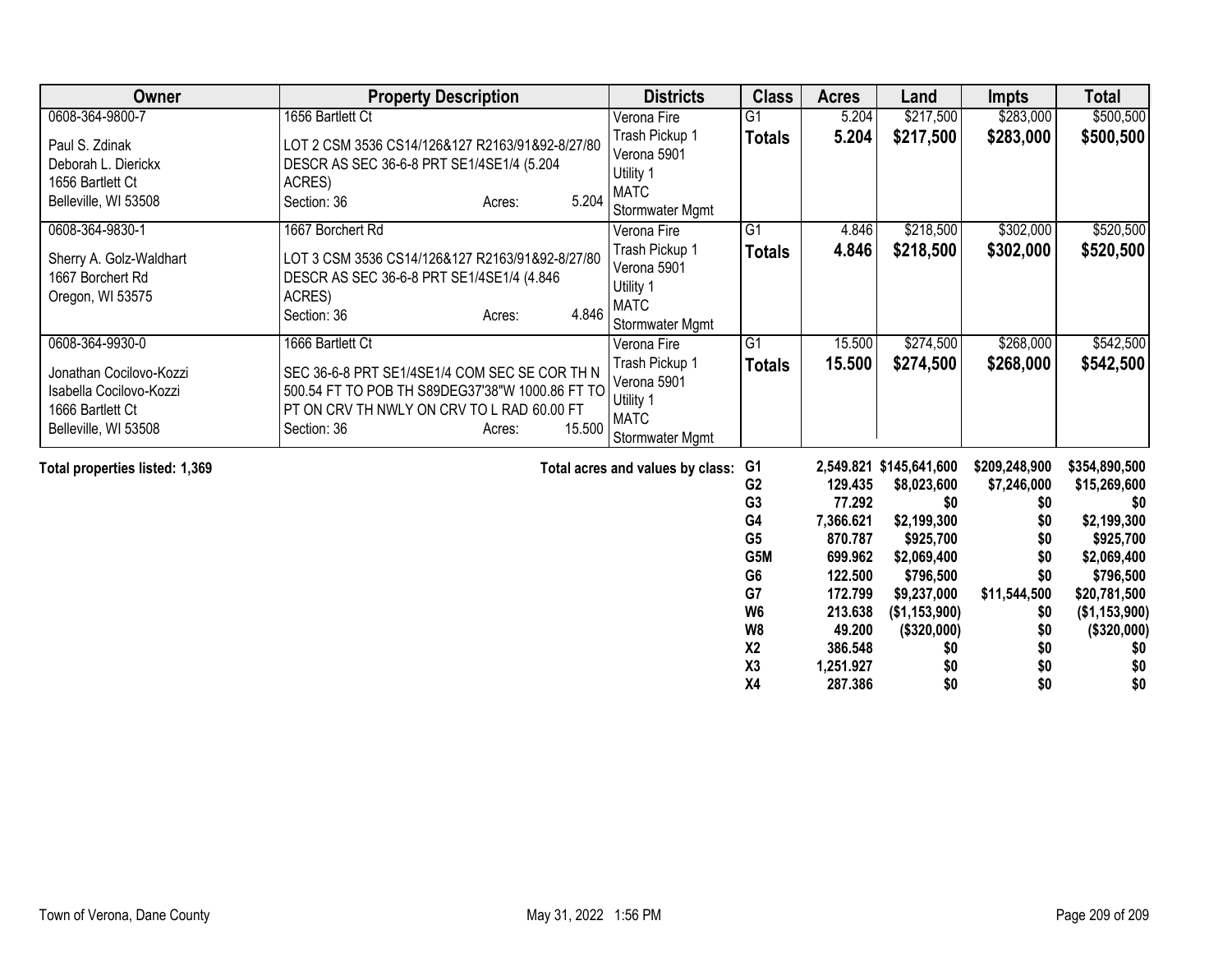| Owner | Property Description | Districts | Class | Acres | Land | Impts | Total |
|---|---|---|---|---|---|---|---|
| 0608-364-9800-7<br>Paul S. Zdinak<br>Deborah L. Dierickx<br>1656 Bartlett Ct<br>Belleville, WI 53508 | 1656 Bartlett Ct<br>LOT 2 CSM 3536 CS14/126&127 R2163/91&92-8/27/80 DESCR AS SEC 36-6-8 PRT SE1/4SE1/4 (5.204 ACRES)<br>Section: 36 Acres: 5.204 | Verona Fire<br>Trash Pickup 1<br>Verona 5901<br>Utility 1<br>MATC<br>Stormwater Mgmt | G1<br>**Totals** | 5.204<br>**5.204** | \$217,500<br>**\$217,500** | \$283,000<br>**\$283,000** | \$500,500<br>**\$500,500** |
| 0608-364-9830-1<br>Sherry A. Golz-Waldhart<br>1667 Borchert Rd<br>Oregon, WI 53575 | 1667 Borchert Rd<br>LOT 3 CSM 3536 CS14/126&127 R2163/91&92-8/27/80 DESCR AS SEC 36-6-8 PRT SE1/4SE1/4 (4.846 ACRES)<br>Section: 36 Acres: 4.846 | Verona Fire<br>Trash Pickup 1<br>Verona 5901<br>Utility 1<br>MATC<br>Stormwater Mgmt | G1<br>**Totals** | 4.846<br>**4.846** | \$218,500<br>**\$218,500** | \$302,000<br>**\$302,000** | \$520,500<br>**\$520,500** |
| 0608-364-9930-0<br>Jonathan Cocilovo-Kozzi<br>Isabella Cocilovo-Kozzi<br>1666 Bartlett Ct<br>Belleville, WI 53508 | 1666 Bartlett Ct<br>SEC 36-6-8 PRT SE1/4SE1/4 COM SEC SE COR TH N 500.54 FT TO POB TH S89DEG37'38"W 1000.86 FT TO PT ON CRV TH NWLY ON CRV TO L RAD 60.00 FT<br>Section: 36 Acres: 15.500 | Verona Fire<br>Trash Pickup 1<br>Verona 5901<br>Utility 1<br>MATC<br>Stormwater Mgmt | G1<br>**Totals** | 15.500<br>**15.500** | \$274,500<br>**\$274,500** | \$268,000<br>**\$268,000** | \$542,500<br>**\$542,500** |

**Total properties listed: 1,369**

**Total acres and values by class:**

| Class | Acres | Land | Impts | Total |
|---|---|---|---|---|
| **G1** | **2,549.821** | **\$145,641,600** | **\$209,248,900** | **\$354,890,500** |
| **G2** | **129.435** | **\$8,023,600** | **\$7,246,000** | **\$15,269,600** |
| **G3** | **77.292** | **\$0** | **\$0** | **\$0** |
| **G4** | **7,366.621** | **\$2,199,300** | **\$0** | **\$2,199,300** |
| **G5** | **870.787** | **\$925,700** | **\$0** | **\$925,700** |
| **G5M** | **699.962** | **\$2,069,400** | **\$0** | **\$2,069,400** |
| **G6** | **122.500** | **\$796,500** | **\$0** | **\$796,500** |
| **G7** | **172.799** | **\$9,237,000** | **\$11,544,500** | **\$20,781,500** |
| **W6** | **213.638** | **(\$1,153,900)** | **\$0** | **(\$1,153,900)** |
| **W8** | **49.200** | **(\$320,000)** | **\$0** | **(\$320,000)** |
| **X2** | **386.548** | **\$0** | **\$0** | **\$0** |
| **X3** | **1,251.927** | **\$0** | **\$0** | **\$0** |
| **X4** | **287.386** | **\$0** | **\$0** | **\$0** |